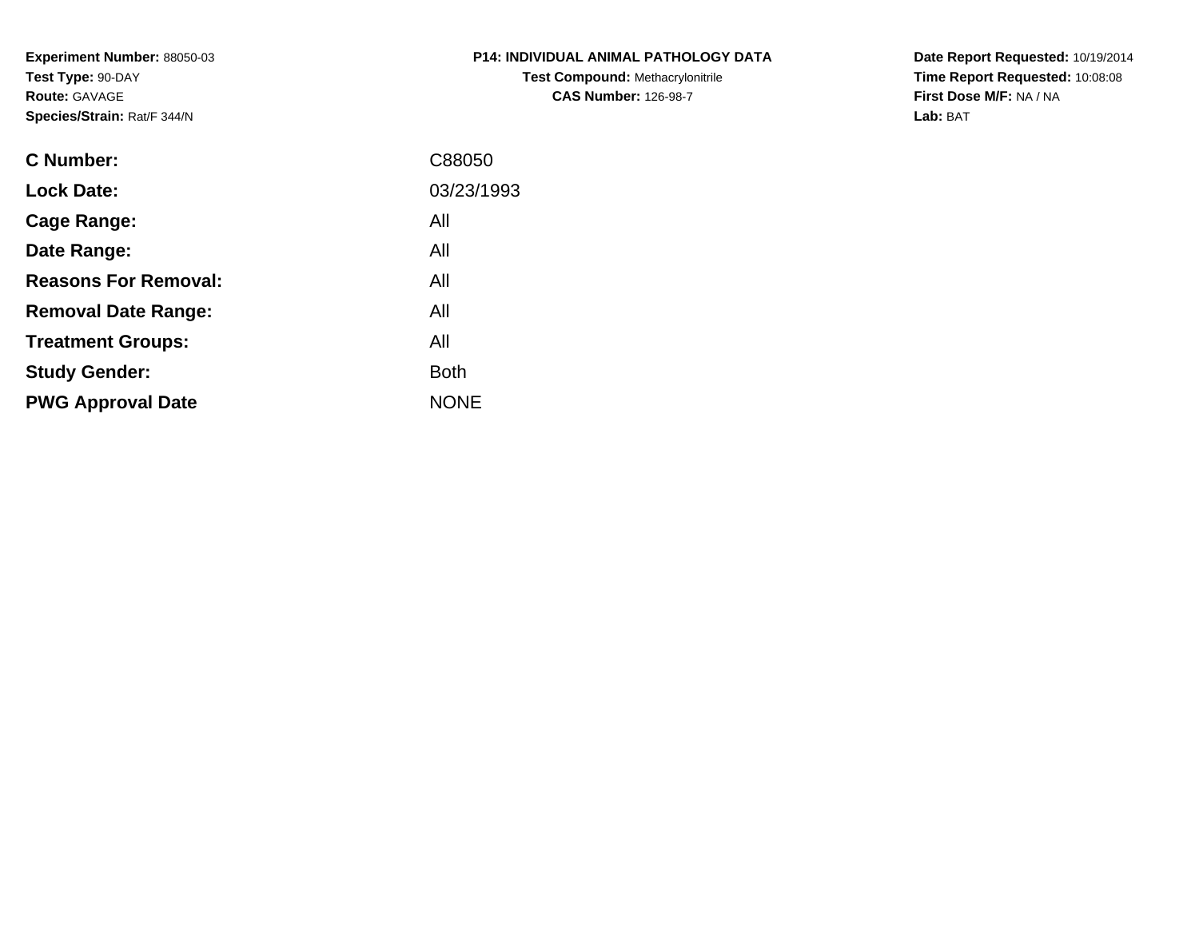**Experiment Number:** 88050-03
**Test Type:** 90-DAY
**Route:** GAVAGE
**Species/Strain:** Rat/F 344/N

**P14: INDIVIDUAL ANIMAL PATHOLOGY DATA**
**Test Compound:** Methacrylonitrile
**CAS Number:** 126-98-7

**Date Report Requested:** 10/19/2014
**Time Report Requested:** 10:08:08
**First Dose M/F:** NA / NA
**Lab:** BAT

| | |
|---|---|
| **C Number:** | C88050 |
| **Lock Date:** | 03/23/1993 |
| **Cage Range:** | All |
| **Date Range:** | All |
| **Reasons For Removal:** | All |
| **Removal Date Range:** | All |
| **Treatment Groups:** | All |
| **Study Gender:** | Both |
| **PWG Approval Date** | NONE |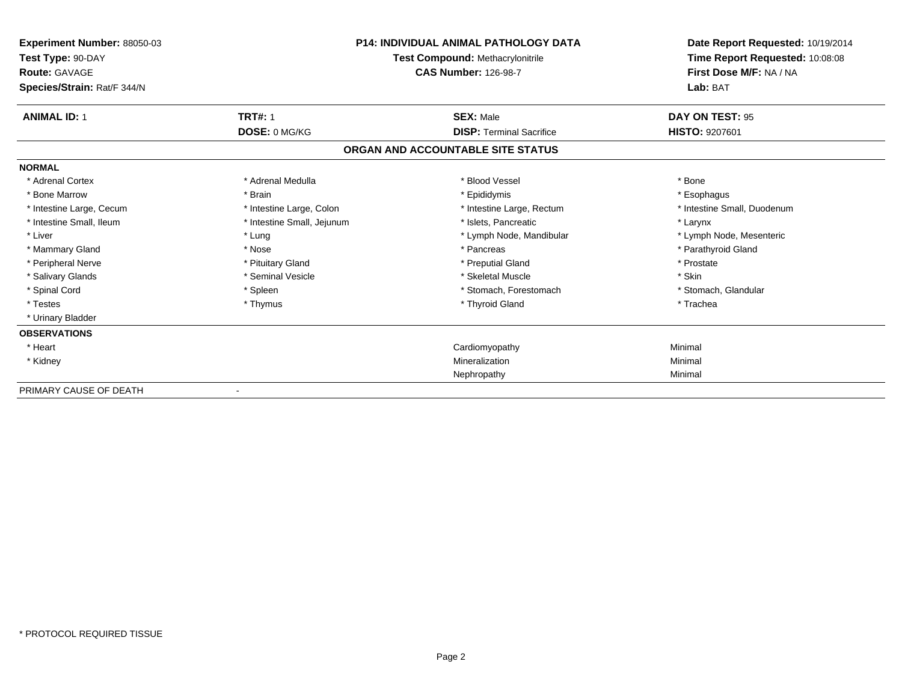**Experiment Number:** 88050-03
**Test Type:** 90-DAY
**Route:** GAVAGE
**Species/Strain:** Rat/F 344/N

**P14: INDIVIDUAL ANIMAL PATHOLOGY DATA**
**Test Compound:** Methacrylonitrile
**CAS Number:** 126-98-7

**Date Report Requested:** 10/19/2014
**Time Report Requested:** 10:08:08
**First Dose M/F:** NA / NA
**Lab:** BAT

| **ANIMAL ID:** 1 | **TRT#:** 1 | **SEX:** Male | **DAY ON TEST:** 95 |
|---|---|---|---|
| | **DOSE:** 0 MG/KG | **DISP:** Terminal Sacrifice | **HISTO:** 9207601 |

**ORGAN AND ACCOUNTABLE SITE STATUS**

**NORMAL**

| | | | |
|---|---|---|---|
| * Adrenal Cortex | * Adrenal Medulla | * Blood Vessel | * Bone |
| * Bone Marrow | * Brain | * Epididymis | * Esophagus |
| * Intestine Large, Cecum | * Intestine Large, Colon | * Intestine Large, Rectum | * Intestine Small, Duodenum |
| * Intestine Small, Ileum | * Intestine Small, Jejunum | * Islets, Pancreatic | * Larynx |
| * Liver | * Lung | * Lymph Node, Mandibular | * Lymph Node, Mesenteric |
| * Mammary Gland | * Nose | * Pancreas | * Parathyroid Gland |
| * Peripheral Nerve | * Pituitary Gland | * Preputial Gland | * Prostate |
| * Salivary Glands | * Seminal Vesicle | * Skeletal Muscle | * Skin |
| * Spinal Cord | * Spleen | * Stomach, Forestomach | * Stomach, Glandular |
| * Testes | * Thymus | * Thyroid Gland | * Trachea |
| * Urinary Bladder | | | |

**OBSERVATIONS**

| | | |
|---|---|---|
| * Heart | Cardiomyopathy | Minimal |
| * Kidney | Mineralization | Minimal |
| | Nephropathy | Minimal |

PRIMARY CAUSE OF DEATH -

* PROTOCOL REQUIRED TISSUE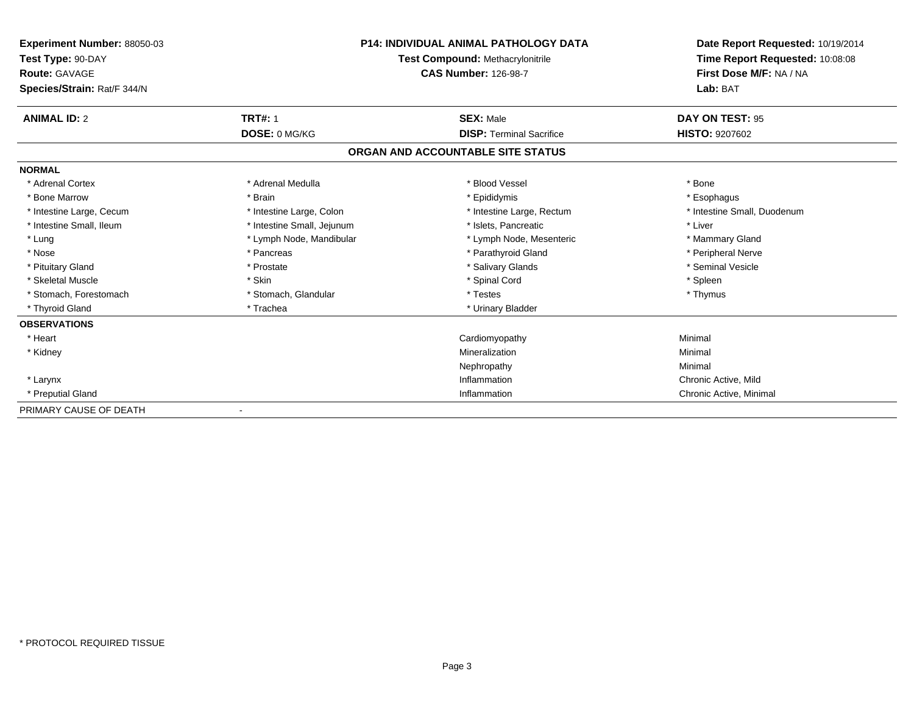**Experiment Number:** 88050-03
**Test Type:** 90-DAY
**Route:** GAVAGE
**Species/Strain:** Rat/F 344/N

**P14: INDIVIDUAL ANIMAL PATHOLOGY DATA**
**Test Compound:** Methacrylonitrile
**CAS Number:** 126-98-7

**Date Report Requested:** 10/19/2014
**Time Report Requested:** 10:08:08
**First Dose M/F:** NA / NA
**Lab:** BAT

| **ANIMAL ID:** 2 | **TRT#:** 1 | **SEX:** Male | **DAY ON TEST:** 95 |
|---|---|---|---|
| | **DOSE:** 0 MG/KG | **DISP:** Terminal Sacrifice | **HISTO:** 9207602 |

## ORGAN AND ACCOUNTABLE SITE STATUS

**NORMAL**

| | | | |
|---|---|---|---|
| * Adrenal Cortex | * Adrenal Medulla | * Blood Vessel | * Bone |
| * Bone Marrow | * Brain | * Epididymis | * Esophagus |
| * Intestine Large, Cecum | * Intestine Large, Colon | * Intestine Large, Rectum | * Intestine Small, Duodenum |
| * Intestine Small, Ileum | * Intestine Small, Jejunum | * Islets, Pancreatic | * Liver |
| * Lung | * Lymph Node, Mandibular | * Lymph Node, Mesenteric | * Mammary Gland |
| * Nose | * Pancreas | * Parathyroid Gland | * Peripheral Nerve |
| * Pituitary Gland | * Prostate | * Salivary Glands | * Seminal Vesicle |
| * Skeletal Muscle | * Skin | * Spinal Cord | * Spleen |
| * Stomach, Forestomach | * Stomach, Glandular | * Testes | * Thymus |
| * Thyroid Gland | * Trachea | * Urinary Bladder | |

**OBSERVATIONS**

| | | |
|---|---|---|
| * Heart | Cardiomyopathy | Minimal |
| * Kidney | Mineralization | Minimal |
| | Nephropathy | Minimal |
| * Larynx | Inflammation | Chronic Active, Mild |
| * Preputial Gland | Inflammation | Chronic Active, Minimal |

PRIMARY CAUSE OF DEATH -

* PROTOCOL REQUIRED TISSUE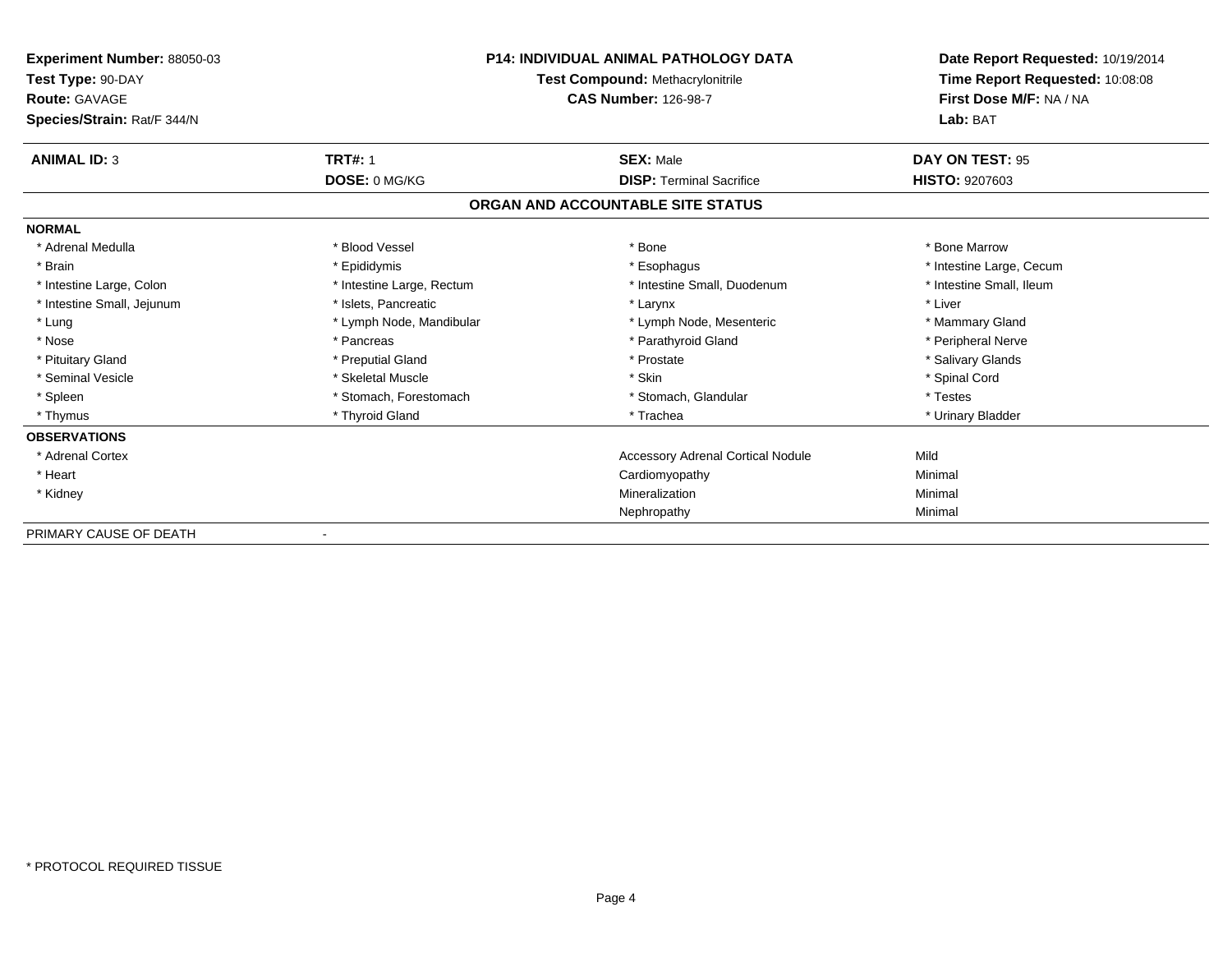**Experiment Number:** 88050-03
**Test Type:** 90-DAY
**Route:** GAVAGE
**Species/Strain:** Rat/F 344/N

**P14: INDIVIDUAL ANIMAL PATHOLOGY DATA**
**Test Compound:** Methacrylonitrile
**CAS Number:** 126-98-7

**Date Report Requested:** 10/19/2014
**Time Report Requested:** 10:08:08
**First Dose M/F:** NA / NA
**Lab:** BAT

| **ANIMAL ID:** 3 | **TRT#:** 1 | **SEX:** Male | **DAY ON TEST:** 95 |
|---|---|---|---|
| | **DOSE:** 0 MG/KG | **DISP:** Terminal Sacrifice | **HISTO:** 9207603 |

### ORGAN AND ACCOUNTABLE SITE STATUS

**NORMAL**

| | | | |
|---|---|---|---|
| * Adrenal Medulla | * Blood Vessel | * Bone | * Bone Marrow |
| * Brain | * Epididymis | * Esophagus | * Intestine Large, Cecum |
| * Intestine Large, Colon | * Intestine Large, Rectum | * Intestine Small, Duodenum | * Intestine Small, Ileum |
| * Intestine Small, Jejunum | * Islets, Pancreatic | * Larynx | * Liver |
| * Lung | * Lymph Node, Mandibular | * Lymph Node, Mesenteric | * Mammary Gland |
| * Nose | * Pancreas | * Parathyroid Gland | * Peripheral Nerve |
| * Pituitary Gland | * Preputial Gland | * Prostate | * Salivary Glands |
| * Seminal Vesicle | * Skeletal Muscle | * Skin | * Spinal Cord |
| * Spleen | * Stomach, Forestomach | * Stomach, Glandular | * Testes |
| * Thymus | * Thyroid Gland | * Trachea | * Urinary Bladder |

**OBSERVATIONS**

| | | |
|---|---|---|
| * Adrenal Cortex | Accessory Adrenal Cortical Nodule | Mild |
| * Heart | Cardiomyopathy | Minimal |
| * Kidney | Mineralization | Minimal |
| | Nephropathy | Minimal |

PRIMARY CAUSE OF DEATH -

* PROTOCOL REQUIRED TISSUE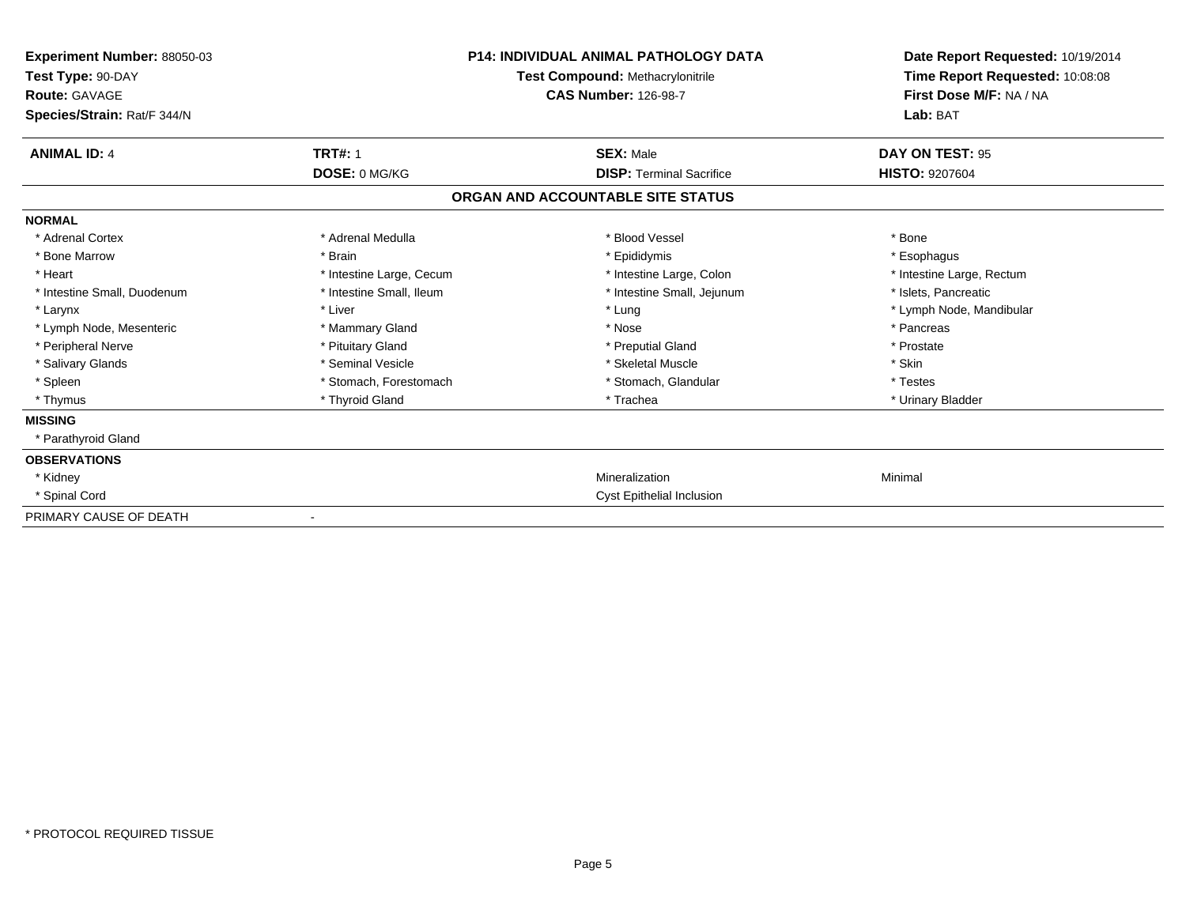**Experiment Number:** 88050-03
**Test Type:** 90-DAY
**Route:** GAVAGE
**Species/Strain:** Rat/F 344/N

**P14: INDIVIDUAL ANIMAL PATHOLOGY DATA**
**Test Compound:** Methacrylonitrile
**CAS Number:** 126-98-7

**Date Report Requested:** 10/19/2014
**Time Report Requested:** 10:08:08
**First Dose M/F:** NA / NA
**Lab:** BAT

| **ANIMAL ID:** 4 | **TRT#:** 1 | **SEX:** Male | **DAY ON TEST:** 95 |
|---|---|---|---|
| | **DOSE:** 0 MG/KG | **DISP:** Terminal Sacrifice | **HISTO:** 9207604 |

## ORGAN AND ACCOUNTABLE SITE STATUS

**NORMAL**

| | | | |
|---|---|---|---|
| * Adrenal Cortex | * Adrenal Medulla | * Blood Vessel | * Bone |
| * Bone Marrow | * Brain | * Epididymis | * Esophagus |
| * Heart | * Intestine Large, Cecum | * Intestine Large, Colon | * Intestine Large, Rectum |
| * Intestine Small, Duodenum | * Intestine Small, Ileum | * Intestine Small, Jejunum | * Islets, Pancreatic |
| * Larynx | * Liver | * Lung | * Lymph Node, Mandibular |
| * Lymph Node, Mesenteric | * Mammary Gland | * Nose | * Pancreas |
| * Peripheral Nerve | * Pituitary Gland | * Preputial Gland | * Prostate |
| * Salivary Glands | * Seminal Vesicle | * Skeletal Muscle | * Skin |
| * Spleen | * Stomach, Forestomach | * Stomach, Glandular | * Testes |
| * Thymus | * Thyroid Gland | * Trachea | * Urinary Bladder |

**MISSING**

* Parathyroid Gland

**OBSERVATIONS**

| | | | |
|---|---|---|---|
| * Kidney | | Mineralization | Minimal |
| * Spinal Cord | | Cyst Epithelial Inclusion | |

PRIMARY CAUSE OF DEATH -

* PROTOCOL REQUIRED TISSUE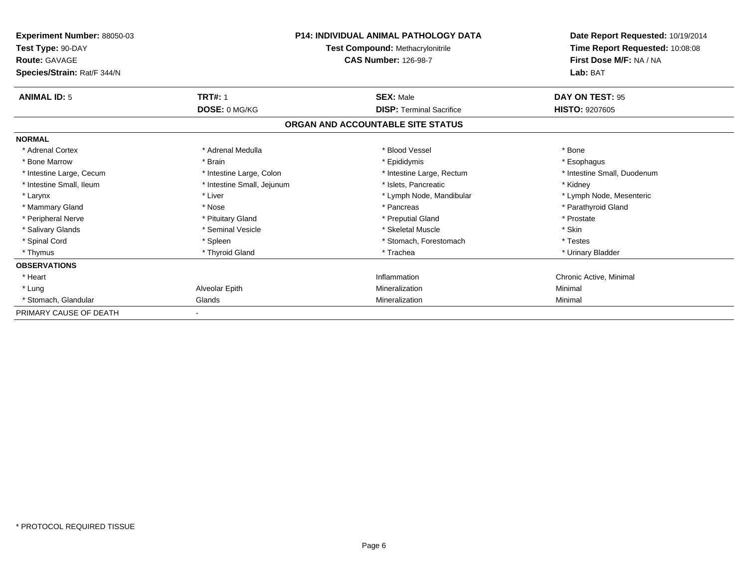**Experiment Number:** 88050-03
**Test Type:** 90-DAY
**Route:** GAVAGE
**Species/Strain:** Rat/F 344/N

**P14: INDIVIDUAL ANIMAL PATHOLOGY DATA**
**Test Compound:** Methacrylonitrile
**CAS Number:** 126-98-7

**Date Report Requested:** 10/19/2014
**Time Report Requested:** 10:08:08
**First Dose M/F:** NA / NA
**Lab:** BAT

| **ANIMAL ID:** 5 | **TRT#:** 1 | **SEX:** Male | **DAY ON TEST:** 95 |
|---|---|---|---|
| | **DOSE:** 0 MG/KG | **DISP:** Terminal Sacrifice | **HISTO:** 9207605 |

## ORGAN AND ACCOUNTABLE SITE STATUS

**NORMAL**

| | | | |
|---|---|---|---|
| * Adrenal Cortex | * Adrenal Medulla | * Blood Vessel | * Bone |
| * Bone Marrow | * Brain | * Epididymis | * Esophagus |
| * Intestine Large, Cecum | * Intestine Large, Colon | * Intestine Large, Rectum | * Intestine Small, Duodenum |
| * Intestine Small, Ileum | * Intestine Small, Jejunum | * Islets, Pancreatic | * Kidney |
| * Larynx | * Liver | * Lymph Node, Mandibular | * Lymph Node, Mesenteric |
| * Mammary Gland | * Nose | * Pancreas | * Parathyroid Gland |
| * Peripheral Nerve | * Pituitary Gland | * Preputial Gland | * Prostate |
| * Salivary Glands | * Seminal Vesicle | * Skeletal Muscle | * Skin |
| * Spinal Cord | * Spleen | * Stomach, Forestomach | * Testes |
| * Thymus | * Thyroid Gland | * Trachea | * Urinary Bladder |

**OBSERVATIONS**

| | | | |
|---|---|---|---|
| * Heart | | Inflammation | Chronic Active, Minimal |
| * Lung | Alveolar Epith | Mineralization | Minimal |
| * Stomach, Glandular | Glands | Mineralization | Minimal |

PRIMARY CAUSE OF DEATH -

* PROTOCOL REQUIRED TISSUE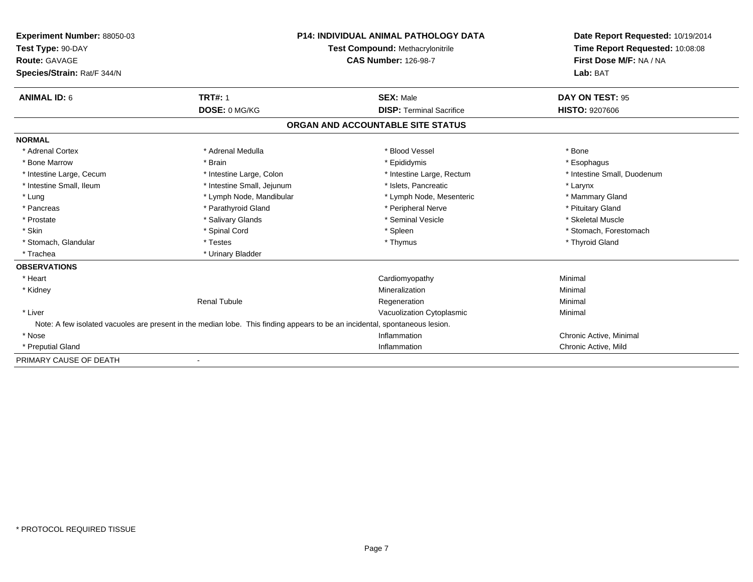**Experiment Number:** 88050-03
**Test Type:** 90-DAY
**Route:** GAVAGE
**Species/Strain:** Rat/F 344/N

**P14: INDIVIDUAL ANIMAL PATHOLOGY DATA**
**Test Compound:** Methacrylonitrile
**CAS Number:** 126-98-7

**Date Report Requested:** 10/19/2014
**Time Report Requested:** 10:08:08
**First Dose M/F:** NA / NA
**Lab:** BAT

| **ANIMAL ID:** 6 | **TRT#:** 1 | **SEX:** Male | **DAY ON TEST:** 95 |
|---|---|---|---|
| | **DOSE:** 0 MG/KG | **DISP:** Terminal Sacrifice | **HISTO:** 9207606 |

## ORGAN AND ACCOUNTABLE SITE STATUS

**NORMAL**

| | | | |
|---|---|---|---|
| * Adrenal Cortex | * Adrenal Medulla | * Blood Vessel | * Bone |
| * Bone Marrow | * Brain | * Epididymis | * Esophagus |
| * Intestine Large, Cecum | * Intestine Large, Colon | * Intestine Large, Rectum | * Intestine Small, Duodenum |
| * Intestine Small, Ileum | * Intestine Small, Jejunum | * Islets, Pancreatic | * Larynx |
| * Lung | * Lymph Node, Mandibular | * Lymph Node, Mesenteric | * Mammary Gland |
| * Pancreas | * Parathyroid Gland | * Peripheral Nerve | * Pituitary Gland |
| * Prostate | * Salivary Glands | * Seminal Vesicle | * Skeletal Muscle |
| * Skin | * Spinal Cord | * Spleen | * Stomach, Forestomach |
| * Stomach, Glandular | * Testes | * Thymus | * Thyroid Gland |
| * Trachea | * Urinary Bladder | | |

**OBSERVATIONS**

| | | | |
|---|---|---|---|
| * Heart | | Cardiomyopathy | Minimal |
| * Kidney | | Mineralization | Minimal |
| | Renal Tubule | Regeneration | Minimal |
| * Liver | | Vacuolization Cytoplasmic | Minimal |

Note: A few isolated vacuoles are present in the median lobe. This finding appears to be an incidental, spontaneous lesion.

| | | | |
|---|---|---|---|
| * Nose | | Inflammation | Chronic Active, Minimal |
| * Preputial Gland | | Inflammation | Chronic Active, Mild |

PRIMARY CAUSE OF DEATH -

* PROTOCOL REQUIRED TISSUE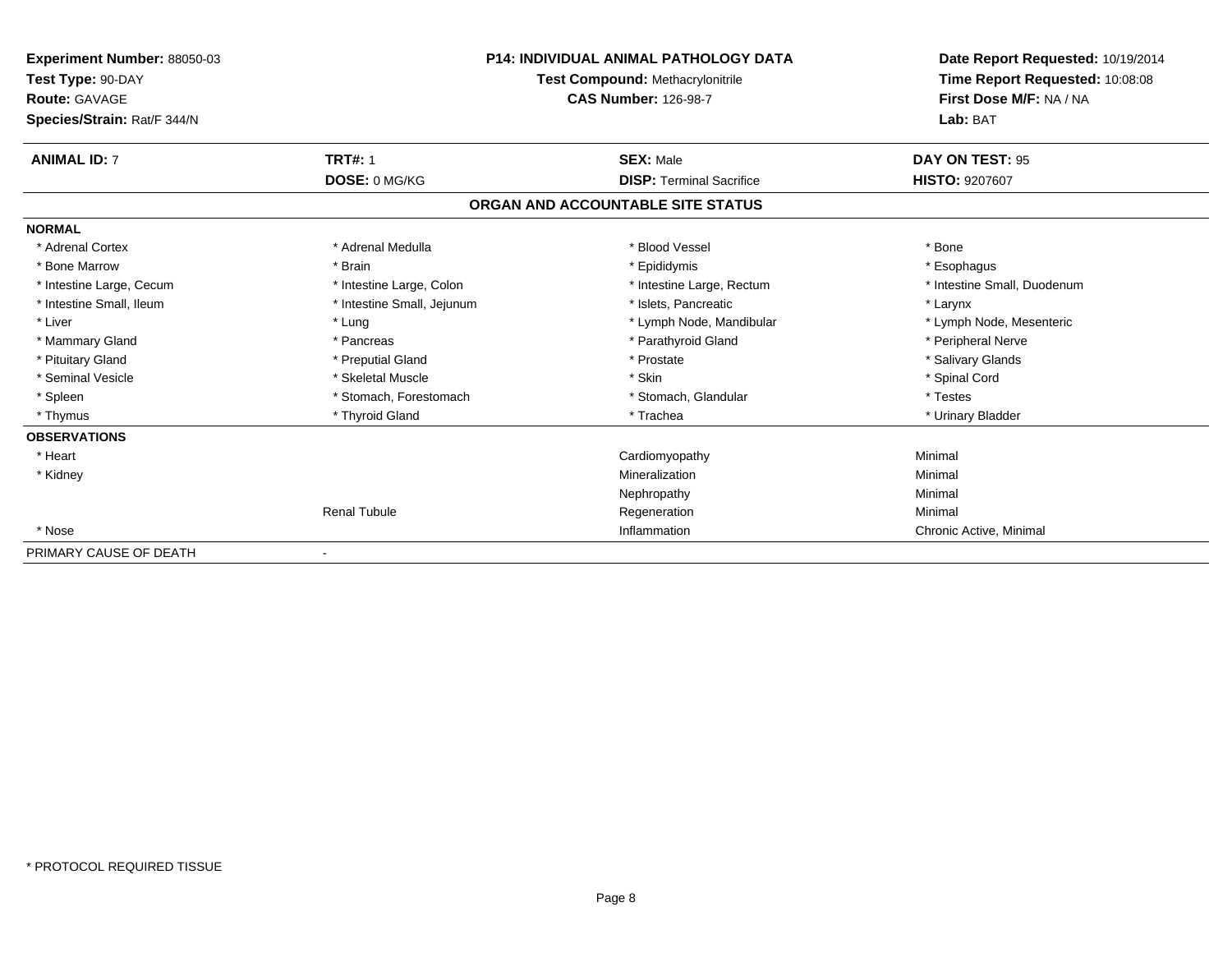**Experiment Number:** 88050-03
**Test Type:** 90-DAY
**Route:** GAVAGE
**Species/Strain:** Rat/F 344/N

**P14: INDIVIDUAL ANIMAL PATHOLOGY DATA**
**Test Compound:** Methacrylonitrile
**CAS Number:** 126-98-7

**Date Report Requested:** 10/19/2014
**Time Report Requested:** 10:08:08
**First Dose M/F:** NA / NA
**Lab:** BAT

| **ANIMAL ID:** 7 | **TRT#:** 1 | **SEX:** Male | **DAY ON TEST:** 95 |
|---|---|---|---|
| | **DOSE:** 0 MG/KG | **DISP:** Terminal Sacrifice | **HISTO:** 9207607 |

**ORGAN AND ACCOUNTABLE SITE STATUS**

| | | | |
|---|---|---|---|
| **NORMAL** | | | |
| * Adrenal Cortex | * Adrenal Medulla | * Blood Vessel | * Bone |
| * Bone Marrow | * Brain | * Epididymis | * Esophagus |
| * Intestine Large, Cecum | * Intestine Large, Colon | * Intestine Large, Rectum | * Intestine Small, Duodenum |
| * Intestine Small, Ileum | * Intestine Small, Jejunum | * Islets, Pancreatic | * Larynx |
| * Liver | * Lung | * Lymph Node, Mandibular | * Lymph Node, Mesenteric |
| * Mammary Gland | * Pancreas | * Parathyroid Gland | * Peripheral Nerve |
| * Pituitary Gland | * Preputial Gland | * Prostate | * Salivary Glands |
| * Seminal Vesicle | * Skeletal Muscle | * Skin | * Spinal Cord |
| * Spleen | * Stomach, Forestomach | * Stomach, Glandular | * Testes |
| * Thymus | * Thyroid Gland | * Trachea | * Urinary Bladder |
| **OBSERVATIONS** | | | |
| * Heart | | Cardiomyopathy | Minimal |
| * Kidney | | Mineralization | Minimal |
| | | Nephropathy | Minimal |
| | Renal Tubule | Regeneration | Minimal |
| * Nose | | Inflammation | Chronic Active, Minimal |
| PRIMARY CAUSE OF DEATH | - | | |

* PROTOCOL REQUIRED TISSUE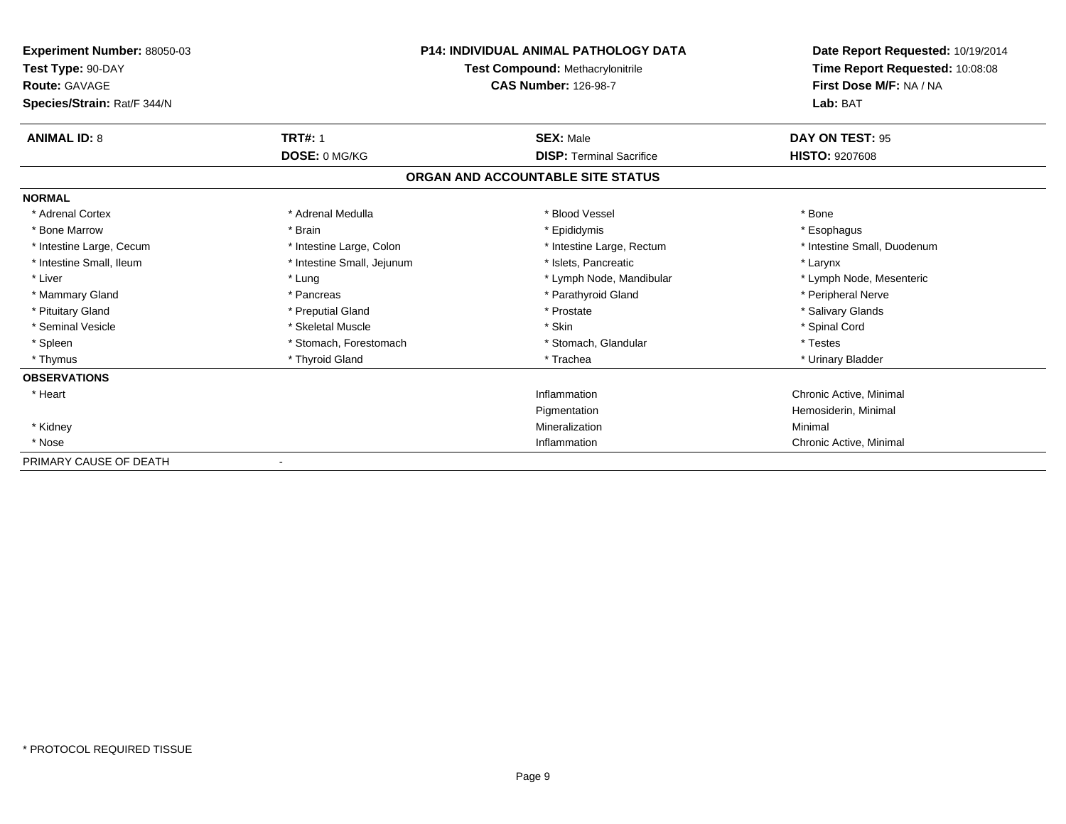**Experiment Number:** 88050-03
**Test Type:** 90-DAY
**Route:** GAVAGE
**Species/Strain:** Rat/F 344/N

**P14: INDIVIDUAL ANIMAL PATHOLOGY DATA**
**Test Compound:** Methacrylonitrile
**CAS Number:** 126-98-7

**Date Report Requested:** 10/19/2014
**Time Report Requested:** 10:08:08
**First Dose M/F:** NA / NA
**Lab:** BAT

| **ANIMAL ID:** 8 | **TRT#:** 1 | **SEX:** Male | **DAY ON TEST:** 95 |
|---|---|---|---|
| | **DOSE:** 0 MG/KG | **DISP:** Terminal Sacrifice | **HISTO:** 9207608 |

**ORGAN AND ACCOUNTABLE SITE STATUS**

| | | | |
|---|---|---|---|
| **NORMAL** | | | |
| * Adrenal Cortex | * Adrenal Medulla | * Blood Vessel | * Bone |
| * Bone Marrow | * Brain | * Epididymis | * Esophagus |
| * Intestine Large, Cecum | * Intestine Large, Colon | * Intestine Large, Rectum | * Intestine Small, Duodenum |
| * Intestine Small, Ileum | * Intestine Small, Jejunum | * Islets, Pancreatic | * Larynx |
| * Liver | * Lung | * Lymph Node, Mandibular | * Lymph Node, Mesenteric |
| * Mammary Gland | * Pancreas | * Parathyroid Gland | * Peripheral Nerve |
| * Pituitary Gland | * Preputial Gland | * Prostate | * Salivary Glands |
| * Seminal Vesicle | * Skeletal Muscle | * Skin | * Spinal Cord |
| * Spleen | * Stomach, Forestomach | * Stomach, Glandular | * Testes |
| * Thymus | * Thyroid Gland | * Trachea | * Urinary Bladder |
| **OBSERVATIONS** | | | |
| * Heart | | Inflammation | Chronic Active, Minimal |
| | | Pigmentation | Hemosiderin, Minimal |
| * Kidney | | Mineralization | Minimal |
| * Nose | | Inflammation | Chronic Active, Minimal |
| PRIMARY CAUSE OF DEATH | - | | |

* PROTOCOL REQUIRED TISSUE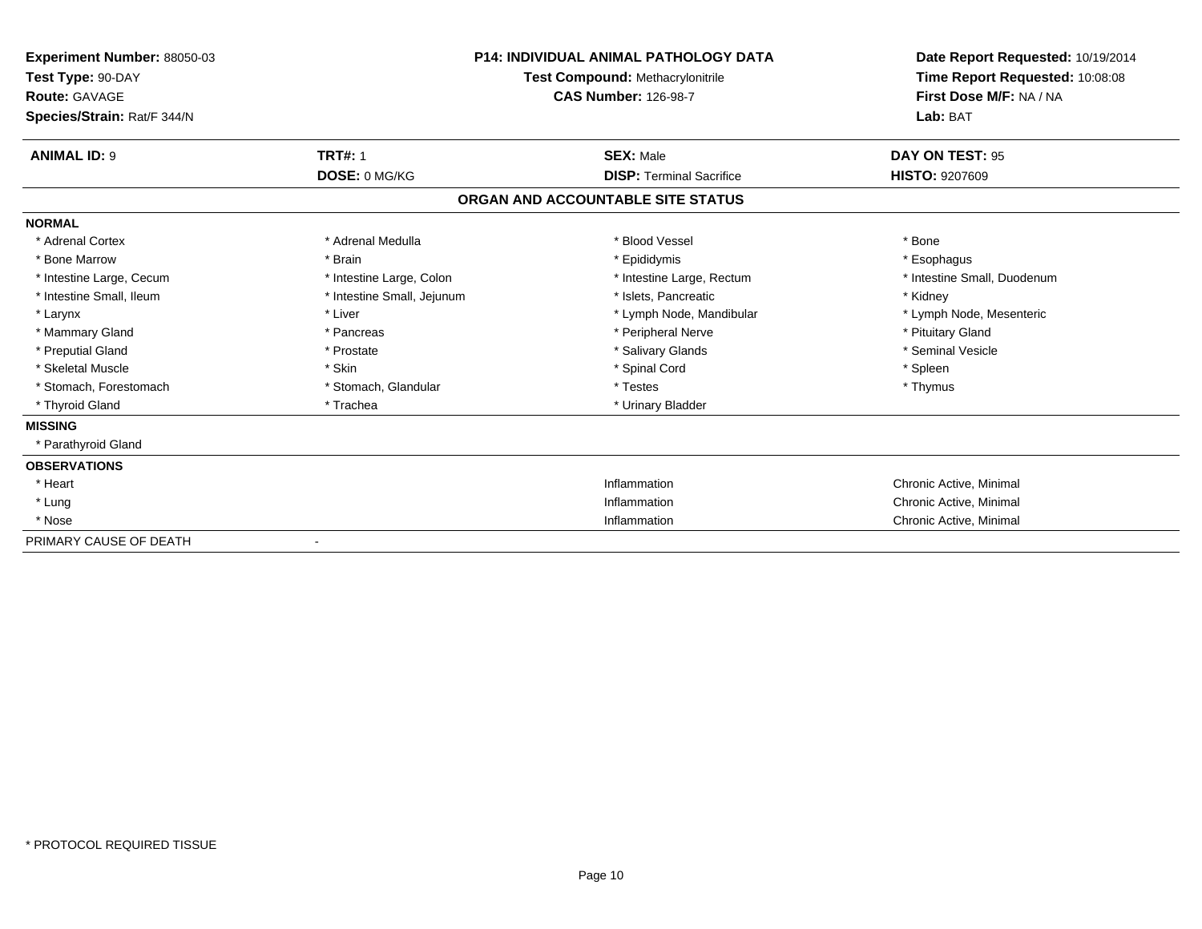**Experiment Number:** 88050-03
**Test Type:** 90-DAY
**Route:** GAVAGE
**Species/Strain:** Rat/F 344/N

**P14: INDIVIDUAL ANIMAL PATHOLOGY DATA**
**Test Compound:** Methacrylonitrile
**CAS Number:** 126-98-7

**Date Report Requested:** 10/19/2014
**Time Report Requested:** 10:08:08
**First Dose M/F:** NA / NA
**Lab:** BAT

| **ANIMAL ID:** 9 | **TRT#:** 1 | **SEX:** Male | **DAY ON TEST:** 95 |
|---|---|---|---|
| | **DOSE:** 0 MG/KG | **DISP:** Terminal Sacrifice | **HISTO:** 9207609 |

## ORGAN AND ACCOUNTABLE SITE STATUS

**NORMAL**

| | | | |
|---|---|---|---|
| * Adrenal Cortex | * Adrenal Medulla | * Blood Vessel | * Bone |
| * Bone Marrow | * Brain | * Epididymis | * Esophagus |
| * Intestine Large, Cecum | * Intestine Large, Colon | * Intestine Large, Rectum | * Intestine Small, Duodenum |
| * Intestine Small, Ileum | * Intestine Small, Jejunum | * Islets, Pancreatic | * Kidney |
| * Larynx | * Liver | * Lymph Node, Mandibular | * Lymph Node, Mesenteric |
| * Mammary Gland | * Pancreas | * Peripheral Nerve | * Pituitary Gland |
| * Preputial Gland | * Prostate | * Salivary Glands | * Seminal Vesicle |
| * Skeletal Muscle | * Skin | * Spinal Cord | * Spleen |
| * Stomach, Forestomach | * Stomach, Glandular | * Testes | * Thymus |
| * Thyroid Gland | * Trachea | * Urinary Bladder | |

**MISSING**

* Parathyroid Gland

**OBSERVATIONS**

| | | |
|---|---|---|
| * Heart | Inflammation | Chronic Active, Minimal |
| * Lung | Inflammation | Chronic Active, Minimal |
| * Nose | Inflammation | Chronic Active, Minimal |

PRIMARY CAUSE OF DEATH -

* PROTOCOL REQUIRED TISSUE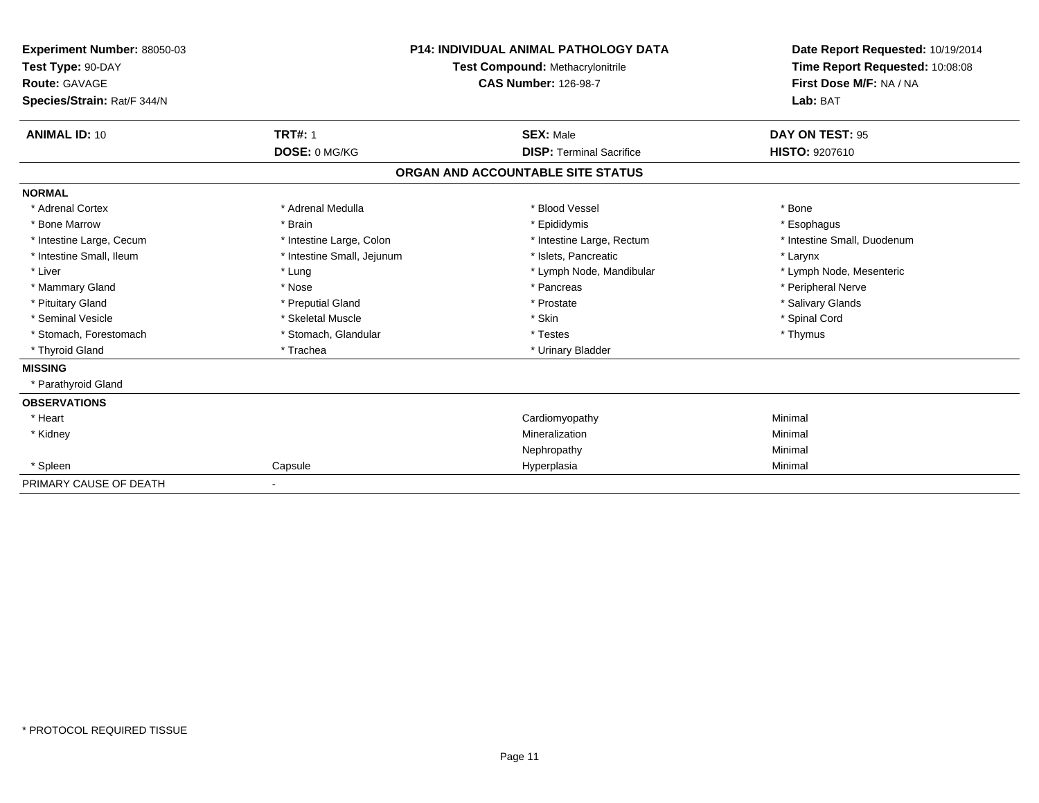**Experiment Number:** 88050-03
**Test Type:** 90-DAY
**Route:** GAVAGE
**Species/Strain:** Rat/F 344/N

**P14: INDIVIDUAL ANIMAL PATHOLOGY DATA**
**Test Compound:** Methacrylonitrile
**CAS Number:** 126-98-7

**Date Report Requested:** 10/19/2014
**Time Report Requested:** 10:08:08
**First Dose M/F:** NA / NA
**Lab:** BAT

| **ANIMAL ID:** 10 | **TRT#:** 1 | **SEX:** Male | **DAY ON TEST:** 95 |
|---|---|---|---|
| | **DOSE:** 0 MG/KG | **DISP:** Terminal Sacrifice | **HISTO:** 9207610 |

**ORGAN AND ACCOUNTABLE SITE STATUS**

**NORMAL**

| | | | |
|---|---|---|---|
| * Adrenal Cortex | * Adrenal Medulla | * Blood Vessel | * Bone |
| * Bone Marrow | * Brain | * Epididymis | * Esophagus |
| * Intestine Large, Cecum | * Intestine Large, Colon | * Intestine Large, Rectum | * Intestine Small, Duodenum |
| * Intestine Small, Ileum | * Intestine Small, Jejunum | * Islets, Pancreatic | * Larynx |
| * Liver | * Lung | * Lymph Node, Mandibular | * Lymph Node, Mesenteric |
| * Mammary Gland | * Nose | * Pancreas | * Peripheral Nerve |
| * Pituitary Gland | * Preputial Gland | * Prostate | * Salivary Glands |
| * Seminal Vesicle | * Skeletal Muscle | * Skin | * Spinal Cord |
| * Stomach, Forestomach | * Stomach, Glandular | * Testes | * Thymus |
| * Thyroid Gland | * Trachea | * Urinary Bladder | |

**MISSING**

* Parathyroid Gland

**OBSERVATIONS**

| | | | |
|---|---|---|---|
| * Heart | | Cardiomyopathy | Minimal |
| * Kidney | | Mineralization | Minimal |
| | | Nephropathy | Minimal |
| * Spleen | Capsule | Hyperplasia | Minimal |

PRIMARY CAUSE OF DEATH -

* PROTOCOL REQUIRED TISSUE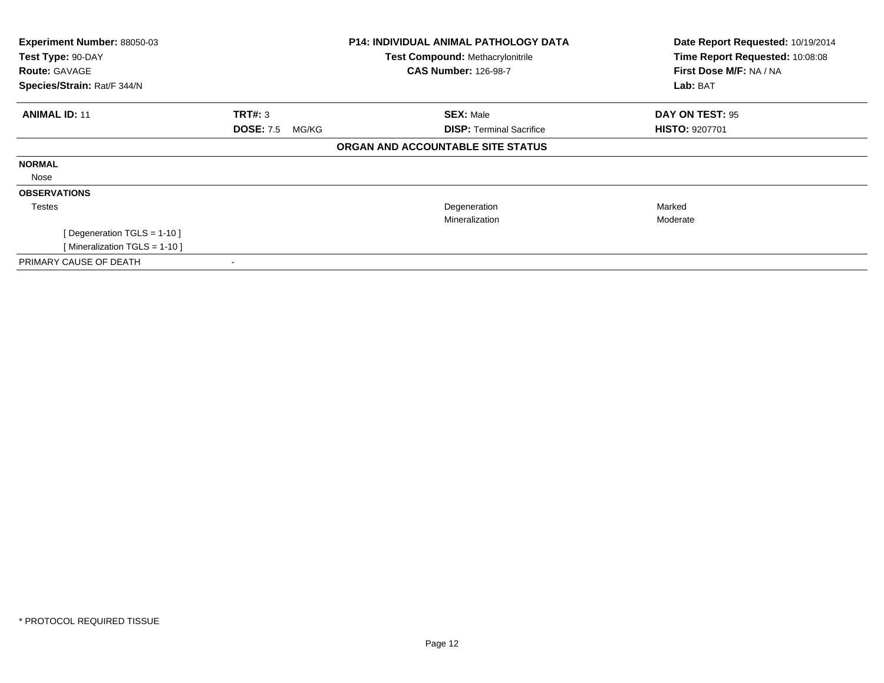**Experiment Number:** 88050-03
**Test Type:** 90-DAY
**Route:** GAVAGE
**Species/Strain:** Rat/F 344/N

**P14: INDIVIDUAL ANIMAL PATHOLOGY DATA**
**Test Compound:** Methacrylonitrile
**CAS Number:** 126-98-7

**Date Report Requested:** 10/19/2014
**Time Report Requested:** 10:08:08
**First Dose M/F:** NA / NA
**Lab:** BAT

| **ANIMAL ID:** 11 | **TRT#:** 3 | **SEX:** Male | **DAY ON TEST:** 95 |
|---|---|---|---|
| | **DOSE:** 7.5 MG/KG | **DISP:** Terminal Sacrifice | **HISTO:** 9207701 |

**ORGAN AND ACCOUNTABLE SITE STATUS**

| | | | |
|---|---|---|---|
| **NORMAL** | | | |
| Nose | | | |
| **OBSERVATIONS** | | | |
| Testes | | Degeneration | Marked |
| | | Mineralization | Moderate |
| [ Degeneration TGLS = 1-10 ] | | | |
| [ Mineralization TGLS = 1-10 ] | | | |
| PRIMARY CAUSE OF DEATH | - | | |

* PROTOCOL REQUIRED TISSUE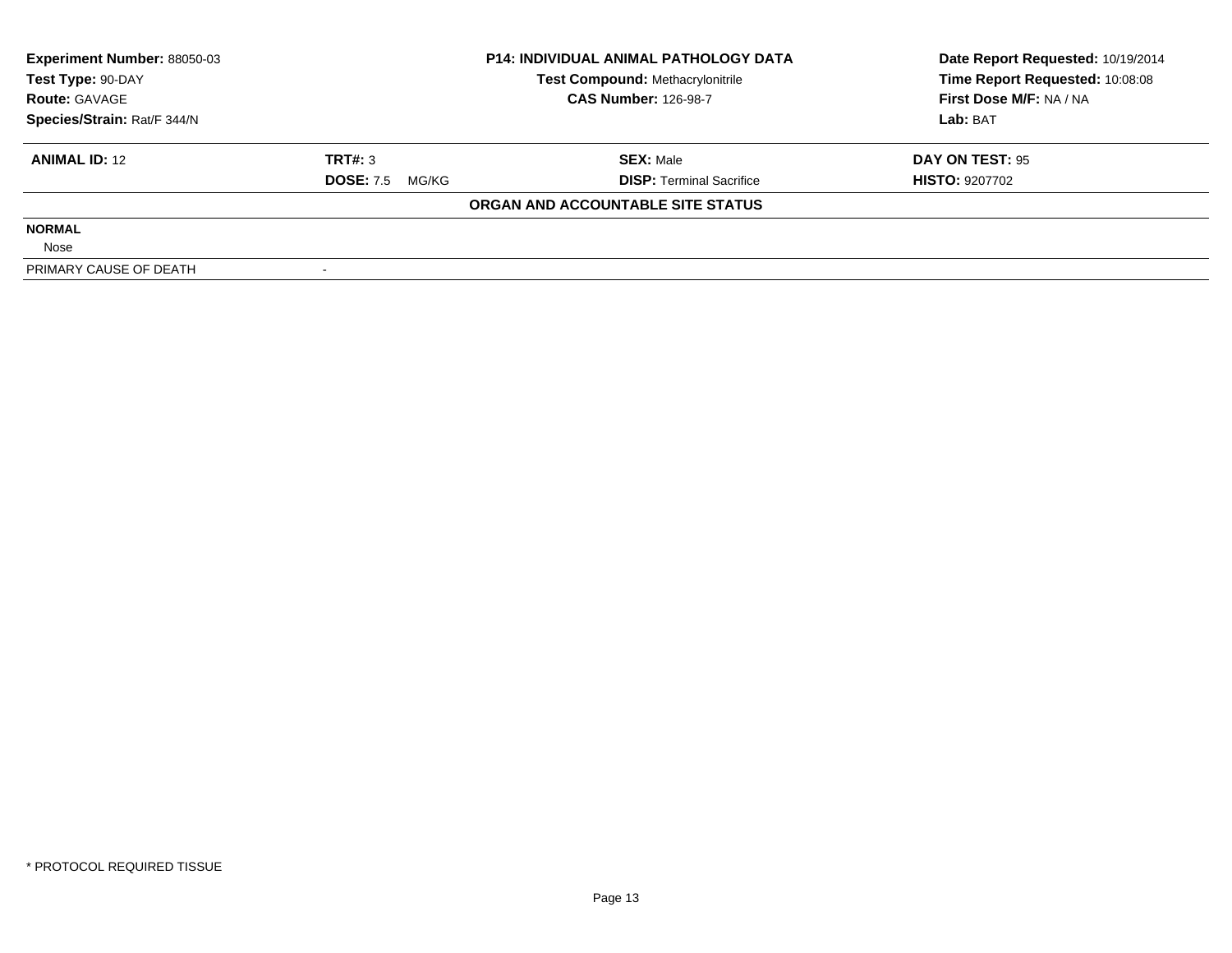| Experiment Number: 88050-03 | P14: INDIVIDUAL ANIMAL PATHOLOGY DATA | Date Report Requested: 10/19/2014 |
|---|---|---|
| Test Type: 90-DAY | Test Compound: Methacrylonitrile | Time Report Requested: 10:08:08 |
| Route: GAVAGE | CAS Number: 126-98-7 | First Dose M/F: NA / NA |
| Species/Strain: Rat/F 344/N | | Lab: BAT |

| ANIMAL ID: 12 | TRT#: 3 | SEX: Male | DAY ON TEST: 95 |
|---|---|---|---|
| | DOSE: 7.5 MG/KG | DISP: Terminal Sacrifice | HISTO: 9207702 |

**ORGAN AND ACCOUNTABLE SITE STATUS**

**NORMAL**

Nose

| PRIMARY CAUSE OF DEATH | - |
|---|---|

* PROTOCOL REQUIRED TISSUE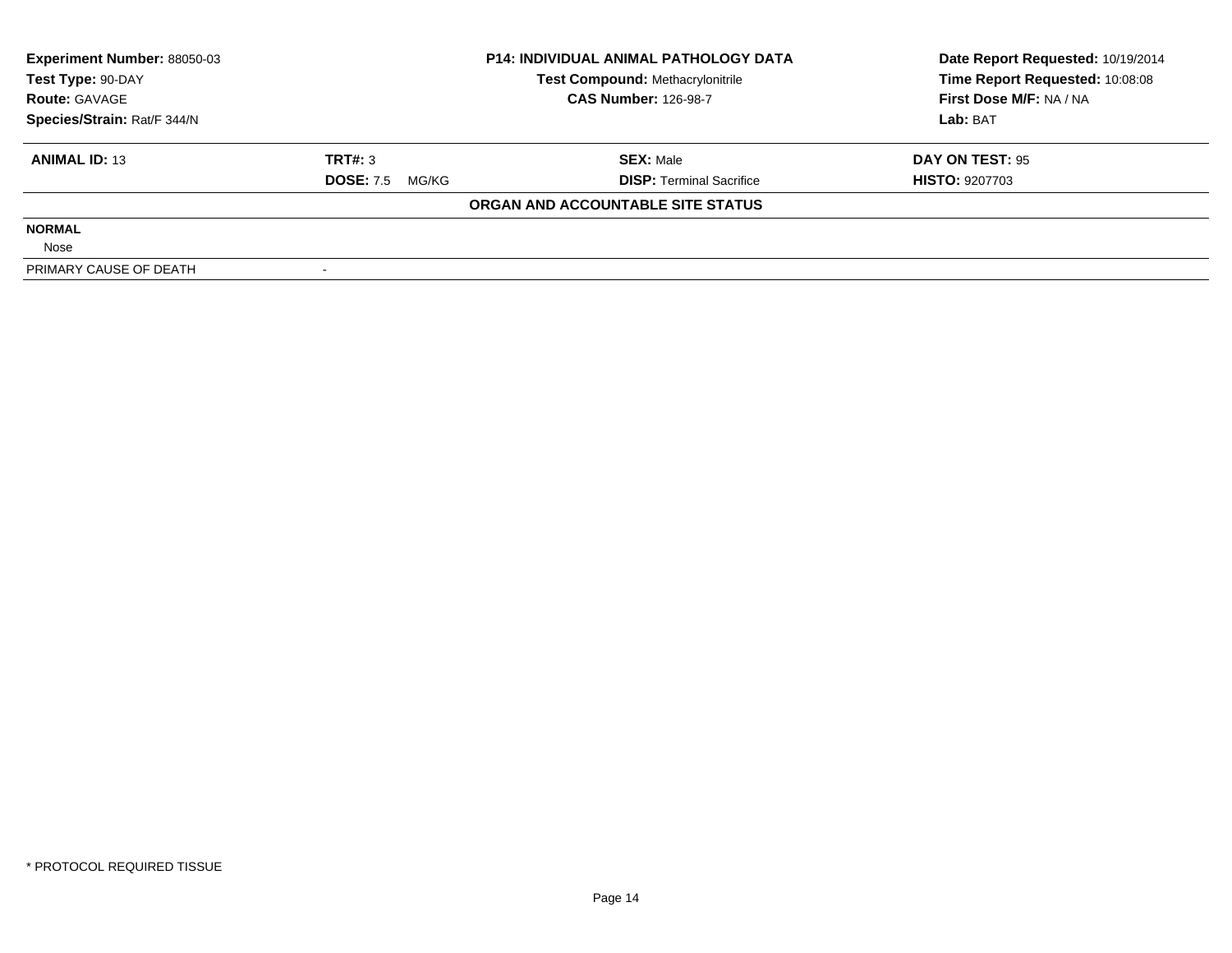| Experiment Number: 88050-03 | P14: INDIVIDUAL ANIMAL PATHOLOGY DATA | Date Report Requested: 10/19/2014 |
|---|---|---|
| Test Type: 90-DAY | Test Compound: Methacrylonitrile | Time Report Requested: 10:08:08 |
| Route: GAVAGE | CAS Number: 126-98-7 | First Dose M/F: NA / NA |
| Species/Strain: Rat/F 344/N | | Lab: BAT |

| ANIMAL ID: 13 | TRT#: 3 | SEX: Male | DAY ON TEST: 95 |
|---|---|---|---|
| | DOSE: 7.5 MG/KG | DISP: Terminal Sacrifice | HISTO: 9207703 |

**ORGAN AND ACCOUNTABLE SITE STATUS**

**NORMAL**

Nose

| PRIMARY CAUSE OF DEATH | - |
|---|---|

* PROTOCOL REQUIRED TISSUE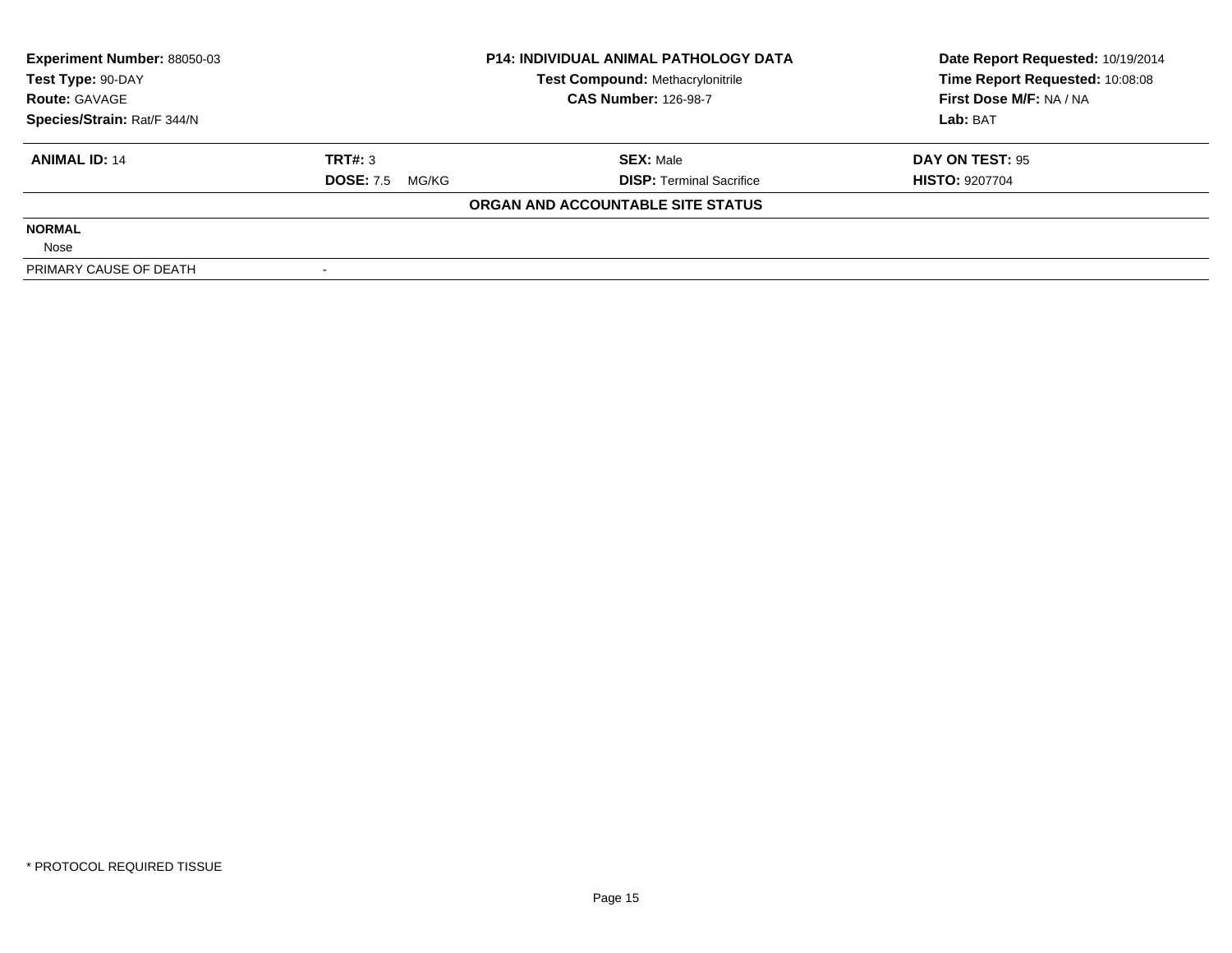**Experiment Number:** 88050-03
**Test Type:** 90-DAY
**Route:** GAVAGE
**Species/Strain:** Rat/F 344/N

**P14: INDIVIDUAL ANIMAL PATHOLOGY DATA**
**Test Compound:** Methacrylonitrile
**CAS Number:** 126-98-7

**Date Report Requested:** 10/19/2014
**Time Report Requested:** 10:08:08
**First Dose M/F:** NA / NA
**Lab:** BAT

| **ANIMAL ID:** 14 | **TRT#:** 3 | **SEX:** Male | **DAY ON TEST:** 95 |
|---|---|---|---|
| | **DOSE:** 7.5 MG/KG | **DISP:** Terminal Sacrifice | **HISTO:** 9207704 |

**ORGAN AND ACCOUNTABLE SITE STATUS**

**NORMAL**

Nose

| PRIMARY CAUSE OF DEATH | - |
|---|---|

* PROTOCOL REQUIRED TISSUE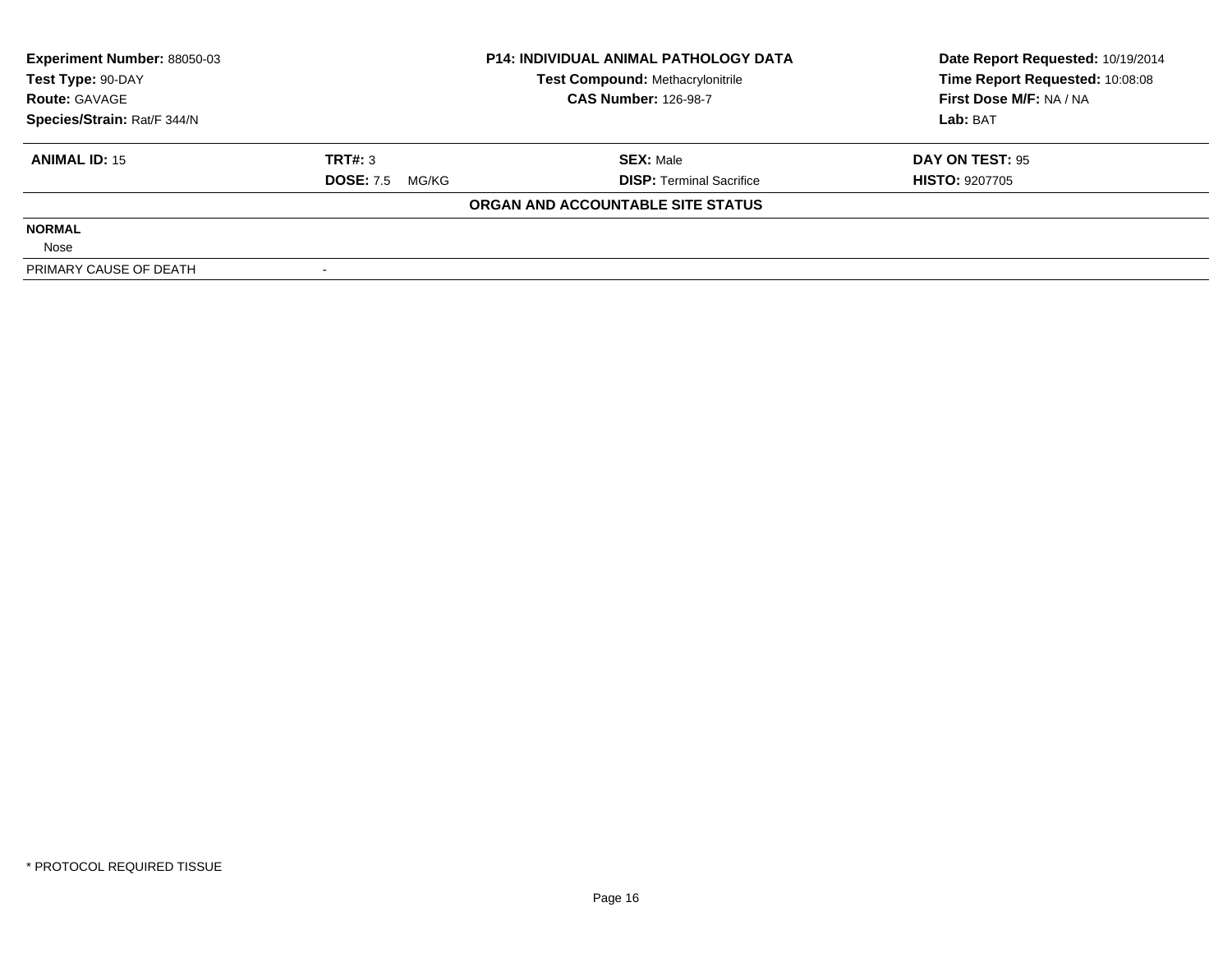| | | | |
|---|---|---|---|
| **Experiment Number:** 88050-03 | **P14: INDIVIDUAL ANIMAL PATHOLOGY DATA** | | **Date Report Requested:** 10/19/2014 |
| **Test Type:** 90-DAY | **Test Compound:** Methacrylonitrile | | **Time Report Requested:** 10:08:08 |
| **Route:** GAVAGE | **CAS Number:** 126-98-7 | | **First Dose M/F:** NA / NA |
| **Species/Strain:** Rat/F 344/N | | | **Lab:** BAT |

| | | | |
|---|---|---|---|
| **ANIMAL ID:** 15 | **TRT#:** 3 | **SEX:** Male | **DAY ON TEST:** 95 |
| | **DOSE:** 7.5 MG/KG | **DISP:** Terminal Sacrifice | **HISTO:** 9207705 |

**ORGAN AND ACCOUNTABLE SITE STATUS**

| | |
|---|---|
| **NORMAL** | |
| Nose | |
| PRIMARY CAUSE OF DEATH | - |

\* PROTOCOL REQUIRED TISSUE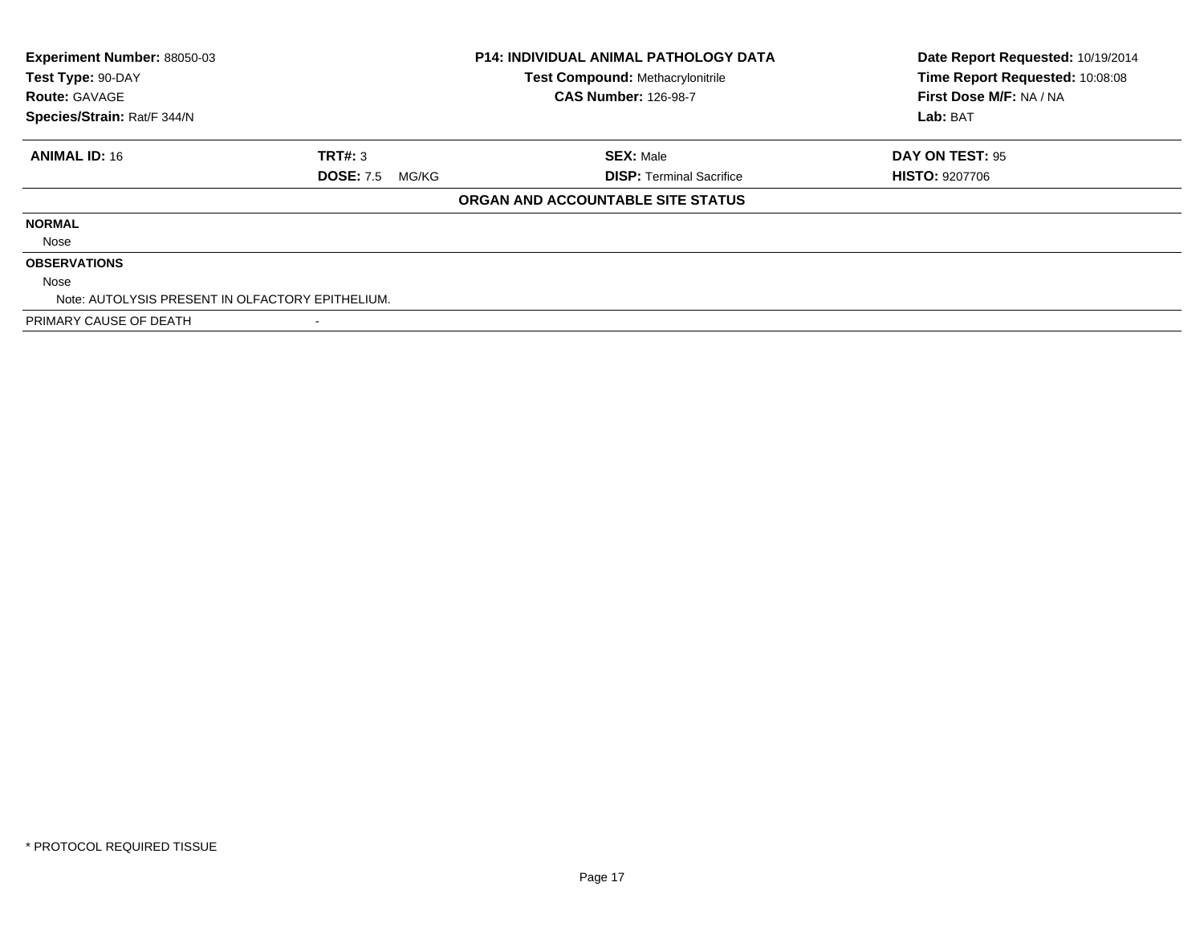| Experiment Number: 88050-03 | P14: INDIVIDUAL ANIMAL PATHOLOGY DATA | Date Report Requested: 10/19/2014 |
|---|---|---|
| Test Type: 90-DAY | Test Compound: Methacrylonitrile | Time Report Requested: 10:08:08 |
| Route: GAVAGE | CAS Number: 126-98-7 | First Dose M/F: NA / NA |
| Species/Strain: Rat/F 344/N | | Lab: BAT |

| ANIMAL ID: 16 | TRT#: 3 | SEX: Male | DAY ON TEST: 95 |
|---|---|---|---|
| | DOSE: 7.5 MG/KG | DISP: Terminal Sacrifice | HISTO: 9207706 |

**ORGAN AND ACCOUNTABLE SITE STATUS**

**NORMAL**

Nose

**OBSERVATIONS**

Nose

Note: AUTOLYSIS PRESENT IN OLFACTORY EPITHELIUM.

PRIMARY CAUSE OF DEATH -

* PROTOCOL REQUIRED TISSUE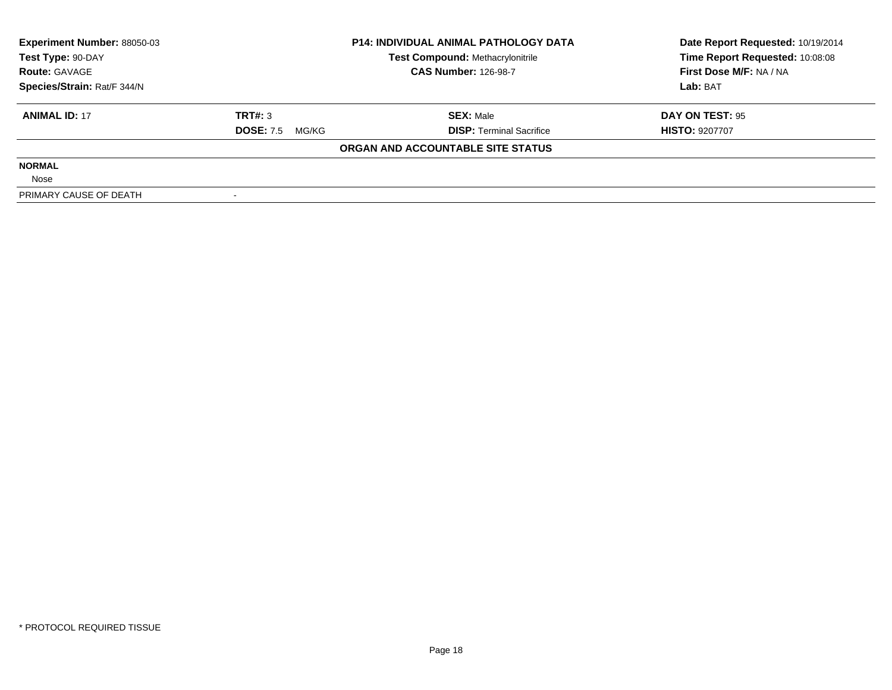| Experiment Number: 88050-03 | P14: INDIVIDUAL ANIMAL PATHOLOGY DATA | Date Report Requested: 10/19/2014 |
|---|---|---|
| Test Type: 90-DAY | Test Compound: Methacrylonitrile | Time Report Requested: 10:08:08 |
| Route: GAVAGE | CAS Number: 126-98-7 | First Dose M/F: NA / NA |
| Species/Strain: Rat/F 344/N | | Lab: BAT |

| ANIMAL ID: 17 | TRT#: 3 | SEX: Male | DAY ON TEST: 95 |
|---|---|---|---|
| | DOSE: 7.5 MG/KG | DISP: Terminal Sacrifice | HISTO: 9207707 |

**ORGAN AND ACCOUNTABLE SITE STATUS**

**NORMAL**

Nose

| PRIMARY CAUSE OF DEATH | - |
|---|---|

* PROTOCOL REQUIRED TISSUE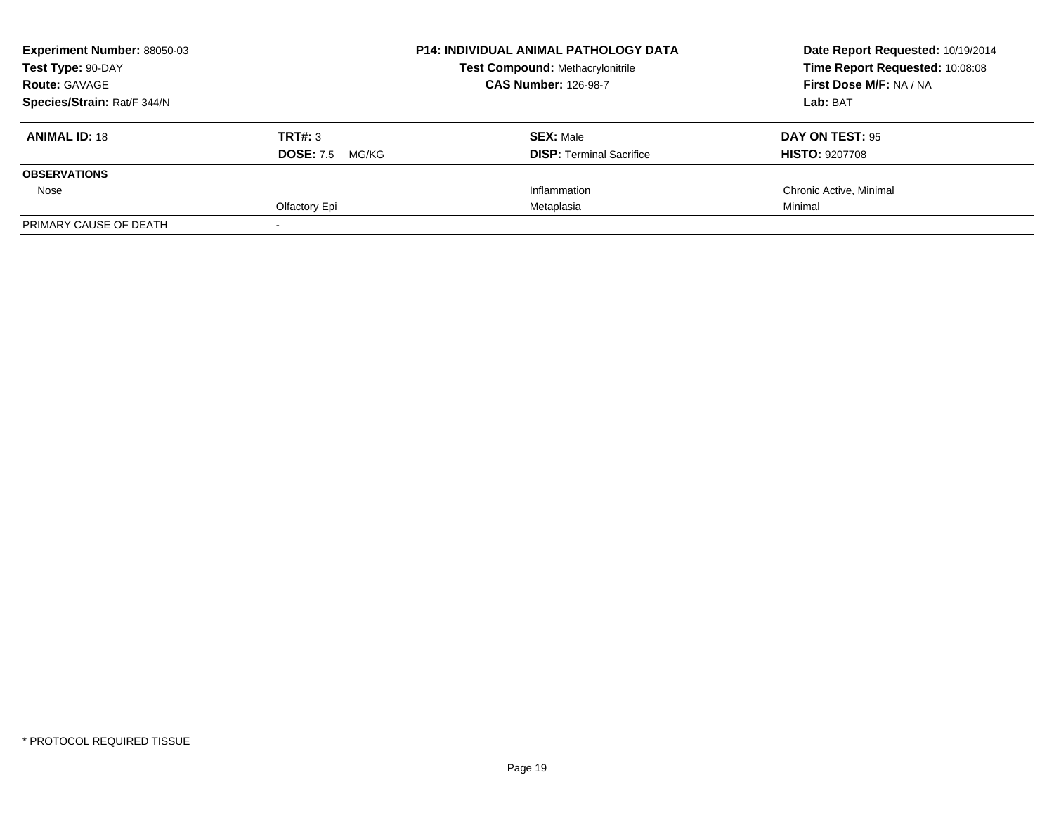**Experiment Number:** 88050-03
**Test Type:** 90-DAY
**Route:** GAVAGE
**Species/Strain:** Rat/F 344/N

**P14: INDIVIDUAL ANIMAL PATHOLOGY DATA**
**Test Compound:** Methacrylonitrile
**CAS Number:** 126-98-7

**Date Report Requested:** 10/19/2014
**Time Report Requested:** 10:08:08
**First Dose M/F:** NA / NA
**Lab:** BAT

| **ANIMAL ID:** 18 | **TRT#:** 3 | **SEX:** Male | **DAY ON TEST:** 95 |
|---|---|---|---|
| | **DOSE:** 7.5 MG/KG | **DISP:** Terminal Sacrifice | **HISTO:** 9207708 |
| **OBSERVATIONS** | | | |
| Nose | | Inflammation | Chronic Active, Minimal |
| | Olfactory Epi | Metaplasia | Minimal |
| PRIMARY CAUSE OF DEATH | - | | |

* PROTOCOL REQUIRED TISSUE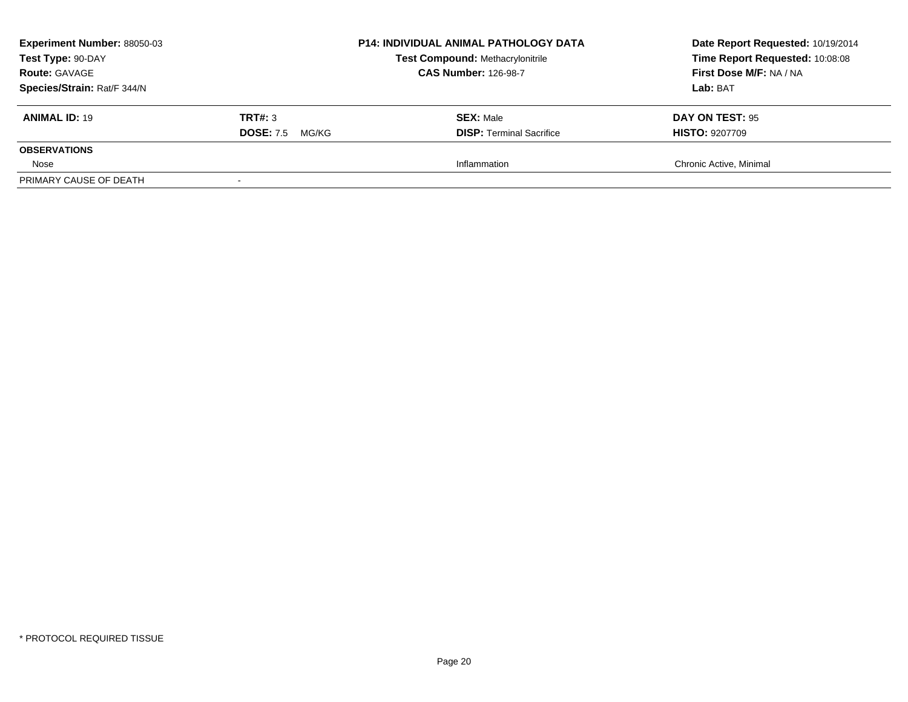| **Experiment Number:** 88050-03 | **P14: INDIVIDUAL ANIMAL PATHOLOGY DATA** | **Date Report Requested:** 10/19/2014 |
|---|---|---|
| **Test Type:** 90-DAY | **Test Compound:** Methacrylonitrile | **Time Report Requested:** 10:08:08 |
| **Route:** GAVAGE | **CAS Number:** 126-98-7 | **First Dose M/F:** NA / NA |
| **Species/Strain:** Rat/F 344/N | | **Lab:** BAT |

| **ANIMAL ID:** 19 | **TRT#:** 3 | **SEX:** Male | **DAY ON TEST:** 95 |
|---|---|---|---|
| | **DOSE:** 7.5 MG/KG | **DISP:** Terminal Sacrifice | **HISTO:** 9207709 |
| **OBSERVATIONS** | | | |
| Nose | | Inflammation | Chronic Active, Minimal |
| PRIMARY CAUSE OF DEATH | - | | |

* PROTOCOL REQUIRED TISSUE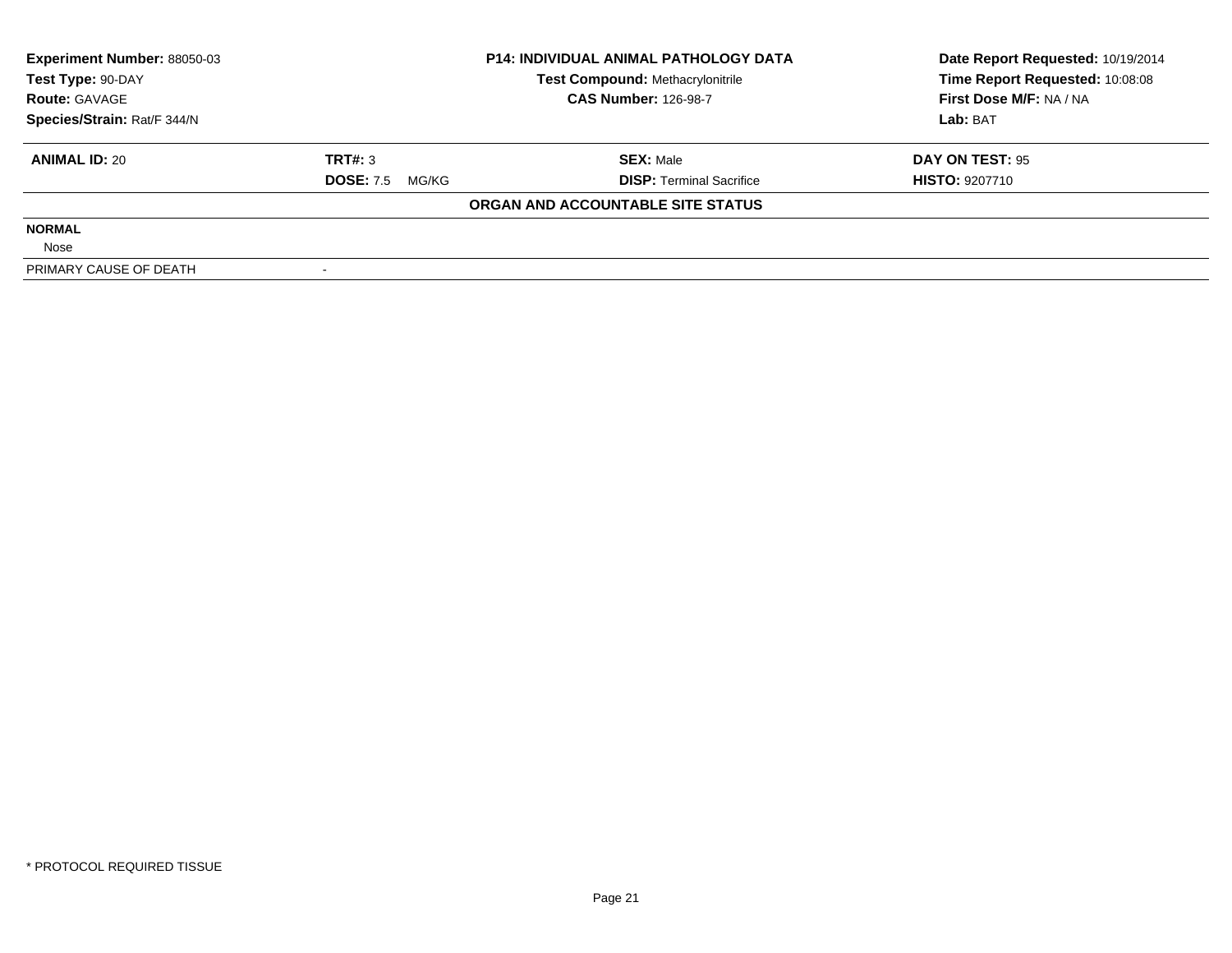| **Experiment Number:** 88050-03 | | **P14: INDIVIDUAL ANIMAL PATHOLOGY DATA** | **Date Report Requested:** 10/19/2014 |
|---|---|---|---|
| **Test Type:** 90-DAY | | **Test Compound:** Methacrylonitrile | **Time Report Requested:** 10:08:08 |
| **Route:** GAVAGE | | **CAS Number:** 126-98-7 | **First Dose M/F:** NA / NA |
| **Species/Strain:** Rat/F 344/N | | | **Lab:** BAT |

| **ANIMAL ID:** 20 | **TRT#:** 3 | **SEX:** Male | **DAY ON TEST:** 95 |
|---|---|---|---|
| | **DOSE:** 7.5 MG/KG | **DISP:** Terminal Sacrifice | **HISTO:** 9207710 |

**ORGAN AND ACCOUNTABLE SITE STATUS**

| | |
|---|---|
| **NORMAL** | |
| Nose | |
| PRIMARY CAUSE OF DEATH | - |

\* PROTOCOL REQUIRED TISSUE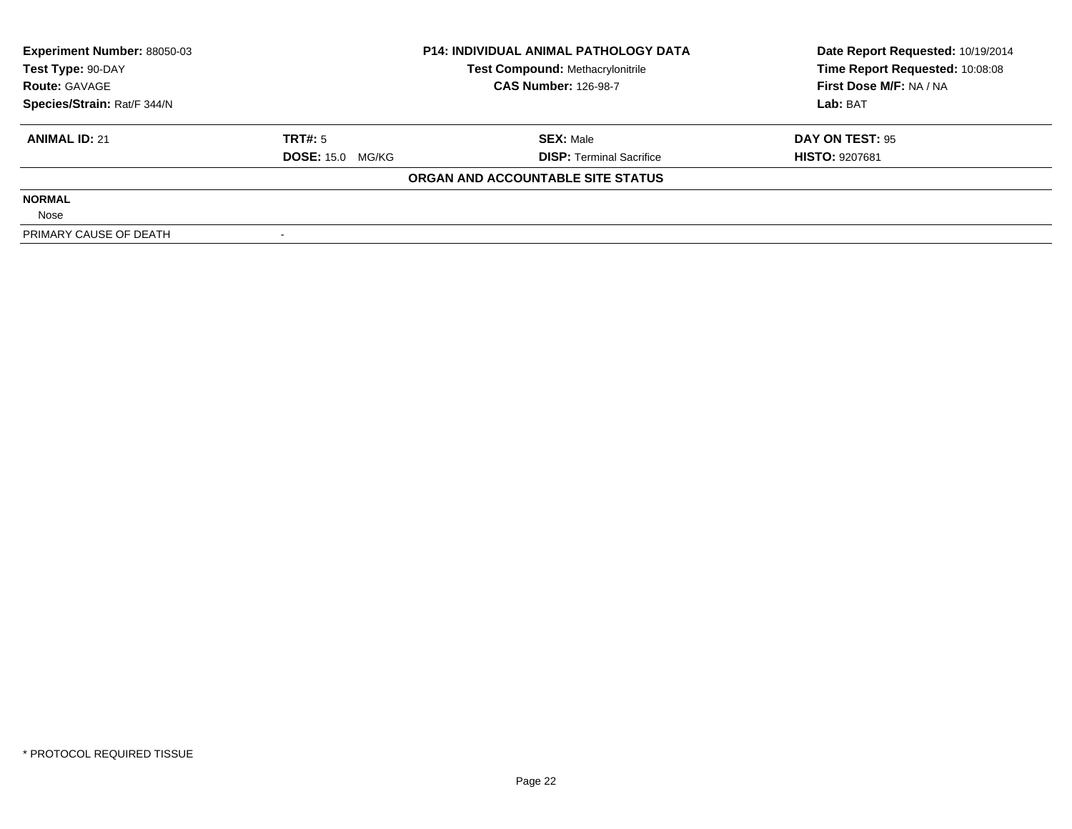| **Experiment Number:** 88050-03 | **P14: INDIVIDUAL ANIMAL PATHOLOGY DATA** | **Date Report Requested:** 10/19/2014 |
|---|---|---|
| **Test Type:** 90-DAY | **Test Compound:** Methacrylonitrile | **Time Report Requested:** 10:08:08 |
| **Route:** GAVAGE | **CAS Number:** 126-98-7 | **First Dose M/F:** NA / NA |
| **Species/Strain:** Rat/F 344/N | | **Lab:** BAT |

| **ANIMAL ID:** 21 | **TRT#:** 5 | **SEX:** Male | **DAY ON TEST:** 95 |
|---|---|---|---|
| | **DOSE:** 15.0 MG/KG | **DISP:** Terminal Sacrifice | **HISTO:** 9207681 |

**ORGAN AND ACCOUNTABLE SITE STATUS**

**NORMAL**

Nose

| PRIMARY CAUSE OF DEATH | - |
|---|---|

\* PROTOCOL REQUIRED TISSUE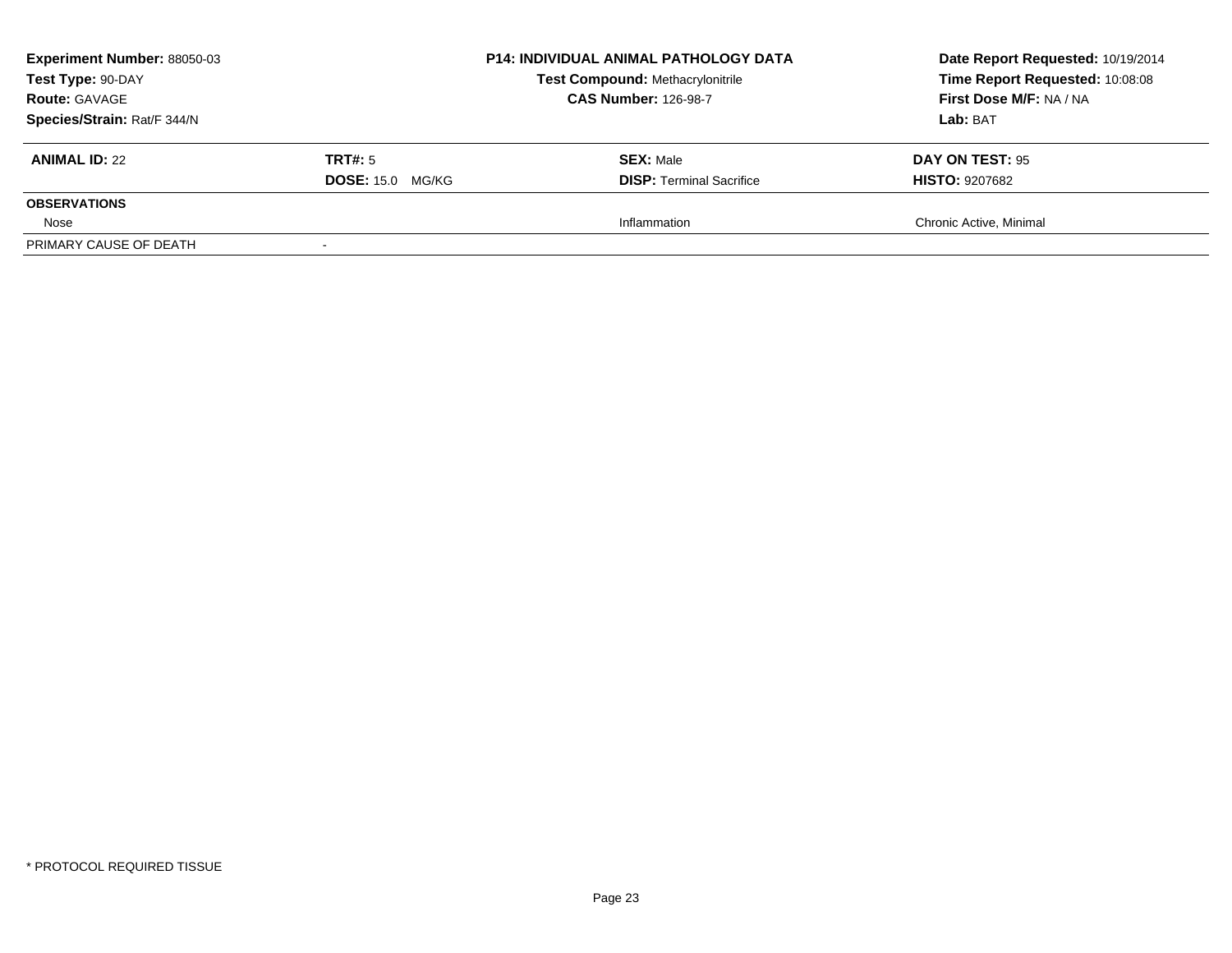| **Experiment Number:** 88050-03 | **P14: INDIVIDUAL ANIMAL PATHOLOGY DATA** | **Date Report Requested:** 10/19/2014 |
|---|---|---|
| **Test Type:** 90-DAY | **Test Compound:** Methacrylonitrile | **Time Report Requested:** 10:08:08 |
| **Route:** GAVAGE | **CAS Number:** 126-98-7 | **First Dose M/F:** NA / NA |
| **Species/Strain:** Rat/F 344/N | | **Lab:** BAT |

| **ANIMAL ID:** 22 | **TRT#:** 5 | **SEX:** Male | **DAY ON TEST:** 95 |
|---|---|---|---|
| | **DOSE:** 15.0 MG/KG | **DISP:** Terminal Sacrifice | **HISTO:** 9207682 |
| **OBSERVATIONS** | | | |
| Nose | | Inflammation | Chronic Active, Minimal |
| PRIMARY CAUSE OF DEATH | - | | |

* PROTOCOL REQUIRED TISSUE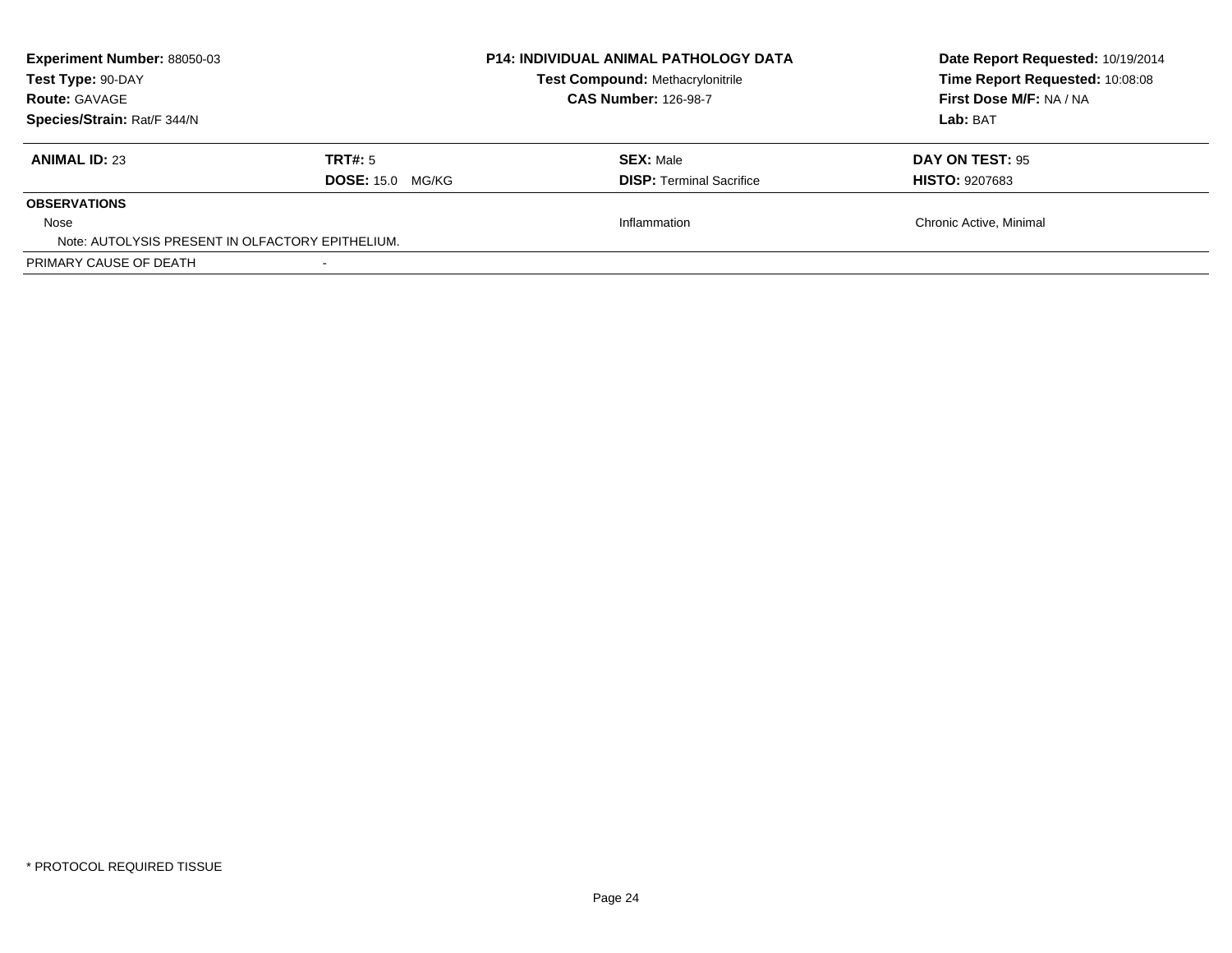| **Experiment Number:** 88050-03 | **P14: INDIVIDUAL ANIMAL PATHOLOGY DATA** | **Date Report Requested:** 10/19/2014 |
|---|---|---|
| **Test Type:** 90-DAY | **Test Compound:** Methacrylonitrile | **Time Report Requested:** 10:08:08 |
| **Route:** GAVAGE | **CAS Number:** 126-98-7 | **First Dose M/F:** NA / NA |
| **Species/Strain:** Rat/F 344/N | | **Lab:** BAT |

| **ANIMAL ID:** 23 | **TRT#:** 5 | **SEX:** Male | **DAY ON TEST:** 95 |
|---|---|---|---|
| | **DOSE:** 15.0 MG/KG | **DISP:** Terminal Sacrifice | **HISTO:** 9207683 |
| **OBSERVATIONS** | | | |
| Nose | | Inflammation | Chronic Active, Minimal |
| Note: AUTOLYSIS PRESENT IN OLFACTORY EPITHELIUM. | | | |
| PRIMARY CAUSE OF DEATH | - | | |

* PROTOCOL REQUIRED TISSUE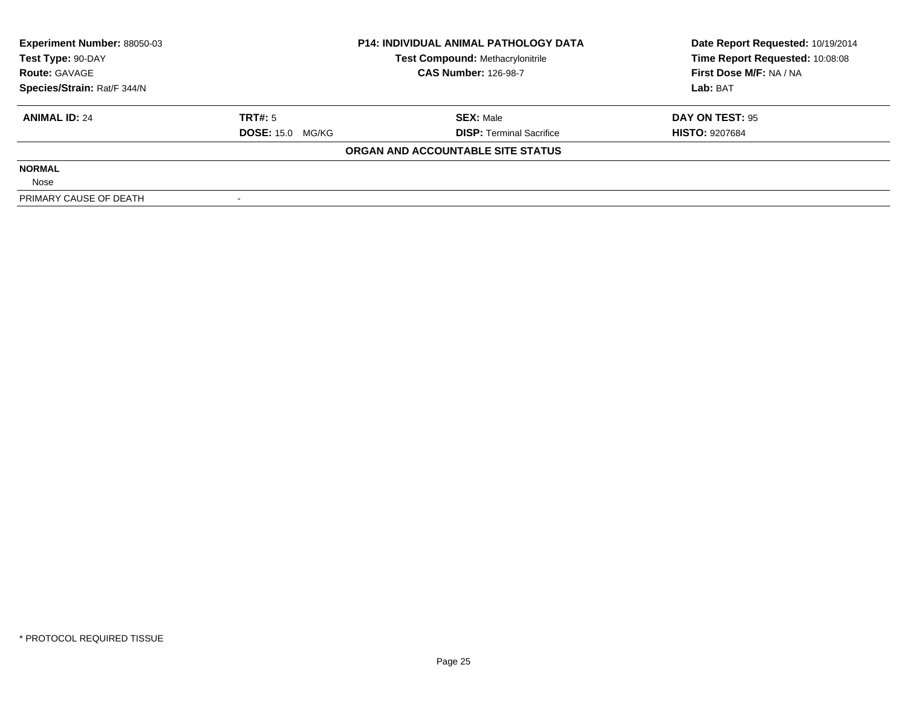| **Experiment Number:** 88050-03 | **P14: INDIVIDUAL ANIMAL PATHOLOGY DATA** | **Date Report Requested:** 10/19/2014 |
|---|---|---|
| **Test Type:** 90-DAY | **Test Compound:** Methacrylonitrile | **Time Report Requested:** 10:08:08 |
| **Route:** GAVAGE | **CAS Number:** 126-98-7 | **First Dose M/F:** NA / NA |
| **Species/Strain:** Rat/F 344/N | | **Lab:** BAT |

| **ANIMAL ID:** 24 | **TRT#:** 5 | **SEX:** Male | **DAY ON TEST:** 95 |
|---|---|---|---|
| | **DOSE:** 15.0 MG/KG | **DISP:** Terminal Sacrifice | **HISTO:** 9207684 |

**ORGAN AND ACCOUNTABLE SITE STATUS**

**NORMAL**

Nose

| PRIMARY CAUSE OF DEATH | - |
|---|---|

* PROTOCOL REQUIRED TISSUE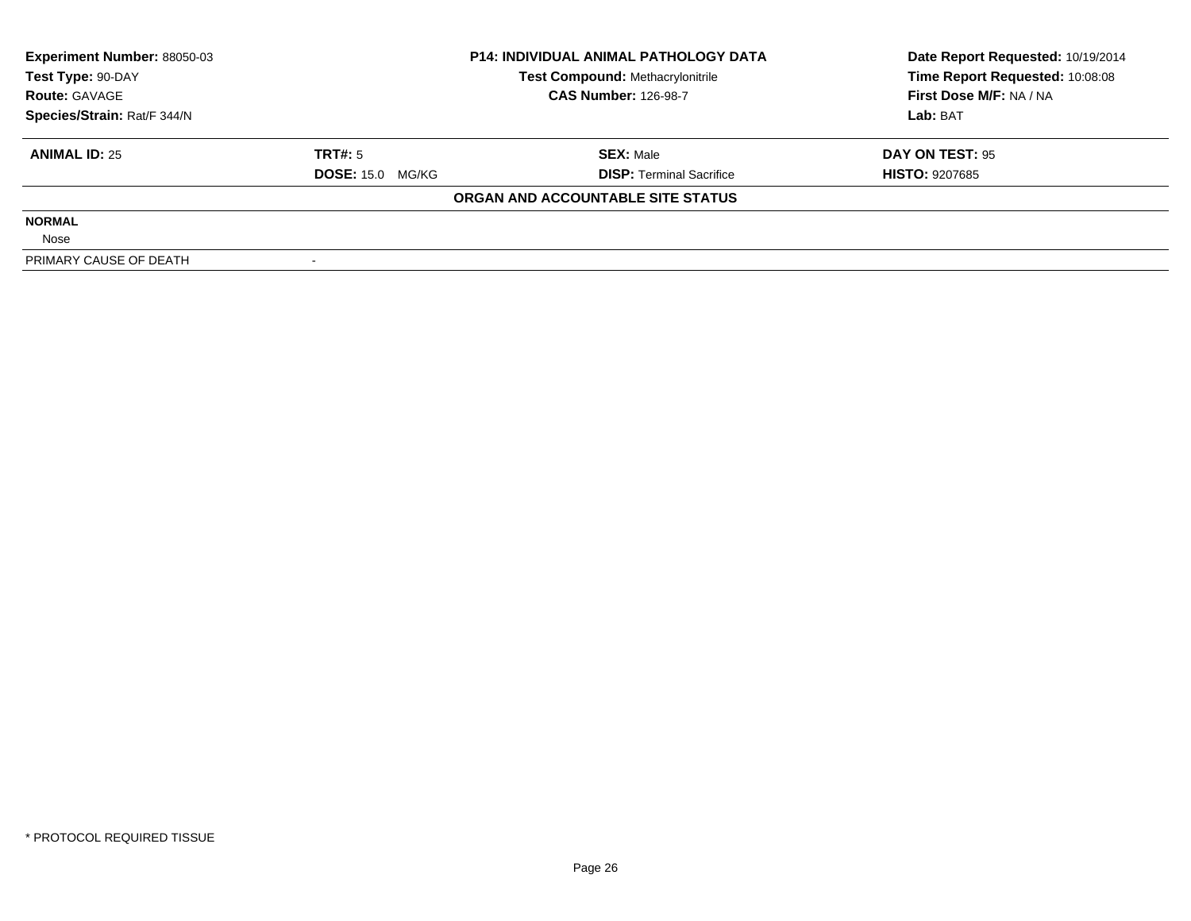**Experiment Number:** 88050-03
**Test Type:** 90-DAY
**Route:** GAVAGE
**Species/Strain:** Rat/F 344/N

**P14: INDIVIDUAL ANIMAL PATHOLOGY DATA**
**Test Compound:** Methacrylonitrile
**CAS Number:** 126-98-7

**Date Report Requested:** 10/19/2014
**Time Report Requested:** 10:08:08
**First Dose M/F:** NA / NA
**Lab:** BAT

| **ANIMAL ID:** 25 | **TRT#:** 5 | **SEX:** Male | **DAY ON TEST:** 95 |
|---|---|---|---|
| | **DOSE:** 15.0 MG/KG | **DISP:** Terminal Sacrifice | **HISTO:** 9207685 |

**ORGAN AND ACCOUNTABLE SITE STATUS**

**NORMAL**

Nose

| PRIMARY CAUSE OF DEATH | - |
|---|---|

\* PROTOCOL REQUIRED TISSUE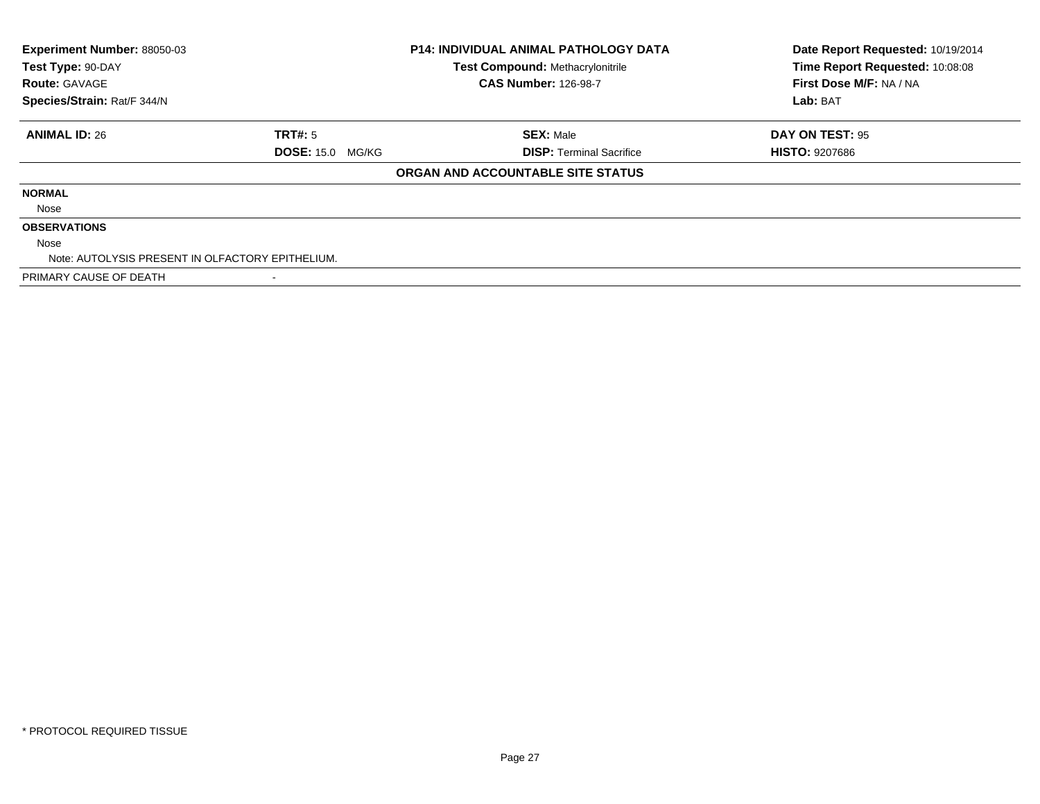**Experiment Number:** 88050-03
**Test Type:** 90-DAY
**Route:** GAVAGE
**Species/Strain:** Rat/F 344/N

**P14: INDIVIDUAL ANIMAL PATHOLOGY DATA**
**Test Compound:** Methacrylonitrile
**CAS Number:** 126-98-7

**Date Report Requested:** 10/19/2014
**Time Report Requested:** 10:08:08
**First Dose M/F:** NA / NA
**Lab:** BAT

| **ANIMAL ID:** 26 | **TRT#:** 5 | **SEX:** Male | **DAY ON TEST:** 95 |
|---|---|---|---|
| | **DOSE:** 15.0 MG/KG | **DISP:** Terminal Sacrifice | **HISTO:** 9207686 |

**ORGAN AND ACCOUNTABLE SITE STATUS**

**NORMAL**

Nose

**OBSERVATIONS**

Nose

Note: AUTOLYSIS PRESENT IN OLFACTORY EPITHELIUM.

PRIMARY CAUSE OF DEATH -

* PROTOCOL REQUIRED TISSUE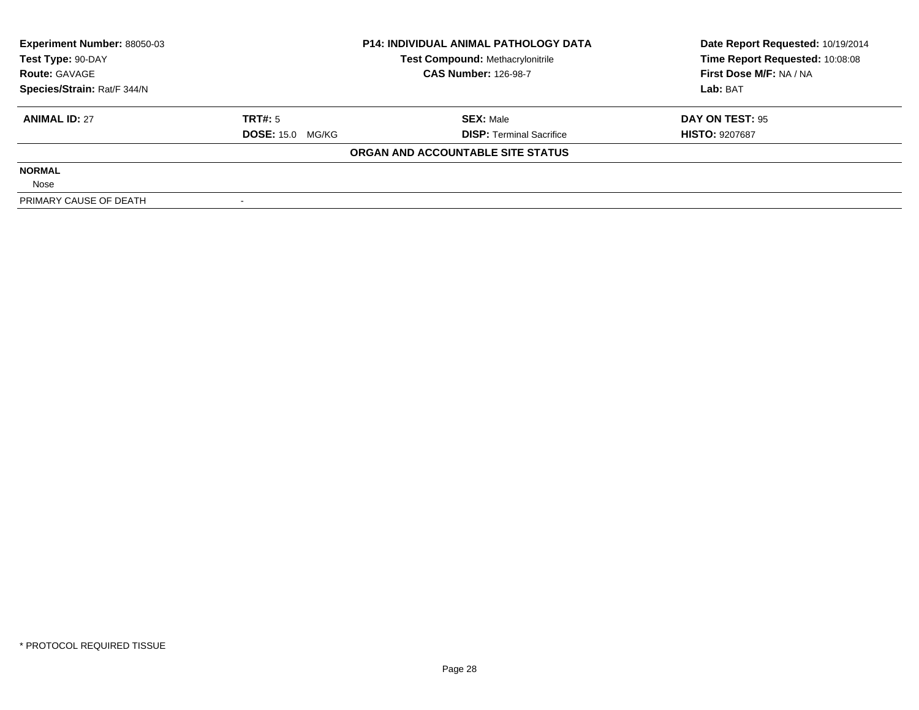**Experiment Number:** 88050-03
**Test Type:** 90-DAY
**Route:** GAVAGE
**Species/Strain:** Rat/F 344/N

**P14: INDIVIDUAL ANIMAL PATHOLOGY DATA**
**Test Compound:** Methacrylonitrile
**CAS Number:** 126-98-7

**Date Report Requested:** 10/19/2014
**Time Report Requested:** 10:08:08
**First Dose M/F:** NA / NA
**Lab:** BAT

| **ANIMAL ID:** 27 | **TRT#:** 5 | **SEX:** Male | **DAY ON TEST:** 95 |
|---|---|---|---|
| | **DOSE:** 15.0 MG/KG | **DISP:** Terminal Sacrifice | **HISTO:** 9207687 |

**ORGAN AND ACCOUNTABLE SITE STATUS**

| | |
|---|---|
| **NORMAL** | |
| Nose | |
| PRIMARY CAUSE OF DEATH | - |

\* PROTOCOL REQUIRED TISSUE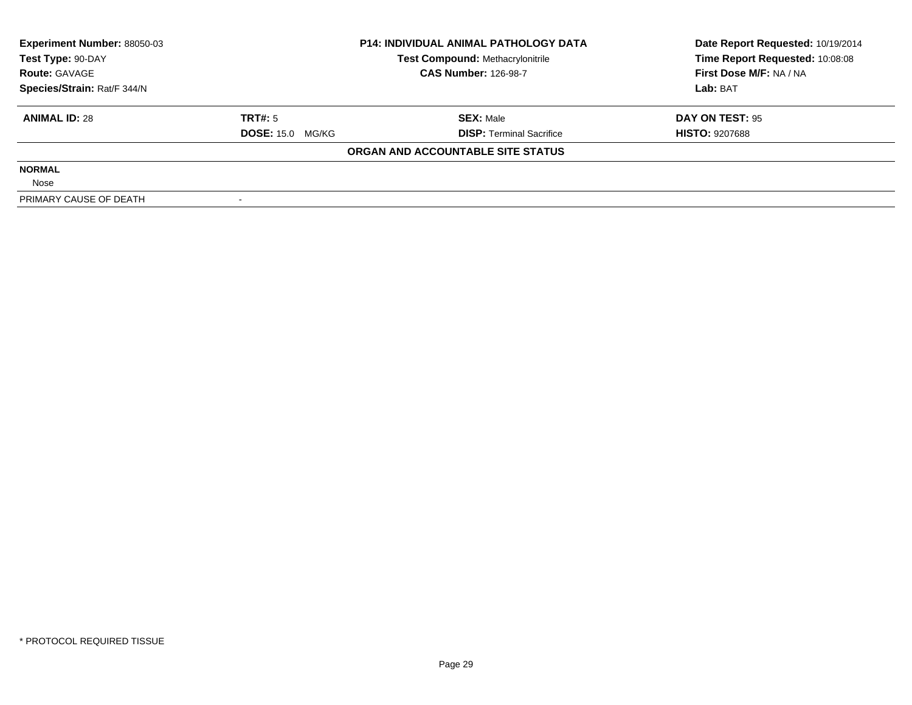**Experiment Number:** 88050-03
**Test Type:** 90-DAY
**Route:** GAVAGE
**Species/Strain:** Rat/F 344/N

**P14: INDIVIDUAL ANIMAL PATHOLOGY DATA**
**Test Compound:** Methacrylonitrile
**CAS Number:** 126-98-7

**Date Report Requested:** 10/19/2014
**Time Report Requested:** 10:08:08
**First Dose M/F:** NA / NA
**Lab:** BAT

| **ANIMAL ID:** 28 | **TRT#:** 5 | **SEX:** Male | **DAY ON TEST:** 95 |
|---|---|---|---|
| | **DOSE:** 15.0 MG/KG | **DISP:** Terminal Sacrifice | **HISTO:** 9207688 |

**ORGAN AND ACCOUNTABLE SITE STATUS**

**NORMAL**

Nose

| PRIMARY CAUSE OF DEATH | - |
|---|---|

\* PROTOCOL REQUIRED TISSUE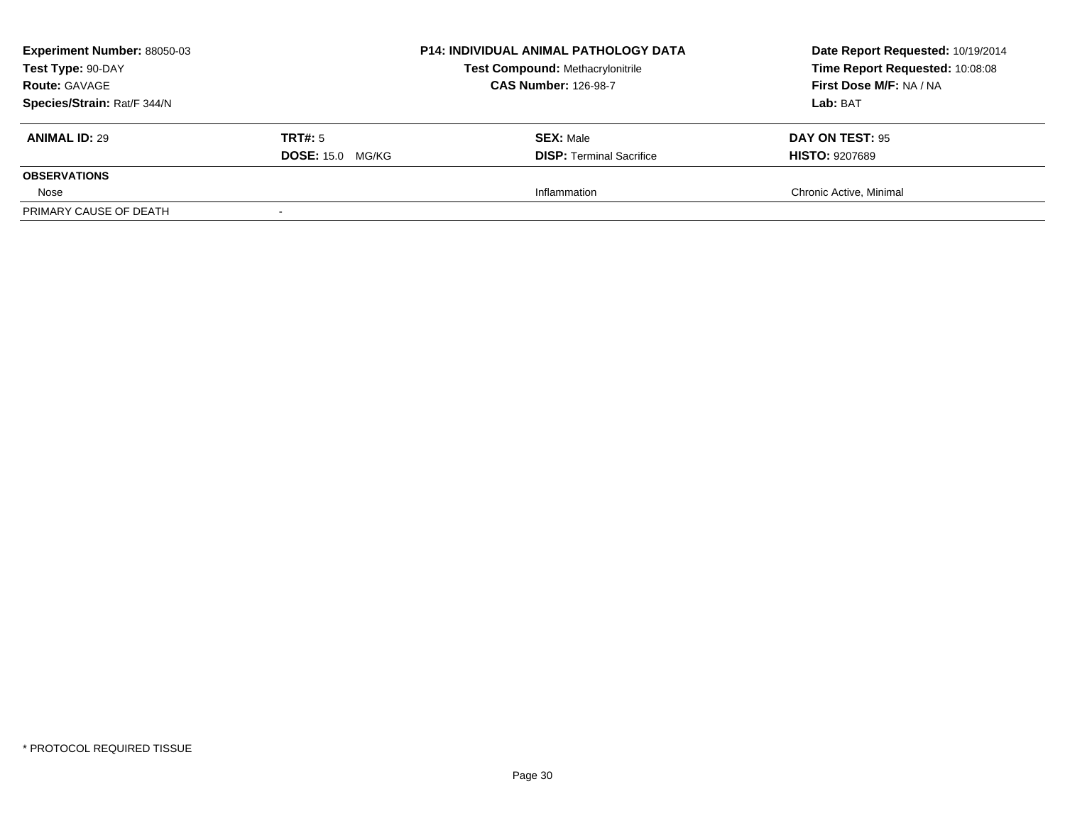**Experiment Number:** 88050-03
**Test Type:** 90-DAY
**Route:** GAVAGE
**Species/Strain:** Rat/F 344/N

**P14: INDIVIDUAL ANIMAL PATHOLOGY DATA**
**Test Compound:** Methacrylonitrile
**CAS Number:** 126-98-7

**Date Report Requested:** 10/19/2014
**Time Report Requested:** 10:08:08
**First Dose M/F:** NA / NA
**Lab:** BAT

| **ANIMAL ID:** 29 | **TRT#:** 5 | **SEX:** Male | **DAY ON TEST:** 95 |
|---|---|---|---|
| | **DOSE:** 15.0 MG/KG | **DISP:** Terminal Sacrifice | **HISTO:** 9207689 |
| **OBSERVATIONS** | | | |
| Nose | | Inflammation | Chronic Active, Minimal |
| PRIMARY CAUSE OF DEATH | - | | |

* PROTOCOL REQUIRED TISSUE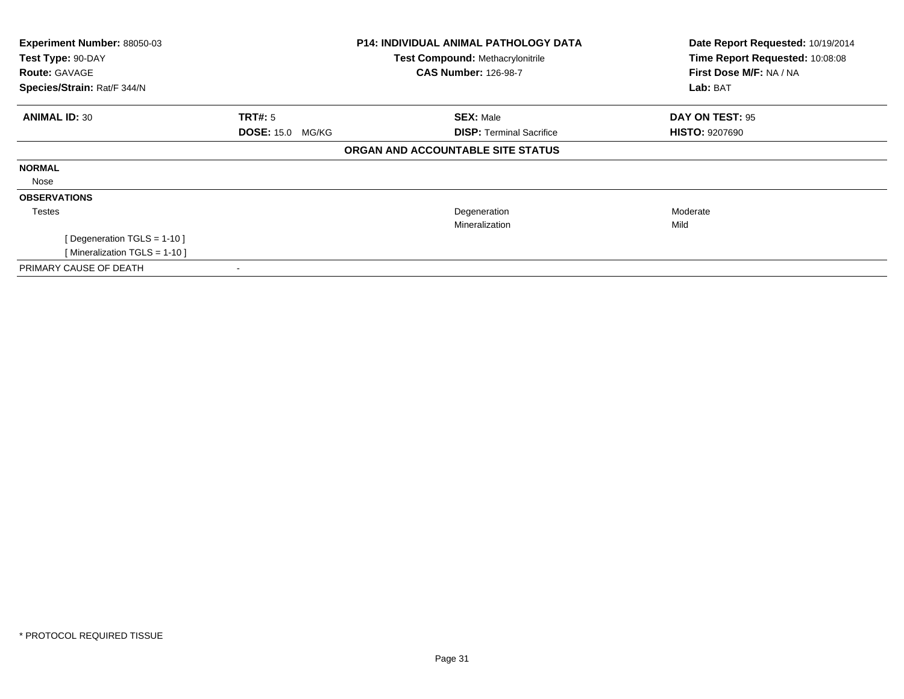| | | | |
|---|---|---|---|
| **Experiment Number:** 88050-03 | **P14: INDIVIDUAL ANIMAL PATHOLOGY DATA** | | **Date Report Requested:** 10/19/2014 |
| **Test Type:** 90-DAY | **Test Compound:** Methacrylonitrile | | **Time Report Requested:** 10:08:08 |
| **Route:** GAVAGE | **CAS Number:** 126-98-7 | | **First Dose M/F:** NA / NA |
| **Species/Strain:** Rat/F 344/N | | | **Lab:** BAT |

| | | | |
|---|---|---|---|
| **ANIMAL ID:** 30 | **TRT#:** 5 | **SEX:** Male | **DAY ON TEST:** 95 |
| | **DOSE:** 15.0 MG/KG | **DISP:** Terminal Sacrifice | **HISTO:** 9207690 |

**ORGAN AND ACCOUNTABLE SITE STATUS**

| | | | |
|---|---|---|---|
| **NORMAL** | | | |
| Nose | | | |
| **OBSERVATIONS** | | | |
| Testes | | Degeneration | Moderate |
| | | Mineralization | Mild |
| [ Degeneration TGLS = 1-10 ] | | | |
| [ Mineralization TGLS = 1-10 ] | | | |
| PRIMARY CAUSE OF DEATH | - | | |

* PROTOCOL REQUIRED TISSUE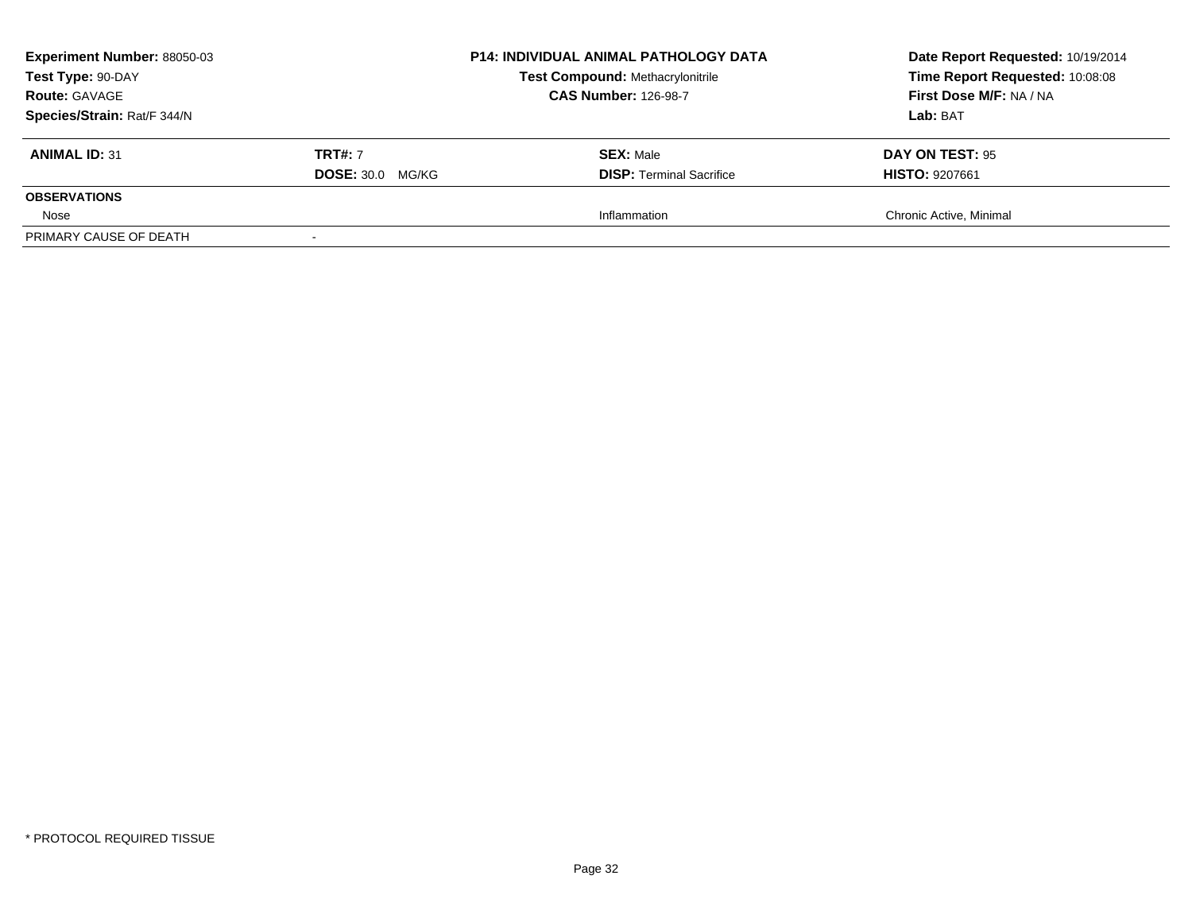| Experiment Number: 88050-03 | P14: INDIVIDUAL ANIMAL PATHOLOGY DATA | Date Report Requested: 10/19/2014 |
|---|---|---|
| Test Type: 90-DAY | Test Compound: Methacrylonitrile | Time Report Requested: 10:08:08 |
| Route: GAVAGE | CAS Number: 126-98-7 | First Dose M/F: NA / NA |
| Species/Strain: Rat/F 344/N | | Lab: BAT |

| ANIMAL ID: 31 | TRT#: 7 | SEX: Male | DAY ON TEST: 95 |
|---|---|---|---|
| | DOSE: 30.0 MG/KG | DISP: Terminal Sacrifice | HISTO: 9207661 |
| **OBSERVATIONS** | | | |
| Nose | | Inflammation | Chronic Active, Minimal |
| PRIMARY CAUSE OF DEATH | - | | |

* PROTOCOL REQUIRED TISSUE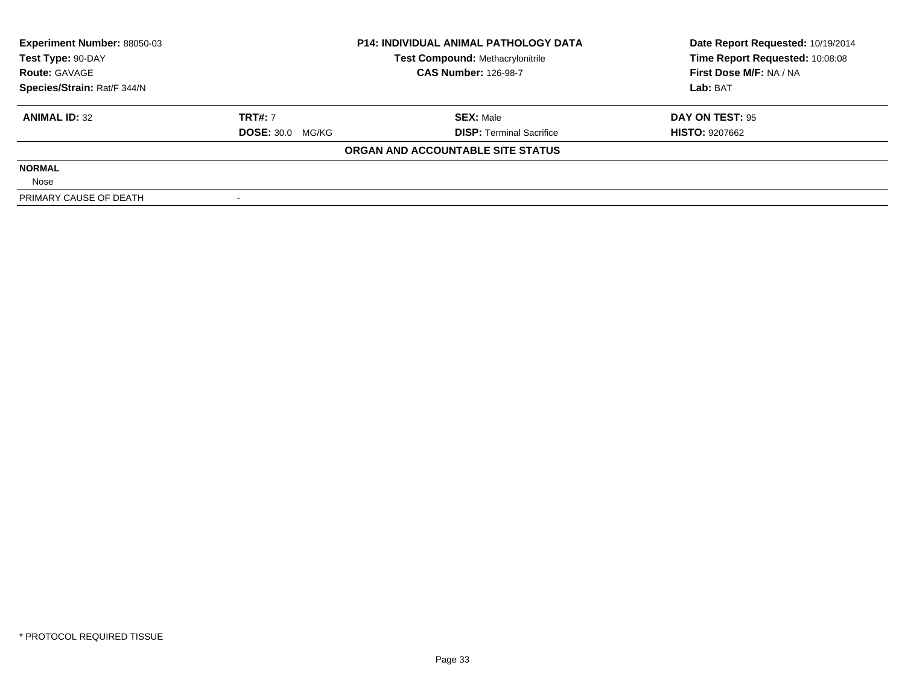**Experiment Number:** 88050-03
**Test Type:** 90-DAY
**Route:** GAVAGE
**Species/Strain:** Rat/F 344/N

**P14: INDIVIDUAL ANIMAL PATHOLOGY DATA**
**Test Compound:** Methacrylonitrile
**CAS Number:** 126-98-7

**Date Report Requested:** 10/19/2014
**Time Report Requested:** 10:08:08
**First Dose M/F:** NA / NA
**Lab:** BAT

| **ANIMAL ID:** 32 | **TRT#:** 7 | **SEX:** Male | **DAY ON TEST:** 95 |
|---|---|---|---|
| | **DOSE:** 30.0 MG/KG | **DISP:** Terminal Sacrifice | **HISTO:** 9207662 |

**ORGAN AND ACCOUNTABLE SITE STATUS**

**NORMAL**

Nose

PRIMARY CAUSE OF DEATH -

* PROTOCOL REQUIRED TISSUE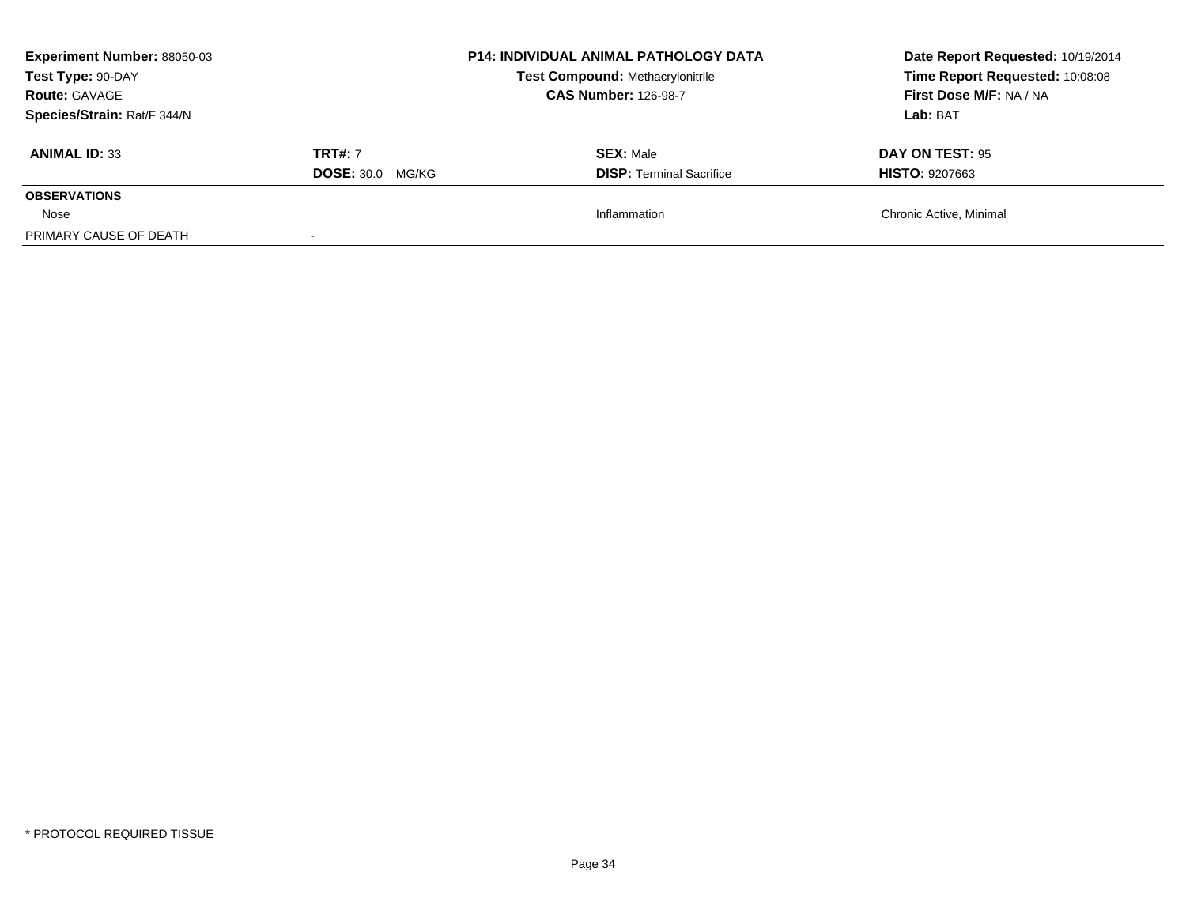| **Experiment Number:** 88050-03 | **P14: INDIVIDUAL ANIMAL PATHOLOGY DATA** | **Date Report Requested:** 10/19/2014 |
|---|---|---|
| **Test Type:** 90-DAY | **Test Compound:** Methacrylonitrile | **Time Report Requested:** 10:08:08 |
| **Route:** GAVAGE | **CAS Number:** 126-98-7 | **First Dose M/F:** NA / NA |
| **Species/Strain:** Rat/F 344/N | | **Lab:** BAT |

| **ANIMAL ID:** 33 | **TRT#:** 7 | **SEX:** Male | **DAY ON TEST:** 95 |
|---|---|---|---|
| | **DOSE:** 30.0 MG/KG | **DISP:** Terminal Sacrifice | **HISTO:** 9207663 |
| **OBSERVATIONS** | | | |
| Nose | | Inflammation | Chronic Active, Minimal |
| PRIMARY CAUSE OF DEATH | - | | |

* PROTOCOL REQUIRED TISSUE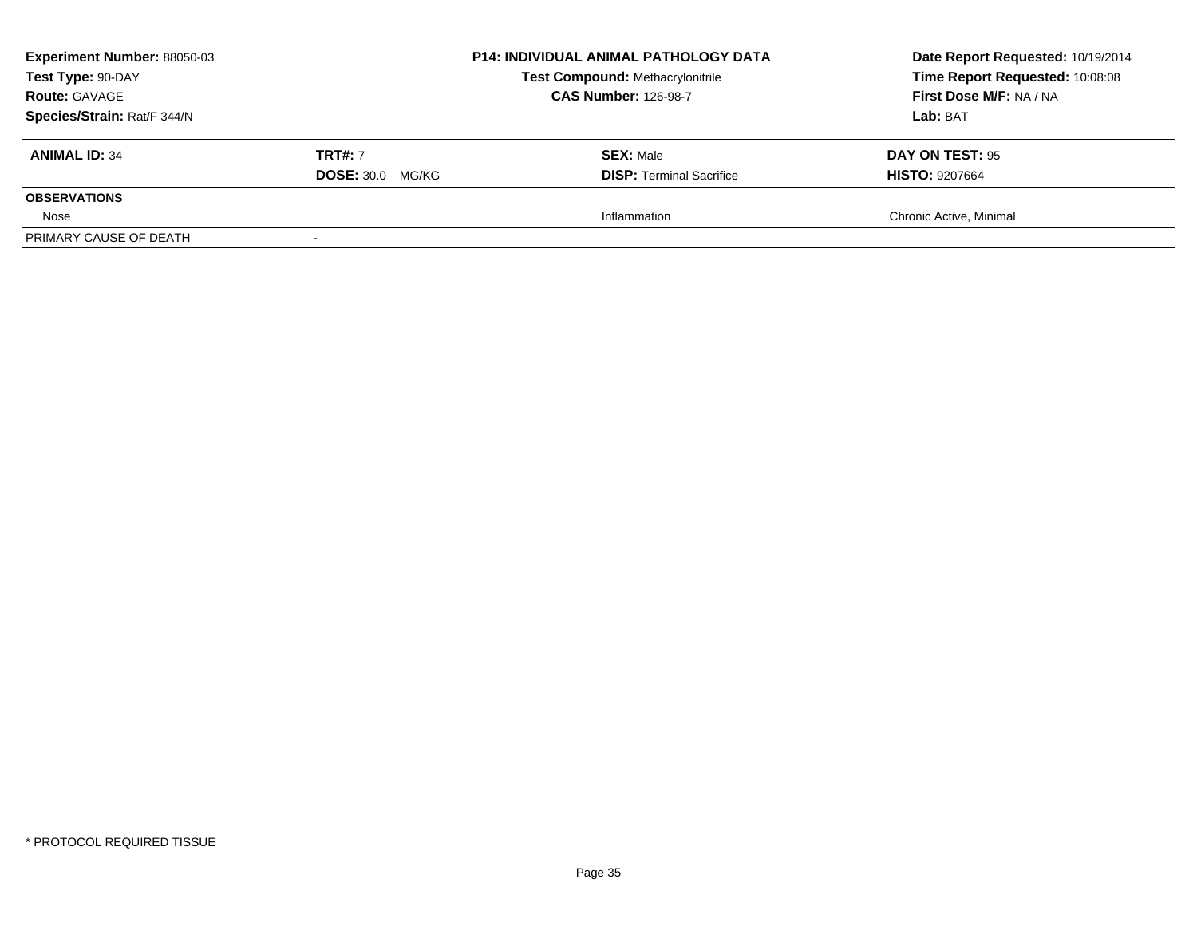**Experiment Number:** 88050-03
**Test Type:** 90-DAY
**Route:** GAVAGE
**Species/Strain:** Rat/F 344/N

**P14: INDIVIDUAL ANIMAL PATHOLOGY DATA**
**Test Compound:** Methacrylonitrile
**CAS Number:** 126-98-7

**Date Report Requested:** 10/19/2014
**Time Report Requested:** 10:08:08
**First Dose M/F:** NA / NA
**Lab:** BAT

| **ANIMAL ID:** 34 | **TRT#:** 7 | **SEX:** Male | **DAY ON TEST:** 95 |
|---|---|---|---|
| | **DOSE:** 30.0 MG/KG | **DISP:** Terminal Sacrifice | **HISTO:** 9207664 |
| **OBSERVATIONS** | | | |
| Nose | | Inflammation | Chronic Active, Minimal |
| PRIMARY CAUSE OF DEATH | - | | |

* PROTOCOL REQUIRED TISSUE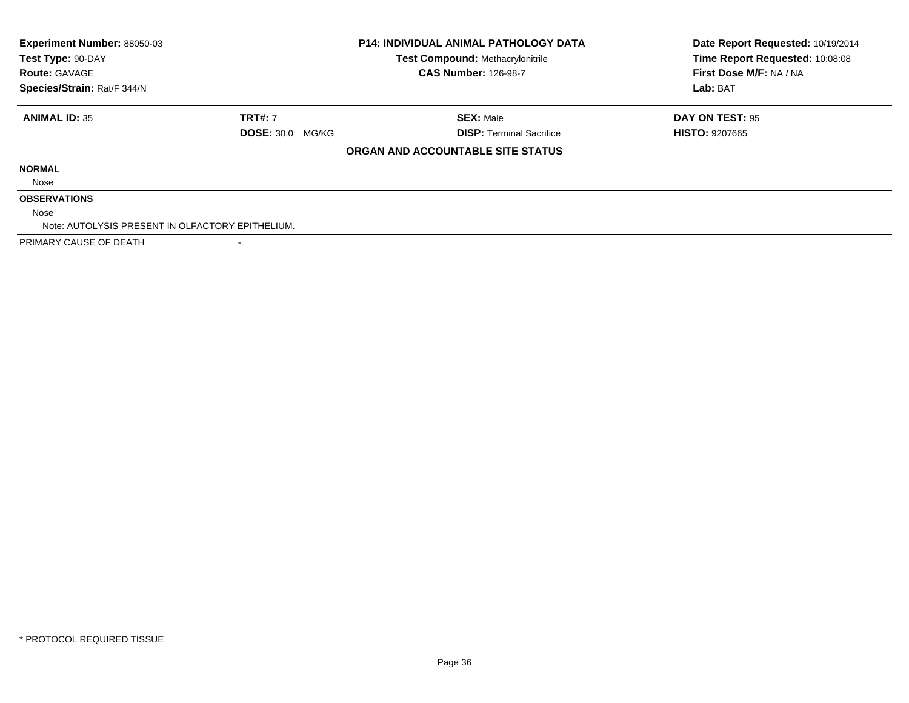**Experiment Number:** 88050-03
**Test Type:** 90-DAY
**Route:** GAVAGE
**Species/Strain:** Rat/F 344/N

**P14: INDIVIDUAL ANIMAL PATHOLOGY DATA**
**Test Compound:** Methacrylonitrile
**CAS Number:** 126-98-7

**Date Report Requested:** 10/19/2014
**Time Report Requested:** 10:08:08
**First Dose M/F:** NA / NA
**Lab:** BAT

| **ANIMAL ID:** 35 | **TRT#:** 7 | **SEX:** Male | **DAY ON TEST:** 95 |
|---|---|---|---|
| | **DOSE:** 30.0 MG/KG | **DISP:** Terminal Sacrifice | **HISTO:** 9207665 |

**ORGAN AND ACCOUNTABLE SITE STATUS**

**NORMAL**

Nose

**OBSERVATIONS**

Nose

Note: AUTOLYSIS PRESENT IN OLFACTORY EPITHELIUM.

PRIMARY CAUSE OF DEATH -

\* PROTOCOL REQUIRED TISSUE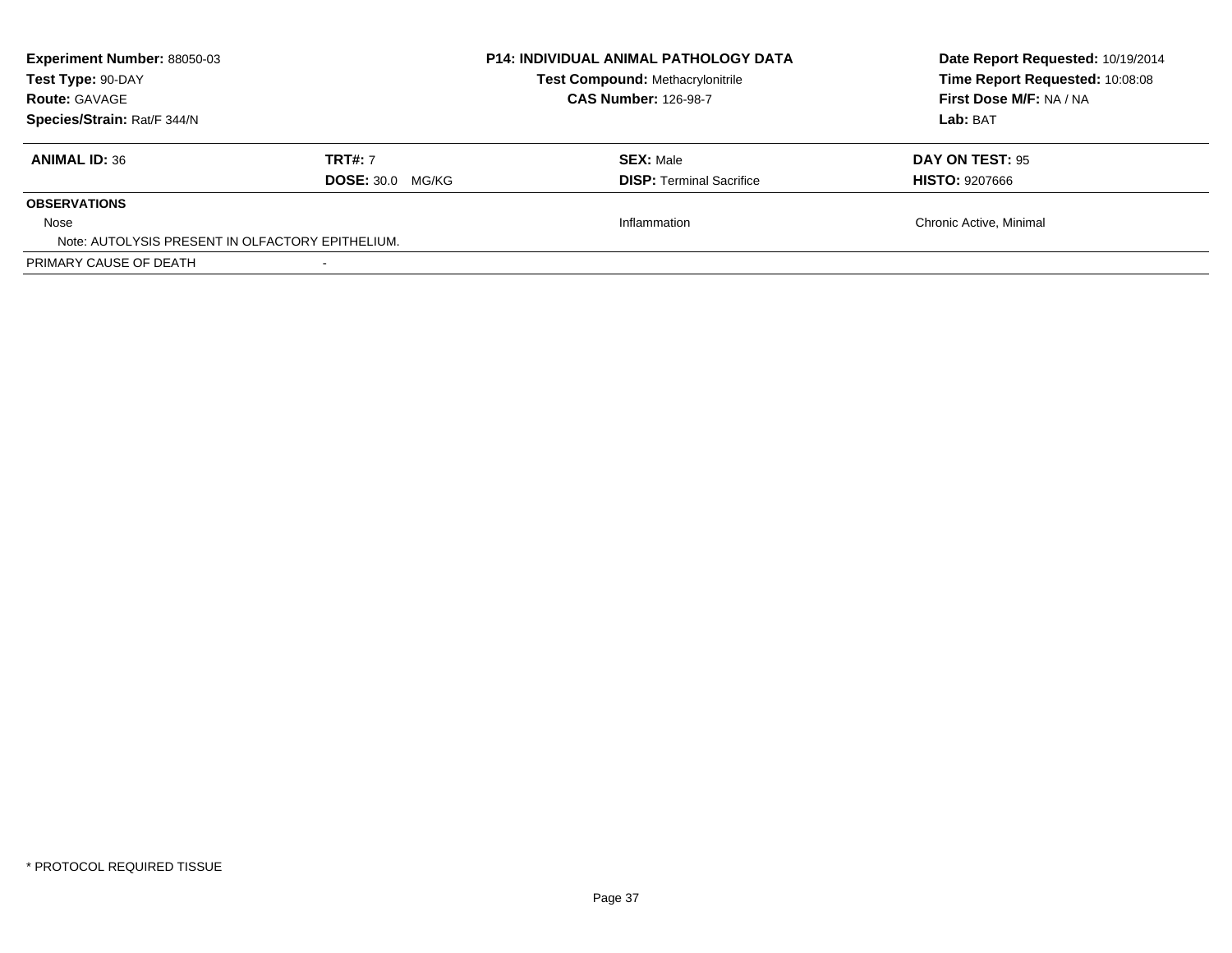**Experiment Number:** 88050-03
**Test Type:** 90-DAY
**Route:** GAVAGE
**Species/Strain:** Rat/F 344/N

**P14: INDIVIDUAL ANIMAL PATHOLOGY DATA**
**Test Compound:** Methacrylonitrile
**CAS Number:** 126-98-7

**Date Report Requested:** 10/19/2014
**Time Report Requested:** 10:08:08
**First Dose M/F:** NA / NA
**Lab:** BAT

| **ANIMAL ID:** 36 | **TRT#:** 7 | **SEX:** Male | **DAY ON TEST:** 95 |
|---|---|---|---|
| | **DOSE:** 30.0 MG/KG | **DISP:** Terminal Sacrifice | **HISTO:** 9207666 |
| **OBSERVATIONS** | | | |
| Nose | | Inflammation | Chronic Active, Minimal |
| Note: AUTOLYSIS PRESENT IN OLFACTORY EPITHELIUM. | | | |
| PRIMARY CAUSE OF DEATH | - | | |

\* PROTOCOL REQUIRED TISSUE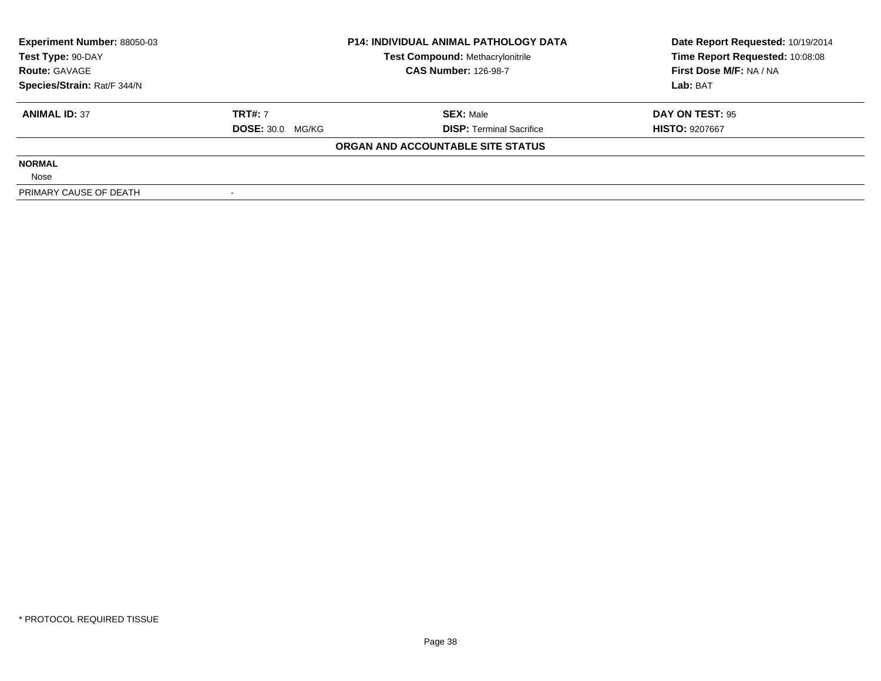| Experiment Number: 88050-03 | P14: INDIVIDUAL ANIMAL PATHOLOGY DATA | Date Report Requested: 10/19/2014 |
|---|---|---|
| Test Type: 90-DAY | Test Compound: Methacrylonitrile | Time Report Requested: 10:08:08 |
| Route: GAVAGE | CAS Number: 126-98-7 | First Dose M/F: NA / NA |
| Species/Strain: Rat/F 344/N | | Lab: BAT |

| ANIMAL ID: 37 | TRT#: 7 | SEX: Male | DAY ON TEST: 95 |
|---|---|---|---|
| | DOSE: 30.0 MG/KG | DISP: Terminal Sacrifice | HISTO: 9207667 |

**ORGAN AND ACCOUNTABLE SITE STATUS**

**NORMAL**

Nose

| PRIMARY CAUSE OF DEATH | - |
|---|---|

* PROTOCOL REQUIRED TISSUE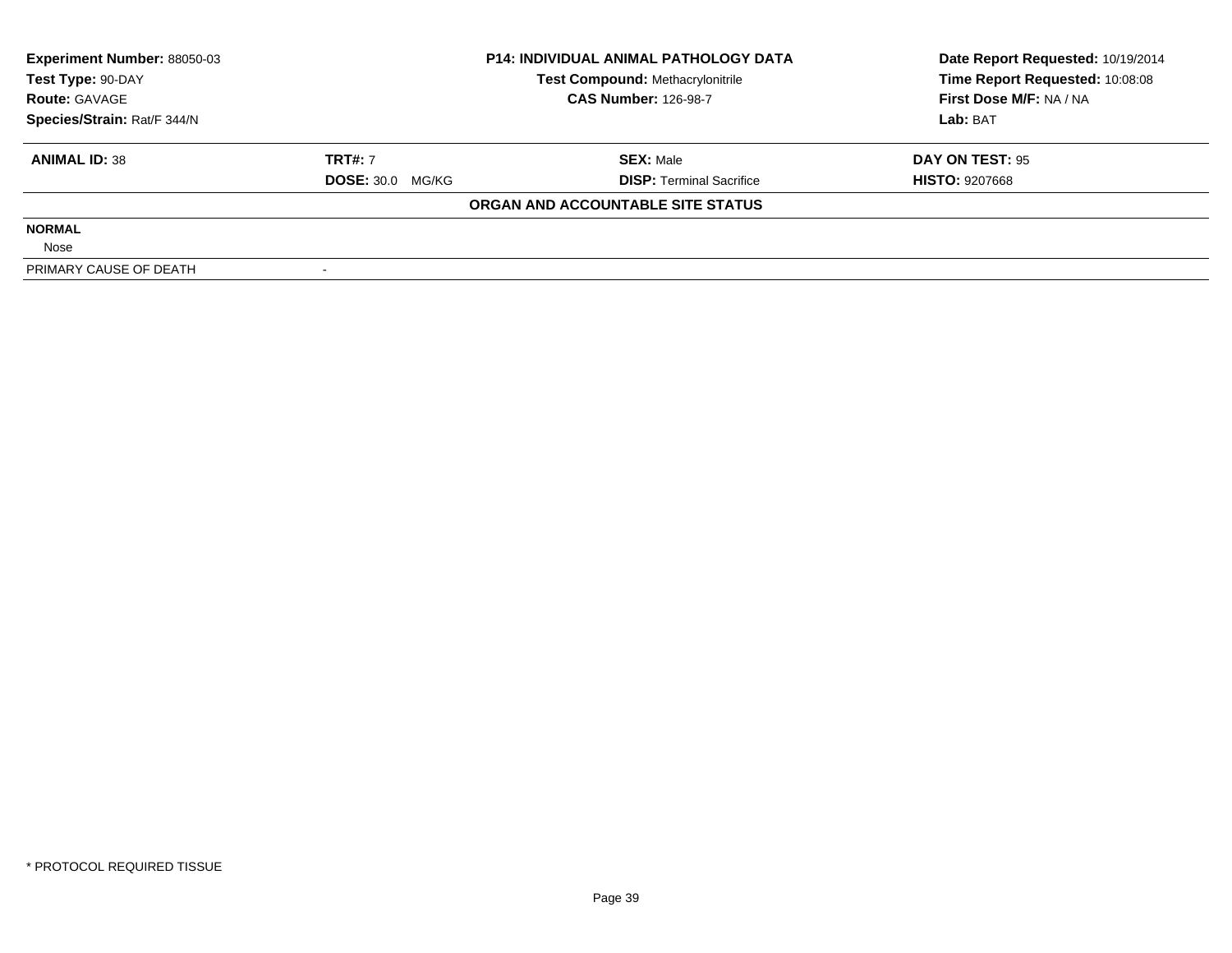| **Experiment Number:** 88050-03 | **P14: INDIVIDUAL ANIMAL PATHOLOGY DATA** | **Date Report Requested:** 10/19/2014 |
|---|---|---|
| **Test Type:** 90-DAY | **Test Compound:** Methacrylonitrile | **Time Report Requested:** 10:08:08 |
| **Route:** GAVAGE | **CAS Number:** 126-98-7 | **First Dose M/F:** NA / NA |
| **Species/Strain:** Rat/F 344/N | | **Lab:** BAT |

| **ANIMAL ID:** 38 | **TRT#:** 7 | **SEX:** Male | **DAY ON TEST:** 95 |
|---|---|---|---|
| | **DOSE:** 30.0 MG/KG | **DISP:** Terminal Sacrifice | **HISTO:** 9207668 |

**ORGAN AND ACCOUNTABLE SITE STATUS**

| | |
|---|---|
| **NORMAL** | |
| Nose | |
| PRIMARY CAUSE OF DEATH | - |

* PROTOCOL REQUIRED TISSUE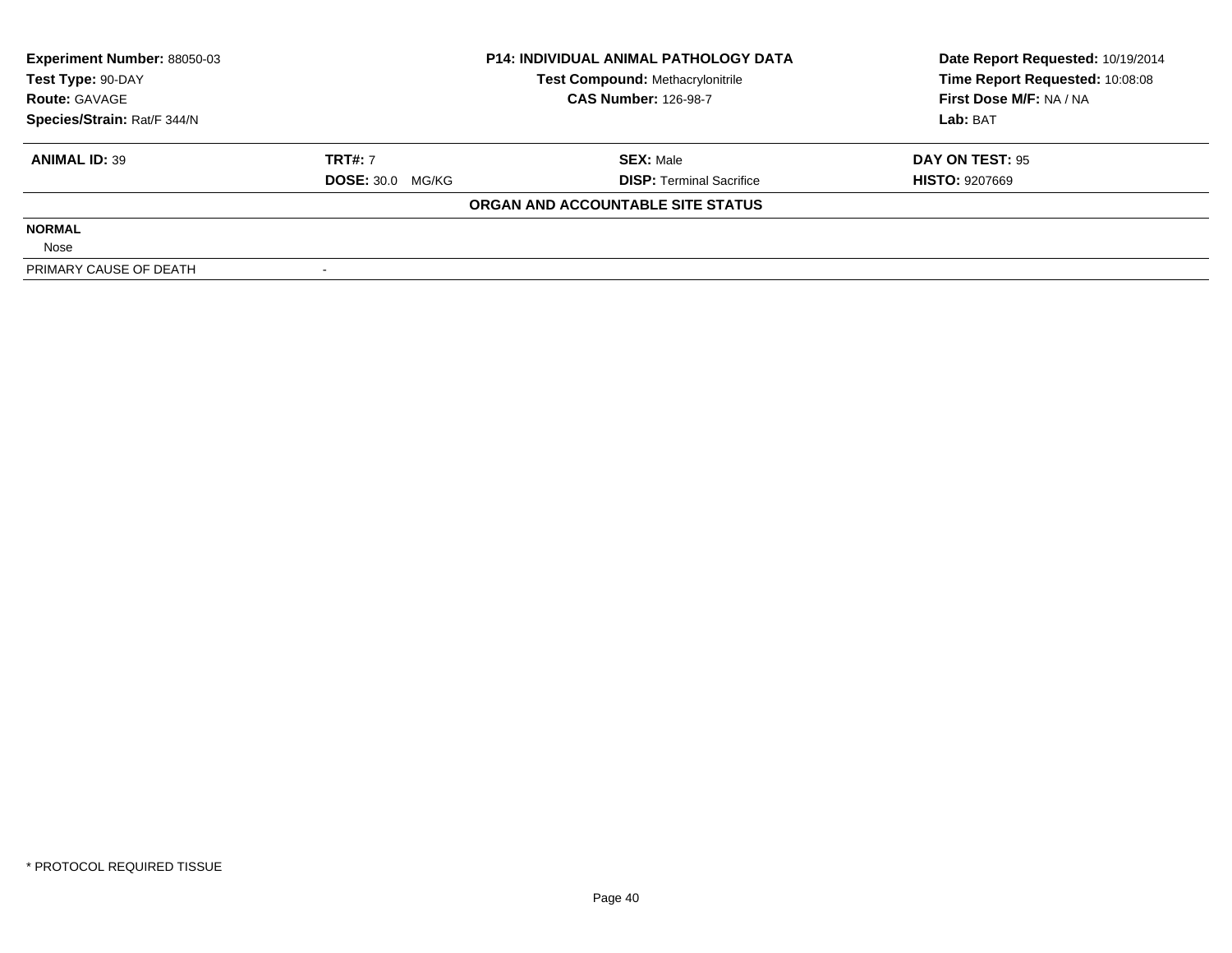| **Experiment Number:** 88050-03 | **P14: INDIVIDUAL ANIMAL PATHOLOGY DATA** | **Date Report Requested:** 10/19/2014 |
|---|---|---|
| **Test Type:** 90-DAY | **Test Compound:** Methacrylonitrile | **Time Report Requested:** 10:08:08 |
| **Route:** GAVAGE | **CAS Number:** 126-98-7 | **First Dose M/F:** NA / NA |
| **Species/Strain:** Rat/F 344/N | | **Lab:** BAT |

| **ANIMAL ID:** 39 | **TRT#:** 7 | **SEX:** Male | **DAY ON TEST:** 95 |
|---|---|---|---|
| | **DOSE:** 30.0 MG/KG | **DISP:** Terminal Sacrifice | **HISTO:** 9207669 |

**ORGAN AND ACCOUNTABLE SITE STATUS**

| | |
|---|---|
| **NORMAL** | |
| Nose | |
| PRIMARY CAUSE OF DEATH | - |

\* PROTOCOL REQUIRED TISSUE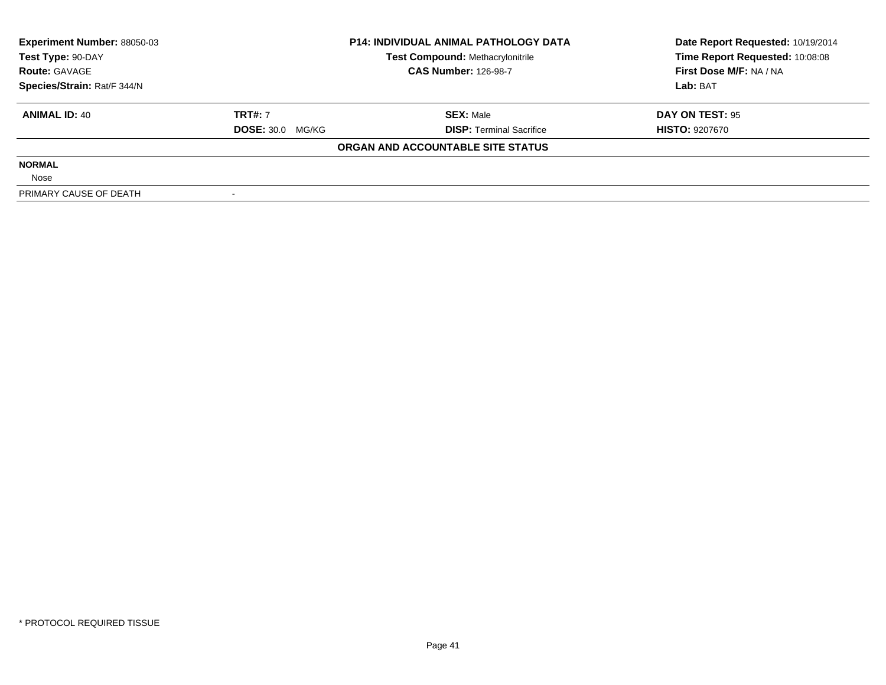**Experiment Number:** 88050-03
**Test Type:** 90-DAY
**Route:** GAVAGE
**Species/Strain:** Rat/F 344/N

**P14: INDIVIDUAL ANIMAL PATHOLOGY DATA**
**Test Compound:** Methacrylonitrile
**CAS Number:** 126-98-7

**Date Report Requested:** 10/19/2014
**Time Report Requested:** 10:08:08
**First Dose M/F:** NA / NA
**Lab:** BAT

| **ANIMAL ID:** 40 | **TRT#:** 7 | **SEX:** Male | **DAY ON TEST:** 95 |
|---|---|---|---|
| | **DOSE:** 30.0 MG/KG | **DISP:** Terminal Sacrifice | **HISTO:** 9207670 |

**ORGAN AND ACCOUNTABLE SITE STATUS**

**NORMAL**
Nose

PRIMARY CAUSE OF DEATH -

* PROTOCOL REQUIRED TISSUE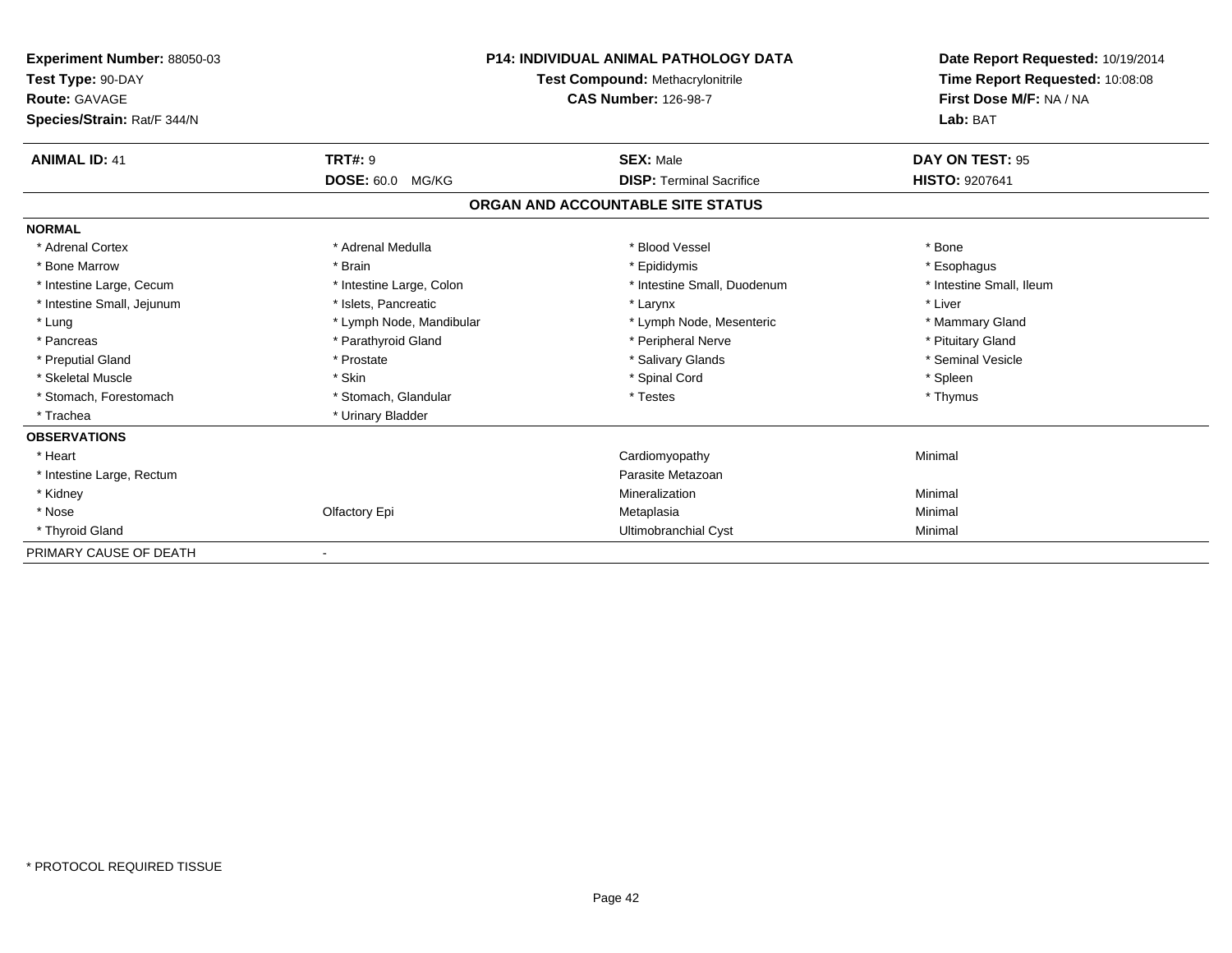**Experiment Number:** 88050-03
**Test Type:** 90-DAY
**Route:** GAVAGE
**Species/Strain:** Rat/F 344/N

**P14: INDIVIDUAL ANIMAL PATHOLOGY DATA**
**Test Compound:** Methacrylonitrile
**CAS Number:** 126-98-7

**Date Report Requested:** 10/19/2014
**Time Report Requested:** 10:08:08
**First Dose M/F:** NA / NA
**Lab:** BAT

| **ANIMAL ID:** 41 | **TRT#:** 9 | **SEX:** Male | **DAY ON TEST:** 95 |
|---|---|---|---|
| | **DOSE:** 60.0 MG/KG | **DISP:** Terminal Sacrifice | **HISTO:** 9207641 |

## ORGAN AND ACCOUNTABLE SITE STATUS

| | | | |
|---|---|---|---|
| **NORMAL** | | | |
| * Adrenal Cortex | * Adrenal Medulla | * Blood Vessel | * Bone |
| * Bone Marrow | * Brain | * Epididymis | * Esophagus |
| * Intestine Large, Cecum | * Intestine Large, Colon | * Intestine Small, Duodenum | * Intestine Small, Ileum |
| * Intestine Small, Jejunum | * Islets, Pancreatic | * Larynx | * Liver |
| * Lung | * Lymph Node, Mandibular | * Lymph Node, Mesenteric | * Mammary Gland |
| * Pancreas | * Parathyroid Gland | * Peripheral Nerve | * Pituitary Gland |
| * Preputial Gland | * Prostate | * Salivary Glands | * Seminal Vesicle |
| * Skeletal Muscle | * Skin | * Spinal Cord | * Spleen |
| * Stomach, Forestomach | * Stomach, Glandular | * Testes | * Thymus |
| * Trachea | * Urinary Bladder | | |
| **OBSERVATIONS** | | | |
| * Heart | | Cardiomyopathy | Minimal |
| * Intestine Large, Rectum | | Parasite Metazoan | |
| * Kidney | | Mineralization | Minimal |
| * Nose | Olfactory Epi | Metaplasia | Minimal |
| * Thyroid Gland | | Ultimobranchial Cyst | Minimal |
| PRIMARY CAUSE OF DEATH | - | | |

\* PROTOCOL REQUIRED TISSUE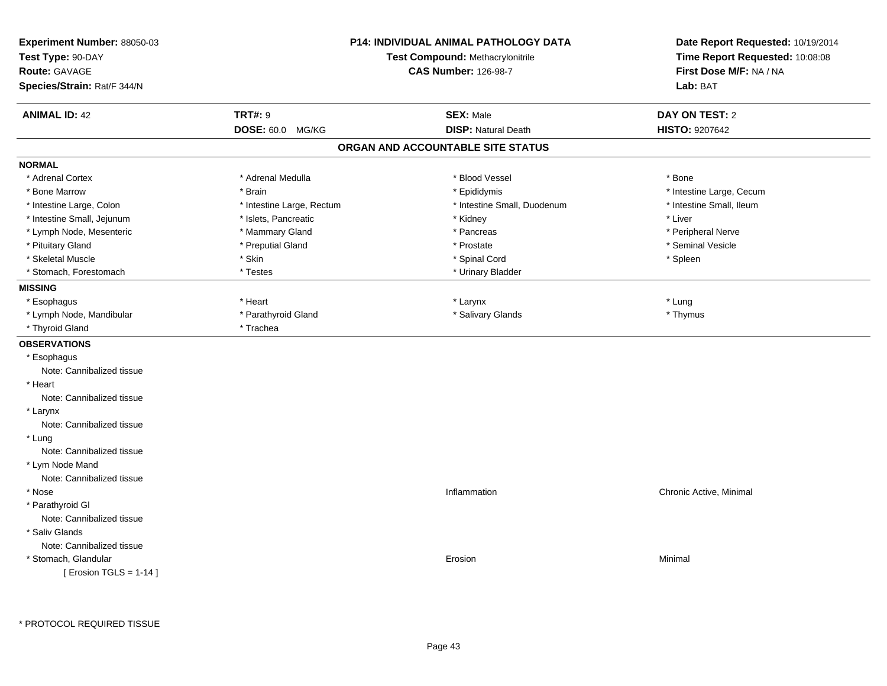**Experiment Number:** 88050-03
**Test Type:** 90-DAY
**Route:** GAVAGE
**Species/Strain:** Rat/F 344/N

**P14: INDIVIDUAL ANIMAL PATHOLOGY DATA**
**Test Compound:** Methacrylonitrile
**CAS Number:** 126-98-7

**Date Report Requested:** 10/19/2014
**Time Report Requested:** 10:08:08
**First Dose M/F:** NA / NA
**Lab:** BAT

| **ANIMAL ID:** 42 | **TRT#:** 9 | **SEX:** Male | **DAY ON TEST:** 2 |
|---|---|---|---|
| | **DOSE:** 60.0 MG/KG | **DISP:** Natural Death | **HISTO:** 9207642 |

## ORGAN AND ACCOUNTABLE SITE STATUS

**NORMAL**

| | | | |
|---|---|---|---|
| * Adrenal Cortex | * Adrenal Medulla | * Blood Vessel | * Bone |
| * Bone Marrow | * Brain | * Epididymis | * Intestine Large, Cecum |
| * Intestine Large, Colon | * Intestine Large, Rectum | * Intestine Small, Duodenum | * Intestine Small, Ileum |
| * Intestine Small, Jejunum | * Islets, Pancreatic | * Kidney | * Liver |
| * Lymph Node, Mesenteric | * Mammary Gland | * Pancreas | * Peripheral Nerve |
| * Pituitary Gland | * Preputial Gland | * Prostate | * Seminal Vesicle |
| * Skeletal Muscle | * Skin | * Spinal Cord | * Spleen |
| * Stomach, Forestomach | * Testes | * Urinary Bladder | |

**MISSING**

| | | | |
|---|---|---|---|
| * Esophagus | * Heart | * Larynx | * Lung |
| * Lymph Node, Mandibular | * Parathyroid Gland | * Salivary Glands | * Thymus |
| * Thyroid Gland | * Trachea | | |

**OBSERVATIONS**

| | | |
|---|---|---|
| * Esophagus | | |
| Note: Cannibalized tissue | | |
| * Heart | | |
| Note: Cannibalized tissue | | |
| * Larynx | | |
| Note: Cannibalized tissue | | |
| * Lung | | |
| Note: Cannibalized tissue | | |
| * Lym Node Mand | | |
| Note: Cannibalized tissue | | |
| * Nose | Inflammation | Chronic Active, Minimal |
| * Parathyroid Gl | | |
| Note: Cannibalized tissue | | |
| * Saliv Glands | | |
| Note: Cannibalized tissue | | |
| * Stomach, Glandular | Erosion | Minimal |
| [ Erosion TGLS = 1-14 ] | | |

* PROTOCOL REQUIRED TISSUE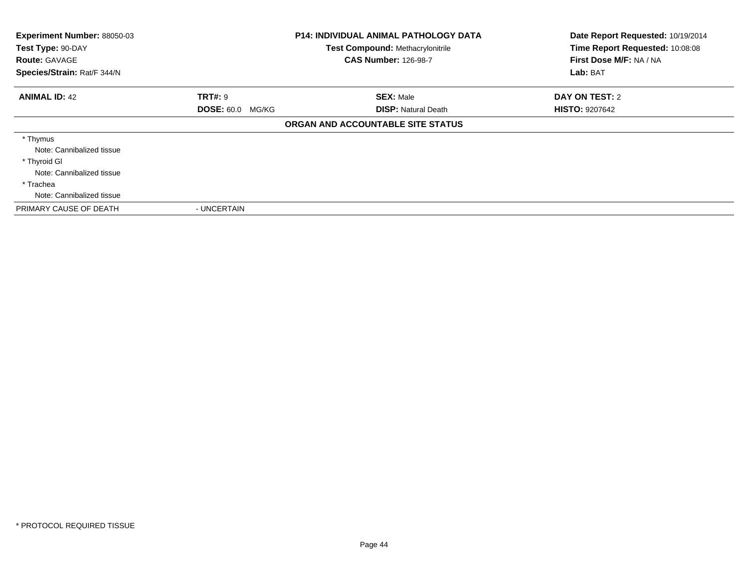**Experiment Number:** 88050-03
**Test Type:** 90-DAY
**Route:** GAVAGE
**Species/Strain:** Rat/F 344/N

## P14: INDIVIDUAL ANIMAL PATHOLOGY DATA

**Test Compound:** Methacrylonitrile
**CAS Number:** 126-98-7

**Date Report Requested:** 10/19/2014
**Time Report Requested:** 10:08:08
**First Dose M/F:** NA / NA
**Lab:** BAT

| **ANIMAL ID:** 42 | **TRT#:** 9 | **SEX:** Male | **DAY ON TEST:** 2 |
|---|---|---|---|
| | **DOSE:** 60.0 MG/KG | **DISP:** Natural Death | **HISTO:** 9207642 |

### ORGAN AND ACCOUNTABLE SITE STATUS

* Thymus
  Note: Cannibalized tissue
* Thyroid Gl
  Note: Cannibalized tissue
* Trachea
  Note: Cannibalized tissue

PRIMARY CAUSE OF DEATH - UNCERTAIN

* PROTOCOL REQUIRED TISSUE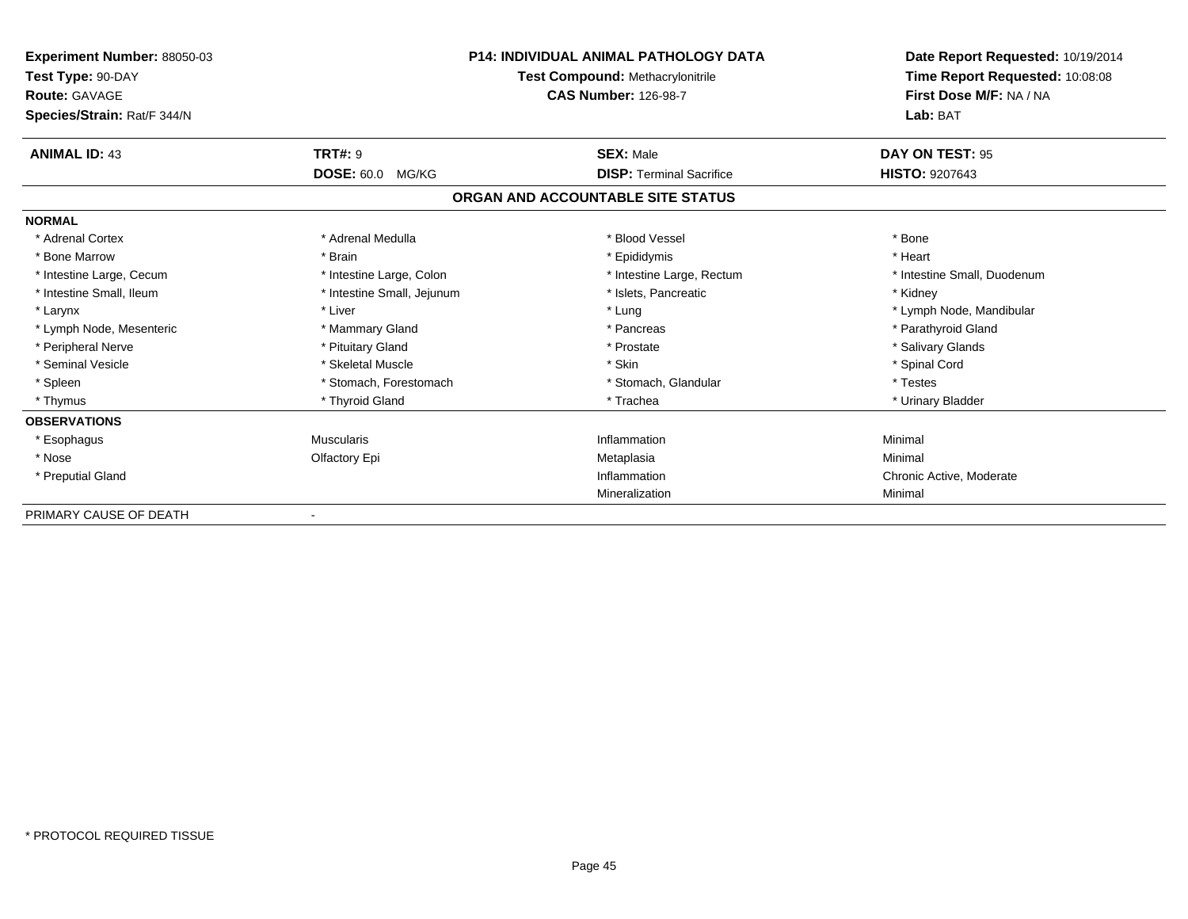**Experiment Number:** 88050-03
**Test Type:** 90-DAY
**Route:** GAVAGE
**Species/Strain:** Rat/F 344/N

**P14: INDIVIDUAL ANIMAL PATHOLOGY DATA**
**Test Compound:** Methacrylonitrile
**CAS Number:** 126-98-7

**Date Report Requested:** 10/19/2014
**Time Report Requested:** 10:08:08
**First Dose M/F:** NA / NA
**Lab:** BAT

| **ANIMAL ID:** 43 | **TRT#:** 9 | **SEX:** Male | **DAY ON TEST:** 95 |
|---|---|---|---|
| | **DOSE:** 60.0 MG/KG | **DISP:** Terminal Sacrifice | **HISTO:** 9207643 |

**ORGAN AND ACCOUNTABLE SITE STATUS**

**NORMAL**

| | | | |
|---|---|---|---|
| * Adrenal Cortex | * Adrenal Medulla | * Blood Vessel | * Bone |
| * Bone Marrow | * Brain | * Epididymis | * Heart |
| * Intestine Large, Cecum | * Intestine Large, Colon | * Intestine Large, Rectum | * Intestine Small, Duodenum |
| * Intestine Small, Ileum | * Intestine Small, Jejunum | * Islets, Pancreatic | * Kidney |
| * Larynx | * Liver | * Lung | * Lymph Node, Mandibular |
| * Lymph Node, Mesenteric | * Mammary Gland | * Pancreas | * Parathyroid Gland |
| * Peripheral Nerve | * Pituitary Gland | * Prostate | * Salivary Glands |
| * Seminal Vesicle | * Skeletal Muscle | * Skin | * Spinal Cord |
| * Spleen | * Stomach, Forestomach | * Stomach, Glandular | * Testes |
| * Thymus | * Thyroid Gland | * Trachea | * Urinary Bladder |

**OBSERVATIONS**

| | | | |
|---|---|---|---|
| * Esophagus | Muscularis | Inflammation | Minimal |
| * Nose | Olfactory Epi | Metaplasia | Minimal |
| * Preputial Gland | | Inflammation | Chronic Active, Moderate |
| | | Mineralization | Minimal |

PRIMARY CAUSE OF DEATH -

* PROTOCOL REQUIRED TISSUE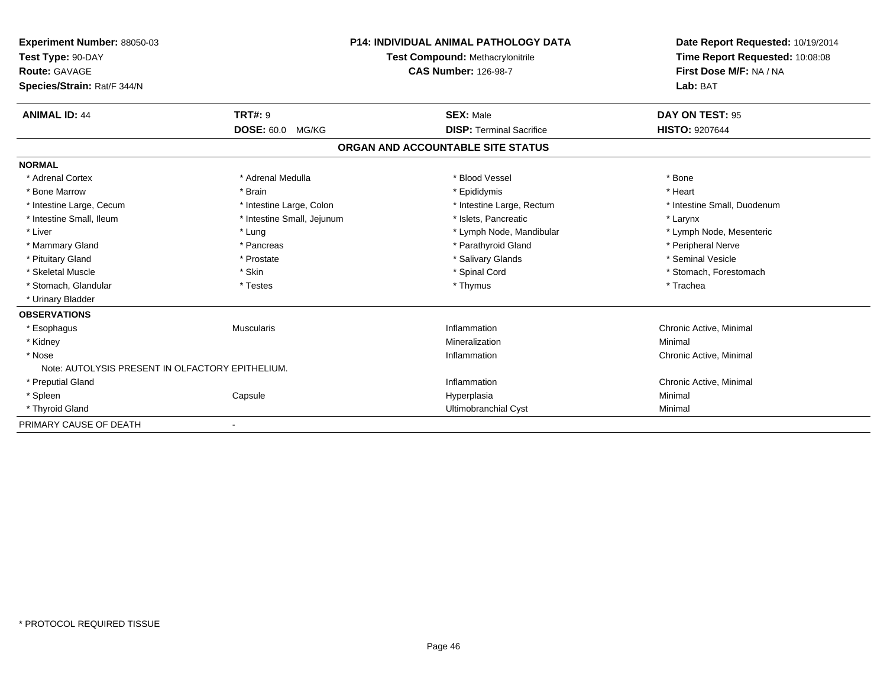**Experiment Number:** 88050-03
**Test Type:** 90-DAY
**Route:** GAVAGE
**Species/Strain:** Rat/F 344/N

**P14: INDIVIDUAL ANIMAL PATHOLOGY DATA**
**Test Compound:** Methacrylonitrile
**CAS Number:** 126-98-7

**Date Report Requested:** 10/19/2014
**Time Report Requested:** 10:08:08
**First Dose M/F:** NA / NA
**Lab:** BAT

| **ANIMAL ID:** 44 | **TRT#:** 9 | **SEX:** Male | **DAY ON TEST:** 95 |
|---|---|---|---|
| | **DOSE:** 60.0 MG/KG | **DISP:** Terminal Sacrifice | **HISTO:** 9207644 |

## ORGAN AND ACCOUNTABLE SITE STATUS

**NORMAL**

| | | | |
|---|---|---|---|
| * Adrenal Cortex | * Adrenal Medulla | * Blood Vessel | * Bone |
| * Bone Marrow | * Brain | * Epididymis | * Heart |
| * Intestine Large, Cecum | * Intestine Large, Colon | * Intestine Large, Rectum | * Intestine Small, Duodenum |
| * Intestine Small, Ileum | * Intestine Small, Jejunum | * Islets, Pancreatic | * Larynx |
| * Liver | * Lung | * Lymph Node, Mandibular | * Lymph Node, Mesenteric |
| * Mammary Gland | * Pancreas | * Parathyroid Gland | * Peripheral Nerve |
| * Pituitary Gland | * Prostate | * Salivary Glands | * Seminal Vesicle |
| * Skeletal Muscle | * Skin | * Spinal Cord | * Stomach, Forestomach |
| * Stomach, Glandular | * Testes | * Thymus | * Trachea |
| * Urinary Bladder | | | |

**OBSERVATIONS**

| | | | |
|---|---|---|---|
| * Esophagus | Muscularis | Inflammation | Chronic Active, Minimal |
| * Kidney | | Mineralization | Minimal |
| * Nose | | Inflammation | Chronic Active, Minimal |
| Note: AUTOLYSIS PRESENT IN OLFACTORY EPITHELIUM. | | | |
| * Preputial Gland | | Inflammation | Chronic Active, Minimal |
| * Spleen | Capsule | Hyperplasia | Minimal |
| * Thyroid Gland | | Ultimobranchial Cyst | Minimal |

PRIMARY CAUSE OF DEATH -

* PROTOCOL REQUIRED TISSUE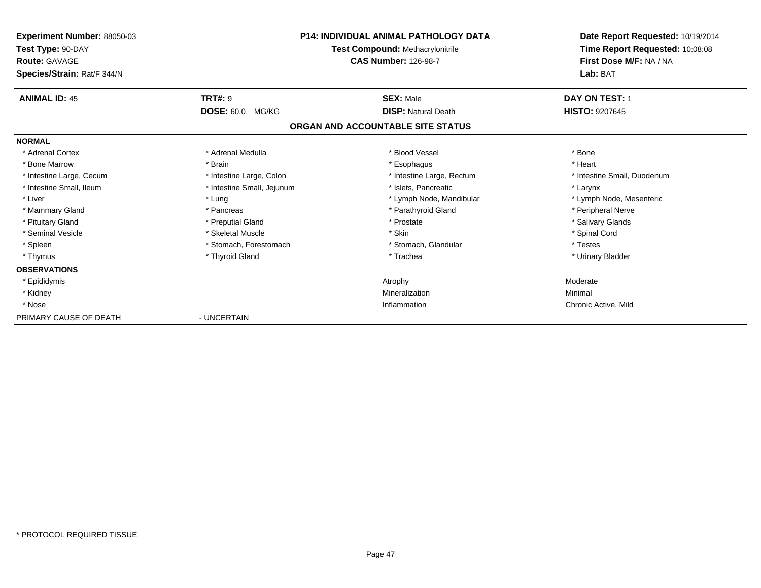**Experiment Number:** 88050-03
**Test Type:** 90-DAY
**Route:** GAVAGE
**Species/Strain:** Rat/F 344/N

**P14: INDIVIDUAL ANIMAL PATHOLOGY DATA**
**Test Compound:** Methacrylonitrile
**CAS Number:** 126-98-7

**Date Report Requested:** 10/19/2014
**Time Report Requested:** 10:08:08
**First Dose M/F:** NA / NA
**Lab:** BAT

| **ANIMAL ID:** 45 | **TRT#:** 9 | **SEX:** Male | **DAY ON TEST:** 1 |
|---|---|---|---|
| | **DOSE:** 60.0 MG/KG | **DISP:** Natural Death | **HISTO:** 9207645 |

## ORGAN AND ACCOUNTABLE SITE STATUS

**NORMAL**

| | | | |
|---|---|---|---|
| * Adrenal Cortex | * Adrenal Medulla | * Blood Vessel | * Bone |
| * Bone Marrow | * Brain | * Esophagus | * Heart |
| * Intestine Large, Cecum | * Intestine Large, Colon | * Intestine Large, Rectum | * Intestine Small, Duodenum |
| * Intestine Small, Ileum | * Intestine Small, Jejunum | * Islets, Pancreatic | * Larynx |
| * Liver | * Lung | * Lymph Node, Mandibular | * Lymph Node, Mesenteric |
| * Mammary Gland | * Pancreas | * Parathyroid Gland | * Peripheral Nerve |
| * Pituitary Gland | * Preputial Gland | * Prostate | * Salivary Glands |
| * Seminal Vesicle | * Skeletal Muscle | * Skin | * Spinal Cord |
| * Spleen | * Stomach, Forestomach | * Stomach, Glandular | * Testes |
| * Thymus | * Thyroid Gland | * Trachea | * Urinary Bladder |

**OBSERVATIONS**

| | | |
|---|---|---|
| * Epididymis | Atrophy | Moderate |
| * Kidney | Mineralization | Minimal |
| * Nose | Inflammation | Chronic Active, Mild |

PRIMARY CAUSE OF DEATH - UNCERTAIN

* PROTOCOL REQUIRED TISSUE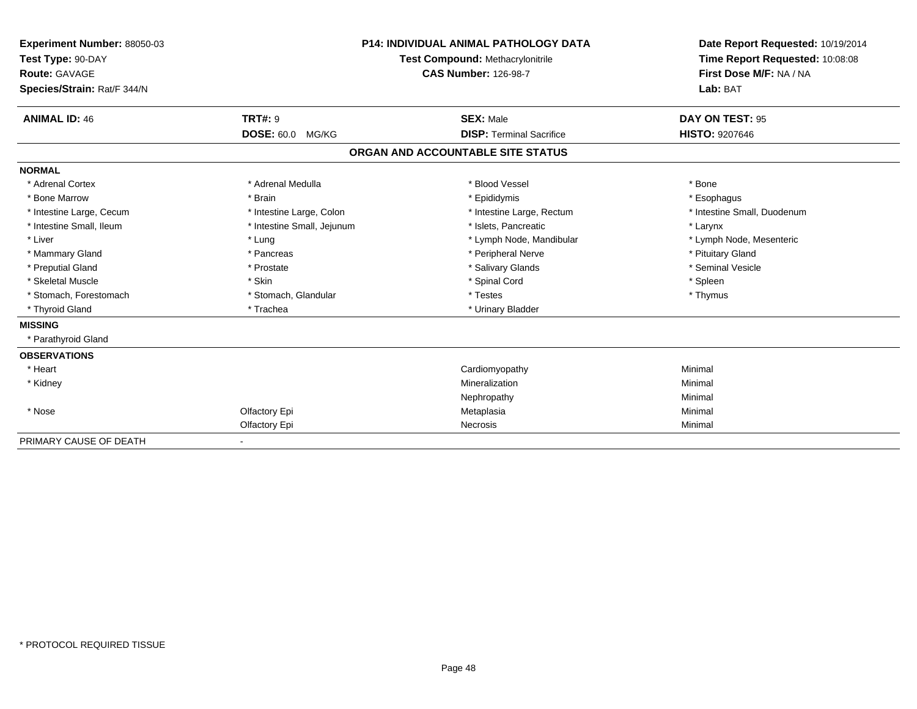**Experiment Number:** 88050-03
**Test Type:** 90-DAY
**Route:** GAVAGE
**Species/Strain:** Rat/F 344/N

**P14: INDIVIDUAL ANIMAL PATHOLOGY DATA**
**Test Compound:** Methacrylonitrile
**CAS Number:** 126-98-7

**Date Report Requested:** 10/19/2014
**Time Report Requested:** 10:08:08
**First Dose M/F:** NA / NA
**Lab:** BAT

| **ANIMAL ID:** 46 | **TRT#:** 9 | **SEX:** Male | **DAY ON TEST:** 95 |
|---|---|---|---|
| | **DOSE:** 60.0 MG/KG | **DISP:** Terminal Sacrifice | **HISTO:** 9207646 |

## ORGAN AND ACCOUNTABLE SITE STATUS

| | | | |
|---|---|---|---|
| **NORMAL** | | | |
| * Adrenal Cortex | * Adrenal Medulla | * Blood Vessel | * Bone |
| * Bone Marrow | * Brain | * Epididymis | * Esophagus |
| * Intestine Large, Cecum | * Intestine Large, Colon | * Intestine Large, Rectum | * Intestine Small, Duodenum |
| * Intestine Small, Ileum | * Intestine Small, Jejunum | * Islets, Pancreatic | * Larynx |
| * Liver | * Lung | * Lymph Node, Mandibular | * Lymph Node, Mesenteric |
| * Mammary Gland | * Pancreas | * Peripheral Nerve | * Pituitary Gland |
| * Preputial Gland | * Prostate | * Salivary Glands | * Seminal Vesicle |
| * Skeletal Muscle | * Skin | * Spinal Cord | * Spleen |
| * Stomach, Forestomach | * Stomach, Glandular | * Testes | * Thymus |
| * Thyroid Gland | * Trachea | * Urinary Bladder | |
| **MISSING** | | | |
| * Parathyroid Gland | | | |
| **OBSERVATIONS** | | | |
| * Heart | | Cardiomyopathy | Minimal |
| * Kidney | | Mineralization | Minimal |
| | | Nephropathy | Minimal |
| * Nose | Olfactory Epi | Metaplasia | Minimal |
| | Olfactory Epi | Necrosis | Minimal |
| PRIMARY CAUSE OF DEATH | - | | |

* PROTOCOL REQUIRED TISSUE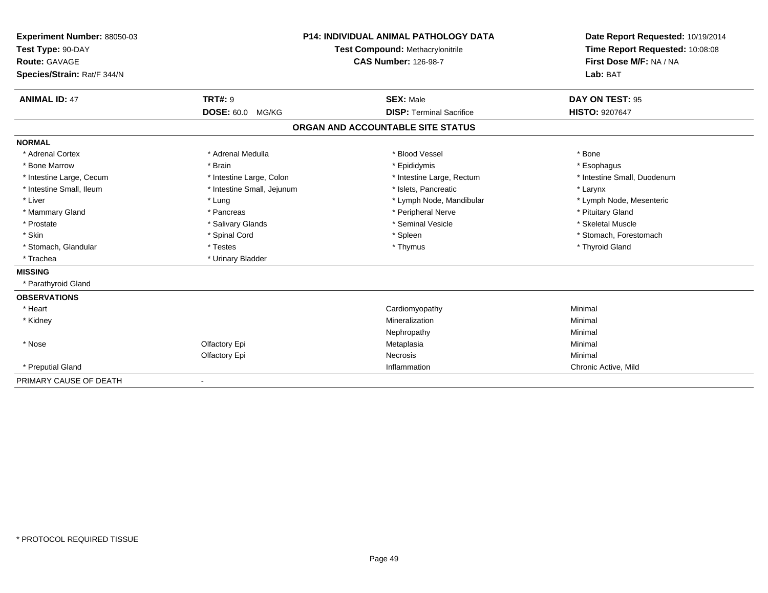**Experiment Number:** 88050-03
**Test Type:** 90-DAY
**Route:** GAVAGE
**Species/Strain:** Rat/F 344/N

**P14: INDIVIDUAL ANIMAL PATHOLOGY DATA**
**Test Compound:** Methacrylonitrile
**CAS Number:** 126-98-7

**Date Report Requested:** 10/19/2014
**Time Report Requested:** 10:08:08
**First Dose M/F:** NA / NA
**Lab:** BAT

| **ANIMAL ID:** 47 | **TRT#:** 9 | **SEX:** Male | **DAY ON TEST:** 95 |
|---|---|---|---|
| | **DOSE:** 60.0 MG/KG | **DISP:** Terminal Sacrifice | **HISTO:** 9207647 |

## ORGAN AND ACCOUNTABLE SITE STATUS

| | | | |
|---|---|---|---|
| **NORMAL** | | | |
| * Adrenal Cortex | * Adrenal Medulla | * Blood Vessel | * Bone |
| * Bone Marrow | * Brain | * Epididymis | * Esophagus |
| * Intestine Large, Cecum | * Intestine Large, Colon | * Intestine Large, Rectum | * Intestine Small, Duodenum |
| * Intestine Small, Ileum | * Intestine Small, Jejunum | * Islets, Pancreatic | * Larynx |
| * Liver | * Lung | * Lymph Node, Mandibular | * Lymph Node, Mesenteric |
| * Mammary Gland | * Pancreas | * Peripheral Nerve | * Pituitary Gland |
| * Prostate | * Salivary Glands | * Seminal Vesicle | * Skeletal Muscle |
| * Skin | * Spinal Cord | * Spleen | * Stomach, Forestomach |
| * Stomach, Glandular | * Testes | * Thymus | * Thyroid Gland |
| * Trachea | * Urinary Bladder | | |
| **MISSING** | | | |
| * Parathyroid Gland | | | |
| **OBSERVATIONS** | | | |
| * Heart | | Cardiomyopathy | Minimal |
| * Kidney | | Mineralization | Minimal |
| | | Nephropathy | Minimal |
| * Nose | Olfactory Epi | Metaplasia | Minimal |
| | Olfactory Epi | Necrosis | Minimal |
| * Preputial Gland | | Inflammation | Chronic Active, Mild |
| PRIMARY CAUSE OF DEATH | - | | |

* PROTOCOL REQUIRED TISSUE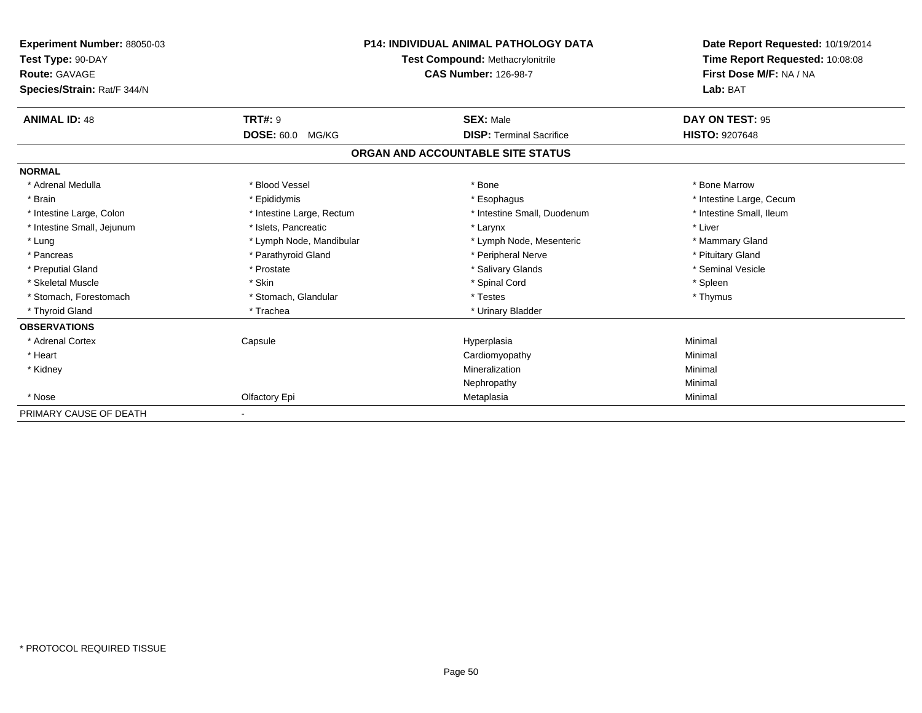**Experiment Number:** 88050-03
**Test Type:** 90-DAY
**Route:** GAVAGE
**Species/Strain:** Rat/F 344/N

**P14: INDIVIDUAL ANIMAL PATHOLOGY DATA**
**Test Compound:** Methacrylonitrile
**CAS Number:** 126-98-7

**Date Report Requested:** 10/19/2014
**Time Report Requested:** 10:08:08
**First Dose M/F:** NA / NA
**Lab:** BAT

| **ANIMAL ID:** 48 | **TRT#:** 9 | **SEX:** Male | **DAY ON TEST:** 95 |
|---|---|---|---|
| | **DOSE:** 60.0 MG/KG | **DISP:** Terminal Sacrifice | **HISTO:** 9207648 |

## ORGAN AND ACCOUNTABLE SITE STATUS

| | | | |
|---|---|---|---|
| **NORMAL** | | | |
| * Adrenal Medulla | * Blood Vessel | * Bone | * Bone Marrow |
| * Brain | * Epididymis | * Esophagus | * Intestine Large, Cecum |
| * Intestine Large, Colon | * Intestine Large, Rectum | * Intestine Small, Duodenum | * Intestine Small, Ileum |
| * Intestine Small, Jejunum | * Islets, Pancreatic | * Larynx | * Liver |
| * Lung | * Lymph Node, Mandibular | * Lymph Node, Mesenteric | * Mammary Gland |
| * Pancreas | * Parathyroid Gland | * Peripheral Nerve | * Pituitary Gland |
| * Preputial Gland | * Prostate | * Salivary Glands | * Seminal Vesicle |
| * Skeletal Muscle | * Skin | * Spinal Cord | * Spleen |
| * Stomach, Forestomach | * Stomach, Glandular | * Testes | * Thymus |
| * Thyroid Gland | * Trachea | * Urinary Bladder | |
| **OBSERVATIONS** | | | |
| * Adrenal Cortex | Capsule | Hyperplasia | Minimal |
| * Heart | | Cardiomyopathy | Minimal |
| * Kidney | | Mineralization | Minimal |
| | | Nephropathy | Minimal |
| * Nose | Olfactory Epi | Metaplasia | Minimal |
| PRIMARY CAUSE OF DEATH | - | | |

* PROTOCOL REQUIRED TISSUE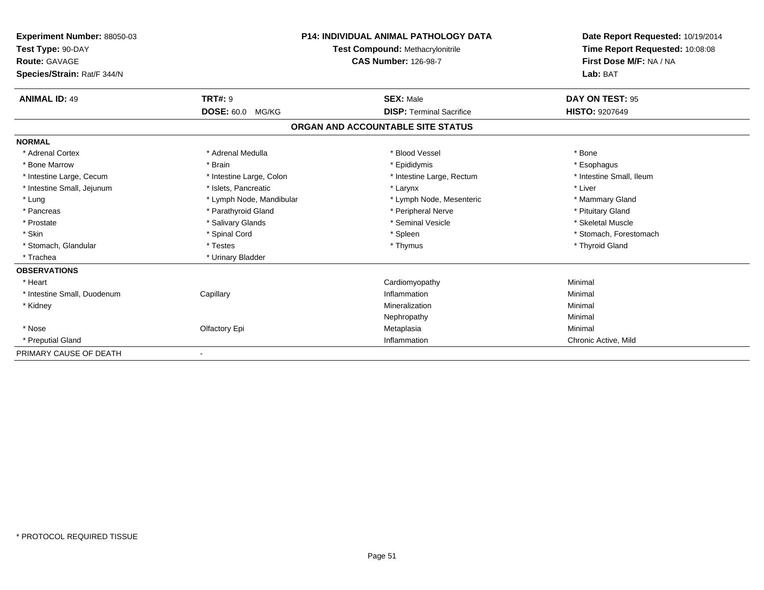**Experiment Number:** 88050-03
**Test Type:** 90-DAY
**Route:** GAVAGE
**Species/Strain:** Rat/F 344/N

**P14: INDIVIDUAL ANIMAL PATHOLOGY DATA**
**Test Compound:** Methacrylonitrile
**CAS Number:** 126-98-7

**Date Report Requested:** 10/19/2014
**Time Report Requested:** 10:08:08
**First Dose M/F:** NA / NA
**Lab:** BAT

| **ANIMAL ID:** 49 | **TRT#:** 9 | **SEX:** Male | **DAY ON TEST:** 95 |
|---|---|---|---|
| | **DOSE:** 60.0 MG/KG | **DISP:** Terminal Sacrifice | **HISTO:** 9207649 |

**ORGAN AND ACCOUNTABLE SITE STATUS**

**NORMAL**

| | | | |
|---|---|---|---|
| * Adrenal Cortex | * Adrenal Medulla | * Blood Vessel | * Bone |
| * Bone Marrow | * Brain | * Epididymis | * Esophagus |
| * Intestine Large, Cecum | * Intestine Large, Colon | * Intestine Large, Rectum | * Intestine Small, Ileum |
| * Intestine Small, Jejunum | * Islets, Pancreatic | * Larynx | * Liver |
| * Lung | * Lymph Node, Mandibular | * Lymph Node, Mesenteric | * Mammary Gland |
| * Pancreas | * Parathyroid Gland | * Peripheral Nerve | * Pituitary Gland |
| * Prostate | * Salivary Glands | * Seminal Vesicle | * Skeletal Muscle |
| * Skin | * Spinal Cord | * Spleen | * Stomach, Forestomach |
| * Stomach, Glandular | * Testes | * Thymus | * Thyroid Gland |
| * Trachea | * Urinary Bladder | | |

**OBSERVATIONS**

| | | | |
|---|---|---|---|
| * Heart | | Cardiomyopathy | Minimal |
| * Intestine Small, Duodenum | Capillary | Inflammation | Minimal |
| * Kidney | | Mineralization | Minimal |
| | | Nephropathy | Minimal |
| * Nose | Olfactory Epi | Metaplasia | Minimal |
| * Preputial Gland | | Inflammation | Chronic Active, Mild |

PRIMARY CAUSE OF DEATH -

* PROTOCOL REQUIRED TISSUE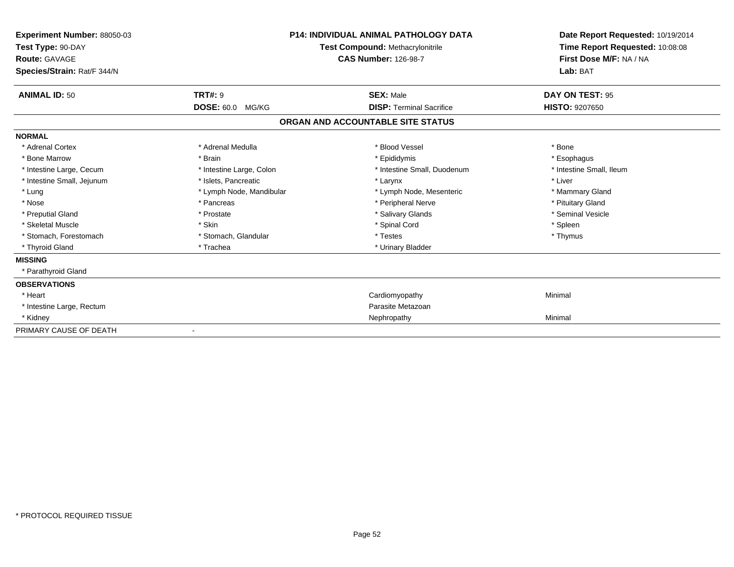**Experiment Number:** 88050-03
**Test Type:** 90-DAY
**Route:** GAVAGE
**Species/Strain:** Rat/F 344/N

**P14: INDIVIDUAL ANIMAL PATHOLOGY DATA**
**Test Compound:** Methacrylonitrile
**CAS Number:** 126-98-7

**Date Report Requested:** 10/19/2014
**Time Report Requested:** 10:08:08
**First Dose M/F:** NA / NA
**Lab:** BAT

| **ANIMAL ID:** 50 | **TRT#:** 9 | **SEX:** Male | **DAY ON TEST:** 95 |
|---|---|---|---|
| | **DOSE:** 60.0 MG/KG | **DISP:** Terminal Sacrifice | **HISTO:** 9207650 |

## ORGAN AND ACCOUNTABLE SITE STATUS

**NORMAL**

| | | | |
|---|---|---|---|
| * Adrenal Cortex | * Adrenal Medulla | * Blood Vessel | * Bone |
| * Bone Marrow | * Brain | * Epididymis | * Esophagus |
| * Intestine Large, Cecum | * Intestine Large, Colon | * Intestine Small, Duodenum | * Intestine Small, Ileum |
| * Intestine Small, Jejunum | * Islets, Pancreatic | * Larynx | * Liver |
| * Lung | * Lymph Node, Mandibular | * Lymph Node, Mesenteric | * Mammary Gland |
| * Nose | * Pancreas | * Peripheral Nerve | * Pituitary Gland |
| * Preputial Gland | * Prostate | * Salivary Glands | * Seminal Vesicle |
| * Skeletal Muscle | * Skin | * Spinal Cord | * Spleen |
| * Stomach, Forestomach | * Stomach, Glandular | * Testes | * Thymus |
| * Thyroid Gland | * Trachea | * Urinary Bladder | |

**MISSING**

* Parathyroid Gland

**OBSERVATIONS**

| | | |
|---|---|---|
| * Heart | Cardiomyopathy | Minimal |
| * Intestine Large, Rectum | Parasite Metazoan | |
| * Kidney | Nephropathy | Minimal |

PRIMARY CAUSE OF DEATH -

\* PROTOCOL REQUIRED TISSUE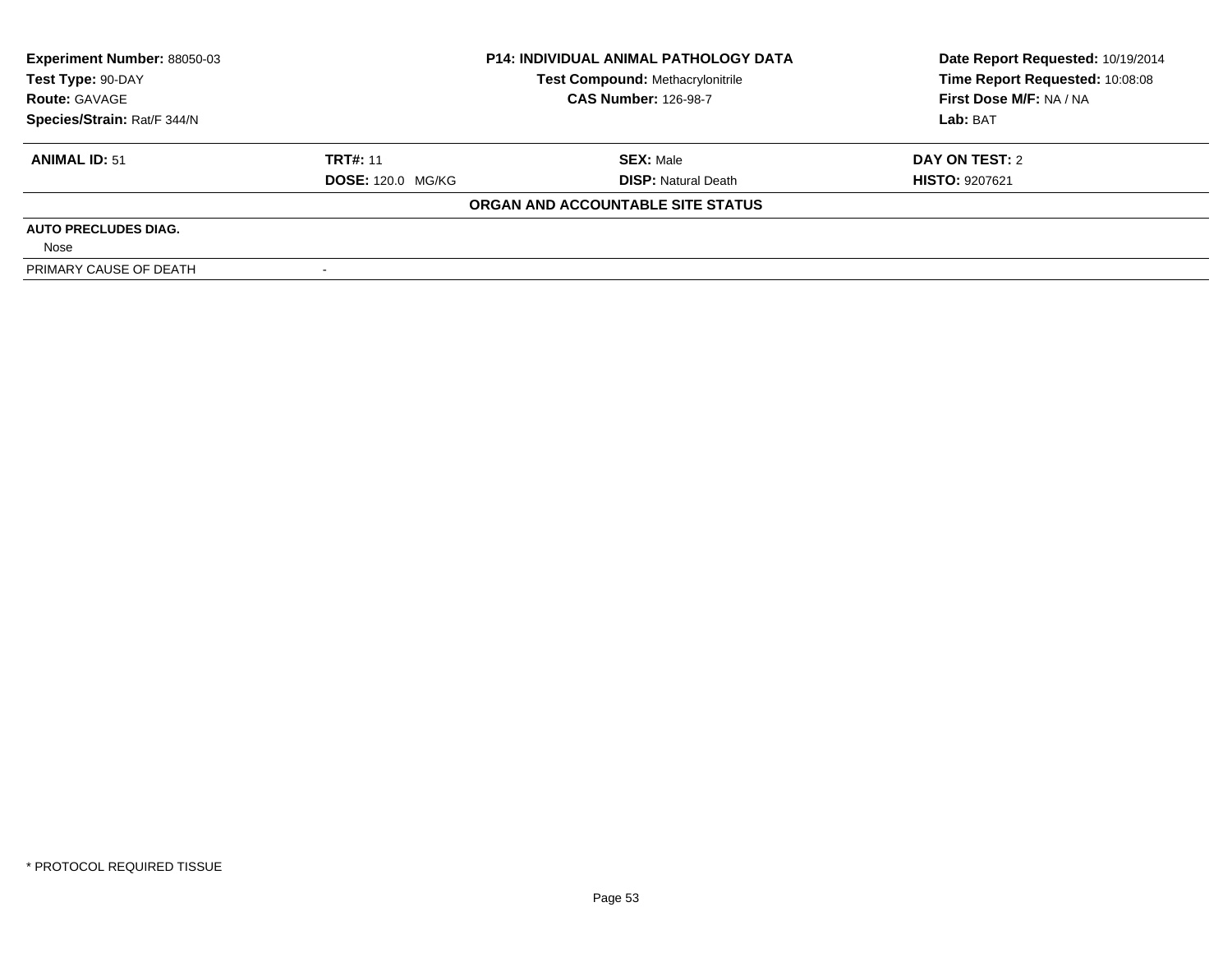**Experiment Number:** 88050-03
**Test Type:** 90-DAY
**Route:** GAVAGE
**Species/Strain:** Rat/F 344/N

**P14: INDIVIDUAL ANIMAL PATHOLOGY DATA**
**Test Compound:** Methacrylonitrile
**CAS Number:** 126-98-7

**Date Report Requested:** 10/19/2014
**Time Report Requested:** 10:08:08
**First Dose M/F:** NA / NA
**Lab:** BAT

| **ANIMAL ID:** 51 | **TRT#:** 11 | **SEX:** Male | **DAY ON TEST:** 2 |
|---|---|---|---|
| | **DOSE:** 120.0 MG/KG | **DISP:** Natural Death | **HISTO:** 9207621 |

**ORGAN AND ACCOUNTABLE SITE STATUS**

**AUTO PRECLUDES DIAG.**

Nose

| PRIMARY CAUSE OF DEATH | - |
|---|---|

* PROTOCOL REQUIRED TISSUE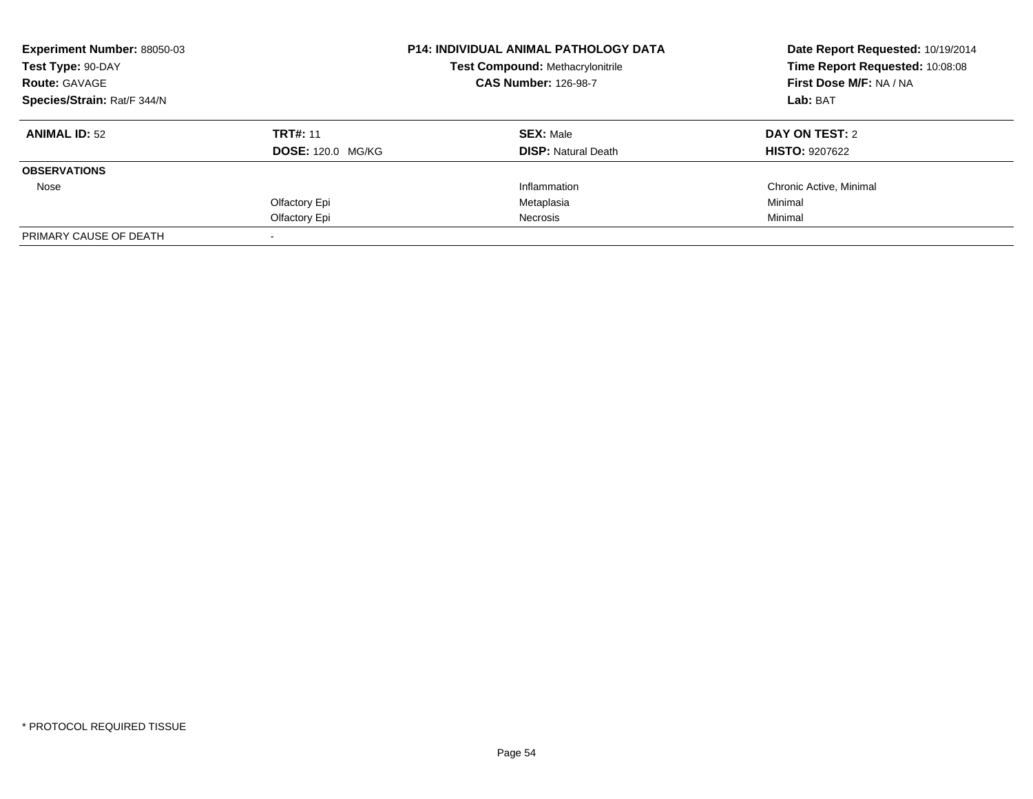**Experiment Number:** 88050-03
**Test Type:** 90-DAY
**Route:** GAVAGE
**Species/Strain:** Rat/F 344/N

**P14: INDIVIDUAL ANIMAL PATHOLOGY DATA**
**Test Compound:** Methacrylonitrile
**CAS Number:** 126-98-7

**Date Report Requested:** 10/19/2014
**Time Report Requested:** 10:08:08
**First Dose M/F:** NA / NA
**Lab:** BAT

| **ANIMAL ID:** 52 | **TRT#:** 11 | **SEX:** Male | **DAY ON TEST:** 2 |
|---|---|---|---|
| | **DOSE:** 120.0 MG/KG | **DISP:** Natural Death | **HISTO:** 9207622 |
| **OBSERVATIONS** | | | |
| Nose | | Inflammation | Chronic Active, Minimal |
| | Olfactory Epi | Metaplasia | Minimal |
| | Olfactory Epi | Necrosis | Minimal |
| PRIMARY CAUSE OF DEATH | - | | |

* PROTOCOL REQUIRED TISSUE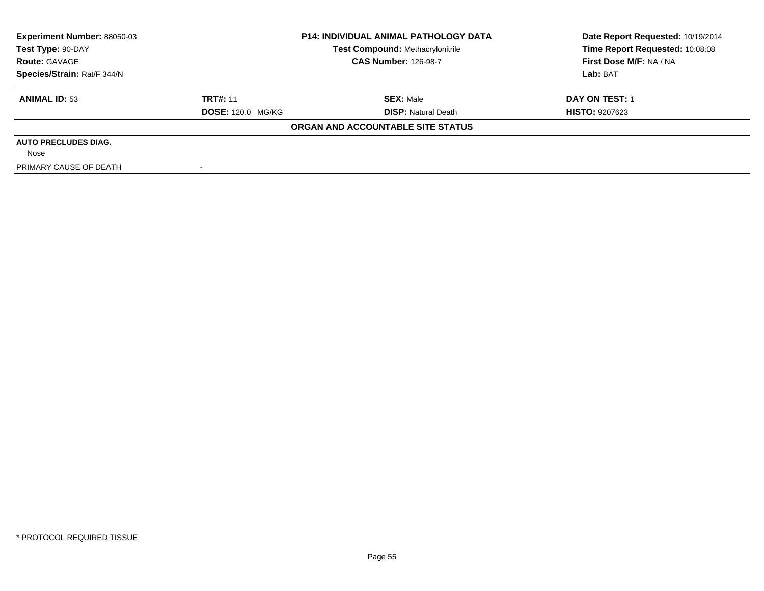**Experiment Number:** 88050-03
**Test Type:** 90-DAY
**Route:** GAVAGE
**Species/Strain:** Rat/F 344/N

**P14: INDIVIDUAL ANIMAL PATHOLOGY DATA**
**Test Compound:** Methacrylonitrile
**CAS Number:** 126-98-7

**Date Report Requested:** 10/19/2014
**Time Report Requested:** 10:08:08
**First Dose M/F:** NA / NA
**Lab:** BAT

| **ANIMAL ID:** 53 | **TRT#:** 11 | **SEX:** Male | **DAY ON TEST:** 1 |
|---|---|---|---|
| | **DOSE:** 120.0 MG/KG | **DISP:** Natural Death | **HISTO:** 9207623 |

**ORGAN AND ACCOUNTABLE SITE STATUS**

**AUTO PRECLUDES DIAG.**
Nose

| PRIMARY CAUSE OF DEATH | - |
|---|---|

* PROTOCOL REQUIRED TISSUE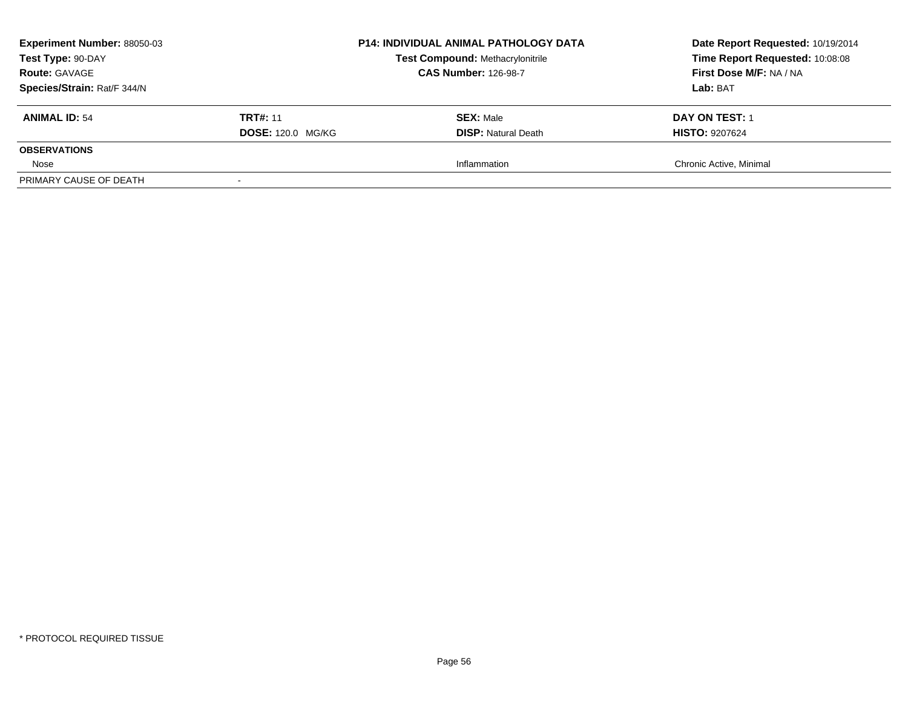| **Experiment Number:** 88050-03 | **P14: INDIVIDUAL ANIMAL PATHOLOGY DATA** | **Date Report Requested:** 10/19/2014 |
|---|---|---|
| **Test Type:** 90-DAY | **Test Compound:** Methacrylonitrile | **Time Report Requested:** 10:08:08 |
| **Route:** GAVAGE | **CAS Number:** 126-98-7 | **First Dose M/F:** NA / NA |
| **Species/Strain:** Rat/F 344/N | | **Lab:** BAT |

| **ANIMAL ID:** 54 | **TRT#:** 11 | **SEX:** Male | **DAY ON TEST:** 1 |
|---|---|---|---|
| | **DOSE:** 120.0 MG/KG | **DISP:** Natural Death | **HISTO:** 9207624 |
| **OBSERVATIONS** | | | |
| Nose | | Inflammation | Chronic Active, Minimal |
| PRIMARY CAUSE OF DEATH | - | | |

\* PROTOCOL REQUIRED TISSUE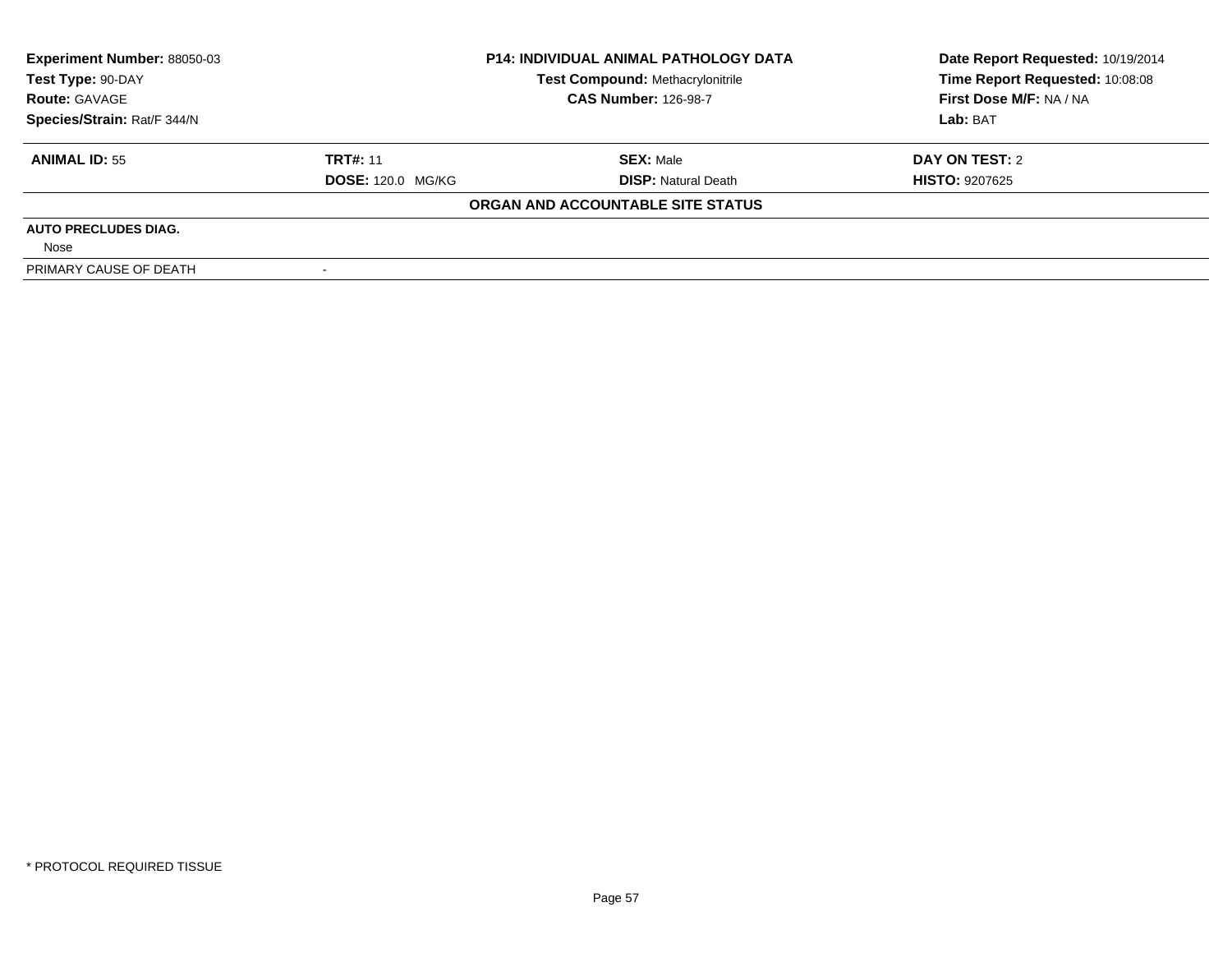**Experiment Number:** 88050-03
**Test Type:** 90-DAY
**Route:** GAVAGE
**Species/Strain:** Rat/F 344/N

**P14: INDIVIDUAL ANIMAL PATHOLOGY DATA**
**Test Compound:** Methacrylonitrile
**CAS Number:** 126-98-7

**Date Report Requested:** 10/19/2014
**Time Report Requested:** 10:08:08
**First Dose M/F:** NA / NA
**Lab:** BAT

| **ANIMAL ID:** 55 | **TRT#:** 11 | **SEX:** Male | **DAY ON TEST:** 2 |
|---|---|---|---|
| | **DOSE:** 120.0 MG/KG | **DISP:** Natural Death | **HISTO:** 9207625 |

**ORGAN AND ACCOUNTABLE SITE STATUS**

| | |
|---|---|
| **AUTO PRECLUDES DIAG.** | |
| Nose | |
| PRIMARY CAUSE OF DEATH | - |

* PROTOCOL REQUIRED TISSUE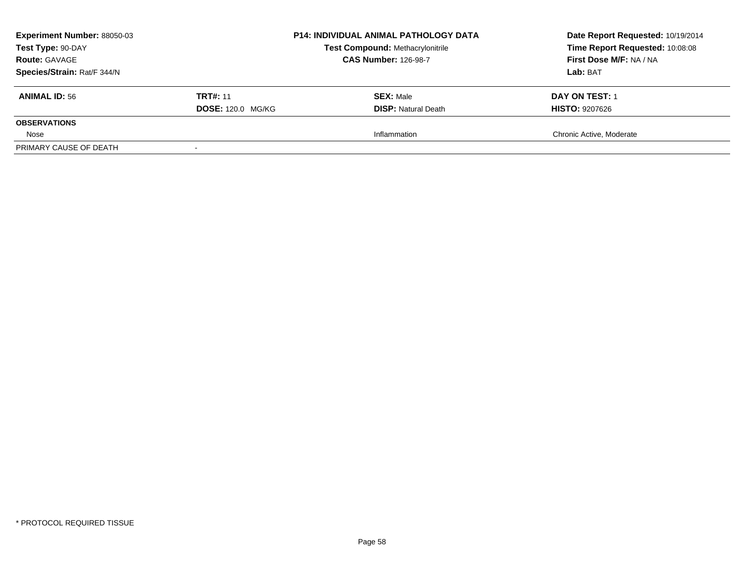**Experiment Number:** 88050-03
**Test Type:** 90-DAY
**Route:** GAVAGE
**Species/Strain:** Rat/F 344/N

**P14: INDIVIDUAL ANIMAL PATHOLOGY DATA**
**Test Compound:** Methacrylonitrile
**CAS Number:** 126-98-7

**Date Report Requested:** 10/19/2014
**Time Report Requested:** 10:08:08
**First Dose M/F:** NA / NA
**Lab:** BAT

| **ANIMAL ID:** 56 | **TRT#:** 11 | **SEX:** Male | **DAY ON TEST:** 1 |
|---|---|---|---|
| | **DOSE:** 120.0 MG/KG | **DISP:** Natural Death | **HISTO:** 9207626 |
| **OBSERVATIONS** | | | |
| Nose | | Inflammation | Chronic Active, Moderate |
| PRIMARY CAUSE OF DEATH | - | | |

* PROTOCOL REQUIRED TISSUE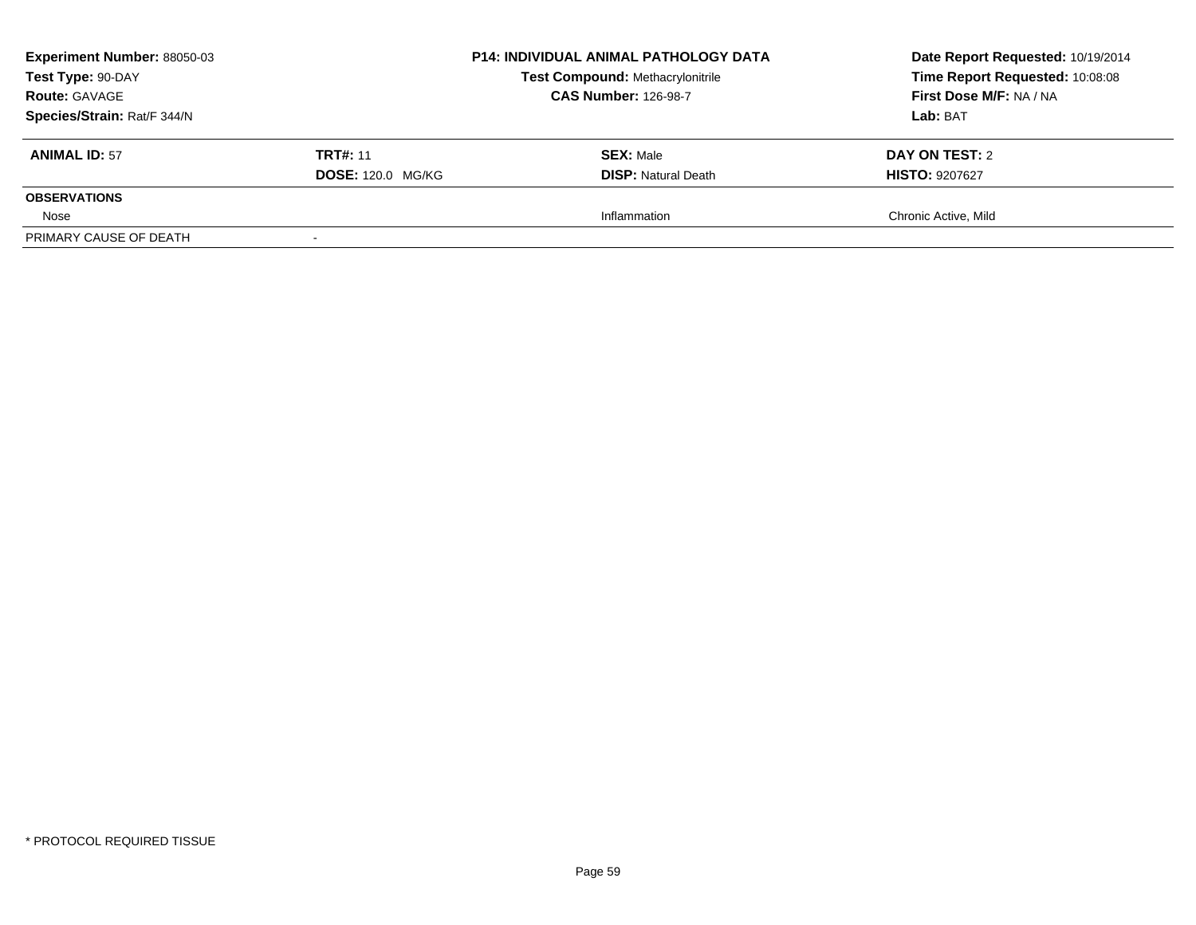| **Experiment Number:** 88050-03 | **P14: INDIVIDUAL ANIMAL PATHOLOGY DATA** | **Date Report Requested:** 10/19/2014 |
|---|---|---|
| **Test Type:** 90-DAY | **Test Compound:** Methacrylonitrile | **Time Report Requested:** 10:08:08 |
| **Route:** GAVAGE | **CAS Number:** 126-98-7 | **First Dose M/F:** NA / NA |
| **Species/Strain:** Rat/F 344/N | | **Lab:** BAT |

| **ANIMAL ID:** 57 | **TRT#:** 11 | **SEX:** Male | **DAY ON TEST:** 2 |
|---|---|---|---|
| | **DOSE:** 120.0 MG/KG | **DISP:** Natural Death | **HISTO:** 9207627 |
| **OBSERVATIONS** | | | |
| Nose | | Inflammation | Chronic Active, Mild |
| PRIMARY CAUSE OF DEATH | - | | |

* PROTOCOL REQUIRED TISSUE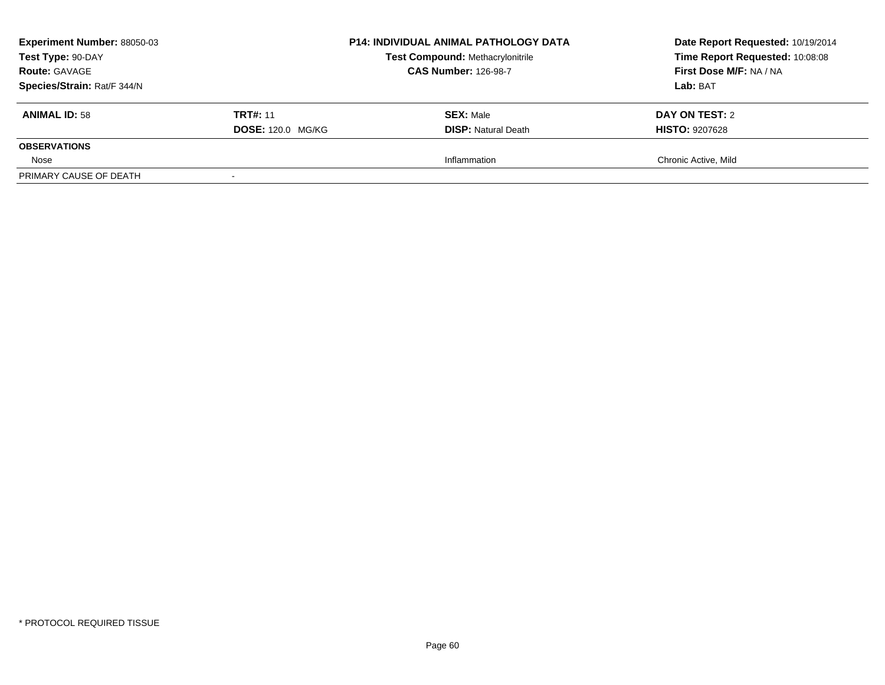**Experiment Number:** 88050-03
**Test Type:** 90-DAY
**Route:** GAVAGE
**Species/Strain:** Rat/F 344/N

**P14: INDIVIDUAL ANIMAL PATHOLOGY DATA**
**Test Compound:** Methacrylonitrile
**CAS Number:** 126-98-7

**Date Report Requested:** 10/19/2014
**Time Report Requested:** 10:08:08
**First Dose M/F:** NA / NA
**Lab:** BAT

| **ANIMAL ID:** 58 | **TRT#:** 11 | **SEX:** Male | **DAY ON TEST:** 2 |
|---|---|---|---|
| | **DOSE:** 120.0 MG/KG | **DISP:** Natural Death | **HISTO:** 9207628 |
| **OBSERVATIONS** | | | |
| Nose | | Inflammation | Chronic Active, Mild |
| PRIMARY CAUSE OF DEATH | - | | |

* PROTOCOL REQUIRED TISSUE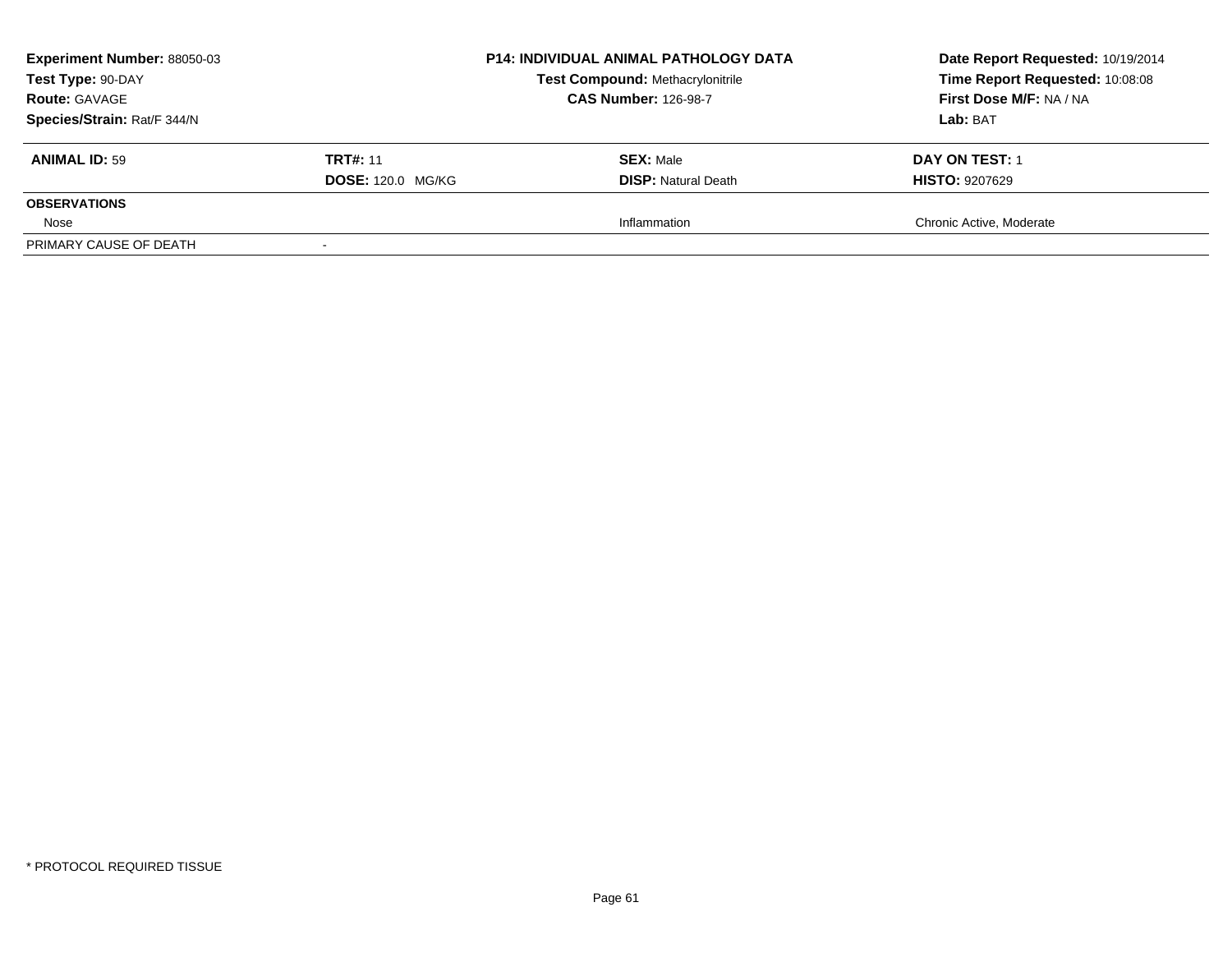**Experiment Number:** 88050-03
**Test Type:** 90-DAY
**Route:** GAVAGE
**Species/Strain:** Rat/F 344/N

**P14: INDIVIDUAL ANIMAL PATHOLOGY DATA**
**Test Compound:** Methacrylonitrile
**CAS Number:** 126-98-7

**Date Report Requested:** 10/19/2014
**Time Report Requested:** 10:08:08
**First Dose M/F:** NA / NA
**Lab:** BAT

| **ANIMAL ID:** 59 | **TRT#:** 11 | **SEX:** Male | **DAY ON TEST:** 1 |
|---|---|---|---|
| | **DOSE:** 120.0 MG/KG | **DISP:** Natural Death | **HISTO:** 9207629 |
| **OBSERVATIONS** | | | |
| Nose | | Inflammation | Chronic Active, Moderate |
| PRIMARY CAUSE OF DEATH | - | | |

* PROTOCOL REQUIRED TISSUE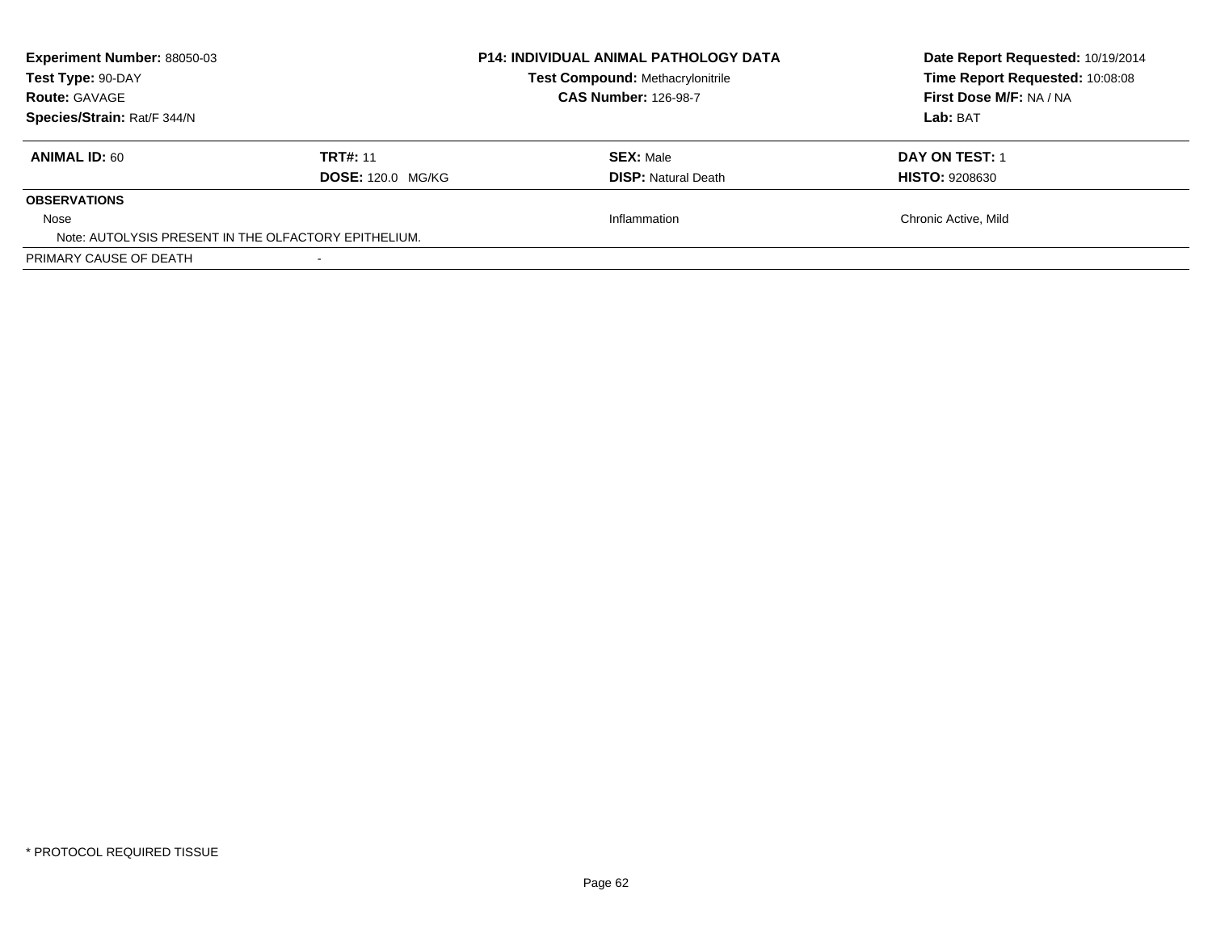**Experiment Number:** 88050-03
**Test Type:** 90-DAY
**Route:** GAVAGE
**Species/Strain:** Rat/F 344/N

**P14: INDIVIDUAL ANIMAL PATHOLOGY DATA**
**Test Compound:** Methacrylonitrile
**CAS Number:** 126-98-7

**Date Report Requested:** 10/19/2014
**Time Report Requested:** 10:08:08
**First Dose M/F:** NA / NA
**Lab:** BAT

| **ANIMAL ID:** 60 | **TRT#:** 11 | **SEX:** Male | **DAY ON TEST:** 1 |
|---|---|---|---|
| | **DOSE:** 120.0 MG/KG | **DISP:** Natural Death | **HISTO:** 9208630 |
| **OBSERVATIONS** | | | |
| Nose | | Inflammation | Chronic Active, Mild |
| Note: AUTOLYSIS PRESENT IN THE OLFACTORY EPITHELIUM. | | | |
| PRIMARY CAUSE OF DEATH | - | | |

\* PROTOCOL REQUIRED TISSUE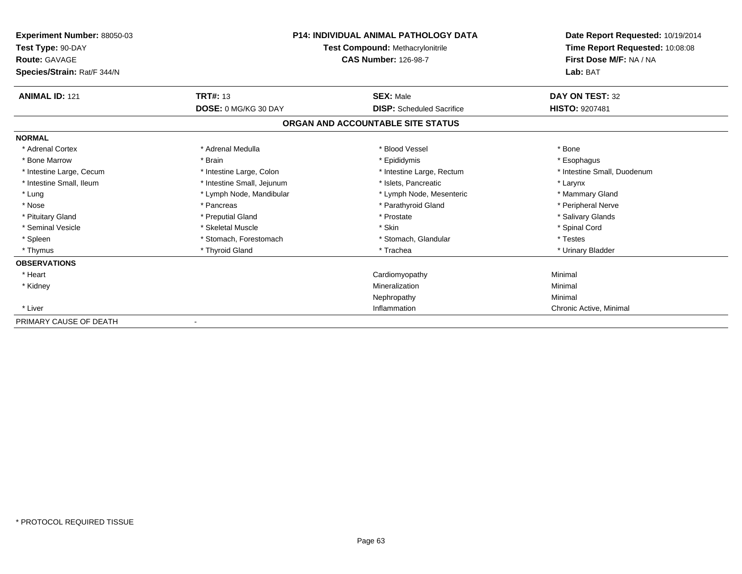**Experiment Number:** 88050-03
**Test Type:** 90-DAY
**Route:** GAVAGE
**Species/Strain:** Rat/F 344/N

**P14: INDIVIDUAL ANIMAL PATHOLOGY DATA**
**Test Compound:** Methacrylonitrile
**CAS Number:** 126-98-7

**Date Report Requested:** 10/19/2014
**Time Report Requested:** 10:08:08
**First Dose M/F:** NA / NA
**Lab:** BAT

| **ANIMAL ID:** 121 | **TRT#:** 13 | **SEX:** Male | **DAY ON TEST:** 32 |
|---|---|---|---|
| | **DOSE:** 0 MG/KG 30 DAY | **DISP:** Scheduled Sacrifice | **HISTO:** 9207481 |

**ORGAN AND ACCOUNTABLE SITE STATUS**

**NORMAL**

| | | | |
|---|---|---|---|
| * Adrenal Cortex | * Adrenal Medulla | * Blood Vessel | * Bone |
| * Bone Marrow | * Brain | * Epididymis | * Esophagus |
| * Intestine Large, Cecum | * Intestine Large, Colon | * Intestine Large, Rectum | * Intestine Small, Duodenum |
| * Intestine Small, Ileum | * Intestine Small, Jejunum | * Islets, Pancreatic | * Larynx |
| * Lung | * Lymph Node, Mandibular | * Lymph Node, Mesenteric | * Mammary Gland |
| * Nose | * Pancreas | * Parathyroid Gland | * Peripheral Nerve |
| * Pituitary Gland | * Preputial Gland | * Prostate | * Salivary Glands |
| * Seminal Vesicle | * Skeletal Muscle | * Skin | * Spinal Cord |
| * Spleen | * Stomach, Forestomach | * Stomach, Glandular | * Testes |
| * Thymus | * Thyroid Gland | * Trachea | * Urinary Bladder |

**OBSERVATIONS**

| | | |
|---|---|---|
| * Heart | Cardiomyopathy | Minimal |
| * Kidney | Mineralization | Minimal |
| | Nephropathy | Minimal |
| * Liver | Inflammation | Chronic Active, Minimal |

PRIMARY CAUSE OF DEATH -

* PROTOCOL REQUIRED TISSUE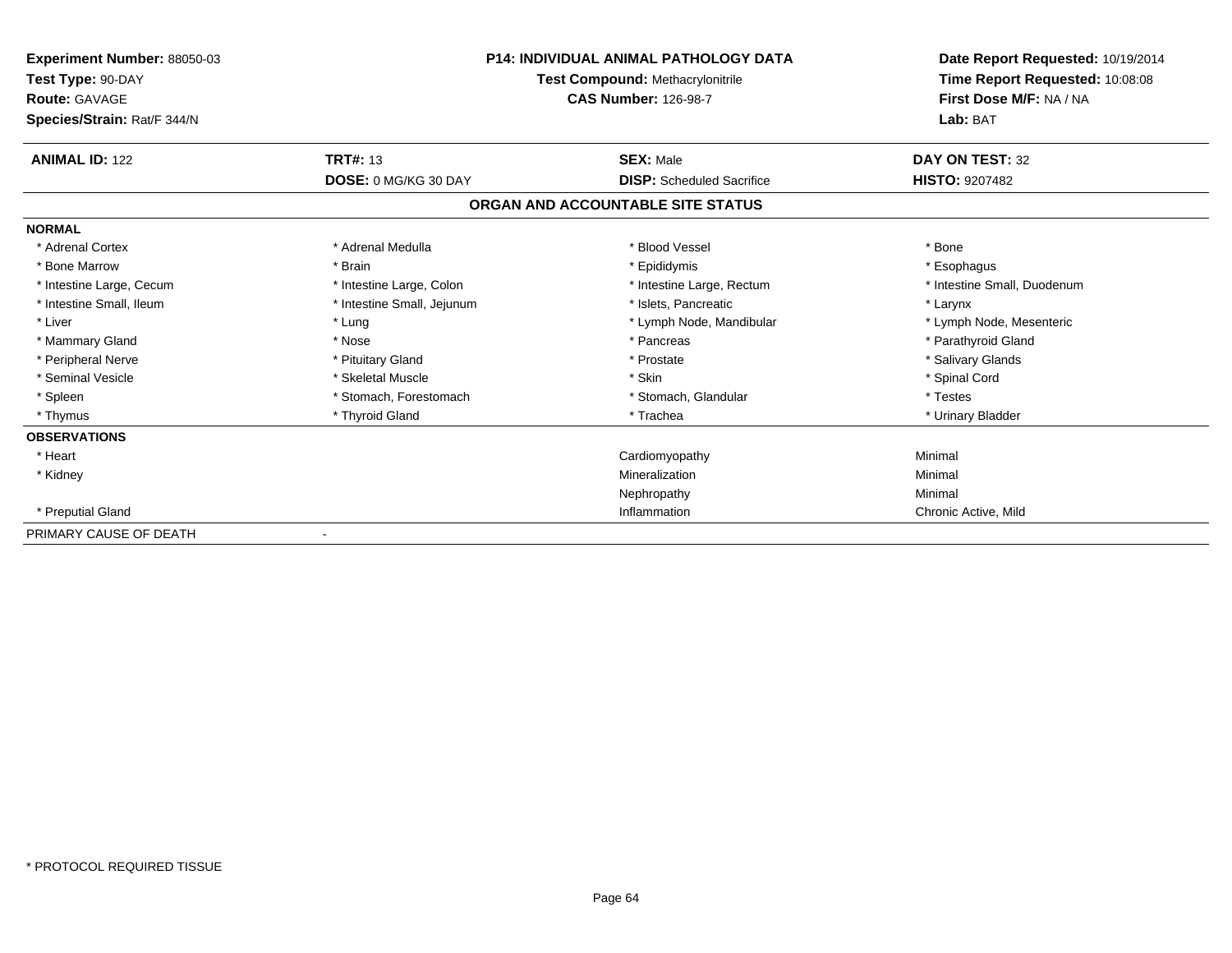**Experiment Number:** 88050-03
**Test Type:** 90-DAY
**Route:** GAVAGE
**Species/Strain:** Rat/F 344/N

**P14: INDIVIDUAL ANIMAL PATHOLOGY DATA**
**Test Compound:** Methacrylonitrile
**CAS Number:** 126-98-7

**Date Report Requested:** 10/19/2014
**Time Report Requested:** 10:08:08
**First Dose M/F:** NA / NA
**Lab:** BAT

| **ANIMAL ID:** 122 | **TRT#:** 13 | **SEX:** Male | **DAY ON TEST:** 32 |
|---|---|---|---|
| | **DOSE:** 0 MG/KG 30 DAY | **DISP:** Scheduled Sacrifice | **HISTO:** 9207482 |

**ORGAN AND ACCOUNTABLE SITE STATUS**

**NORMAL**

| | | | |
|---|---|---|---|
| * Adrenal Cortex | * Adrenal Medulla | * Blood Vessel | * Bone |
| * Bone Marrow | * Brain | * Epididymis | * Esophagus |
| * Intestine Large, Cecum | * Intestine Large, Colon | * Intestine Large, Rectum | * Intestine Small, Duodenum |
| * Intestine Small, Ileum | * Intestine Small, Jejunum | * Islets, Pancreatic | * Larynx |
| * Liver | * Lung | * Lymph Node, Mandibular | * Lymph Node, Mesenteric |
| * Mammary Gland | * Nose | * Pancreas | * Parathyroid Gland |
| * Peripheral Nerve | * Pituitary Gland | * Prostate | * Salivary Glands |
| * Seminal Vesicle | * Skeletal Muscle | * Skin | * Spinal Cord |
| * Spleen | * Stomach, Forestomach | * Stomach, Glandular | * Testes |
| * Thymus | * Thyroid Gland | * Trachea | * Urinary Bladder |

**OBSERVATIONS**

| | | |
|---|---|---|
| * Heart | Cardiomyopathy | Minimal |
| * Kidney | Mineralization | Minimal |
| | Nephropathy | Minimal |
| * Preputial Gland | Inflammation | Chronic Active, Mild |

PRIMARY CAUSE OF DEATH -

\* PROTOCOL REQUIRED TISSUE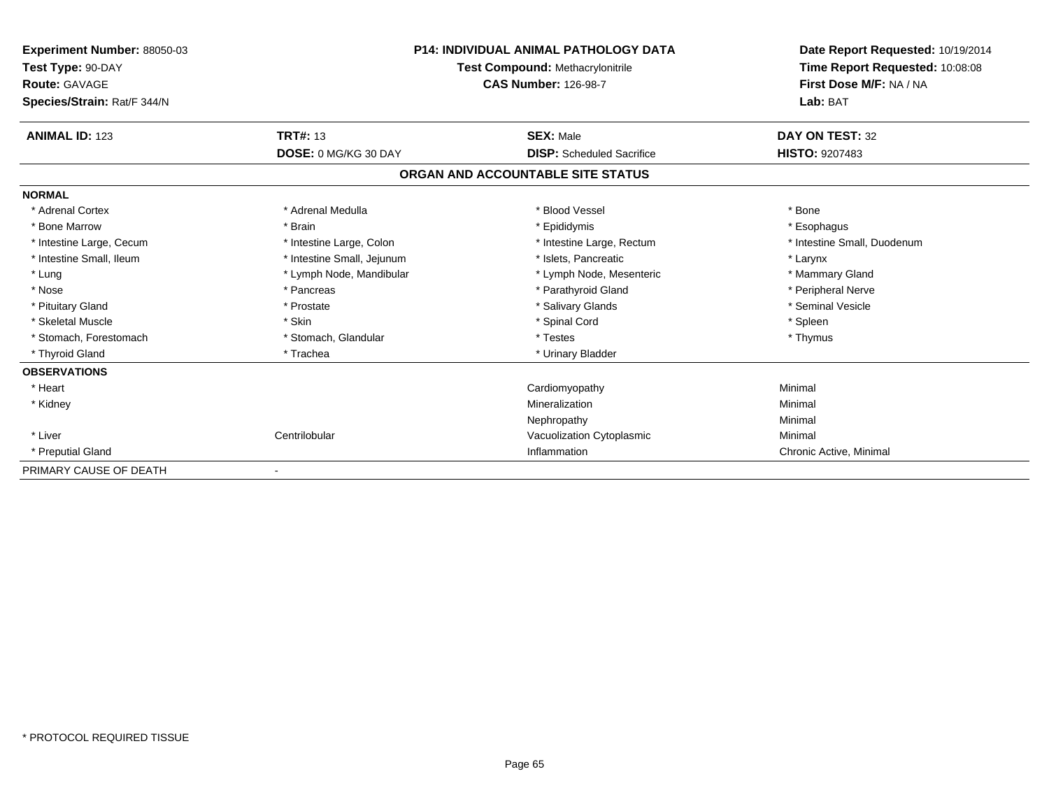**Experiment Number:** 88050-03
**Test Type:** 90-DAY
**Route:** GAVAGE
**Species/Strain:** Rat/F 344/N

**P14: INDIVIDUAL ANIMAL PATHOLOGY DATA**
**Test Compound:** Methacrylonitrile
**CAS Number:** 126-98-7

**Date Report Requested:** 10/19/2014
**Time Report Requested:** 10:08:08
**First Dose M/F:** NA / NA
**Lab:** BAT

| **ANIMAL ID:** 123 | **TRT#:** 13 | **SEX:** Male | **DAY ON TEST:** 32 |
|---|---|---|---|
| | **DOSE:** 0 MG/KG 30 DAY | **DISP:** Scheduled Sacrifice | **HISTO:** 9207483 |

## ORGAN AND ACCOUNTABLE SITE STATUS

| | | | |
|---|---|---|---|
| **NORMAL** | | | |
| * Adrenal Cortex | * Adrenal Medulla | * Blood Vessel | * Bone |
| * Bone Marrow | * Brain | * Epididymis | * Esophagus |
| * Intestine Large, Cecum | * Intestine Large, Colon | * Intestine Large, Rectum | * Intestine Small, Duodenum |
| * Intestine Small, Ileum | * Intestine Small, Jejunum | * Islets, Pancreatic | * Larynx |
| * Lung | * Lymph Node, Mandibular | * Lymph Node, Mesenteric | * Mammary Gland |
| * Nose | * Pancreas | * Parathyroid Gland | * Peripheral Nerve |
| * Pituitary Gland | * Prostate | * Salivary Glands | * Seminal Vesicle |
| * Skeletal Muscle | * Skin | * Spinal Cord | * Spleen |
| * Stomach, Forestomach | * Stomach, Glandular | * Testes | * Thymus |
| * Thyroid Gland | * Trachea | * Urinary Bladder | |
| **OBSERVATIONS** | | | |
| * Heart | | Cardiomyopathy | Minimal |
| * Kidney | | Mineralization | Minimal |
| | | Nephropathy | Minimal |
| * Liver | Centrilobular | Vacuolization Cytoplasmic | Minimal |
| * Preputial Gland | | Inflammation | Chronic Active, Minimal |
| PRIMARY CAUSE OF DEATH | - | | |

* PROTOCOL REQUIRED TISSUE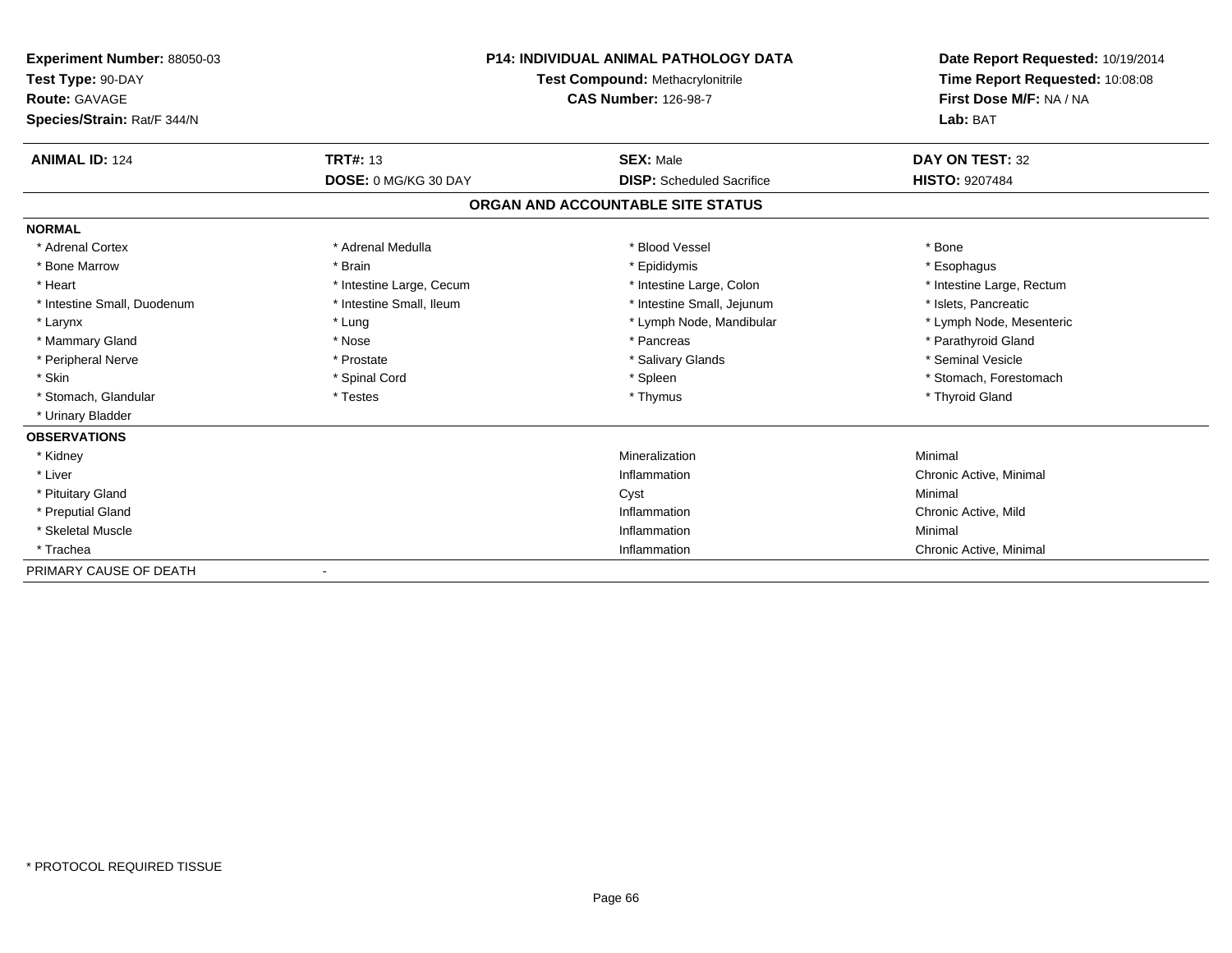**Experiment Number:** 88050-03
**Test Type:** 90-DAY
**Route:** GAVAGE
**Species/Strain:** Rat/F 344/N

**P14: INDIVIDUAL ANIMAL PATHOLOGY DATA**
**Test Compound:** Methacrylonitrile
**CAS Number:** 126-98-7

**Date Report Requested:** 10/19/2014
**Time Report Requested:** 10:08:08
**First Dose M/F:** NA / NA
**Lab:** BAT

| **ANIMAL ID:** 124 | **TRT#:** 13 | **SEX:** Male | **DAY ON TEST:** 32 |
|---|---|---|---|
| | **DOSE:** 0 MG/KG 30 DAY | **DISP:** Scheduled Sacrifice | **HISTO:** 9207484 |

## ORGAN AND ACCOUNTABLE SITE STATUS

**NORMAL**

| | | | |
|---|---|---|---|
| * Adrenal Cortex | * Adrenal Medulla | * Blood Vessel | * Bone |
| * Bone Marrow | * Brain | * Epididymis | * Esophagus |
| * Heart | * Intestine Large, Cecum | * Intestine Large, Colon | * Intestine Large, Rectum |
| * Intestine Small, Duodenum | * Intestine Small, Ileum | * Intestine Small, Jejunum | * Islets, Pancreatic |
| * Larynx | * Lung | * Lymph Node, Mandibular | * Lymph Node, Mesenteric |
| * Mammary Gland | * Nose | * Pancreas | * Parathyroid Gland |
| * Peripheral Nerve | * Prostate | * Salivary Glands | * Seminal Vesicle |
| * Skin | * Spinal Cord | * Spleen | * Stomach, Forestomach |
| * Stomach, Glandular | * Testes | * Thymus | * Thyroid Gland |
| * Urinary Bladder | | | |

**OBSERVATIONS**

| | | |
|---|---|---|
| * Kidney | Mineralization | Minimal |
| * Liver | Inflammation | Chronic Active, Minimal |
| * Pituitary Gland | Cyst | Minimal |
| * Preputial Gland | Inflammation | Chronic Active, Mild |
| * Skeletal Muscle | Inflammation | Minimal |
| * Trachea | Inflammation | Chronic Active, Minimal |

PRIMARY CAUSE OF DEATH -

* PROTOCOL REQUIRED TISSUE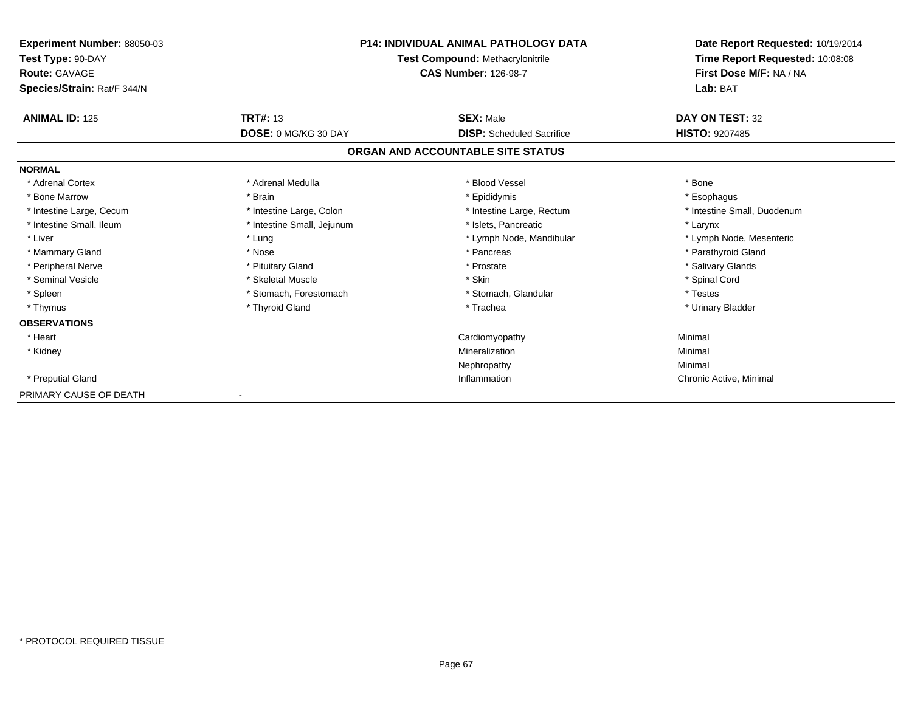**Experiment Number:** 88050-03
**Test Type:** 90-DAY
**Route:** GAVAGE
**Species/Strain:** Rat/F 344/N

**P14: INDIVIDUAL ANIMAL PATHOLOGY DATA**
**Test Compound:** Methacrylonitrile
**CAS Number:** 126-98-7

**Date Report Requested:** 10/19/2014
**Time Report Requested:** 10:08:08
**First Dose M/F:** NA / NA
**Lab:** BAT

| **ANIMAL ID:** 125 | **TRT#:** 13 | **SEX:** Male | **DAY ON TEST:** 32 |
|---|---|---|---|
| | **DOSE:** 0 MG/KG 30 DAY | **DISP:** Scheduled Sacrifice | **HISTO:** 9207485 |

**ORGAN AND ACCOUNTABLE SITE STATUS**

| | | | |
|---|---|---|---|
| **NORMAL** | | | |
| * Adrenal Cortex | * Adrenal Medulla | * Blood Vessel | * Bone |
| * Bone Marrow | * Brain | * Epididymis | * Esophagus |
| * Intestine Large, Cecum | * Intestine Large, Colon | * Intestine Large, Rectum | * Intestine Small, Duodenum |
| * Intestine Small, Ileum | * Intestine Small, Jejunum | * Islets, Pancreatic | * Larynx |
| * Liver | * Lung | * Lymph Node, Mandibular | * Lymph Node, Mesenteric |
| * Mammary Gland | * Nose | * Pancreas | * Parathyroid Gland |
| * Peripheral Nerve | * Pituitary Gland | * Prostate | * Salivary Glands |
| * Seminal Vesicle | * Skeletal Muscle | * Skin | * Spinal Cord |
| * Spleen | * Stomach, Forestomach | * Stomach, Glandular | * Testes |
| * Thymus | * Thyroid Gland | * Trachea | * Urinary Bladder |
| **OBSERVATIONS** | | | |
| * Heart | | Cardiomyopathy | Minimal |
| * Kidney | | Mineralization | Minimal |
| | | Nephropathy | Minimal |
| * Preputial Gland | | Inflammation | Chronic Active, Minimal |
| PRIMARY CAUSE OF DEATH | - | | |

* PROTOCOL REQUIRED TISSUE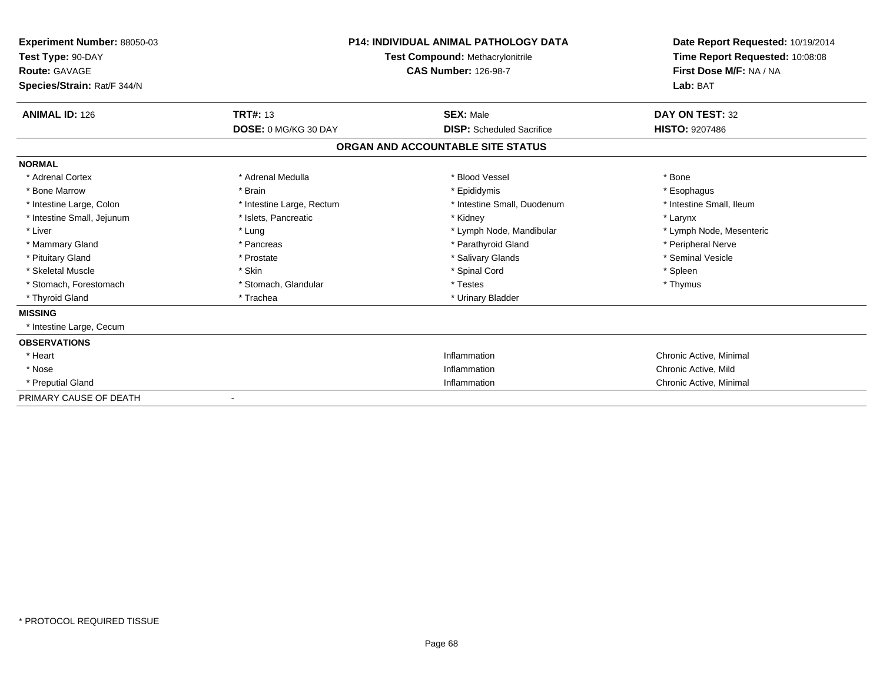**Experiment Number:** 88050-03
**Test Type:** 90-DAY
**Route:** GAVAGE
**Species/Strain:** Rat/F 344/N

**P14: INDIVIDUAL ANIMAL PATHOLOGY DATA**
**Test Compound:** Methacrylonitrile
**CAS Number:** 126-98-7

**Date Report Requested:** 10/19/2014
**Time Report Requested:** 10:08:08
**First Dose M/F:** NA / NA
**Lab:** BAT

| **ANIMAL ID:** 126 | **TRT#:** 13 | **SEX:** Male | **DAY ON TEST:** 32 |
|---|---|---|---|
| | **DOSE:** 0 MG/KG 30 DAY | **DISP:** Scheduled Sacrifice | **HISTO:** 9207486 |

**ORGAN AND ACCOUNTABLE SITE STATUS**

| | | | |
|---|---|---|---|
| **NORMAL** | | | |
| * Adrenal Cortex | * Adrenal Medulla | * Blood Vessel | * Bone |
| * Bone Marrow | * Brain | * Epididymis | * Esophagus |
| * Intestine Large, Colon | * Intestine Large, Rectum | * Intestine Small, Duodenum | * Intestine Small, Ileum |
| * Intestine Small, Jejunum | * Islets, Pancreatic | * Kidney | * Larynx |
| * Liver | * Lung | * Lymph Node, Mandibular | * Lymph Node, Mesenteric |
| * Mammary Gland | * Pancreas | * Parathyroid Gland | * Peripheral Nerve |
| * Pituitary Gland | * Prostate | * Salivary Glands | * Seminal Vesicle |
| * Skeletal Muscle | * Skin | * Spinal Cord | * Spleen |
| * Stomach, Forestomach | * Stomach, Glandular | * Testes | * Thymus |
| * Thyroid Gland | * Trachea | * Urinary Bladder | |
| **MISSING** | | | |
| * Intestine Large, Cecum | | | |
| **OBSERVATIONS** | | | |
| * Heart | | Inflammation | Chronic Active, Minimal |
| * Nose | | Inflammation | Chronic Active, Mild |
| * Preputial Gland | | Inflammation | Chronic Active, Minimal |
| PRIMARY CAUSE OF DEATH | - | | |

* PROTOCOL REQUIRED TISSUE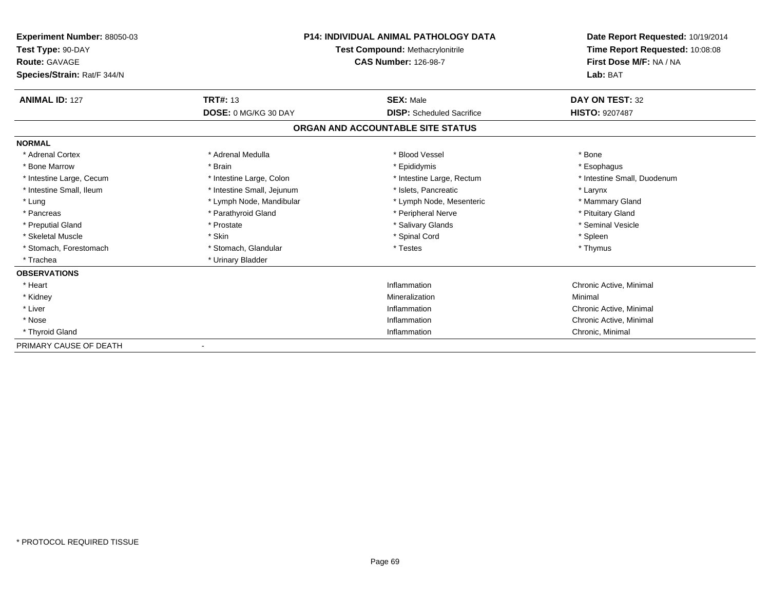**Experiment Number:** 88050-03
**Test Type:** 90-DAY
**Route:** GAVAGE
**Species/Strain:** Rat/F 344/N

**P14: INDIVIDUAL ANIMAL PATHOLOGY DATA**
**Test Compound:** Methacrylonitrile
**CAS Number:** 126-98-7

**Date Report Requested:** 10/19/2014
**Time Report Requested:** 10:08:08
**First Dose M/F:** NA / NA
**Lab:** BAT

| **ANIMAL ID:** 127 | **TRT#:** 13 | **SEX:** Male | **DAY ON TEST:** 32 |
|---|---|---|---|
| | **DOSE:** 0 MG/KG 30 DAY | **DISP:** Scheduled Sacrifice | **HISTO:** 9207487 |

**ORGAN AND ACCOUNTABLE SITE STATUS**

**NORMAL**

| | | | |
|---|---|---|---|
| * Adrenal Cortex | * Adrenal Medulla | * Blood Vessel | * Bone |
| * Bone Marrow | * Brain | * Epididymis | * Esophagus |
| * Intestine Large, Cecum | * Intestine Large, Colon | * Intestine Large, Rectum | * Intestine Small, Duodenum |
| * Intestine Small, Ileum | * Intestine Small, Jejunum | * Islets, Pancreatic | * Larynx |
| * Lung | * Lymph Node, Mandibular | * Lymph Node, Mesenteric | * Mammary Gland |
| * Pancreas | * Parathyroid Gland | * Peripheral Nerve | * Pituitary Gland |
| * Preputial Gland | * Prostate | * Salivary Glands | * Seminal Vesicle |
| * Skeletal Muscle | * Skin | * Spinal Cord | * Spleen |
| * Stomach, Forestomach | * Stomach, Glandular | * Testes | * Thymus |
| * Trachea | * Urinary Bladder | | |

**OBSERVATIONS**

| | | |
|---|---|---|
| * Heart | Inflammation | Chronic Active, Minimal |
| * Kidney | Mineralization | Minimal |
| * Liver | Inflammation | Chronic Active, Minimal |
| * Nose | Inflammation | Chronic Active, Minimal |
| * Thyroid Gland | Inflammation | Chronic, Minimal |

PRIMARY CAUSE OF DEATH -

* PROTOCOL REQUIRED TISSUE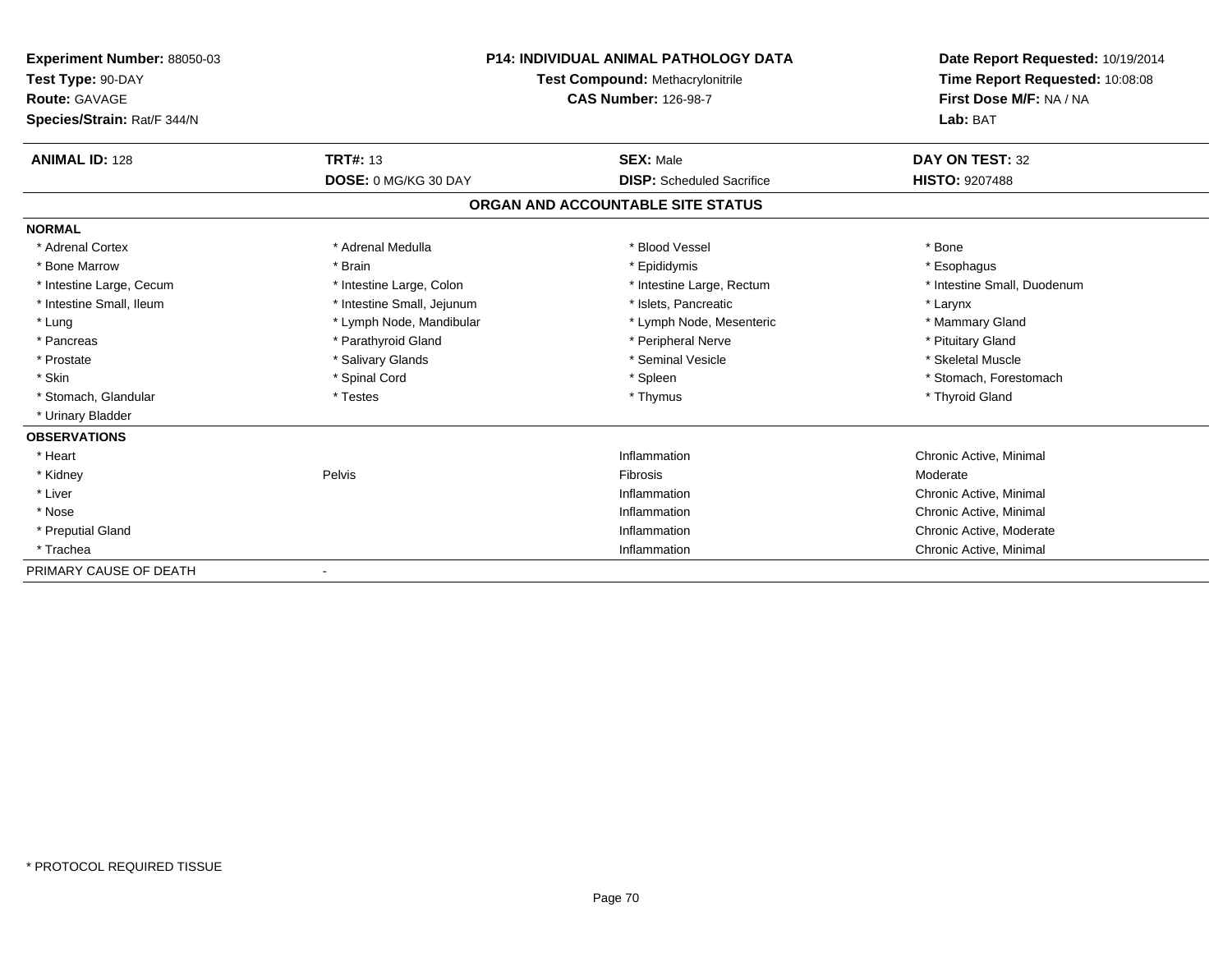**Experiment Number:** 88050-03
**Test Type:** 90-DAY
**Route:** GAVAGE
**Species/Strain:** Rat/F 344/N

**P14: INDIVIDUAL ANIMAL PATHOLOGY DATA**
**Test Compound:** Methacrylonitrile
**CAS Number:** 126-98-7

**Date Report Requested:** 10/19/2014
**Time Report Requested:** 10:08:08
**First Dose M/F:** NA / NA
**Lab:** BAT

| **ANIMAL ID:** 128 | **TRT#:** 13 | **SEX:** Male | **DAY ON TEST:** 32 |
|---|---|---|---|
| | **DOSE:** 0 MG/KG 30 DAY | **DISP:** Scheduled Sacrifice | **HISTO:** 9207488 |

## ORGAN AND ACCOUNTABLE SITE STATUS

**NORMAL**

| | | | |
|---|---|---|---|
| * Adrenal Cortex | * Adrenal Medulla | * Blood Vessel | * Bone |
| * Bone Marrow | * Brain | * Epididymis | * Esophagus |
| * Intestine Large, Cecum | * Intestine Large, Colon | * Intestine Large, Rectum | * Intestine Small, Duodenum |
| * Intestine Small, Ileum | * Intestine Small, Jejunum | * Islets, Pancreatic | * Larynx |
| * Lung | * Lymph Node, Mandibular | * Lymph Node, Mesenteric | * Mammary Gland |
| * Pancreas | * Parathyroid Gland | * Peripheral Nerve | * Pituitary Gland |
| * Prostate | * Salivary Glands | * Seminal Vesicle | * Skeletal Muscle |
| * Skin | * Spinal Cord | * Spleen | * Stomach, Forestomach |
| * Stomach, Glandular | * Testes | * Thymus | * Thyroid Gland |
| * Urinary Bladder | | | |

**OBSERVATIONS**

| | | | |
|---|---|---|---|
| * Heart | | Inflammation | Chronic Active, Minimal |
| * Kidney | Pelvis | Fibrosis | Moderate |
| * Liver | | Inflammation | Chronic Active, Minimal |
| * Nose | | Inflammation | Chronic Active, Minimal |
| * Preputial Gland | | Inflammation | Chronic Active, Moderate |
| * Trachea | | Inflammation | Chronic Active, Minimal |

PRIMARY CAUSE OF DEATH -

* PROTOCOL REQUIRED TISSUE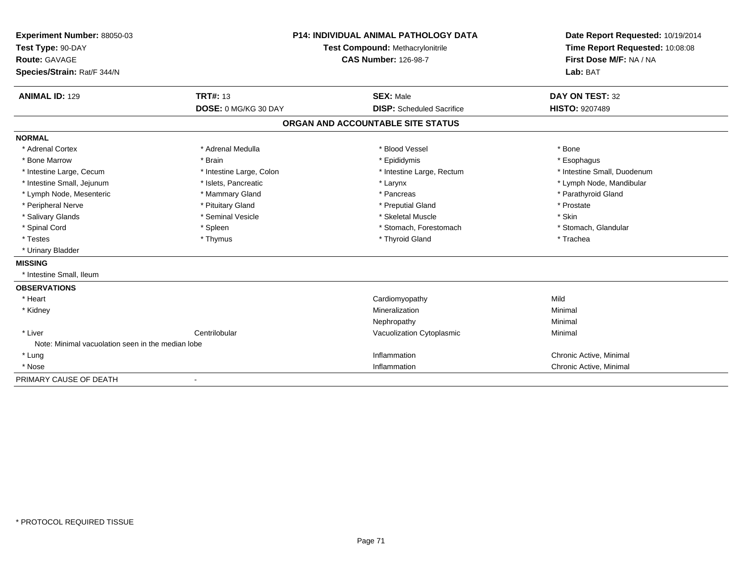**Experiment Number:** 88050-03
**Test Type:** 90-DAY
**Route:** GAVAGE
**Species/Strain:** Rat/F 344/N

**P14: INDIVIDUAL ANIMAL PATHOLOGY DATA**
**Test Compound:** Methacrylonitrile
**CAS Number:** 126-98-7

**Date Report Requested:** 10/19/2014
**Time Report Requested:** 10:08:08
**First Dose M/F:** NA / NA
**Lab:** BAT

| **ANIMAL ID:** 129 | **TRT#:** 13 | **SEX:** Male | **DAY ON TEST:** 32 |
|---|---|---|---|
| | **DOSE:** 0 MG/KG 30 DAY | **DISP:** Scheduled Sacrifice | **HISTO:** 9207489 |

**ORGAN AND ACCOUNTABLE SITE STATUS**

**NORMAL**

| | | | |
|---|---|---|---|
| * Adrenal Cortex | * Adrenal Medulla | * Blood Vessel | * Bone |
| * Bone Marrow | * Brain | * Epididymis | * Esophagus |
| * Intestine Large, Cecum | * Intestine Large, Colon | * Intestine Large, Rectum | * Intestine Small, Duodenum |
| * Intestine Small, Jejunum | * Islets, Pancreatic | * Larynx | * Lymph Node, Mandibular |
| * Lymph Node, Mesenteric | * Mammary Gland | * Pancreas | * Parathyroid Gland |
| * Peripheral Nerve | * Pituitary Gland | * Preputial Gland | * Prostate |
| * Salivary Glands | * Seminal Vesicle | * Skeletal Muscle | * Skin |
| * Spinal Cord | * Spleen | * Stomach, Forestomach | * Stomach, Glandular |
| * Testes | * Thymus | * Thyroid Gland | * Trachea |
| * Urinary Bladder | | | |

**MISSING**

* Intestine Small, Ileum

**OBSERVATIONS**

| | | | |
|---|---|---|---|
| * Heart | | Cardiomyopathy | Mild |
| * Kidney | | Mineralization | Minimal |
| | | Nephropathy | Minimal |
| * Liver | Centrilobular | Vacuolization Cytoplasmic | Minimal |
| Note: Minimal vacuolation seen in the median lobe | | | |
| * Lung | | Inflammation | Chronic Active, Minimal |
| * Nose | | Inflammation | Chronic Active, Minimal |

PRIMARY CAUSE OF DEATH -

* PROTOCOL REQUIRED TISSUE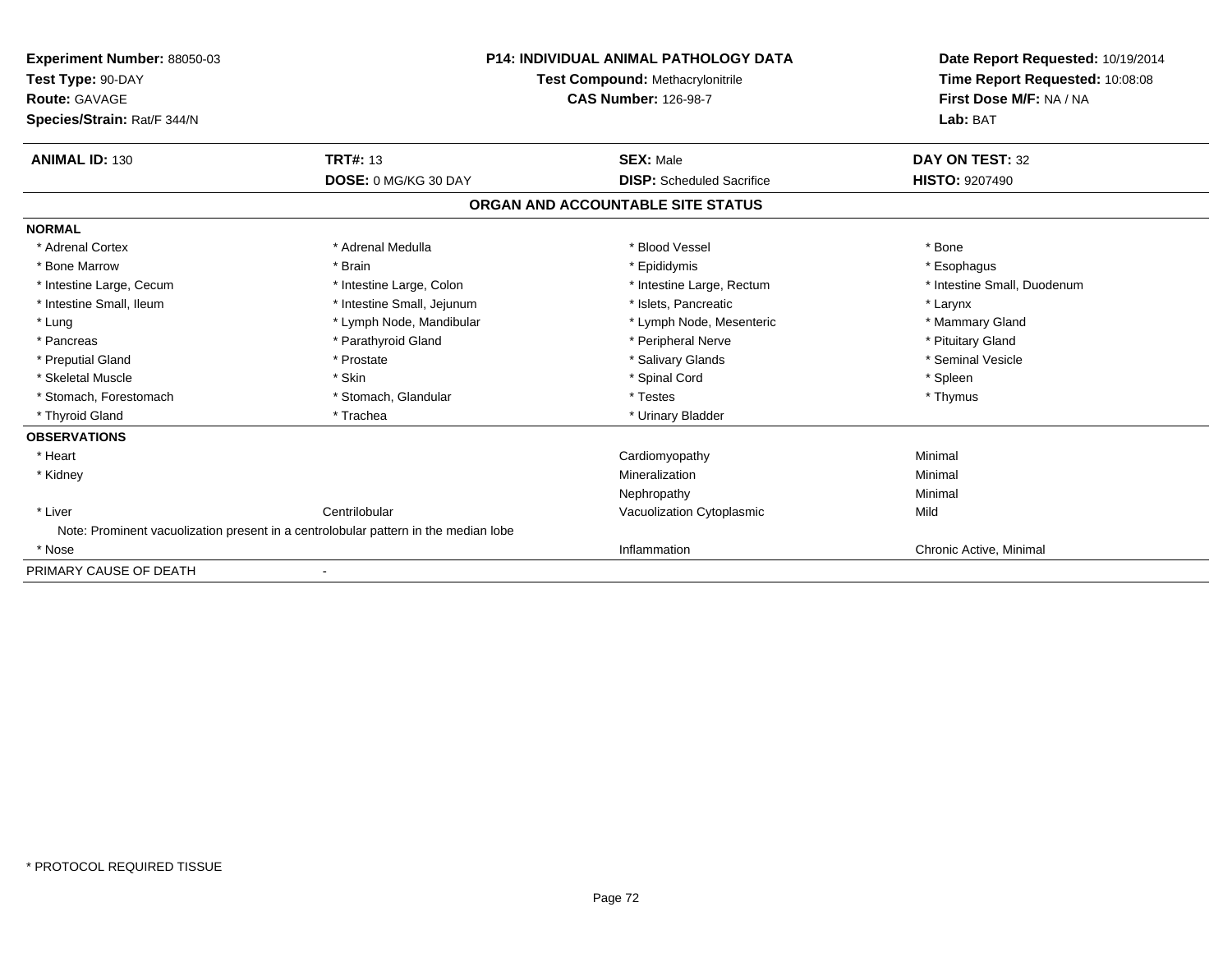**Experiment Number:** 88050-03
**Test Type:** 90-DAY
**Route:** GAVAGE
**Species/Strain:** Rat/F 344/N

**P14: INDIVIDUAL ANIMAL PATHOLOGY DATA**
**Test Compound:** Methacrylonitrile
**CAS Number:** 126-98-7

**Date Report Requested:** 10/19/2014
**Time Report Requested:** 10:08:08
**First Dose M/F:** NA / NA
**Lab:** BAT

| **ANIMAL ID:** 130 | **TRT#:** 13 | **SEX:** Male | **DAY ON TEST:** 32 |
|---|---|---|---|
| | **DOSE:** 0 MG/KG 30 DAY | **DISP:** Scheduled Sacrifice | **HISTO:** 9207490 |

## ORGAN AND ACCOUNTABLE SITE STATUS

**NORMAL**

| | | | |
|---|---|---|---|
| * Adrenal Cortex | * Adrenal Medulla | * Blood Vessel | * Bone |
| * Bone Marrow | * Brain | * Epididymis | * Esophagus |
| * Intestine Large, Cecum | * Intestine Large, Colon | * Intestine Large, Rectum | * Intestine Small, Duodenum |
| * Intestine Small, Ileum | * Intestine Small, Jejunum | * Islets, Pancreatic | * Larynx |
| * Lung | * Lymph Node, Mandibular | * Lymph Node, Mesenteric | * Mammary Gland |
| * Pancreas | * Parathyroid Gland | * Peripheral Nerve | * Pituitary Gland |
| * Preputial Gland | * Prostate | * Salivary Glands | * Seminal Vesicle |
| * Skeletal Muscle | * Skin | * Spinal Cord | * Spleen |
| * Stomach, Forestomach | * Stomach, Glandular | * Testes | * Thymus |
| * Thyroid Gland | * Trachea | * Urinary Bladder | |

**OBSERVATIONS**

| | | | |
|---|---|---|---|
| * Heart | | Cardiomyopathy | Minimal |
| * Kidney | | Mineralization | Minimal |
| | | Nephropathy | Minimal |
| * Liver | Centrilobular | Vacuolization Cytoplasmic | Mild |

Note: Prominent vacuolization present in a centrolobular pattern in the median lobe

| | | | |
|---|---|---|---|
| * Nose | | Inflammation | Chronic Active, Minimal |

PRIMARY CAUSE OF DEATH -

\* PROTOCOL REQUIRED TISSUE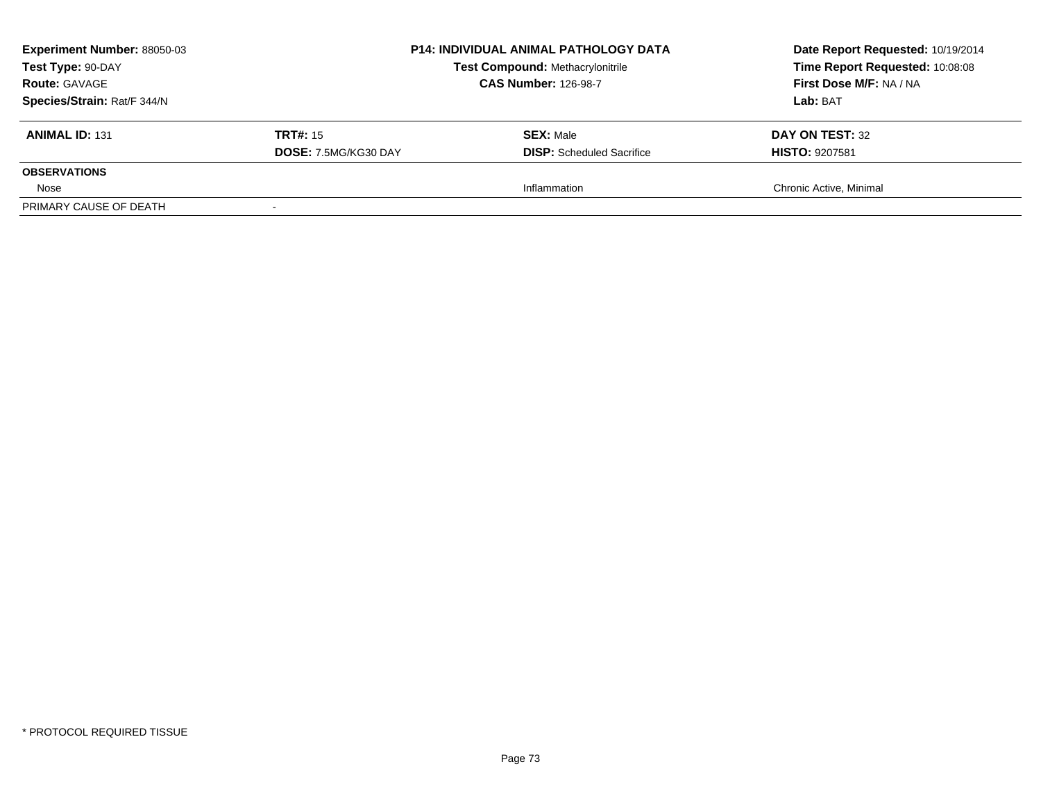**Experiment Number:** 88050-03
**Test Type:** 90-DAY
**Route:** GAVAGE
**Species/Strain:** Rat/F 344/N

**P14: INDIVIDUAL ANIMAL PATHOLOGY DATA**
**Test Compound:** Methacrylonitrile
**CAS Number:** 126-98-7

**Date Report Requested:** 10/19/2014
**Time Report Requested:** 10:08:08
**First Dose M/F:** NA / NA
**Lab:** BAT

| **ANIMAL ID:** 131 | **TRT#:** 15 | **SEX:** Male | **DAY ON TEST:** 32 |
|---|---|---|---|
| | **DOSE:** 7.5MG/KG30 DAY | **DISP:** Scheduled Sacrifice | **HISTO:** 9207581 |
| **OBSERVATIONS** | | | |
| Nose | | Inflammation | Chronic Active, Minimal |
| PRIMARY CAUSE OF DEATH | - | | |

* PROTOCOL REQUIRED TISSUE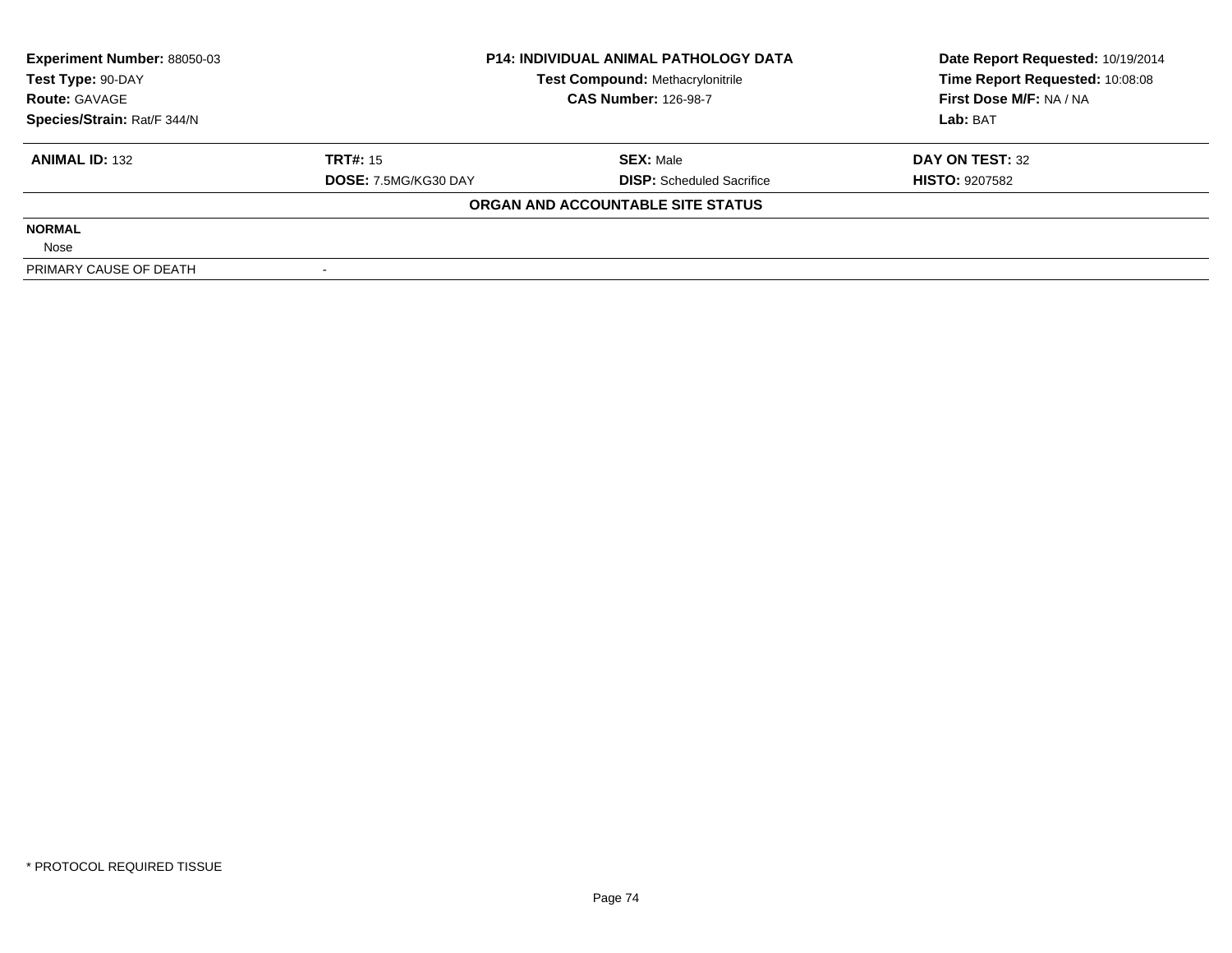**Experiment Number:** 88050-03
**Test Type:** 90-DAY
**Route:** GAVAGE
**Species/Strain:** Rat/F 344/N

**P14: INDIVIDUAL ANIMAL PATHOLOGY DATA**
**Test Compound:** Methacrylonitrile
**CAS Number:** 126-98-7

**Date Report Requested:** 10/19/2014
**Time Report Requested:** 10:08:08
**First Dose M/F:** NA / NA
**Lab:** BAT

| **ANIMAL ID:** 132 | **TRT#:** 15 | **SEX:** Male | **DAY ON TEST:** 32 |
|---|---|---|---|
| | **DOSE:** 7.5MG/KG30 DAY | **DISP:** Scheduled Sacrifice | **HISTO:** 9207582 |

**ORGAN AND ACCOUNTABLE SITE STATUS**

**NORMAL**

Nose

| PRIMARY CAUSE OF DEATH | - |
|---|---|

\* PROTOCOL REQUIRED TISSUE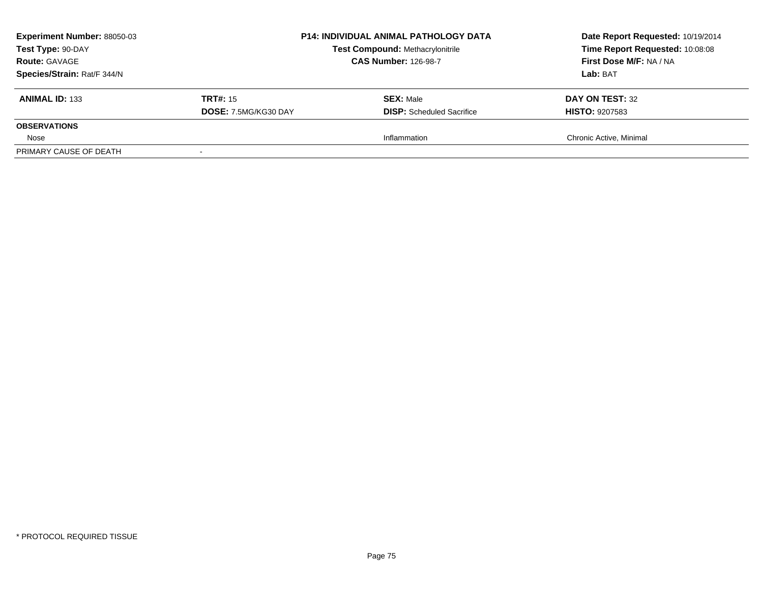**Experiment Number:** 88050-03
**Test Type:** 90-DAY
**Route:** GAVAGE
**Species/Strain:** Rat/F 344/N

**P14: INDIVIDUAL ANIMAL PATHOLOGY DATA**
**Test Compound:** Methacrylonitrile
**CAS Number:** 126-98-7

**Date Report Requested:** 10/19/2014
**Time Report Requested:** 10:08:08
**First Dose M/F:** NA / NA
**Lab:** BAT

| **ANIMAL ID:** 133 | **TRT#:** 15 | **SEX:** Male | **DAY ON TEST:** 32 |
|---|---|---|---|
| | **DOSE:** 7.5MG/KG30 DAY | **DISP:** Scheduled Sacrifice | **HISTO:** 9207583 |
| **OBSERVATIONS** | | | |
| Nose | | Inflammation | Chronic Active, Minimal |
| PRIMARY CAUSE OF DEATH | - | | |

* PROTOCOL REQUIRED TISSUE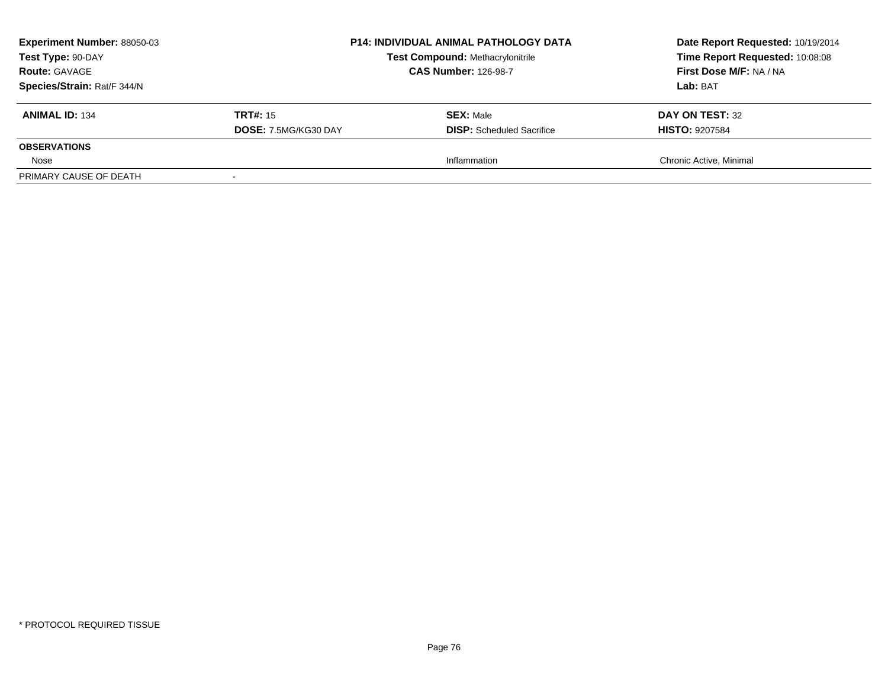**Experiment Number:** 88050-03
**Test Type:** 90-DAY
**Route:** GAVAGE
**Species/Strain:** Rat/F 344/N

**P14: INDIVIDUAL ANIMAL PATHOLOGY DATA**
**Test Compound:** Methacrylonitrile
**CAS Number:** 126-98-7

**Date Report Requested:** 10/19/2014
**Time Report Requested:** 10:08:08
**First Dose M/F:** NA / NA
**Lab:** BAT

| **ANIMAL ID:** 134 | **TRT#:** 15<br>**DOSE:** 7.5MG/KG30 DAY | **SEX:** Male<br>**DISP:** Scheduled Sacrifice | **DAY ON TEST:** 32<br>**HISTO:** 9207584 |
|---|---|---|---|
| **OBSERVATIONS** | | | |
| Nose | | Inflammation | Chronic Active, Minimal |
| PRIMARY CAUSE OF DEATH | - | | |

* PROTOCOL REQUIRED TISSUE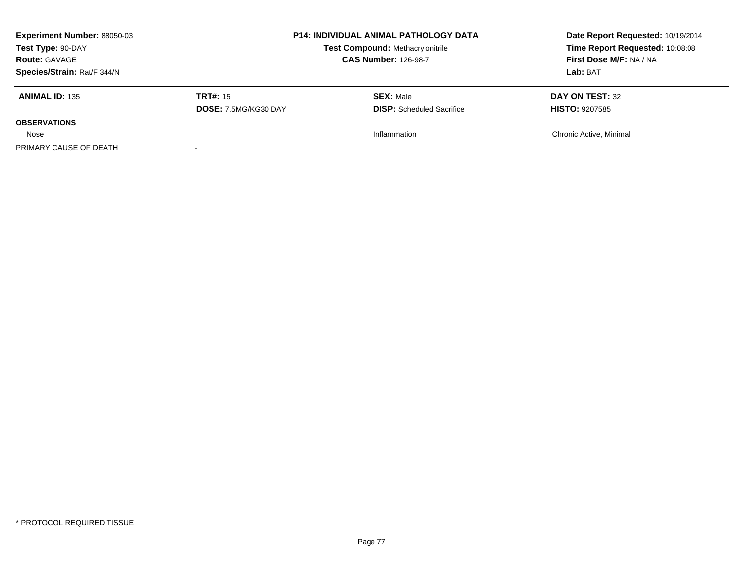**Experiment Number:** 88050-03
**Test Type:** 90-DAY
**Route:** GAVAGE
**Species/Strain:** Rat/F 344/N

**P14: INDIVIDUAL ANIMAL PATHOLOGY DATA**
**Test Compound:** Methacrylonitrile
**CAS Number:** 126-98-7

**Date Report Requested:** 10/19/2014
**Time Report Requested:** 10:08:08
**First Dose M/F:** NA / NA
**Lab:** BAT

| **ANIMAL ID:** 135 | **TRT#:** 15 | **SEX:** Male | **DAY ON TEST:** 32 |
|---|---|---|---|
| | **DOSE:** 7.5MG/KG30 DAY | **DISP:** Scheduled Sacrifice | **HISTO:** 9207585 |
| **OBSERVATIONS** | | | |
| Nose | | Inflammation | Chronic Active, Minimal |
| PRIMARY CAUSE OF DEATH | - | | |

* PROTOCOL REQUIRED TISSUE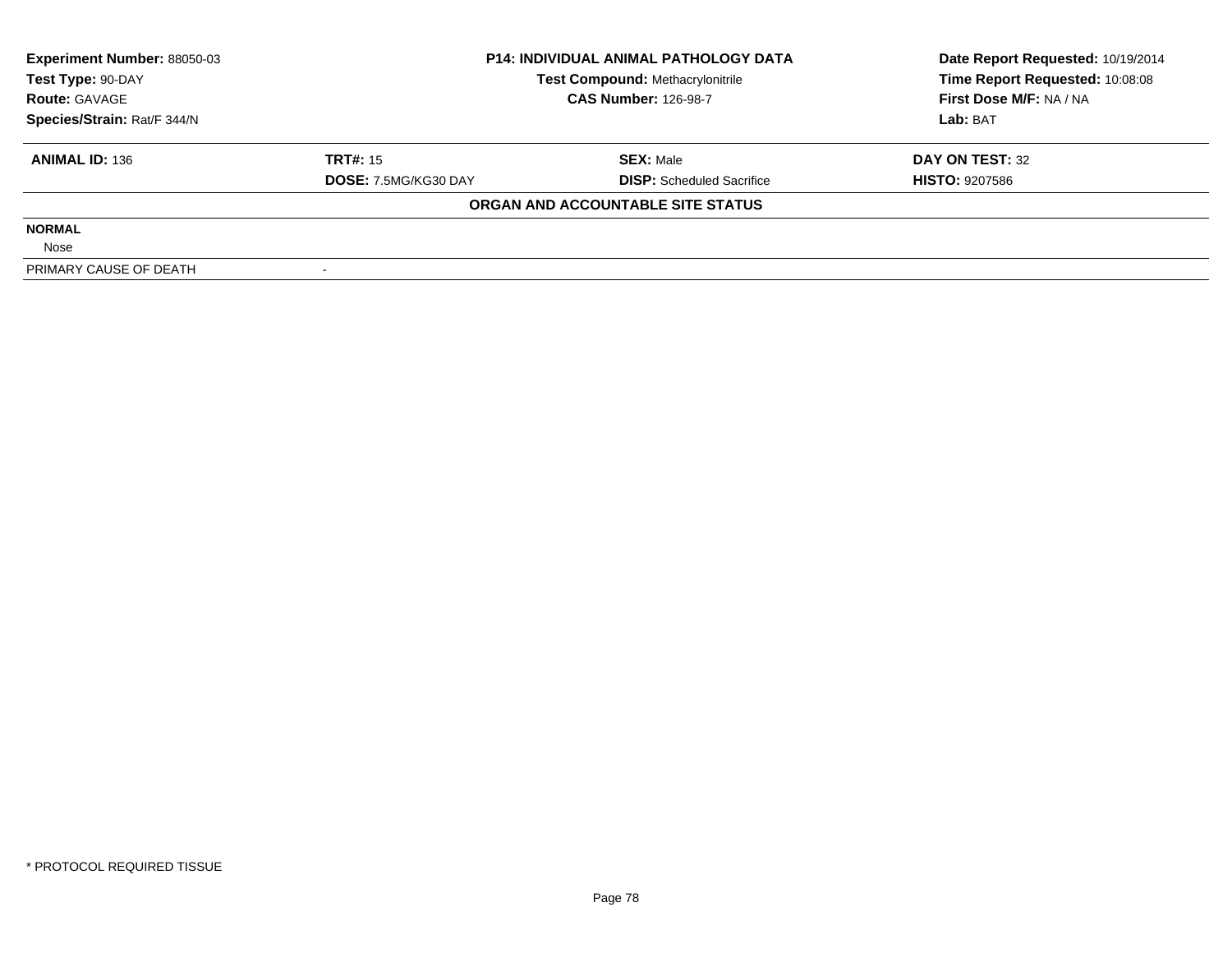**Experiment Number:** 88050-03
**Test Type:** 90-DAY
**Route:** GAVAGE
**Species/Strain:** Rat/F 344/N

**P14: INDIVIDUAL ANIMAL PATHOLOGY DATA**
**Test Compound:** Methacrylonitrile
**CAS Number:** 126-98-7

**Date Report Requested:** 10/19/2014
**Time Report Requested:** 10:08:08
**First Dose M/F:** NA / NA
**Lab:** BAT

| **ANIMAL ID:** 136 | **TRT#:** 15 | **SEX:** Male | **DAY ON TEST:** 32 |
|---|---|---|---|
| | **DOSE:** 7.5MG/KG30 DAY | **DISP:** Scheduled Sacrifice | **HISTO:** 9207586 |

**ORGAN AND ACCOUNTABLE SITE STATUS**

| | |
|---|---|
| **NORMAL** | |
| Nose | |
| PRIMARY CAUSE OF DEATH | - |

* PROTOCOL REQUIRED TISSUE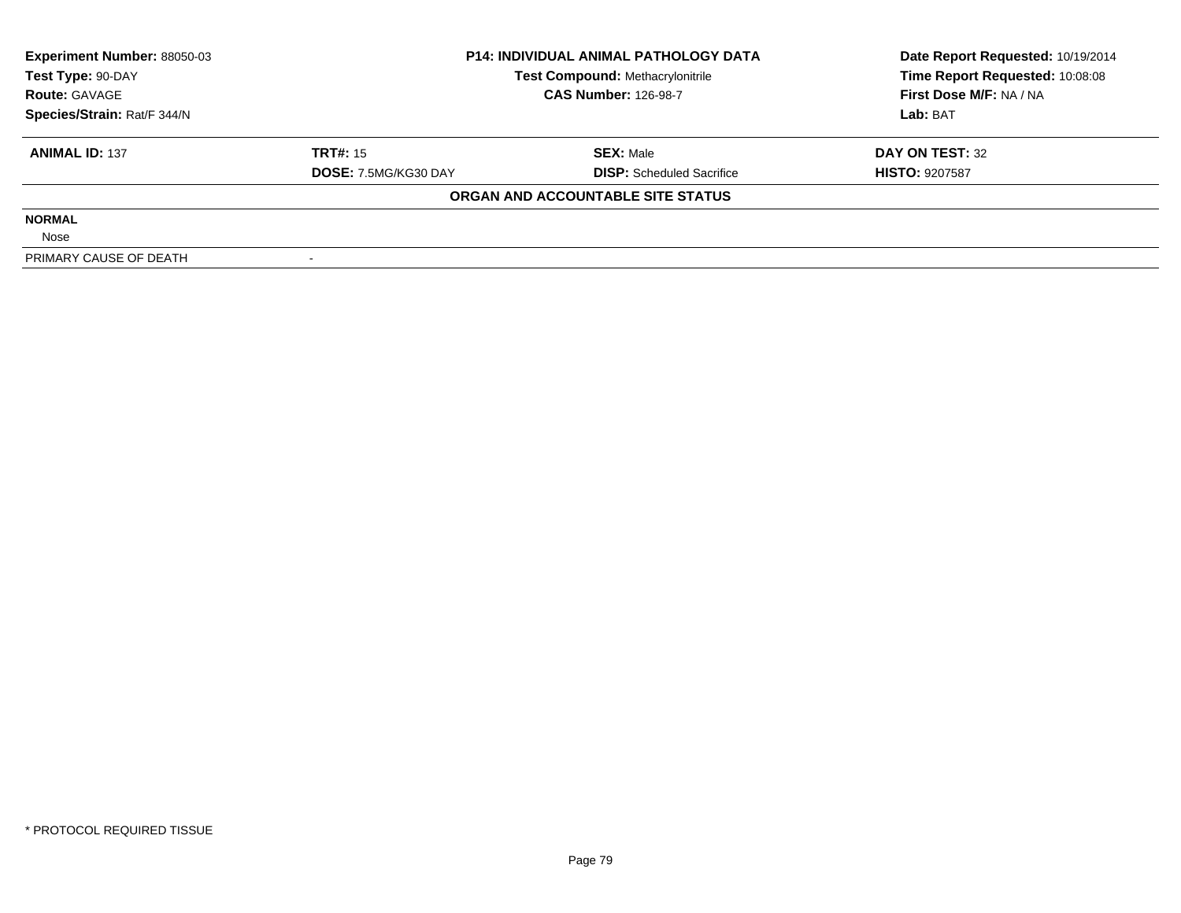| **Experiment Number:** 88050-03 | **P14: INDIVIDUAL ANIMAL PATHOLOGY DATA** | **Date Report Requested:** 10/19/2014 |
|---|---|---|
| **Test Type:** 90-DAY | **Test Compound:** Methacrylonitrile | **Time Report Requested:** 10:08:08 |
| **Route:** GAVAGE | **CAS Number:** 126-98-7 | **First Dose M/F:** NA / NA |
| **Species/Strain:** Rat/F 344/N | | **Lab:** BAT |

| **ANIMAL ID:** 137 | **TRT#:** 15 | **SEX:** Male | **DAY ON TEST:** 32 |
|---|---|---|---|
| | **DOSE:** 7.5MG/KG30 DAY | **DISP:** Scheduled Sacrifice | **HISTO:** 9207587 |

**ORGAN AND ACCOUNTABLE SITE STATUS**

| | |
|---|---|
| **NORMAL** | |
| Nose | |
| PRIMARY CAUSE OF DEATH | - |

\* PROTOCOL REQUIRED TISSUE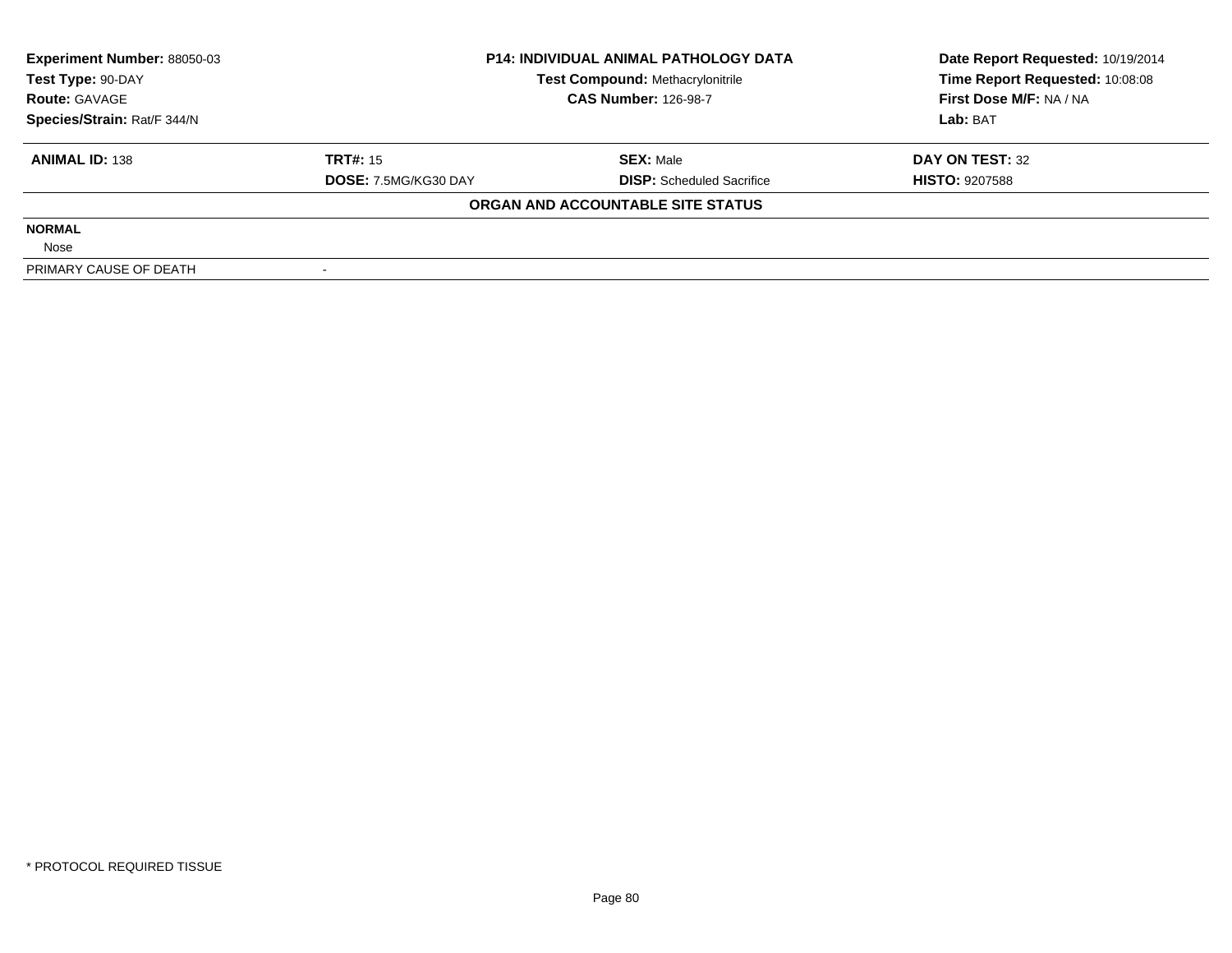**Experiment Number:** 88050-03
**Test Type:** 90-DAY
**Route:** GAVAGE
**Species/Strain:** Rat/F 344/N

**P14: INDIVIDUAL ANIMAL PATHOLOGY DATA**
**Test Compound:** Methacrylonitrile
**CAS Number:** 126-98-7

**Date Report Requested:** 10/19/2014
**Time Report Requested:** 10:08:08
**First Dose M/F:** NA / NA
**Lab:** BAT

| **ANIMAL ID:** 138 | **TRT#:** 15 | **SEX:** Male | **DAY ON TEST:** 32 |
|---|---|---|---|
| | **DOSE:** 7.5MG/KG30 DAY | **DISP:** Scheduled Sacrifice | **HISTO:** 9207588 |

**ORGAN AND ACCOUNTABLE SITE STATUS**

| | |
|---|---|
| **NORMAL** | |
| Nose | |
| PRIMARY CAUSE OF DEATH | - |

* PROTOCOL REQUIRED TISSUE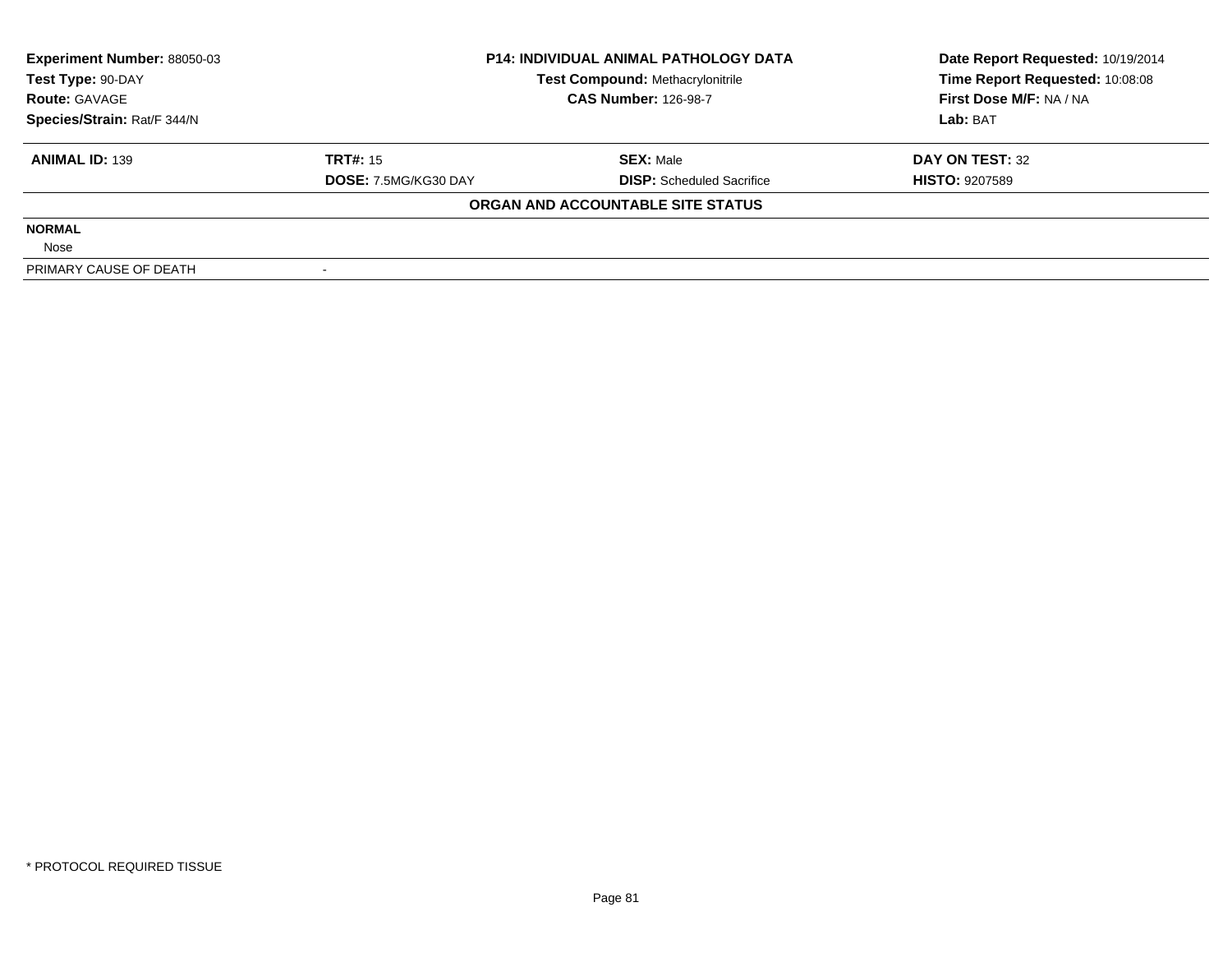| **Experiment Number:** 88050-03 | **P14: INDIVIDUAL ANIMAL PATHOLOGY DATA** | **Date Report Requested:** 10/19/2014 |
|---|---|---|
| **Test Type:** 90-DAY | **Test Compound:** Methacrylonitrile | **Time Report Requested:** 10:08:08 |
| **Route:** GAVAGE | **CAS Number:** 126-98-7 | **First Dose M/F:** NA / NA |
| **Species/Strain:** Rat/F 344/N | | **Lab:** BAT |

| **ANIMAL ID:** 139 | **TRT#:** 15 | **SEX:** Male | **DAY ON TEST:** 32 |
|---|---|---|---|
| | **DOSE:** 7.5MG/KG30 DAY | **DISP:** Scheduled Sacrifice | **HISTO:** 9207589 |

**ORGAN AND ACCOUNTABLE SITE STATUS**

**NORMAL**

Nose

| PRIMARY CAUSE OF DEATH | - |
|---|---|

* PROTOCOL REQUIRED TISSUE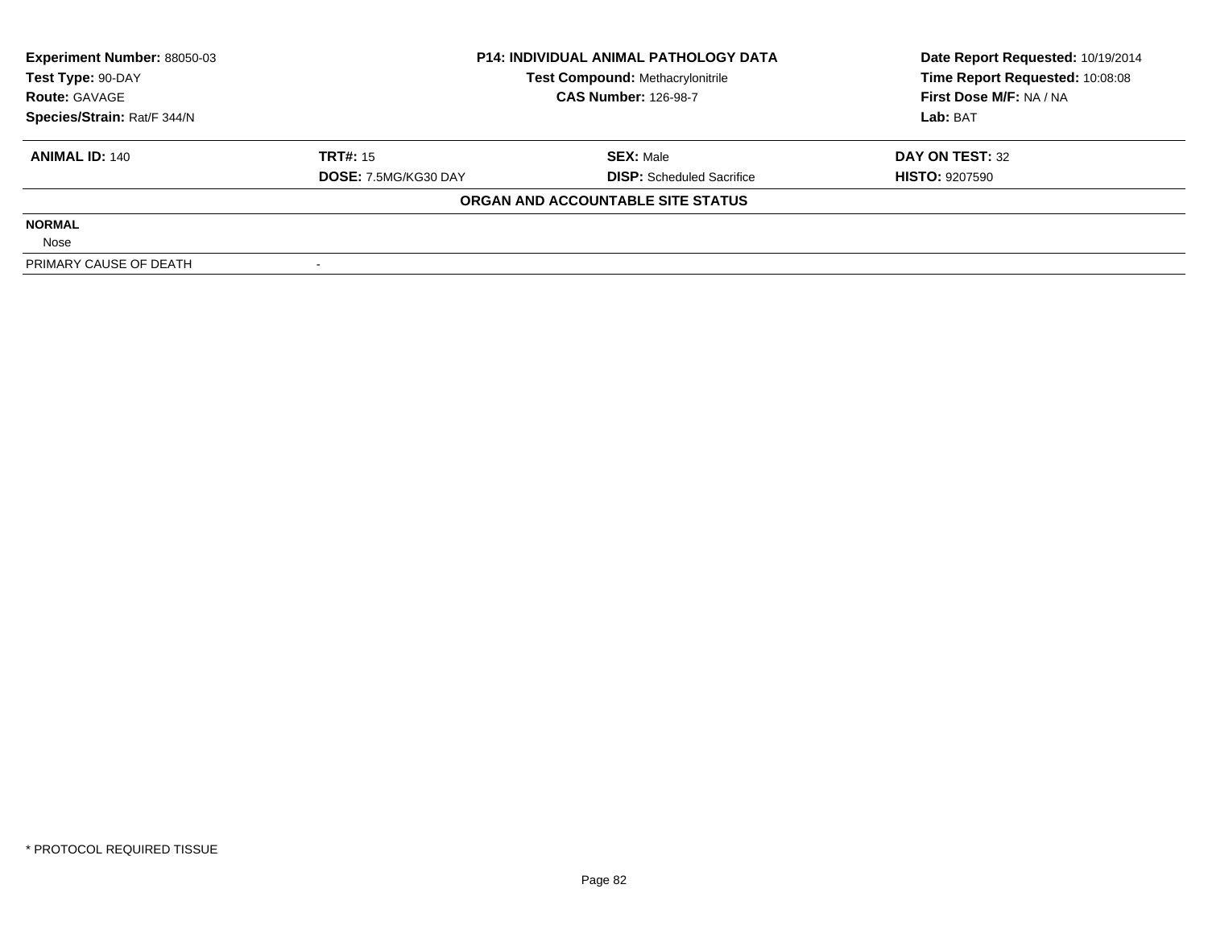**Experiment Number:** 88050-03
**Test Type:** 90-DAY
**Route:** GAVAGE
**Species/Strain:** Rat/F 344/N

**P14: INDIVIDUAL ANIMAL PATHOLOGY DATA**
**Test Compound:** Methacrylonitrile
**CAS Number:** 126-98-7

**Date Report Requested:** 10/19/2014
**Time Report Requested:** 10:08:08
**First Dose M/F:** NA / NA
**Lab:** BAT

| **ANIMAL ID:** 140 | **TRT#:** 15 | **SEX:** Male | **DAY ON TEST:** 32 |
|---|---|---|---|
| | **DOSE:** 7.5MG/KG30 DAY | **DISP:** Scheduled Sacrifice | **HISTO:** 9207590 |

**ORGAN AND ACCOUNTABLE SITE STATUS**

**NORMAL**

Nose

| PRIMARY CAUSE OF DEATH | - |
|---|---|

* PROTOCOL REQUIRED TISSUE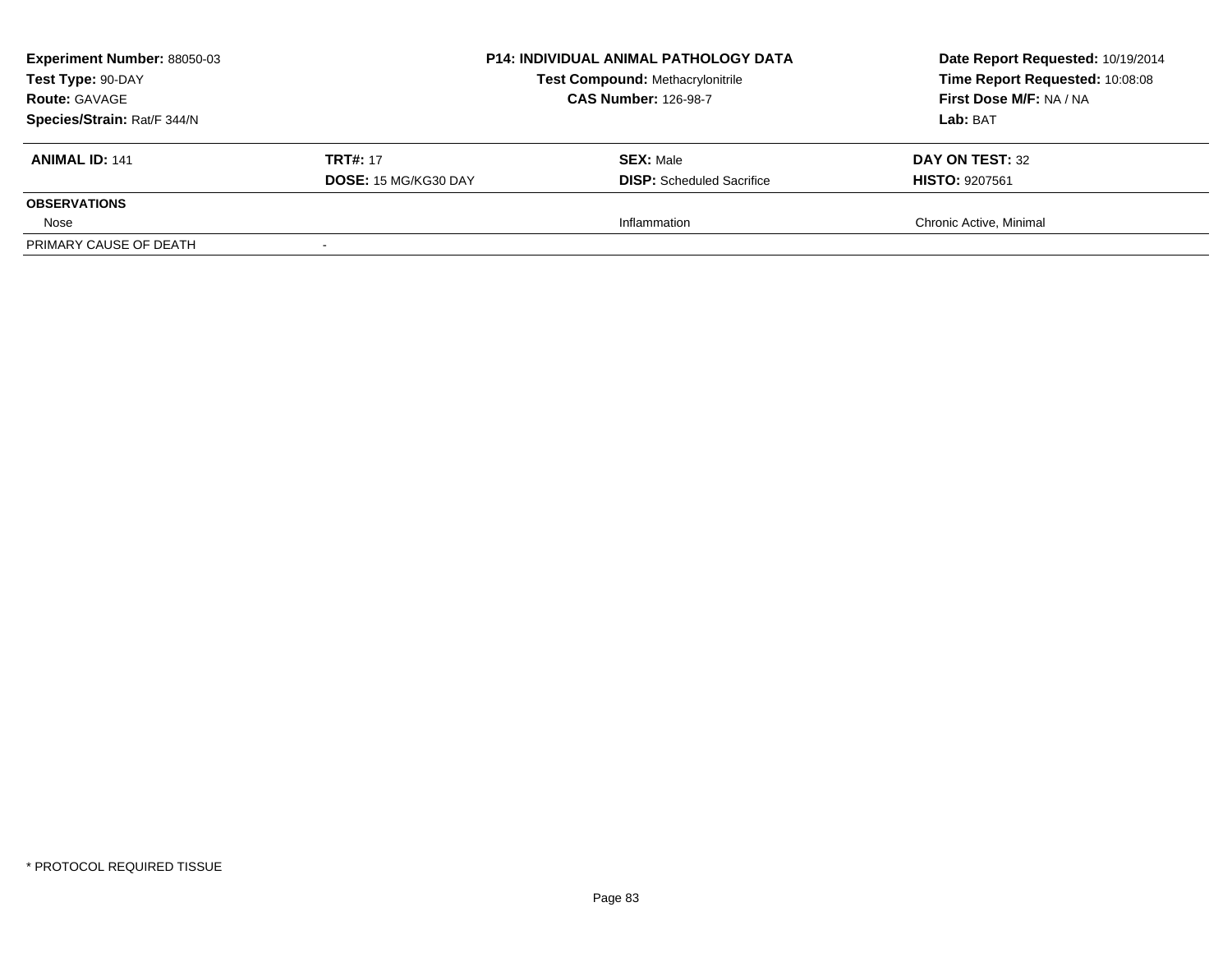**Experiment Number:** 88050-03
**Test Type:** 90-DAY
**Route:** GAVAGE
**Species/Strain:** Rat/F 344/N

**P14: INDIVIDUAL ANIMAL PATHOLOGY DATA**
**Test Compound:** Methacrylonitrile
**CAS Number:** 126-98-7

**Date Report Requested:** 10/19/2014
**Time Report Requested:** 10:08:08
**First Dose M/F:** NA / NA
**Lab:** BAT

| **ANIMAL ID:** 141 | **TRT#:** 17 | **SEX:** Male | **DAY ON TEST:** 32 |
|---|---|---|---|
| | **DOSE:** 15 MG/KG30 DAY | **DISP:** Scheduled Sacrifice | **HISTO:** 9207561 |
| **OBSERVATIONS** | | | |
| Nose | | Inflammation | Chronic Active, Minimal |
| PRIMARY CAUSE OF DEATH | - | | |

* PROTOCOL REQUIRED TISSUE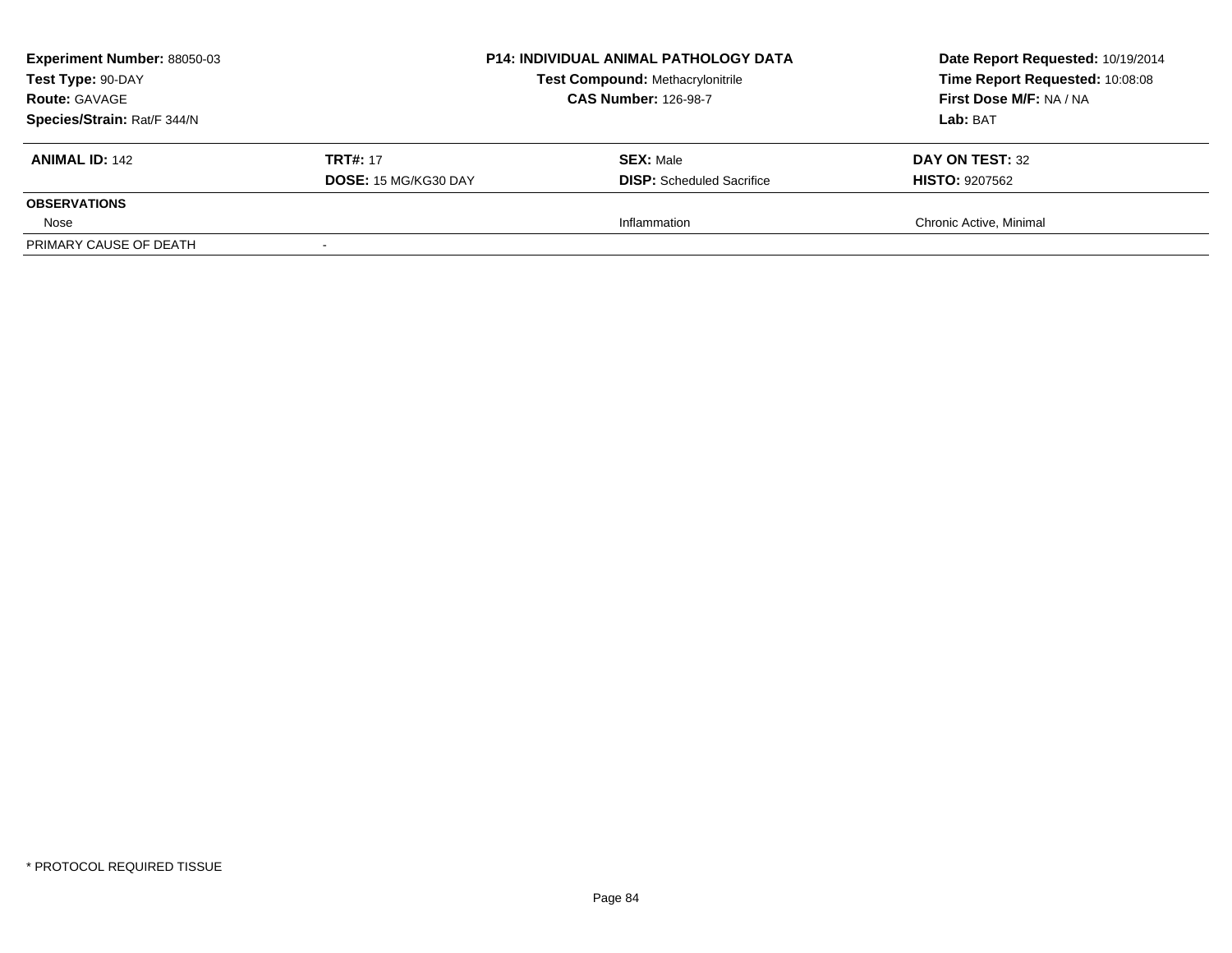**Experiment Number:** 88050-03
**Test Type:** 90-DAY
**Route:** GAVAGE
**Species/Strain:** Rat/F 344/N

**P14: INDIVIDUAL ANIMAL PATHOLOGY DATA**
**Test Compound:** Methacrylonitrile
**CAS Number:** 126-98-7

**Date Report Requested:** 10/19/2014
**Time Report Requested:** 10:08:08
**First Dose M/F:** NA / NA
**Lab:** BAT

| **ANIMAL ID:** 142 | **TRT#:** 17 | **SEX:** Male | **DAY ON TEST:** 32 |
|---|---|---|---|
| | **DOSE:** 15 MG/KG30 DAY | **DISP:** Scheduled Sacrifice | **HISTO:** 9207562 |
| **OBSERVATIONS** | | | |
| Nose | | Inflammation | Chronic Active, Minimal |
| PRIMARY CAUSE OF DEATH | - | | |

* PROTOCOL REQUIRED TISSUE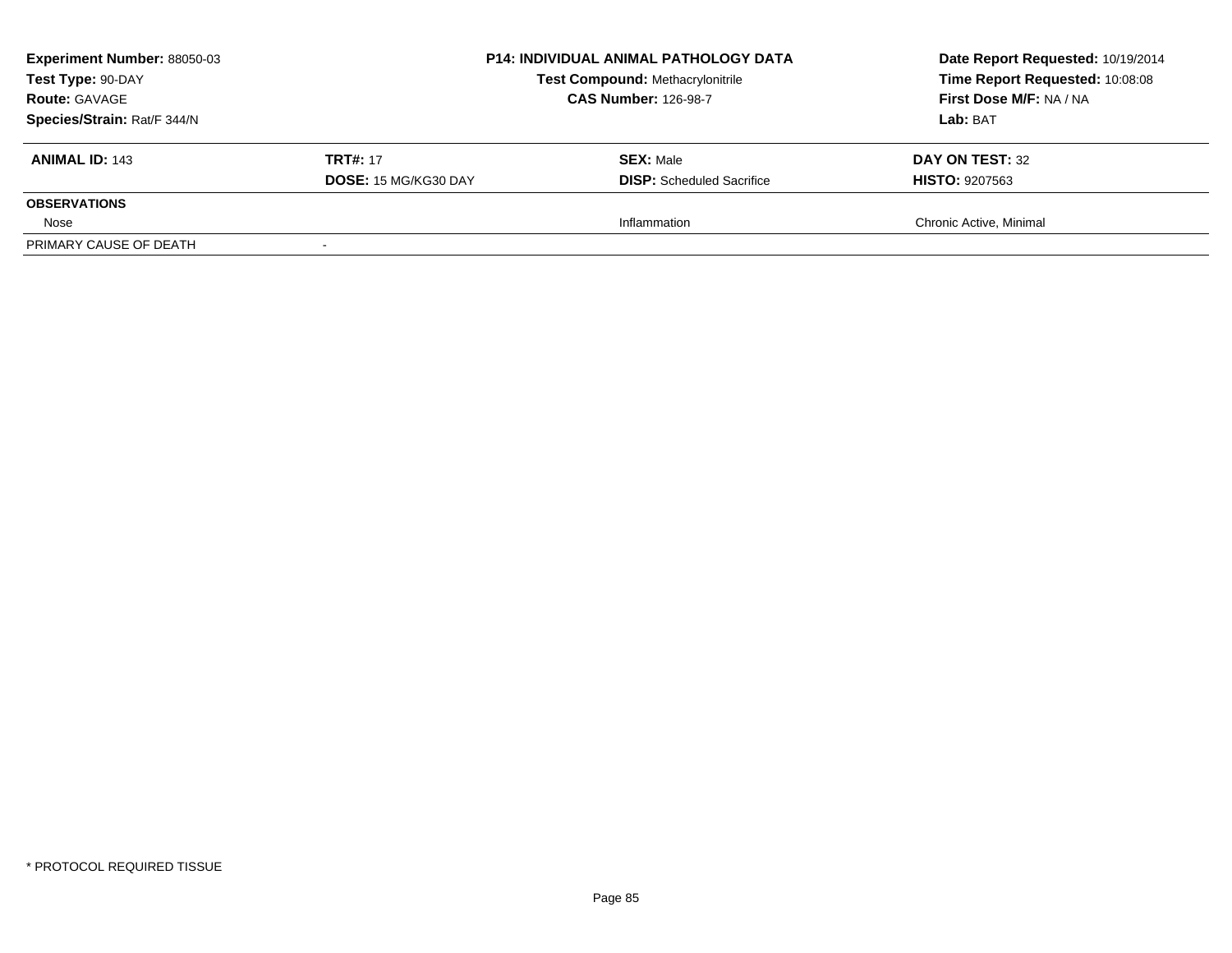**Experiment Number:** 88050-03
**Test Type:** 90-DAY
**Route:** GAVAGE
**Species/Strain:** Rat/F 344/N

**P14: INDIVIDUAL ANIMAL PATHOLOGY DATA**
**Test Compound:** Methacrylonitrile
**CAS Number:** 126-98-7

**Date Report Requested:** 10/19/2014
**Time Report Requested:** 10:08:08
**First Dose M/F:** NA / NA
**Lab:** BAT

| **ANIMAL ID:** 143 | **TRT#:** 17 | **SEX:** Male | **DAY ON TEST:** 32 |
|---|---|---|---|
| | **DOSE:** 15 MG/KG30 DAY | **DISP:** Scheduled Sacrifice | **HISTO:** 9207563 |
| **OBSERVATIONS** | | | |
| Nose | | Inflammation | Chronic Active, Minimal |
| PRIMARY CAUSE OF DEATH | - | | |

* PROTOCOL REQUIRED TISSUE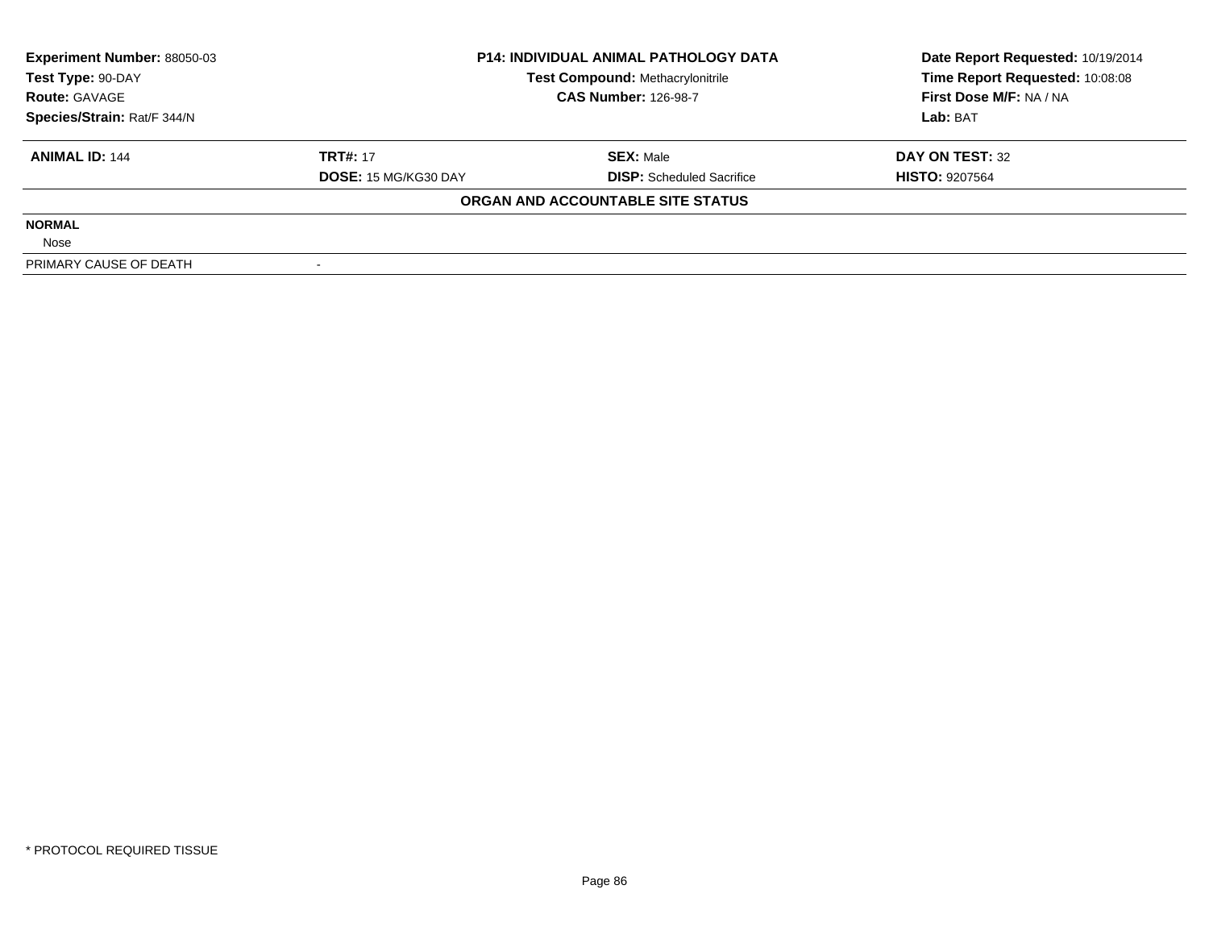| | | | |
|---|---|---|---|
| **Experiment Number:** 88050-03 | **P14: INDIVIDUAL ANIMAL PATHOLOGY DATA** | | **Date Report Requested:** 10/19/2014 |
| **Test Type:** 90-DAY | **Test Compound:** Methacrylonitrile | | **Time Report Requested:** 10:08:08 |
| **Route:** GAVAGE | **CAS Number:** 126-98-7 | | **First Dose M/F:** NA / NA |
| **Species/Strain:** Rat/F 344/N | | | **Lab:** BAT |

| | | | |
|---|---|---|---|
| **ANIMAL ID:** 144 | **TRT#:** 17 | **SEX:** Male | **DAY ON TEST:** 32 |
| | **DOSE:** 15 MG/KG30 DAY | **DISP:** Scheduled Sacrifice | **HISTO:** 9207564 |

**ORGAN AND ACCOUNTABLE SITE STATUS**

| | |
|---|---|
| **NORMAL** | |
| Nose | |
| PRIMARY CAUSE OF DEATH | - |

* PROTOCOL REQUIRED TISSUE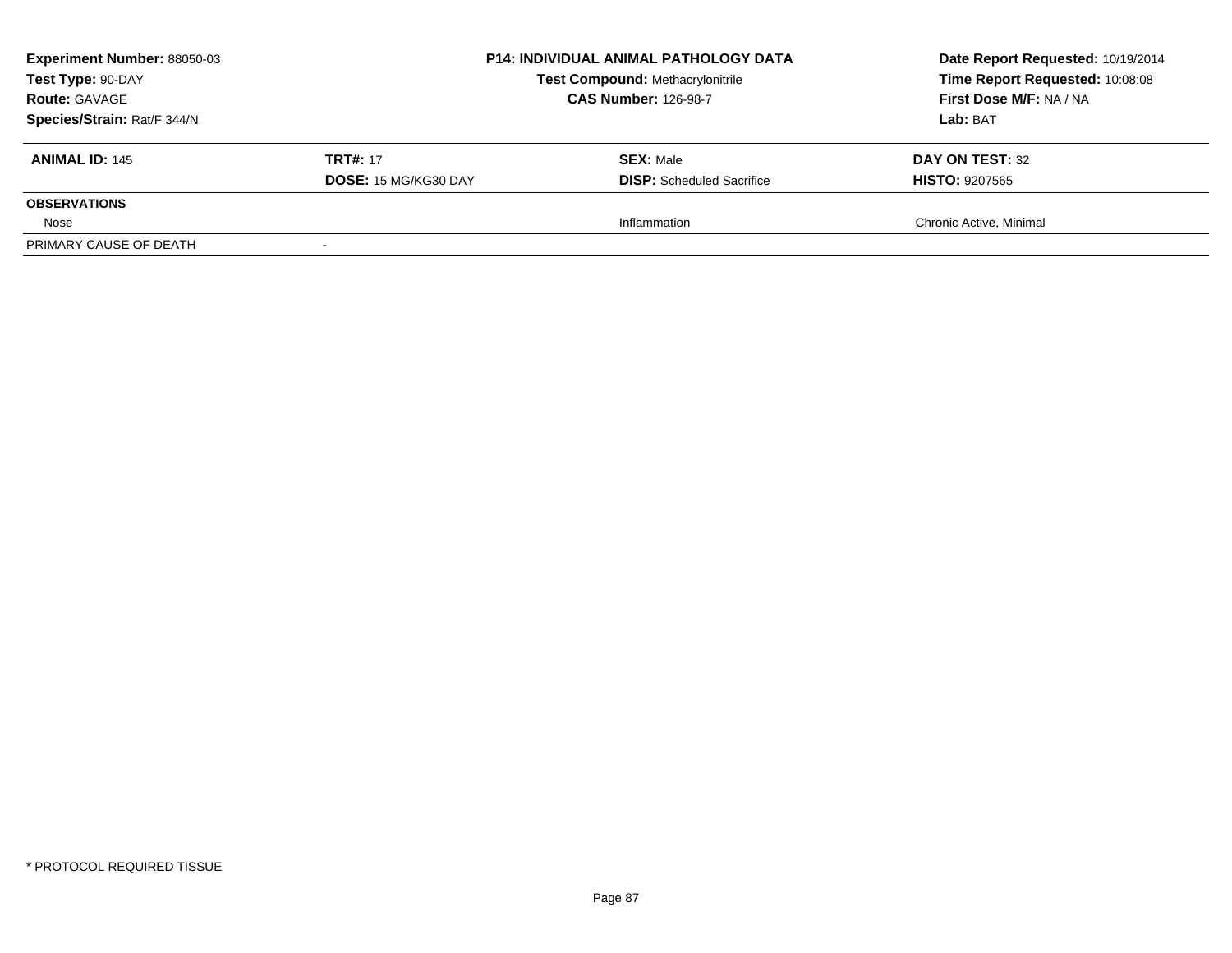| **Experiment Number:** 88050-03 | **P14: INDIVIDUAL ANIMAL PATHOLOGY DATA** | **Date Report Requested:** 10/19/2014 |
|---|---|---|
| **Test Type:** 90-DAY | **Test Compound:** Methacrylonitrile | **Time Report Requested:** 10:08:08 |
| **Route:** GAVAGE | **CAS Number:** 126-98-7 | **First Dose M/F:** NA / NA |
| **Species/Strain:** Rat/F 344/N | | **Lab:** BAT |

| **ANIMAL ID:** 145 | **TRT#:** 17 | **SEX:** Male | **DAY ON TEST:** 32 |
|---|---|---|---|
| | **DOSE:** 15 MG/KG30 DAY | **DISP:** Scheduled Sacrifice | **HISTO:** 9207565 |
| **OBSERVATIONS** | | | |
| Nose | | Inflammation | Chronic Active, Minimal |
| PRIMARY CAUSE OF DEATH | - | | |

* PROTOCOL REQUIRED TISSUE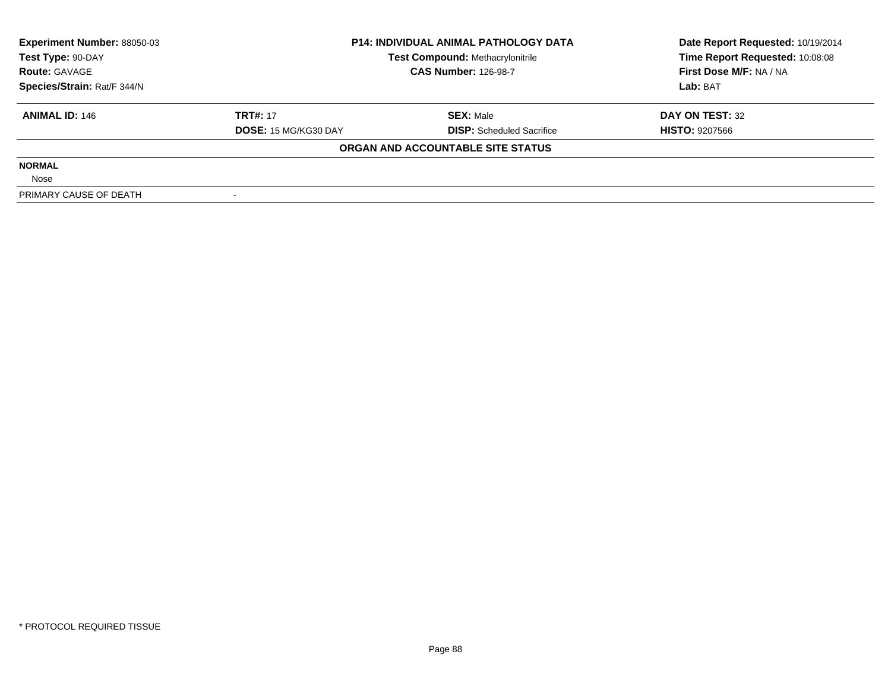| **Experiment Number:** 88050-03 | **P14: INDIVIDUAL ANIMAL PATHOLOGY DATA** | | **Date Report Requested:** 10/19/2014 |
|---|---|---|---|
| **Test Type:** 90-DAY | **Test Compound:** Methacrylonitrile | | **Time Report Requested:** 10:08:08 |
| **Route:** GAVAGE | **CAS Number:** 126-98-7 | | **First Dose M/F:** NA / NA |
| **Species/Strain:** Rat/F 344/N | | | **Lab:** BAT |

| **ANIMAL ID:** 146 | **TRT#:** 17 | **SEX:** Male | **DAY ON TEST:** 32 |
|---|---|---|---|
| | **DOSE:** 15 MG/KG30 DAY | **DISP:** Scheduled Sacrifice | **HISTO:** 9207566 |

**ORGAN AND ACCOUNTABLE SITE STATUS**

| | |
|---|---|
| **NORMAL** | |
| Nose | |
| PRIMARY CAUSE OF DEATH | - |

\* PROTOCOL REQUIRED TISSUE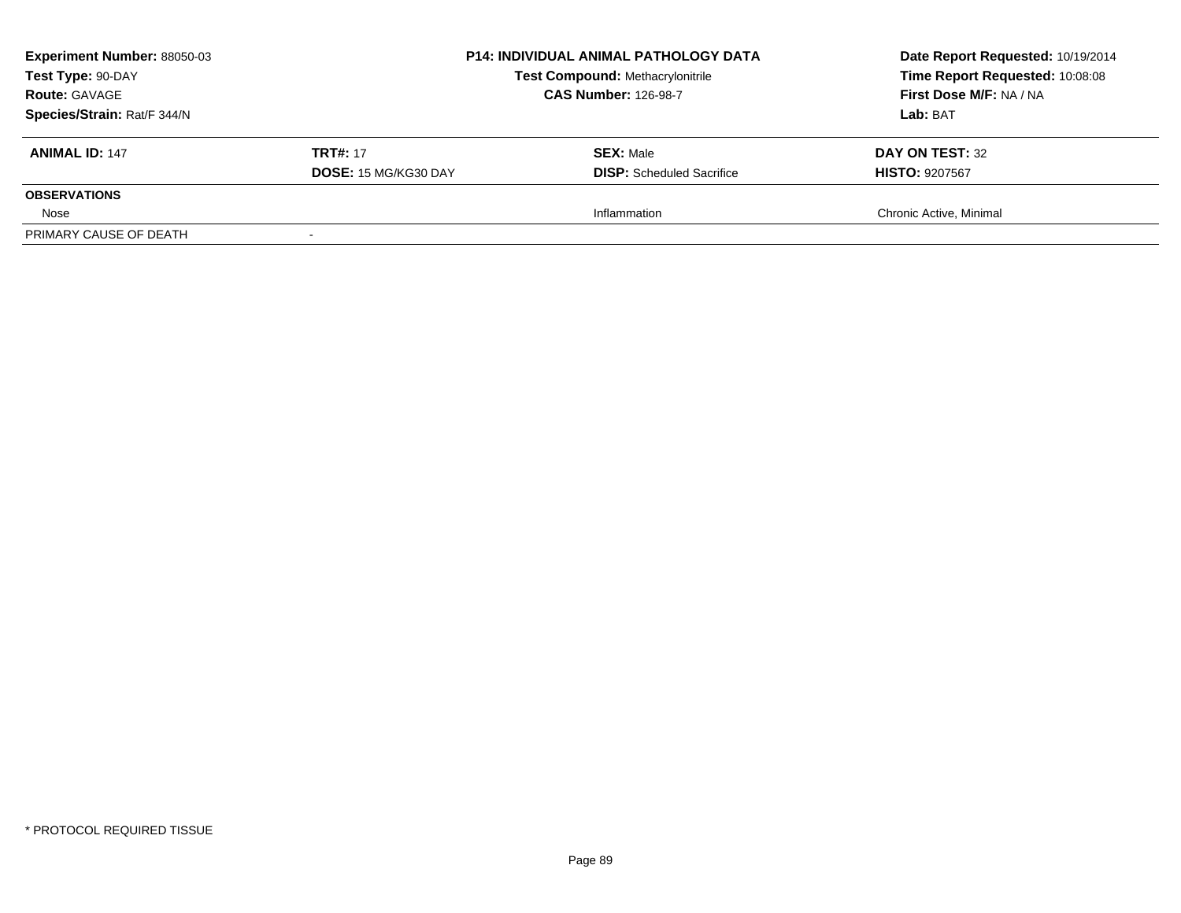**Experiment Number:** 88050-03
**Test Type:** 90-DAY
**Route:** GAVAGE
**Species/Strain:** Rat/F 344/N

**P14: INDIVIDUAL ANIMAL PATHOLOGY DATA**
**Test Compound:** Methacrylonitrile
**CAS Number:** 126-98-7

**Date Report Requested:** 10/19/2014
**Time Report Requested:** 10:08:08
**First Dose M/F:** NA / NA
**Lab:** BAT

| **ANIMAL ID:** 147 | **TRT#:** 17 | **SEX:** Male | **DAY ON TEST:** 32 |
|---|---|---|---|
| | **DOSE:** 15 MG/KG30 DAY | **DISP:** Scheduled Sacrifice | **HISTO:** 9207567 |
| **OBSERVATIONS** | | | |
| Nose | | Inflammation | Chronic Active, Minimal |
| PRIMARY CAUSE OF DEATH | - | | |

* PROTOCOL REQUIRED TISSUE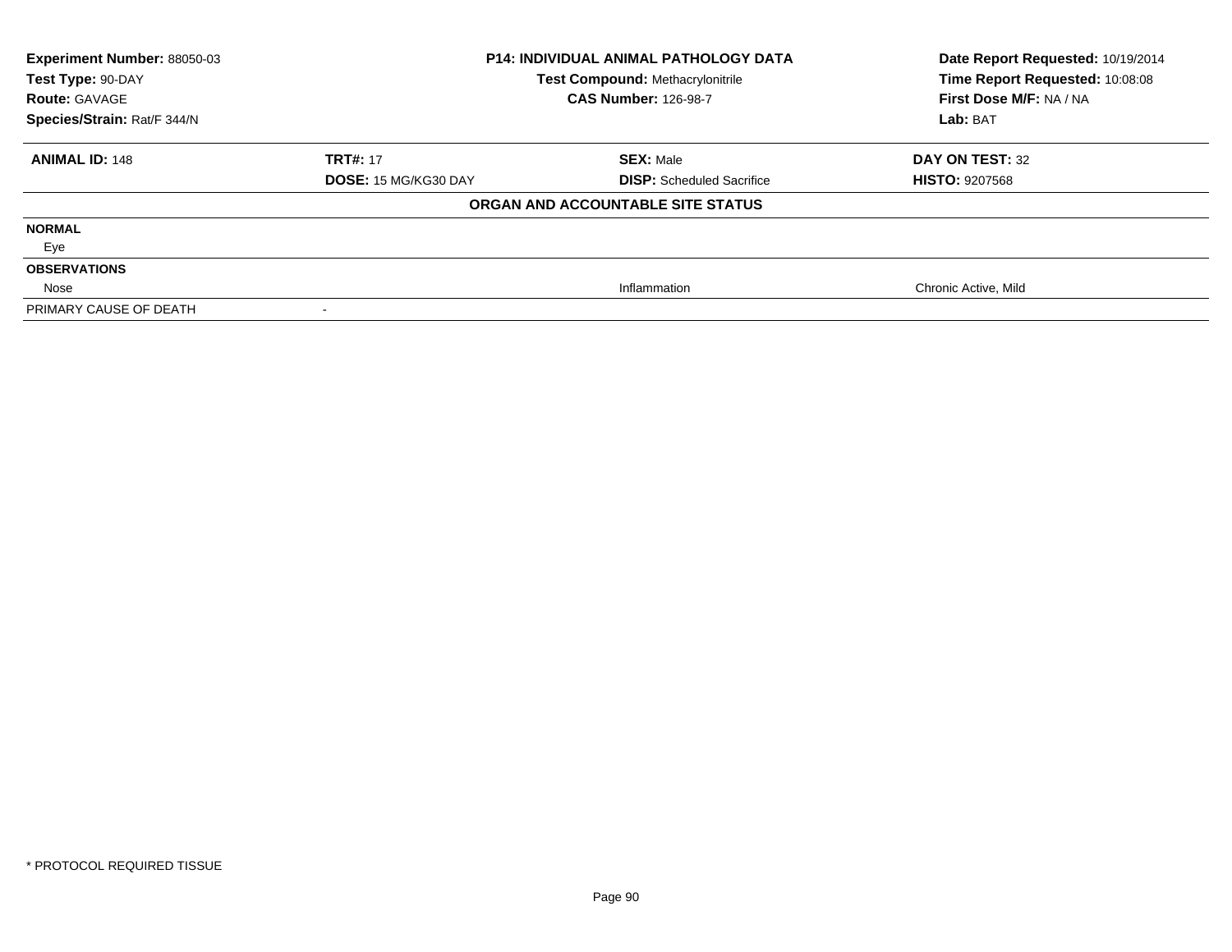| **Experiment Number:** 88050-03 | **P14: INDIVIDUAL ANIMAL PATHOLOGY DATA** | | **Date Report Requested:** 10/19/2014 |
|---|---|---|---|
| **Test Type:** 90-DAY | **Test Compound:** Methacrylonitrile | | **Time Report Requested:** 10:08:08 |
| **Route:** GAVAGE | **CAS Number:** 126-98-7 | | **First Dose M/F:** NA / NA |
| **Species/Strain:** Rat/F 344/N | | | **Lab:** BAT |

| **ANIMAL ID:** 148 | **TRT#:** 17 | **SEX:** Male | **DAY ON TEST:** 32 |
|---|---|---|---|
| | **DOSE:** 15 MG/KG30 DAY | **DISP:** Scheduled Sacrifice | **HISTO:** 9207568 |

**ORGAN AND ACCOUNTABLE SITE STATUS**

| | | | |
|---|---|---|---|
| **NORMAL** | | | |
| Eye | | | |
| **OBSERVATIONS** | | | |
| Nose | | Inflammation | Chronic Active, Mild |
| PRIMARY CAUSE OF DEATH | - | | |

* PROTOCOL REQUIRED TISSUE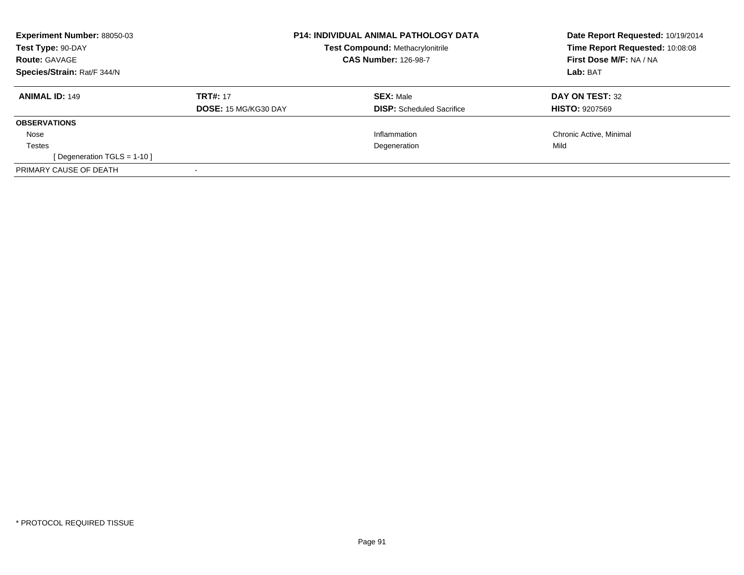**Experiment Number:** 88050-03
**Test Type:** 90-DAY
**Route:** GAVAGE
**Species/Strain:** Rat/F 344/N

**P14: INDIVIDUAL ANIMAL PATHOLOGY DATA**
**Test Compound:** Methacrylonitrile
**CAS Number:** 126-98-7

**Date Report Requested:** 10/19/2014
**Time Report Requested:** 10:08:08
**First Dose M/F:** NA / NA
**Lab:** BAT

| **ANIMAL ID:** 149 | **TRT#:** 17 | **SEX:** Male | **DAY ON TEST:** 32 |
|---|---|---|---|
| | **DOSE:** 15 MG/KG30 DAY | **DISP:** Scheduled Sacrifice | **HISTO:** 9207569 |
| **OBSERVATIONS** | | | |
| Nose | | Inflammation | Chronic Active, Minimal |
| Testes | | Degeneration | Mild |
| [ Degeneration TGLS = 1-10 ] | | | |
| PRIMARY CAUSE OF DEATH | - | | |

* PROTOCOL REQUIRED TISSUE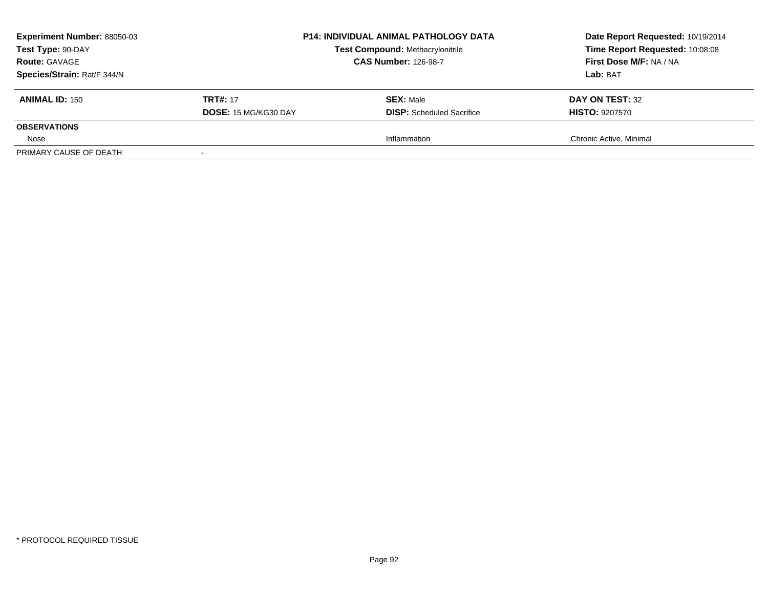**Experiment Number:** 88050-03
**Test Type:** 90-DAY
**Route:** GAVAGE
**Species/Strain:** Rat/F 344/N

**P14: INDIVIDUAL ANIMAL PATHOLOGY DATA**
**Test Compound:** Methacrylonitrile
**CAS Number:** 126-98-7

**Date Report Requested:** 10/19/2014
**Time Report Requested:** 10:08:08
**First Dose M/F:** NA / NA
**Lab:** BAT

| **ANIMAL ID:** 150 | **TRT#:** 17 | **SEX:** Male | **DAY ON TEST:** 32 |
|---|---|---|---|
| | **DOSE:** 15 MG/KG30 DAY | **DISP:** Scheduled Sacrifice | **HISTO:** 9207570 |
| **OBSERVATIONS** | | | |
| Nose | | Inflammation | Chronic Active, Minimal |
| PRIMARY CAUSE OF DEATH | - | | |

* PROTOCOL REQUIRED TISSUE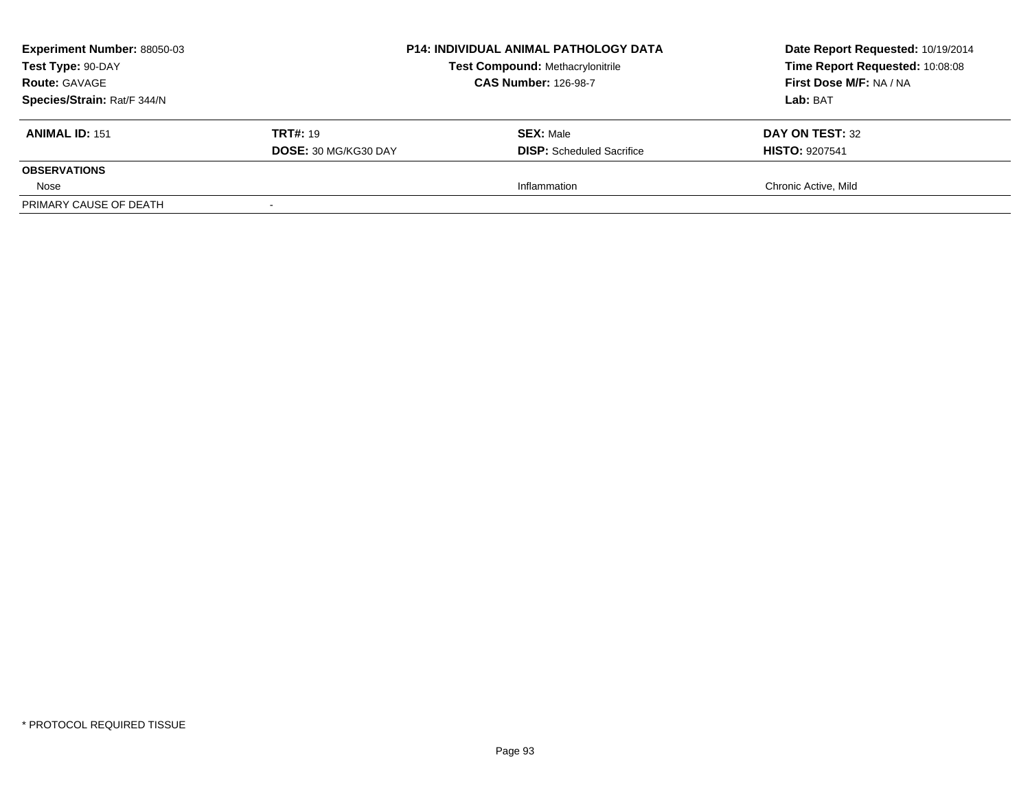| **Experiment Number:** 88050-03 | **P14: INDIVIDUAL ANIMAL PATHOLOGY DATA** | **Date Report Requested:** 10/19/2014 |
|---|---|---|
| **Test Type:** 90-DAY | **Test Compound:** Methacrylonitrile | **Time Report Requested:** 10:08:08 |
| **Route:** GAVAGE | **CAS Number:** 126-98-7 | **First Dose M/F:** NA / NA |
| **Species/Strain:** Rat/F 344/N | | **Lab:** BAT |

| **ANIMAL ID:** 151 | **TRT#:** 19 | **SEX:** Male | **DAY ON TEST:** 32 |
|---|---|---|---|
| | **DOSE:** 30 MG/KG30 DAY | **DISP:** Scheduled Sacrifice | **HISTO:** 9207541 |
| **OBSERVATIONS** | | | |
| Nose | | Inflammation | Chronic Active, Mild |
| PRIMARY CAUSE OF DEATH | - | | |

* PROTOCOL REQUIRED TISSUE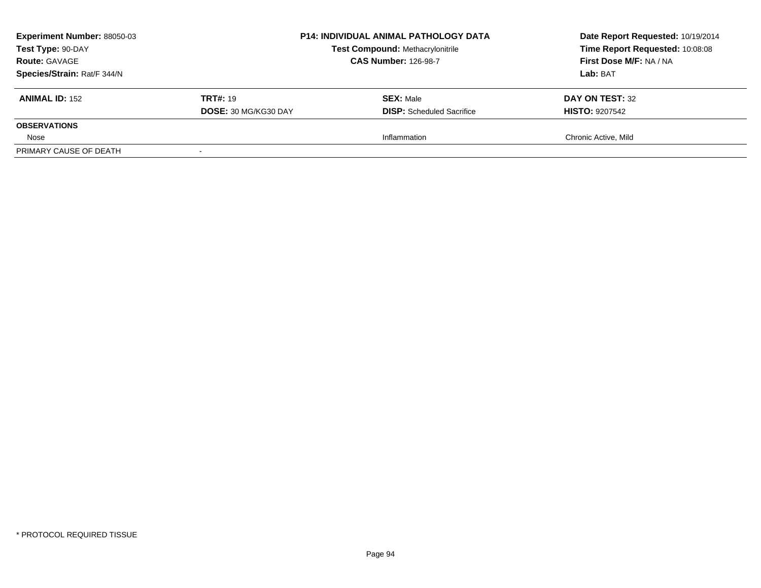**Experiment Number:** 88050-03
**Test Type:** 90-DAY
**Route:** GAVAGE
**Species/Strain:** Rat/F 344/N

**P14: INDIVIDUAL ANIMAL PATHOLOGY DATA**
**Test Compound:** Methacrylonitrile
**CAS Number:** 126-98-7

**Date Report Requested:** 10/19/2014
**Time Report Requested:** 10:08:08
**First Dose M/F:** NA / NA
**Lab:** BAT

| **ANIMAL ID:** 152 | **TRT#:** 19 | **SEX:** Male | **DAY ON TEST:** 32 |
|---|---|---|---|
| | **DOSE:** 30 MG/KG30 DAY | **DISP:** Scheduled Sacrifice | **HISTO:** 9207542 |
| **OBSERVATIONS** | | | |
| Nose | | Inflammation | Chronic Active, Mild |
| PRIMARY CAUSE OF DEATH | - | | |

* PROTOCOL REQUIRED TISSUE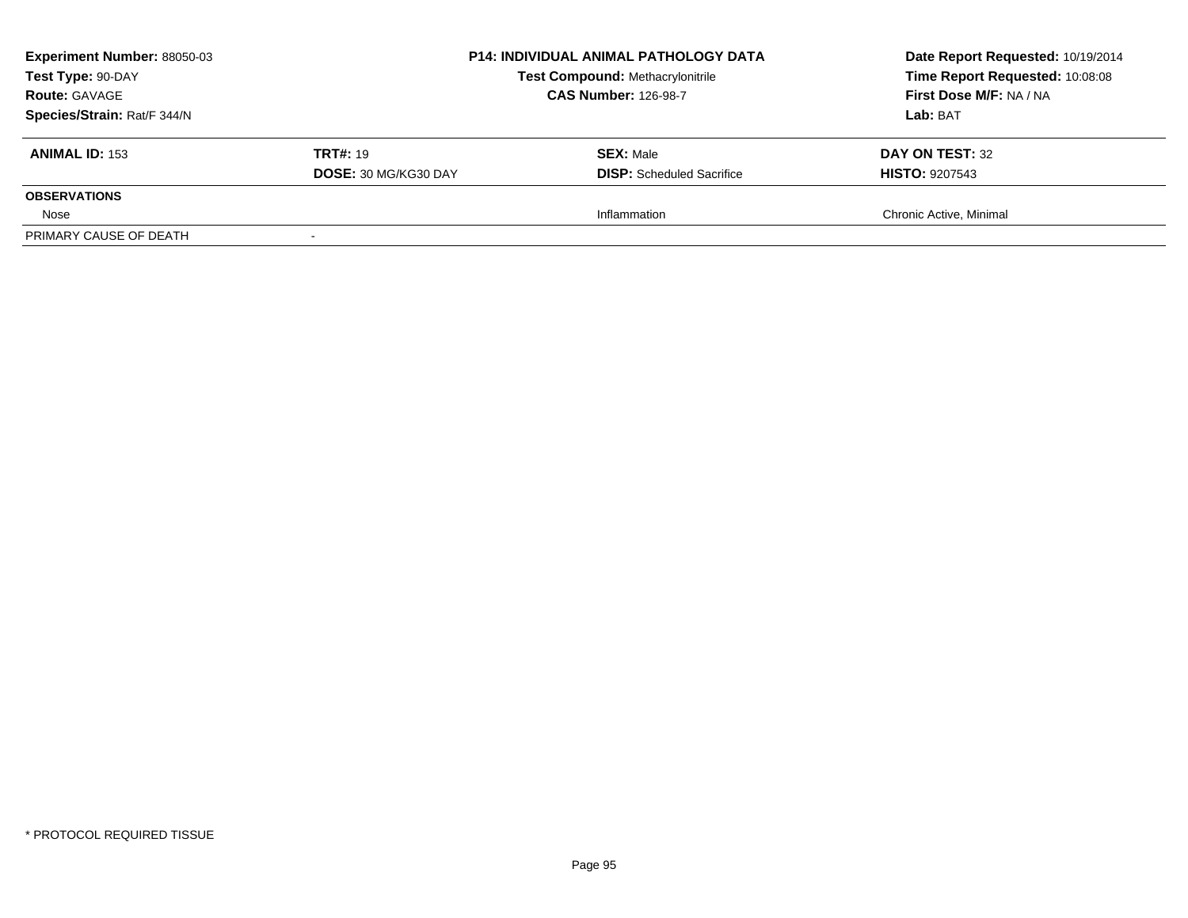**Experiment Number:** 88050-03
**Test Type:** 90-DAY
**Route:** GAVAGE
**Species/Strain:** Rat/F 344/N

**P14: INDIVIDUAL ANIMAL PATHOLOGY DATA**
**Test Compound:** Methacrylonitrile
**CAS Number:** 126-98-7

**Date Report Requested:** 10/19/2014
**Time Report Requested:** 10:08:08
**First Dose M/F:** NA / NA
**Lab:** BAT

| **ANIMAL ID:** 153 | **TRT#:** 19 | **SEX:** Male | **DAY ON TEST:** 32 |
|---|---|---|---|
| | **DOSE:** 30 MG/KG30 DAY | **DISP:** Scheduled Sacrifice | **HISTO:** 9207543 |
| **OBSERVATIONS** | | | |
| Nose | | Inflammation | Chronic Active, Minimal |
| PRIMARY CAUSE OF DEATH | - | | |

* PROTOCOL REQUIRED TISSUE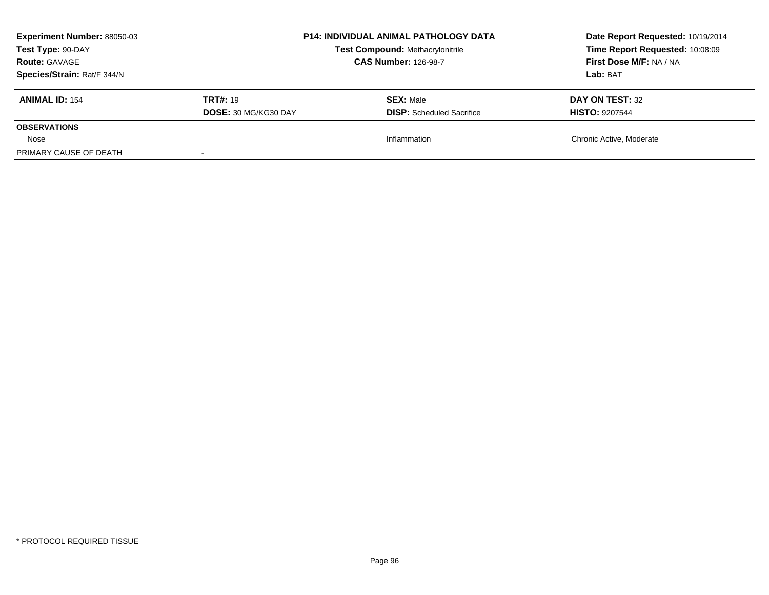**Experiment Number:** 88050-03
**Test Type:** 90-DAY
**Route:** GAVAGE
**Species/Strain:** Rat/F 344/N

**P14: INDIVIDUAL ANIMAL PATHOLOGY DATA**
**Test Compound:** Methacrylonitrile
**CAS Number:** 126-98-7

**Date Report Requested:** 10/19/2014
**Time Report Requested:** 10:08:09
**First Dose M/F:** NA / NA
**Lab:** BAT

| **ANIMAL ID:** 154 | **TRT#:** 19 | **SEX:** Male | **DAY ON TEST:** 32 |
|---|---|---|---|
| | **DOSE:** 30 MG/KG30 DAY | **DISP:** Scheduled Sacrifice | **HISTO:** 9207544 |
| **OBSERVATIONS** | | | |
| Nose | | Inflammation | Chronic Active, Moderate |
| PRIMARY CAUSE OF DEATH | - | | |

* PROTOCOL REQUIRED TISSUE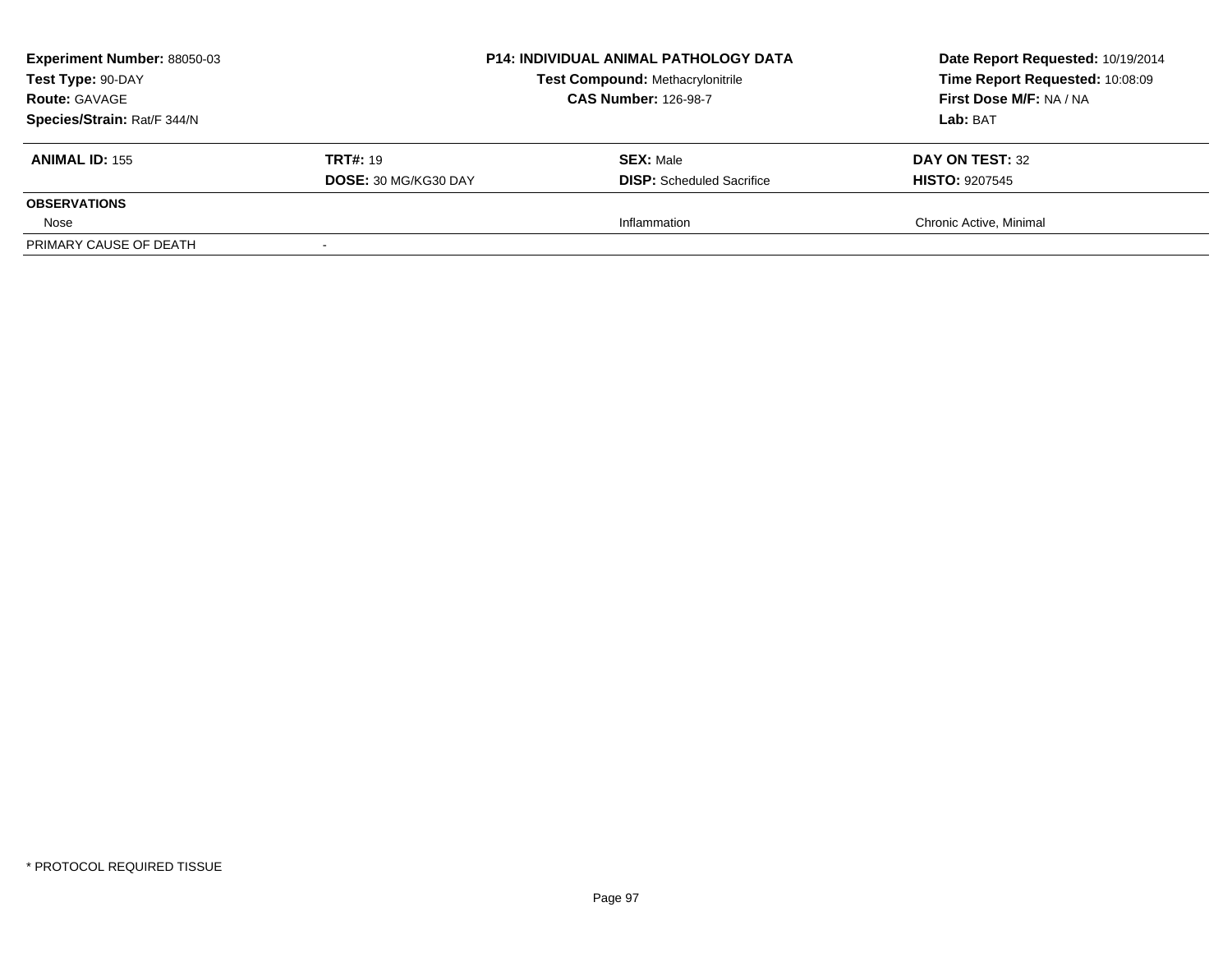**Experiment Number:** 88050-03
**Test Type:** 90-DAY
**Route:** GAVAGE
**Species/Strain:** Rat/F 344/N

**P14: INDIVIDUAL ANIMAL PATHOLOGY DATA**
**Test Compound:** Methacrylonitrile
**CAS Number:** 126-98-7

**Date Report Requested:** 10/19/2014
**Time Report Requested:** 10:08:09
**First Dose M/F:** NA / NA
**Lab:** BAT

| **ANIMAL ID:** 155 | **TRT#:** 19 | **SEX:** Male | **DAY ON TEST:** 32 |
|---|---|---|---|
| | **DOSE:** 30 MG/KG30 DAY | **DISP:** Scheduled Sacrifice | **HISTO:** 9207545 |
| **OBSERVATIONS** | | | |
| Nose | | Inflammation | Chronic Active, Minimal |
| PRIMARY CAUSE OF DEATH | - | | |

* PROTOCOL REQUIRED TISSUE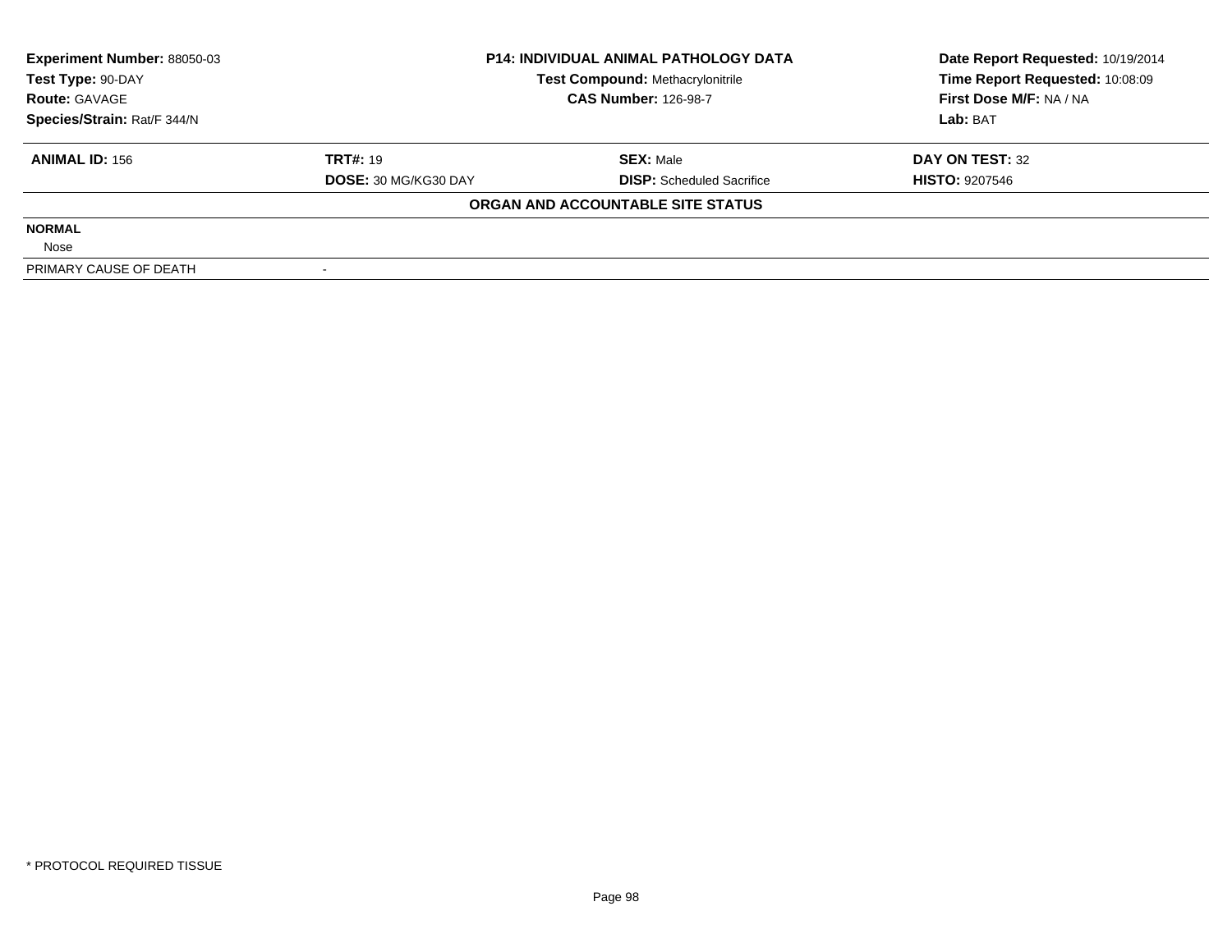| | | | |
|---|---|---|---|
| **Experiment Number:** 88050-03 | **P14: INDIVIDUAL ANIMAL PATHOLOGY DATA** | | **Date Report Requested:** 10/19/2014 |
| **Test Type:** 90-DAY | **Test Compound:** Methacrylonitrile | | **Time Report Requested:** 10:08:09 |
| **Route:** GAVAGE | **CAS Number:** 126-98-7 | | **First Dose M/F:** NA / NA |
| **Species/Strain:** Rat/F 344/N | | | **Lab:** BAT |

| **ANIMAL ID:** 156 | **TRT#:** 19 | **SEX:** Male | **DAY ON TEST:** 32 |
|---|---|---|---|
| | **DOSE:** 30 MG/KG30 DAY | **DISP:** Scheduled Sacrifice | **HISTO:** 9207546 |

**ORGAN AND ACCOUNTABLE SITE STATUS**

| | |
|---|---|
| **NORMAL** | |
| Nose | |
| PRIMARY CAUSE OF DEATH | - |

* PROTOCOL REQUIRED TISSUE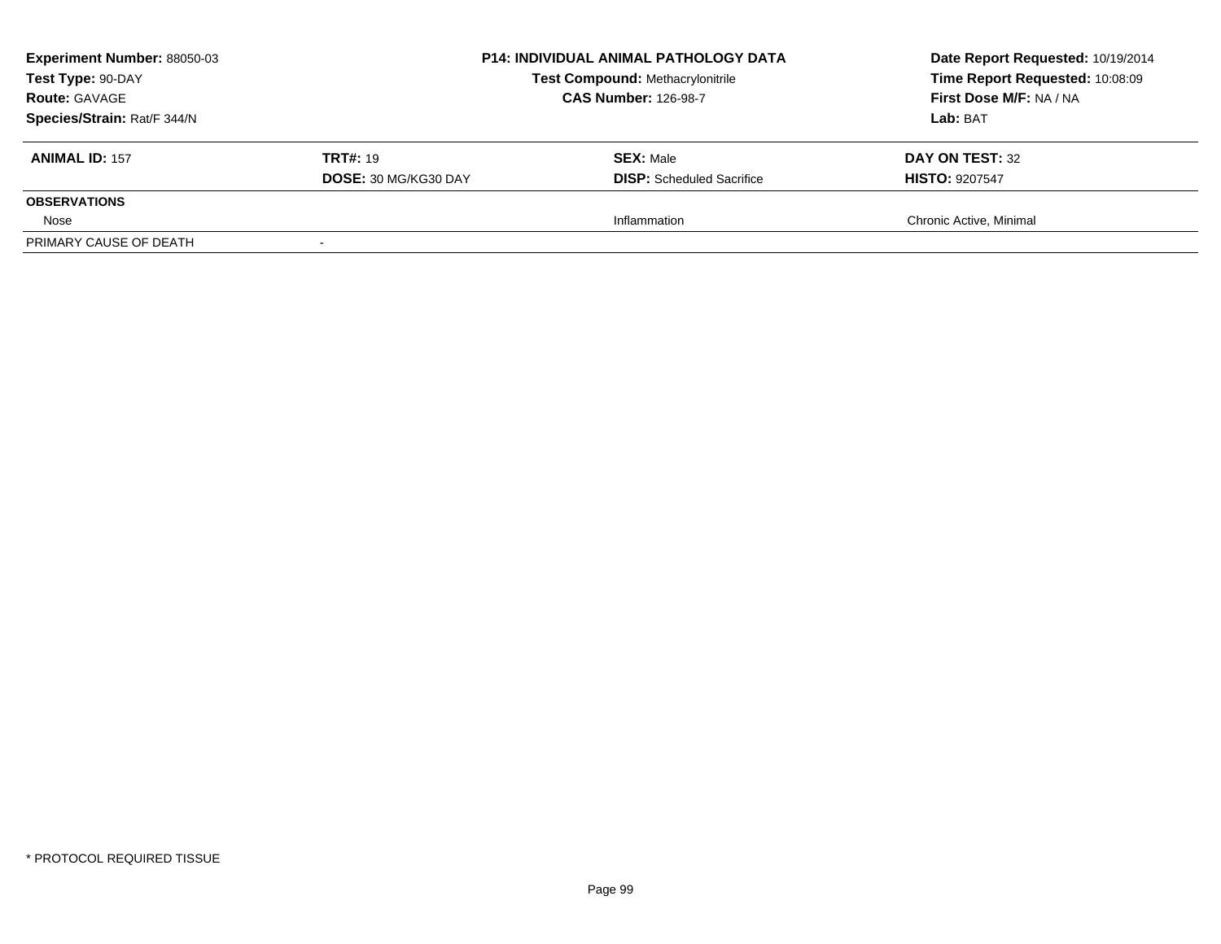**Experiment Number:** 88050-03
**Test Type:** 90-DAY
**Route:** GAVAGE
**Species/Strain:** Rat/F 344/N

**P14: INDIVIDUAL ANIMAL PATHOLOGY DATA**
**Test Compound:** Methacrylonitrile
**CAS Number:** 126-98-7

**Date Report Requested:** 10/19/2014
**Time Report Requested:** 10:08:09
**First Dose M/F:** NA / NA
**Lab:** BAT

| **ANIMAL ID:** 157 | **TRT#:** 19 | **SEX:** Male | **DAY ON TEST:** 32 |
|---|---|---|---|
| | **DOSE:** 30 MG/KG30 DAY | **DISP:** Scheduled Sacrifice | **HISTO:** 9207547 |
| **OBSERVATIONS** | | | |
| Nose | | Inflammation | Chronic Active, Minimal |
| PRIMARY CAUSE OF DEATH | - | | |

* PROTOCOL REQUIRED TISSUE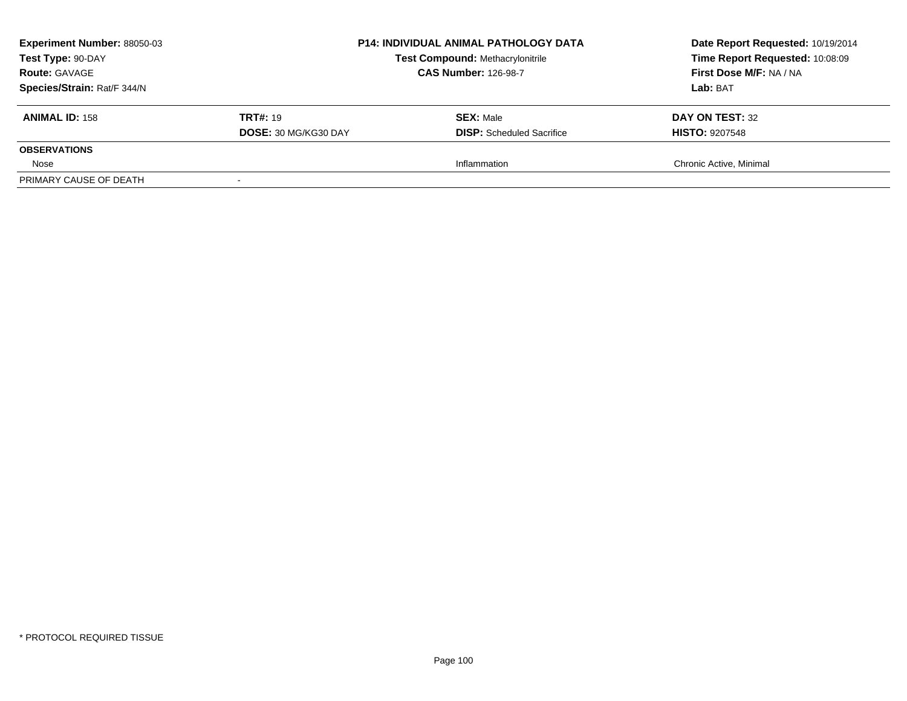**Experiment Number:** 88050-03
**Test Type:** 90-DAY
**Route:** GAVAGE
**Species/Strain:** Rat/F 344/N

**P14: INDIVIDUAL ANIMAL PATHOLOGY DATA**
**Test Compound:** Methacrylonitrile
**CAS Number:** 126-98-7

**Date Report Requested:** 10/19/2014
**Time Report Requested:** 10:08:09
**First Dose M/F:** NA / NA
**Lab:** BAT

| **ANIMAL ID:** 158 | **TRT#:** 19 | **SEX:** Male | **DAY ON TEST:** 32 |
|---|---|---|---|
| | **DOSE:** 30 MG/KG30 DAY | **DISP:** Scheduled Sacrifice | **HISTO:** 9207548 |
| **OBSERVATIONS** | | | |
| Nose | | Inflammation | Chronic Active, Minimal |
| PRIMARY CAUSE OF DEATH | - | | |

* PROTOCOL REQUIRED TISSUE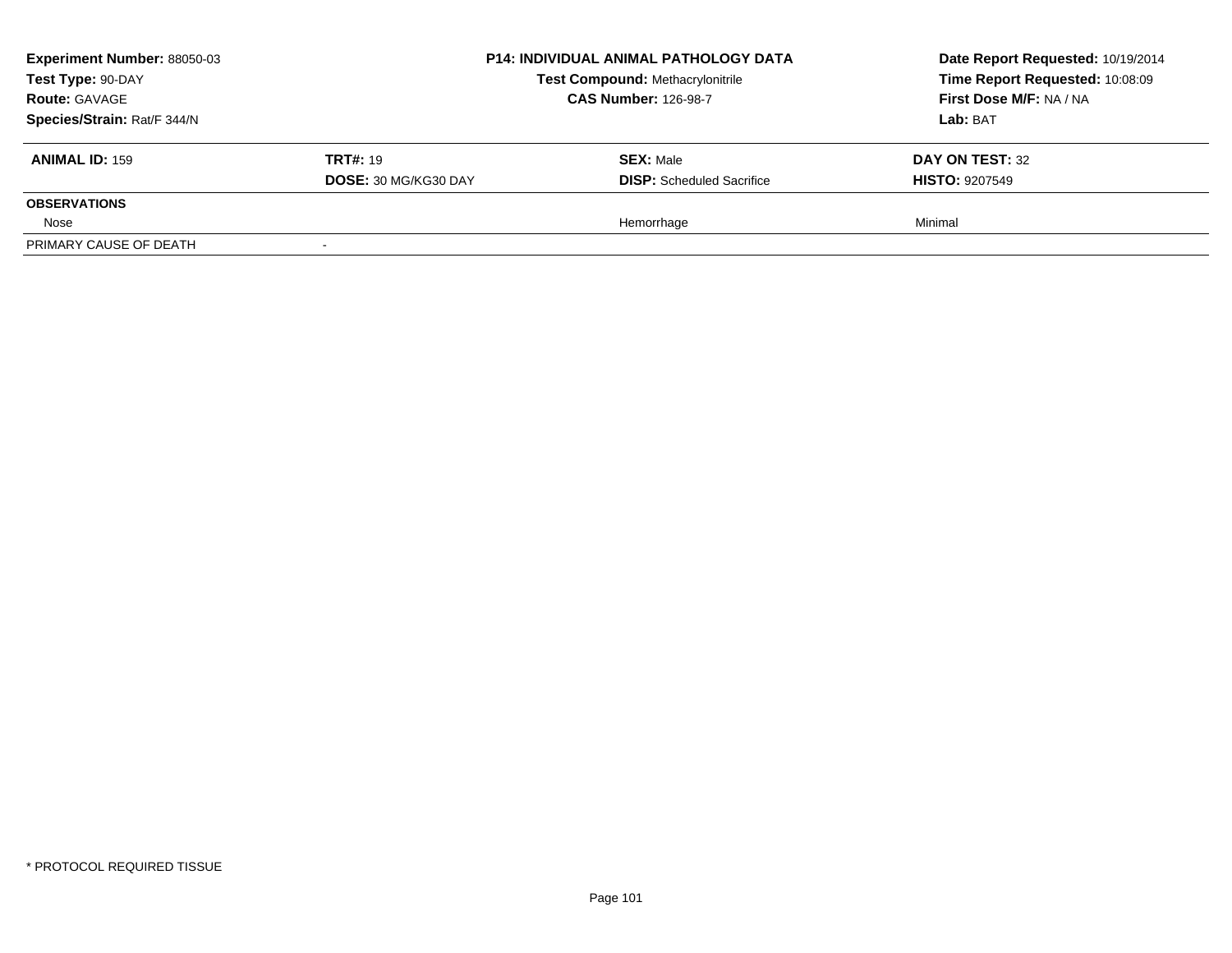**Experiment Number:** 88050-03
**Test Type:** 90-DAY
**Route:** GAVAGE
**Species/Strain:** Rat/F 344/N

**P14: INDIVIDUAL ANIMAL PATHOLOGY DATA**
**Test Compound:** Methacrylonitrile
**CAS Number:** 126-98-7

**Date Report Requested:** 10/19/2014
**Time Report Requested:** 10:08:09
**First Dose M/F:** NA / NA
**Lab:** BAT

| **ANIMAL ID:** 159 | **TRT#:** 19 | **SEX:** Male | **DAY ON TEST:** 32 |
|---|---|---|---|
| | **DOSE:** 30 MG/KG30 DAY | **DISP:** Scheduled Sacrifice | **HISTO:** 9207549 |
| **OBSERVATIONS** | | | |
| Nose | | Hemorrhage | Minimal |
| PRIMARY CAUSE OF DEATH | - | | |

\* PROTOCOL REQUIRED TISSUE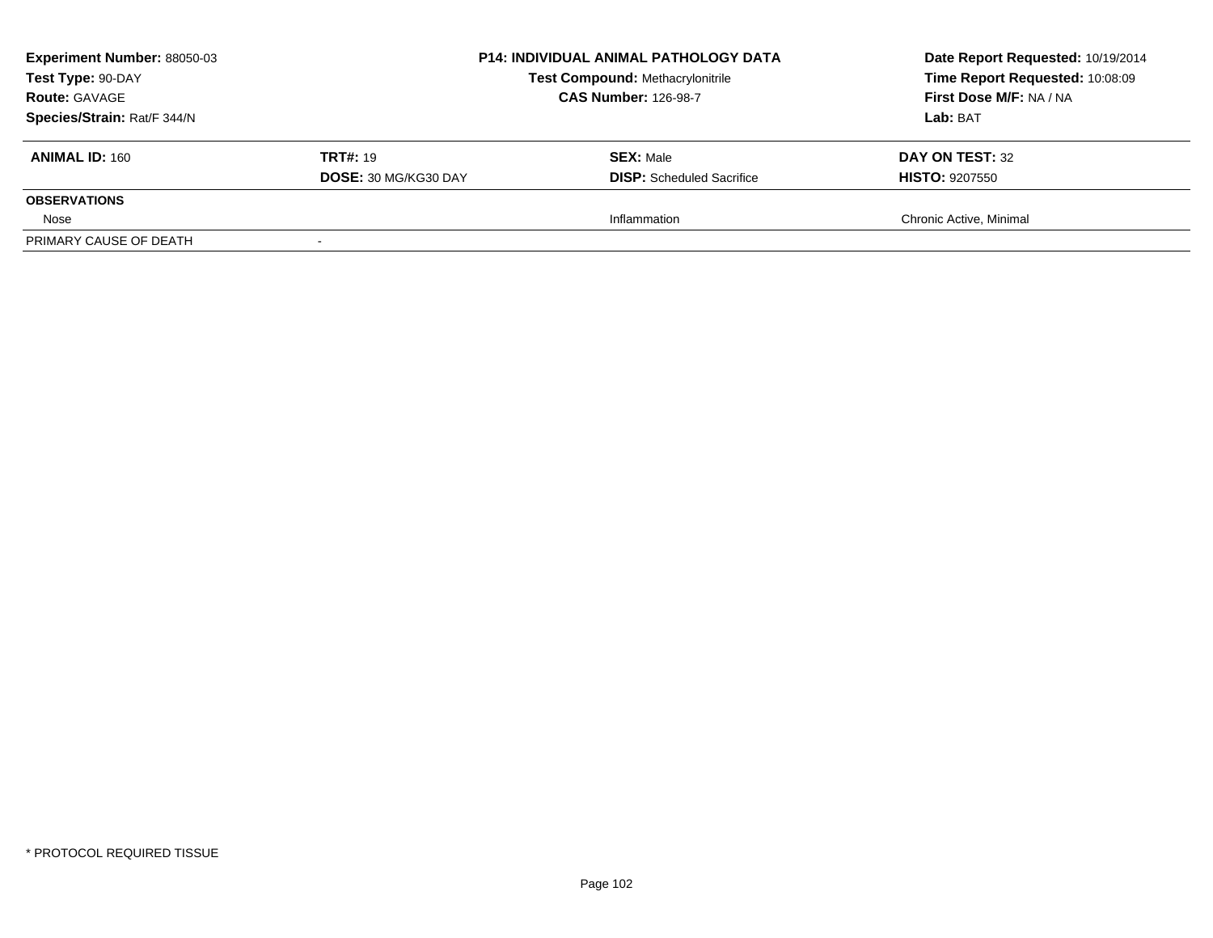**Experiment Number:** 88050-03
**Test Type:** 90-DAY
**Route:** GAVAGE
**Species/Strain:** Rat/F 344/N

**P14: INDIVIDUAL ANIMAL PATHOLOGY DATA**
**Test Compound:** Methacrylonitrile
**CAS Number:** 126-98-7

**Date Report Requested:** 10/19/2014
**Time Report Requested:** 10:08:09
**First Dose M/F:** NA / NA
**Lab:** BAT

| **ANIMAL ID:** 160 | **TRT#:** 19 | **SEX:** Male | **DAY ON TEST:** 32 |
|---|---|---|---|
| | **DOSE:** 30 MG/KG30 DAY | **DISP:** Scheduled Sacrifice | **HISTO:** 9207550 |
| **OBSERVATIONS** | | | |
| Nose | | Inflammation | Chronic Active, Minimal |
| PRIMARY CAUSE OF DEATH | - | | |

* PROTOCOL REQUIRED TISSUE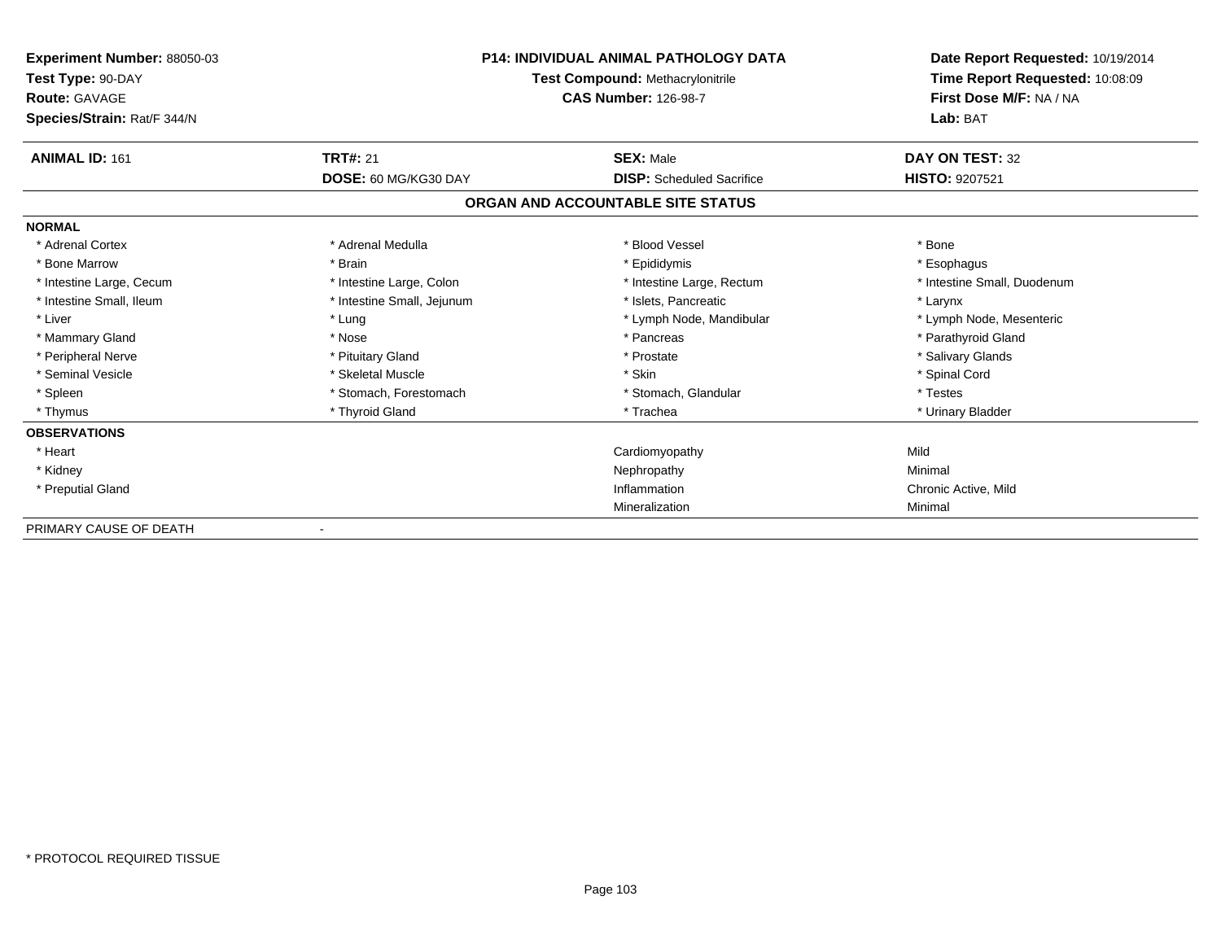**Experiment Number:** 88050-03
**Test Type:** 90-DAY
**Route:** GAVAGE
**Species/Strain:** Rat/F 344/N

**P14: INDIVIDUAL ANIMAL PATHOLOGY DATA**
**Test Compound:** Methacrylonitrile
**CAS Number:** 126-98-7

**Date Report Requested:** 10/19/2014
**Time Report Requested:** 10:08:09
**First Dose M/F:** NA / NA
**Lab:** BAT

| **ANIMAL ID:** 161 | **TRT#:** 21 | **SEX:** Male | **DAY ON TEST:** 32 |
|---|---|---|---|
| | **DOSE:** 60 MG/KG30 DAY | **DISP:** Scheduled Sacrifice | **HISTO:** 9207521 |

## ORGAN AND ACCOUNTABLE SITE STATUS

| | | | |
|---|---|---|---|
| **NORMAL** | | | |
| * Adrenal Cortex | * Adrenal Medulla | * Blood Vessel | * Bone |
| * Bone Marrow | * Brain | * Epididymis | * Esophagus |
| * Intestine Large, Cecum | * Intestine Large, Colon | * Intestine Large, Rectum | * Intestine Small, Duodenum |
| * Intestine Small, Ileum | * Intestine Small, Jejunum | * Islets, Pancreatic | * Larynx |
| * Liver | * Lung | * Lymph Node, Mandibular | * Lymph Node, Mesenteric |
| * Mammary Gland | * Nose | * Pancreas | * Parathyroid Gland |
| * Peripheral Nerve | * Pituitary Gland | * Prostate | * Salivary Glands |
| * Seminal Vesicle | * Skeletal Muscle | * Skin | * Spinal Cord |
| * Spleen | * Stomach, Forestomach | * Stomach, Glandular | * Testes |
| * Thymus | * Thyroid Gland | * Trachea | * Urinary Bladder |
| **OBSERVATIONS** | | | |
| * Heart | | Cardiomyopathy | Mild |
| * Kidney | | Nephropathy | Minimal |
| * Preputial Gland | | Inflammation | Chronic Active, Mild |
| | | Mineralization | Minimal |
| PRIMARY CAUSE OF DEATH | - | | |

* PROTOCOL REQUIRED TISSUE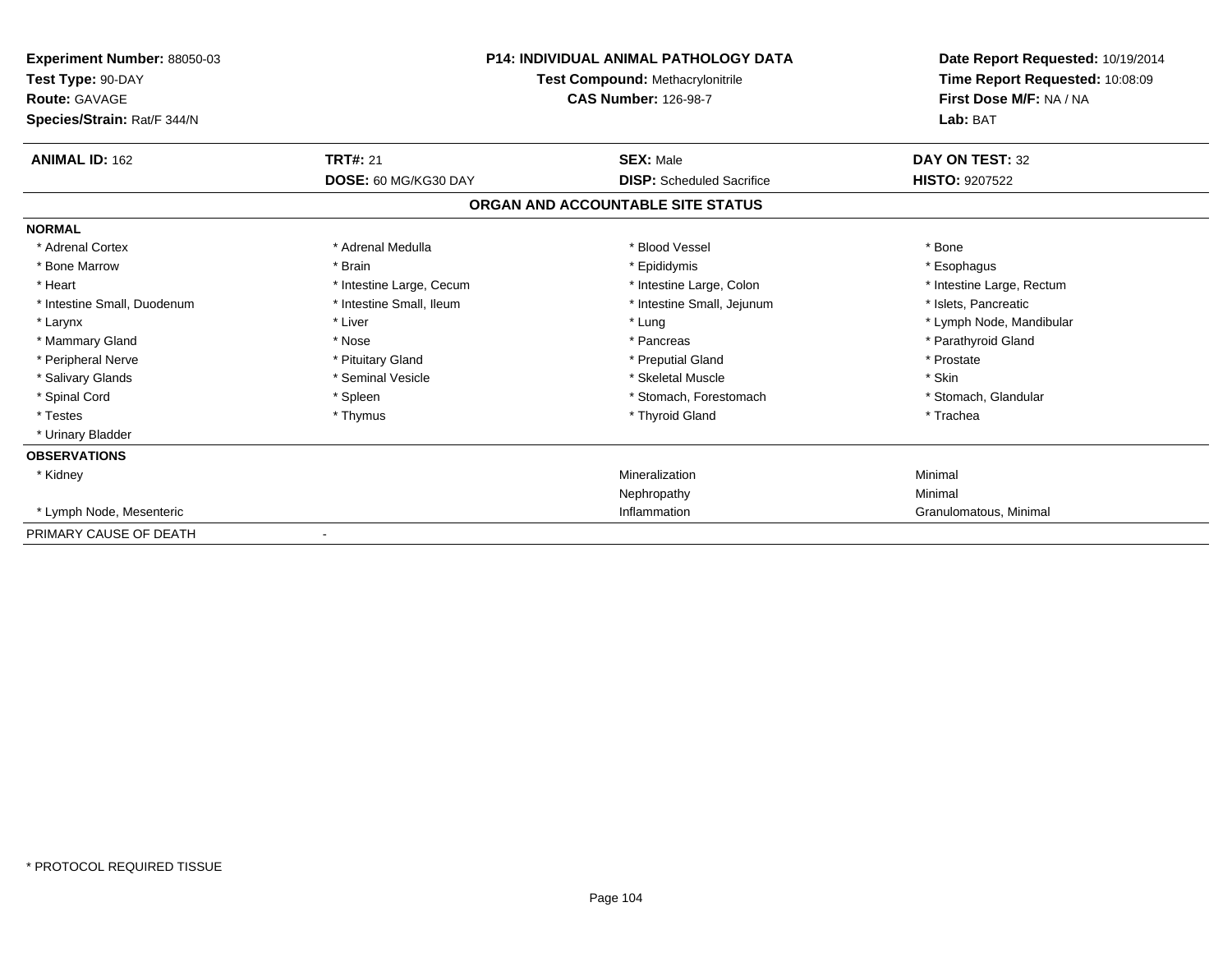**Experiment Number:** 88050-03
**Test Type:** 90-DAY
**Route:** GAVAGE
**Species/Strain:** Rat/F 344/N

**P14: INDIVIDUAL ANIMAL PATHOLOGY DATA**
**Test Compound:** Methacrylonitrile
**CAS Number:** 126-98-7

**Date Report Requested:** 10/19/2014
**Time Report Requested:** 10:08:09
**First Dose M/F:** NA / NA
**Lab:** BAT

| **ANIMAL ID:** 162 | **TRT#:** 21 | **SEX:** Male | **DAY ON TEST:** 32 |
|---|---|---|---|
| | **DOSE:** 60 MG/KG30 DAY | **DISP:** Scheduled Sacrifice | **HISTO:** 9207522 |

## ORGAN AND ACCOUNTABLE SITE STATUS

**NORMAL**

| | | | |
|---|---|---|---|
| * Adrenal Cortex | * Adrenal Medulla | * Blood Vessel | * Bone |
| * Bone Marrow | * Brain | * Epididymis | * Esophagus |
| * Heart | * Intestine Large, Cecum | * Intestine Large, Colon | * Intestine Large, Rectum |
| * Intestine Small, Duodenum | * Intestine Small, Ileum | * Intestine Small, Jejunum | * Islets, Pancreatic |
| * Larynx | * Liver | * Lung | * Lymph Node, Mandibular |
| * Mammary Gland | * Nose | * Pancreas | * Parathyroid Gland |
| * Peripheral Nerve | * Pituitary Gland | * Preputial Gland | * Prostate |
| * Salivary Glands | * Seminal Vesicle | * Skeletal Muscle | * Skin |
| * Spinal Cord | * Spleen | * Stomach, Forestomach | * Stomach, Glandular |
| * Testes | * Thymus | * Thyroid Gland | * Trachea |
| * Urinary Bladder | | | |

**OBSERVATIONS**

| | | |
|---|---|---|
| * Kidney | Mineralization | Minimal |
| | Nephropathy | Minimal |
| * Lymph Node, Mesenteric | Inflammation | Granulomatous, Minimal |

PRIMARY CAUSE OF DEATH -

* PROTOCOL REQUIRED TISSUE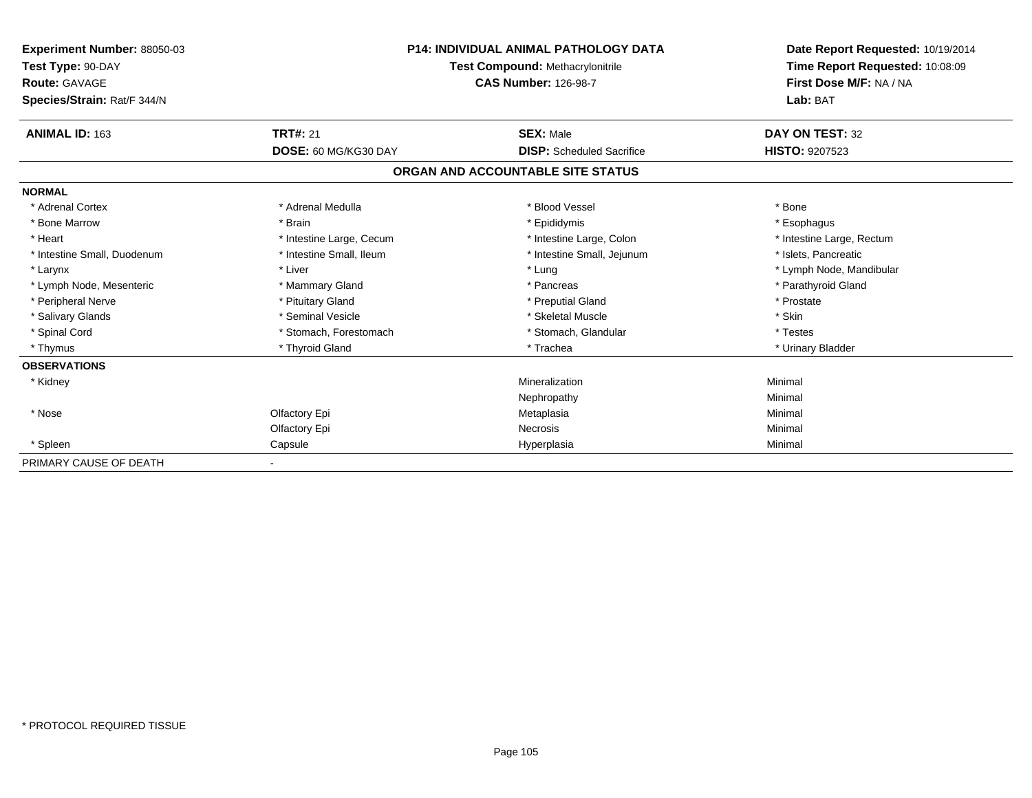**Experiment Number:** 88050-03
**Test Type:** 90-DAY
**Route:** GAVAGE
**Species/Strain:** Rat/F 344/N

**P14: INDIVIDUAL ANIMAL PATHOLOGY DATA**
**Test Compound:** Methacrylonitrile
**CAS Number:** 126-98-7

**Date Report Requested:** 10/19/2014
**Time Report Requested:** 10:08:09
**First Dose M/F:** NA / NA
**Lab:** BAT

| **ANIMAL ID:** 163 | **TRT#:** 21 | **SEX:** Male | **DAY ON TEST:** 32 |
|---|---|---|---|
| | **DOSE:** 60 MG/KG30 DAY | **DISP:** Scheduled Sacrifice | **HISTO:** 9207523 |

## ORGAN AND ACCOUNTABLE SITE STATUS

| | | | |
|---|---|---|---|
| **NORMAL** | | | |
| * Adrenal Cortex | * Adrenal Medulla | * Blood Vessel | * Bone |
| * Bone Marrow | * Brain | * Epididymis | * Esophagus |
| * Heart | * Intestine Large, Cecum | * Intestine Large, Colon | * Intestine Large, Rectum |
| * Intestine Small, Duodenum | * Intestine Small, Ileum | * Intestine Small, Jejunum | * Islets, Pancreatic |
| * Larynx | * Liver | * Lung | * Lymph Node, Mandibular |
| * Lymph Node, Mesenteric | * Mammary Gland | * Pancreas | * Parathyroid Gland |
| * Peripheral Nerve | * Pituitary Gland | * Preputial Gland | * Prostate |
| * Salivary Glands | * Seminal Vesicle | * Skeletal Muscle | * Skin |
| * Spinal Cord | * Stomach, Forestomach | * Stomach, Glandular | * Testes |
| * Thymus | * Thyroid Gland | * Trachea | * Urinary Bladder |
| **OBSERVATIONS** | | | |
| * Kidney | | Mineralization | Minimal |
| | | Nephropathy | Minimal |
| * Nose | Olfactory Epi | Metaplasia | Minimal |
| | Olfactory Epi | Necrosis | Minimal |
| * Spleen | Capsule | Hyperplasia | Minimal |
| PRIMARY CAUSE OF DEATH | - | | |

* PROTOCOL REQUIRED TISSUE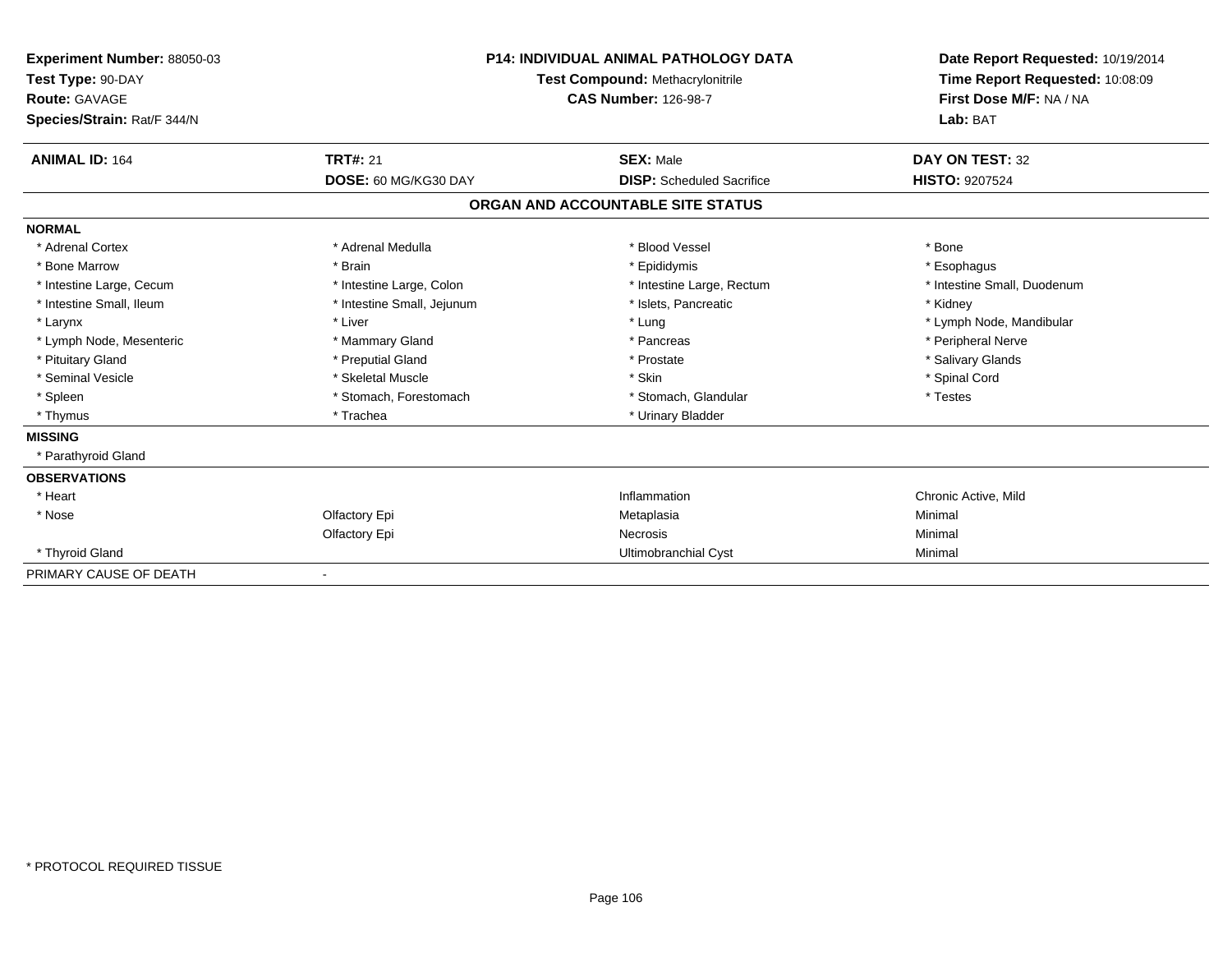**Experiment Number:** 88050-03
**Test Type:** 90-DAY
**Route:** GAVAGE
**Species/Strain:** Rat/F 344/N

**P14: INDIVIDUAL ANIMAL PATHOLOGY DATA**
**Test Compound:** Methacrylonitrile
**CAS Number:** 126-98-7

**Date Report Requested:** 10/19/2014
**Time Report Requested:** 10:08:09
**First Dose M/F:** NA / NA
**Lab:** BAT

| **ANIMAL ID:** 164 | **TRT#:** 21 | **SEX:** Male | **DAY ON TEST:** 32 |
|---|---|---|---|
| | **DOSE:** 60 MG/KG30 DAY | **DISP:** Scheduled Sacrifice | **HISTO:** 9207524 |

## ORGAN AND ACCOUNTABLE SITE STATUS

| | | | |
|---|---|---|---|
| **NORMAL** | | | |
| * Adrenal Cortex | * Adrenal Medulla | * Blood Vessel | * Bone |
| * Bone Marrow | * Brain | * Epididymis | * Esophagus |
| * Intestine Large, Cecum | * Intestine Large, Colon | * Intestine Large, Rectum | * Intestine Small, Duodenum |
| * Intestine Small, Ileum | * Intestine Small, Jejunum | * Islets, Pancreatic | * Kidney |
| * Larynx | * Liver | * Lung | * Lymph Node, Mandibular |
| * Lymph Node, Mesenteric | * Mammary Gland | * Pancreas | * Peripheral Nerve |
| * Pituitary Gland | * Preputial Gland | * Prostate | * Salivary Glands |
| * Seminal Vesicle | * Skeletal Muscle | * Skin | * Spinal Cord |
| * Spleen | * Stomach, Forestomach | * Stomach, Glandular | * Testes |
| * Thymus | * Trachea | * Urinary Bladder | |
| **MISSING** | | | |
| * Parathyroid Gland | | | |
| **OBSERVATIONS** | | | |
| * Heart | | Inflammation | Chronic Active, Mild |
| * Nose | Olfactory Epi | Metaplasia | Minimal |
| | Olfactory Epi | Necrosis | Minimal |
| * Thyroid Gland | | Ultimobranchial Cyst | Minimal |
| PRIMARY CAUSE OF DEATH | - | | |

* PROTOCOL REQUIRED TISSUE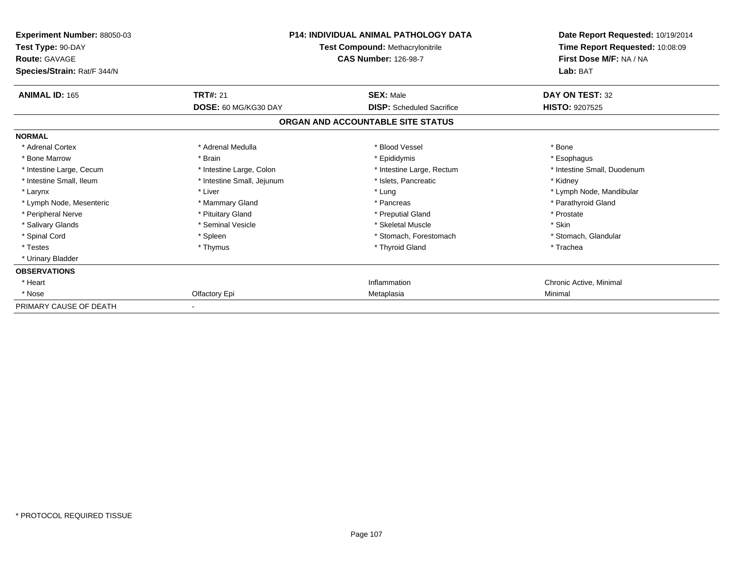**Experiment Number:** 88050-03
**Test Type:** 90-DAY
**Route:** GAVAGE
**Species/Strain:** Rat/F 344/N

**P14: INDIVIDUAL ANIMAL PATHOLOGY DATA**
**Test Compound:** Methacrylonitrile
**CAS Number:** 126-98-7

**Date Report Requested:** 10/19/2014
**Time Report Requested:** 10:08:09
**First Dose M/F:** NA / NA
**Lab:** BAT

| **ANIMAL ID:** 165 | **TRT#:** 21 | **SEX:** Male | **DAY ON TEST:** 32 |
|---|---|---|---|
| | **DOSE:** 60 MG/KG30 DAY | **DISP:** Scheduled Sacrifice | **HISTO:** 9207525 |

## ORGAN AND ACCOUNTABLE SITE STATUS

**NORMAL**

| | | | |
|---|---|---|---|
| * Adrenal Cortex | * Adrenal Medulla | * Blood Vessel | * Bone |
| * Bone Marrow | * Brain | * Epididymis | * Esophagus |
| * Intestine Large, Cecum | * Intestine Large, Colon | * Intestine Large, Rectum | * Intestine Small, Duodenum |
| * Intestine Small, Ileum | * Intestine Small, Jejunum | * Islets, Pancreatic | * Kidney |
| * Larynx | * Liver | * Lung | * Lymph Node, Mandibular |
| * Lymph Node, Mesenteric | * Mammary Gland | * Pancreas | * Parathyroid Gland |
| * Peripheral Nerve | * Pituitary Gland | * Preputial Gland | * Prostate |
| * Salivary Glands | * Seminal Vesicle | * Skeletal Muscle | * Skin |
| * Spinal Cord | * Spleen | * Stomach, Forestomach | * Stomach, Glandular |
| * Testes | * Thymus | * Thyroid Gland | * Trachea |
| * Urinary Bladder | | | |

**OBSERVATIONS**

| | | | |
|---|---|---|---|
| * Heart | | Inflammation | Chronic Active, Minimal |
| * Nose | Olfactory Epi | Metaplasia | Minimal |

PRIMARY CAUSE OF DEATH -

\* PROTOCOL REQUIRED TISSUE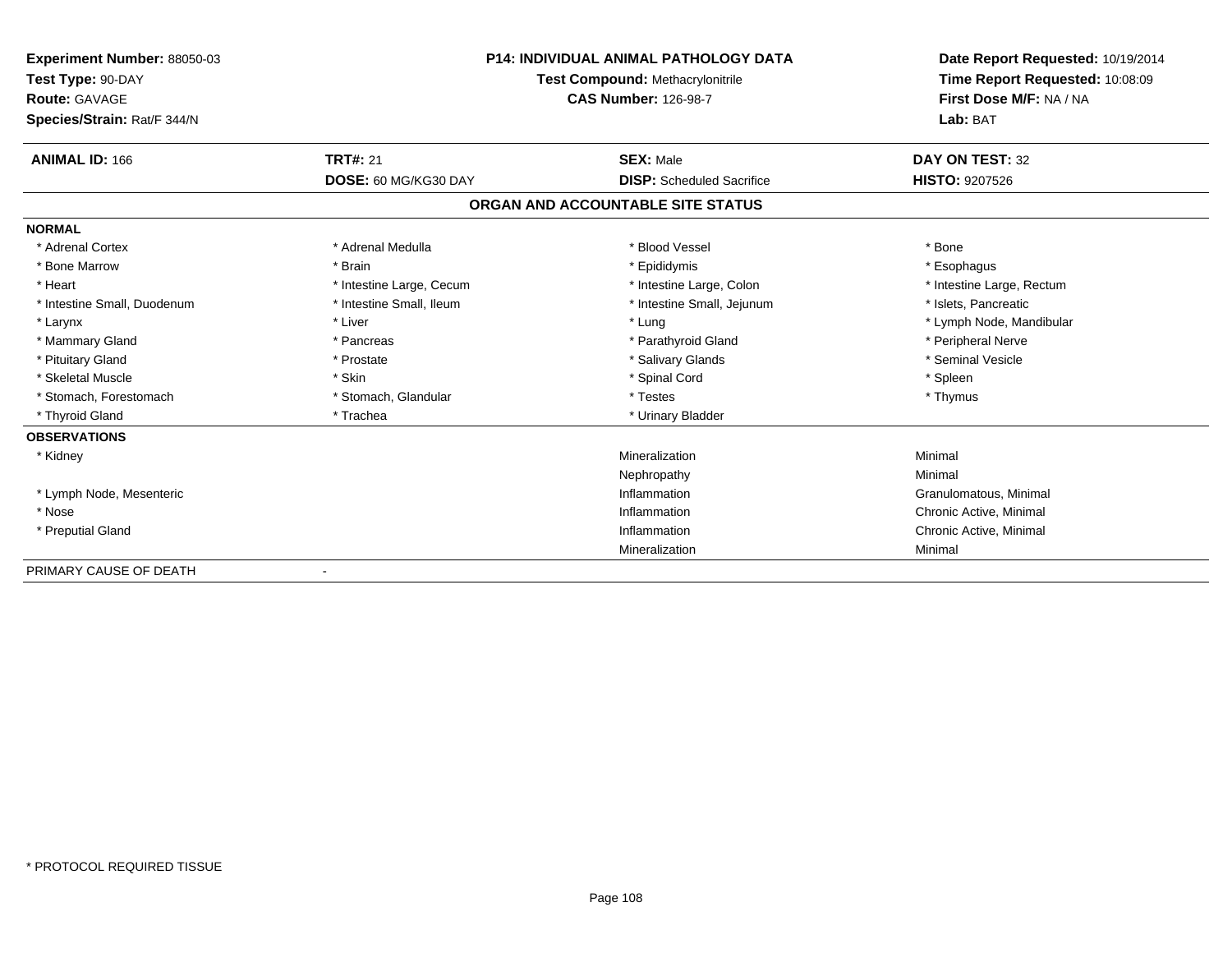**Experiment Number:** 88050-03
**Test Type:** 90-DAY
**Route:** GAVAGE
**Species/Strain:** Rat/F 344/N

**P14: INDIVIDUAL ANIMAL PATHOLOGY DATA**
**Test Compound:** Methacrylonitrile
**CAS Number:** 126-98-7

**Date Report Requested:** 10/19/2014
**Time Report Requested:** 10:08:09
**First Dose M/F:** NA / NA
**Lab:** BAT

| **ANIMAL ID:** 166 | **TRT#:** 21 | **SEX:** Male | **DAY ON TEST:** 32 |
|---|---|---|---|
| | **DOSE:** 60 MG/KG30 DAY | **DISP:** Scheduled Sacrifice | **HISTO:** 9207526 |

## ORGAN AND ACCOUNTABLE SITE STATUS

**NORMAL**

| | | | |
|---|---|---|---|
| * Adrenal Cortex | * Adrenal Medulla | * Blood Vessel | * Bone |
| * Bone Marrow | * Brain | * Epididymis | * Esophagus |
| * Heart | * Intestine Large, Cecum | * Intestine Large, Colon | * Intestine Large, Rectum |
| * Intestine Small, Duodenum | * Intestine Small, Ileum | * Intestine Small, Jejunum | * Islets, Pancreatic |
| * Larynx | * Liver | * Lung | * Lymph Node, Mandibular |
| * Mammary Gland | * Pancreas | * Parathyroid Gland | * Peripheral Nerve |
| * Pituitary Gland | * Prostate | * Salivary Glands | * Seminal Vesicle |
| * Skeletal Muscle | * Skin | * Spinal Cord | * Spleen |
| * Stomach, Forestomach | * Stomach, Glandular | * Testes | * Thymus |
| * Thyroid Gland | * Trachea | * Urinary Bladder | |

**OBSERVATIONS**

| | | |
|---|---|---|
| * Kidney | Mineralization | Minimal |
| | Nephropathy | Minimal |
| * Lymph Node, Mesenteric | Inflammation | Granulomatous, Minimal |
| * Nose | Inflammation | Chronic Active, Minimal |
| * Preputial Gland | Inflammation | Chronic Active, Minimal |
| | Mineralization | Minimal |

PRIMARY CAUSE OF DEATH -

* PROTOCOL REQUIRED TISSUE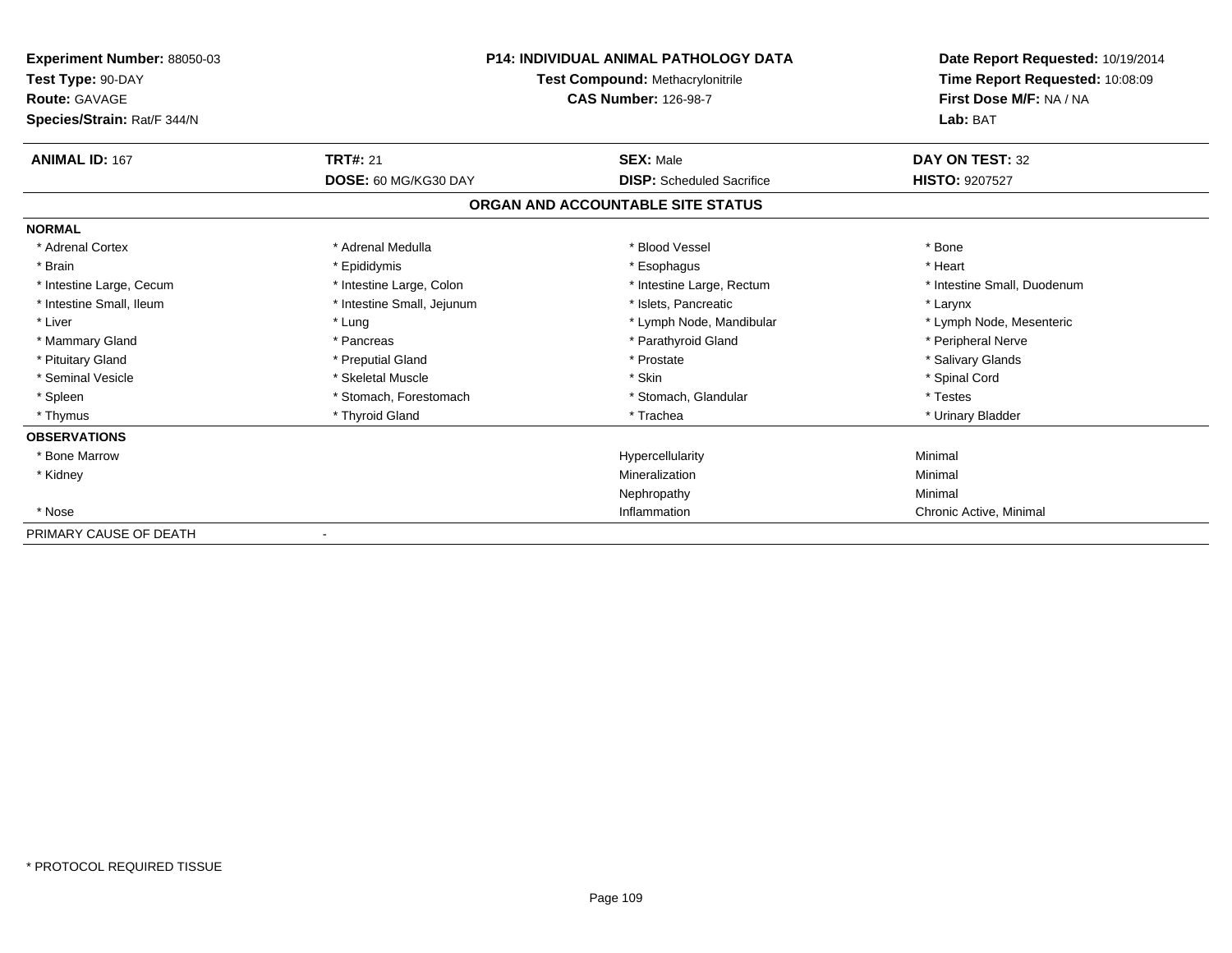**Experiment Number:** 88050-03
**Test Type:** 90-DAY
**Route:** GAVAGE
**Species/Strain:** Rat/F 344/N

**P14: INDIVIDUAL ANIMAL PATHOLOGY DATA**
**Test Compound:** Methacrylonitrile
**CAS Number:** 126-98-7

**Date Report Requested:** 10/19/2014
**Time Report Requested:** 10:08:09
**First Dose M/F:** NA / NA
**Lab:** BAT

| **ANIMAL ID:** 167 | **TRT#:** 21 | **SEX:** Male | **DAY ON TEST:** 32 |
|---|---|---|---|
| | **DOSE:** 60 MG/KG30 DAY | **DISP:** Scheduled Sacrifice | **HISTO:** 9207527 |

## ORGAN AND ACCOUNTABLE SITE STATUS

| | | | |
|---|---|---|---|
| **NORMAL** | | | |
| * Adrenal Cortex | * Adrenal Medulla | * Blood Vessel | * Bone |
| * Brain | * Epididymis | * Esophagus | * Heart |
| * Intestine Large, Cecum | * Intestine Large, Colon | * Intestine Large, Rectum | * Intestine Small, Duodenum |
| * Intestine Small, Ileum | * Intestine Small, Jejunum | * Islets, Pancreatic | * Larynx |
| * Liver | * Lung | * Lymph Node, Mandibular | * Lymph Node, Mesenteric |
| * Mammary Gland | * Pancreas | * Parathyroid Gland | * Peripheral Nerve |
| * Pituitary Gland | * Preputial Gland | * Prostate | * Salivary Glands |
| * Seminal Vesicle | * Skeletal Muscle | * Skin | * Spinal Cord |
| * Spleen | * Stomach, Forestomach | * Stomach, Glandular | * Testes |
| * Thymus | * Thyroid Gland | * Trachea | * Urinary Bladder |
| **OBSERVATIONS** | | | |
| * Bone Marrow | | Hypercellularity | Minimal |
| * Kidney | | Mineralization | Minimal |
| | | Nephropathy | Minimal |
| * Nose | | Inflammation | Chronic Active, Minimal |
| PRIMARY CAUSE OF DEATH | - | | |

* PROTOCOL REQUIRED TISSUE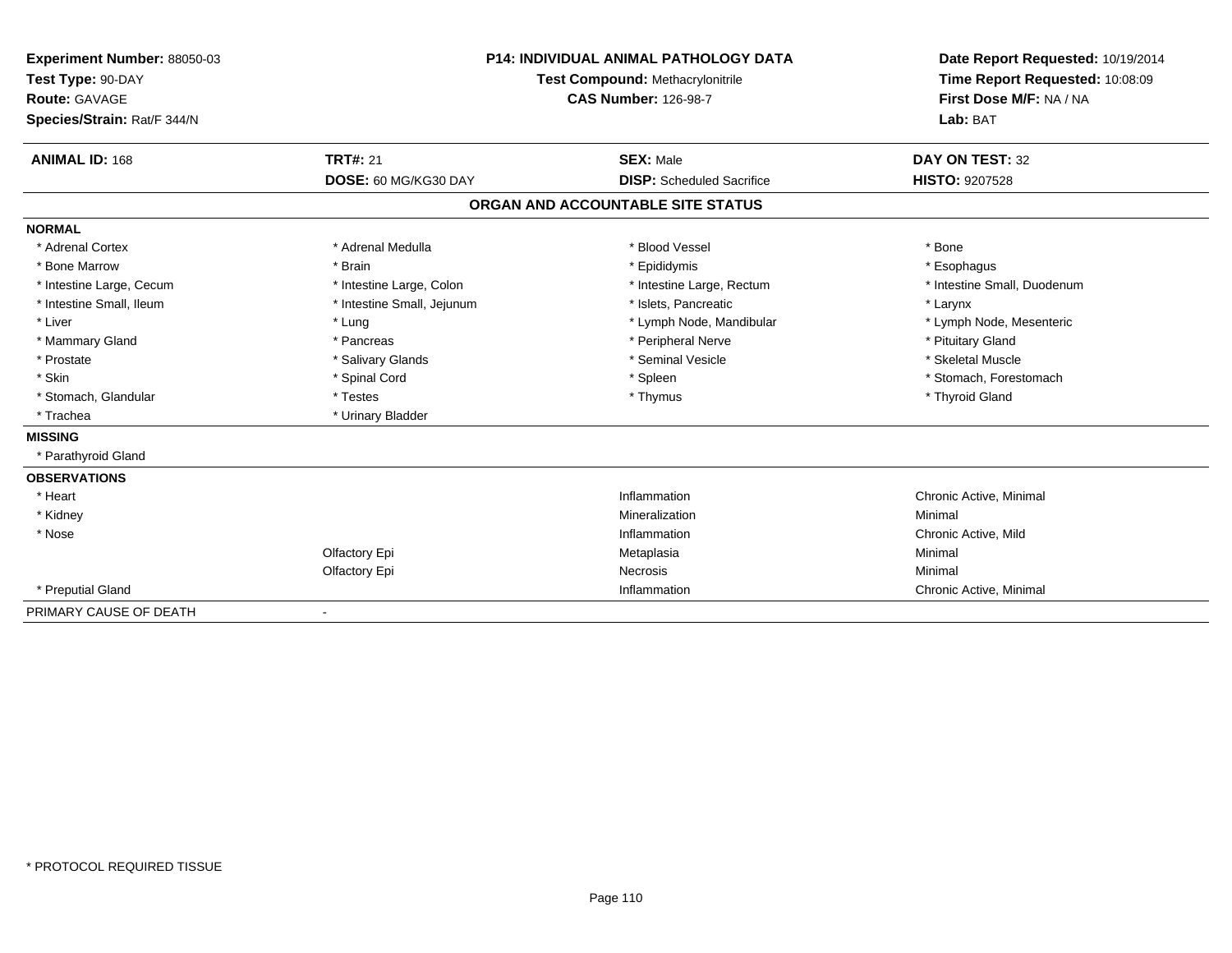**Experiment Number:** 88050-03
**Test Type:** 90-DAY
**Route:** GAVAGE
**Species/Strain:** Rat/F 344/N

**P14: INDIVIDUAL ANIMAL PATHOLOGY DATA**
**Test Compound:** Methacrylonitrile
**CAS Number:** 126-98-7

**Date Report Requested:** 10/19/2014
**Time Report Requested:** 10:08:09
**First Dose M/F:** NA / NA
**Lab:** BAT

| **ANIMAL ID:** 168 | **TRT#:** 21 | **SEX:** Male | **DAY ON TEST:** 32 |
|---|---|---|---|
| | **DOSE:** 60 MG/KG30 DAY | **DISP:** Scheduled Sacrifice | **HISTO:** 9207528 |

**ORGAN AND ACCOUNTABLE SITE STATUS**

**NORMAL**

| | | | |
|---|---|---|---|
| * Adrenal Cortex | * Adrenal Medulla | * Blood Vessel | * Bone |
| * Bone Marrow | * Brain | * Epididymis | * Esophagus |
| * Intestine Large, Cecum | * Intestine Large, Colon | * Intestine Large, Rectum | * Intestine Small, Duodenum |
| * Intestine Small, Ileum | * Intestine Small, Jejunum | * Islets, Pancreatic | * Larynx |
| * Liver | * Lung | * Lymph Node, Mandibular | * Lymph Node, Mesenteric |
| * Mammary Gland | * Pancreas | * Peripheral Nerve | * Pituitary Gland |
| * Prostate | * Salivary Glands | * Seminal Vesicle | * Skeletal Muscle |
| * Skin | * Spinal Cord | * Spleen | * Stomach, Forestomach |
| * Stomach, Glandular | * Testes | * Thymus | * Thyroid Gland |
| * Trachea | * Urinary Bladder | | |

**MISSING**

* Parathyroid Gland

**OBSERVATIONS**

| | | | |
|---|---|---|---|
| * Heart | | Inflammation | Chronic Active, Minimal |
| * Kidney | | Mineralization | Minimal |
| * Nose | | Inflammation | Chronic Active, Mild |
| | Olfactory Epi | Metaplasia | Minimal |
| | Olfactory Epi | Necrosis | Minimal |
| * Preputial Gland | | Inflammation | Chronic Active, Minimal |

PRIMARY CAUSE OF DEATH -

* PROTOCOL REQUIRED TISSUE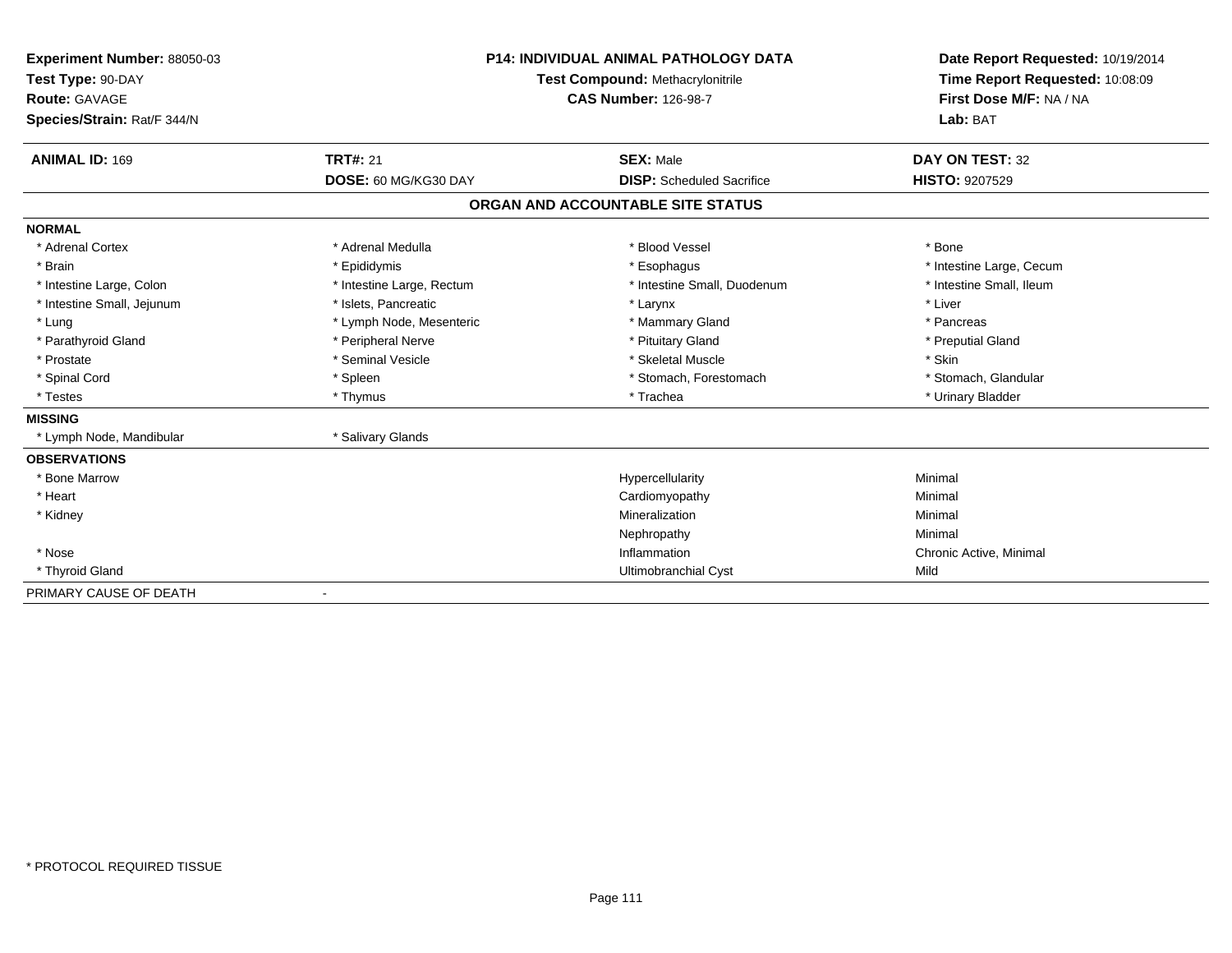**Experiment Number:** 88050-03
**Test Type:** 90-DAY
**Route:** GAVAGE
**Species/Strain:** Rat/F 344/N

**P14: INDIVIDUAL ANIMAL PATHOLOGY DATA**
**Test Compound:** Methacrylonitrile
**CAS Number:** 126-98-7

**Date Report Requested:** 10/19/2014
**Time Report Requested:** 10:08:09
**First Dose M/F:** NA / NA
**Lab:** BAT

| **ANIMAL ID:** 169 | **TRT#:** 21 | **SEX:** Male | **DAY ON TEST:** 32 |
|---|---|---|---|
| | **DOSE:** 60 MG/KG30 DAY | **DISP:** Scheduled Sacrifice | **HISTO:** 9207529 |

**ORGAN AND ACCOUNTABLE SITE STATUS**

| | | | |
|---|---|---|---|
| **NORMAL** | | | |
| * Adrenal Cortex | * Adrenal Medulla | * Blood Vessel | * Bone |
| * Brain | * Epididymis | * Esophagus | * Intestine Large, Cecum |
| * Intestine Large, Colon | * Intestine Large, Rectum | * Intestine Small, Duodenum | * Intestine Small, Ileum |
| * Intestine Small, Jejunum | * Islets, Pancreatic | * Larynx | * Liver |
| * Lung | * Lymph Node, Mesenteric | * Mammary Gland | * Pancreas |
| * Parathyroid Gland | * Peripheral Nerve | * Pituitary Gland | * Preputial Gland |
| * Prostate | * Seminal Vesicle | * Skeletal Muscle | * Skin |
| * Spinal Cord | * Spleen | * Stomach, Forestomach | * Stomach, Glandular |
| * Testes | * Thymus | * Trachea | * Urinary Bladder |
| **MISSING** | | | |
| * Lymph Node, Mandibular | * Salivary Glands | | |
| **OBSERVATIONS** | | | |
| * Bone Marrow | | Hypercellularity | Minimal |
| * Heart | | Cardiomyopathy | Minimal |
| * Kidney | | Mineralization | Minimal |
| | | Nephropathy | Minimal |
| * Nose | | Inflammation | Chronic Active, Minimal |
| * Thyroid Gland | | Ultimobranchial Cyst | Mild |
| PRIMARY CAUSE OF DEATH | - | | |

* PROTOCOL REQUIRED TISSUE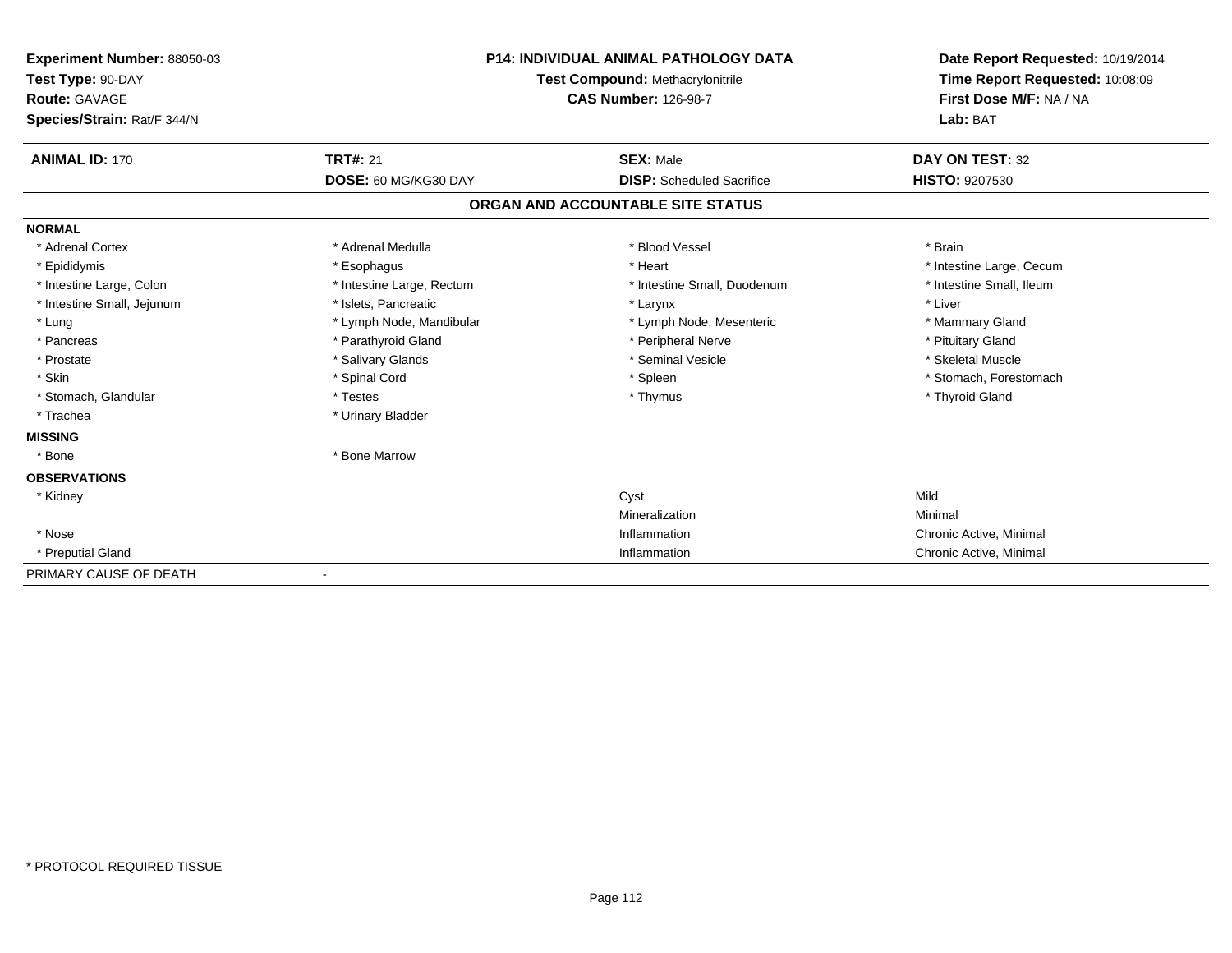**Experiment Number:** 88050-03
**Test Type:** 90-DAY
**Route:** GAVAGE
**Species/Strain:** Rat/F 344/N

**P14: INDIVIDUAL ANIMAL PATHOLOGY DATA**
**Test Compound:** Methacrylonitrile
**CAS Number:** 126-98-7

**Date Report Requested:** 10/19/2014
**Time Report Requested:** 10:08:09
**First Dose M/F:** NA / NA
**Lab:** BAT

| **ANIMAL ID:** 170 | **TRT#:** 21 | **SEX:** Male | **DAY ON TEST:** 32 |
|---|---|---|---|
| | **DOSE:** 60 MG/KG30 DAY | **DISP:** Scheduled Sacrifice | **HISTO:** 9207530 |

**ORGAN AND ACCOUNTABLE SITE STATUS**

| | | | |
|---|---|---|---|
| **NORMAL** | | | |
| * Adrenal Cortex | * Adrenal Medulla | * Blood Vessel | * Brain |
| * Epididymis | * Esophagus | * Heart | * Intestine Large, Cecum |
| * Intestine Large, Colon | * Intestine Large, Rectum | * Intestine Small, Duodenum | * Intestine Small, Ileum |
| * Intestine Small, Jejunum | * Islets, Pancreatic | * Larynx | * Liver |
| * Lung | * Lymph Node, Mandibular | * Lymph Node, Mesenteric | * Mammary Gland |
| * Pancreas | * Parathyroid Gland | * Peripheral Nerve | * Pituitary Gland |
| * Prostate | * Salivary Glands | * Seminal Vesicle | * Skeletal Muscle |
| * Skin | * Spinal Cord | * Spleen | * Stomach, Forestomach |
| * Stomach, Glandular | * Testes | * Thymus | * Thyroid Gland |
| * Trachea | * Urinary Bladder | | |
| **MISSING** | | | |
| * Bone | * Bone Marrow | | |
| **OBSERVATIONS** | | | |
| * Kidney | | Cyst | Mild |
| | | Mineralization | Minimal |
| * Nose | | Inflammation | Chronic Active, Minimal |
| * Preputial Gland | | Inflammation | Chronic Active, Minimal |
| PRIMARY CAUSE OF DEATH | - | | |

\* PROTOCOL REQUIRED TISSUE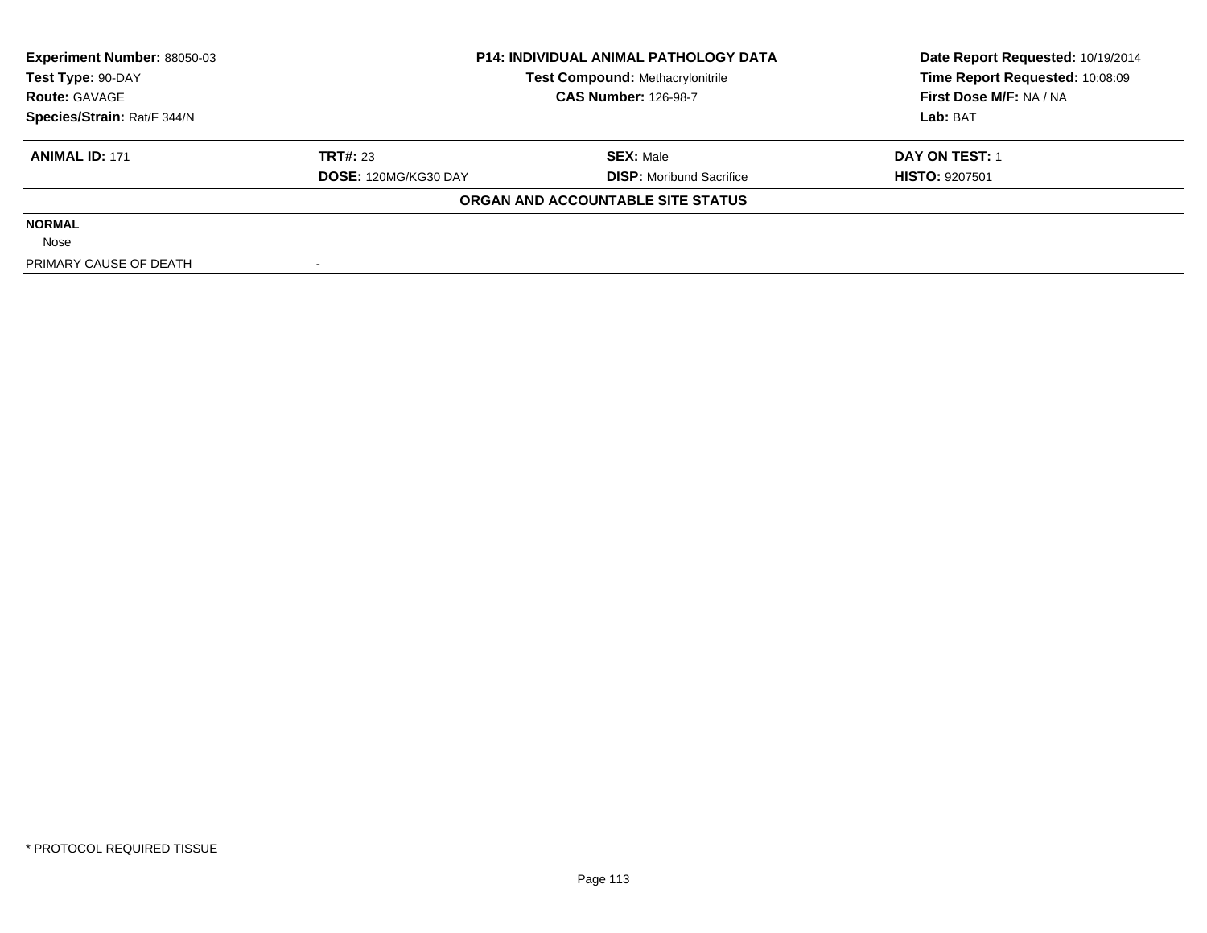**Experiment Number:** 88050-03
**Test Type:** 90-DAY
**Route:** GAVAGE
**Species/Strain:** Rat/F 344/N

**P14: INDIVIDUAL ANIMAL PATHOLOGY DATA**
**Test Compound:** Methacrylonitrile
**CAS Number:** 126-98-7

**Date Report Requested:** 10/19/2014
**Time Report Requested:** 10:08:09
**First Dose M/F:** NA / NA
**Lab:** BAT

| **ANIMAL ID:** 171 | **TRT#:** 23 | **SEX:** Male | **DAY ON TEST:** 1 |
|---|---|---|---|
| | **DOSE:** 120MG/KG30 DAY | **DISP:** Moribund Sacrifice | **HISTO:** 9207501 |

**ORGAN AND ACCOUNTABLE SITE STATUS**

| | |
|---|---|
| **NORMAL** | |
| Nose | |
| PRIMARY CAUSE OF DEATH | - |

* PROTOCOL REQUIRED TISSUE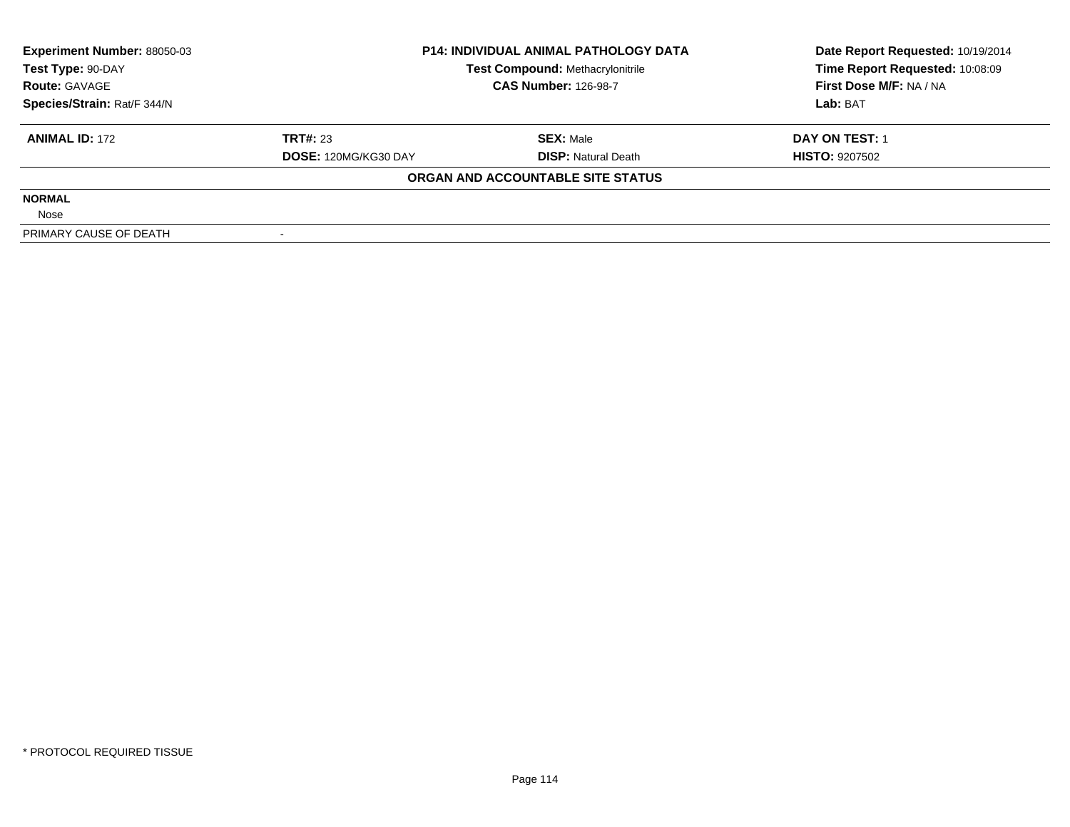**Experiment Number:** 88050-03
**Test Type:** 90-DAY
**Route:** GAVAGE
**Species/Strain:** Rat/F 344/N

**P14: INDIVIDUAL ANIMAL PATHOLOGY DATA**
**Test Compound:** Methacrylonitrile
**CAS Number:** 126-98-7

**Date Report Requested:** 10/19/2014
**Time Report Requested:** 10:08:09
**First Dose M/F:** NA / NA
**Lab:** BAT

| **ANIMAL ID:** 172 | **TRT#:** 23 | **SEX:** Male | **DAY ON TEST:** 1 |
|---|---|---|---|
| | **DOSE:** 120MG/KG30 DAY | **DISP:** Natural Death | **HISTO:** 9207502 |

**ORGAN AND ACCOUNTABLE SITE STATUS**

| | |
|---|---|
| **NORMAL** | |
| Nose | |
| PRIMARY CAUSE OF DEATH | - |

* PROTOCOL REQUIRED TISSUE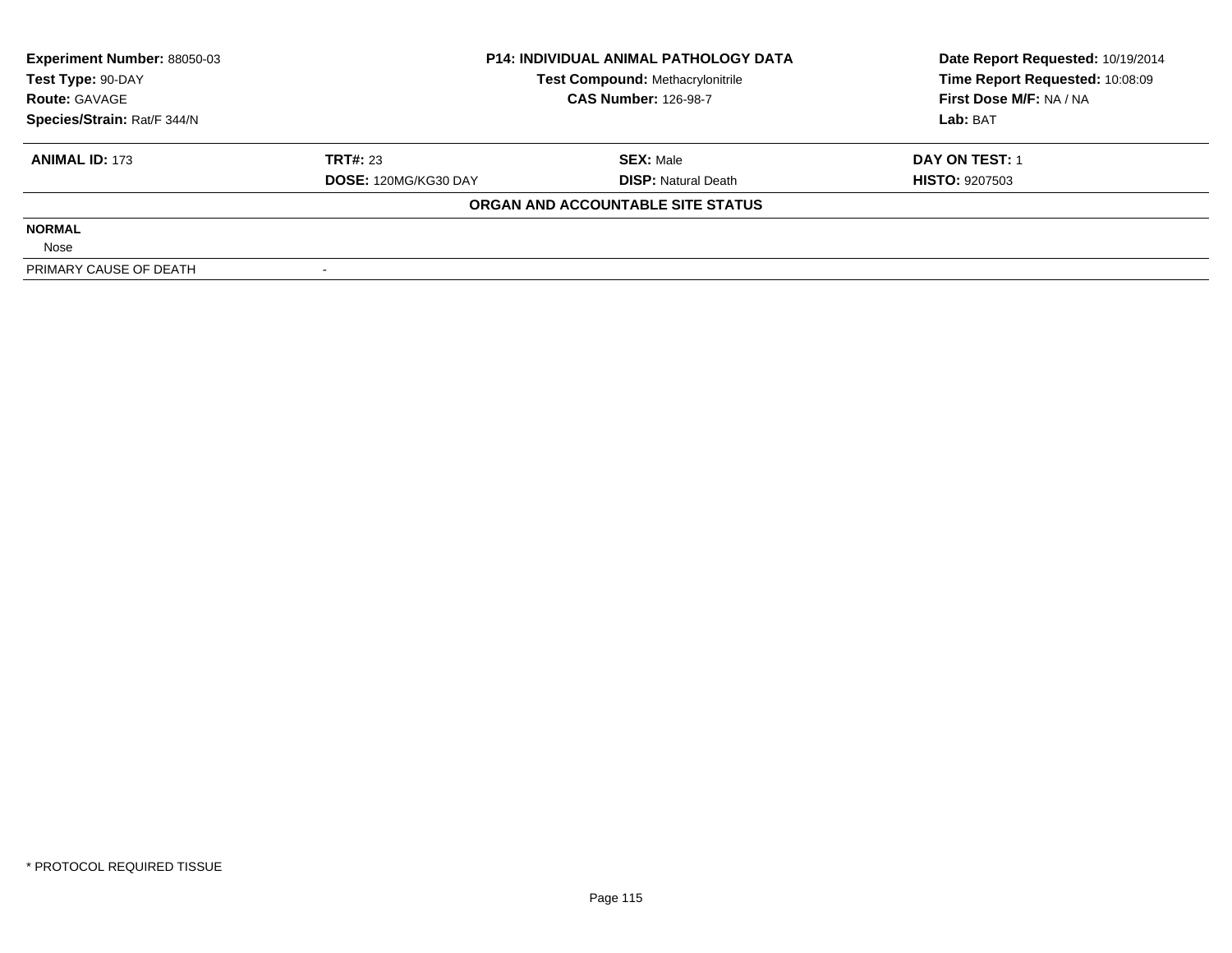**Experiment Number:** 88050-03
**Test Type:** 90-DAY
**Route:** GAVAGE
**Species/Strain:** Rat/F 344/N

**P14: INDIVIDUAL ANIMAL PATHOLOGY DATA**
**Test Compound:** Methacrylonitrile
**CAS Number:** 126-98-7

**Date Report Requested:** 10/19/2014
**Time Report Requested:** 10:08:09
**First Dose M/F:** NA / NA
**Lab:** BAT

| **ANIMAL ID:** 173 | **TRT#:** 23 | **SEX:** Male | **DAY ON TEST:** 1 |
|---|---|---|---|
| | **DOSE:** 120MG/KG30 DAY | **DISP:** Natural Death | **HISTO:** 9207503 |

**ORGAN AND ACCOUNTABLE SITE STATUS**

| | |
|---|---|
| **NORMAL** | |
| Nose | |
| PRIMARY CAUSE OF DEATH | - |

* PROTOCOL REQUIRED TISSUE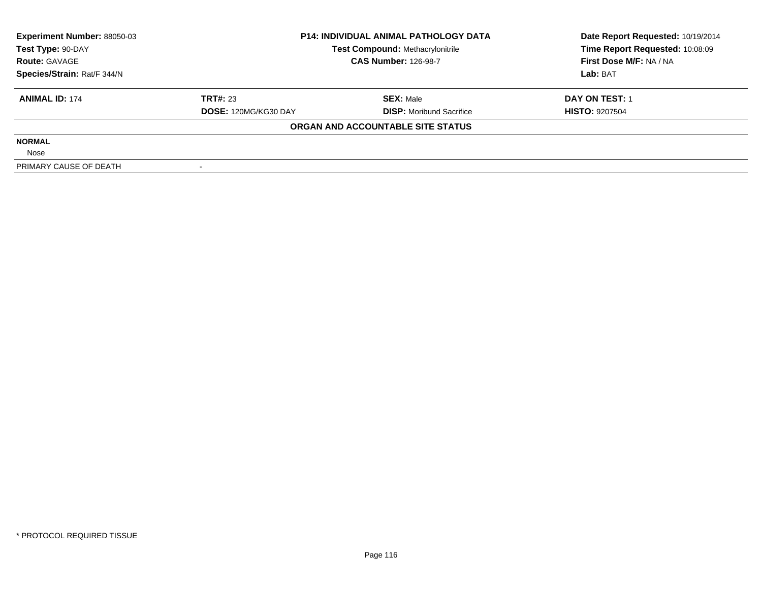| Experiment Number: 88050-03 | P14: INDIVIDUAL ANIMAL PATHOLOGY DATA | Date Report Requested: 10/19/2014 |
|---|---|---|
| Test Type: 90-DAY | Test Compound: Methacrylonitrile | Time Report Requested: 10:08:09 |
| Route: GAVAGE | CAS Number: 126-98-7 | First Dose M/F: NA / NA |
| Species/Strain: Rat/F 344/N | | Lab: BAT |

| ANIMAL ID: 174 | TRT#: 23 | SEX: Male | DAY ON TEST: 1 |
|---|---|---|---|
| | DOSE: 120MG/KG30 DAY | DISP: Moribund Sacrifice | HISTO: 9207504 |

**ORGAN AND ACCOUNTABLE SITE STATUS**

**NORMAL**

Nose

| PRIMARY CAUSE OF DEATH | - |
|---|---|

* PROTOCOL REQUIRED TISSUE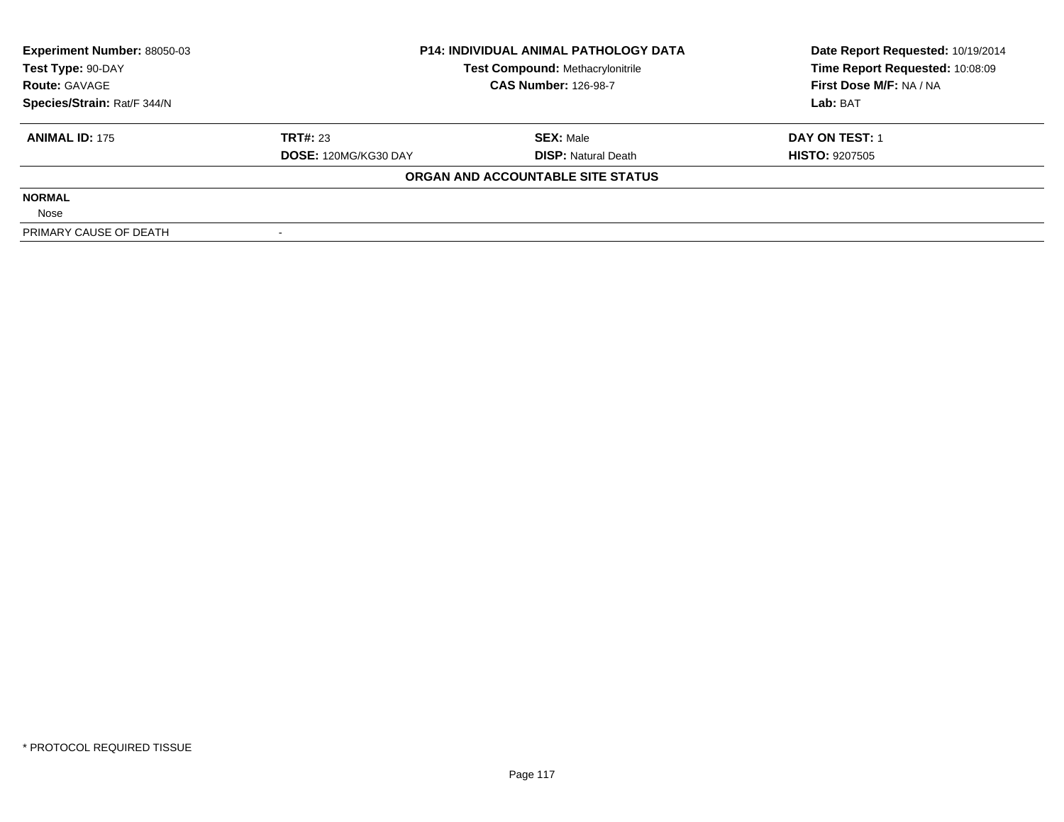**Experiment Number:** 88050-03
**Test Type:** 90-DAY
**Route:** GAVAGE
**Species/Strain:** Rat/F 344/N

**P14: INDIVIDUAL ANIMAL PATHOLOGY DATA**
**Test Compound:** Methacrylonitrile
**CAS Number:** 126-98-7

**Date Report Requested:** 10/19/2014
**Time Report Requested:** 10:08:09
**First Dose M/F:** NA / NA
**Lab:** BAT

| **ANIMAL ID:** 175 | **TRT#:** 23 | **SEX:** Male | **DAY ON TEST:** 1 |
|---|---|---|---|
| | **DOSE:** 120MG/KG30 DAY | **DISP:** Natural Death | **HISTO:** 9207505 |

**ORGAN AND ACCOUNTABLE SITE STATUS**

| | |
|---|---|
| **NORMAL** | |
| Nose | |
| PRIMARY CAUSE OF DEATH | - |

\* PROTOCOL REQUIRED TISSUE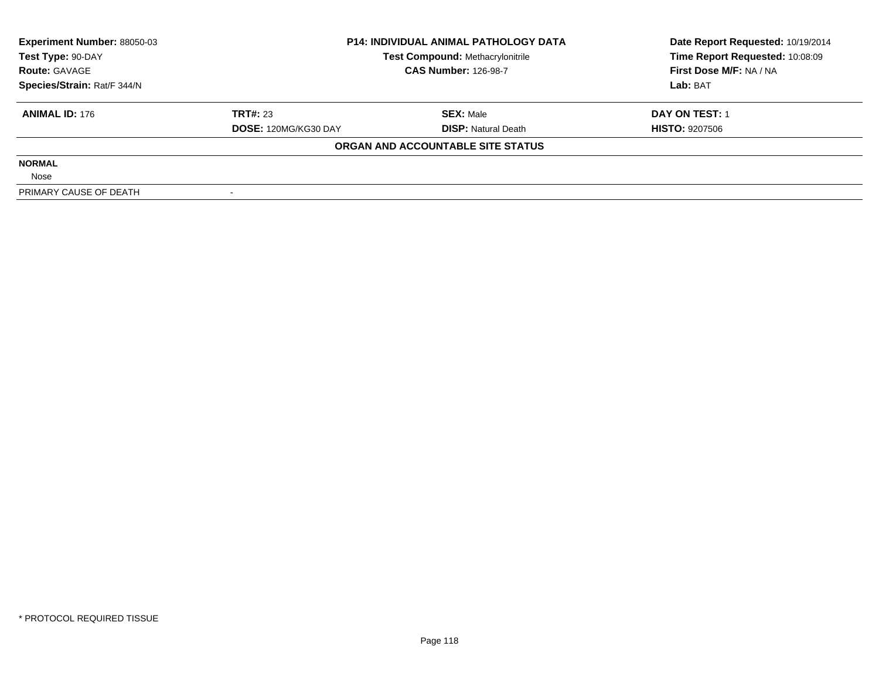**Experiment Number:** 88050-03
**Test Type:** 90-DAY
**Route:** GAVAGE
**Species/Strain:** Rat/F 344/N

**P14: INDIVIDUAL ANIMAL PATHOLOGY DATA**
**Test Compound:** Methacrylonitrile
**CAS Number:** 126-98-7

**Date Report Requested:** 10/19/2014
**Time Report Requested:** 10:08:09
**First Dose M/F:** NA / NA
**Lab:** BAT

| **ANIMAL ID:** 176 | **TRT#:** 23 | **SEX:** Male | **DAY ON TEST:** 1 |
|---|---|---|---|
| | **DOSE:** 120MG/KG30 DAY | **DISP:** Natural Death | **HISTO:** 9207506 |

**ORGAN AND ACCOUNTABLE SITE STATUS**

| | |
|---|---|
| **NORMAL** | |
| Nose | |
| PRIMARY CAUSE OF DEATH | - |

* PROTOCOL REQUIRED TISSUE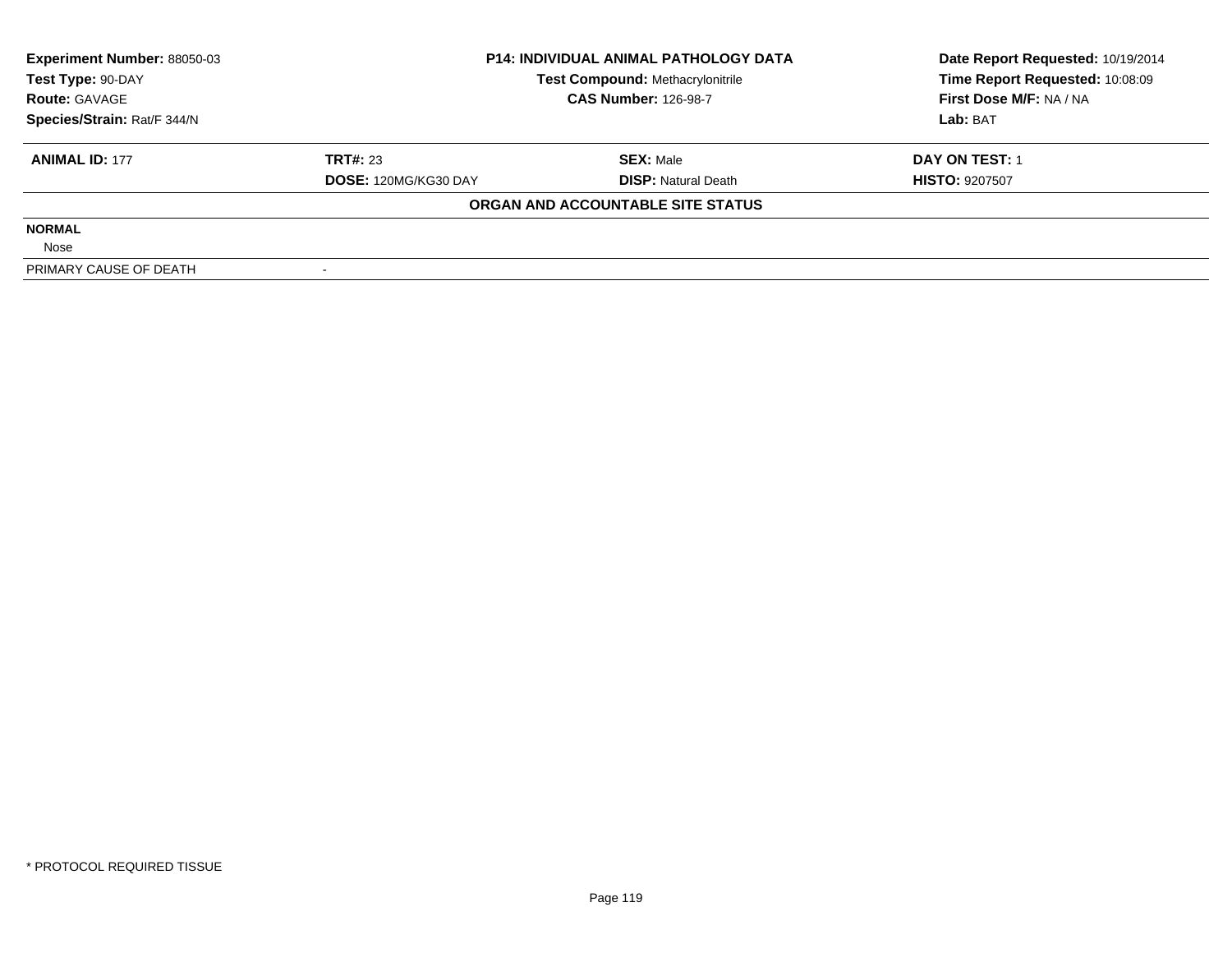**Experiment Number:** 88050-03
**Test Type:** 90-DAY
**Route:** GAVAGE
**Species/Strain:** Rat/F 344/N

**P14: INDIVIDUAL ANIMAL PATHOLOGY DATA**
**Test Compound:** Methacrylonitrile
**CAS Number:** 126-98-7

**Date Report Requested:** 10/19/2014
**Time Report Requested:** 10:08:09
**First Dose M/F:** NA / NA
**Lab:** BAT

| **ANIMAL ID:** 177 | **TRT#:** 23 | **SEX:** Male | **DAY ON TEST:** 1 |
|---|---|---|---|
| | **DOSE:** 120MG/KG30 DAY | **DISP:** Natural Death | **HISTO:** 9207507 |

**ORGAN AND ACCOUNTABLE SITE STATUS**

| | |
|---|---|
| **NORMAL** | |
| Nose | |
| PRIMARY CAUSE OF DEATH | - |

\* PROTOCOL REQUIRED TISSUE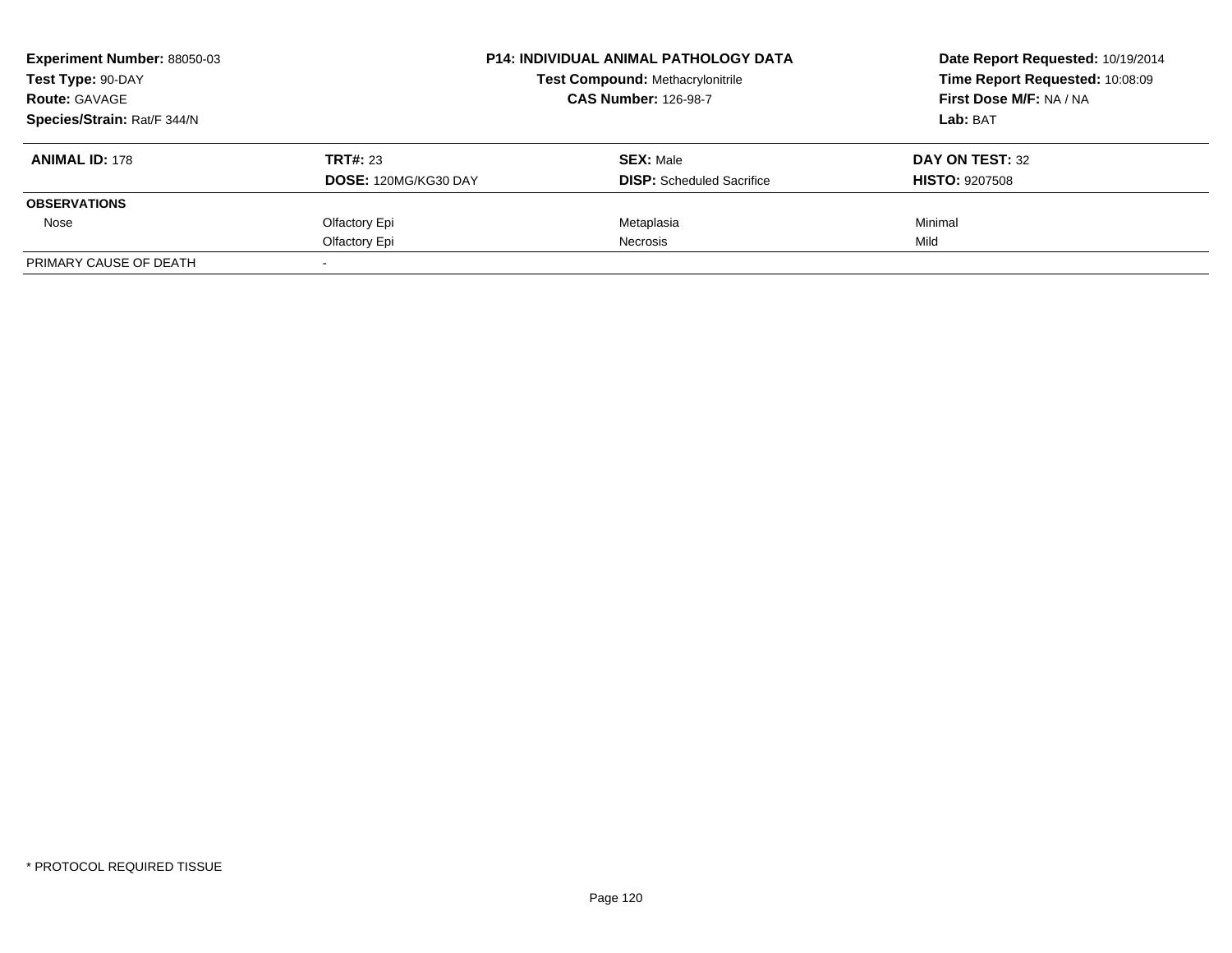**Experiment Number:** 88050-03
**Test Type:** 90-DAY
**Route:** GAVAGE
**Species/Strain:** Rat/F 344/N

**P14: INDIVIDUAL ANIMAL PATHOLOGY DATA**
**Test Compound:** Methacrylonitrile
**CAS Number:** 126-98-7

**Date Report Requested:** 10/19/2014
**Time Report Requested:** 10:08:09
**First Dose M/F:** NA / NA
**Lab:** BAT

| **ANIMAL ID:** 178 | **TRT#:** 23 | **SEX:** Male | **DAY ON TEST:** 32 |
|---|---|---|---|
| | **DOSE:** 120MG/KG30 DAY | **DISP:** Scheduled Sacrifice | **HISTO:** 9207508 |
| **OBSERVATIONS** | | | |
| Nose | Olfactory Epi | Metaplasia | Minimal |
| | Olfactory Epi | Necrosis | Mild |
| PRIMARY CAUSE OF DEATH | - | | |

* PROTOCOL REQUIRED TISSUE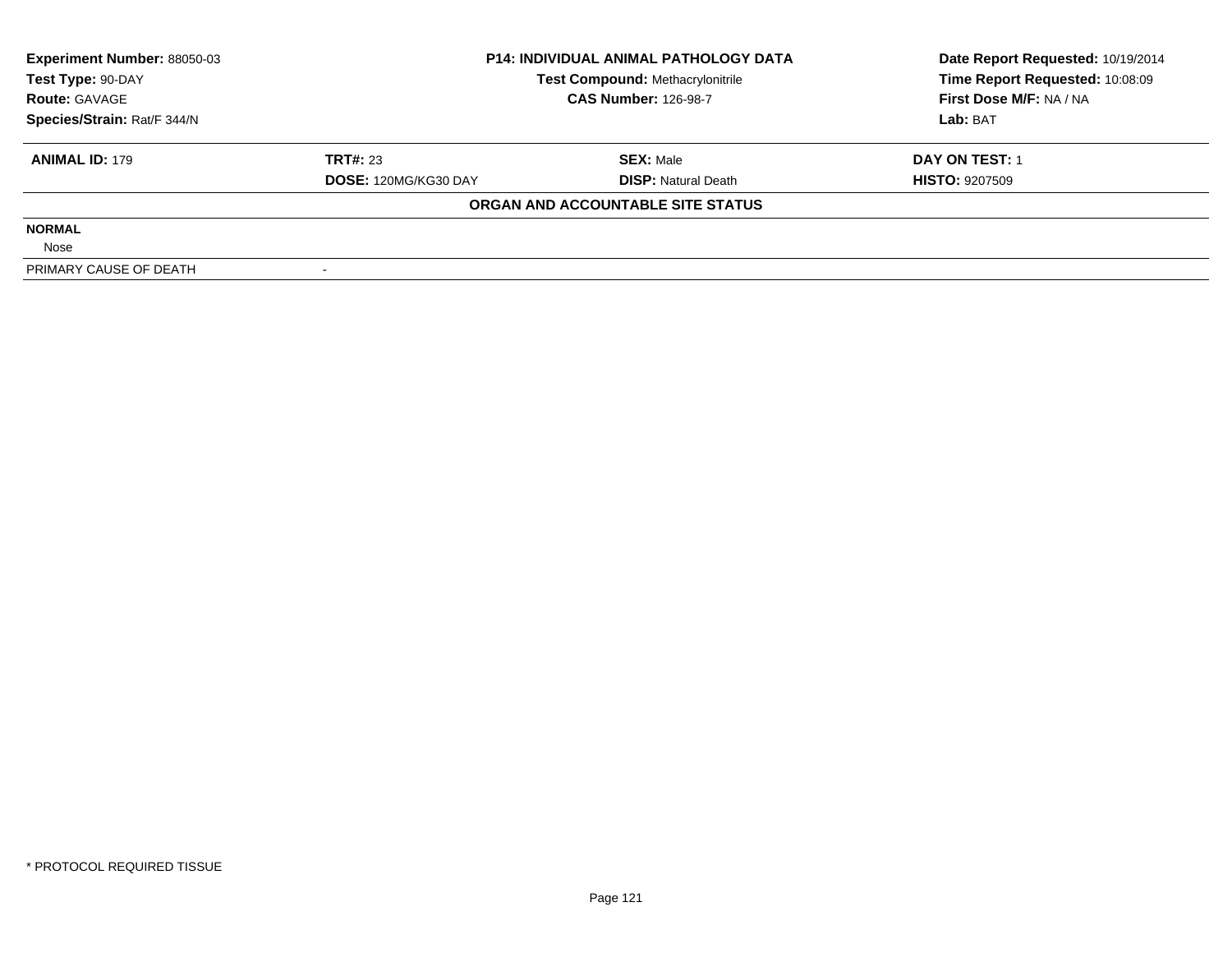| **Experiment Number:** 88050-03 | **P14: INDIVIDUAL ANIMAL PATHOLOGY DATA** | | **Date Report Requested:** 10/19/2014 |
|---|---|---|---|
| **Test Type:** 90-DAY | **Test Compound:** Methacrylonitrile | | **Time Report Requested:** 10:08:09 |
| **Route:** GAVAGE | **CAS Number:** 126-98-7 | | **First Dose M/F:** NA / NA |
| **Species/Strain:** Rat/F 344/N | | | **Lab:** BAT |

| **ANIMAL ID:** 179 | **TRT#:** 23 | **SEX:** Male | **DAY ON TEST:** 1 |
|---|---|---|---|
| | **DOSE:** 120MG/KG30 DAY | **DISP:** Natural Death | **HISTO:** 9207509 |

**ORGAN AND ACCOUNTABLE SITE STATUS**

| | |
|---|---|
| **NORMAL** | |
| Nose | |
| PRIMARY CAUSE OF DEATH | - |

* PROTOCOL REQUIRED TISSUE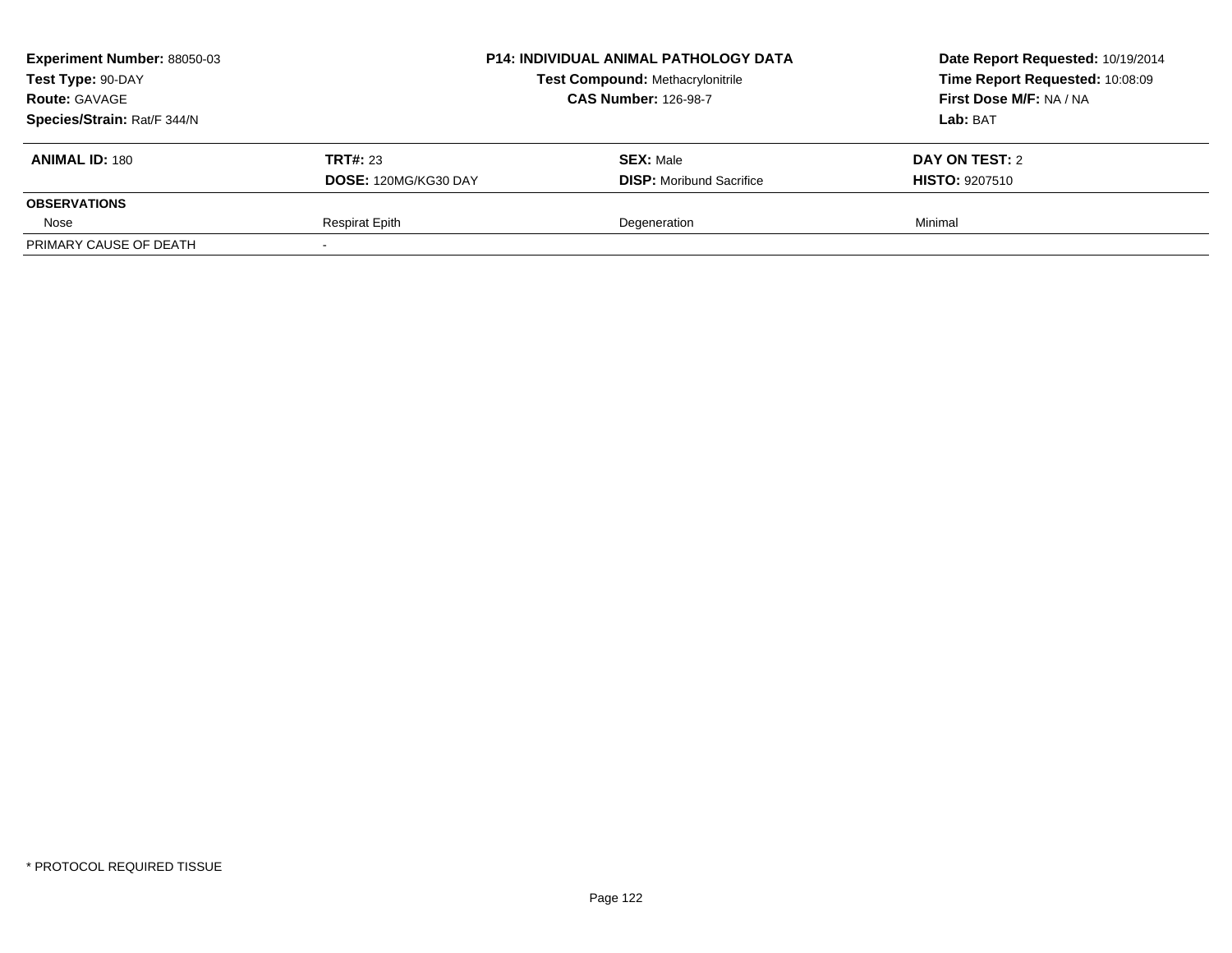**Experiment Number:** 88050-03
**Test Type:** 90-DAY
**Route:** GAVAGE
**Species/Strain:** Rat/F 344/N

**P14: INDIVIDUAL ANIMAL PATHOLOGY DATA**
**Test Compound:** Methacrylonitrile
**CAS Number:** 126-98-7

**Date Report Requested:** 10/19/2014
**Time Report Requested:** 10:08:09
**First Dose M/F:** NA / NA
**Lab:** BAT

| **ANIMAL ID:** 180 | **TRT#:** 23 | **SEX:** Male | **DAY ON TEST:** 2 |
|---|---|---|---|
| | **DOSE:** 120MG/KG30 DAY | **DISP:** Moribund Sacrifice | **HISTO:** 9207510 |
| **OBSERVATIONS** | | | |
| Nose | Respirat Epith | Degeneration | Minimal |
| PRIMARY CAUSE OF DEATH | - | | |

* PROTOCOL REQUIRED TISSUE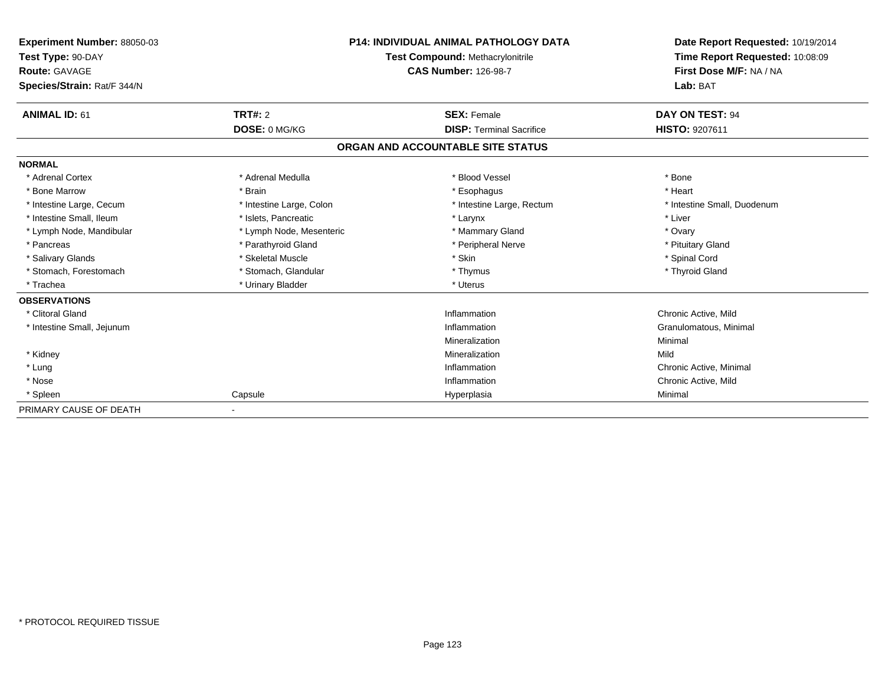**Experiment Number:** 88050-03
**Test Type:** 90-DAY
**Route:** GAVAGE
**Species/Strain:** Rat/F 344/N

**P14: INDIVIDUAL ANIMAL PATHOLOGY DATA**
**Test Compound:** Methacrylonitrile
**CAS Number:** 126-98-7

**Date Report Requested:** 10/19/2014
**Time Report Requested:** 10:08:09
**First Dose M/F:** NA / NA
**Lab:** BAT

| **ANIMAL ID:** 61 | **TRT#:** 2 | **SEX:** Female | **DAY ON TEST:** 94 |
|---|---|---|---|
| | **DOSE:** 0 MG/KG | **DISP:** Terminal Sacrifice | **HISTO:** 9207611 |

## ORGAN AND ACCOUNTABLE SITE STATUS

| | | | |
|---|---|---|---|
| **NORMAL** | | | |
| * Adrenal Cortex | * Adrenal Medulla | * Blood Vessel | * Bone |
| * Bone Marrow | * Brain | * Esophagus | * Heart |
| * Intestine Large, Cecum | * Intestine Large, Colon | * Intestine Large, Rectum | * Intestine Small, Duodenum |
| * Intestine Small, Ileum | * Islets, Pancreatic | * Larynx | * Liver |
| * Lymph Node, Mandibular | * Lymph Node, Mesenteric | * Mammary Gland | * Ovary |
| * Pancreas | * Parathyroid Gland | * Peripheral Nerve | * Pituitary Gland |
| * Salivary Glands | * Skeletal Muscle | * Skin | * Spinal Cord |
| * Stomach, Forestomach | * Stomach, Glandular | * Thymus | * Thyroid Gland |
| * Trachea | * Urinary Bladder | * Uterus | |
| **OBSERVATIONS** | | | |
| * Clitoral Gland | | Inflammation | Chronic Active, Mild |
| * Intestine Small, Jejunum | | Inflammation | Granulomatous, Minimal |
| | | Mineralization | Minimal |
| * Kidney | | Mineralization | Mild |
| * Lung | | Inflammation | Chronic Active, Minimal |
| * Nose | | Inflammation | Chronic Active, Mild |
| * Spleen | Capsule | Hyperplasia | Minimal |
| PRIMARY CAUSE OF DEATH | - | | |

* PROTOCOL REQUIRED TISSUE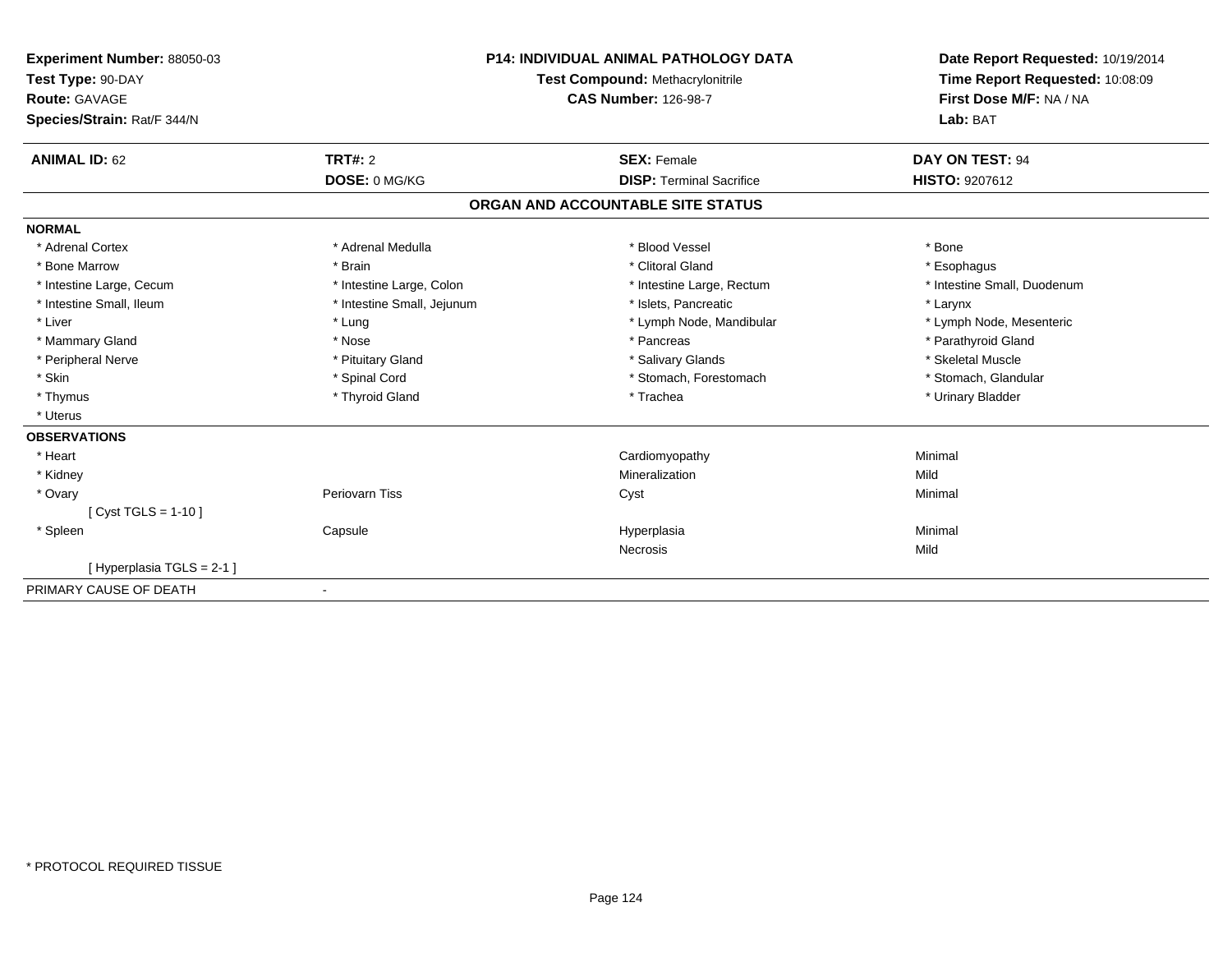**Experiment Number:** 88050-03
**Test Type:** 90-DAY
**Route:** GAVAGE
**Species/Strain:** Rat/F 344/N

**P14: INDIVIDUAL ANIMAL PATHOLOGY DATA**
**Test Compound:** Methacrylonitrile
**CAS Number:** 126-98-7

**Date Report Requested:** 10/19/2014
**Time Report Requested:** 10:08:09
**First Dose M/F:** NA / NA
**Lab:** BAT

| **ANIMAL ID:** 62 | **TRT#:** 2 | **SEX:** Female | **DAY ON TEST:** 94 |
|---|---|---|---|
| | **DOSE:** 0 MG/KG | **DISP:** Terminal Sacrifice | **HISTO:** 9207612 |

## ORGAN AND ACCOUNTABLE SITE STATUS

| | | | |
|---|---|---|---|
| **NORMAL** | | | |
| * Adrenal Cortex | * Adrenal Medulla | * Blood Vessel | * Bone |
| * Bone Marrow | * Brain | * Clitoral Gland | * Esophagus |
| * Intestine Large, Cecum | * Intestine Large, Colon | * Intestine Large, Rectum | * Intestine Small, Duodenum |
| * Intestine Small, Ileum | * Intestine Small, Jejunum | * Islets, Pancreatic | * Larynx |
| * Liver | * Lung | * Lymph Node, Mandibular | * Lymph Node, Mesenteric |
| * Mammary Gland | * Nose | * Pancreas | * Parathyroid Gland |
| * Peripheral Nerve | * Pituitary Gland | * Salivary Glands | * Skeletal Muscle |
| * Skin | * Spinal Cord | * Stomach, Forestomach | * Stomach, Glandular |
| * Thymus | * Thyroid Gland | * Trachea | * Urinary Bladder |
| * Uterus | | | |
| **OBSERVATIONS** | | | |
| * Heart | | Cardiomyopathy | Minimal |
| * Kidney | | Mineralization | Mild |
| * Ovary | Periovarn Tiss | Cyst | Minimal |
| [ Cyst TGLS = 1-10 ] | | | |
| * Spleen | Capsule | Hyperplasia | Minimal |
| | | Necrosis | Mild |
| [ Hyperplasia TGLS = 2-1 ] | | | |
| PRIMARY CAUSE OF DEATH | - | | |

* PROTOCOL REQUIRED TISSUE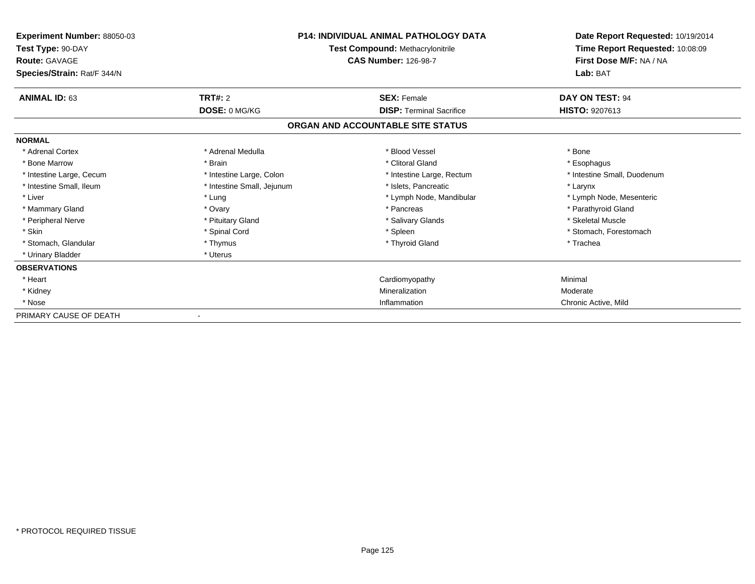**Experiment Number:** 88050-03
**Test Type:** 90-DAY
**Route:** GAVAGE
**Species/Strain:** Rat/F 344/N

**P14: INDIVIDUAL ANIMAL PATHOLOGY DATA**
**Test Compound:** Methacrylonitrile
**CAS Number:** 126-98-7

**Date Report Requested:** 10/19/2014
**Time Report Requested:** 10:08:09
**First Dose M/F:** NA / NA
**Lab:** BAT

| **ANIMAL ID:** 63 | **TRT#:** 2 | **SEX:** Female | **DAY ON TEST:** 94 |
|---|---|---|---|
| | **DOSE:** 0 MG/KG | **DISP:** Terminal Sacrifice | **HISTO:** 9207613 |

## ORGAN AND ACCOUNTABLE SITE STATUS

| | | | |
|---|---|---|---|
| **NORMAL** | | | |
| * Adrenal Cortex | * Adrenal Medulla | * Blood Vessel | * Bone |
| * Bone Marrow | * Brain | * Clitoral Gland | * Esophagus |
| * Intestine Large, Cecum | * Intestine Large, Colon | * Intestine Large, Rectum | * Intestine Small, Duodenum |
| * Intestine Small, Ileum | * Intestine Small, Jejunum | * Islets, Pancreatic | * Larynx |
| * Liver | * Lung | * Lymph Node, Mandibular | * Lymph Node, Mesenteric |
| * Mammary Gland | * Ovary | * Pancreas | * Parathyroid Gland |
| * Peripheral Nerve | * Pituitary Gland | * Salivary Glands | * Skeletal Muscle |
| * Skin | * Spinal Cord | * Spleen | * Stomach, Forestomach |
| * Stomach, Glandular | * Thymus | * Thyroid Gland | * Trachea |
| * Urinary Bladder | * Uterus | | |
| **OBSERVATIONS** | | | |
| * Heart | | Cardiomyopathy | Minimal |
| * Kidney | | Mineralization | Moderate |
| * Nose | | Inflammation | Chronic Active, Mild |
| PRIMARY CAUSE OF DEATH | - | | |

* PROTOCOL REQUIRED TISSUE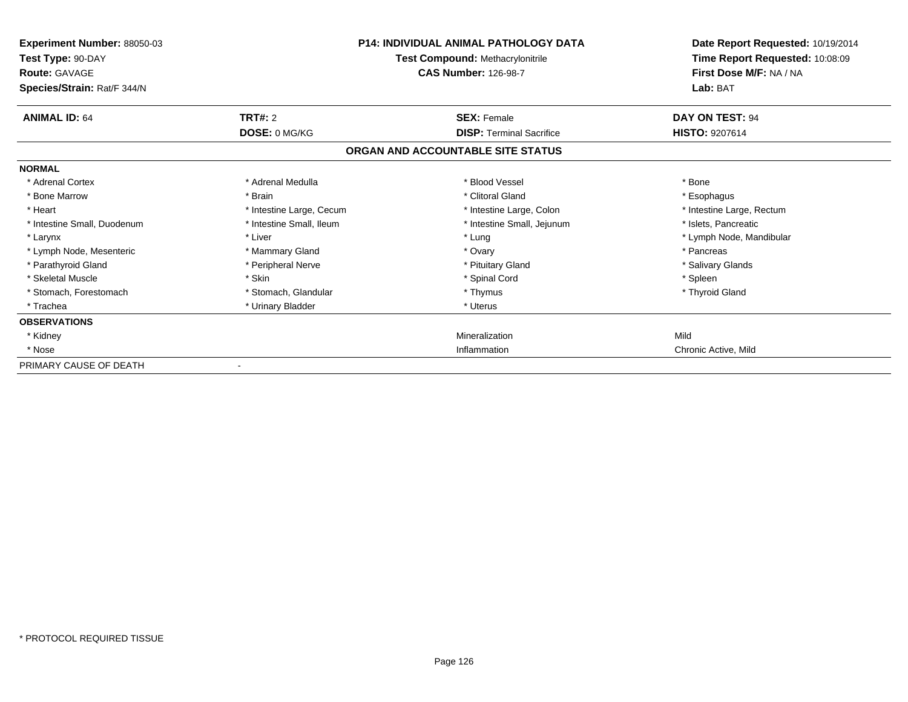**Experiment Number:** 88050-03
**Test Type:** 90-DAY
**Route:** GAVAGE
**Species/Strain:** Rat/F 344/N

**P14: INDIVIDUAL ANIMAL PATHOLOGY DATA**
**Test Compound:** Methacrylonitrile
**CAS Number:** 126-98-7

**Date Report Requested:** 10/19/2014
**Time Report Requested:** 10:08:09
**First Dose M/F:** NA / NA
**Lab:** BAT

| **ANIMAL ID:** 64 | **TRT#:** 2 | **SEX:** Female | **DAY ON TEST:** 94 |
|---|---|---|---|
| | **DOSE:** 0 MG/KG | **DISP:** Terminal Sacrifice | **HISTO:** 9207614 |

**ORGAN AND ACCOUNTABLE SITE STATUS**

| | | | |
|---|---|---|---|
| **NORMAL** | | | |
| * Adrenal Cortex | * Adrenal Medulla | * Blood Vessel | * Bone |
| * Bone Marrow | * Brain | * Clitoral Gland | * Esophagus |
| * Heart | * Intestine Large, Cecum | * Intestine Large, Colon | * Intestine Large, Rectum |
| * Intestine Small, Duodenum | * Intestine Small, Ileum | * Intestine Small, Jejunum | * Islets, Pancreatic |
| * Larynx | * Liver | * Lung | * Lymph Node, Mandibular |
| * Lymph Node, Mesenteric | * Mammary Gland | * Ovary | * Pancreas |
| * Parathyroid Gland | * Peripheral Nerve | * Pituitary Gland | * Salivary Glands |
| * Skeletal Muscle | * Skin | * Spinal Cord | * Spleen |
| * Stomach, Forestomach | * Stomach, Glandular | * Thymus | * Thyroid Gland |
| * Trachea | * Urinary Bladder | * Uterus | |
| **OBSERVATIONS** | | | |
| * Kidney | | Mineralization | Mild |
| * Nose | | Inflammation | Chronic Active, Mild |
| PRIMARY CAUSE OF DEATH | - | | |

* PROTOCOL REQUIRED TISSUE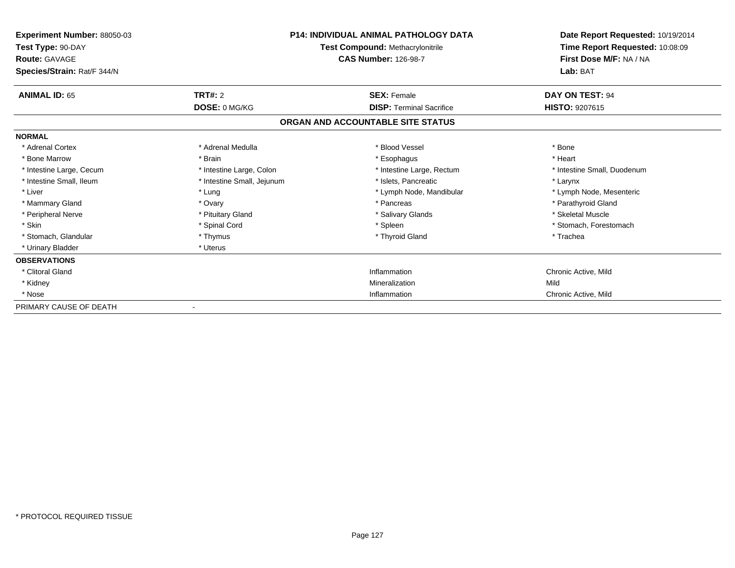**Experiment Number:** 88050-03
**Test Type:** 90-DAY
**Route:** GAVAGE
**Species/Strain:** Rat/F 344/N

**P14: INDIVIDUAL ANIMAL PATHOLOGY DATA**
**Test Compound:** Methacrylonitrile
**CAS Number:** 126-98-7

**Date Report Requested:** 10/19/2014
**Time Report Requested:** 10:08:09
**First Dose M/F:** NA / NA
**Lab:** BAT

| **ANIMAL ID:** 65 | **TRT#:** 2 | **SEX:** Female | **DAY ON TEST:** 94 |
|---|---|---|---|
| | **DOSE:** 0 MG/KG | **DISP:** Terminal Sacrifice | **HISTO:** 9207615 |

**ORGAN AND ACCOUNTABLE SITE STATUS**

**NORMAL**

| | | | |
|---|---|---|---|
| * Adrenal Cortex | * Adrenal Medulla | * Blood Vessel | * Bone |
| * Bone Marrow | * Brain | * Esophagus | * Heart |
| * Intestine Large, Cecum | * Intestine Large, Colon | * Intestine Large, Rectum | * Intestine Small, Duodenum |
| * Intestine Small, Ileum | * Intestine Small, Jejunum | * Islets, Pancreatic | * Larynx |
| * Liver | * Lung | * Lymph Node, Mandibular | * Lymph Node, Mesenteric |
| * Mammary Gland | * Ovary | * Pancreas | * Parathyroid Gland |
| * Peripheral Nerve | * Pituitary Gland | * Salivary Glands | * Skeletal Muscle |
| * Skin | * Spinal Cord | * Spleen | * Stomach, Forestomach |
| * Stomach, Glandular | * Thymus | * Thyroid Gland | * Trachea |
| * Urinary Bladder | * Uterus | | |

**OBSERVATIONS**

| | | |
|---|---|---|
| * Clitoral Gland | Inflammation | Chronic Active, Mild |
| * Kidney | Mineralization | Mild |
| * Nose | Inflammation | Chronic Active, Mild |

PRIMARY CAUSE OF DEATH -

* PROTOCOL REQUIRED TISSUE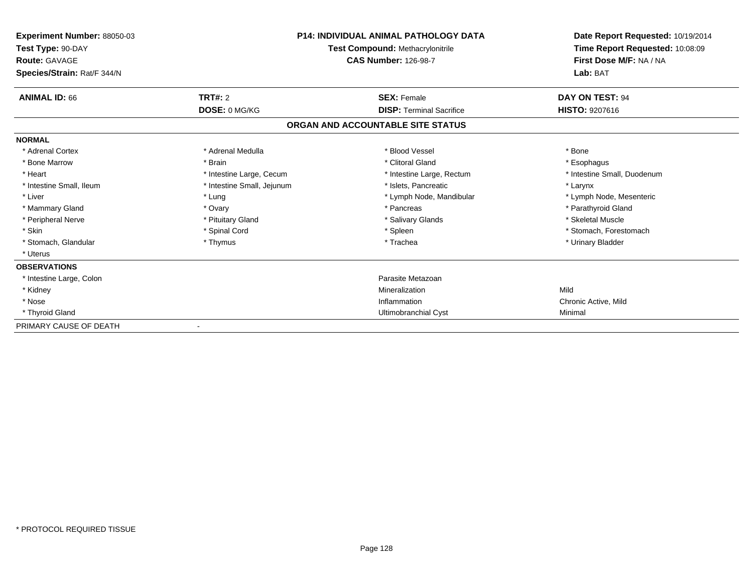**Experiment Number:** 88050-03
**Test Type:** 90-DAY
**Route:** GAVAGE
**Species/Strain:** Rat/F 344/N

**P14: INDIVIDUAL ANIMAL PATHOLOGY DATA**
**Test Compound:** Methacrylonitrile
**CAS Number:** 126-98-7

**Date Report Requested:** 10/19/2014
**Time Report Requested:** 10:08:09
**First Dose M/F:** NA / NA
**Lab:** BAT

| **ANIMAL ID:** 66 | **TRT#:** 2 | **SEX:** Female | **DAY ON TEST:** 94 |
|---|---|---|---|
| | **DOSE:** 0 MG/KG | **DISP:** Terminal Sacrifice | **HISTO:** 9207616 |

## ORGAN AND ACCOUNTABLE SITE STATUS

**NORMAL**

| | | | |
|---|---|---|---|
| * Adrenal Cortex | * Adrenal Medulla | * Blood Vessel | * Bone |
| * Bone Marrow | * Brain | * Clitoral Gland | * Esophagus |
| * Heart | * Intestine Large, Cecum | * Intestine Large, Rectum | * Intestine Small, Duodenum |
| * Intestine Small, Ileum | * Intestine Small, Jejunum | * Islets, Pancreatic | * Larynx |
| * Liver | * Lung | * Lymph Node, Mandibular | * Lymph Node, Mesenteric |
| * Mammary Gland | * Ovary | * Pancreas | * Parathyroid Gland |
| * Peripheral Nerve | * Pituitary Gland | * Salivary Glands | * Skeletal Muscle |
| * Skin | * Spinal Cord | * Spleen | * Stomach, Forestomach |
| * Stomach, Glandular | * Thymus | * Trachea | * Urinary Bladder |
| * Uterus | | | |

**OBSERVATIONS**

| | | |
|---|---|---|
| * Intestine Large, Colon | Parasite Metazoan | |
| * Kidney | Mineralization | Mild |
| * Nose | Inflammation | Chronic Active, Mild |
| * Thyroid Gland | Ultimobranchial Cyst | Minimal |

PRIMARY CAUSE OF DEATH -

* PROTOCOL REQUIRED TISSUE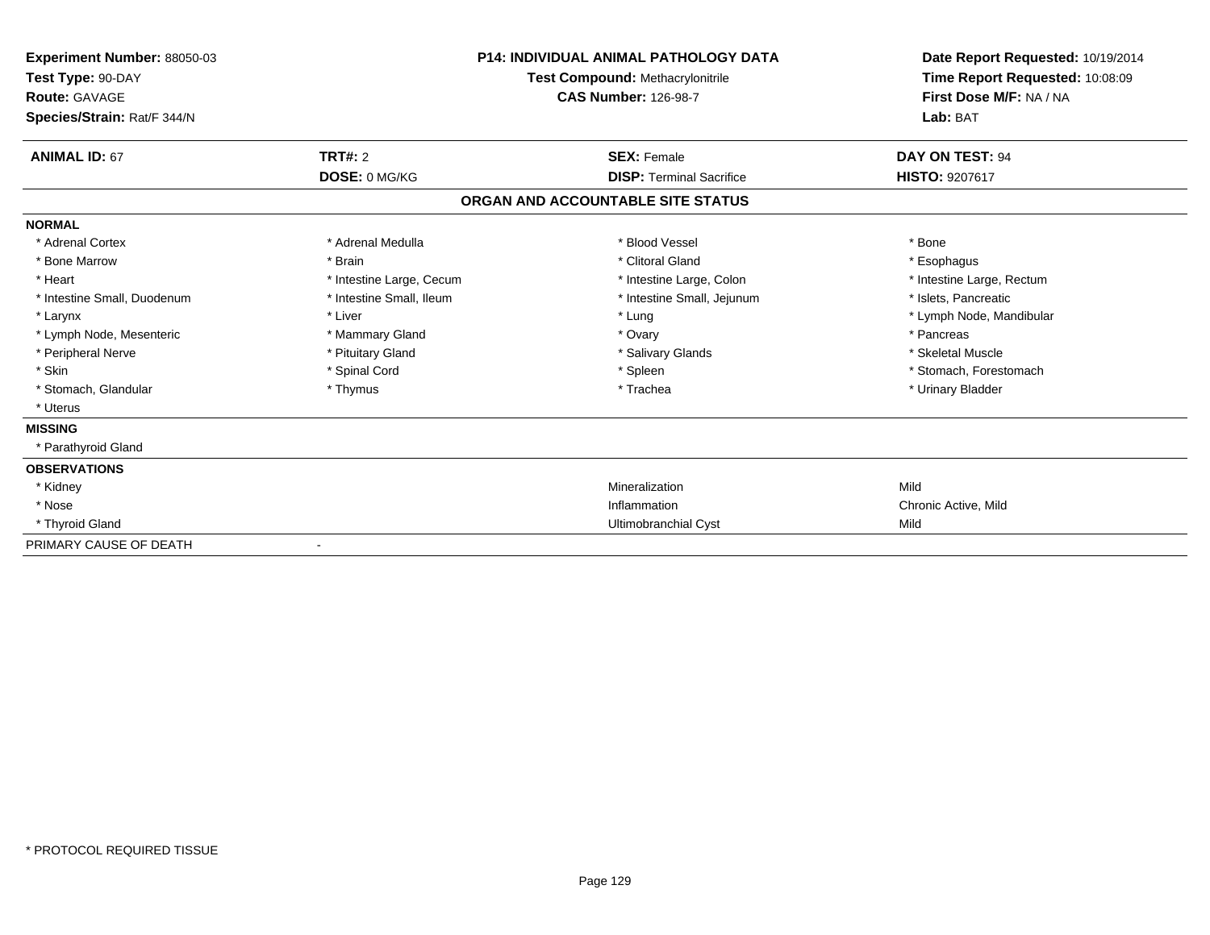**Experiment Number:** 88050-03
**Test Type:** 90-DAY
**Route:** GAVAGE
**Species/Strain:** Rat/F 344/N

**P14: INDIVIDUAL ANIMAL PATHOLOGY DATA**
**Test Compound:** Methacrylonitrile
**CAS Number:** 126-98-7

**Date Report Requested:** 10/19/2014
**Time Report Requested:** 10:08:09
**First Dose M/F:** NA / NA
**Lab:** BAT

| **ANIMAL ID:** 67 | **TRT#:** 2 | **SEX:** Female | **DAY ON TEST:** 94 |
|---|---|---|---|
| | **DOSE:** 0 MG/KG | **DISP:** Terminal Sacrifice | **HISTO:** 9207617 |

## ORGAN AND ACCOUNTABLE SITE STATUS

**NORMAL**

| | | | |
|---|---|---|---|
| * Adrenal Cortex | * Adrenal Medulla | * Blood Vessel | * Bone |
| * Bone Marrow | * Brain | * Clitoral Gland | * Esophagus |
| * Heart | * Intestine Large, Cecum | * Intestine Large, Colon | * Intestine Large, Rectum |
| * Intestine Small, Duodenum | * Intestine Small, Ileum | * Intestine Small, Jejunum | * Islets, Pancreatic |
| * Larynx | * Liver | * Lung | * Lymph Node, Mandibular |
| * Lymph Node, Mesenteric | * Mammary Gland | * Ovary | * Pancreas |
| * Peripheral Nerve | * Pituitary Gland | * Salivary Glands | * Skeletal Muscle |
| * Skin | * Spinal Cord | * Spleen | * Stomach, Forestomach |
| * Stomach, Glandular | * Thymus | * Trachea | * Urinary Bladder |
| * Uterus | | | |

**MISSING**

* Parathyroid Gland

**OBSERVATIONS**

| | | |
|---|---|---|
| * Kidney | Mineralization | Mild |
| * Nose | Inflammation | Chronic Active, Mild |
| * Thyroid Gland | Ultimobranchial Cyst | Mild |

PRIMARY CAUSE OF DEATH -

\* PROTOCOL REQUIRED TISSUE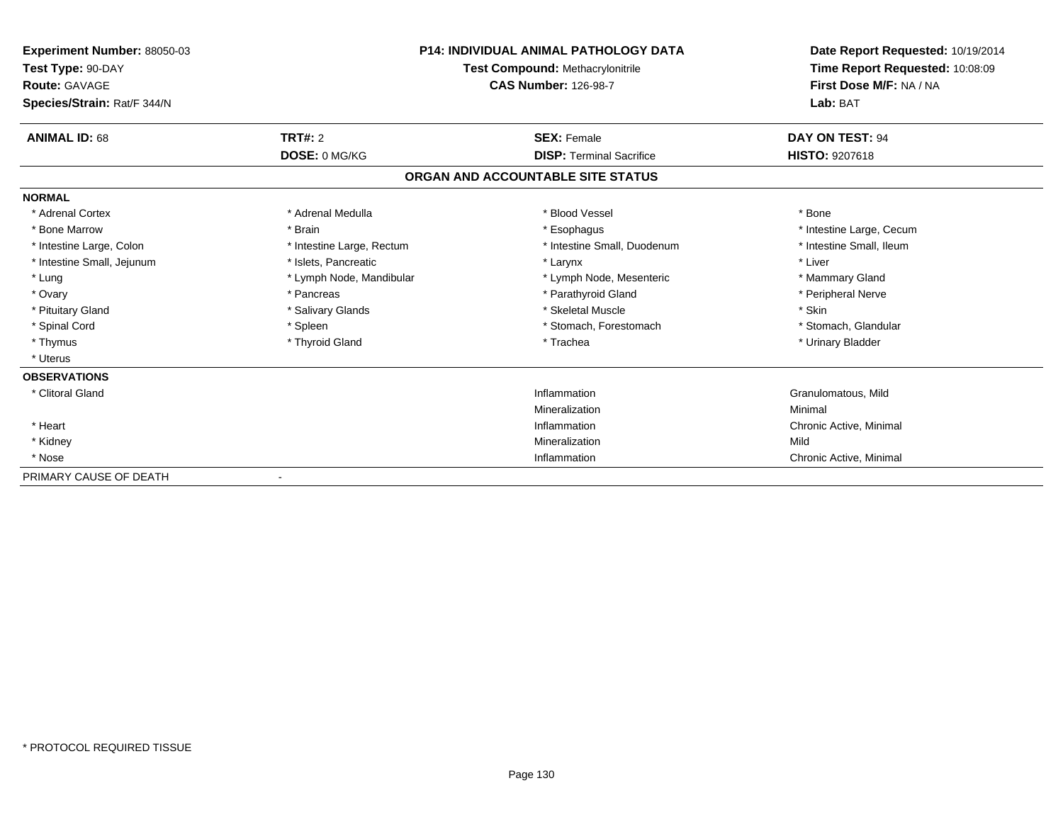**Experiment Number:** 88050-03
**Test Type:** 90-DAY
**Route:** GAVAGE
**Species/Strain:** Rat/F 344/N

**P14: INDIVIDUAL ANIMAL PATHOLOGY DATA**
**Test Compound:** Methacrylonitrile
**CAS Number:** 126-98-7

**Date Report Requested:** 10/19/2014
**Time Report Requested:** 10:08:09
**First Dose M/F:** NA / NA
**Lab:** BAT

| **ANIMAL ID:** 68 | **TRT#:** 2 | **SEX:** Female | **DAY ON TEST:** 94 |
|---|---|---|---|
| | **DOSE:** 0 MG/KG | **DISP:** Terminal Sacrifice | **HISTO:** 9207618 |

**ORGAN AND ACCOUNTABLE SITE STATUS**

| | | | |
|---|---|---|---|
| **NORMAL** | | | |
| * Adrenal Cortex | * Adrenal Medulla | * Blood Vessel | * Bone |
| * Bone Marrow | * Brain | * Esophagus | * Intestine Large, Cecum |
| * Intestine Large, Colon | * Intestine Large, Rectum | * Intestine Small, Duodenum | * Intestine Small, Ileum |
| * Intestine Small, Jejunum | * Islets, Pancreatic | * Larynx | * Liver |
| * Lung | * Lymph Node, Mandibular | * Lymph Node, Mesenteric | * Mammary Gland |
| * Ovary | * Pancreas | * Parathyroid Gland | * Peripheral Nerve |
| * Pituitary Gland | * Salivary Glands | * Skeletal Muscle | * Skin |
| * Spinal Cord | * Spleen | * Stomach, Forestomach | * Stomach, Glandular |
| * Thymus | * Thyroid Gland | * Trachea | * Urinary Bladder |
| * Uterus | | | |
| **OBSERVATIONS** | | | |
| * Clitoral Gland | | Inflammation | Granulomatous, Mild |
| | | Mineralization | Minimal |
| * Heart | | Inflammation | Chronic Active, Minimal |
| * Kidney | | Mineralization | Mild |
| * Nose | | Inflammation | Chronic Active, Minimal |
| PRIMARY CAUSE OF DEATH | - | | |

* PROTOCOL REQUIRED TISSUE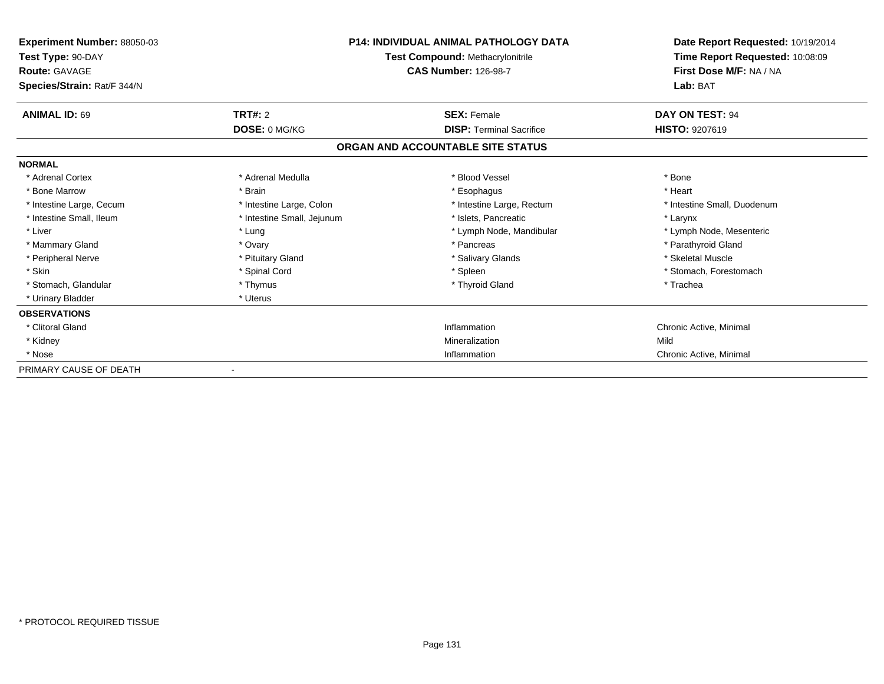**Experiment Number:** 88050-03
**Test Type:** 90-DAY
**Route:** GAVAGE
**Species/Strain:** Rat/F 344/N

**P14: INDIVIDUAL ANIMAL PATHOLOGY DATA**
**Test Compound:** Methacrylonitrile
**CAS Number:** 126-98-7

**Date Report Requested:** 10/19/2014
**Time Report Requested:** 10:08:09
**First Dose M/F:** NA / NA
**Lab:** BAT

| **ANIMAL ID:** 69 | **TRT#:** 2 | **SEX:** Female | **DAY ON TEST:** 94 |
|---|---|---|---|
| | **DOSE:** 0 MG/KG | **DISP:** Terminal Sacrifice | **HISTO:** 9207619 |

## ORGAN AND ACCOUNTABLE SITE STATUS

| | | | |
|---|---|---|---|
| **NORMAL** | | | |
| * Adrenal Cortex | * Adrenal Medulla | * Blood Vessel | * Bone |
| * Bone Marrow | * Brain | * Esophagus | * Heart |
| * Intestine Large, Cecum | * Intestine Large, Colon | * Intestine Large, Rectum | * Intestine Small, Duodenum |
| * Intestine Small, Ileum | * Intestine Small, Jejunum | * Islets, Pancreatic | * Larynx |
| * Liver | * Lung | * Lymph Node, Mandibular | * Lymph Node, Mesenteric |
| * Mammary Gland | * Ovary | * Pancreas | * Parathyroid Gland |
| * Peripheral Nerve | * Pituitary Gland | * Salivary Glands | * Skeletal Muscle |
| * Skin | * Spinal Cord | * Spleen | * Stomach, Forestomach |
| * Stomach, Glandular | * Thymus | * Thyroid Gland | * Trachea |
| * Urinary Bladder | * Uterus | | |
| **OBSERVATIONS** | | | |
| * Clitoral Gland | | Inflammation | Chronic Active, Minimal |
| * Kidney | | Mineralization | Mild |
| * Nose | | Inflammation | Chronic Active, Minimal |
| PRIMARY CAUSE OF DEATH | - | | |

* PROTOCOL REQUIRED TISSUE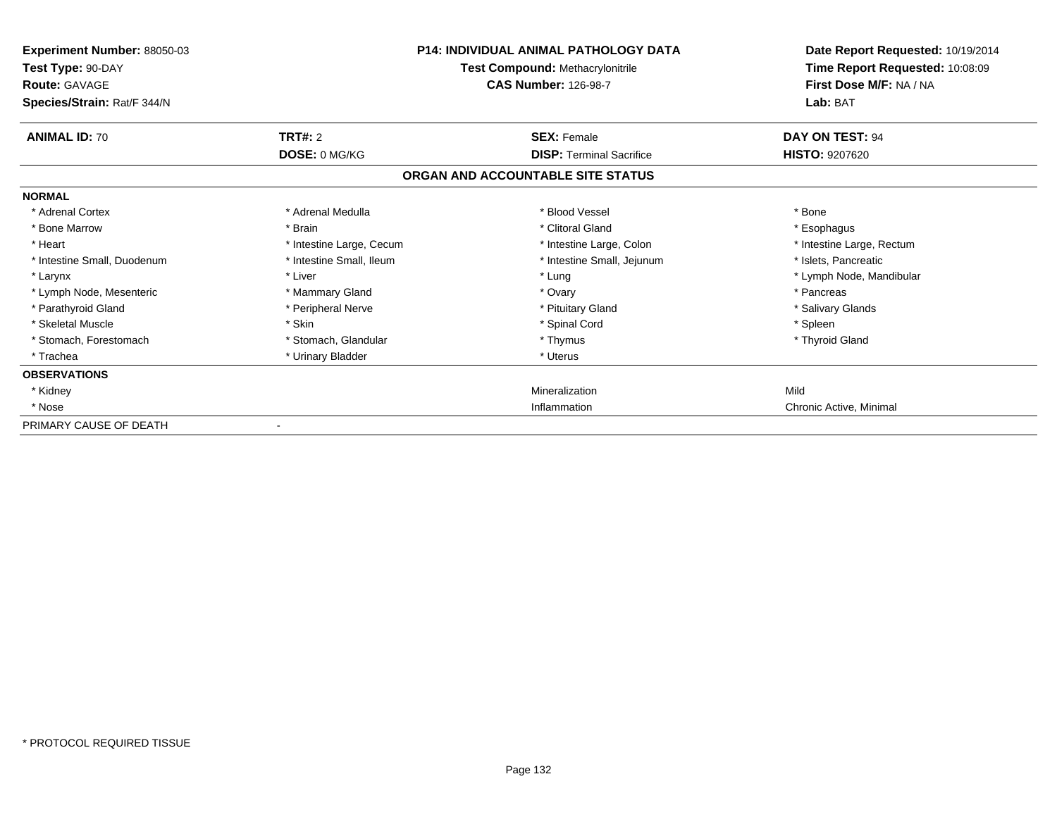**Experiment Number:** 88050-03
**Test Type:** 90-DAY
**Route:** GAVAGE
**Species/Strain:** Rat/F 344/N

**P14: INDIVIDUAL ANIMAL PATHOLOGY DATA**
**Test Compound:** Methacrylonitrile
**CAS Number:** 126-98-7

**Date Report Requested:** 10/19/2014
**Time Report Requested:** 10:08:09
**First Dose M/F:** NA / NA
**Lab:** BAT

| **ANIMAL ID:** 70 | **TRT#:** 2 | **SEX:** Female | **DAY ON TEST:** 94 |
|---|---|---|---|
| | **DOSE:** 0 MG/KG | **DISP:** Terminal Sacrifice | **HISTO:** 9207620 |

**ORGAN AND ACCOUNTABLE SITE STATUS**

**NORMAL**

| | | | |
|---|---|---|---|
| * Adrenal Cortex | * Adrenal Medulla | * Blood Vessel | * Bone |
| * Bone Marrow | * Brain | * Clitoral Gland | * Esophagus |
| * Heart | * Intestine Large, Cecum | * Intestine Large, Colon | * Intestine Large, Rectum |
| * Intestine Small, Duodenum | * Intestine Small, Ileum | * Intestine Small, Jejunum | * Islets, Pancreatic |
| * Larynx | * Liver | * Lung | * Lymph Node, Mandibular |
| * Lymph Node, Mesenteric | * Mammary Gland | * Ovary | * Pancreas |
| * Parathyroid Gland | * Peripheral Nerve | * Pituitary Gland | * Salivary Glands |
| * Skeletal Muscle | * Skin | * Spinal Cord | * Spleen |
| * Stomach, Forestomach | * Stomach, Glandular | * Thymus | * Thyroid Gland |
| * Trachea | * Urinary Bladder | * Uterus | |

**OBSERVATIONS**

| | | | |
|---|---|---|---|
| * Kidney | | Mineralization | Mild |
| * Nose | | Inflammation | Chronic Active, Minimal |

PRIMARY CAUSE OF DEATH -

* PROTOCOL REQUIRED TISSUE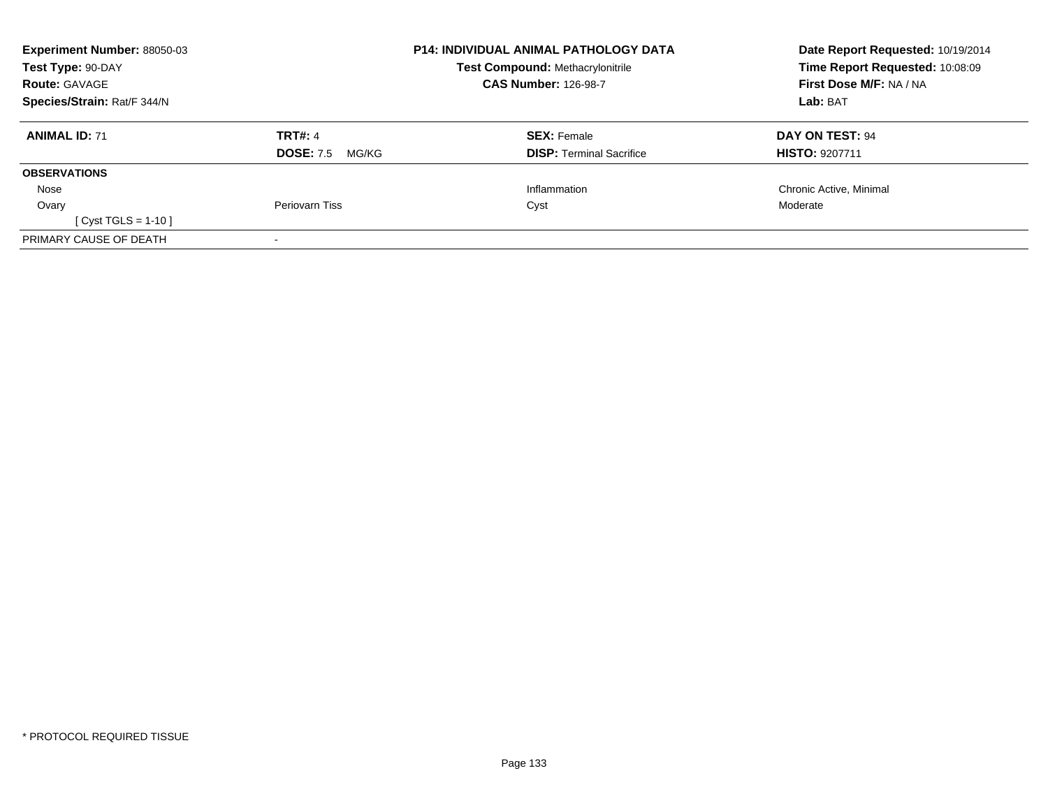| **Experiment Number:** 88050-03 | **P14: INDIVIDUAL ANIMAL PATHOLOGY DATA** | **Date Report Requested:** 10/19/2014 |
|---|---|---|
| **Test Type:** 90-DAY | **Test Compound:** Methacrylonitrile | **Time Report Requested:** 10:08:09 |
| **Route:** GAVAGE | **CAS Number:** 126-98-7 | **First Dose M/F:** NA / NA |
| **Species/Strain:** Rat/F 344/N | | **Lab:** BAT |

| **ANIMAL ID:** 71 | **TRT#:** 4 | **SEX:** Female | **DAY ON TEST:** 94 |
|---|---|---|---|
| | **DOSE:** 7.5 MG/KG | **DISP:** Terminal Sacrifice | **HISTO:** 9207711 |
| **OBSERVATIONS** | | | |
| Nose | | Inflammation | Chronic Active, Minimal |
| Ovary | Periovarn Tiss | Cyst | Moderate |
| [ Cyst TGLS = 1-10 ] | | | |
| PRIMARY CAUSE OF DEATH | - | | |

* PROTOCOL REQUIRED TISSUE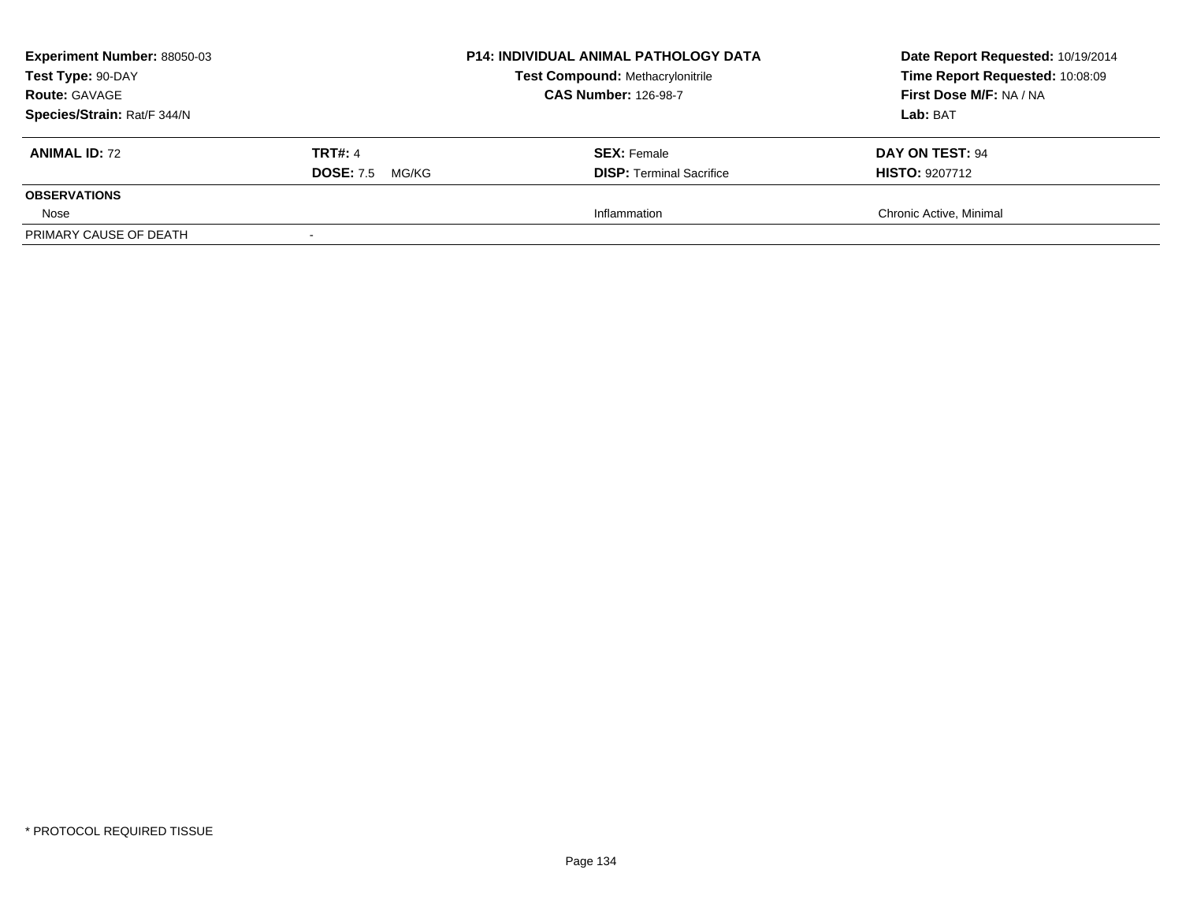| **Experiment Number:** 88050-03 | **P14: INDIVIDUAL ANIMAL PATHOLOGY DATA** | **Date Report Requested:** 10/19/2014 |
|---|---|---|
| **Test Type:** 90-DAY | **Test Compound:** Methacrylonitrile | **Time Report Requested:** 10:08:09 |
| **Route:** GAVAGE | **CAS Number:** 126-98-7 | **First Dose M/F:** NA / NA |
| **Species/Strain:** Rat/F 344/N | | **Lab:** BAT |

| **ANIMAL ID:** 72 | **TRT#:** 4 | **SEX:** Female | **DAY ON TEST:** 94 |
|---|---|---|---|
| | **DOSE:** 7.5 MG/KG | **DISP:** Terminal Sacrifice | **HISTO:** 9207712 |
| **OBSERVATIONS** | | | |
| Nose | | Inflammation | Chronic Active, Minimal |
| PRIMARY CAUSE OF DEATH | - | | |

* PROTOCOL REQUIRED TISSUE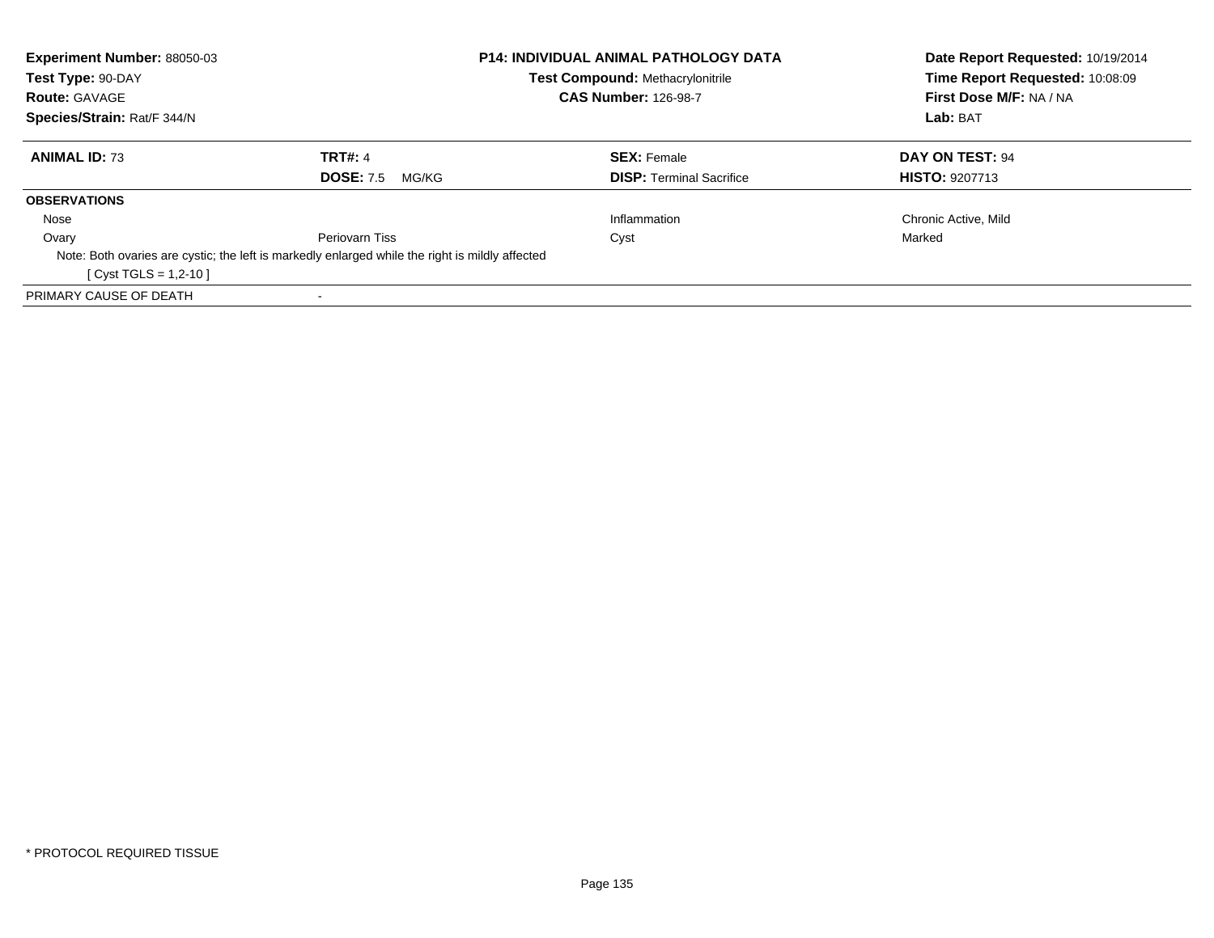**Experiment Number:** 88050-03
**Test Type:** 90-DAY
**Route:** GAVAGE
**Species/Strain:** Rat/F 344/N

**P14: INDIVIDUAL ANIMAL PATHOLOGY DATA**
**Test Compound:** Methacrylonitrile
**CAS Number:** 126-98-7

**Date Report Requested:** 10/19/2014
**Time Report Requested:** 10:08:09
**First Dose M/F:** NA / NA
**Lab:** BAT

| **ANIMAL ID:** 73 | **TRT#:** 4 | **SEX:** Female | **DAY ON TEST:** 94 |
|---|---|---|---|
| | **DOSE:** 7.5 MG/KG | **DISP:** Terminal Sacrifice | **HISTO:** 9207713 |
| **OBSERVATIONS** | | | |
| Nose | | Inflammation | Chronic Active, Mild |
| Ovary | Periovarn Tiss | Cyst | Marked |
| Note: Both ovaries are cystic; the left is markedly enlarged while the right is mildly affected | | | |
| [ Cyst TGLS = 1,2-10 ] | | | |
| PRIMARY CAUSE OF DEATH | - | | |

* PROTOCOL REQUIRED TISSUE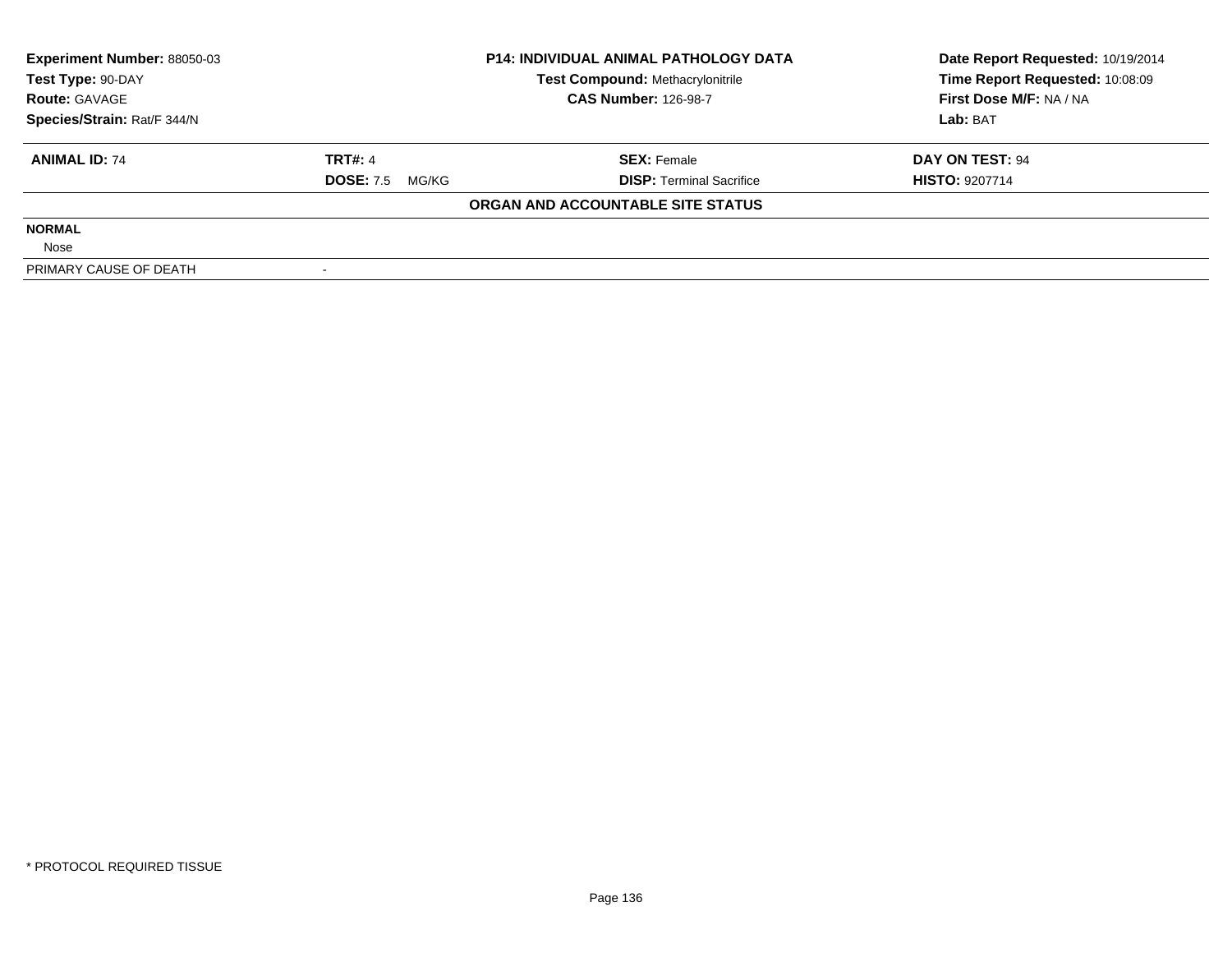**Experiment Number:** 88050-03
**Test Type:** 90-DAY
**Route:** GAVAGE
**Species/Strain:** Rat/F 344/N

**P14: INDIVIDUAL ANIMAL PATHOLOGY DATA**
**Test Compound:** Methacrylonitrile
**CAS Number:** 126-98-7

**Date Report Requested:** 10/19/2014
**Time Report Requested:** 10:08:09
**First Dose M/F:** NA / NA
**Lab:** BAT

| **ANIMAL ID:** 74 | **TRT#:** 4 | **SEX:** Female | **DAY ON TEST:** 94 |
|---|---|---|---|
| | **DOSE:** 7.5 MG/KG | **DISP:** Terminal Sacrifice | **HISTO:** 9207714 |

**ORGAN AND ACCOUNTABLE SITE STATUS**

| | |
|---|---|
| **NORMAL** | |
| Nose | |
| PRIMARY CAUSE OF DEATH | - |

* PROTOCOL REQUIRED TISSUE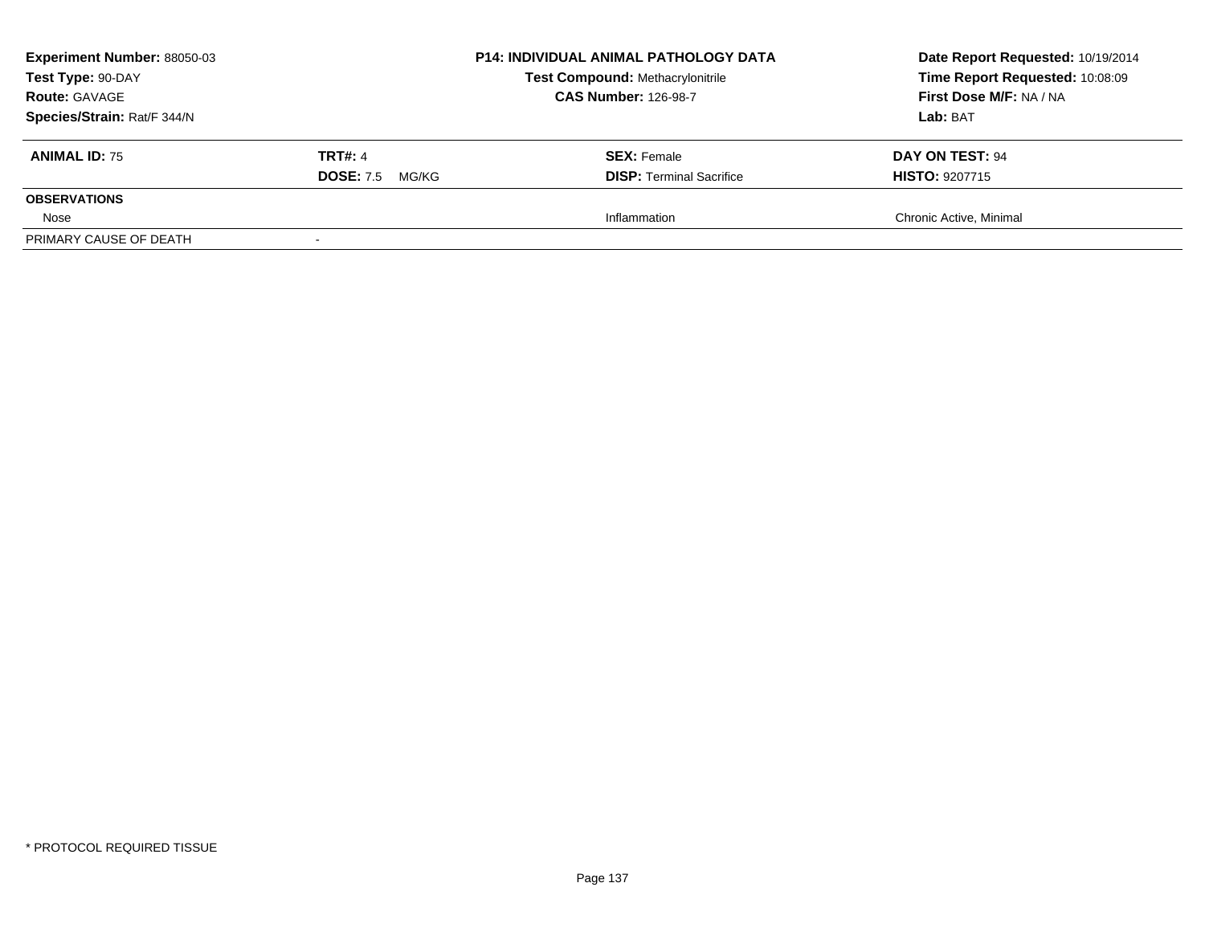**Experiment Number:** 88050-03
**Test Type:** 90-DAY
**Route:** GAVAGE
**Species/Strain:** Rat/F 344/N

**P14: INDIVIDUAL ANIMAL PATHOLOGY DATA**
**Test Compound:** Methacrylonitrile
**CAS Number:** 126-98-7

**Date Report Requested:** 10/19/2014
**Time Report Requested:** 10:08:09
**First Dose M/F:** NA / NA
**Lab:** BAT

| **ANIMAL ID:** 75 | **TRT#:** 4 | **SEX:** Female | **DAY ON TEST:** 94 |
|---|---|---|---|
| | **DOSE:** 7.5 MG/KG | **DISP:** Terminal Sacrifice | **HISTO:** 9207715 |
| **OBSERVATIONS** | | | |
| Nose | | Inflammation | Chronic Active, Minimal |
| PRIMARY CAUSE OF DEATH | - | | |

* PROTOCOL REQUIRED TISSUE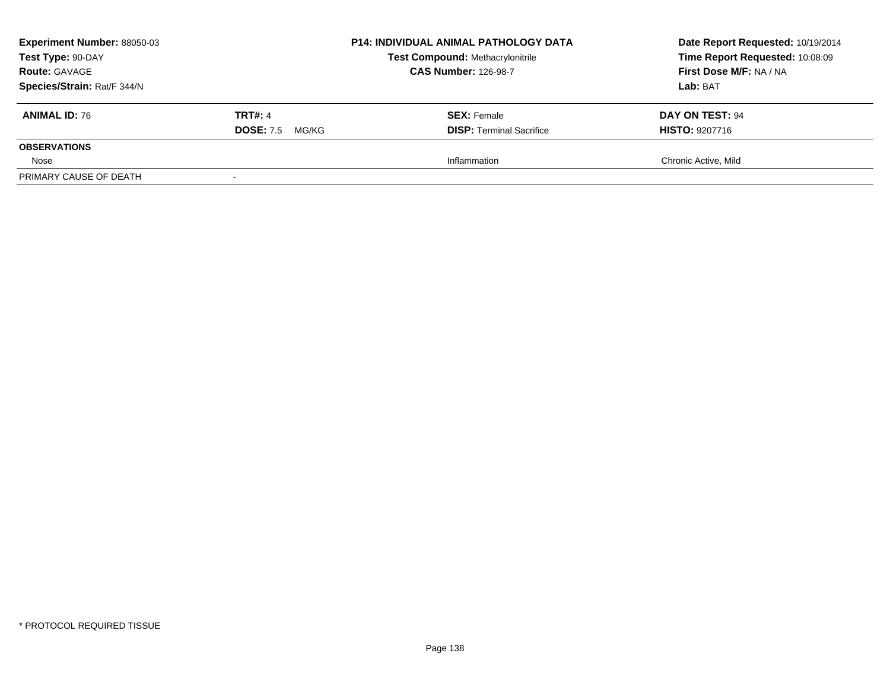**Experiment Number:** 88050-03
**Test Type:** 90-DAY
**Route:** GAVAGE
**Species/Strain:** Rat/F 344/N

**P14: INDIVIDUAL ANIMAL PATHOLOGY DATA**
**Test Compound:** Methacrylonitrile
**CAS Number:** 126-98-7

**Date Report Requested:** 10/19/2014
**Time Report Requested:** 10:08:09
**First Dose M/F:** NA / NA
**Lab:** BAT

| **ANIMAL ID:** 76 | **TRT#:** 4 | **SEX:** Female | **DAY ON TEST:** 94 |
|---|---|---|---|
| | **DOSE:** 7.5 MG/KG | **DISP:** Terminal Sacrifice | **HISTO:** 9207716 |
| **OBSERVATIONS** | | | |
| Nose | | Inflammation | Chronic Active, Mild |
| PRIMARY CAUSE OF DEATH | - | | |

* PROTOCOL REQUIRED TISSUE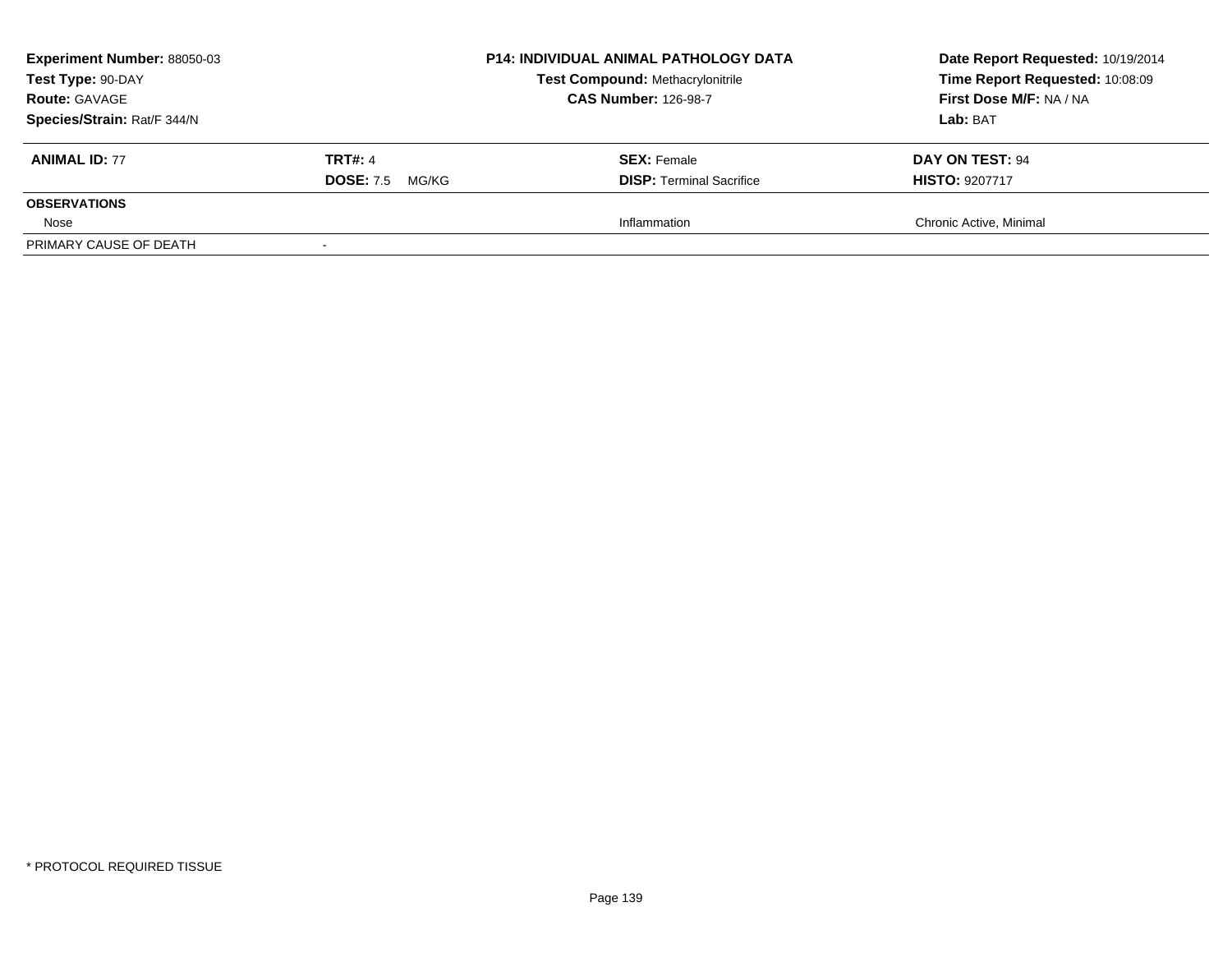**Experiment Number:** 88050-03
**Test Type:** 90-DAY
**Route:** GAVAGE
**Species/Strain:** Rat/F 344/N

**P14: INDIVIDUAL ANIMAL PATHOLOGY DATA**
**Test Compound:** Methacrylonitrile
**CAS Number:** 126-98-7

**Date Report Requested:** 10/19/2014
**Time Report Requested:** 10:08:09
**First Dose M/F:** NA / NA
**Lab:** BAT

| **ANIMAL ID:** 77 | **TRT#:** 4 | **SEX:** Female | **DAY ON TEST:** 94 |
|---|---|---|---|
| | **DOSE:** 7.5 MG/KG | **DISP:** Terminal Sacrifice | **HISTO:** 9207717 |
| **OBSERVATIONS** | | | |
| Nose | | Inflammation | Chronic Active, Minimal |
| PRIMARY CAUSE OF DEATH | - | | |

* PROTOCOL REQUIRED TISSUE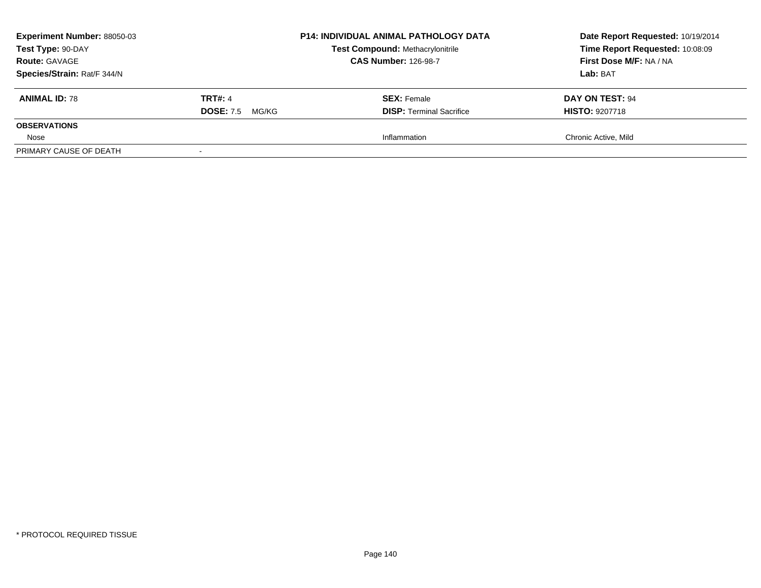**Experiment Number:** 88050-03
**Test Type:** 90-DAY
**Route:** GAVAGE
**Species/Strain:** Rat/F 344/N

**P14: INDIVIDUAL ANIMAL PATHOLOGY DATA**
**Test Compound:** Methacrylonitrile
**CAS Number:** 126-98-7

**Date Report Requested:** 10/19/2014
**Time Report Requested:** 10:08:09
**First Dose M/F:** NA / NA
**Lab:** BAT

| **ANIMAL ID:** 78 | **TRT#:** 4 | **SEX:** Female | **DAY ON TEST:** 94 |
|---|---|---|---|
| | **DOSE:** 7.5 MG/KG | **DISP:** Terminal Sacrifice | **HISTO:** 9207718 |
| **OBSERVATIONS** | | | |
| Nose | | Inflammation | Chronic Active, Mild |
| PRIMARY CAUSE OF DEATH | - | | |

* PROTOCOL REQUIRED TISSUE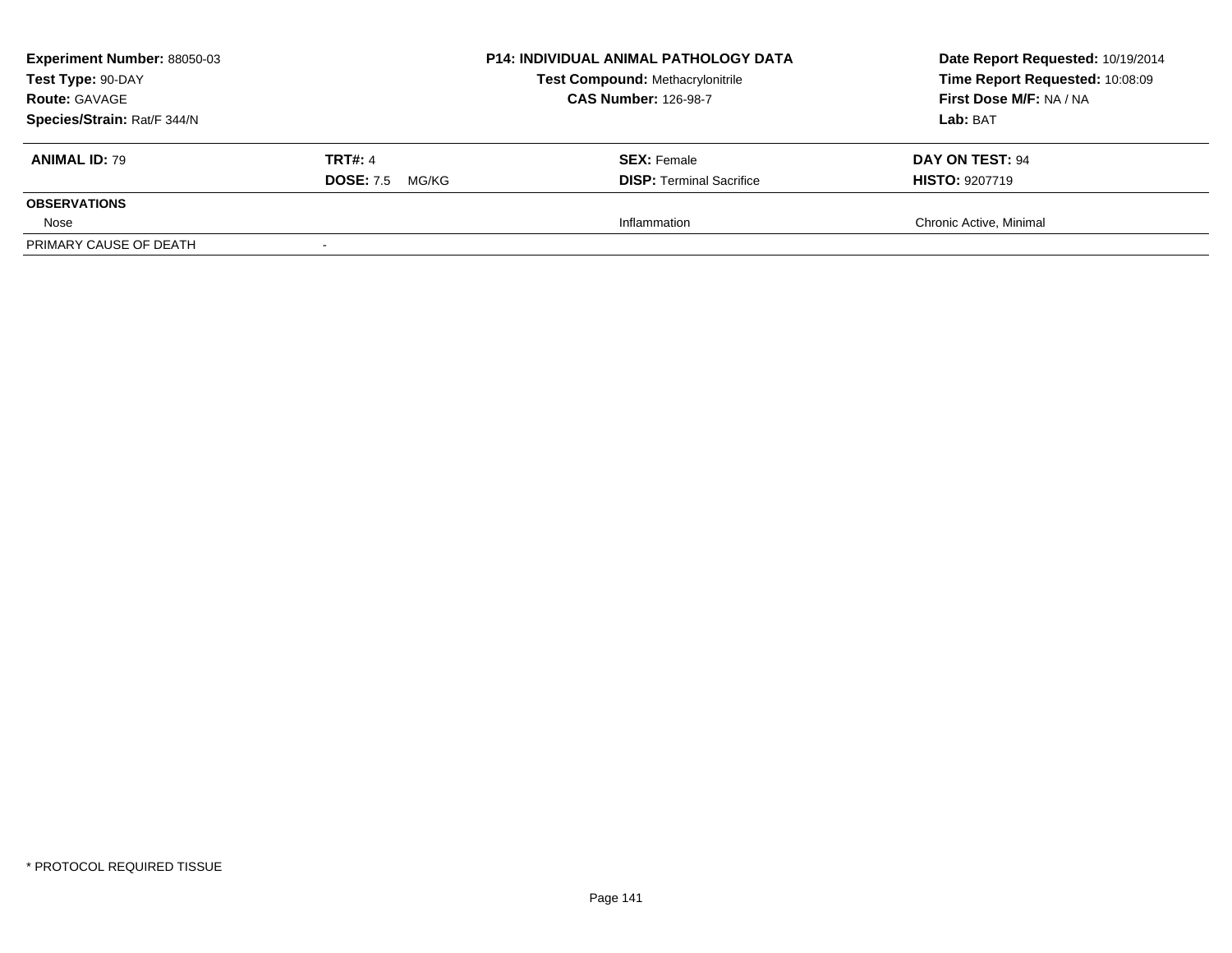| **Experiment Number:** 88050-03 | **P14: INDIVIDUAL ANIMAL PATHOLOGY DATA** | **Date Report Requested:** 10/19/2014 |
|---|---|---|
| **Test Type:** 90-DAY | **Test Compound:** Methacrylonitrile | **Time Report Requested:** 10:08:09 |
| **Route:** GAVAGE | **CAS Number:** 126-98-7 | **First Dose M/F:** NA / NA |
| **Species/Strain:** Rat/F 344/N | | **Lab:** BAT |

| **ANIMAL ID:** 79 | **TRT#:** 4 | **SEX:** Female | **DAY ON TEST:** 94 |
|---|---|---|---|
| | **DOSE:** 7.5 MG/KG | **DISP:** Terminal Sacrifice | **HISTO:** 9207719 |
| **OBSERVATIONS** | | | |
| Nose | | Inflammation | Chronic Active, Minimal |
| PRIMARY CAUSE OF DEATH | - | | |

* PROTOCOL REQUIRED TISSUE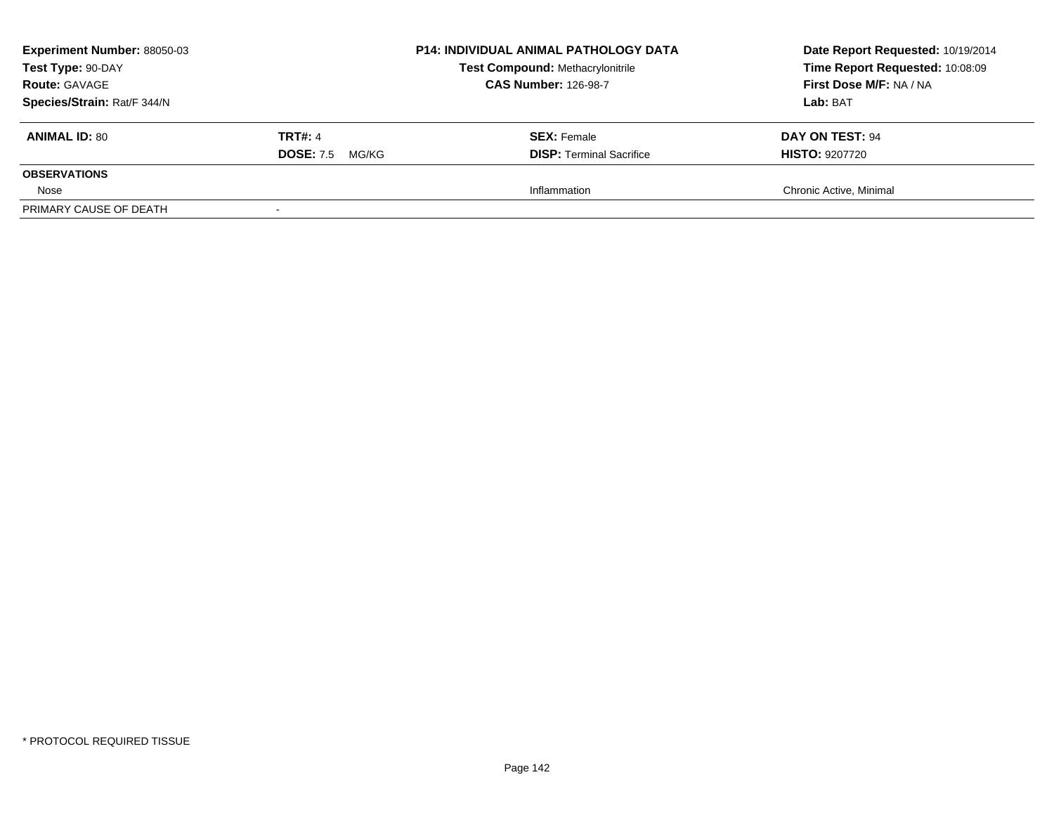**Experiment Number:** 88050-03
**Test Type:** 90-DAY
**Route:** GAVAGE
**Species/Strain:** Rat/F 344/N

**P14: INDIVIDUAL ANIMAL PATHOLOGY DATA**
**Test Compound:** Methacrylonitrile
**CAS Number:** 126-98-7

**Date Report Requested:** 10/19/2014
**Time Report Requested:** 10:08:09
**First Dose M/F:** NA / NA
**Lab:** BAT

| **ANIMAL ID:** 80 | **TRT#:** 4 | **SEX:** Female | **DAY ON TEST:** 94 |
|---|---|---|---|
| | **DOSE:** 7.5 MG/KG | **DISP:** Terminal Sacrifice | **HISTO:** 9207720 |
| **OBSERVATIONS** | | | |
| Nose | | Inflammation | Chronic Active, Minimal |
| PRIMARY CAUSE OF DEATH | - | | |

* PROTOCOL REQUIRED TISSUE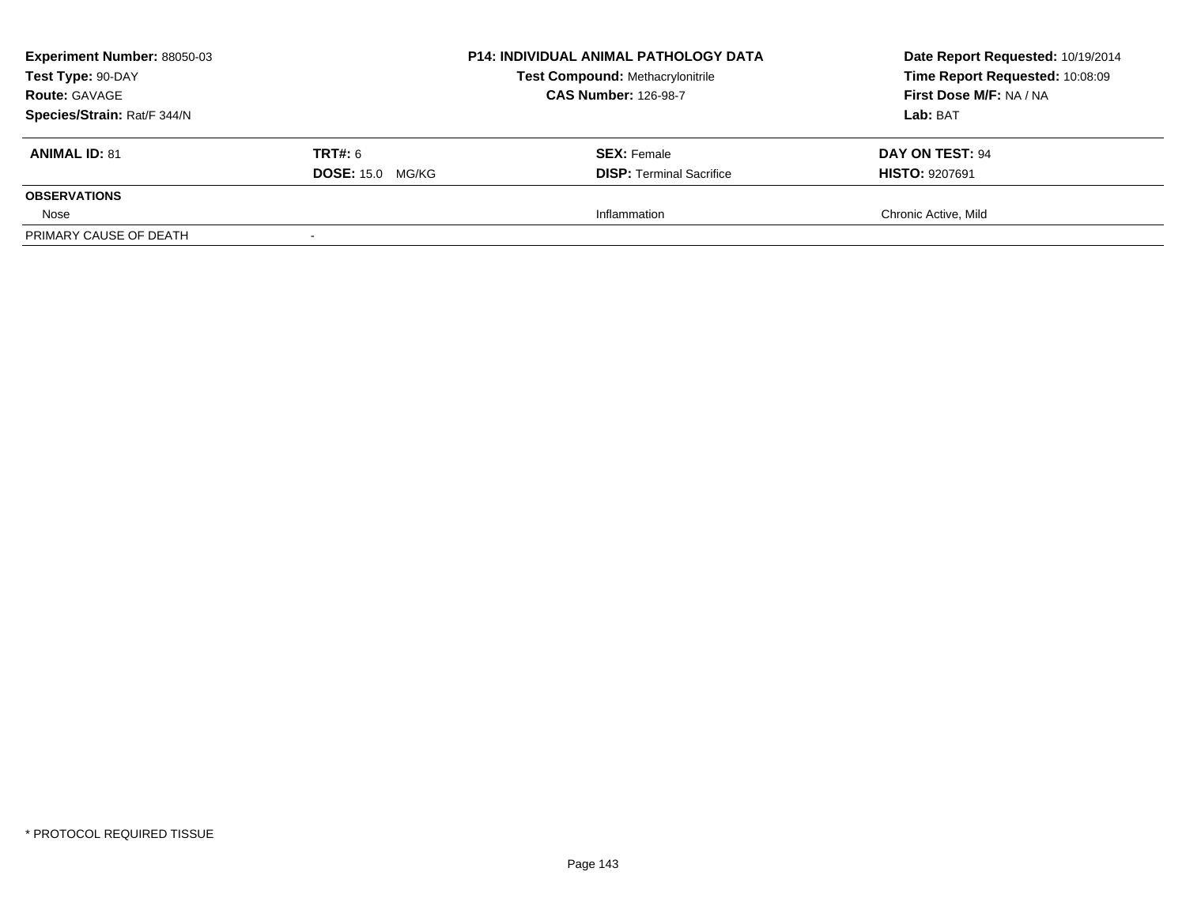**Experiment Number:** 88050-03
**Test Type:** 90-DAY
**Route:** GAVAGE
**Species/Strain:** Rat/F 344/N

**P14: INDIVIDUAL ANIMAL PATHOLOGY DATA**
**Test Compound:** Methacrylonitrile
**CAS Number:** 126-98-7

**Date Report Requested:** 10/19/2014
**Time Report Requested:** 10:08:09
**First Dose M/F:** NA / NA
**Lab:** BAT

| **ANIMAL ID:** 81 | **TRT#:** 6 | **SEX:** Female | **DAY ON TEST:** 94 |
|---|---|---|---|
| | **DOSE:** 15.0 MG/KG | **DISP:** Terminal Sacrifice | **HISTO:** 9207691 |
| **OBSERVATIONS** | | | |
| Nose | | Inflammation | Chronic Active, Mild |
| PRIMARY CAUSE OF DEATH | - | | |

* PROTOCOL REQUIRED TISSUE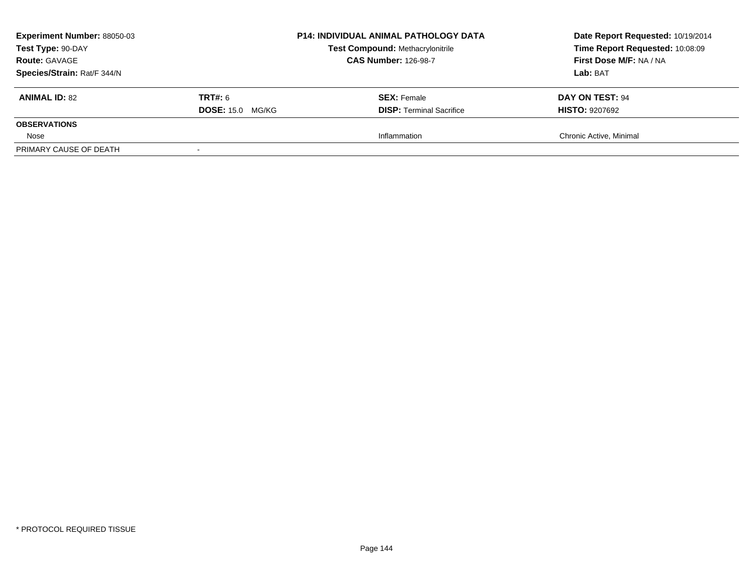| **Experiment Number:** 88050-03 | **P14: INDIVIDUAL ANIMAL PATHOLOGY DATA** | **Date Report Requested:** 10/19/2014 |
|---|---|---|
| **Test Type:** 90-DAY | **Test Compound:** Methacrylonitrile | **Time Report Requested:** 10:08:09 |
| **Route:** GAVAGE | **CAS Number:** 126-98-7 | **First Dose M/F:** NA / NA |
| **Species/Strain:** Rat/F 344/N | | **Lab:** BAT |

| **ANIMAL ID:** 82 | **TRT#:** 6 | **SEX:** Female | **DAY ON TEST:** 94 |
|---|---|---|---|
| | **DOSE:** 15.0 MG/KG | **DISP:** Terminal Sacrifice | **HISTO:** 9207692 |
| **OBSERVATIONS** | | | |
| Nose | | Inflammation | Chronic Active, Minimal |
| PRIMARY CAUSE OF DEATH | - | | |

* PROTOCOL REQUIRED TISSUE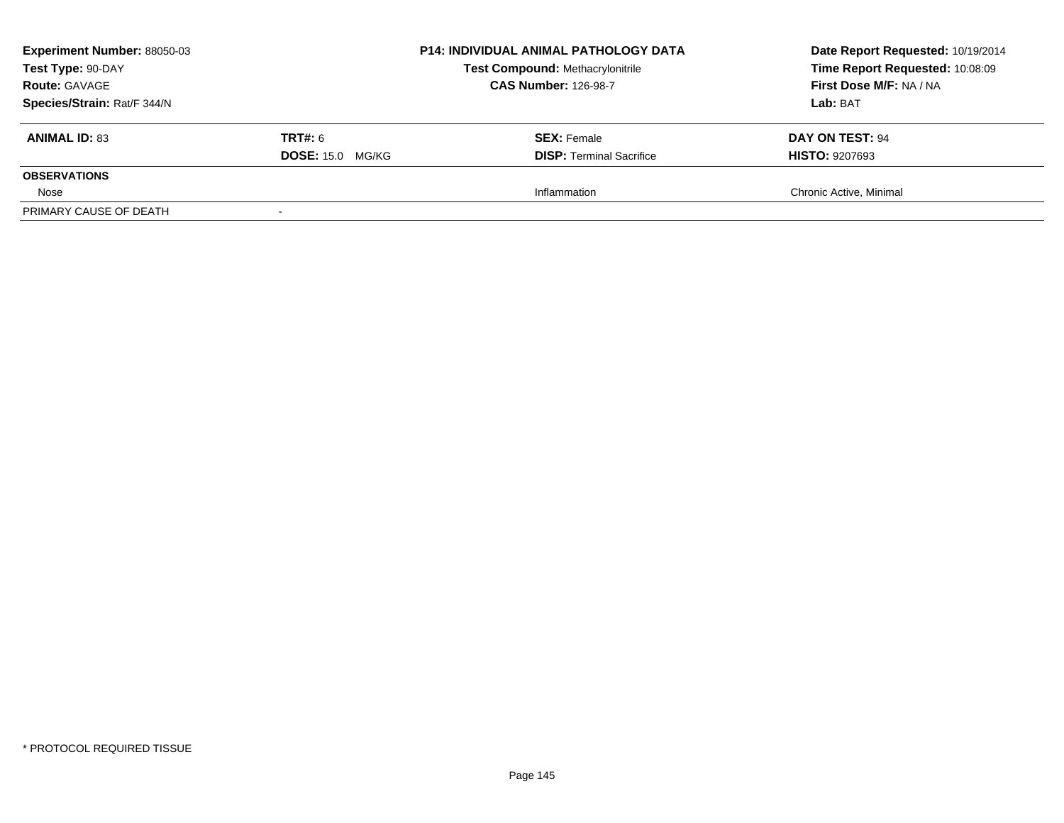| **Experiment Number:** 88050-03 | **P14: INDIVIDUAL ANIMAL PATHOLOGY DATA** | **Date Report Requested:** 10/19/2014 |
|---|---|---|
| **Test Type:** 90-DAY | **Test Compound:** Methacrylonitrile | **Time Report Requested:** 10:08:09 |
| **Route:** GAVAGE | **CAS Number:** 126-98-7 | **First Dose M/F:** NA / NA |
| **Species/Strain:** Rat/F 344/N | | **Lab:** BAT |

| **ANIMAL ID:** 83 | **TRT#:** 6 | **SEX:** Female | **DAY ON TEST:** 94 |
|---|---|---|---|
| | **DOSE:** 15.0 MG/KG | **DISP:** Terminal Sacrifice | **HISTO:** 9207693 |
| **OBSERVATIONS** | | | |
| Nose | | Inflammation | Chronic Active, Minimal |
| PRIMARY CAUSE OF DEATH | - | | |

* PROTOCOL REQUIRED TISSUE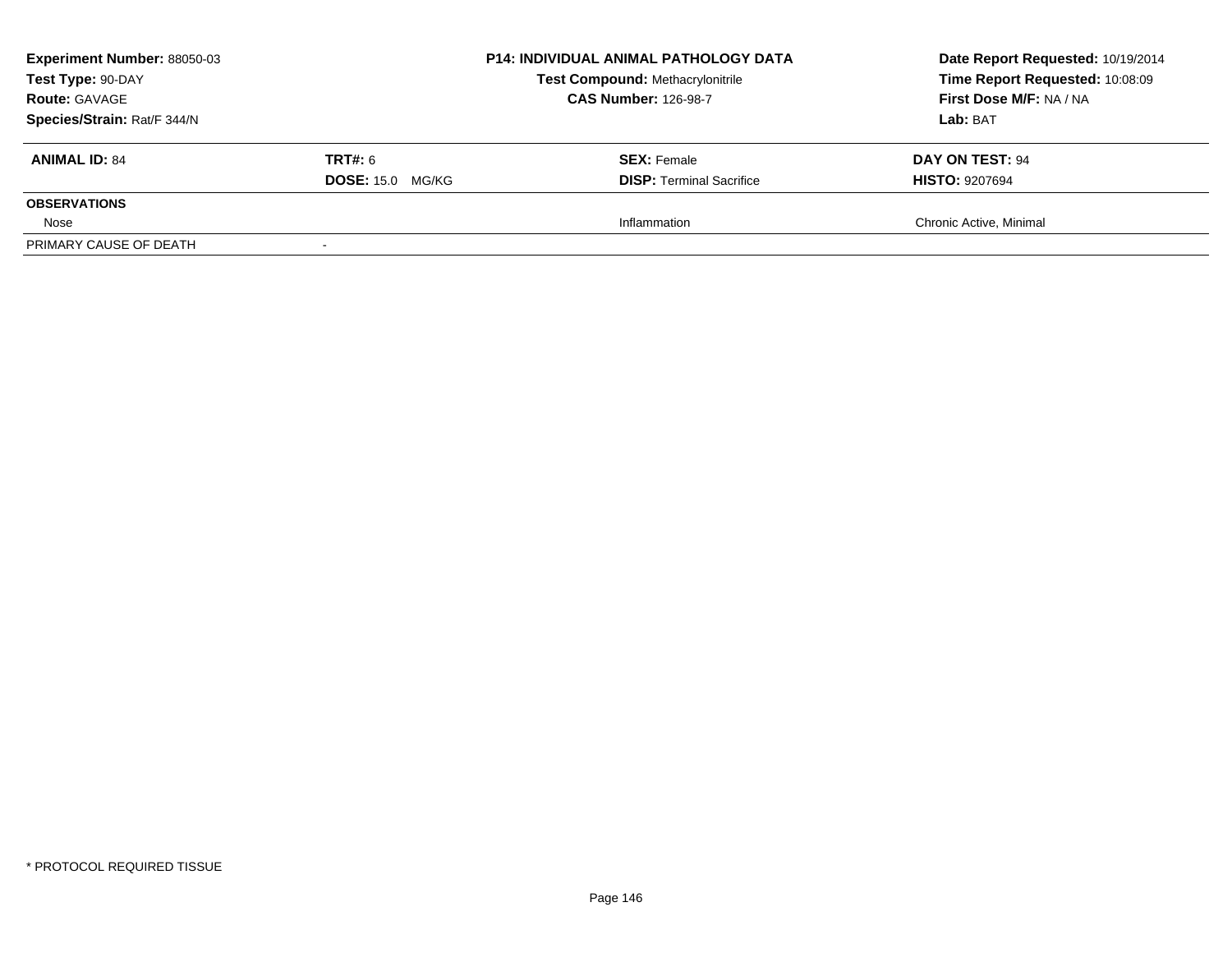**Experiment Number:** 88050-03
**Test Type:** 90-DAY
**Route:** GAVAGE
**Species/Strain:** Rat/F 344/N

**P14: INDIVIDUAL ANIMAL PATHOLOGY DATA**
**Test Compound:** Methacrylonitrile
**CAS Number:** 126-98-7

**Date Report Requested:** 10/19/2014
**Time Report Requested:** 10:08:09
**First Dose M/F:** NA / NA
**Lab:** BAT

| **ANIMAL ID:** 84 | **TRT#:** 6 | **SEX:** Female | **DAY ON TEST:** 94 |
|---|---|---|---|
| | **DOSE:** 15.0 MG/KG | **DISP:** Terminal Sacrifice | **HISTO:** 9207694 |
| **OBSERVATIONS** | | | |
| Nose | | Inflammation | Chronic Active, Minimal |
| PRIMARY CAUSE OF DEATH | - | | |

* PROTOCOL REQUIRED TISSUE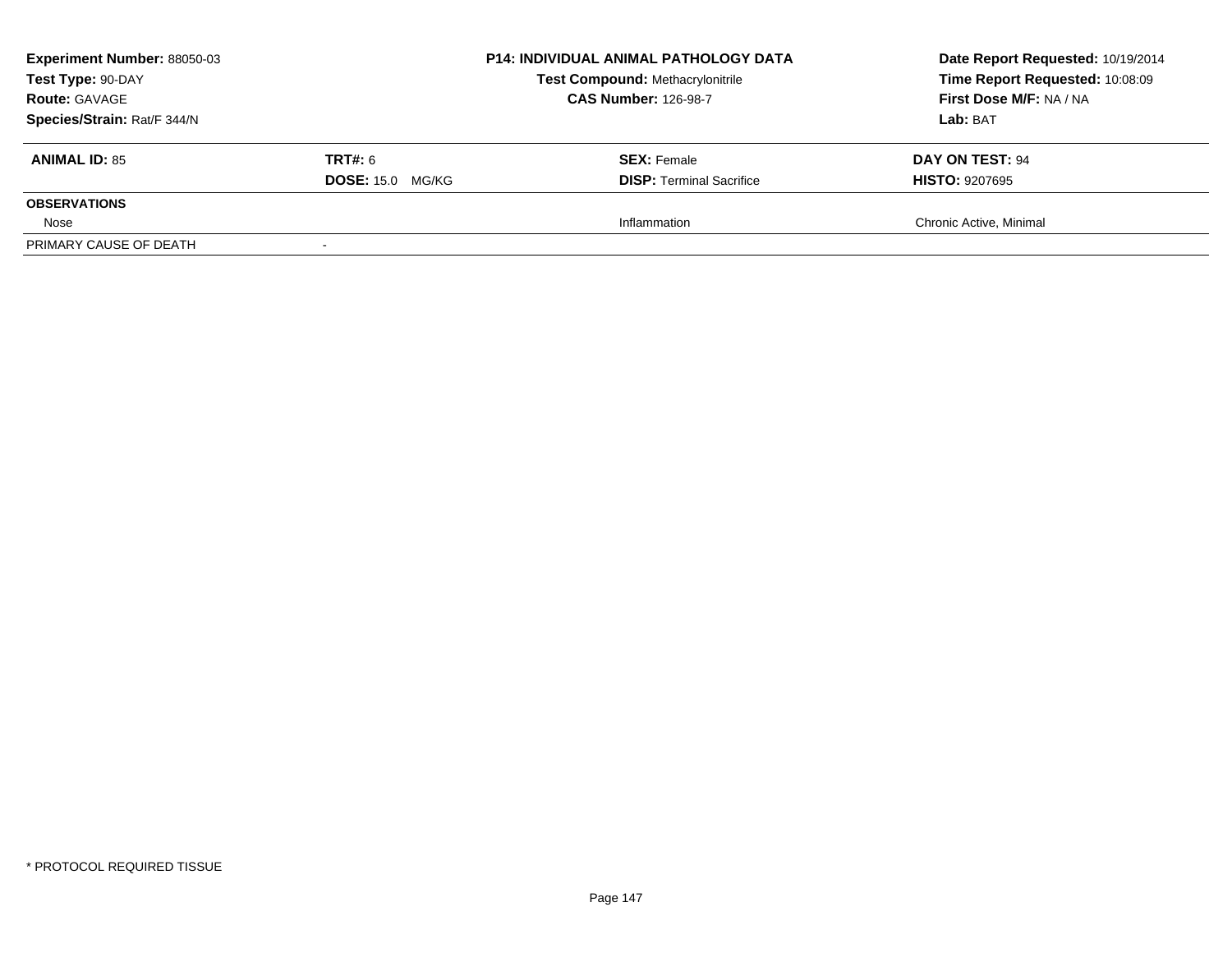**Experiment Number:** 88050-03
**Test Type:** 90-DAY
**Route:** GAVAGE
**Species/Strain:** Rat/F 344/N

**P14: INDIVIDUAL ANIMAL PATHOLOGY DATA**
**Test Compound:** Methacrylonitrile
**CAS Number:** 126-98-7

**Date Report Requested:** 10/19/2014
**Time Report Requested:** 10:08:09
**First Dose M/F:** NA / NA
**Lab:** BAT

| **ANIMAL ID:** 85 | **TRT#:** 6 | **SEX:** Female | **DAY ON TEST:** 94 |
|---|---|---|---|
| | **DOSE:** 15.0 MG/KG | **DISP:** Terminal Sacrifice | **HISTO:** 9207695 |
| **OBSERVATIONS** | | | |
| Nose | | Inflammation | Chronic Active, Minimal |
| PRIMARY CAUSE OF DEATH | - | | |

* PROTOCOL REQUIRED TISSUE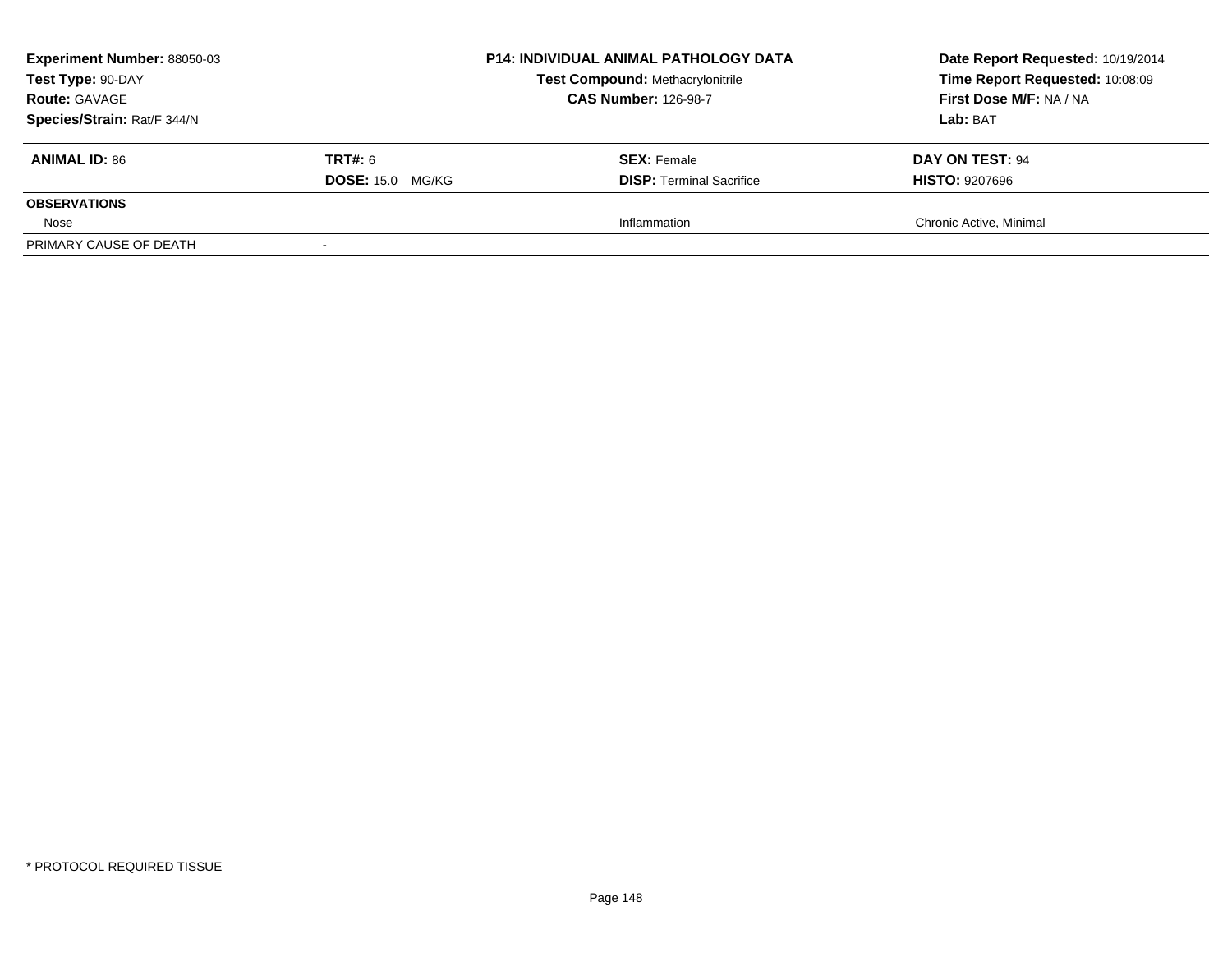**Experiment Number:** 88050-03
**Test Type:** 90-DAY
**Route:** GAVAGE
**Species/Strain:** Rat/F 344/N

**P14: INDIVIDUAL ANIMAL PATHOLOGY DATA**
**Test Compound:** Methacrylonitrile
**CAS Number:** 126-98-7

**Date Report Requested:** 10/19/2014
**Time Report Requested:** 10:08:09
**First Dose M/F:** NA / NA
**Lab:** BAT

| **ANIMAL ID:** 86 | **TRT#:** 6 | **SEX:** Female | **DAY ON TEST:** 94 |
|---|---|---|---|
| | **DOSE:** 15.0 MG/KG | **DISP:** Terminal Sacrifice | **HISTO:** 9207696 |
| **OBSERVATIONS** | | | |
| Nose | | Inflammation | Chronic Active, Minimal |
| PRIMARY CAUSE OF DEATH | - | | |

* PROTOCOL REQUIRED TISSUE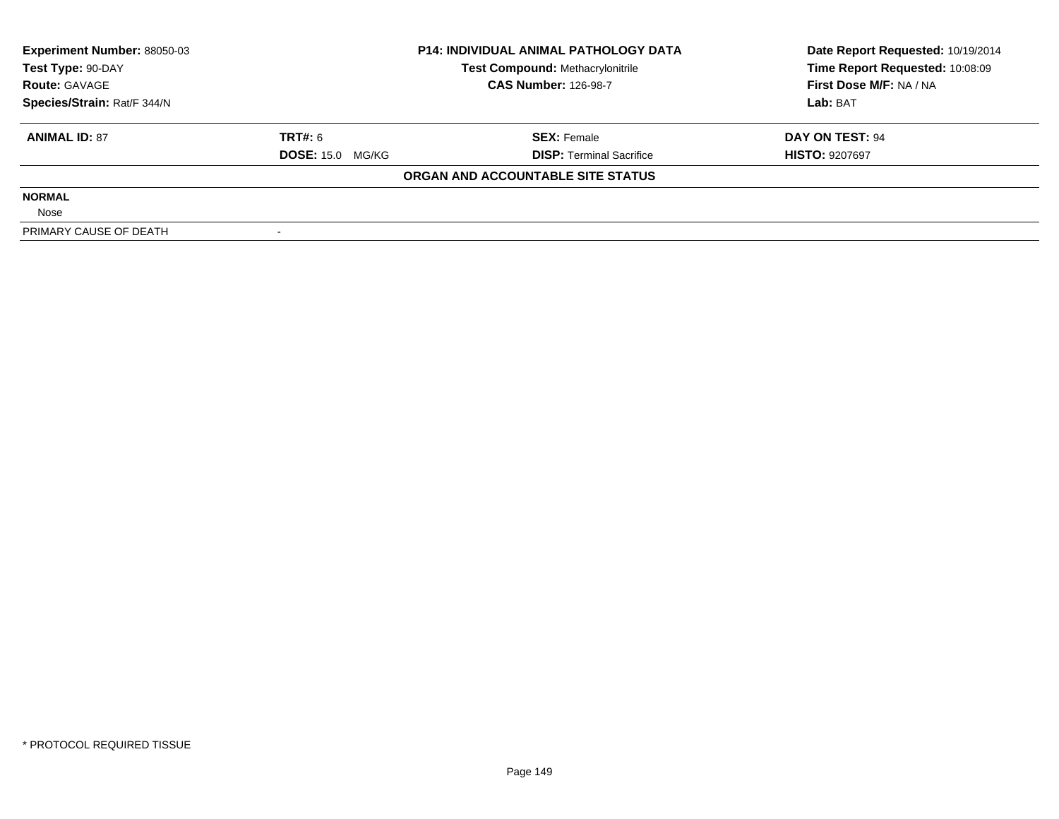| **Experiment Number:** 88050-03 | **P14: INDIVIDUAL ANIMAL PATHOLOGY DATA** | **Date Report Requested:** 10/19/2014 |
|---|---|---|
| **Test Type:** 90-DAY | **Test Compound:** Methacrylonitrile | **Time Report Requested:** 10:08:09 |
| **Route:** GAVAGE | **CAS Number:** 126-98-7 | **First Dose M/F:** NA / NA |
| **Species/Strain:** Rat/F 344/N | | **Lab:** BAT |

| **ANIMAL ID:** 87 | **TRT#:** 6 | **SEX:** Female | **DAY ON TEST:** 94 |
|---|---|---|---|
| | **DOSE:** 15.0 MG/KG | **DISP:** Terminal Sacrifice | **HISTO:** 9207697 |

**ORGAN AND ACCOUNTABLE SITE STATUS**

**NORMAL**

Nose

| PRIMARY CAUSE OF DEATH | - |
|---|---|

\* PROTOCOL REQUIRED TISSUE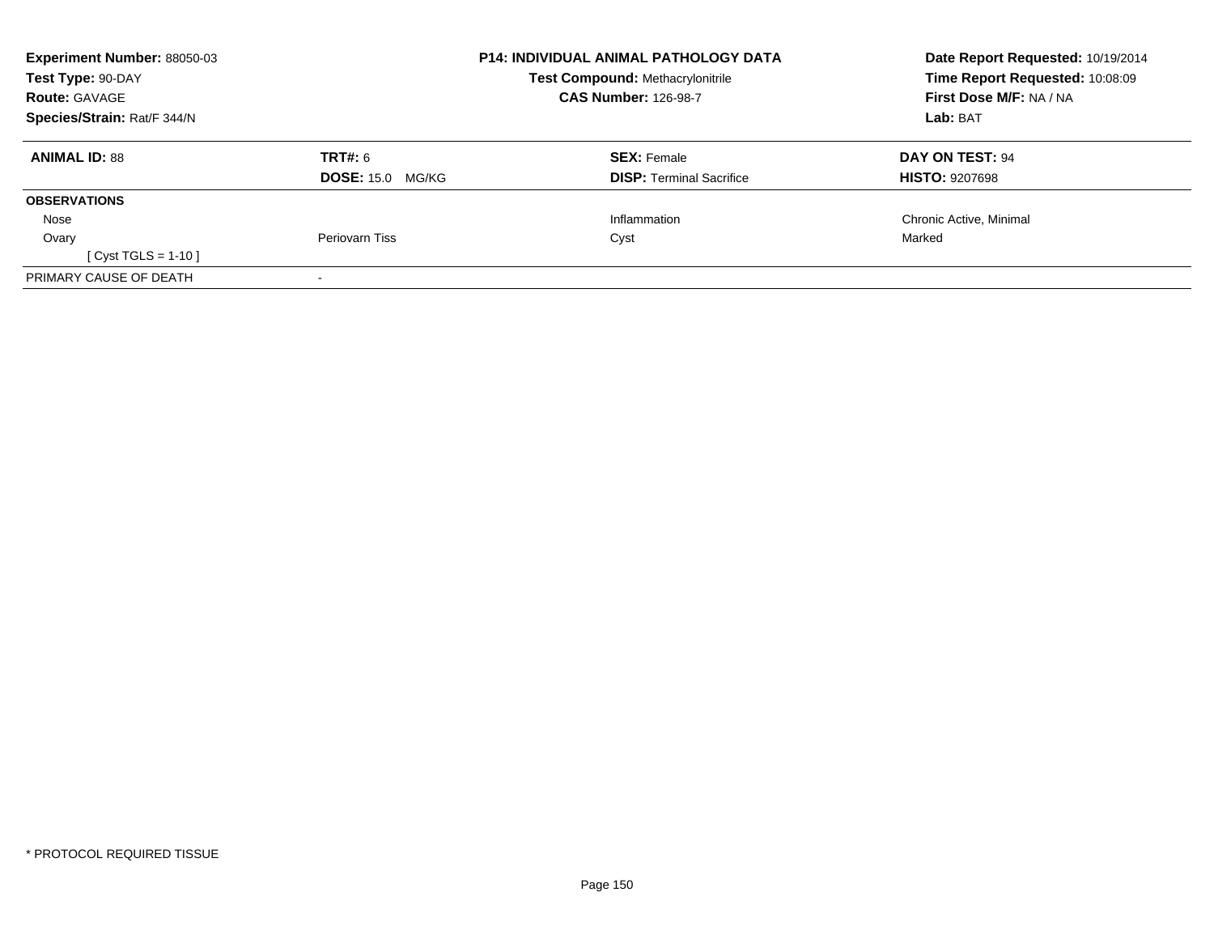**Experiment Number:** 88050-03
**Test Type:** 90-DAY
**Route:** GAVAGE
**Species/Strain:** Rat/F 344/N

**P14: INDIVIDUAL ANIMAL PATHOLOGY DATA**
**Test Compound:** Methacrylonitrile
**CAS Number:** 126-98-7

**Date Report Requested:** 10/19/2014
**Time Report Requested:** 10:08:09
**First Dose M/F:** NA / NA
**Lab:** BAT

| **ANIMAL ID:** 88 | **TRT#:** 6 | **SEX:** Female | **DAY ON TEST:** 94 |
|---|---|---|---|
| | **DOSE:** 15.0 MG/KG | **DISP:** Terminal Sacrifice | **HISTO:** 9207698 |
| **OBSERVATIONS** | | | |
| Nose | | Inflammation | Chronic Active, Minimal |
| Ovary | Periovarn Tiss | Cyst | Marked |
| [ Cyst TGLS = 1-10 ] | | | |
| PRIMARY CAUSE OF DEATH | - | | |

* PROTOCOL REQUIRED TISSUE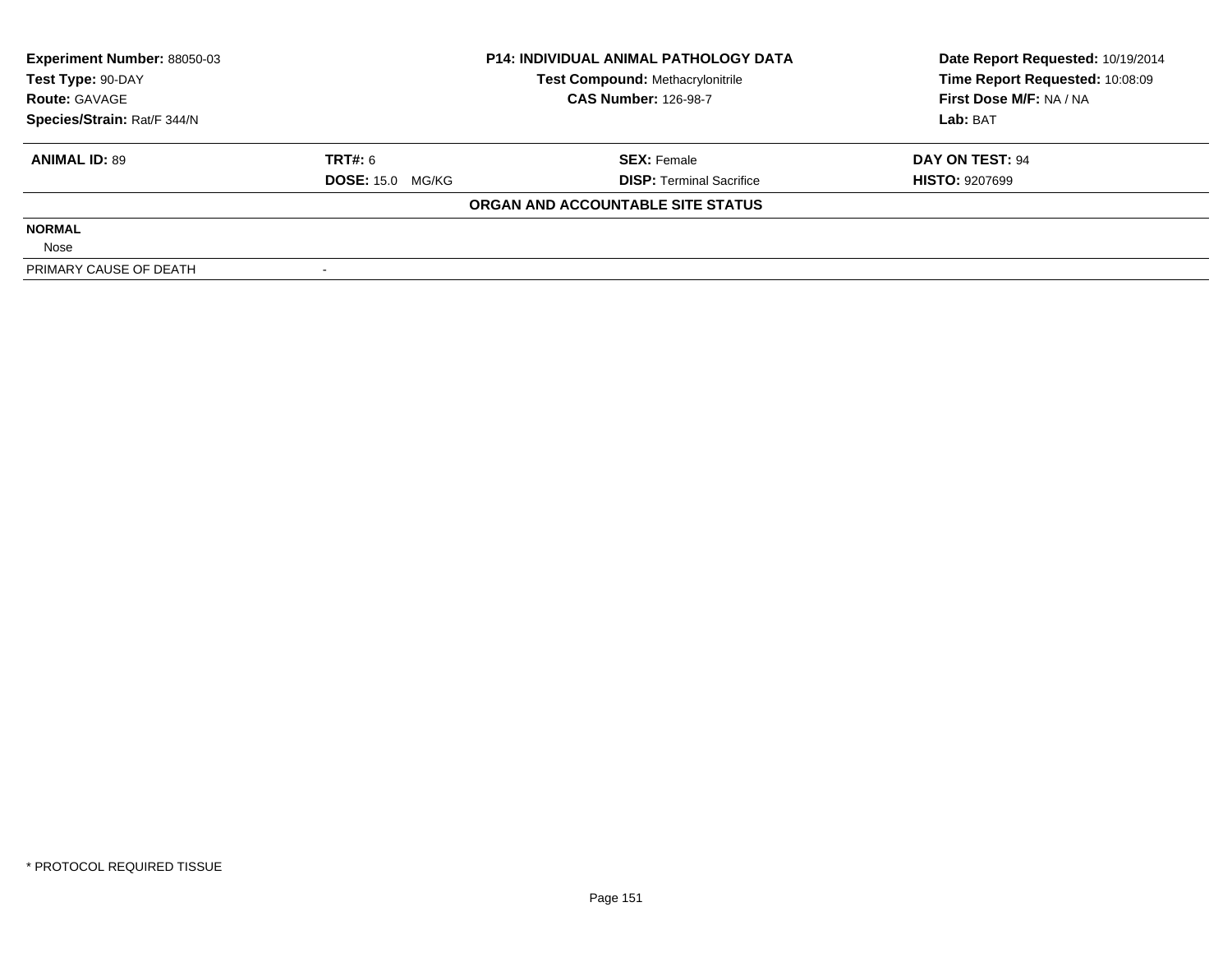**Experiment Number:** 88050-03
**Test Type:** 90-DAY
**Route:** GAVAGE
**Species/Strain:** Rat/F 344/N

**P14: INDIVIDUAL ANIMAL PATHOLOGY DATA**
**Test Compound:** Methacrylonitrile
**CAS Number:** 126-98-7

**Date Report Requested:** 10/19/2014
**Time Report Requested:** 10:08:09
**First Dose M/F:** NA / NA
**Lab:** BAT

| **ANIMAL ID:** 89 | **TRT#:** 6 | **SEX:** Female | **DAY ON TEST:** 94 |
|---|---|---|---|
| | **DOSE:** 15.0 MG/KG | **DISP:** Terminal Sacrifice | **HISTO:** 9207699 |

**ORGAN AND ACCOUNTABLE SITE STATUS**

| | |
|---|---|
| **NORMAL** | |
| Nose | |
| PRIMARY CAUSE OF DEATH | - |

* PROTOCOL REQUIRED TISSUE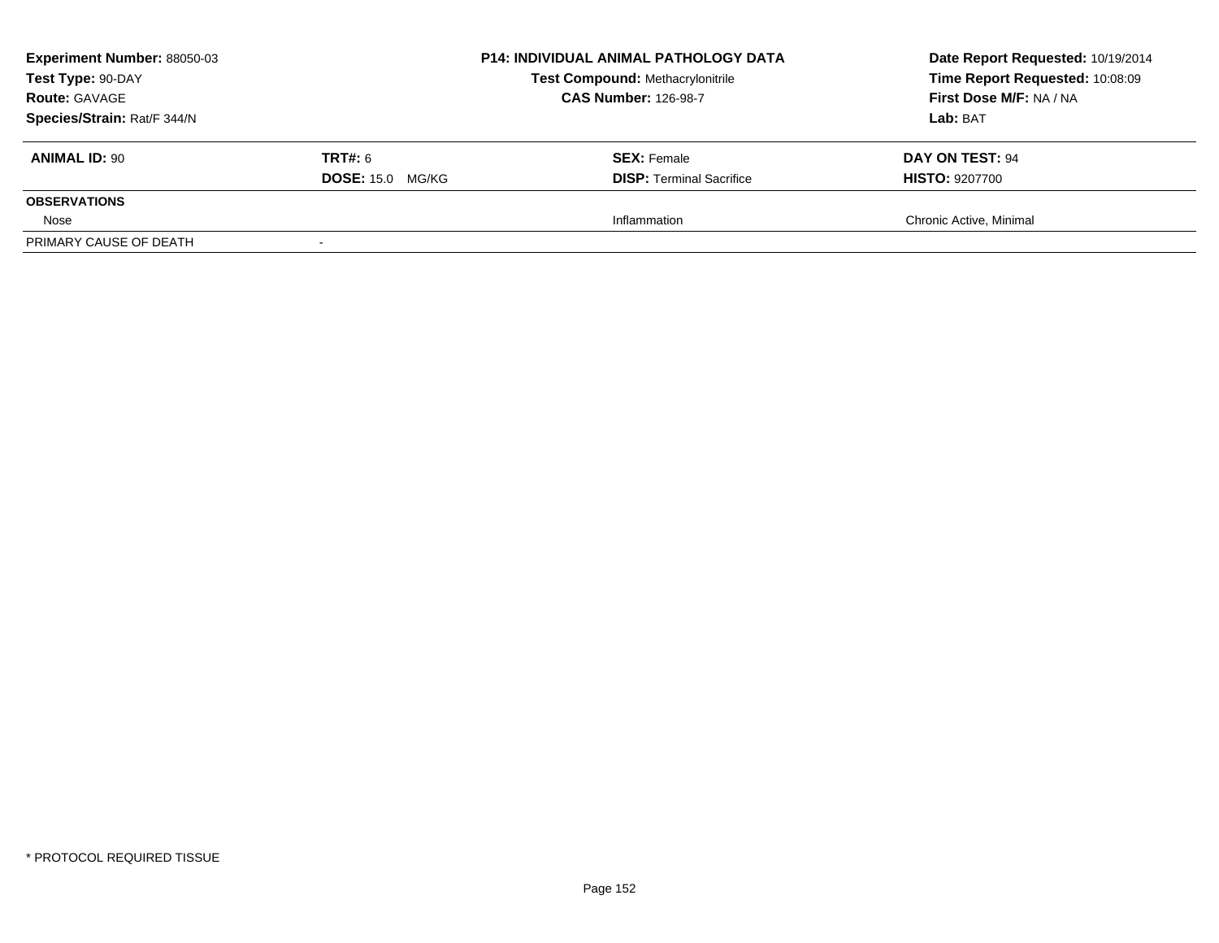| Experiment Number: 88050-03 | P14: INDIVIDUAL ANIMAL PATHOLOGY DATA | Date Report Requested: 10/19/2014 |
|---|---|---|
| Test Type: 90-DAY | Test Compound: Methacrylonitrile | Time Report Requested: 10:08:09 |
| Route: GAVAGE | CAS Number: 126-98-7 | First Dose M/F: NA / NA |
| Species/Strain: Rat/F 344/N | | Lab: BAT |

| ANIMAL ID: 90 | TRT#: 6 | SEX: Female | DAY ON TEST: 94 |
|---|---|---|---|
| | DOSE: 15.0 MG/KG | DISP: Terminal Sacrifice | HISTO: 9207700 |
| **OBSERVATIONS** | | | |
| Nose | | Inflammation | Chronic Active, Minimal |
| PRIMARY CAUSE OF DEATH | - | | |

* PROTOCOL REQUIRED TISSUE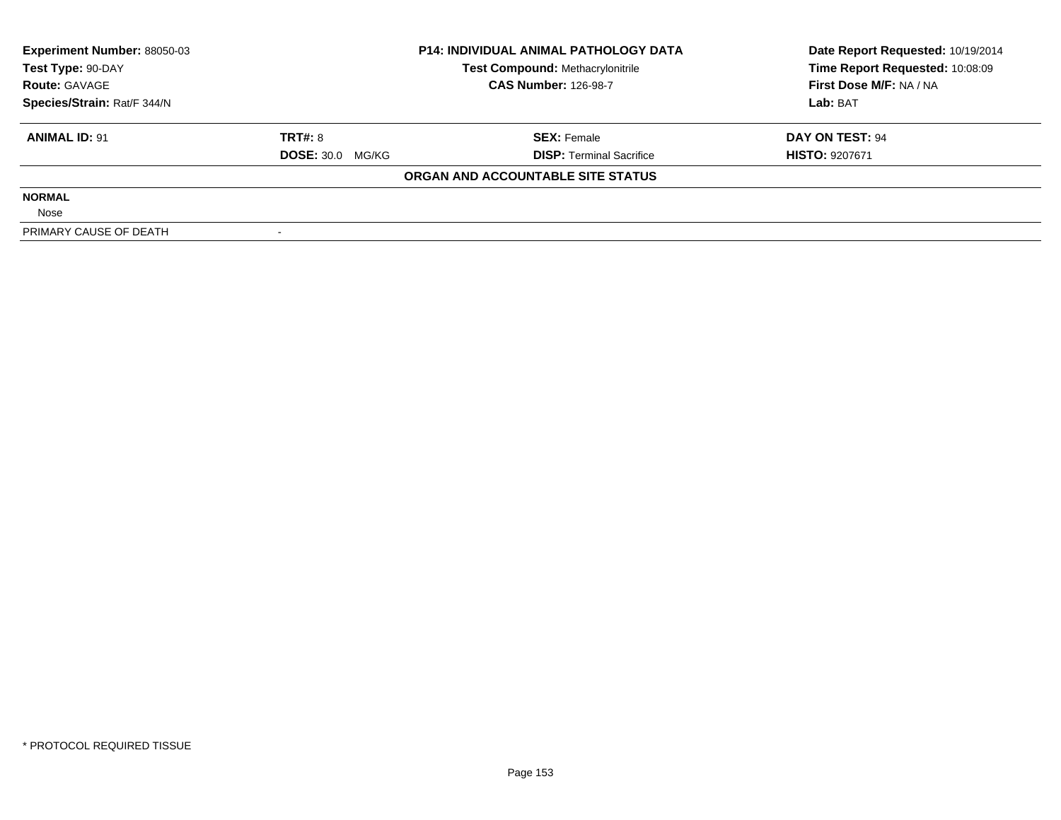| Experiment Number: 88050-03 | P14: INDIVIDUAL ANIMAL PATHOLOGY DATA | Date Report Requested: 10/19/2014 |
|---|---|---|
| Test Type: 90-DAY | Test Compound: Methacrylonitrile | Time Report Requested: 10:08:09 |
| Route: GAVAGE | CAS Number: 126-98-7 | First Dose M/F: NA / NA |
| Species/Strain: Rat/F 344/N | | Lab: BAT |

| ANIMAL ID: 91 | TRT#: 8 | SEX: Female | DAY ON TEST: 94 |
|---|---|---|---|
| | DOSE: 30.0 MG/KG | DISP: Terminal Sacrifice | HISTO: 9207671 |

**ORGAN AND ACCOUNTABLE SITE STATUS**

| | |
|---|---|
| **NORMAL** | |
| Nose | |
| PRIMARY CAUSE OF DEATH | - |

* PROTOCOL REQUIRED TISSUE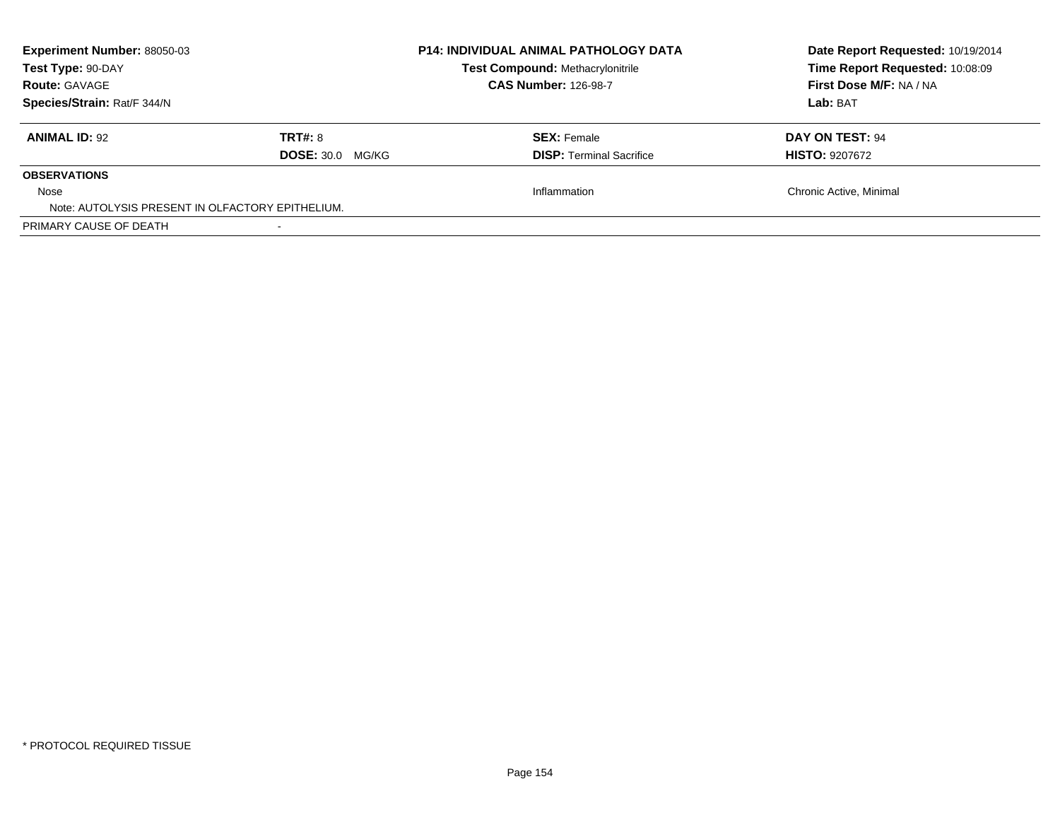**Experiment Number:** 88050-03
**Test Type:** 90-DAY
**Route:** GAVAGE
**Species/Strain:** Rat/F 344/N

**P14: INDIVIDUAL ANIMAL PATHOLOGY DATA**
**Test Compound:** Methacrylonitrile
**CAS Number:** 126-98-7

**Date Report Requested:** 10/19/2014
**Time Report Requested:** 10:08:09
**First Dose M/F:** NA / NA
**Lab:** BAT

| **ANIMAL ID:** 92 | **TRT#:** 8 | **SEX:** Female | **DAY ON TEST:** 94 |
|---|---|---|---|
| | **DOSE:** 30.0 MG/KG | **DISP:** Terminal Sacrifice | **HISTO:** 9207672 |
| **OBSERVATIONS** | | | |
| Nose | | Inflammation | Chronic Active, Minimal |
| Note: AUTOLYSIS PRESENT IN OLFACTORY EPITHELIUM. | | | |
| PRIMARY CAUSE OF DEATH | - | | |

\* PROTOCOL REQUIRED TISSUE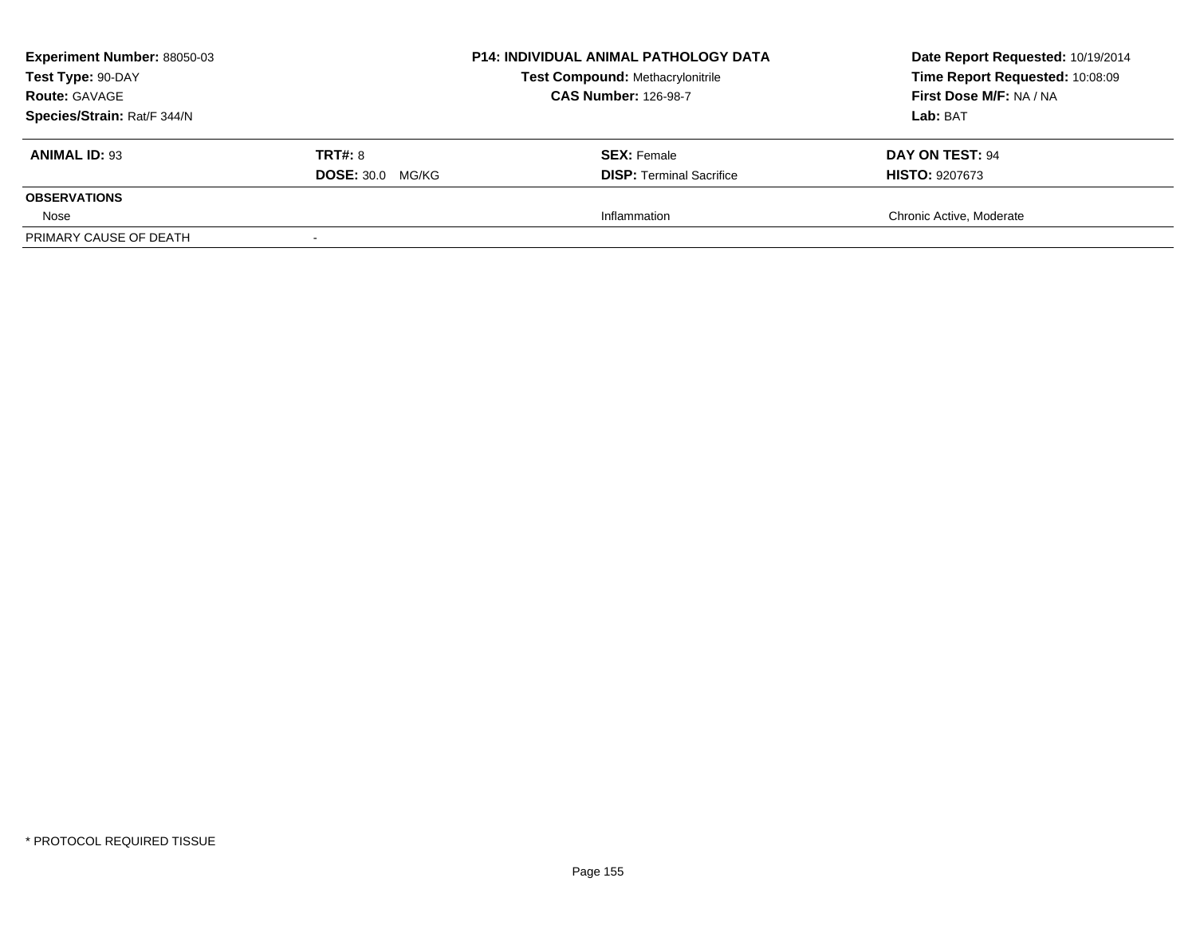**Experiment Number:** 88050-03
**Test Type:** 90-DAY
**Route:** GAVAGE
**Species/Strain:** Rat/F 344/N

**P14: INDIVIDUAL ANIMAL PATHOLOGY DATA**
**Test Compound:** Methacrylonitrile
**CAS Number:** 126-98-7

**Date Report Requested:** 10/19/2014
**Time Report Requested:** 10:08:09
**First Dose M/F:** NA / NA
**Lab:** BAT

| **ANIMAL ID:** 93 | **TRT#:** 8 | **SEX:** Female | **DAY ON TEST:** 94 |
|---|---|---|---|
| | **DOSE:** 30.0 MG/KG | **DISP:** Terminal Sacrifice | **HISTO:** 9207673 |
| **OBSERVATIONS** | | | |
| Nose | | Inflammation | Chronic Active, Moderate |
| PRIMARY CAUSE OF DEATH | - | | |

* PROTOCOL REQUIRED TISSUE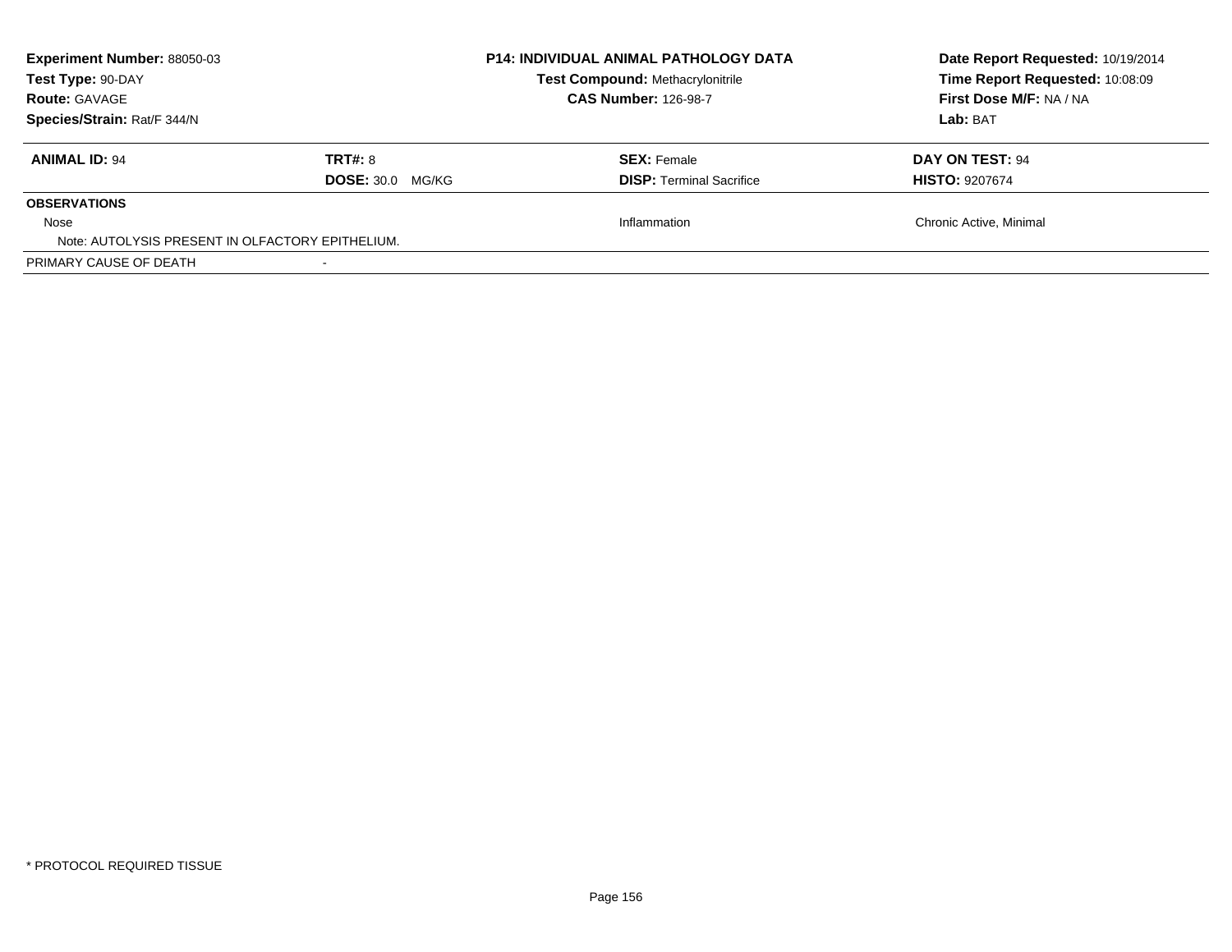**Experiment Number:** 88050-03
**Test Type:** 90-DAY
**Route:** GAVAGE
**Species/Strain:** Rat/F 344/N

**P14: INDIVIDUAL ANIMAL PATHOLOGY DATA**
**Test Compound:** Methacrylonitrile
**CAS Number:** 126-98-7

**Date Report Requested:** 10/19/2014
**Time Report Requested:** 10:08:09
**First Dose M/F:** NA / NA
**Lab:** BAT

| **ANIMAL ID:** 94 | **TRT#:** 8 | **SEX:** Female | **DAY ON TEST:** 94 |
|---|---|---|---|
| | **DOSE:** 30.0 MG/KG | **DISP:** Terminal Sacrifice | **HISTO:** 9207674 |
| **OBSERVATIONS** | | | |
| Nose | | Inflammation | Chronic Active, Minimal |
| Note: AUTOLYSIS PRESENT IN OLFACTORY EPITHELIUM. | | | |
| PRIMARY CAUSE OF DEATH | - | | |

* PROTOCOL REQUIRED TISSUE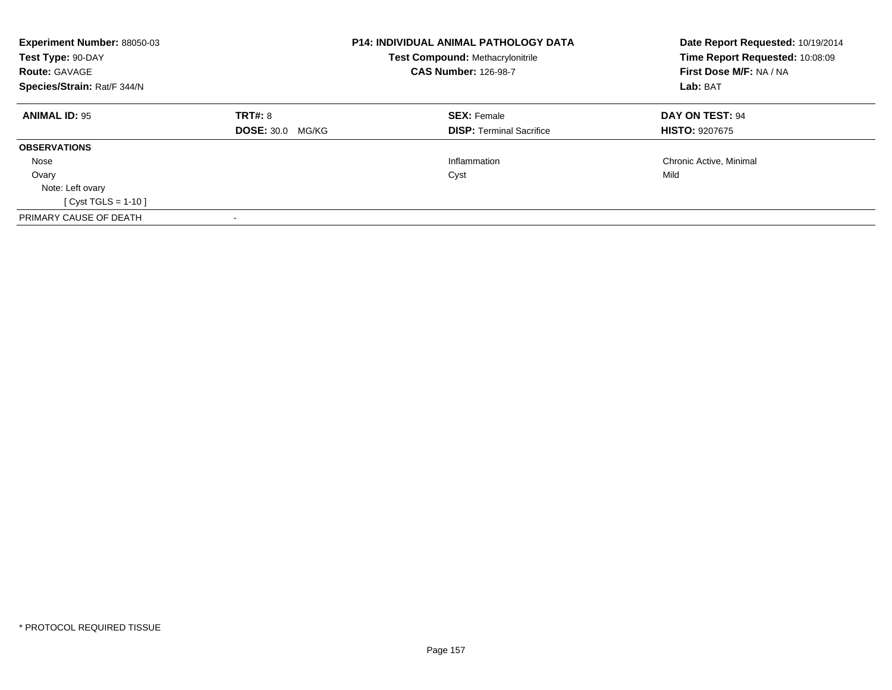**Experiment Number:** 88050-03
**Test Type:** 90-DAY
**Route:** GAVAGE
**Species/Strain:** Rat/F 344/N

**P14: INDIVIDUAL ANIMAL PATHOLOGY DATA**
**Test Compound:** Methacrylonitrile
**CAS Number:** 126-98-7

**Date Report Requested:** 10/19/2014
**Time Report Requested:** 10:08:09
**First Dose M/F:** NA / NA
**Lab:** BAT

| **ANIMAL ID:** 95 | **TRT#:** 8 | **SEX:** Female | **DAY ON TEST:** 94 |
|---|---|---|---|
| | **DOSE:** 30.0 MG/KG | **DISP:** Terminal Sacrifice | **HISTO:** 9207675 |
| **OBSERVATIONS** | | | |
| Nose | | Inflammation | Chronic Active, Minimal |
| Ovary | | Cyst | Mild |
| Note: Left ovary | | | |
| [ Cyst TGLS = 1-10 ] | | | |
| PRIMARY CAUSE OF DEATH | - | | |

* PROTOCOL REQUIRED TISSUE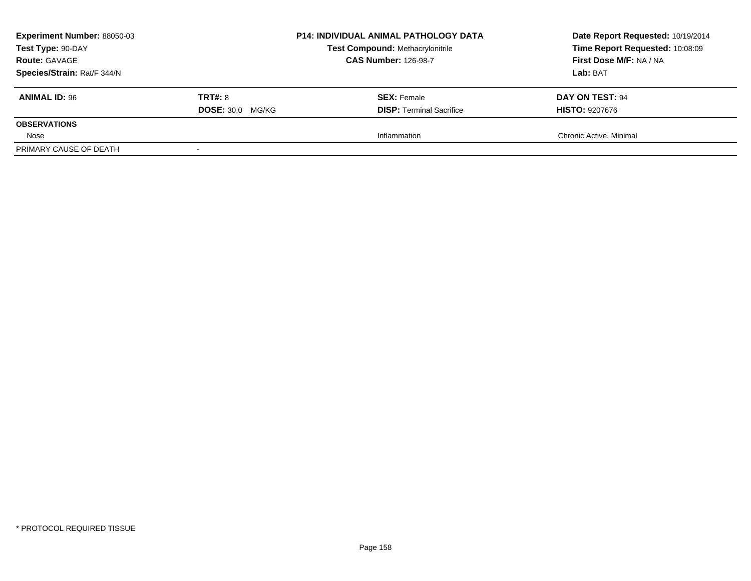**Experiment Number:** 88050-03
**Test Type:** 90-DAY
**Route:** GAVAGE
**Species/Strain:** Rat/F 344/N

**P14: INDIVIDUAL ANIMAL PATHOLOGY DATA**
**Test Compound:** Methacrylonitrile
**CAS Number:** 126-98-7

**Date Report Requested:** 10/19/2014
**Time Report Requested:** 10:08:09
**First Dose M/F:** NA / NA
**Lab:** BAT

| **ANIMAL ID:** 96 | **TRT#:** 8 | **SEX:** Female | **DAY ON TEST:** 94 |
|---|---|---|---|
| | **DOSE:** 30.0 MG/KG | **DISP:** Terminal Sacrifice | **HISTO:** 9207676 |
| **OBSERVATIONS** | | | |
| Nose | | Inflammation | Chronic Active, Minimal |
| PRIMARY CAUSE OF DEATH | - | | |

* PROTOCOL REQUIRED TISSUE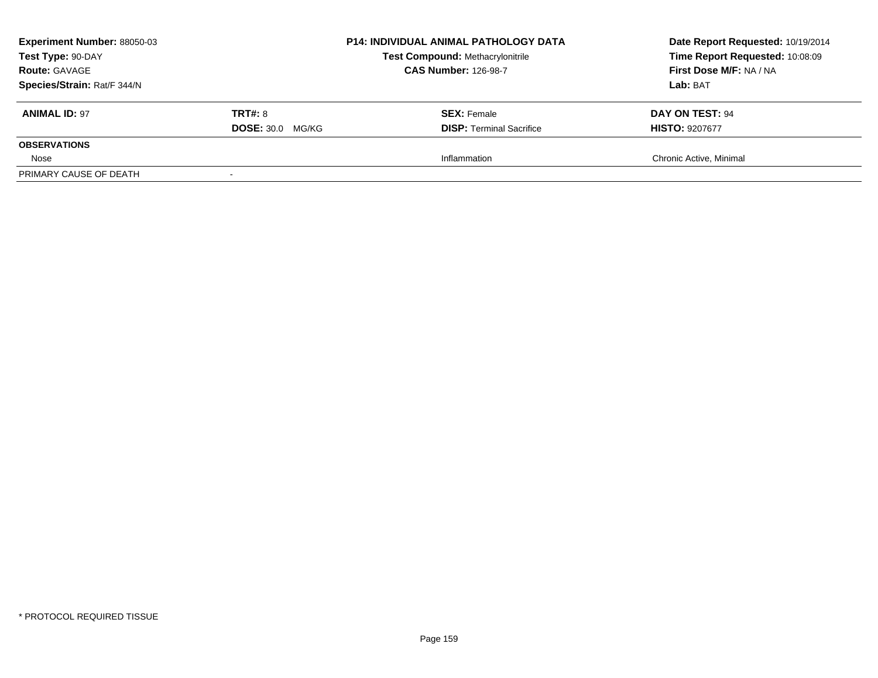**Experiment Number:** 88050-03
**Test Type:** 90-DAY
**Route:** GAVAGE
**Species/Strain:** Rat/F 344/N

**P14: INDIVIDUAL ANIMAL PATHOLOGY DATA**
**Test Compound:** Methacrylonitrile
**CAS Number:** 126-98-7

**Date Report Requested:** 10/19/2014
**Time Report Requested:** 10:08:09
**First Dose M/F:** NA / NA
**Lab:** BAT

| **ANIMAL ID:** 97 | **TRT#:** 8 | **SEX:** Female | **DAY ON TEST:** 94 |
|---|---|---|---|
| | **DOSE:** 30.0 MG/KG | **DISP:** Terminal Sacrifice | **HISTO:** 9207677 |
| **OBSERVATIONS** | | | |
| Nose | | Inflammation | Chronic Active, Minimal |
| PRIMARY CAUSE OF DEATH | - | | |

* PROTOCOL REQUIRED TISSUE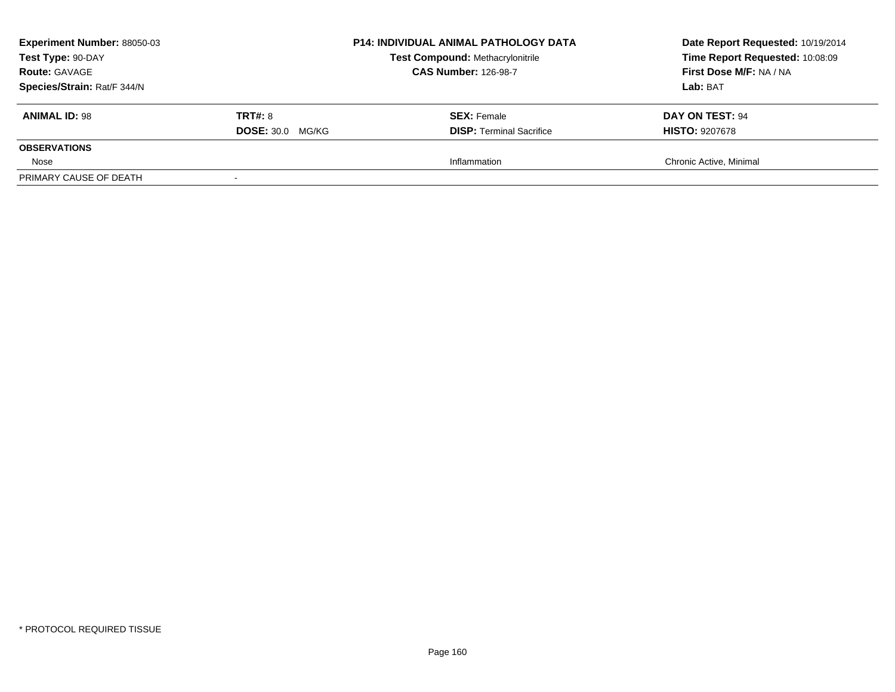**Experiment Number:** 88050-03
**Test Type:** 90-DAY
**Route:** GAVAGE
**Species/Strain:** Rat/F 344/N

**P14: INDIVIDUAL ANIMAL PATHOLOGY DATA**
**Test Compound:** Methacrylonitrile
**CAS Number:** 126-98-7

**Date Report Requested:** 10/19/2014
**Time Report Requested:** 10:08:09
**First Dose M/F:** NA / NA
**Lab:** BAT

| **ANIMAL ID:** 98 | **TRT#:** 8 | **SEX:** Female | **DAY ON TEST:** 94 |
|---|---|---|---|
| | **DOSE:** 30.0 MG/KG | **DISP:** Terminal Sacrifice | **HISTO:** 9207678 |
| **OBSERVATIONS** | | | |
| Nose | | Inflammation | Chronic Active, Minimal |
| PRIMARY CAUSE OF DEATH | - | | |

* PROTOCOL REQUIRED TISSUE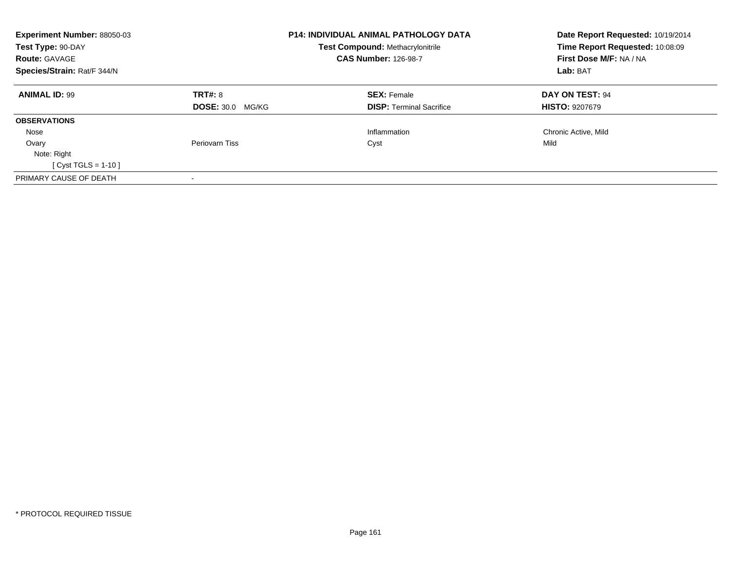**Experiment Number:** 88050-03
**Test Type:** 90-DAY
**Route:** GAVAGE
**Species/Strain:** Rat/F 344/N

**P14: INDIVIDUAL ANIMAL PATHOLOGY DATA**
**Test Compound:** Methacrylonitrile
**CAS Number:** 126-98-7

**Date Report Requested:** 10/19/2014
**Time Report Requested:** 10:08:09
**First Dose M/F:** NA / NA
**Lab:** BAT

| **ANIMAL ID:** 99 | **TRT#:** 8 | **SEX:** Female | **DAY ON TEST:** 94 |
|---|---|---|---|
| | **DOSE:** 30.0 MG/KG | **DISP:** Terminal Sacrifice | **HISTO:** 9207679 |
| **OBSERVATIONS** | | | |
| Nose | | Inflammation | Chronic Active, Mild |
| Ovary | Periovarn Tiss | Cyst | Mild |
| Note: Right | | | |
| [ Cyst TGLS = 1-10 ] | | | |
| PRIMARY CAUSE OF DEATH | - | | |

* PROTOCOL REQUIRED TISSUE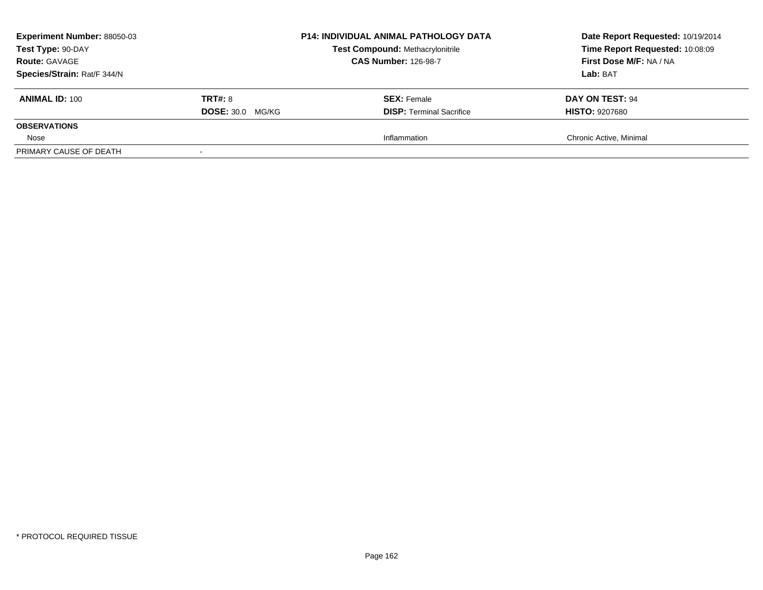| **Experiment Number:** 88050-03 | **P14: INDIVIDUAL ANIMAL PATHOLOGY DATA** | **Date Report Requested:** 10/19/2014 |
|---|---|---|
| **Test Type:** 90-DAY | **Test Compound:** Methacrylonitrile | **Time Report Requested:** 10:08:09 |
| **Route:** GAVAGE | **CAS Number:** 126-98-7 | **First Dose M/F:** NA / NA |
| **Species/Strain:** Rat/F 344/N | | **Lab:** BAT |

| **ANIMAL ID:** 100 | **TRT#:** 8 | **SEX:** Female | **DAY ON TEST:** 94 |
|---|---|---|---|
| | **DOSE:** 30.0 MG/KG | **DISP:** Terminal Sacrifice | **HISTO:** 9207680 |
| **OBSERVATIONS** | | | |
| Nose | | Inflammation | Chronic Active, Minimal |
| PRIMARY CAUSE OF DEATH | - | | |

* PROTOCOL REQUIRED TISSUE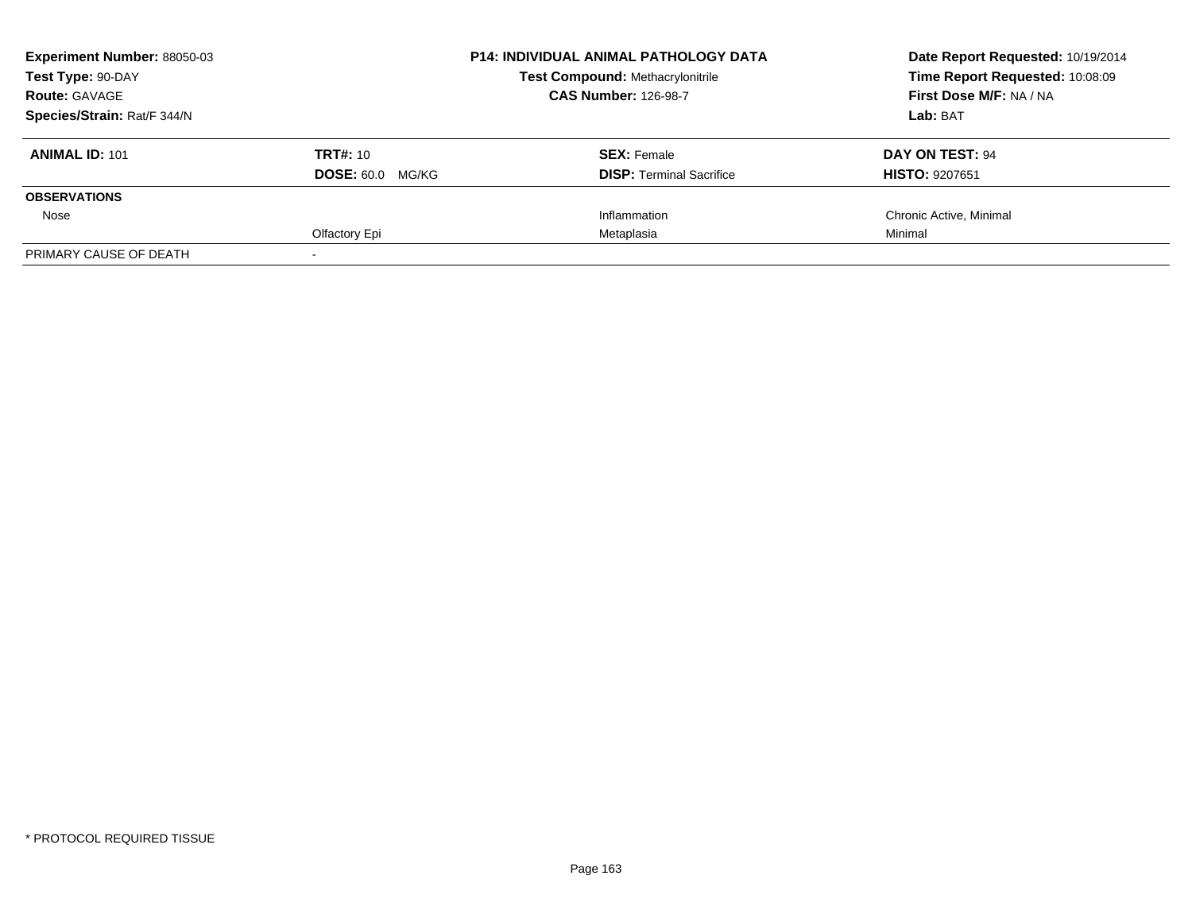| **Experiment Number:** 88050-03 | **P14: INDIVIDUAL ANIMAL PATHOLOGY DATA** | **Date Report Requested:** 10/19/2014 |
|---|---|---|
| **Test Type:** 90-DAY | **Test Compound:** Methacrylonitrile | **Time Report Requested:** 10:08:09 |
| **Route:** GAVAGE | **CAS Number:** 126-98-7 | **First Dose M/F:** NA / NA |
| **Species/Strain:** Rat/F 344/N | | **Lab:** BAT |

| **ANIMAL ID:** 101 | **TRT#:** 10 | **SEX:** Female | **DAY ON TEST:** 94 |
|---|---|---|---|
| | **DOSE:** 60.0 MG/KG | **DISP:** Terminal Sacrifice | **HISTO:** 9207651 |
| **OBSERVATIONS** | | | |
| Nose | | Inflammation | Chronic Active, Minimal |
| | Olfactory Epi | Metaplasia | Minimal |
| PRIMARY CAUSE OF DEATH | - | | |

* PROTOCOL REQUIRED TISSUE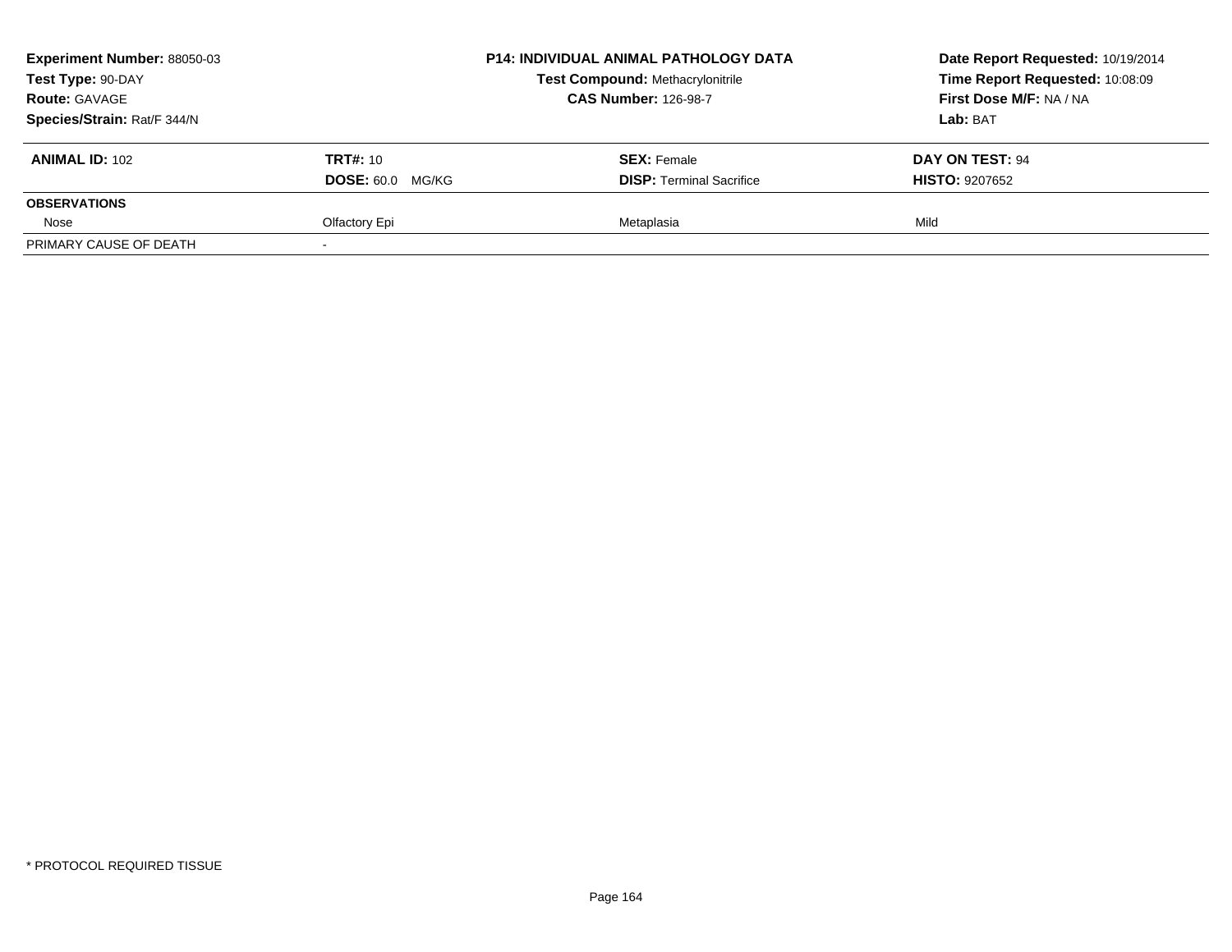**Experiment Number:** 88050-03
**Test Type:** 90-DAY
**Route:** GAVAGE
**Species/Strain:** Rat/F 344/N

**P14: INDIVIDUAL ANIMAL PATHOLOGY DATA**
**Test Compound:** Methacrylonitrile
**CAS Number:** 126-98-7

**Date Report Requested:** 10/19/2014
**Time Report Requested:** 10:08:09
**First Dose M/F:** NA / NA
**Lab:** BAT

| **ANIMAL ID:** 102 | **TRT#:** 10 | **SEX:** Female | **DAY ON TEST:** 94 |
|---|---|---|---|
| | **DOSE:** 60.0 MG/KG | **DISP:** Terminal Sacrifice | **HISTO:** 9207652 |
| **OBSERVATIONS** | | | |
| Nose | Olfactory Epi | Metaplasia | Mild |
| PRIMARY CAUSE OF DEATH | - | | |

* PROTOCOL REQUIRED TISSUE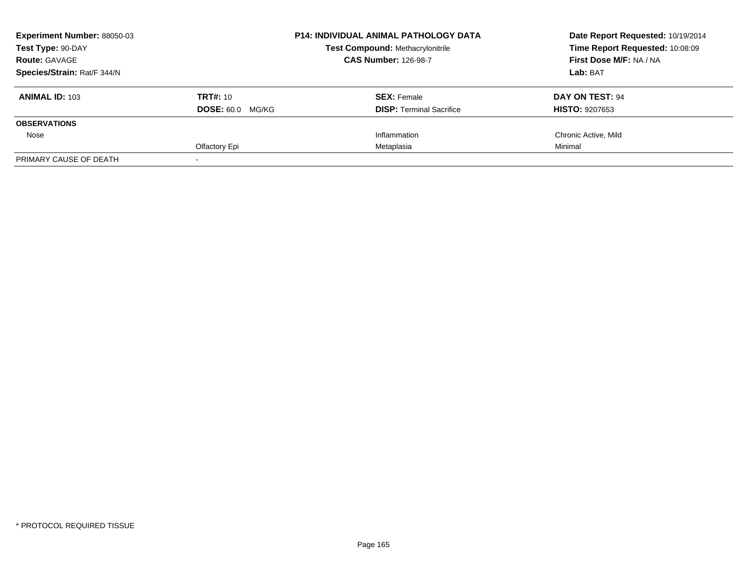**Experiment Number:** 88050-03
**Test Type:** 90-DAY
**Route:** GAVAGE
**Species/Strain:** Rat/F 344/N

**P14: INDIVIDUAL ANIMAL PATHOLOGY DATA**
**Test Compound:** Methacrylonitrile
**CAS Number:** 126-98-7

**Date Report Requested:** 10/19/2014
**Time Report Requested:** 10:08:09
**First Dose M/F:** NA / NA
**Lab:** BAT

| **ANIMAL ID:** 103 | **TRT#:** 10 | **SEX:** Female | **DAY ON TEST:** 94 |
|---|---|---|---|
| | **DOSE:** 60.0 MG/KG | **DISP:** Terminal Sacrifice | **HISTO:** 9207653 |
| **OBSERVATIONS** | | | |
| Nose | | Inflammation | Chronic Active, Mild |
| | Olfactory Epi | Metaplasia | Minimal |
| PRIMARY CAUSE OF DEATH | - | | |

* PROTOCOL REQUIRED TISSUE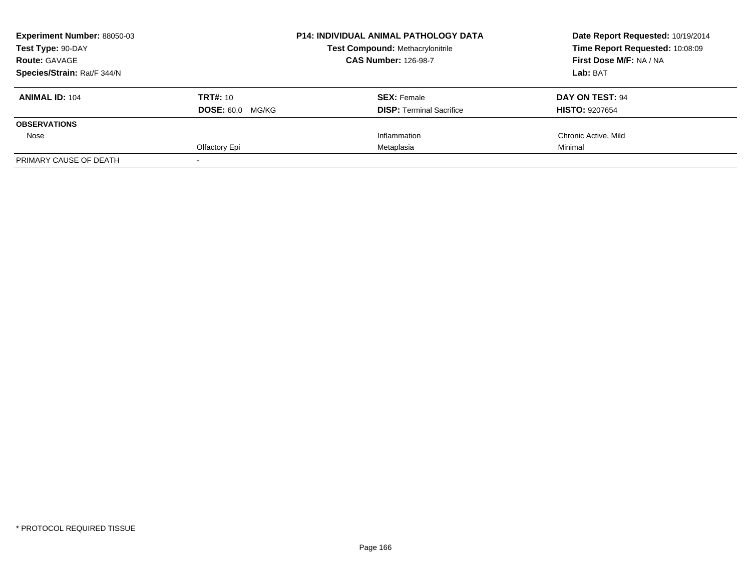| **Experiment Number:** 88050-03 | **P14: INDIVIDUAL ANIMAL PATHOLOGY DATA** | **Date Report Requested:** 10/19/2014 |
|---|---|---|
| **Test Type:** 90-DAY | **Test Compound:** Methacrylonitrile | **Time Report Requested:** 10:08:09 |
| **Route:** GAVAGE | **CAS Number:** 126-98-7 | **First Dose M/F:** NA / NA |
| **Species/Strain:** Rat/F 344/N | | **Lab:** BAT |

| **ANIMAL ID:** 104 | **TRT#:** 10 | **SEX:** Female | **DAY ON TEST:** 94 |
|---|---|---|---|
| | **DOSE:** 60.0 MG/KG | **DISP:** Terminal Sacrifice | **HISTO:** 9207654 |
| **OBSERVATIONS** | | | |
| Nose | | Inflammation | Chronic Active, Mild |
| | Olfactory Epi | Metaplasia | Minimal |
| PRIMARY CAUSE OF DEATH | - | | |

* PROTOCOL REQUIRED TISSUE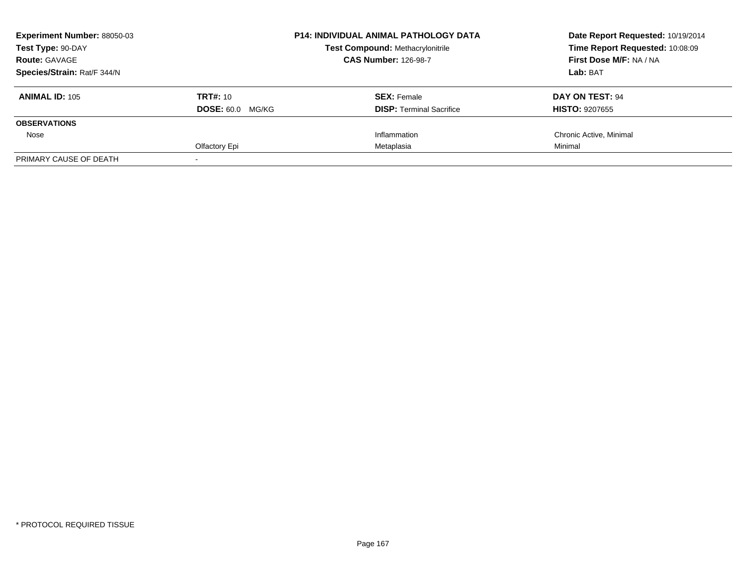**Experiment Number:** 88050-03
**Test Type:** 90-DAY
**Route:** GAVAGE
**Species/Strain:** Rat/F 344/N

**P14: INDIVIDUAL ANIMAL PATHOLOGY DATA**
**Test Compound:** Methacrylonitrile
**CAS Number:** 126-98-7

**Date Report Requested:** 10/19/2014
**Time Report Requested:** 10:08:09
**First Dose M/F:** NA / NA
**Lab:** BAT

| **ANIMAL ID:** 105 | **TRT#:** 10 | **SEX:** Female | **DAY ON TEST:** 94 |
|---|---|---|---|
| | **DOSE:** 60.0 MG/KG | **DISP:** Terminal Sacrifice | **HISTO:** 9207655 |
| **OBSERVATIONS** | | | |
| Nose | | Inflammation | Chronic Active, Minimal |
| | Olfactory Epi | Metaplasia | Minimal |
| PRIMARY CAUSE OF DEATH | - | | |

* PROTOCOL REQUIRED TISSUE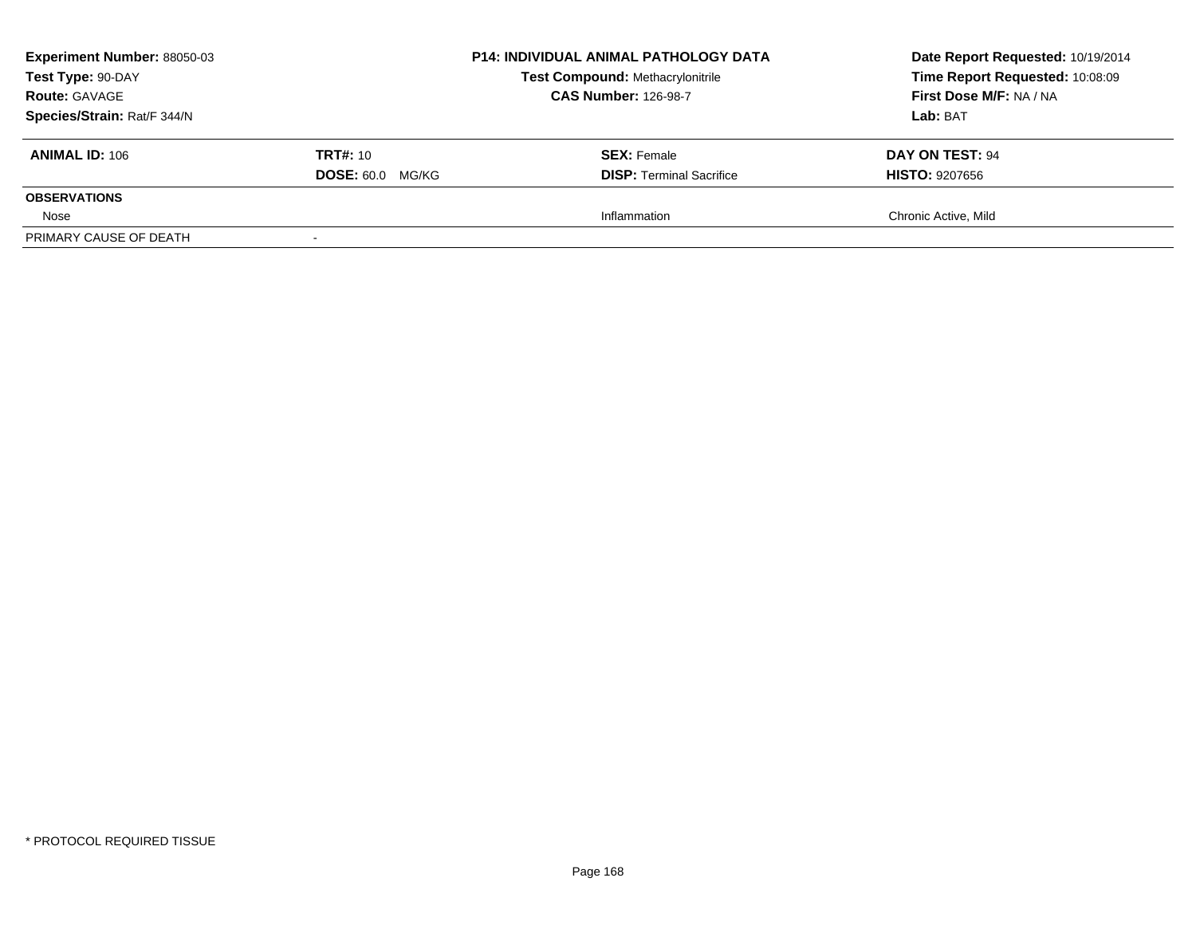**Experiment Number:** 88050-03
**Test Type:** 90-DAY
**Route:** GAVAGE
**Species/Strain:** Rat/F 344/N

**P14: INDIVIDUAL ANIMAL PATHOLOGY DATA**
**Test Compound:** Methacrylonitrile
**CAS Number:** 126-98-7

**Date Report Requested:** 10/19/2014
**Time Report Requested:** 10:08:09
**First Dose M/F:** NA / NA
**Lab:** BAT

| **ANIMAL ID:** 106 | **TRT#:** 10 | **SEX:** Female | **DAY ON TEST:** 94 |
|---|---|---|---|
| | **DOSE:** 60.0 MG/KG | **DISP:** Terminal Sacrifice | **HISTO:** 9207656 |
| **OBSERVATIONS** | | | |
| Nose | | Inflammation | Chronic Active, Mild |
| PRIMARY CAUSE OF DEATH | - | | |

* PROTOCOL REQUIRED TISSUE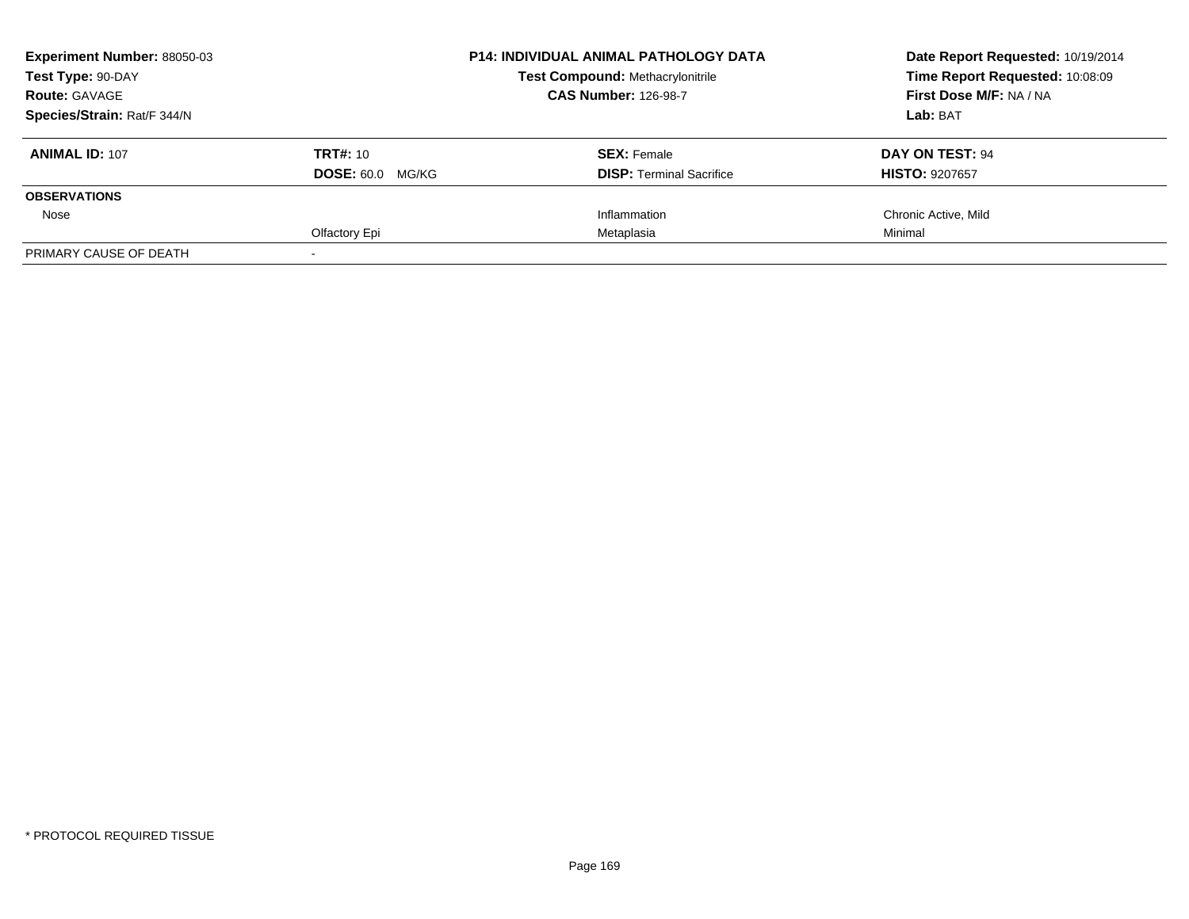| **Experiment Number:** 88050-03 | **P14: INDIVIDUAL ANIMAL PATHOLOGY DATA** | **Date Report Requested:** 10/19/2014 |
|---|---|---|
| **Test Type:** 90-DAY | **Test Compound:** Methacrylonitrile | **Time Report Requested:** 10:08:09 |
| **Route:** GAVAGE | **CAS Number:** 126-98-7 | **First Dose M/F:** NA / NA |
| **Species/Strain:** Rat/F 344/N | | **Lab:** BAT |

| **ANIMAL ID:** 107 | **TRT#:** 10 | **SEX:** Female | **DAY ON TEST:** 94 |
|---|---|---|---|
| | **DOSE:** 60.0 MG/KG | **DISP:** Terminal Sacrifice | **HISTO:** 9207657 |
| **OBSERVATIONS** | | | |
| Nose | | Inflammation | Chronic Active, Mild |
| | Olfactory Epi | Metaplasia | Minimal |
| PRIMARY CAUSE OF DEATH | - | | |

* PROTOCOL REQUIRED TISSUE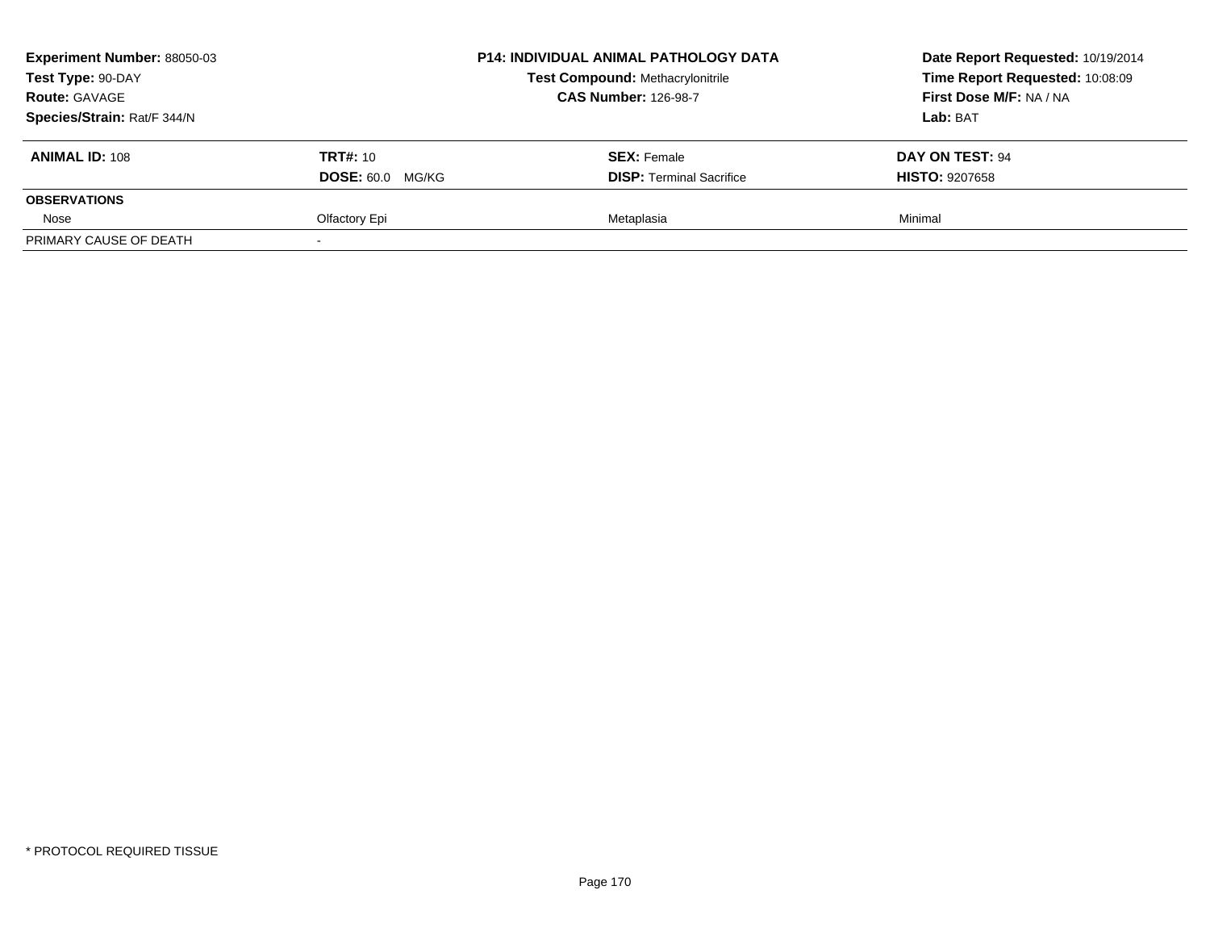**Experiment Number:** 88050-03
**Test Type:** 90-DAY
**Route:** GAVAGE
**Species/Strain:** Rat/F 344/N

**P14: INDIVIDUAL ANIMAL PATHOLOGY DATA**
**Test Compound:** Methacrylonitrile
**CAS Number:** 126-98-7

**Date Report Requested:** 10/19/2014
**Time Report Requested:** 10:08:09
**First Dose M/F:** NA / NA
**Lab:** BAT

| **ANIMAL ID:** 108 | **TRT#:** 10 | **SEX:** Female | **DAY ON TEST:** 94 |
|---|---|---|---|
| | **DOSE:** 60.0 MG/KG | **DISP:** Terminal Sacrifice | **HISTO:** 9207658 |
| **OBSERVATIONS** | | | |
| Nose | Olfactory Epi | Metaplasia | Minimal |
| PRIMARY CAUSE OF DEATH | - | | |

* PROTOCOL REQUIRED TISSUE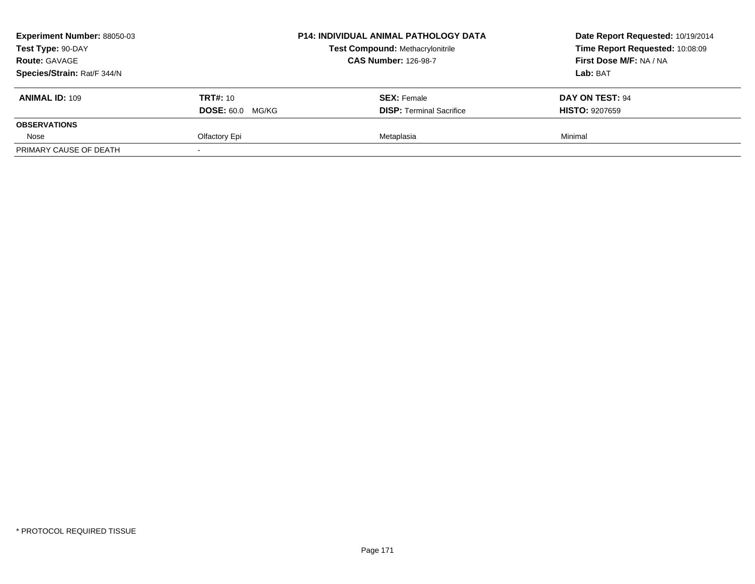**Experiment Number:** 88050-03
**Test Type:** 90-DAY
**Route:** GAVAGE
**Species/Strain:** Rat/F 344/N

**P14: INDIVIDUAL ANIMAL PATHOLOGY DATA**
**Test Compound:** Methacrylonitrile
**CAS Number:** 126-98-7

**Date Report Requested:** 10/19/2014
**Time Report Requested:** 10:08:09
**First Dose M/F:** NA / NA
**Lab:** BAT

| **ANIMAL ID:** 109 | **TRT#:** 10 | **SEX:** Female | **DAY ON TEST:** 94 |
|---|---|---|---|
| | **DOSE:** 60.0 MG/KG | **DISP:** Terminal Sacrifice | **HISTO:** 9207659 |
| **OBSERVATIONS** | | | |
| Nose | Olfactory Epi | Metaplasia | Minimal |
| PRIMARY CAUSE OF DEATH | - | | |

* PROTOCOL REQUIRED TISSUE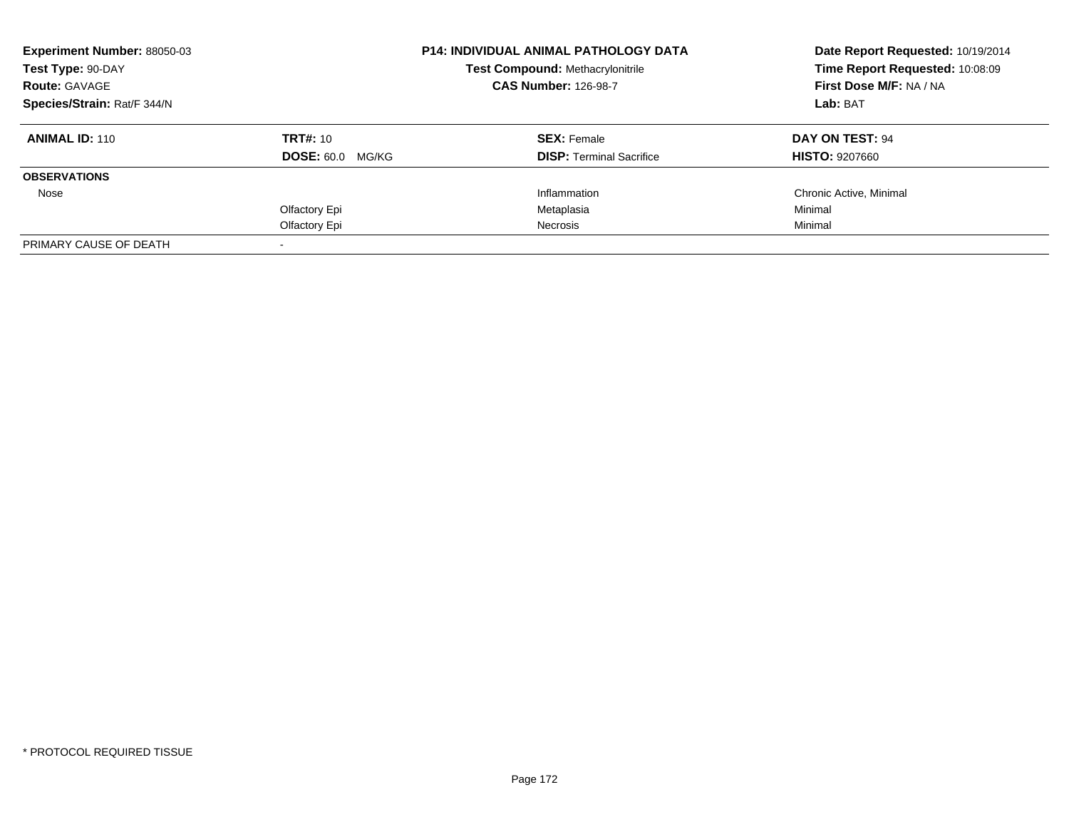**Experiment Number:** 88050-03
**Test Type:** 90-DAY
**Route:** GAVAGE
**Species/Strain:** Rat/F 344/N

**P14: INDIVIDUAL ANIMAL PATHOLOGY DATA**
**Test Compound:** Methacrylonitrile
**CAS Number:** 126-98-7

**Date Report Requested:** 10/19/2014
**Time Report Requested:** 10:08:09
**First Dose M/F:** NA / NA
**Lab:** BAT

| **ANIMAL ID:** 110 | **TRT#:** 10 | **SEX:** Female | **DAY ON TEST:** 94 |
|---|---|---|---|
| | **DOSE:** 60.0 MG/KG | **DISP:** Terminal Sacrifice | **HISTO:** 9207660 |
| **OBSERVATIONS** | | | |
| Nose | | Inflammation | Chronic Active, Minimal |
| | Olfactory Epi | Metaplasia | Minimal |
| | Olfactory Epi | Necrosis | Minimal |
| PRIMARY CAUSE OF DEATH | - | | |

* PROTOCOL REQUIRED TISSUE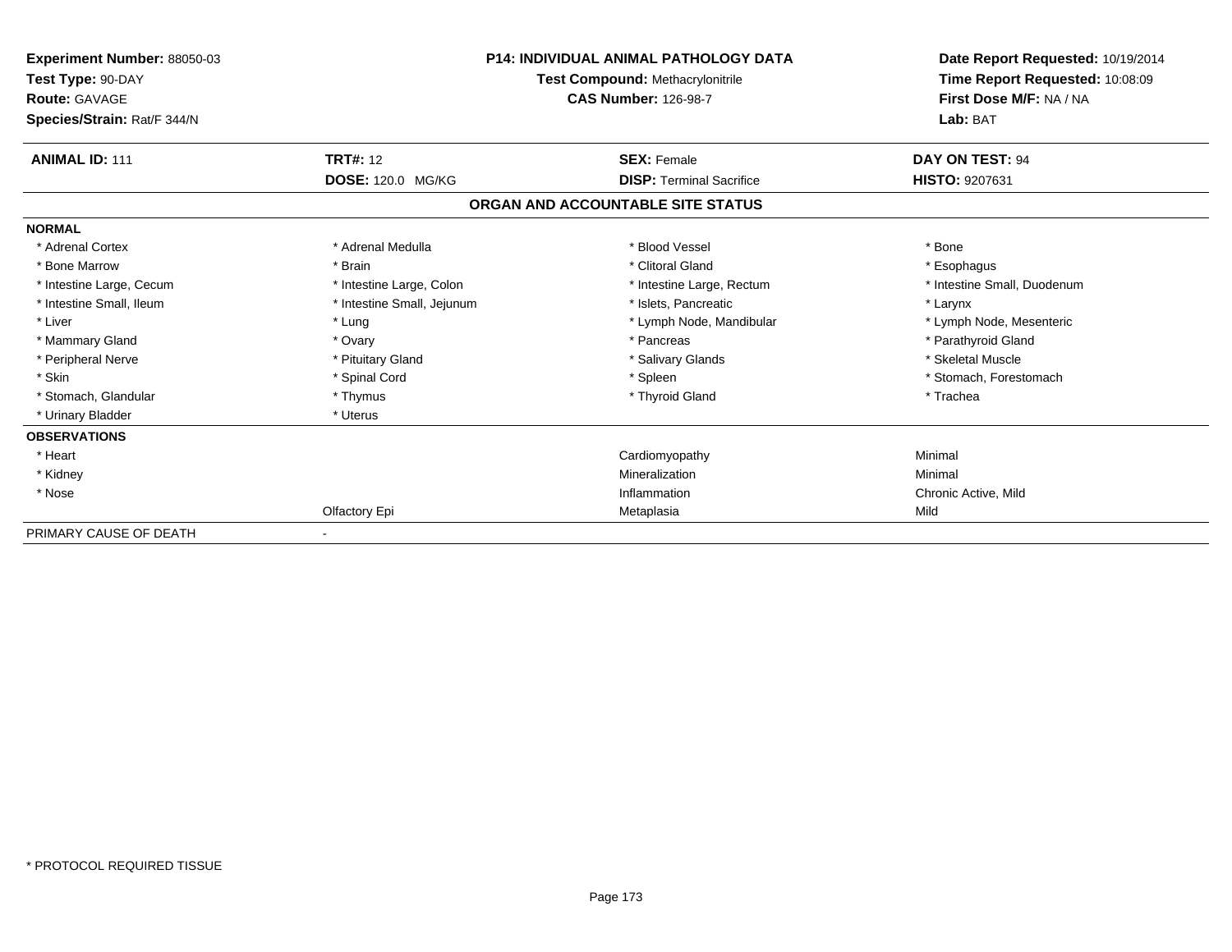**Experiment Number:** 88050-03
**Test Type:** 90-DAY
**Route:** GAVAGE
**Species/Strain:** Rat/F 344/N

**P14: INDIVIDUAL ANIMAL PATHOLOGY DATA**
**Test Compound:** Methacrylonitrile
**CAS Number:** 126-98-7

**Date Report Requested:** 10/19/2014
**Time Report Requested:** 10:08:09
**First Dose M/F:** NA / NA
**Lab:** BAT

| **ANIMAL ID:** 111 | **TRT#:** 12 | **SEX:** Female | **DAY ON TEST:** 94 |
|---|---|---|---|
| | **DOSE:** 120.0 MG/KG | **DISP:** Terminal Sacrifice | **HISTO:** 9207631 |

## ORGAN AND ACCOUNTABLE SITE STATUS

| | | | |
|---|---|---|---|
| **NORMAL** | | | |
| * Adrenal Cortex | * Adrenal Medulla | * Blood Vessel | * Bone |
| * Bone Marrow | * Brain | * Clitoral Gland | * Esophagus |
| * Intestine Large, Cecum | * Intestine Large, Colon | * Intestine Large, Rectum | * Intestine Small, Duodenum |
| * Intestine Small, Ileum | * Intestine Small, Jejunum | * Islets, Pancreatic | * Larynx |
| * Liver | * Lung | * Lymph Node, Mandibular | * Lymph Node, Mesenteric |
| * Mammary Gland | * Ovary | * Pancreas | * Parathyroid Gland |
| * Peripheral Nerve | * Pituitary Gland | * Salivary Glands | * Skeletal Muscle |
| * Skin | * Spinal Cord | * Spleen | * Stomach, Forestomach |
| * Stomach, Glandular | * Thymus | * Thyroid Gland | * Trachea |
| * Urinary Bladder | * Uterus | | |
| **OBSERVATIONS** | | | |
| * Heart | | Cardiomyopathy | Minimal |
| * Kidney | | Mineralization | Minimal |
| * Nose | | Inflammation | Chronic Active, Mild |
| | Olfactory Epi | Metaplasia | Mild |
| PRIMARY CAUSE OF DEATH | - | | |

* PROTOCOL REQUIRED TISSUE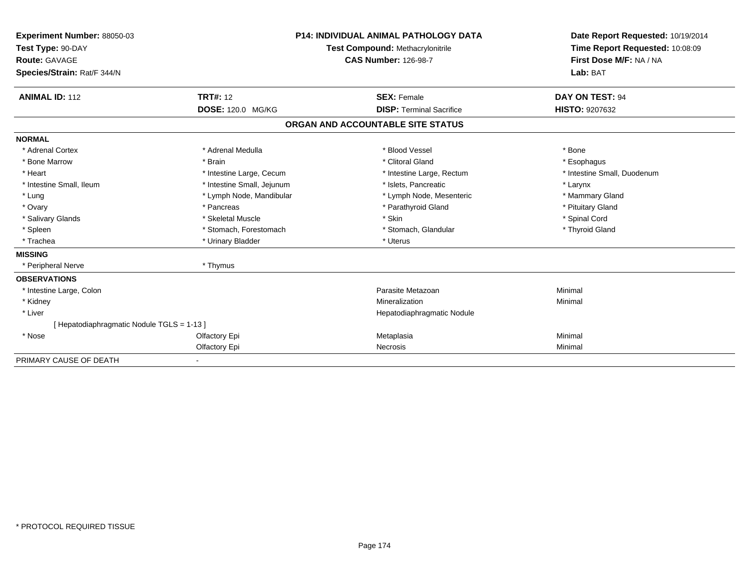**Experiment Number:** 88050-03
**Test Type:** 90-DAY
**Route:** GAVAGE
**Species/Strain:** Rat/F 344/N

**P14: INDIVIDUAL ANIMAL PATHOLOGY DATA**
**Test Compound:** Methacrylonitrile
**CAS Number:** 126-98-7

**Date Report Requested:** 10/19/2014
**Time Report Requested:** 10:08:09
**First Dose M/F:** NA / NA
**Lab:** BAT

| **ANIMAL ID:** 112 | **TRT#:** 12 | **SEX:** Female | **DAY ON TEST:** 94 |
|---|---|---|---|
| | **DOSE:** 120.0 MG/KG | **DISP:** Terminal Sacrifice | **HISTO:** 9207632 |

## ORGAN AND ACCOUNTABLE SITE STATUS

| | | | |
|---|---|---|---|
| **NORMAL** | | | |
| * Adrenal Cortex | * Adrenal Medulla | * Blood Vessel | * Bone |
| * Bone Marrow | * Brain | * Clitoral Gland | * Esophagus |
| * Heart | * Intestine Large, Cecum | * Intestine Large, Rectum | * Intestine Small, Duodenum |
| * Intestine Small, Ileum | * Intestine Small, Jejunum | * Islets, Pancreatic | * Larynx |
| * Lung | * Lymph Node, Mandibular | * Lymph Node, Mesenteric | * Mammary Gland |
| * Ovary | * Pancreas | * Parathyroid Gland | * Pituitary Gland |
| * Salivary Glands | * Skeletal Muscle | * Skin | * Spinal Cord |
| * Spleen | * Stomach, Forestomach | * Stomach, Glandular | * Thyroid Gland |
| * Trachea | * Urinary Bladder | * Uterus | |
| **MISSING** | | | |
| * Peripheral Nerve | * Thymus | | |
| **OBSERVATIONS** | | | |
| * Intestine Large, Colon | | Parasite Metazoan | Minimal |
| * Kidney | | Mineralization | Minimal |
| * Liver | | Hepatodiaphragmatic Nodule | |
| [ Hepatodiaphragmatic Nodule TGLS = 1-13 ] | | | |
| * Nose | Olfactory Epi | Metaplasia | Minimal |
| | Olfactory Epi | Necrosis | Minimal |
| PRIMARY CAUSE OF DEATH | - | | |

* PROTOCOL REQUIRED TISSUE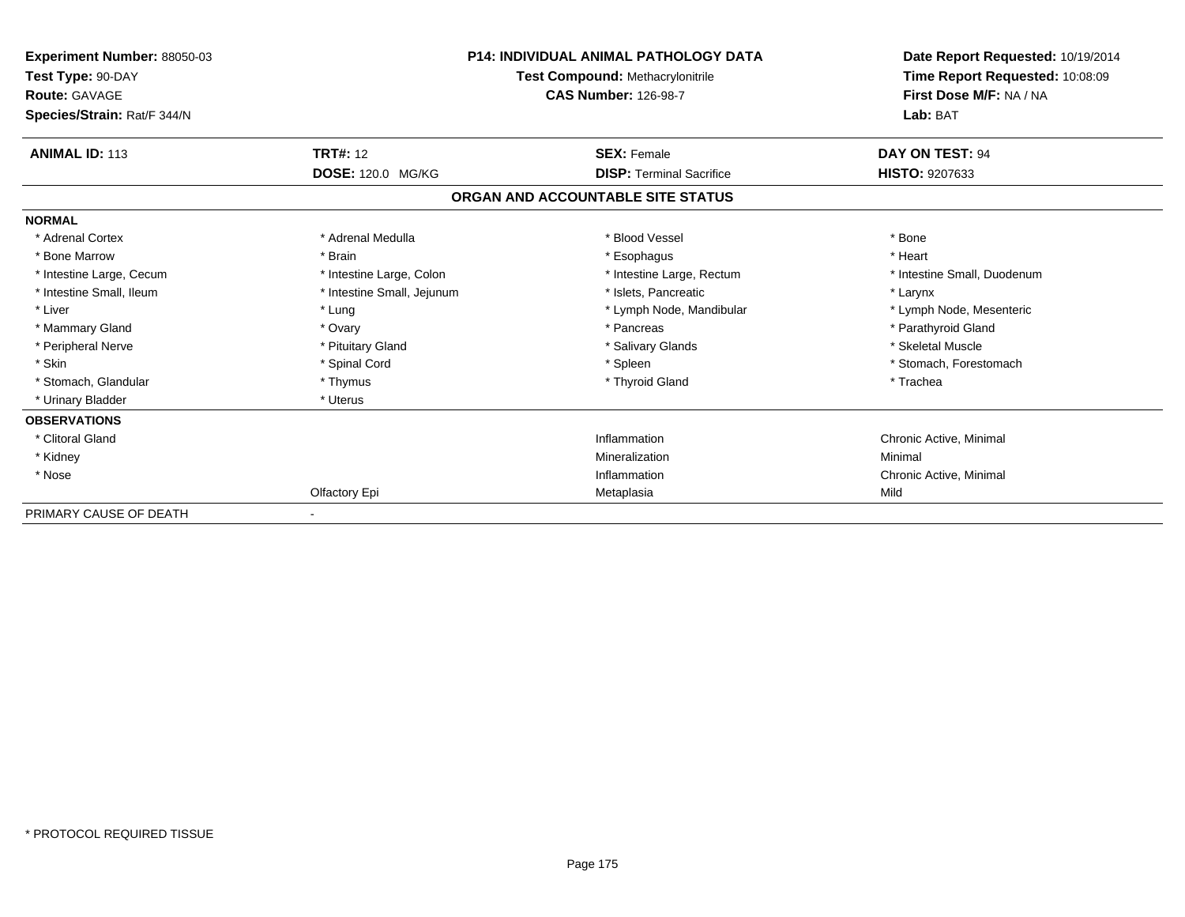**Experiment Number:** 88050-03
**Test Type:** 90-DAY
**Route:** GAVAGE
**Species/Strain:** Rat/F 344/N

**P14: INDIVIDUAL ANIMAL PATHOLOGY DATA**
**Test Compound:** Methacrylonitrile
**CAS Number:** 126-98-7

**Date Report Requested:** 10/19/2014
**Time Report Requested:** 10:08:09
**First Dose M/F:** NA / NA
**Lab:** BAT

| **ANIMAL ID:** 113 | **TRT#:** 12 | **SEX:** Female | **DAY ON TEST:** 94 |
|---|---|---|---|
| | **DOSE:** 120.0 MG/KG | **DISP:** Terminal Sacrifice | **HISTO:** 9207633 |

## ORGAN AND ACCOUNTABLE SITE STATUS

| | | | |
|---|---|---|---|
| **NORMAL** | | | |
| * Adrenal Cortex | * Adrenal Medulla | * Blood Vessel | * Bone |
| * Bone Marrow | * Brain | * Esophagus | * Heart |
| * Intestine Large, Cecum | * Intestine Large, Colon | * Intestine Large, Rectum | * Intestine Small, Duodenum |
| * Intestine Small, Ileum | * Intestine Small, Jejunum | * Islets, Pancreatic | * Larynx |
| * Liver | * Lung | * Lymph Node, Mandibular | * Lymph Node, Mesenteric |
| * Mammary Gland | * Ovary | * Pancreas | * Parathyroid Gland |
| * Peripheral Nerve | * Pituitary Gland | * Salivary Glands | * Skeletal Muscle |
| * Skin | * Spinal Cord | * Spleen | * Stomach, Forestomach |
| * Stomach, Glandular | * Thymus | * Thyroid Gland | * Trachea |
| * Urinary Bladder | * Uterus | | |
| **OBSERVATIONS** | | | |
| * Clitoral Gland | | Inflammation | Chronic Active, Minimal |
| * Kidney | | Mineralization | Minimal |
| * Nose | | Inflammation | Chronic Active, Minimal |
| | Olfactory Epi | Metaplasia | Mild |
| PRIMARY CAUSE OF DEATH | - | | |

* PROTOCOL REQUIRED TISSUE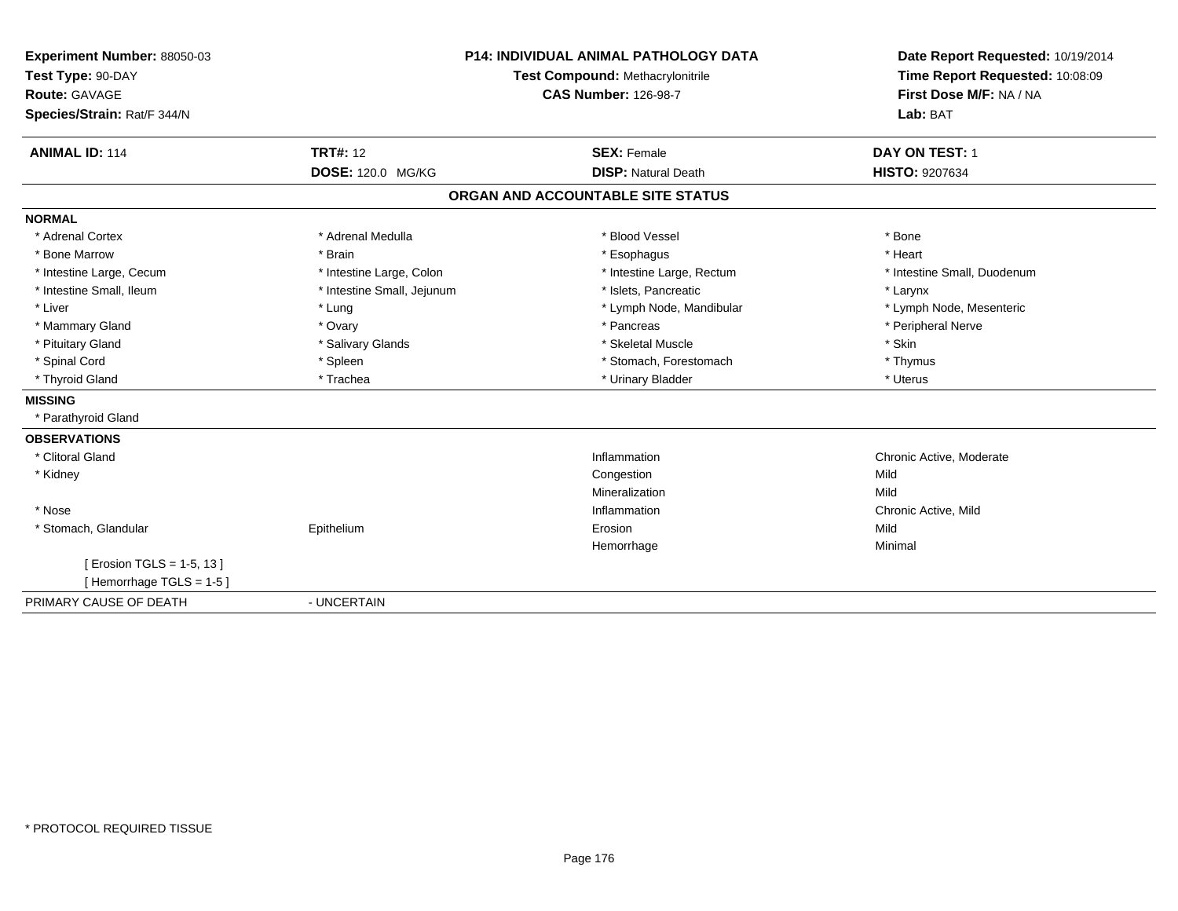**Experiment Number:** 88050-03
**Test Type:** 90-DAY
**Route:** GAVAGE
**Species/Strain:** Rat/F 344/N

**P14: INDIVIDUAL ANIMAL PATHOLOGY DATA**
**Test Compound:** Methacrylonitrile
**CAS Number:** 126-98-7

**Date Report Requested:** 10/19/2014
**Time Report Requested:** 10:08:09
**First Dose M/F:** NA / NA
**Lab:** BAT

| **ANIMAL ID:** 114 | **TRT#:** 12 | **SEX:** Female | **DAY ON TEST:** 1 |
|---|---|---|---|
| | **DOSE:** 120.0 MG/KG | **DISP:** Natural Death | **HISTO:** 9207634 |

## ORGAN AND ACCOUNTABLE SITE STATUS

**NORMAL**

| | | | |
|---|---|---|---|
| * Adrenal Cortex | * Adrenal Medulla | * Blood Vessel | * Bone |
| * Bone Marrow | * Brain | * Esophagus | * Heart |
| * Intestine Large, Cecum | * Intestine Large, Colon | * Intestine Large, Rectum | * Intestine Small, Duodenum |
| * Intestine Small, Ileum | * Intestine Small, Jejunum | * Islets, Pancreatic | * Larynx |
| * Liver | * Lung | * Lymph Node, Mandibular | * Lymph Node, Mesenteric |
| * Mammary Gland | * Ovary | * Pancreas | * Peripheral Nerve |
| * Pituitary Gland | * Salivary Glands | * Skeletal Muscle | * Skin |
| * Spinal Cord | * Spleen | * Stomach, Forestomach | * Thymus |
| * Thyroid Gland | * Trachea | * Urinary Bladder | * Uterus |

**MISSING**

* Parathyroid Gland

**OBSERVATIONS**

| | | | |
|---|---|---|---|
| * Clitoral Gland | | Inflammation | Chronic Active, Moderate |
| * Kidney | | Congestion | Mild |
| | | Mineralization | Mild |
| * Nose | | Inflammation | Chronic Active, Mild |
| * Stomach, Glandular | Epithelium | Erosion | Mild |
| | | Hemorrhage | Minimal |
| [ Erosion TGLS = 1-5, 13 ] | | | |
| [ Hemorrhage TGLS = 1-5 ] | | | |

PRIMARY CAUSE OF DEATH - UNCERTAIN

* PROTOCOL REQUIRED TISSUE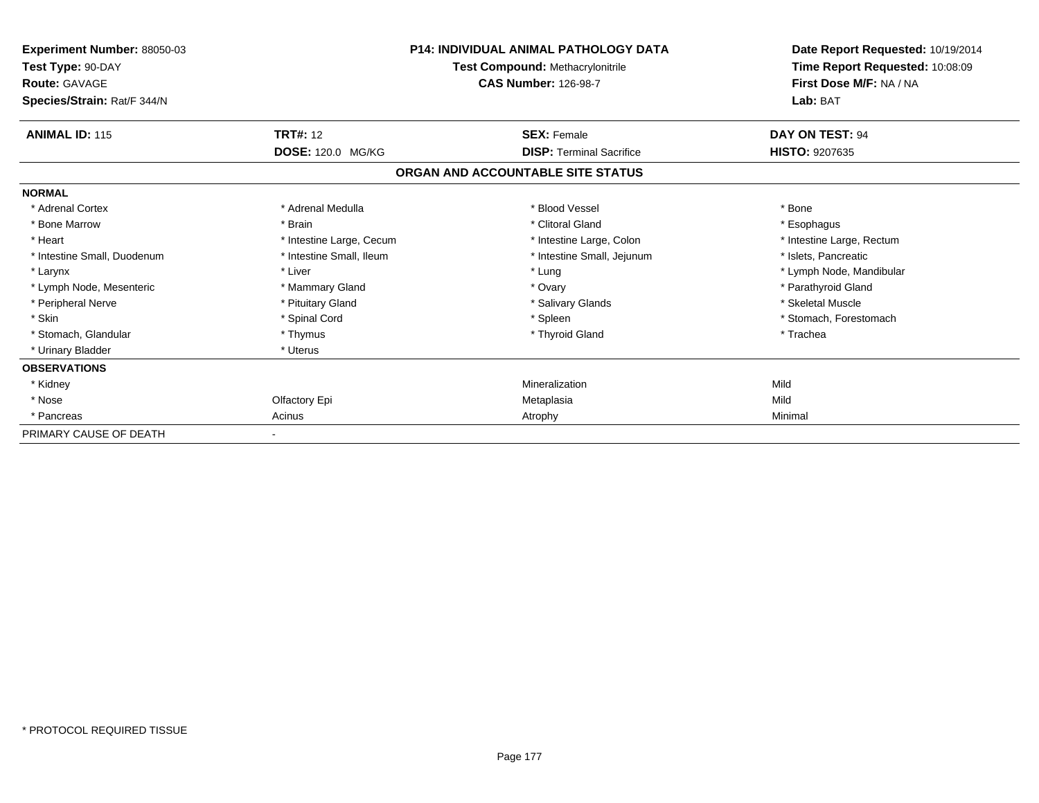**Experiment Number:** 88050-03
**Test Type:** 90-DAY
**Route:** GAVAGE
**Species/Strain:** Rat/F 344/N

**P14: INDIVIDUAL ANIMAL PATHOLOGY DATA**
**Test Compound:** Methacrylonitrile
**CAS Number:** 126-98-7

**Date Report Requested:** 10/19/2014
**Time Report Requested:** 10:08:09
**First Dose M/F:** NA / NA
**Lab:** BAT

| **ANIMAL ID:** 115 | **TRT#:** 12 | **SEX:** Female | **DAY ON TEST:** 94 |
|---|---|---|---|
| | **DOSE:** 120.0 MG/KG | **DISP:** Terminal Sacrifice | **HISTO:** 9207635 |

## ORGAN AND ACCOUNTABLE SITE STATUS

| | | | |
|---|---|---|---|
| **NORMAL** | | | |
| * Adrenal Cortex | * Adrenal Medulla | * Blood Vessel | * Bone |
| * Bone Marrow | * Brain | * Clitoral Gland | * Esophagus |
| * Heart | * Intestine Large, Cecum | * Intestine Large, Colon | * Intestine Large, Rectum |
| * Intestine Small, Duodenum | * Intestine Small, Ileum | * Intestine Small, Jejunum | * Islets, Pancreatic |
| * Larynx | * Liver | * Lung | * Lymph Node, Mandibular |
| * Lymph Node, Mesenteric | * Mammary Gland | * Ovary | * Parathyroid Gland |
| * Peripheral Nerve | * Pituitary Gland | * Salivary Glands | * Skeletal Muscle |
| * Skin | * Spinal Cord | * Spleen | * Stomach, Forestomach |
| * Stomach, Glandular | * Thymus | * Thyroid Gland | * Trachea |
| * Urinary Bladder | * Uterus | | |
| **OBSERVATIONS** | | | |
| * Kidney | | Mineralization | Mild |
| * Nose | Olfactory Epi | Metaplasia | Mild |
| * Pancreas | Acinus | Atrophy | Minimal |
| PRIMARY CAUSE OF DEATH | - | | |

* PROTOCOL REQUIRED TISSUE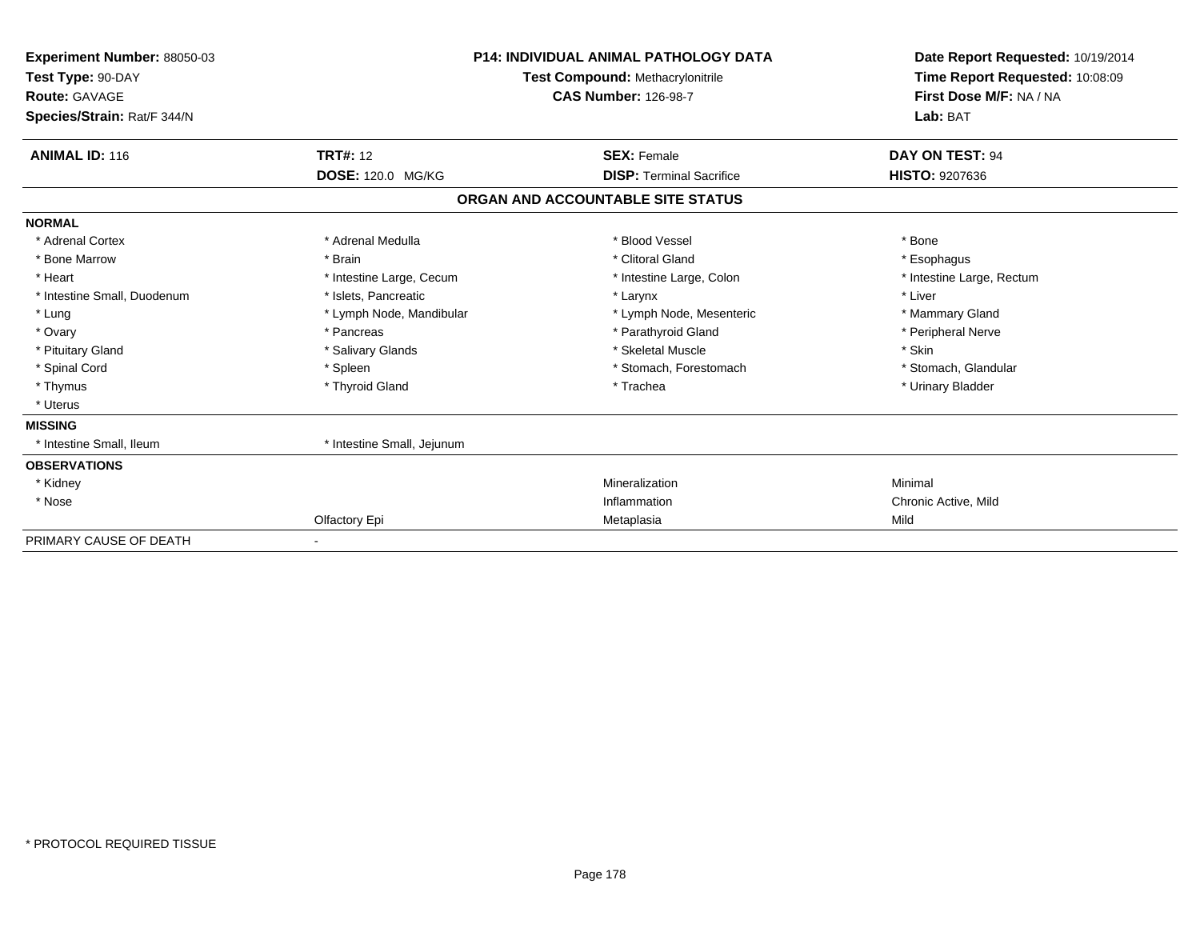**Experiment Number:** 88050-03
**Test Type:** 90-DAY
**Route:** GAVAGE
**Species/Strain:** Rat/F 344/N

**P14: INDIVIDUAL ANIMAL PATHOLOGY DATA**
**Test Compound:** Methacrylonitrile
**CAS Number:** 126-98-7

**Date Report Requested:** 10/19/2014
**Time Report Requested:** 10:08:09
**First Dose M/F:** NA / NA
**Lab:** BAT

| **ANIMAL ID:** 116 | **TRT#:** 12 | **SEX:** Female | **DAY ON TEST:** 94 |
|---|---|---|---|
| | **DOSE:** 120.0 MG/KG | **DISP:** Terminal Sacrifice | **HISTO:** 9207636 |

## ORGAN AND ACCOUNTABLE SITE STATUS

| | | | |
|---|---|---|---|
| **NORMAL** | | | |
| * Adrenal Cortex | * Adrenal Medulla | * Blood Vessel | * Bone |
| * Bone Marrow | * Brain | * Clitoral Gland | * Esophagus |
| * Heart | * Intestine Large, Cecum | * Intestine Large, Colon | * Intestine Large, Rectum |
| * Intestine Small, Duodenum | * Islets, Pancreatic | * Larynx | * Liver |
| * Lung | * Lymph Node, Mandibular | * Lymph Node, Mesenteric | * Mammary Gland |
| * Ovary | * Pancreas | * Parathyroid Gland | * Peripheral Nerve |
| * Pituitary Gland | * Salivary Glands | * Skeletal Muscle | * Skin |
| * Spinal Cord | * Spleen | * Stomach, Forestomach | * Stomach, Glandular |
| * Thymus | * Thyroid Gland | * Trachea | * Urinary Bladder |
| * Uterus | | | |
| **MISSING** | | | |
| * Intestine Small, Ileum | * Intestine Small, Jejunum | | |
| **OBSERVATIONS** | | | |
| * Kidney | | Mineralization | Minimal |
| * Nose | | Inflammation | Chronic Active, Mild |
| | Olfactory Epi | Metaplasia | Mild |
| PRIMARY CAUSE OF DEATH | - | | |

* PROTOCOL REQUIRED TISSUE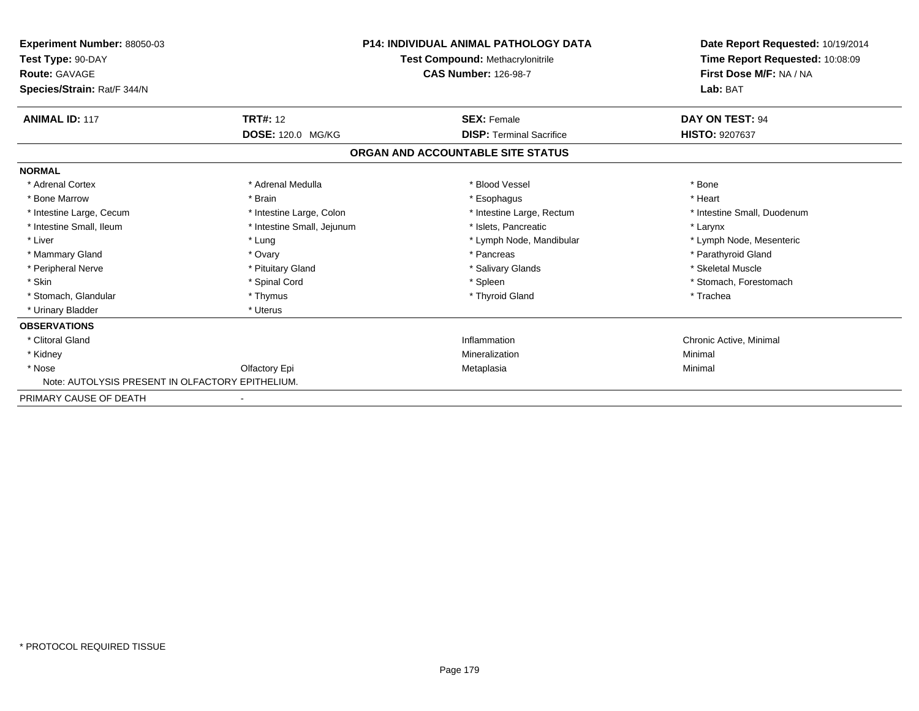**Experiment Number:** 88050-03
**Test Type:** 90-DAY
**Route:** GAVAGE
**Species/Strain:** Rat/F 344/N

**P14: INDIVIDUAL ANIMAL PATHOLOGY DATA**
**Test Compound:** Methacrylonitrile
**CAS Number:** 126-98-7

**Date Report Requested:** 10/19/2014
**Time Report Requested:** 10:08:09
**First Dose M/F:** NA / NA
**Lab:** BAT

| **ANIMAL ID:** 117 | **TRT#:** 12 | **SEX:** Female | **DAY ON TEST:** 94 |
|---|---|---|---|
| | **DOSE:** 120.0 MG/KG | **DISP:** Terminal Sacrifice | **HISTO:** 9207637 |

## ORGAN AND ACCOUNTABLE SITE STATUS

**NORMAL**

| | | | |
|---|---|---|---|
| * Adrenal Cortex | * Adrenal Medulla | * Blood Vessel | * Bone |
| * Bone Marrow | * Brain | * Esophagus | * Heart |
| * Intestine Large, Cecum | * Intestine Large, Colon | * Intestine Large, Rectum | * Intestine Small, Duodenum |
| * Intestine Small, Ileum | * Intestine Small, Jejunum | * Islets, Pancreatic | * Larynx |
| * Liver | * Lung | * Lymph Node, Mandibular | * Lymph Node, Mesenteric |
| * Mammary Gland | * Ovary | * Pancreas | * Parathyroid Gland |
| * Peripheral Nerve | * Pituitary Gland | * Salivary Glands | * Skeletal Muscle |
| * Skin | * Spinal Cord | * Spleen | * Stomach, Forestomach |
| * Stomach, Glandular | * Thymus | * Thyroid Gland | * Trachea |
| * Urinary Bladder | * Uterus | | |

**OBSERVATIONS**

| | | | |
|---|---|---|---|
| * Clitoral Gland | | Inflammation | Chronic Active, Minimal |
| * Kidney | | Mineralization | Minimal |
| * Nose | Olfactory Epi | Metaplasia | Minimal |

Note: AUTOLYSIS PRESENT IN OLFACTORY EPITHELIUM.

PRIMARY CAUSE OF DEATH -

\* PROTOCOL REQUIRED TISSUE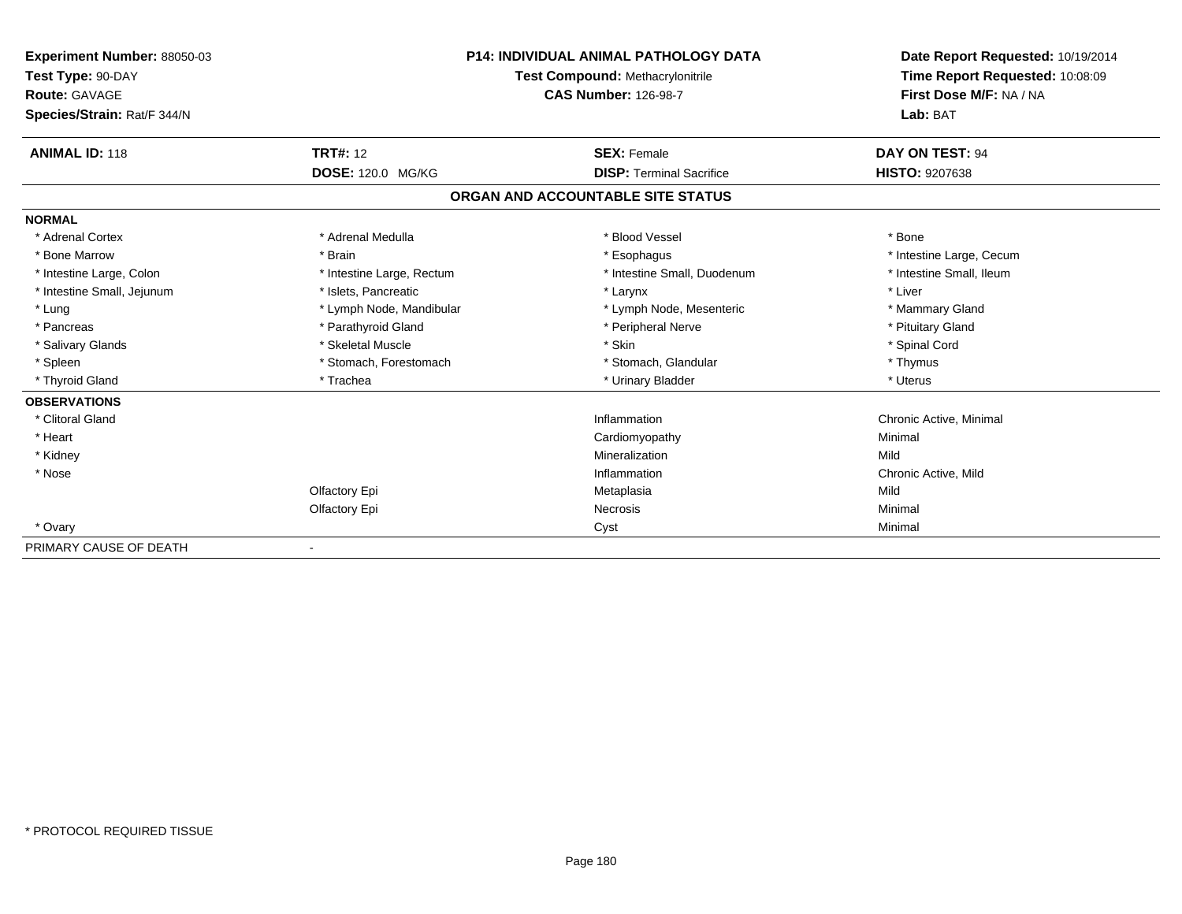**Experiment Number:** 88050-03
**Test Type:** 90-DAY
**Route:** GAVAGE
**Species/Strain:** Rat/F 344/N

**P14: INDIVIDUAL ANIMAL PATHOLOGY DATA**
**Test Compound:** Methacrylonitrile
**CAS Number:** 126-98-7

**Date Report Requested:** 10/19/2014
**Time Report Requested:** 10:08:09
**First Dose M/F:** NA / NA
**Lab:** BAT

| **ANIMAL ID:** 118 | **TRT#:** 12 | **SEX:** Female | **DAY ON TEST:** 94 |
|---|---|---|---|
| | **DOSE:** 120.0 MG/KG | **DISP:** Terminal Sacrifice | **HISTO:** 9207638 |

## ORGAN AND ACCOUNTABLE SITE STATUS

**NORMAL**

| | | | |
|---|---|---|---|
| * Adrenal Cortex | * Adrenal Medulla | * Blood Vessel | * Bone |
| * Bone Marrow | * Brain | * Esophagus | * Intestine Large, Cecum |
| * Intestine Large, Colon | * Intestine Large, Rectum | * Intestine Small, Duodenum | * Intestine Small, Ileum |
| * Intestine Small, Jejunum | * Islets, Pancreatic | * Larynx | * Liver |
| * Lung | * Lymph Node, Mandibular | * Lymph Node, Mesenteric | * Mammary Gland |
| * Pancreas | * Parathyroid Gland | * Peripheral Nerve | * Pituitary Gland |
| * Salivary Glands | * Skeletal Muscle | * Skin | * Spinal Cord |
| * Spleen | * Stomach, Forestomach | * Stomach, Glandular | * Thymus |
| * Thyroid Gland | * Trachea | * Urinary Bladder | * Uterus |

**OBSERVATIONS**

| | | | |
|---|---|---|---|
| * Clitoral Gland | | Inflammation | Chronic Active, Minimal |
| * Heart | | Cardiomyopathy | Minimal |
| * Kidney | | Mineralization | Mild |
| * Nose | | Inflammation | Chronic Active, Mild |
| | Olfactory Epi | Metaplasia | Mild |
| | Olfactory Epi | Necrosis | Minimal |
| * Ovary | | Cyst | Minimal |

PRIMARY CAUSE OF DEATH -

* PROTOCOL REQUIRED TISSUE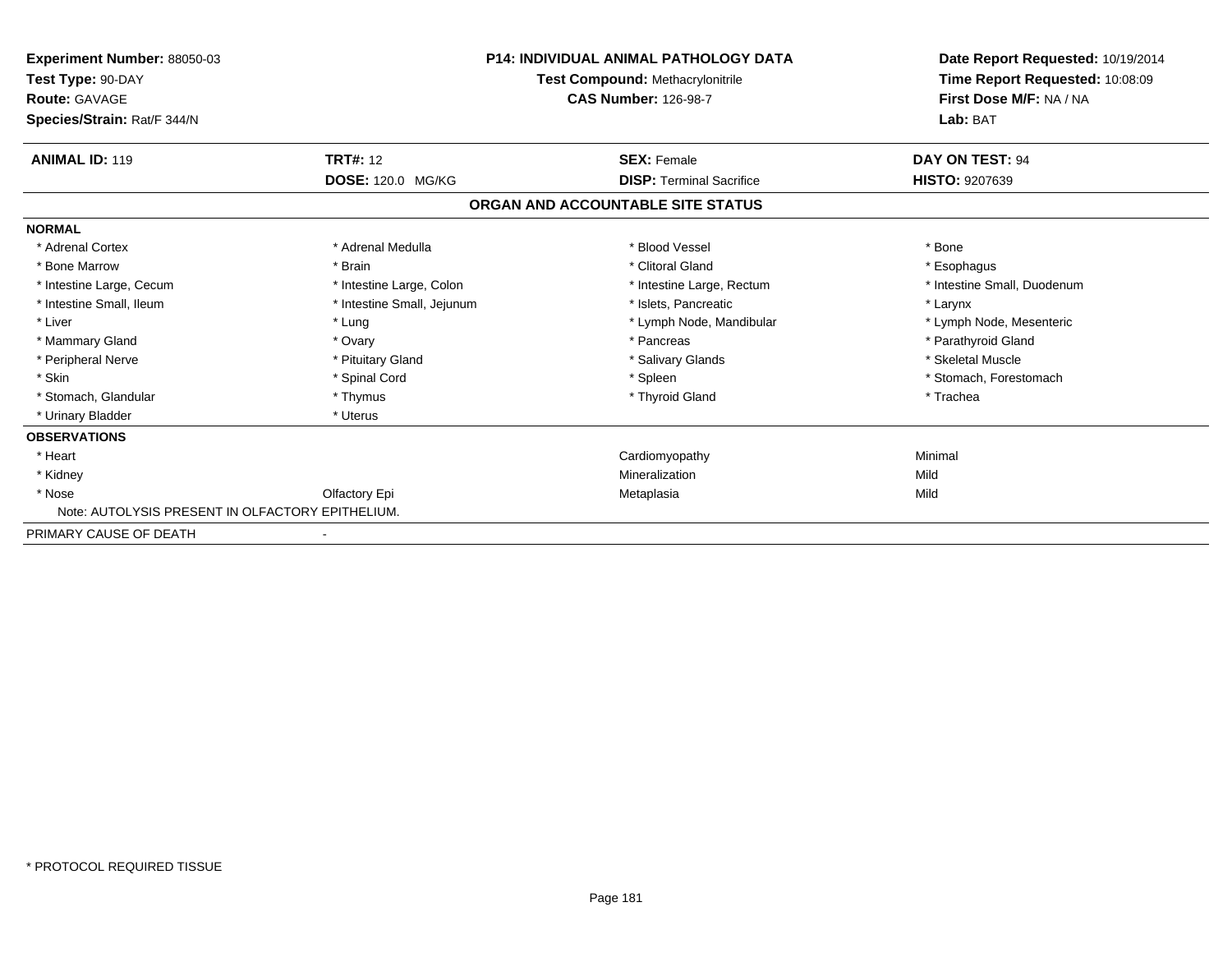**Experiment Number:** 88050-03
**Test Type:** 90-DAY
**Route:** GAVAGE
**Species/Strain:** Rat/F 344/N

**P14: INDIVIDUAL ANIMAL PATHOLOGY DATA**
**Test Compound:** Methacrylonitrile
**CAS Number:** 126-98-7

**Date Report Requested:** 10/19/2014
**Time Report Requested:** 10:08:09
**First Dose M/F:** NA / NA
**Lab:** BAT

| **ANIMAL ID:** 119 | **TRT#:** 12 | **SEX:** Female | **DAY ON TEST:** 94 |
|---|---|---|---|
| | **DOSE:** 120.0 MG/KG | **DISP:** Terminal Sacrifice | **HISTO:** 9207639 |

## ORGAN AND ACCOUNTABLE SITE STATUS

**NORMAL**

| | | | |
|---|---|---|---|
| * Adrenal Cortex | * Adrenal Medulla | * Blood Vessel | * Bone |
| * Bone Marrow | * Brain | * Clitoral Gland | * Esophagus |
| * Intestine Large, Cecum | * Intestine Large, Colon | * Intestine Large, Rectum | * Intestine Small, Duodenum |
| * Intestine Small, Ileum | * Intestine Small, Jejunum | * Islets, Pancreatic | * Larynx |
| * Liver | * Lung | * Lymph Node, Mandibular | * Lymph Node, Mesenteric |
| * Mammary Gland | * Ovary | * Pancreas | * Parathyroid Gland |
| * Peripheral Nerve | * Pituitary Gland | * Salivary Glands | * Skeletal Muscle |
| * Skin | * Spinal Cord | * Spleen | * Stomach, Forestomach |
| * Stomach, Glandular | * Thymus | * Thyroid Gland | * Trachea |
| * Urinary Bladder | * Uterus | | |

**OBSERVATIONS**

| | | | |
|---|---|---|---|
| * Heart | | Cardiomyopathy | Minimal |
| * Kidney | | Mineralization | Mild |
| * Nose | Olfactory Epi | Metaplasia | Mild |

Note: AUTOLYSIS PRESENT IN OLFACTORY EPITHELIUM.

PRIMARY CAUSE OF DEATH -

* PROTOCOL REQUIRED TISSUE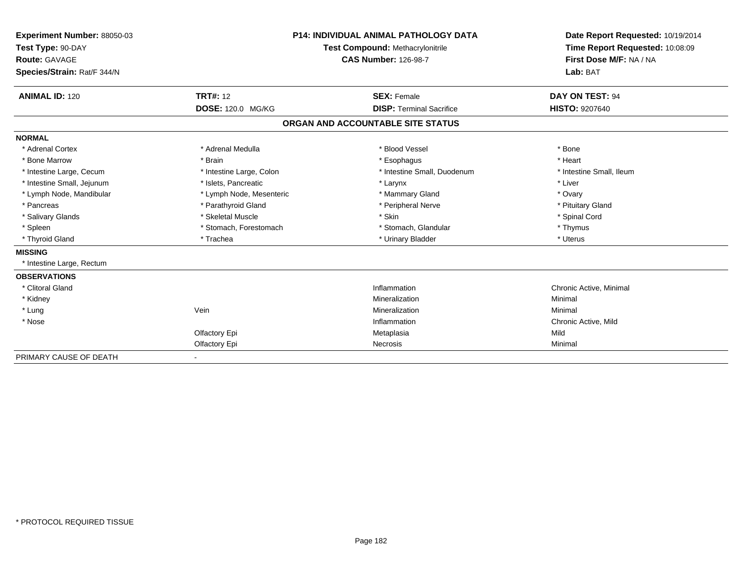**Experiment Number:** 88050-03
**Test Type:** 90-DAY
**Route:** GAVAGE
**Species/Strain:** Rat/F 344/N

**P14: INDIVIDUAL ANIMAL PATHOLOGY DATA**
**Test Compound:** Methacrylonitrile
**CAS Number:** 126-98-7

**Date Report Requested:** 10/19/2014
**Time Report Requested:** 10:08:09
**First Dose M/F:** NA / NA
**Lab:** BAT

| **ANIMAL ID:** 120 | **TRT#:** 12 | **SEX:** Female | **DAY ON TEST:** 94 |
|---|---|---|---|
| | **DOSE:** 120.0 MG/KG | **DISP:** Terminal Sacrifice | **HISTO:** 9207640 |

## ORGAN AND ACCOUNTABLE SITE STATUS

| | | | |
|---|---|---|---|
| **NORMAL** | | | |
| * Adrenal Cortex | * Adrenal Medulla | * Blood Vessel | * Bone |
| * Bone Marrow | * Brain | * Esophagus | * Heart |
| * Intestine Large, Cecum | * Intestine Large, Colon | * Intestine Small, Duodenum | * Intestine Small, Ileum |
| * Intestine Small, Jejunum | * Islets, Pancreatic | * Larynx | * Liver |
| * Lymph Node, Mandibular | * Lymph Node, Mesenteric | * Mammary Gland | * Ovary |
| * Pancreas | * Parathyroid Gland | * Peripheral Nerve | * Pituitary Gland |
| * Salivary Glands | * Skeletal Muscle | * Skin | * Spinal Cord |
| * Spleen | * Stomach, Forestomach | * Stomach, Glandular | * Thymus |
| * Thyroid Gland | * Trachea | * Urinary Bladder | * Uterus |
| **MISSING** | | | |
| * Intestine Large, Rectum | | | |
| **OBSERVATIONS** | | | |
| * Clitoral Gland | | Inflammation | Chronic Active, Minimal |
| * Kidney | | Mineralization | Minimal |
| * Lung | Vein | Mineralization | Minimal |
| * Nose | | Inflammation | Chronic Active, Mild |
| | Olfactory Epi | Metaplasia | Mild |
| | Olfactory Epi | Necrosis | Minimal |
| PRIMARY CAUSE OF DEATH | - | | |

* PROTOCOL REQUIRED TISSUE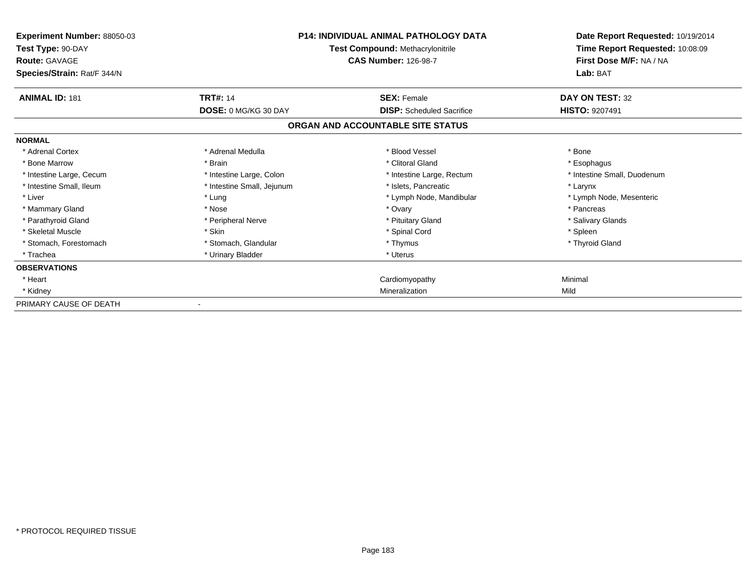**Experiment Number:** 88050-03
**Test Type:** 90-DAY
**Route:** GAVAGE
**Species/Strain:** Rat/F 344/N

**P14: INDIVIDUAL ANIMAL PATHOLOGY DATA**
**Test Compound:** Methacrylonitrile
**CAS Number:** 126-98-7

**Date Report Requested:** 10/19/2014
**Time Report Requested:** 10:08:09
**First Dose M/F:** NA / NA
**Lab:** BAT

| **ANIMAL ID:** 181 | **TRT#:** 14 | **SEX:** Female | **DAY ON TEST:** 32 |
|---|---|---|---|
| | **DOSE:** 0 MG/KG 30 DAY | **DISP:** Scheduled Sacrifice | **HISTO:** 9207491 |

## ORGAN AND ACCOUNTABLE SITE STATUS

| | | | |
|---|---|---|---|
| **NORMAL** | | | |
| * Adrenal Cortex | * Adrenal Medulla | * Blood Vessel | * Bone |
| * Bone Marrow | * Brain | * Clitoral Gland | * Esophagus |
| * Intestine Large, Cecum | * Intestine Large, Colon | * Intestine Large, Rectum | * Intestine Small, Duodenum |
| * Intestine Small, Ileum | * Intestine Small, Jejunum | * Islets, Pancreatic | * Larynx |
| * Liver | * Lung | * Lymph Node, Mandibular | * Lymph Node, Mesenteric |
| * Mammary Gland | * Nose | * Ovary | * Pancreas |
| * Parathyroid Gland | * Peripheral Nerve | * Pituitary Gland | * Salivary Glands |
| * Skeletal Muscle | * Skin | * Spinal Cord | * Spleen |
| * Stomach, Forestomach | * Stomach, Glandular | * Thymus | * Thyroid Gland |
| * Trachea | * Urinary Bladder | * Uterus | |
| **OBSERVATIONS** | | | |
| * Heart | | Cardiomyopathy | Minimal |
| * Kidney | | Mineralization | Mild |
| PRIMARY CAUSE OF DEATH | - | | |

* PROTOCOL REQUIRED TISSUE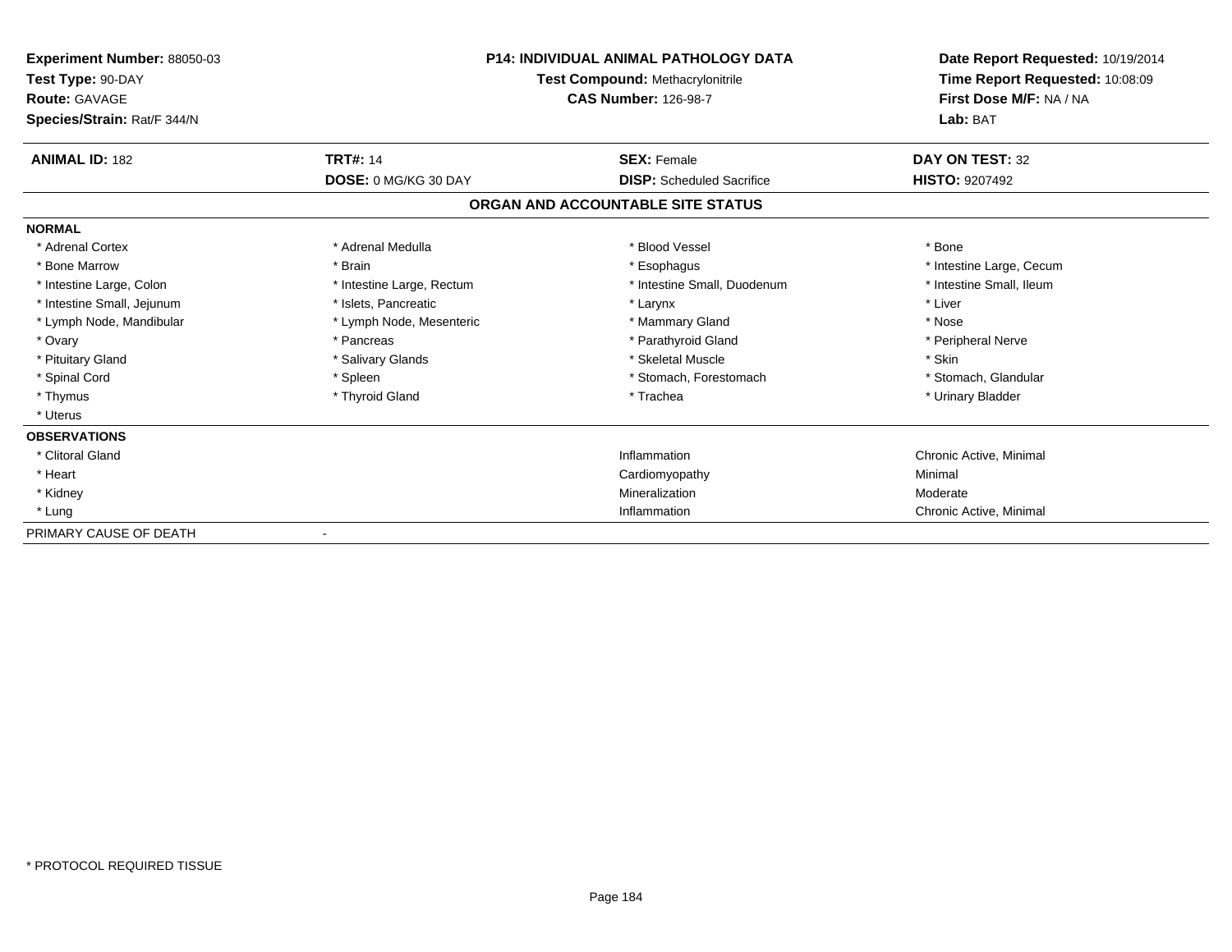| **Experiment Number:** 88050-03 | **P14: INDIVIDUAL ANIMAL PATHOLOGY DATA** | **Date Report Requested:** 10/19/2014 |
|---|---|---|
| **Test Type:** 90-DAY | **Test Compound:** Methacrylonitrile | **Time Report Requested:** 10:08:09 |
| **Route:** GAVAGE | **CAS Number:** 126-98-7 | **First Dose M/F:** NA / NA |
| **Species/Strain:** Rat/F 344/N | | **Lab:** BAT |

| **ANIMAL ID:** 182 | **TRT#:** 14 | **SEX:** Female | **DAY ON TEST:** 32 |
|---|---|---|---|
| | **DOSE:** 0 MG/KG 30 DAY | **DISP:** Scheduled Sacrifice | **HISTO:** 9207492 |

## ORGAN AND ACCOUNTABLE SITE STATUS

**NORMAL**

| | | | |
|---|---|---|---|
| * Adrenal Cortex | * Adrenal Medulla | * Blood Vessel | * Bone |
| * Bone Marrow | * Brain | * Esophagus | * Intestine Large, Cecum |
| * Intestine Large, Colon | * Intestine Large, Rectum | * Intestine Small, Duodenum | * Intestine Small, Ileum |
| * Intestine Small, Jejunum | * Islets, Pancreatic | * Larynx | * Liver |
| * Lymph Node, Mandibular | * Lymph Node, Mesenteric | * Mammary Gland | * Nose |
| * Ovary | * Pancreas | * Parathyroid Gland | * Peripheral Nerve |
| * Pituitary Gland | * Salivary Glands | * Skeletal Muscle | * Skin |
| * Spinal Cord | * Spleen | * Stomach, Forestomach | * Stomach, Glandular |
| * Thymus | * Thyroid Gland | * Trachea | * Urinary Bladder |
| * Uterus | | | |

**OBSERVATIONS**

| | | |
|---|---|---|
| * Clitoral Gland | Inflammation | Chronic Active, Minimal |
| * Heart | Cardiomyopathy | Minimal |
| * Kidney | Mineralization | Moderate |
| * Lung | Inflammation | Chronic Active, Minimal |

PRIMARY CAUSE OF DEATH -

* PROTOCOL REQUIRED TISSUE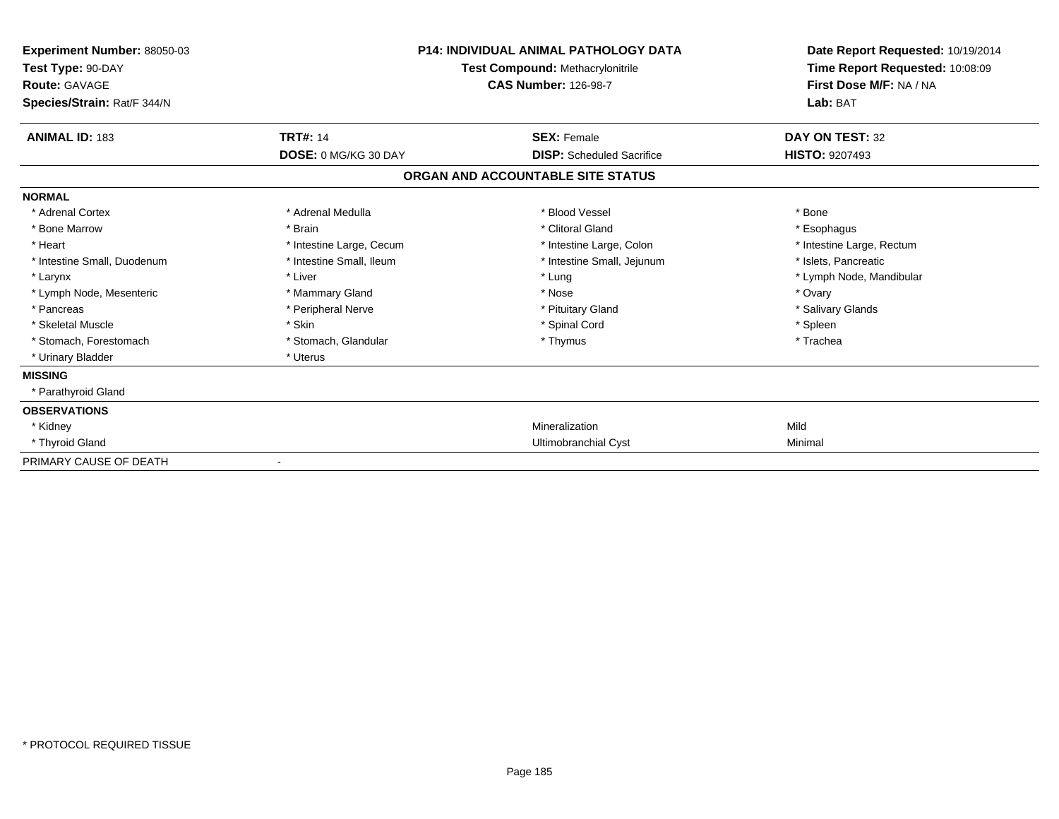**Experiment Number:** 88050-03
**Test Type:** 90-DAY
**Route:** GAVAGE
**Species/Strain:** Rat/F 344/N

**P14: INDIVIDUAL ANIMAL PATHOLOGY DATA**
**Test Compound:** Methacrylonitrile
**CAS Number:** 126-98-7

**Date Report Requested:** 10/19/2014
**Time Report Requested:** 10:08:09
**First Dose M/F:** NA / NA
**Lab:** BAT

| **ANIMAL ID:** 183 | **TRT#:** 14 | **SEX:** Female | **DAY ON TEST:** 32 |
|---|---|---|---|
| | **DOSE:** 0 MG/KG 30 DAY | **DISP:** Scheduled Sacrifice | **HISTO:** 9207493 |

**ORGAN AND ACCOUNTABLE SITE STATUS**

**NORMAL**

| | | | |
|---|---|---|---|
| * Adrenal Cortex | * Adrenal Medulla | * Blood Vessel | * Bone |
| * Bone Marrow | * Brain | * Clitoral Gland | * Esophagus |
| * Heart | * Intestine Large, Cecum | * Intestine Large, Colon | * Intestine Large, Rectum |
| * Intestine Small, Duodenum | * Intestine Small, Ileum | * Intestine Small, Jejunum | * Islets, Pancreatic |
| * Larynx | * Liver | * Lung | * Lymph Node, Mandibular |
| * Lymph Node, Mesenteric | * Mammary Gland | * Nose | * Ovary |
| * Pancreas | * Peripheral Nerve | * Pituitary Gland | * Salivary Glands |
| * Skeletal Muscle | * Skin | * Spinal Cord | * Spleen |
| * Stomach, Forestomach | * Stomach, Glandular | * Thymus | * Trachea |
| * Urinary Bladder | * Uterus | | |

**MISSING**

* Parathyroid Gland

**OBSERVATIONS**

| | | |
|---|---|---|
| * Kidney | Mineralization | Mild |
| * Thyroid Gland | Ultimobranchial Cyst | Minimal |

PRIMARY CAUSE OF DEATH -

* PROTOCOL REQUIRED TISSUE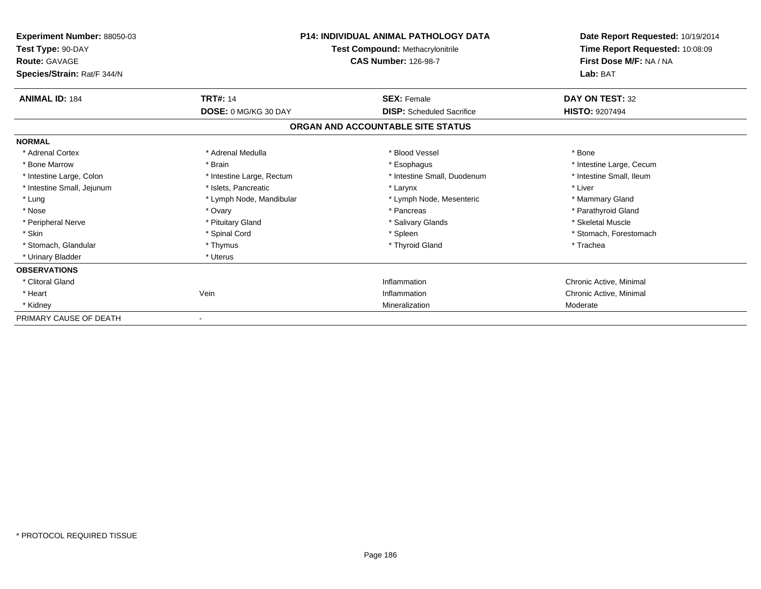**Experiment Number:** 88050-03
**Test Type:** 90-DAY
**Route:** GAVAGE
**Species/Strain:** Rat/F 344/N

**P14: INDIVIDUAL ANIMAL PATHOLOGY DATA**
**Test Compound:** Methacrylonitrile
**CAS Number:** 126-98-7

**Date Report Requested:** 10/19/2014
**Time Report Requested:** 10:08:09
**First Dose M/F:** NA / NA
**Lab:** BAT

| **ANIMAL ID:** 184 | **TRT#:** 14 | **SEX:** Female | **DAY ON TEST:** 32 |
|---|---|---|---|
| | **DOSE:** 0 MG/KG 30 DAY | **DISP:** Scheduled Sacrifice | **HISTO:** 9207494 |

## ORGAN AND ACCOUNTABLE SITE STATUS

| | | | |
|---|---|---|---|
| **NORMAL** | | | |
| * Adrenal Cortex | * Adrenal Medulla | * Blood Vessel | * Bone |
| * Bone Marrow | * Brain | * Esophagus | * Intestine Large, Cecum |
| * Intestine Large, Colon | * Intestine Large, Rectum | * Intestine Small, Duodenum | * Intestine Small, Ileum |
| * Intestine Small, Jejunum | * Islets, Pancreatic | * Larynx | * Liver |
| * Lung | * Lymph Node, Mandibular | * Lymph Node, Mesenteric | * Mammary Gland |
| * Nose | * Ovary | * Pancreas | * Parathyroid Gland |
| * Peripheral Nerve | * Pituitary Gland | * Salivary Glands | * Skeletal Muscle |
| * Skin | * Spinal Cord | * Spleen | * Stomach, Forestomach |
| * Stomach, Glandular | * Thymus | * Thyroid Gland | * Trachea |
| * Urinary Bladder | * Uterus | | |
| **OBSERVATIONS** | | | |
| * Clitoral Gland | | Inflammation | Chronic Active, Minimal |
| * Heart | Vein | Inflammation | Chronic Active, Minimal |
| * Kidney | | Mineralization | Moderate |
| PRIMARY CAUSE OF DEATH | - | | |

* PROTOCOL REQUIRED TISSUE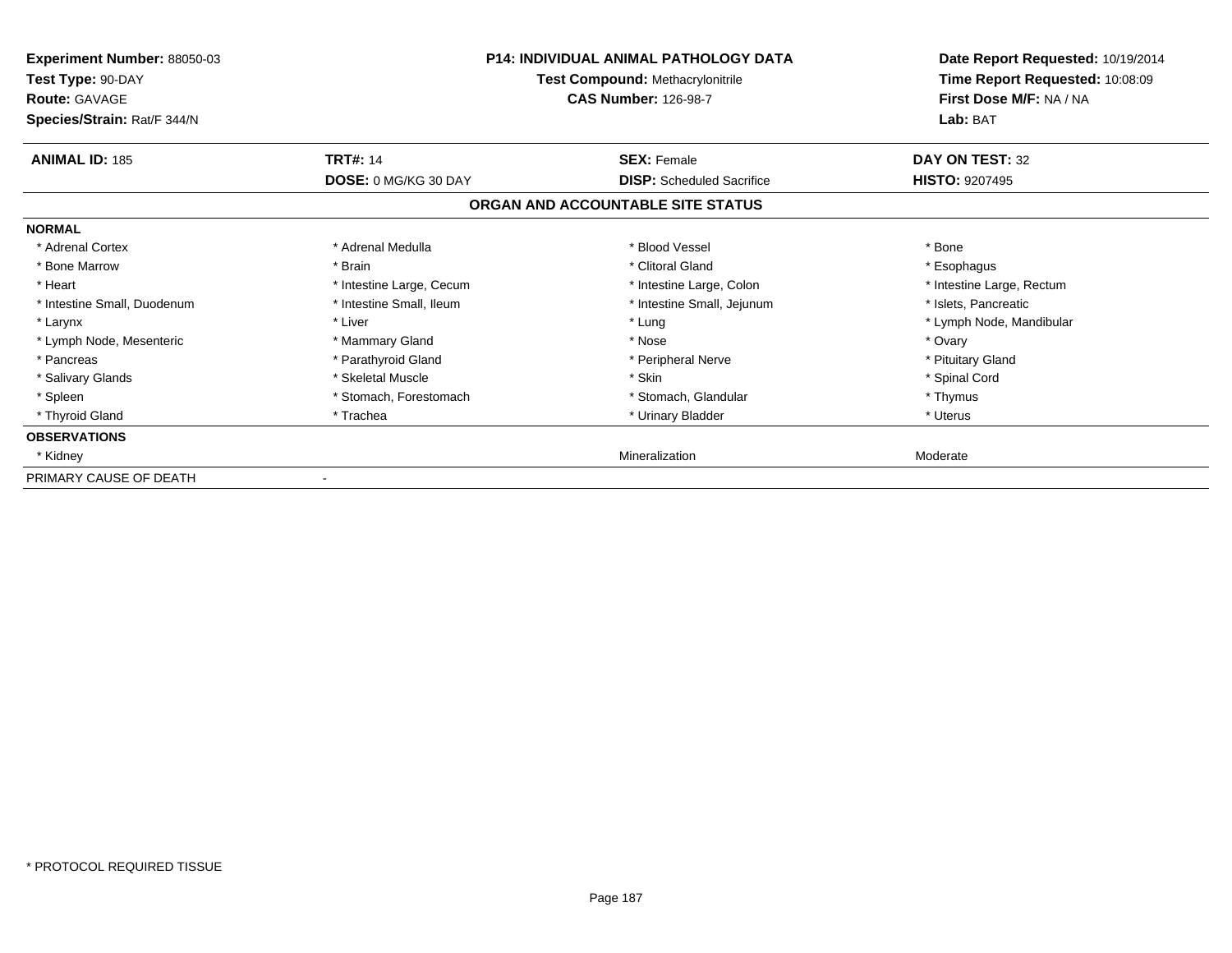**Experiment Number:** 88050-03
**Test Type:** 90-DAY
**Route:** GAVAGE
**Species/Strain:** Rat/F 344/N

**P14: INDIVIDUAL ANIMAL PATHOLOGY DATA**
**Test Compound:** Methacrylonitrile
**CAS Number:** 126-98-7

**Date Report Requested:** 10/19/2014
**Time Report Requested:** 10:08:09
**First Dose M/F:** NA / NA
**Lab:** BAT

| **ANIMAL ID:** 185 | **TRT#:** 14 | **SEX:** Female | **DAY ON TEST:** 32 |
|---|---|---|---|
| | **DOSE:** 0 MG/KG 30 DAY | **DISP:** Scheduled Sacrifice | **HISTO:** 9207495 |

**ORGAN AND ACCOUNTABLE SITE STATUS**

| | | | |
|---|---|---|---|
| **NORMAL** | | | |
| * Adrenal Cortex | * Adrenal Medulla | * Blood Vessel | * Bone |
| * Bone Marrow | * Brain | * Clitoral Gland | * Esophagus |
| * Heart | * Intestine Large, Cecum | * Intestine Large, Colon | * Intestine Large, Rectum |
| * Intestine Small, Duodenum | * Intestine Small, Ileum | * Intestine Small, Jejunum | * Islets, Pancreatic |
| * Larynx | * Liver | * Lung | * Lymph Node, Mandibular |
| * Lymph Node, Mesenteric | * Mammary Gland | * Nose | * Ovary |
| * Pancreas | * Parathyroid Gland | * Peripheral Nerve | * Pituitary Gland |
| * Salivary Glands | * Skeletal Muscle | * Skin | * Spinal Cord |
| * Spleen | * Stomach, Forestomach | * Stomach, Glandular | * Thymus |
| * Thyroid Gland | * Trachea | * Urinary Bladder | * Uterus |
| **OBSERVATIONS** | | | |
| * Kidney | | Mineralization | Moderate |
| PRIMARY CAUSE OF DEATH | - | | |

* PROTOCOL REQUIRED TISSUE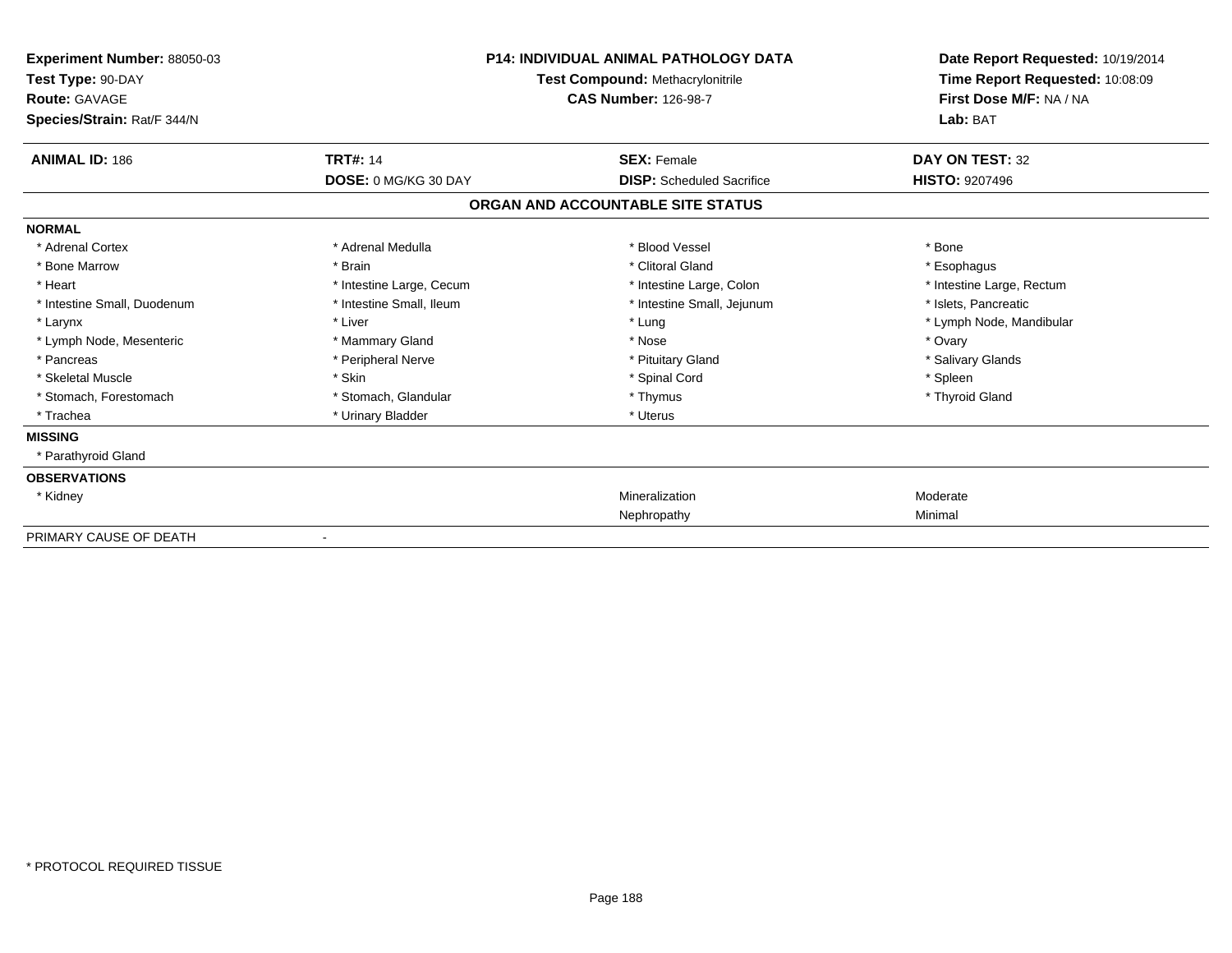**Experiment Number:** 88050-03
**Test Type:** 90-DAY
**Route:** GAVAGE
**Species/Strain:** Rat/F 344/N

**P14: INDIVIDUAL ANIMAL PATHOLOGY DATA**
**Test Compound:** Methacrylonitrile
**CAS Number:** 126-98-7

**Date Report Requested:** 10/19/2014
**Time Report Requested:** 10:08:09
**First Dose M/F:** NA / NA
**Lab:** BAT

| **ANIMAL ID:** 186 | **TRT#:** 14 | **SEX:** Female | **DAY ON TEST:** 32 |
|---|---|---|---|
| | **DOSE:** 0 MG/KG 30 DAY | **DISP:** Scheduled Sacrifice | **HISTO:** 9207496 |

**ORGAN AND ACCOUNTABLE SITE STATUS**

**NORMAL**

| | | | |
|---|---|---|---|
| * Adrenal Cortex | * Adrenal Medulla | * Blood Vessel | * Bone |
| * Bone Marrow | * Brain | * Clitoral Gland | * Esophagus |
| * Heart | * Intestine Large, Cecum | * Intestine Large, Colon | * Intestine Large, Rectum |
| * Intestine Small, Duodenum | * Intestine Small, Ileum | * Intestine Small, Jejunum | * Islets, Pancreatic |
| * Larynx | * Liver | * Lung | * Lymph Node, Mandibular |
| * Lymph Node, Mesenteric | * Mammary Gland | * Nose | * Ovary |
| * Pancreas | * Peripheral Nerve | * Pituitary Gland | * Salivary Glands |
| * Skeletal Muscle | * Skin | * Spinal Cord | * Spleen |
| * Stomach, Forestomach | * Stomach, Glandular | * Thymus | * Thyroid Gland |
| * Trachea | * Urinary Bladder | * Uterus | |

**MISSING**

* Parathyroid Gland

**OBSERVATIONS**

| | | | |
|---|---|---|---|
| * Kidney | | Mineralization | Moderate |
| | | Nephropathy | Minimal |

PRIMARY CAUSE OF DEATH -

* PROTOCOL REQUIRED TISSUE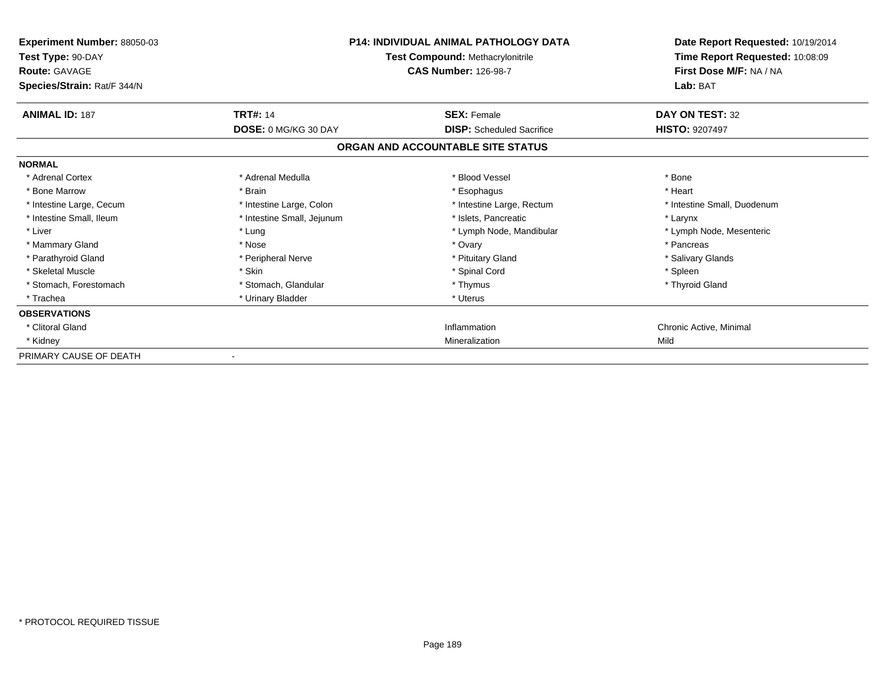**Experiment Number:** 88050-03
**Test Type:** 90-DAY
**Route:** GAVAGE
**Species/Strain:** Rat/F 344/N

**P14: INDIVIDUAL ANIMAL PATHOLOGY DATA**
**Test Compound:** Methacrylonitrile
**CAS Number:** 126-98-7

**Date Report Requested:** 10/19/2014
**Time Report Requested:** 10:08:09
**First Dose M/F:** NA / NA
**Lab:** BAT

| **ANIMAL ID:** 187 | **TRT#:** 14 | **SEX:** Female | **DAY ON TEST:** 32 |
|---|---|---|---|
| | **DOSE:** 0 MG/KG 30 DAY | **DISP:** Scheduled Sacrifice | **HISTO:** 9207497 |

**ORGAN AND ACCOUNTABLE SITE STATUS**

| | | | |
|---|---|---|---|
| **NORMAL** | | | |
| * Adrenal Cortex | * Adrenal Medulla | * Blood Vessel | * Bone |
| * Bone Marrow | * Brain | * Esophagus | * Heart |
| * Intestine Large, Cecum | * Intestine Large, Colon | * Intestine Large, Rectum | * Intestine Small, Duodenum |
| * Intestine Small, Ileum | * Intestine Small, Jejunum | * Islets, Pancreatic | * Larynx |
| * Liver | * Lung | * Lymph Node, Mandibular | * Lymph Node, Mesenteric |
| * Mammary Gland | * Nose | * Ovary | * Pancreas |
| * Parathyroid Gland | * Peripheral Nerve | * Pituitary Gland | * Salivary Glands |
| * Skeletal Muscle | * Skin | * Spinal Cord | * Spleen |
| * Stomach, Forestomach | * Stomach, Glandular | * Thymus | * Thyroid Gland |
| * Trachea | * Urinary Bladder | * Uterus | |
| **OBSERVATIONS** | | | |
| * Clitoral Gland | | Inflammation | Chronic Active, Minimal |
| * Kidney | | Mineralization | Mild |
| PRIMARY CAUSE OF DEATH | - | | |

* PROTOCOL REQUIRED TISSUE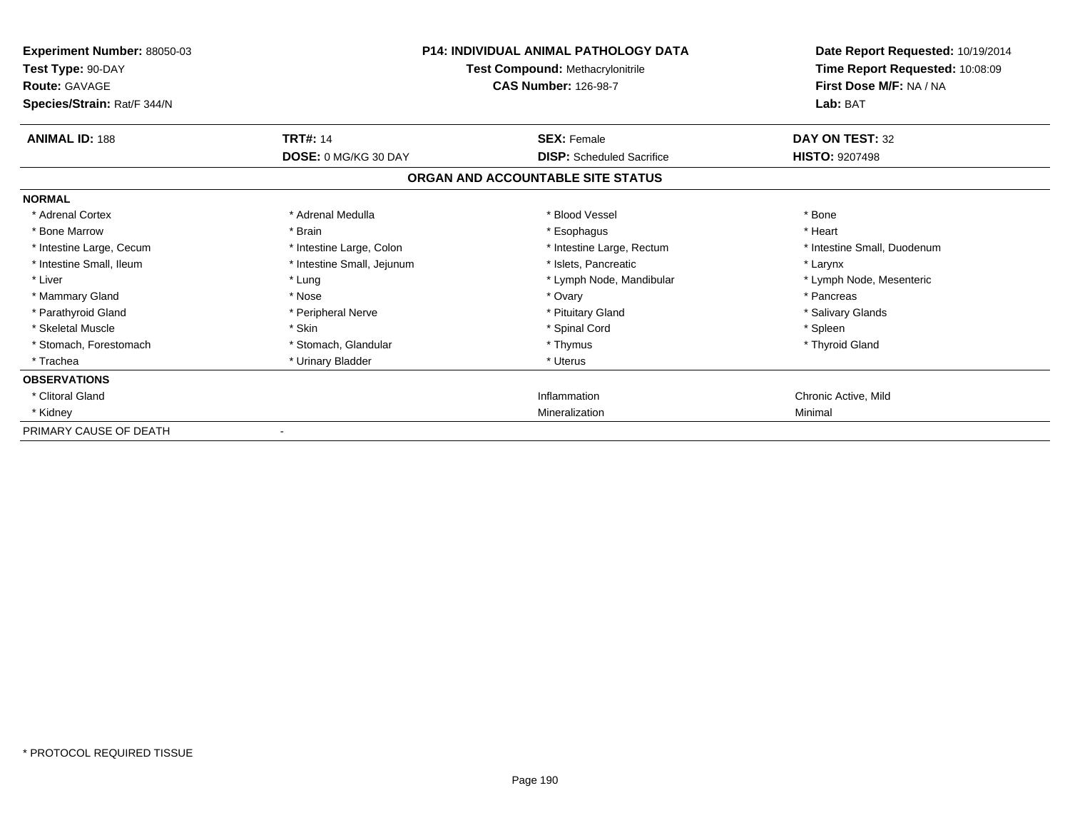**Experiment Number:** 88050-03
**Test Type:** 90-DAY
**Route:** GAVAGE
**Species/Strain:** Rat/F 344/N

**P14: INDIVIDUAL ANIMAL PATHOLOGY DATA**
**Test Compound:** Methacrylonitrile
**CAS Number:** 126-98-7

**Date Report Requested:** 10/19/2014
**Time Report Requested:** 10:08:09
**First Dose M/F:** NA / NA
**Lab:** BAT

| **ANIMAL ID:** 188 | **TRT#:** 14 | **SEX:** Female | **DAY ON TEST:** 32 |
|---|---|---|---|
| | **DOSE:** 0 MG/KG 30 DAY | **DISP:** Scheduled Sacrifice | **HISTO:** 9207498 |

**ORGAN AND ACCOUNTABLE SITE STATUS**

| | | | |
|---|---|---|---|
| **NORMAL** | | | |
| * Adrenal Cortex | * Adrenal Medulla | * Blood Vessel | * Bone |
| * Bone Marrow | * Brain | * Esophagus | * Heart |
| * Intestine Large, Cecum | * Intestine Large, Colon | * Intestine Large, Rectum | * Intestine Small, Duodenum |
| * Intestine Small, Ileum | * Intestine Small, Jejunum | * Islets, Pancreatic | * Larynx |
| * Liver | * Lung | * Lymph Node, Mandibular | * Lymph Node, Mesenteric |
| * Mammary Gland | * Nose | * Ovary | * Pancreas |
| * Parathyroid Gland | * Peripheral Nerve | * Pituitary Gland | * Salivary Glands |
| * Skeletal Muscle | * Skin | * Spinal Cord | * Spleen |
| * Stomach, Forestomach | * Stomach, Glandular | * Thymus | * Thyroid Gland |
| * Trachea | * Urinary Bladder | * Uterus | |
| **OBSERVATIONS** | | | |
| * Clitoral Gland | | Inflammation | Chronic Active, Mild |
| * Kidney | | Mineralization | Minimal |
| PRIMARY CAUSE OF DEATH | - | | |

* PROTOCOL REQUIRED TISSUE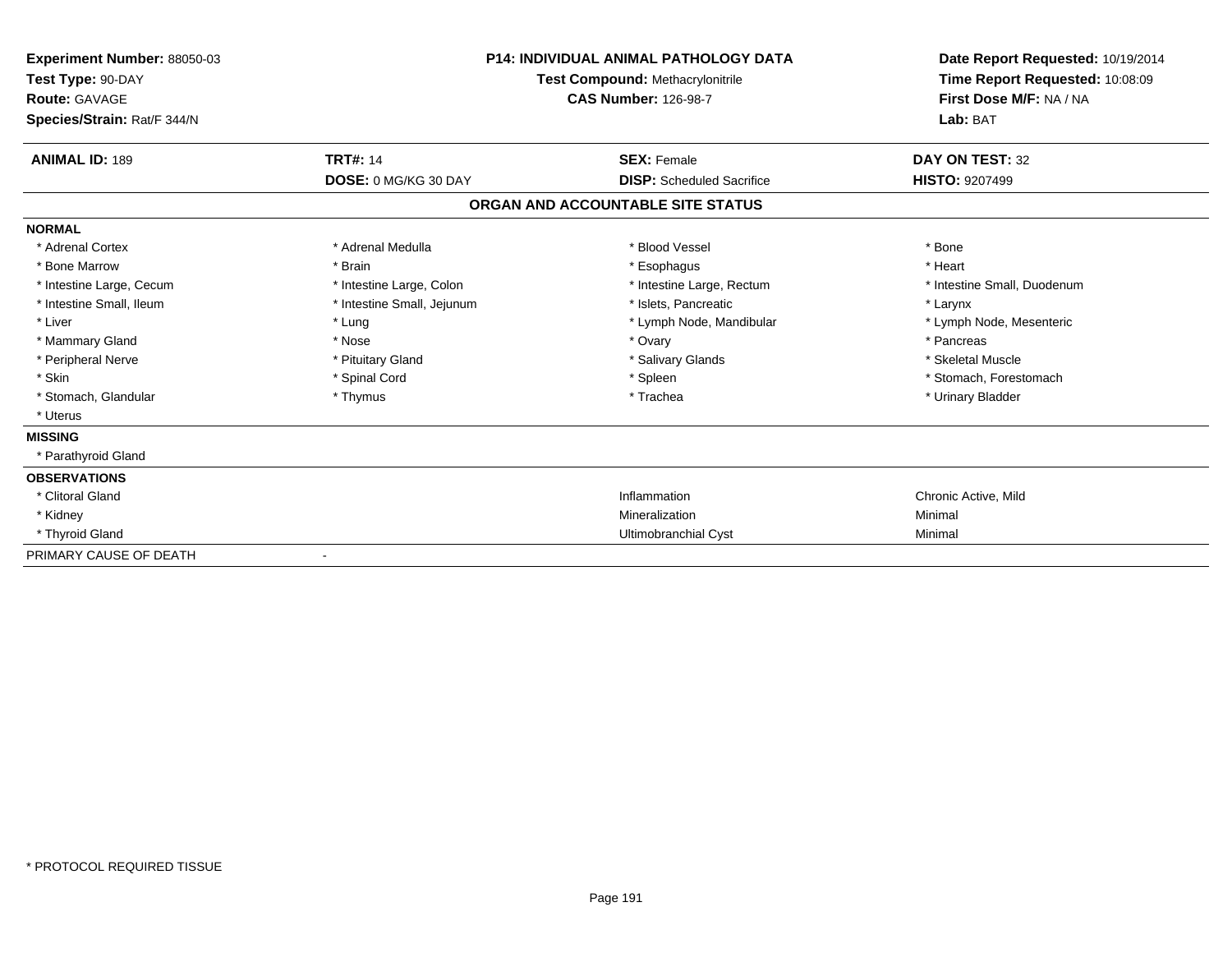**Experiment Number:** 88050-03
**Test Type:** 90-DAY
**Route:** GAVAGE
**Species/Strain:** Rat/F 344/N

**P14: INDIVIDUAL ANIMAL PATHOLOGY DATA**
**Test Compound:** Methacrylonitrile
**CAS Number:** 126-98-7

**Date Report Requested:** 10/19/2014
**Time Report Requested:** 10:08:09
**First Dose M/F:** NA / NA
**Lab:** BAT

| **ANIMAL ID:** 189 | **TRT#:** 14 | **SEX:** Female | **DAY ON TEST:** 32 |
|---|---|---|---|
| | **DOSE:** 0 MG/KG 30 DAY | **DISP:** Scheduled Sacrifice | **HISTO:** 9207499 |

## ORGAN AND ACCOUNTABLE SITE STATUS

**NORMAL**

| | | | |
|---|---|---|---|
| * Adrenal Cortex | * Adrenal Medulla | * Blood Vessel | * Bone |
| * Bone Marrow | * Brain | * Esophagus | * Heart |
| * Intestine Large, Cecum | * Intestine Large, Colon | * Intestine Large, Rectum | * Intestine Small, Duodenum |
| * Intestine Small, Ileum | * Intestine Small, Jejunum | * Islets, Pancreatic | * Larynx |
| * Liver | * Lung | * Lymph Node, Mandibular | * Lymph Node, Mesenteric |
| * Mammary Gland | * Nose | * Ovary | * Pancreas |
| * Peripheral Nerve | * Pituitary Gland | * Salivary Glands | * Skeletal Muscle |
| * Skin | * Spinal Cord | * Spleen | * Stomach, Forestomach |
| * Stomach, Glandular | * Thymus | * Trachea | * Urinary Bladder |
| * Uterus | | | |

**MISSING**

* Parathyroid Gland

**OBSERVATIONS**

| | | |
|---|---|---|
| * Clitoral Gland | Inflammation | Chronic Active, Mild |
| * Kidney | Mineralization | Minimal |
| * Thyroid Gland | Ultimobranchial Cyst | Minimal |

PRIMARY CAUSE OF DEATH -

* PROTOCOL REQUIRED TISSUE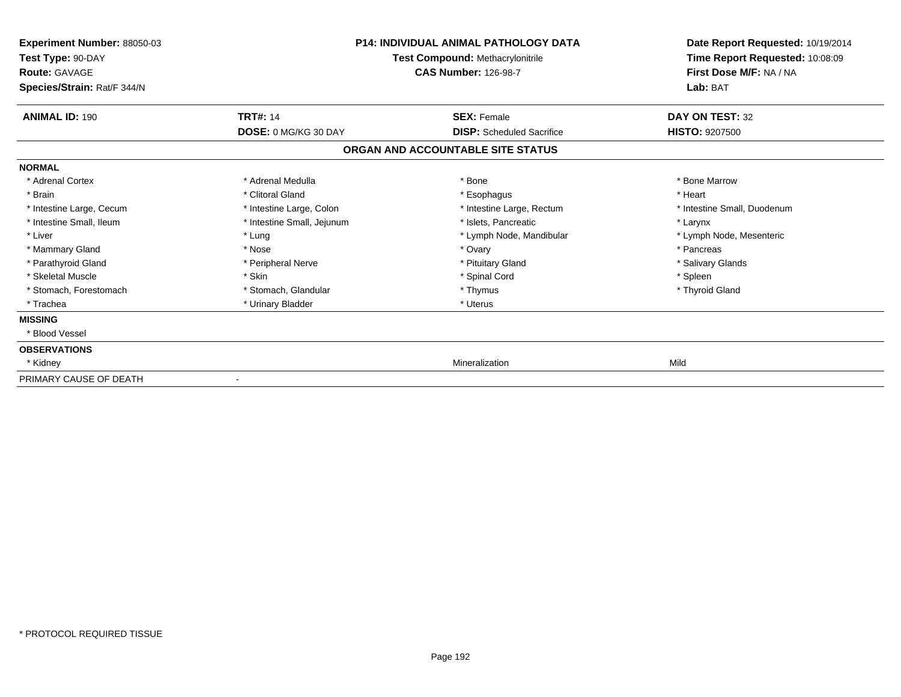**Experiment Number:** 88050-03
**Test Type:** 90-DAY
**Route:** GAVAGE
**Species/Strain:** Rat/F 344/N

**P14: INDIVIDUAL ANIMAL PATHOLOGY DATA**
**Test Compound:** Methacrylonitrile
**CAS Number:** 126-98-7

**Date Report Requested:** 10/19/2014
**Time Report Requested:** 10:08:09
**First Dose M/F:** NA / NA
**Lab:** BAT

| **ANIMAL ID:** 190 | **TRT#:** 14 | **SEX:** Female | **DAY ON TEST:** 32 |
|---|---|---|---|
| | **DOSE:** 0 MG/KG 30 DAY | **DISP:** Scheduled Sacrifice | **HISTO:** 9207500 |

**ORGAN AND ACCOUNTABLE SITE STATUS**

| | | | |
|---|---|---|---|
| **NORMAL** | | | |
| * Adrenal Cortex | * Adrenal Medulla | * Bone | * Bone Marrow |
| * Brain | * Clitoral Gland | * Esophagus | * Heart |
| * Intestine Large, Cecum | * Intestine Large, Colon | * Intestine Large, Rectum | * Intestine Small, Duodenum |
| * Intestine Small, Ileum | * Intestine Small, Jejunum | * Islets, Pancreatic | * Larynx |
| * Liver | * Lung | * Lymph Node, Mandibular | * Lymph Node, Mesenteric |
| * Mammary Gland | * Nose | * Ovary | * Pancreas |
| * Parathyroid Gland | * Peripheral Nerve | * Pituitary Gland | * Salivary Glands |
| * Skeletal Muscle | * Skin | * Spinal Cord | * Spleen |
| * Stomach, Forestomach | * Stomach, Glandular | * Thymus | * Thyroid Gland |
| * Trachea | * Urinary Bladder | * Uterus | |
| **MISSING** | | | |
| * Blood Vessel | | | |
| **OBSERVATIONS** | | | |
| * Kidney | | Mineralization | Mild |
| PRIMARY CAUSE OF DEATH | - | | |

* PROTOCOL REQUIRED TISSUE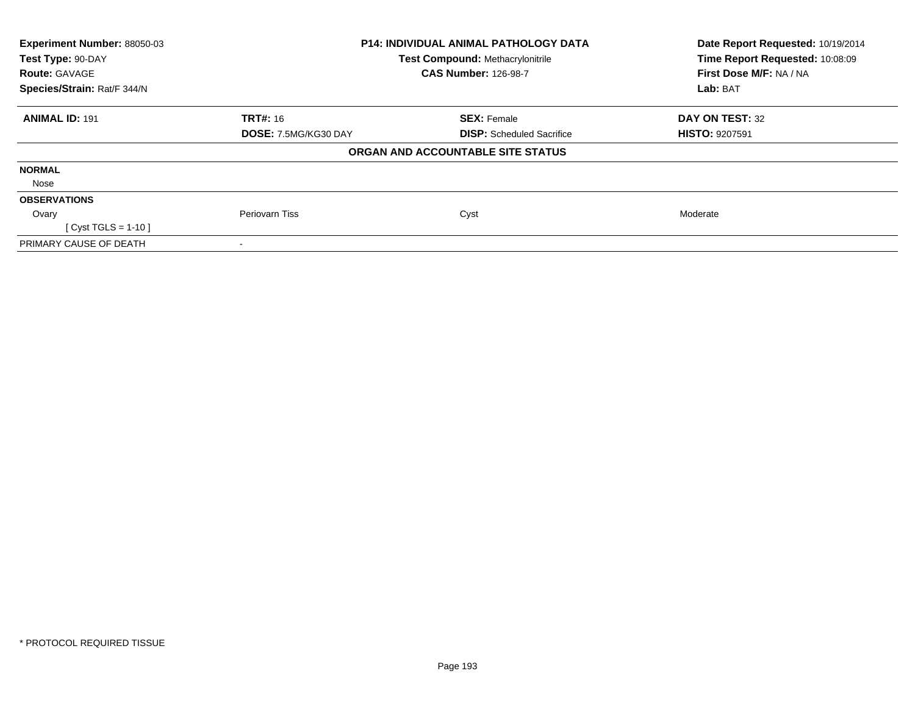**Experiment Number:** 88050-03
**Test Type:** 90-DAY
**Route:** GAVAGE
**Species/Strain:** Rat/F 344/N

**P14: INDIVIDUAL ANIMAL PATHOLOGY DATA**
**Test Compound:** Methacrylonitrile
**CAS Number:** 126-98-7

**Date Report Requested:** 10/19/2014
**Time Report Requested:** 10:08:09
**First Dose M/F:** NA / NA
**Lab:** BAT

| **ANIMAL ID:** 191 | **TRT#:** 16 | **SEX:** Female | **DAY ON TEST:** 32 |
|---|---|---|---|
| | **DOSE:** 7.5MG/KG30 DAY | **DISP:** Scheduled Sacrifice | **HISTO:** 9207591 |

**ORGAN AND ACCOUNTABLE SITE STATUS**

| | | | |
|---|---|---|---|
| **NORMAL** | | | |
| Nose | | | |
| **OBSERVATIONS** | | | |
| Ovary | Periovarn Tiss | Cyst | Moderate |
| [ Cyst TGLS = 1-10 ] | | | |
| PRIMARY CAUSE OF DEATH | - | | |

* PROTOCOL REQUIRED TISSUE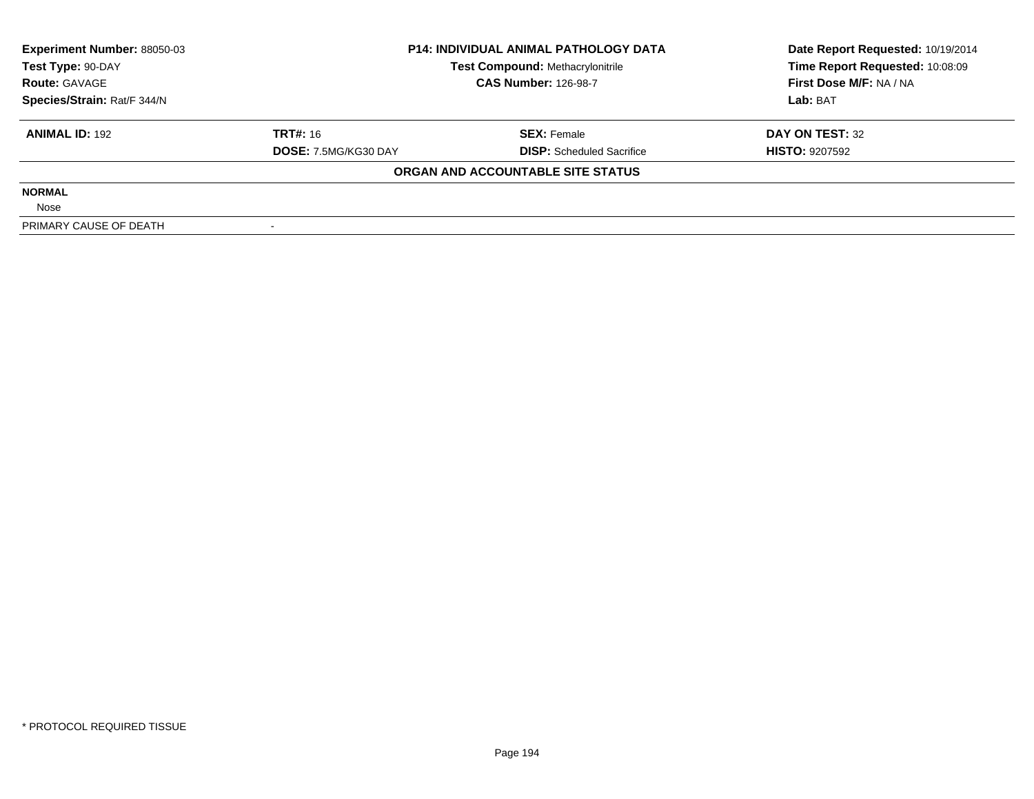| **Experiment Number:** 88050-03 | **P14: INDIVIDUAL ANIMAL PATHOLOGY DATA** | | **Date Report Requested:** 10/19/2014 |
|---|---|---|---|
| **Test Type:** 90-DAY | **Test Compound:** Methacrylonitrile | | **Time Report Requested:** 10:08:09 |
| **Route:** GAVAGE | **CAS Number:** 126-98-7 | | **First Dose M/F:** NA / NA |
| **Species/Strain:** Rat/F 344/N | | | **Lab:** BAT |

| **ANIMAL ID:** 192 | **TRT#:** 16 | **SEX:** Female | **DAY ON TEST:** 32 |
|---|---|---|---|
| | **DOSE:** 7.5MG/KG30 DAY | **DISP:** Scheduled Sacrifice | **HISTO:** 9207592 |

**ORGAN AND ACCOUNTABLE SITE STATUS**

| | |
|---|---|
| **NORMAL** | |
| Nose | |
| PRIMARY CAUSE OF DEATH | - |

* PROTOCOL REQUIRED TISSUE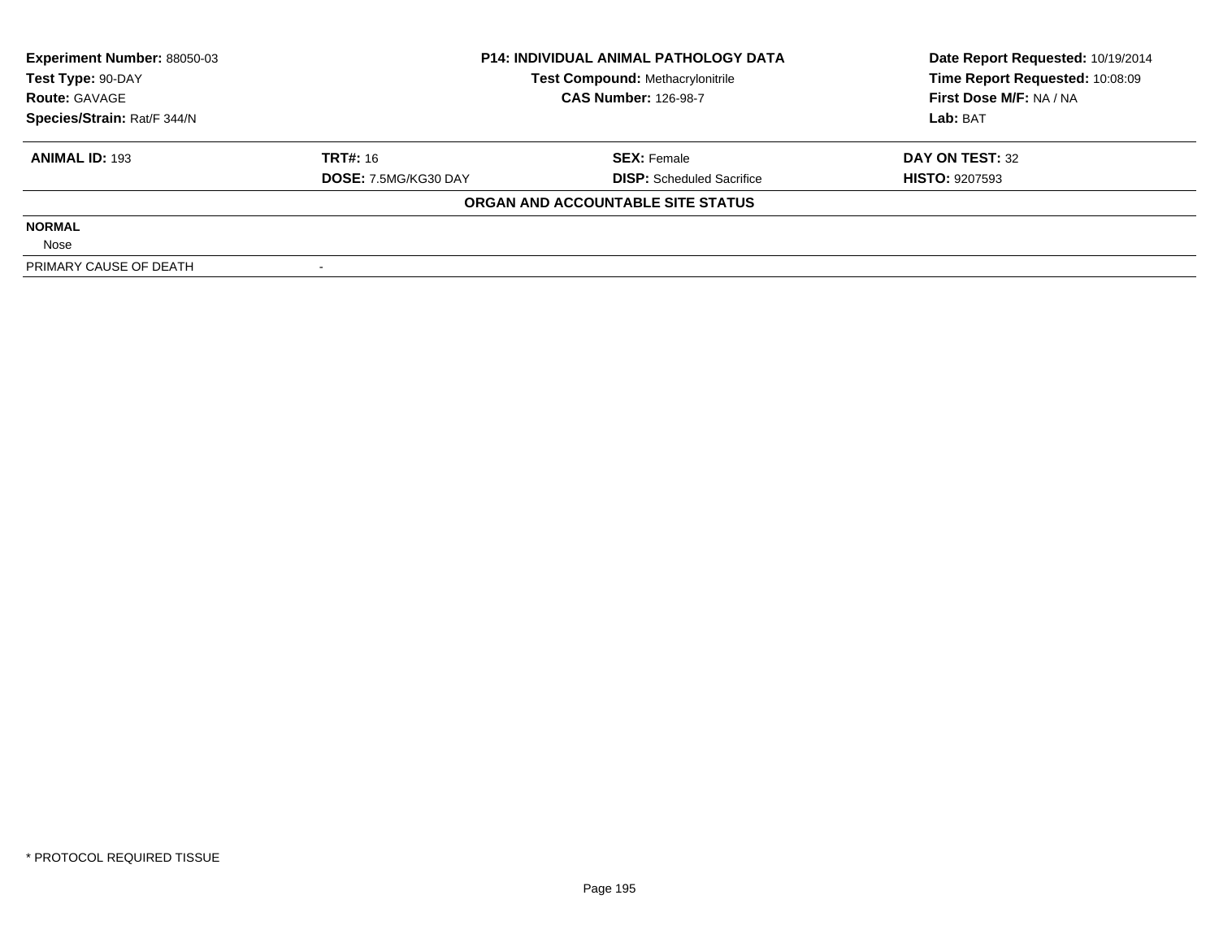**Experiment Number:** 88050-03
**Test Type:** 90-DAY
**Route:** GAVAGE
**Species/Strain:** Rat/F 344/N

**P14: INDIVIDUAL ANIMAL PATHOLOGY DATA**
**Test Compound:** Methacrylonitrile
**CAS Number:** 126-98-7

**Date Report Requested:** 10/19/2014
**Time Report Requested:** 10:08:09
**First Dose M/F:** NA / NA
**Lab:** BAT

| **ANIMAL ID:** 193 | **TRT#:** 16 | **SEX:** Female | **DAY ON TEST:** 32 |
|---|---|---|---|
| | **DOSE:** 7.5MG/KG30 DAY | **DISP:** Scheduled Sacrifice | **HISTO:** 9207593 |

**ORGAN AND ACCOUNTABLE SITE STATUS**

| | |
|---|---|
| **NORMAL** | |
| Nose | |
| PRIMARY CAUSE OF DEATH | - |

* PROTOCOL REQUIRED TISSUE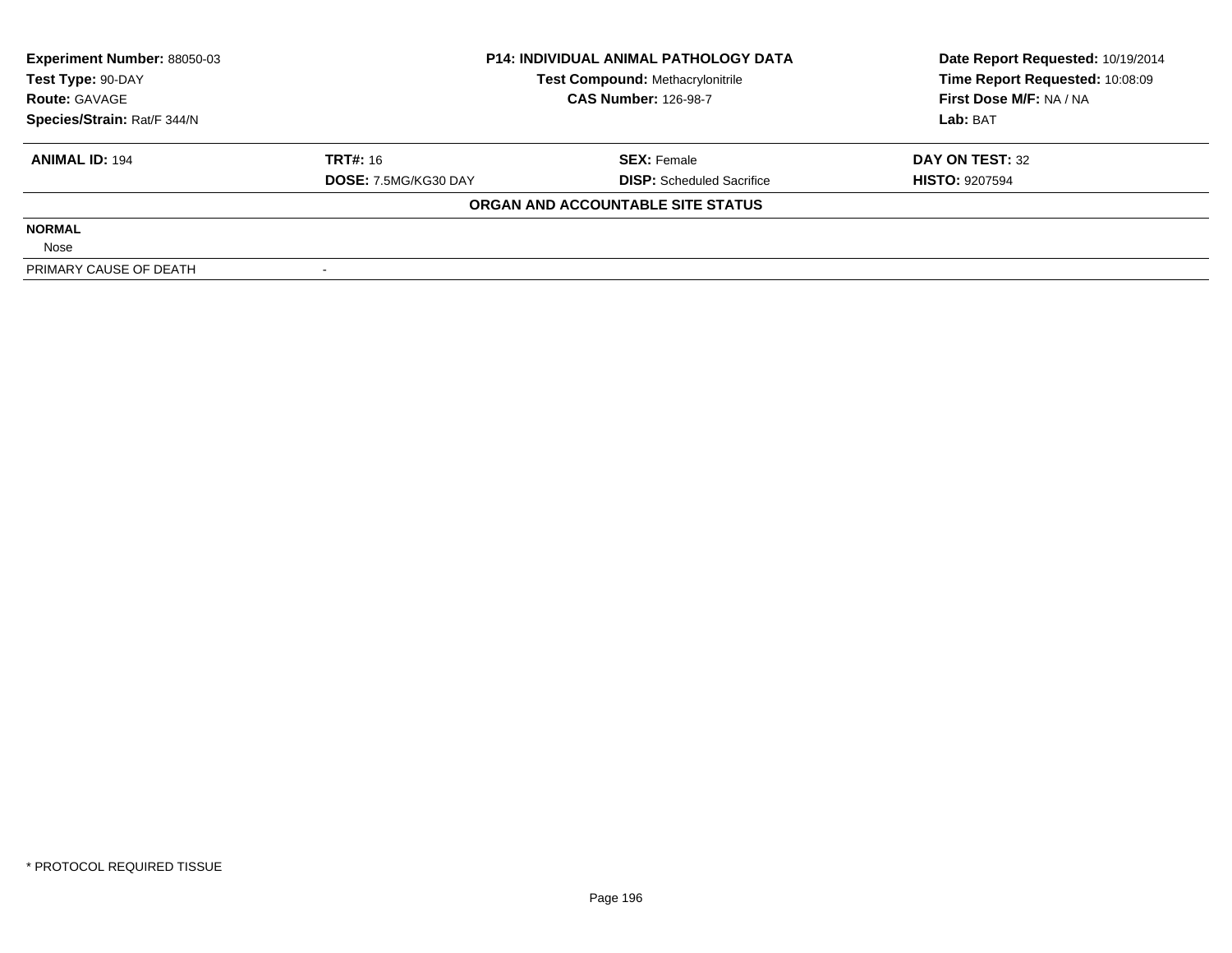**Experiment Number:** 88050-03
**Test Type:** 90-DAY
**Route:** GAVAGE
**Species/Strain:** Rat/F 344/N

**P14: INDIVIDUAL ANIMAL PATHOLOGY DATA**
**Test Compound:** Methacrylonitrile
**CAS Number:** 126-98-7

**Date Report Requested:** 10/19/2014
**Time Report Requested:** 10:08:09
**First Dose M/F:** NA / NA
**Lab:** BAT

| **ANIMAL ID:** 194 | **TRT#:** 16 | **SEX:** Female | **DAY ON TEST:** 32 |
|---|---|---|---|
| | **DOSE:** 7.5MG/KG30 DAY | **DISP:** Scheduled Sacrifice | **HISTO:** 9207594 |

**ORGAN AND ACCOUNTABLE SITE STATUS**

| | |
|---|---|
| **NORMAL** | |
| Nose | |
| PRIMARY CAUSE OF DEATH | - |

\* PROTOCOL REQUIRED TISSUE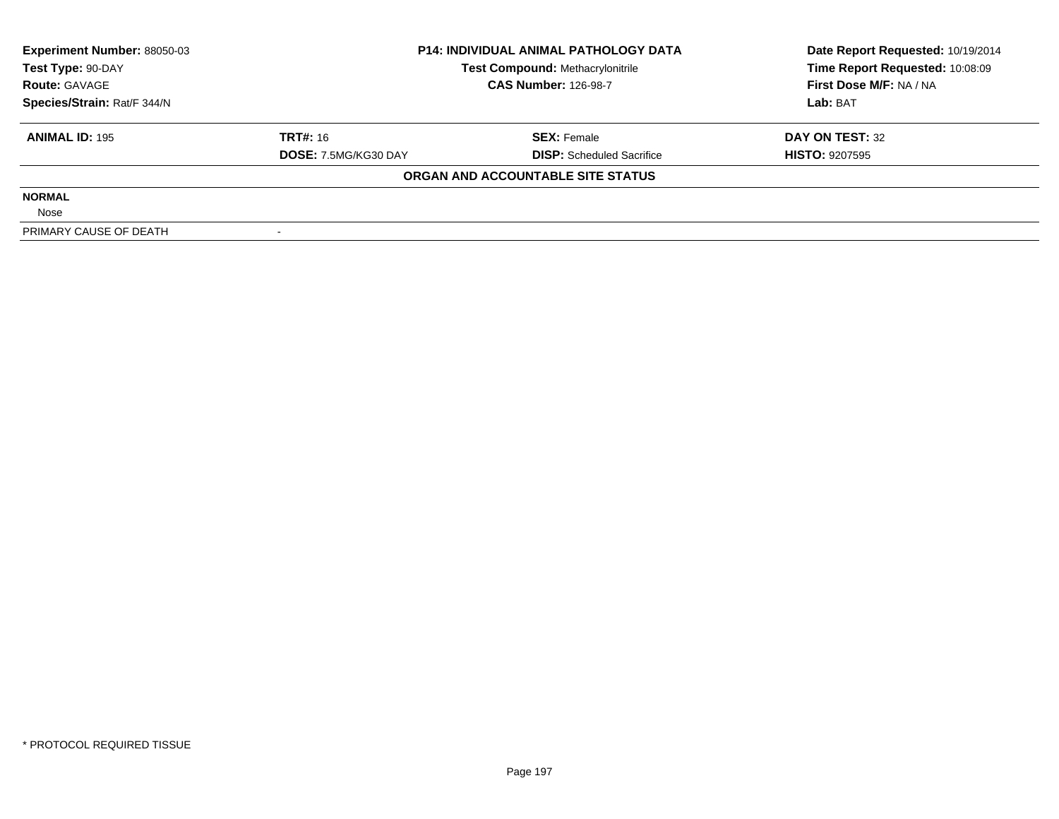| **Experiment Number:** 88050-03 | **P14: INDIVIDUAL ANIMAL PATHOLOGY DATA** | **Date Report Requested:** 10/19/2014 |
|---|---|---|
| **Test Type:** 90-DAY | **Test Compound:** Methacrylonitrile | **Time Report Requested:** 10:08:09 |
| **Route:** GAVAGE | **CAS Number:** 126-98-7 | **First Dose M/F:** NA / NA |
| **Species/Strain:** Rat/F 344/N | | **Lab:** BAT |

| **ANIMAL ID:** 195 | **TRT#:** 16 | **SEX:** Female | **DAY ON TEST:** 32 |
|---|---|---|---|
| | **DOSE:** 7.5MG/KG30 DAY | **DISP:** Scheduled Sacrifice | **HISTO:** 9207595 |

**ORGAN AND ACCOUNTABLE SITE STATUS**

| | |
|---|---|
| **NORMAL** | |
| Nose | |
| PRIMARY CAUSE OF DEATH | - |

* PROTOCOL REQUIRED TISSUE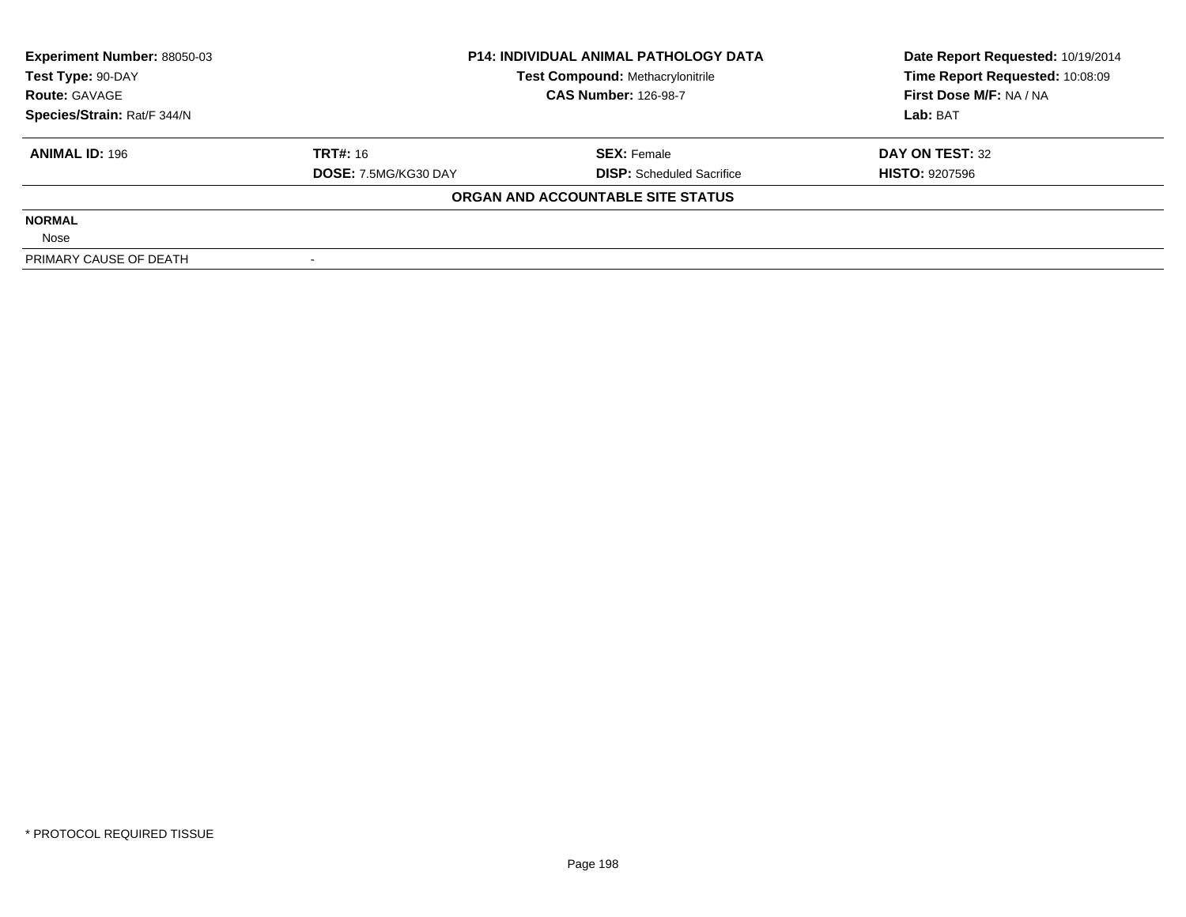| Experiment Number: 88050-03 | P14: INDIVIDUAL ANIMAL PATHOLOGY DATA | Date Report Requested: 10/19/2014 |
|---|---|---|
| Test Type: 90-DAY | Test Compound: Methacrylonitrile | Time Report Requested: 10:08:09 |
| Route: GAVAGE | CAS Number: 126-98-7 | First Dose M/F: NA / NA |
| Species/Strain: Rat/F 344/N | | Lab: BAT |

| ANIMAL ID: 196 | TRT#: 16 | SEX: Female | DAY ON TEST: 32 |
|---|---|---|---|
| | DOSE: 7.5MG/KG30 DAY | DISP: Scheduled Sacrifice | HISTO: 9207596 |

**ORGAN AND ACCOUNTABLE SITE STATUS**

**NORMAL**

Nose

| PRIMARY CAUSE OF DEATH | - |
|---|---|

* PROTOCOL REQUIRED TISSUE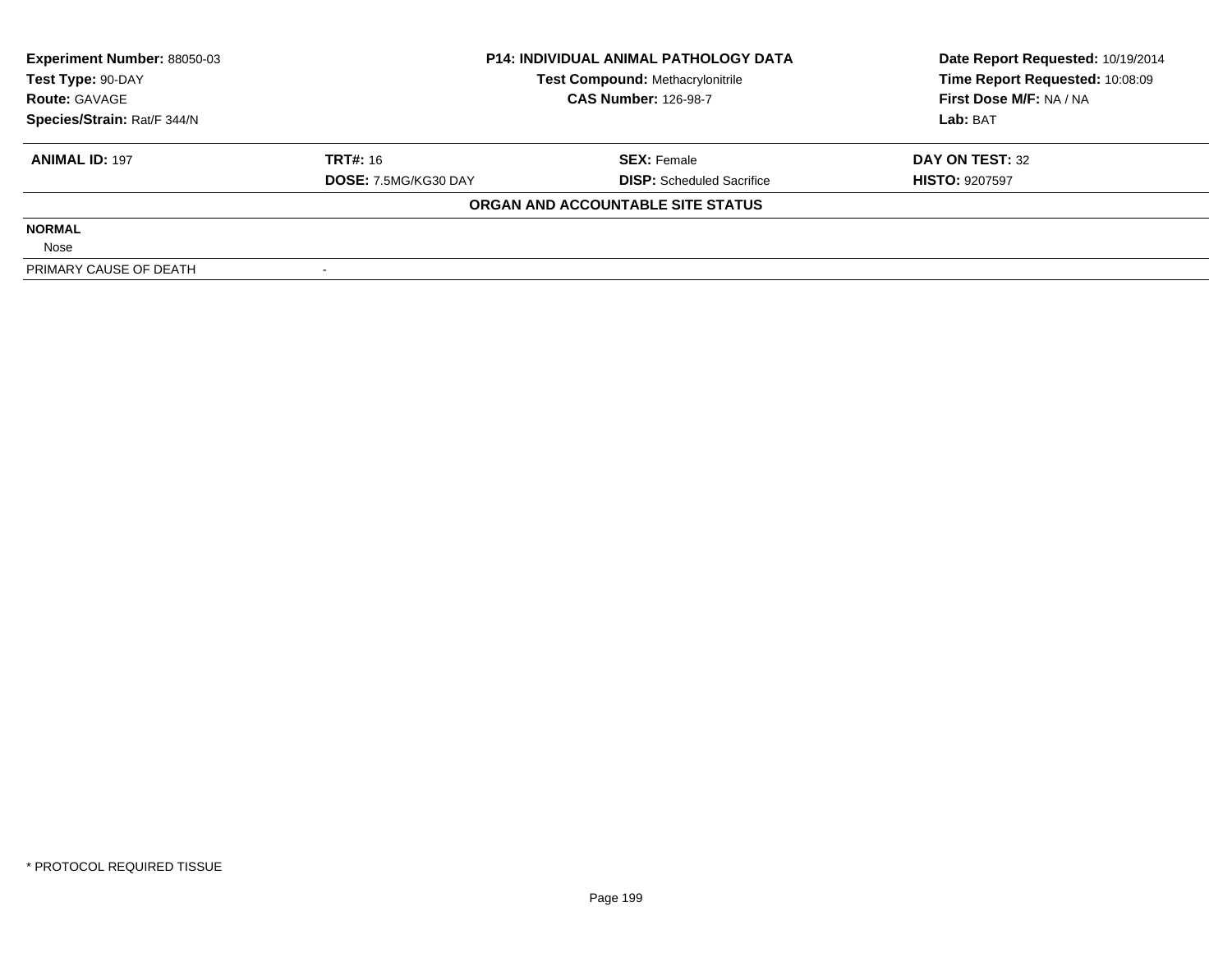| **Experiment Number:** 88050-03 | **P14: INDIVIDUAL ANIMAL PATHOLOGY DATA** | **Date Report Requested:** 10/19/2014 |
|---|---|---|
| **Test Type:** 90-DAY | **Test Compound:** Methacrylonitrile | **Time Report Requested:** 10:08:09 |
| **Route:** GAVAGE | **CAS Number:** 126-98-7 | **First Dose M/F:** NA / NA |
| **Species/Strain:** Rat/F 344/N | | **Lab:** BAT |

| **ANIMAL ID:** 197 | **TRT#:** 16 | **SEX:** Female | **DAY ON TEST:** 32 |
|---|---|---|---|
| | **DOSE:** 7.5MG/KG30 DAY | **DISP:** Scheduled Sacrifice | **HISTO:** 9207597 |

**ORGAN AND ACCOUNTABLE SITE STATUS**

**NORMAL**

Nose

| PRIMARY CAUSE OF DEATH | - |
|---|---|

\* PROTOCOL REQUIRED TISSUE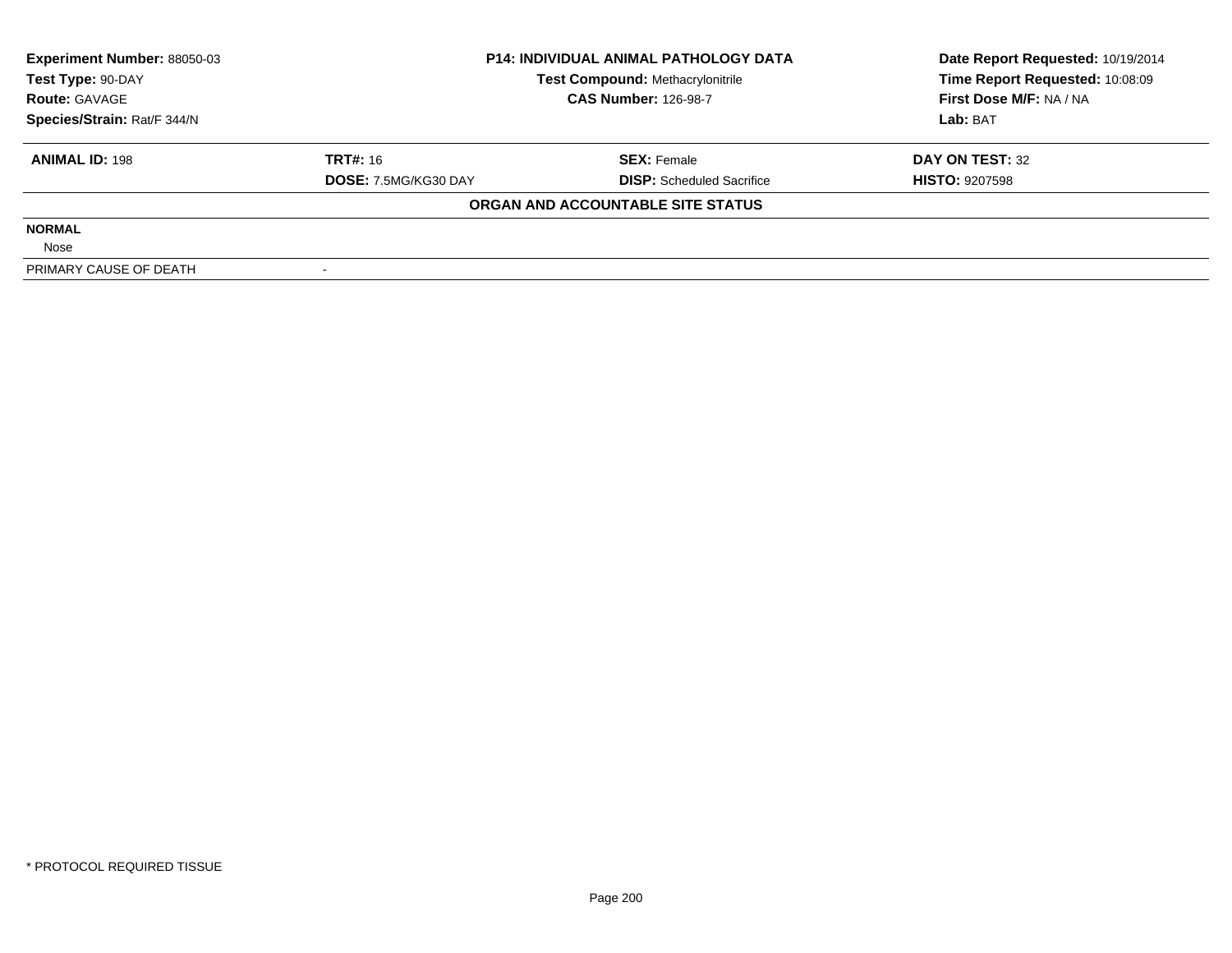| **Experiment Number:** 88050-03 | **P14: INDIVIDUAL ANIMAL PATHOLOGY DATA** | **Date Report Requested:** 10/19/2014 |
|---|---|---|
| **Test Type:** 90-DAY | **Test Compound:** Methacrylonitrile | **Time Report Requested:** 10:08:09 |
| **Route:** GAVAGE | **CAS Number:** 126-98-7 | **First Dose M/F:** NA / NA |
| **Species/Strain:** Rat/F 344/N | | **Lab:** BAT |

| **ANIMAL ID:** 198 | **TRT#:** 16 | **SEX:** Female | **DAY ON TEST:** 32 |
|---|---|---|---|
| | **DOSE:** 7.5MG/KG30 DAY | **DISP:** Scheduled Sacrifice | **HISTO:** 9207598 |

**ORGAN AND ACCOUNTABLE SITE STATUS**

**NORMAL**

Nose

| PRIMARY CAUSE OF DEATH | - |
|---|---|

\* PROTOCOL REQUIRED TISSUE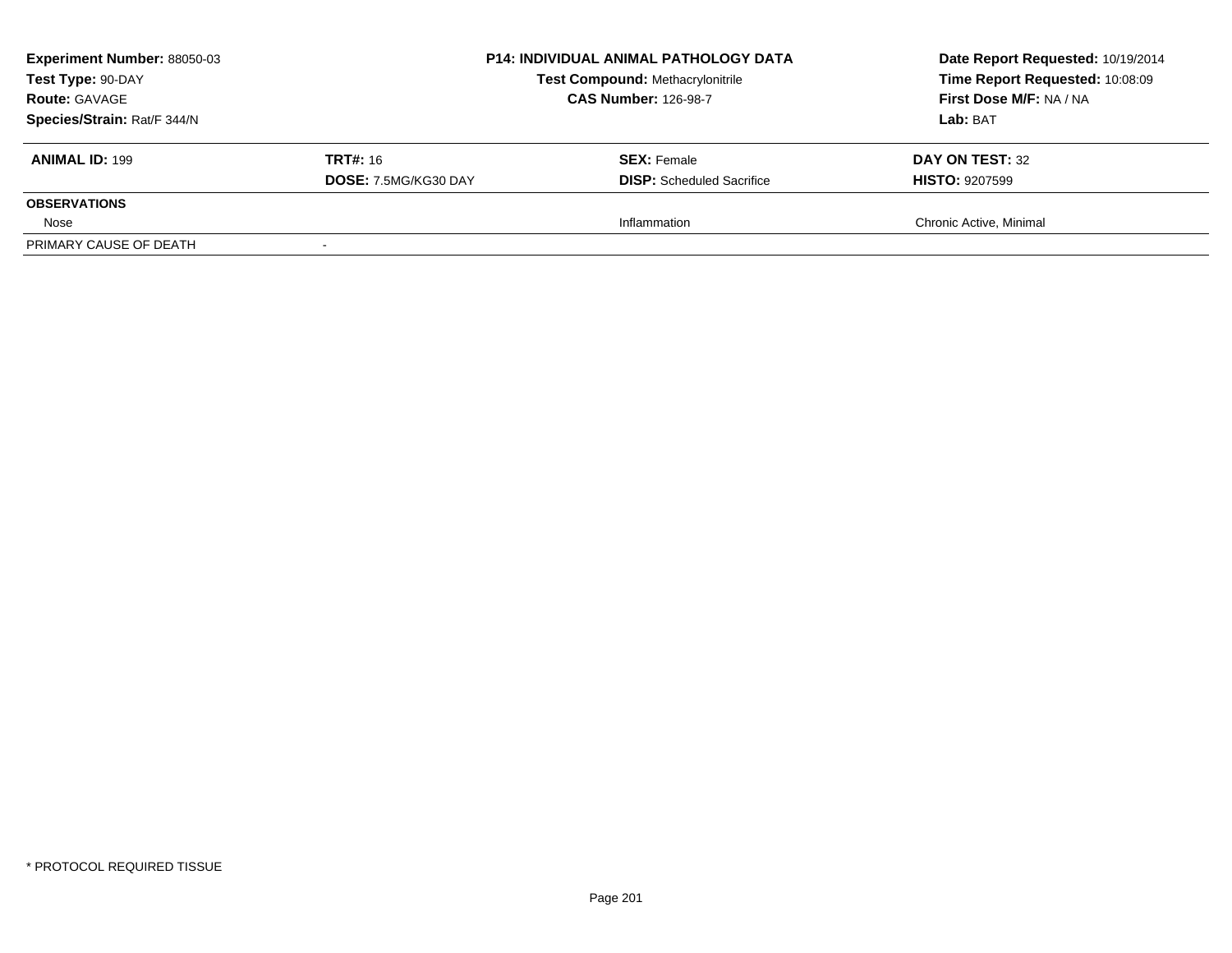**Experiment Number:** 88050-03
**Test Type:** 90-DAY
**Route:** GAVAGE
**Species/Strain:** Rat/F 344/N

**P14: INDIVIDUAL ANIMAL PATHOLOGY DATA**
**Test Compound:** Methacrylonitrile
**CAS Number:** 126-98-7

**Date Report Requested:** 10/19/2014
**Time Report Requested:** 10:08:09
**First Dose M/F:** NA / NA
**Lab:** BAT

| **ANIMAL ID:** 199 | **TRT#:** 16 | **SEX:** Female | **DAY ON TEST:** 32 |
|---|---|---|---|
| | **DOSE:** 7.5MG/KG30 DAY | **DISP:** Scheduled Sacrifice | **HISTO:** 9207599 |
| **OBSERVATIONS** | | | |
| Nose | | Inflammation | Chronic Active, Minimal |
| PRIMARY CAUSE OF DEATH | - | | |

\* PROTOCOL REQUIRED TISSUE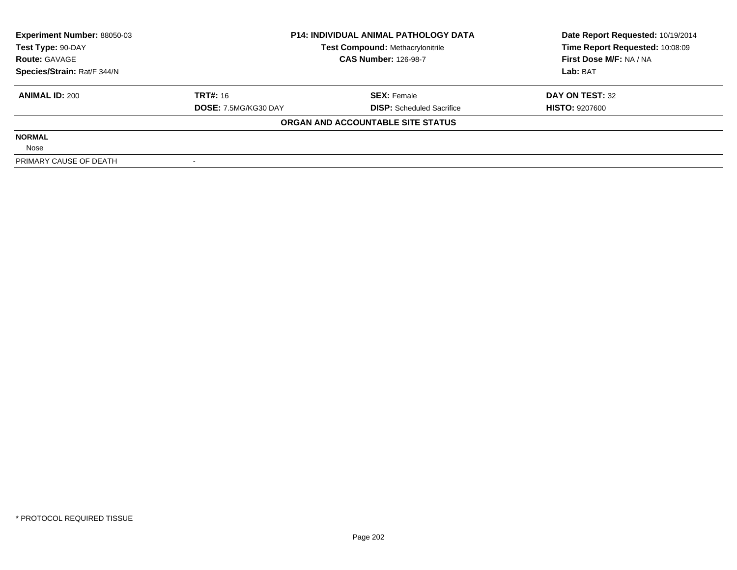**Experiment Number:** 88050-03
**Test Type:** 90-DAY
**Route:** GAVAGE
**Species/Strain:** Rat/F 344/N

**P14: INDIVIDUAL ANIMAL PATHOLOGY DATA**
**Test Compound:** Methacrylonitrile
**CAS Number:** 126-98-7

**Date Report Requested:** 10/19/2014
**Time Report Requested:** 10:08:09
**First Dose M/F:** NA / NA
**Lab:** BAT

| **ANIMAL ID:** 200 | **TRT#:** 16 | **SEX:** Female | **DAY ON TEST:** 32 |
|---|---|---|---|
| | **DOSE:** 7.5MG/KG30 DAY | **DISP:** Scheduled Sacrifice | **HISTO:** 9207600 |

**ORGAN AND ACCOUNTABLE SITE STATUS**

| | |
|---|---|
| **NORMAL** | |
| Nose | |
| PRIMARY CAUSE OF DEATH | - |

* PROTOCOL REQUIRED TISSUE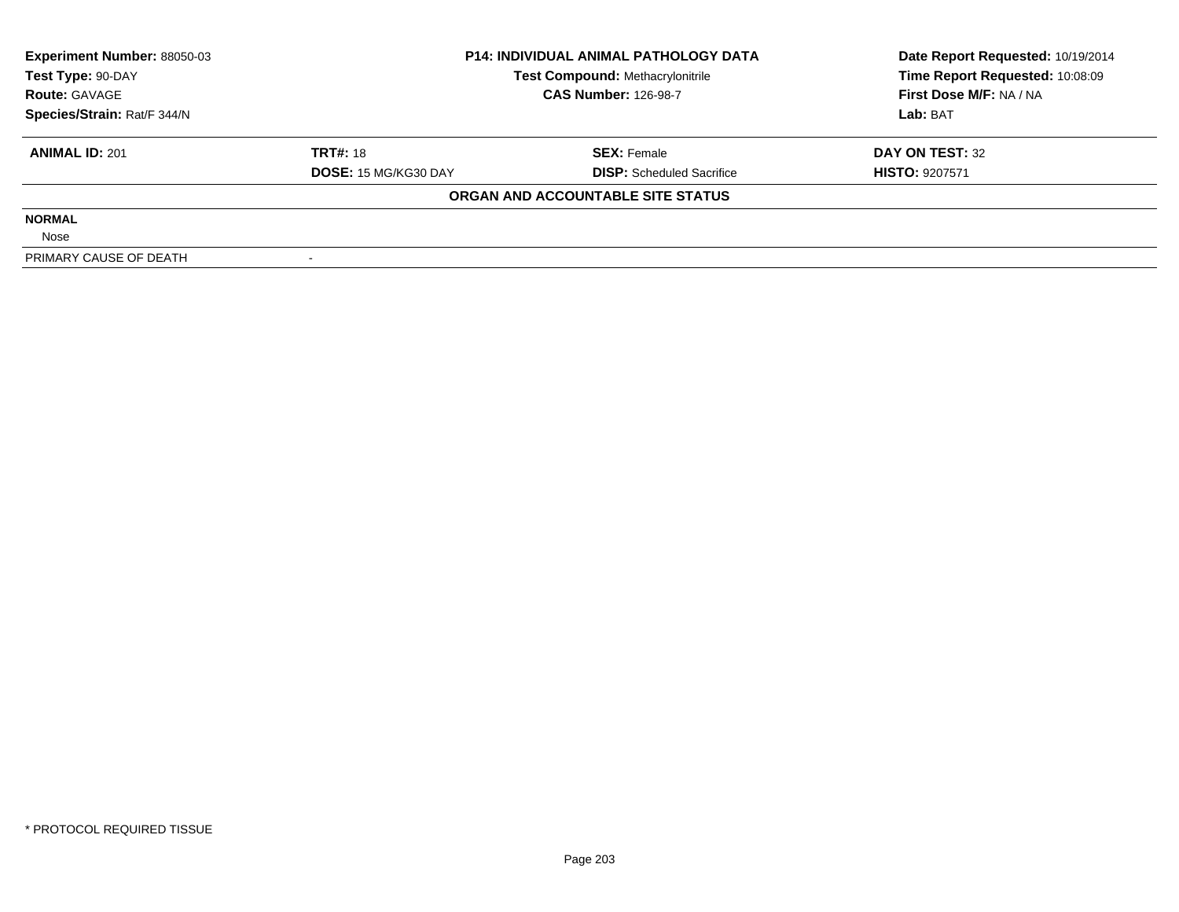**Experiment Number:** 88050-03
**Test Type:** 90-DAY
**Route:** GAVAGE
**Species/Strain:** Rat/F 344/N

**P14: INDIVIDUAL ANIMAL PATHOLOGY DATA**
**Test Compound:** Methacrylonitrile
**CAS Number:** 126-98-7

**Date Report Requested:** 10/19/2014
**Time Report Requested:** 10:08:09
**First Dose M/F:** NA / NA
**Lab:** BAT

| **ANIMAL ID:** 201 | **TRT#:** 18 | **SEX:** Female | **DAY ON TEST:** 32 |
|---|---|---|---|
| | **DOSE:** 15 MG/KG30 DAY | **DISP:** Scheduled Sacrifice | **HISTO:** 9207571 |

**ORGAN AND ACCOUNTABLE SITE STATUS**

**NORMAL**

Nose

| PRIMARY CAUSE OF DEATH | - |
|---|---|

* PROTOCOL REQUIRED TISSUE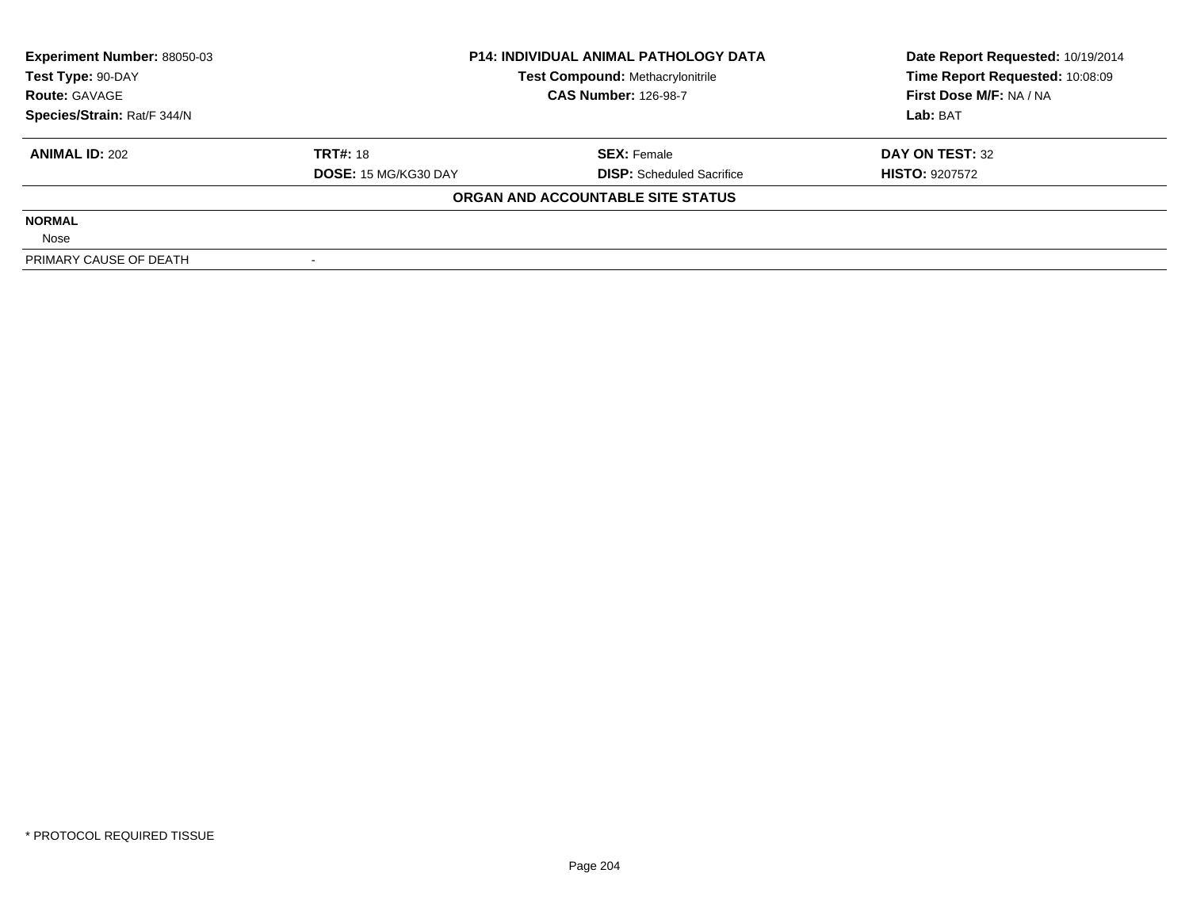| **Experiment Number:** 88050-03 | **P14: INDIVIDUAL ANIMAL PATHOLOGY DATA** | **Date Report Requested:** 10/19/2014 |
|---|---|---|
| **Test Type:** 90-DAY | **Test Compound:** Methacrylonitrile | **Time Report Requested:** 10:08:09 |
| **Route:** GAVAGE | **CAS Number:** 126-98-7 | **First Dose M/F:** NA / NA |
| **Species/Strain:** Rat/F 344/N | | **Lab:** BAT |

| **ANIMAL ID:** 202 | **TRT#:** 18 | **SEX:** Female | **DAY ON TEST:** 32 |
|---|---|---|---|
| | **DOSE:** 15 MG/KG30 DAY | **DISP:** Scheduled Sacrifice | **HISTO:** 9207572 |

**ORGAN AND ACCOUNTABLE SITE STATUS**

**NORMAL**

Nose

| PRIMARY CAUSE OF DEATH | - |
|---|---|

\* PROTOCOL REQUIRED TISSUE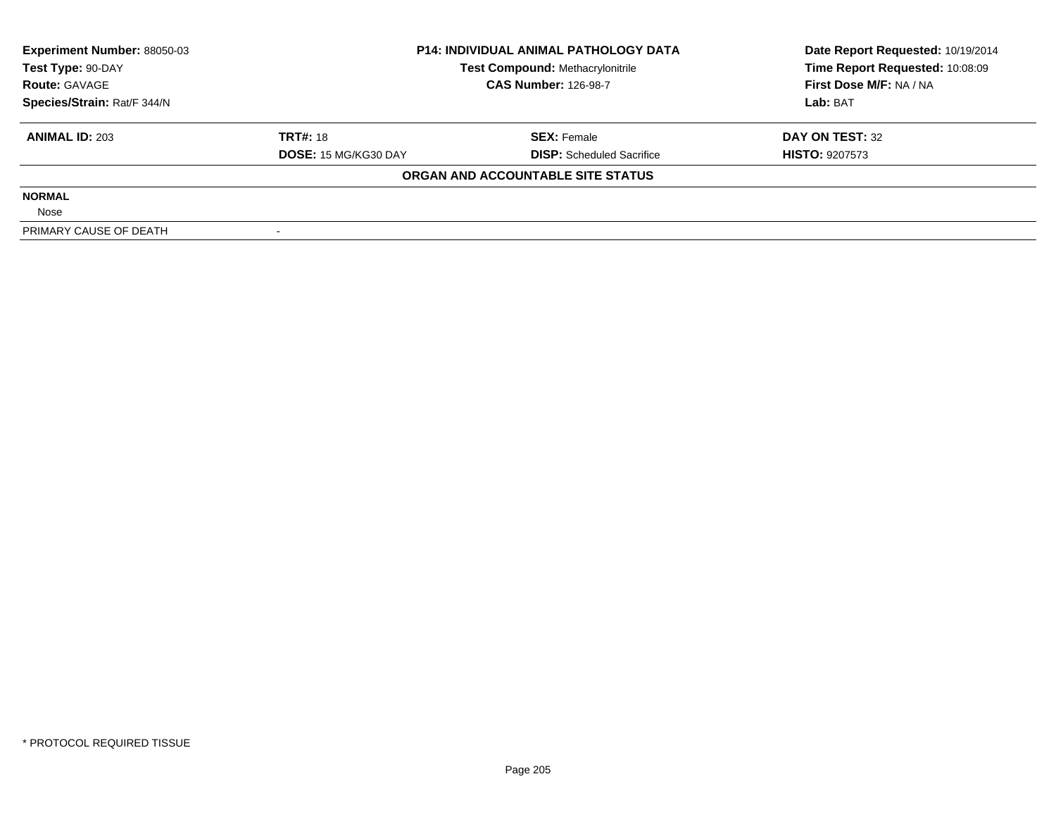**Experiment Number:** 88050-03
**Test Type:** 90-DAY
**Route:** GAVAGE
**Species/Strain:** Rat/F 344/N

**P14: INDIVIDUAL ANIMAL PATHOLOGY DATA**
**Test Compound:** Methacrylonitrile
**CAS Number:** 126-98-7

**Date Report Requested:** 10/19/2014
**Time Report Requested:** 10:08:09
**First Dose M/F:** NA / NA
**Lab:** BAT

| **ANIMAL ID:** 203 | **TRT#:** 18 | **SEX:** Female | **DAY ON TEST:** 32 |
|---|---|---|---|
| | **DOSE:** 15 MG/KG30 DAY | **DISP:** Scheduled Sacrifice | **HISTO:** 9207573 |

**ORGAN AND ACCOUNTABLE SITE STATUS**

**NORMAL**

Nose

| PRIMARY CAUSE OF DEATH | - |
|---|---|

* PROTOCOL REQUIRED TISSUE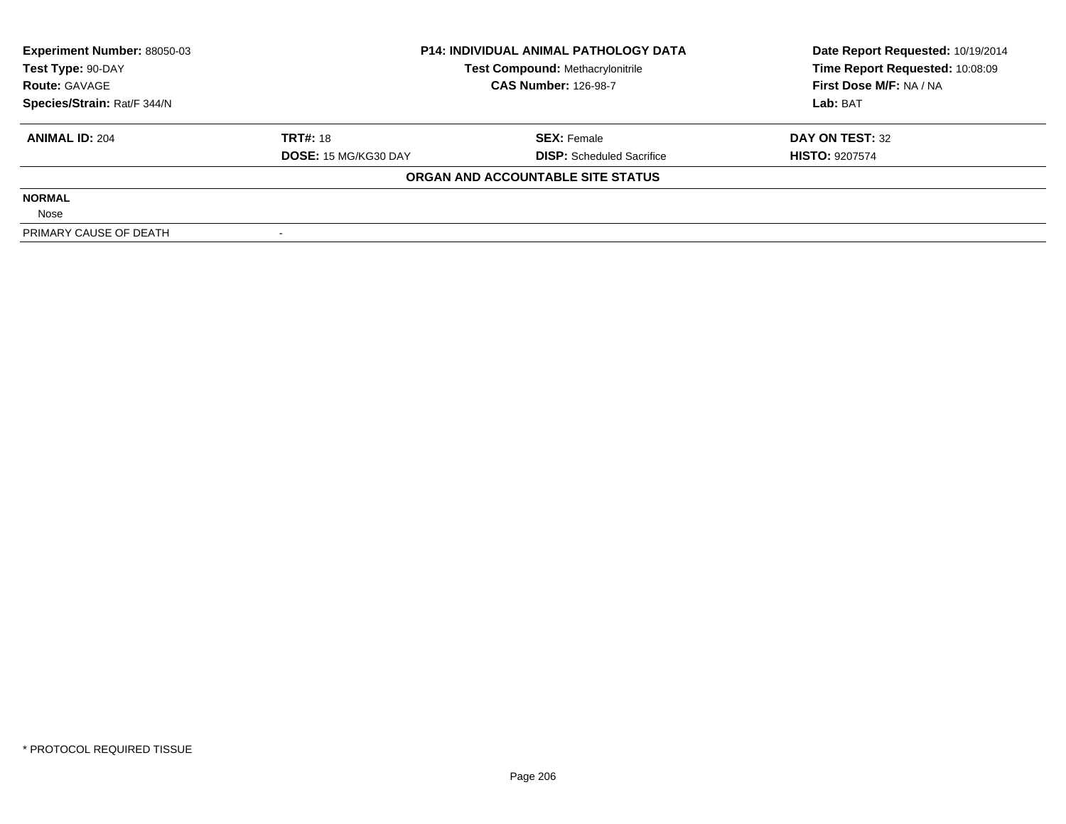| **Experiment Number:** 88050-03 | **P14: INDIVIDUAL ANIMAL PATHOLOGY DATA** | **Date Report Requested:** 10/19/2014 |
|---|---|---|
| **Test Type:** 90-DAY | **Test Compound:** Methacrylonitrile | **Time Report Requested:** 10:08:09 |
| **Route:** GAVAGE | **CAS Number:** 126-98-7 | **First Dose M/F:** NA / NA |
| **Species/Strain:** Rat/F 344/N | | **Lab:** BAT |

| **ANIMAL ID:** 204 | **TRT#:** 18 | **SEX:** Female | **DAY ON TEST:** 32 |
|---|---|---|---|
| | **DOSE:** 15 MG/KG30 DAY | **DISP:** Scheduled Sacrifice | **HISTO:** 9207574 |

**ORGAN AND ACCOUNTABLE SITE STATUS**

**NORMAL**

Nose

| PRIMARY CAUSE OF DEATH | - |
|---|---|

* PROTOCOL REQUIRED TISSUE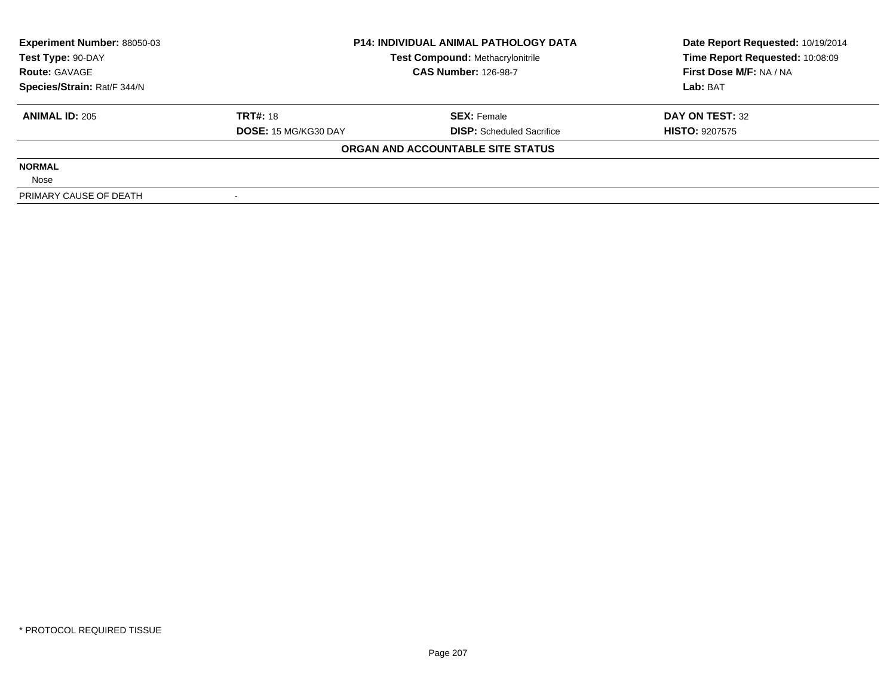| Experiment Number: 88050-03 | P14: INDIVIDUAL ANIMAL PATHOLOGY DATA | Date Report Requested: 10/19/2014 |
|---|---|---|
| Test Type: 90-DAY | Test Compound: Methacrylonitrile | Time Report Requested: 10:08:09 |
| Route: GAVAGE | CAS Number: 126-98-7 | First Dose M/F: NA / NA |
| Species/Strain: Rat/F 344/N | | Lab: BAT |

| ANIMAL ID: 205 | TRT#: 18 | SEX: Female | DAY ON TEST: 32 |
|---|---|---|---|
| | DOSE: 15 MG/KG30 DAY | DISP: Scheduled Sacrifice | HISTO: 9207575 |

**ORGAN AND ACCOUNTABLE SITE STATUS**

**NORMAL**

Nose

| PRIMARY CAUSE OF DEATH | - |
|---|---|

* PROTOCOL REQUIRED TISSUE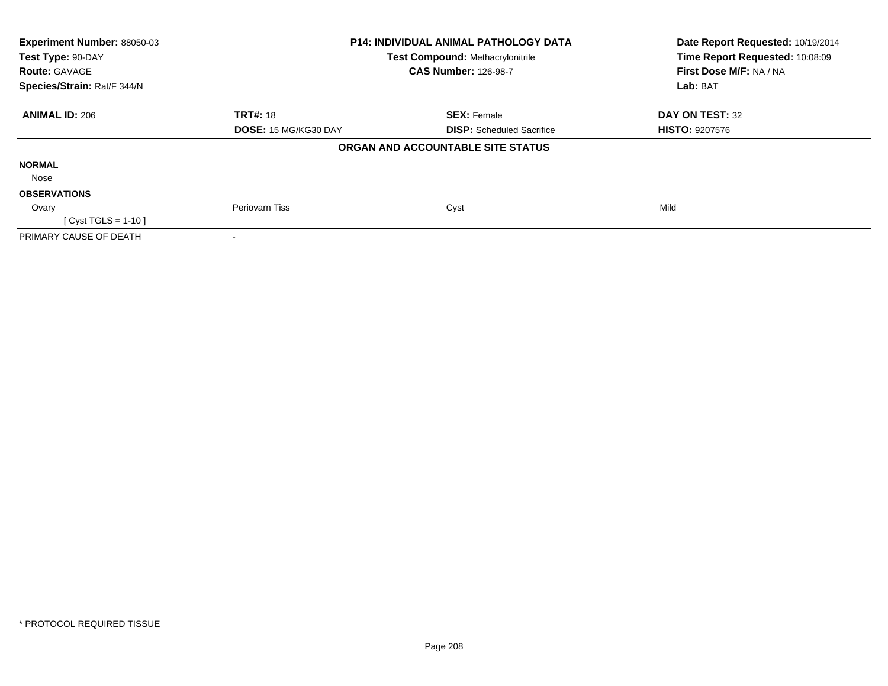**Experiment Number:** 88050-03
**Test Type:** 90-DAY
**Route:** GAVAGE
**Species/Strain:** Rat/F 344/N

**P14: INDIVIDUAL ANIMAL PATHOLOGY DATA**
**Test Compound:** Methacrylonitrile
**CAS Number:** 126-98-7

**Date Report Requested:** 10/19/2014
**Time Report Requested:** 10:08:09
**First Dose M/F:** NA / NA
**Lab:** BAT

| **ANIMAL ID:** 206 | **TRT#:** 18 | **SEX:** Female | **DAY ON TEST:** 32 |
|---|---|---|---|
| | **DOSE:** 15 MG/KG30 DAY | **DISP:** Scheduled Sacrifice | **HISTO:** 9207576 |

**ORGAN AND ACCOUNTABLE SITE STATUS**

| | | | |
|---|---|---|---|
| **NORMAL** | | | |
| Nose | | | |
| **OBSERVATIONS** | | | |
| Ovary | Periovarn Tiss | Cyst | Mild |
| [ Cyst TGLS = 1-10 ] | | | |
| PRIMARY CAUSE OF DEATH | - | | |

* PROTOCOL REQUIRED TISSUE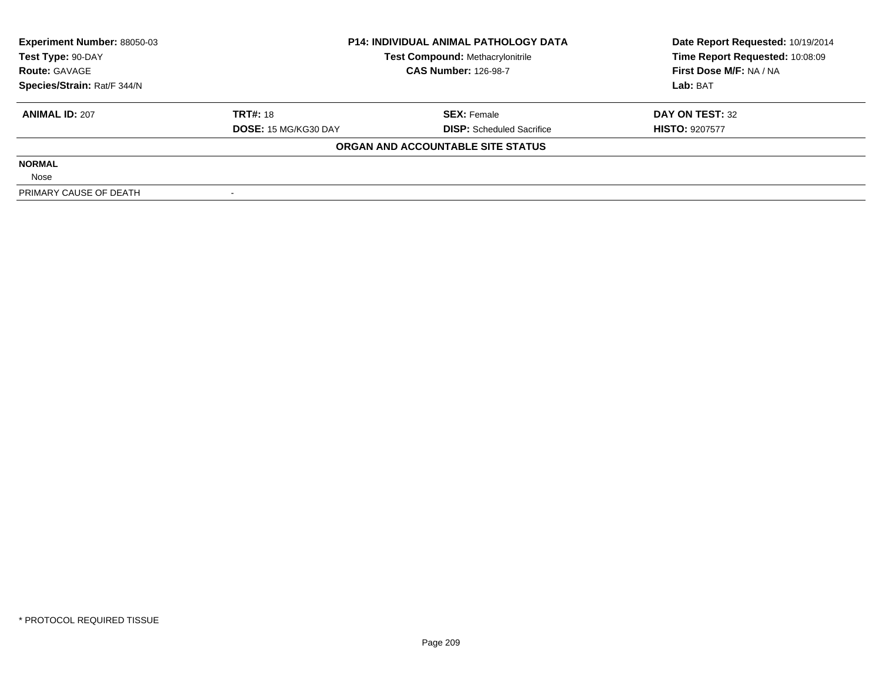| **Experiment Number:** 88050-03 | **P14: INDIVIDUAL ANIMAL PATHOLOGY DATA** | **Date Report Requested:** 10/19/2014 |
|---|---|---|
| **Test Type:** 90-DAY | **Test Compound:** Methacrylonitrile | **Time Report Requested:** 10:08:09 |
| **Route:** GAVAGE | **CAS Number:** 126-98-7 | **First Dose M/F:** NA / NA |
| **Species/Strain:** Rat/F 344/N | | **Lab:** BAT |

| **ANIMAL ID:** 207 | **TRT#:** 18 | **SEX:** Female | **DAY ON TEST:** 32 |
|---|---|---|---|
| | **DOSE:** 15 MG/KG30 DAY | **DISP:** Scheduled Sacrifice | **HISTO:** 9207577 |

**ORGAN AND ACCOUNTABLE SITE STATUS**

| | |
|---|---|
| **NORMAL** | |
| Nose | |
| PRIMARY CAUSE OF DEATH | - |

* PROTOCOL REQUIRED TISSUE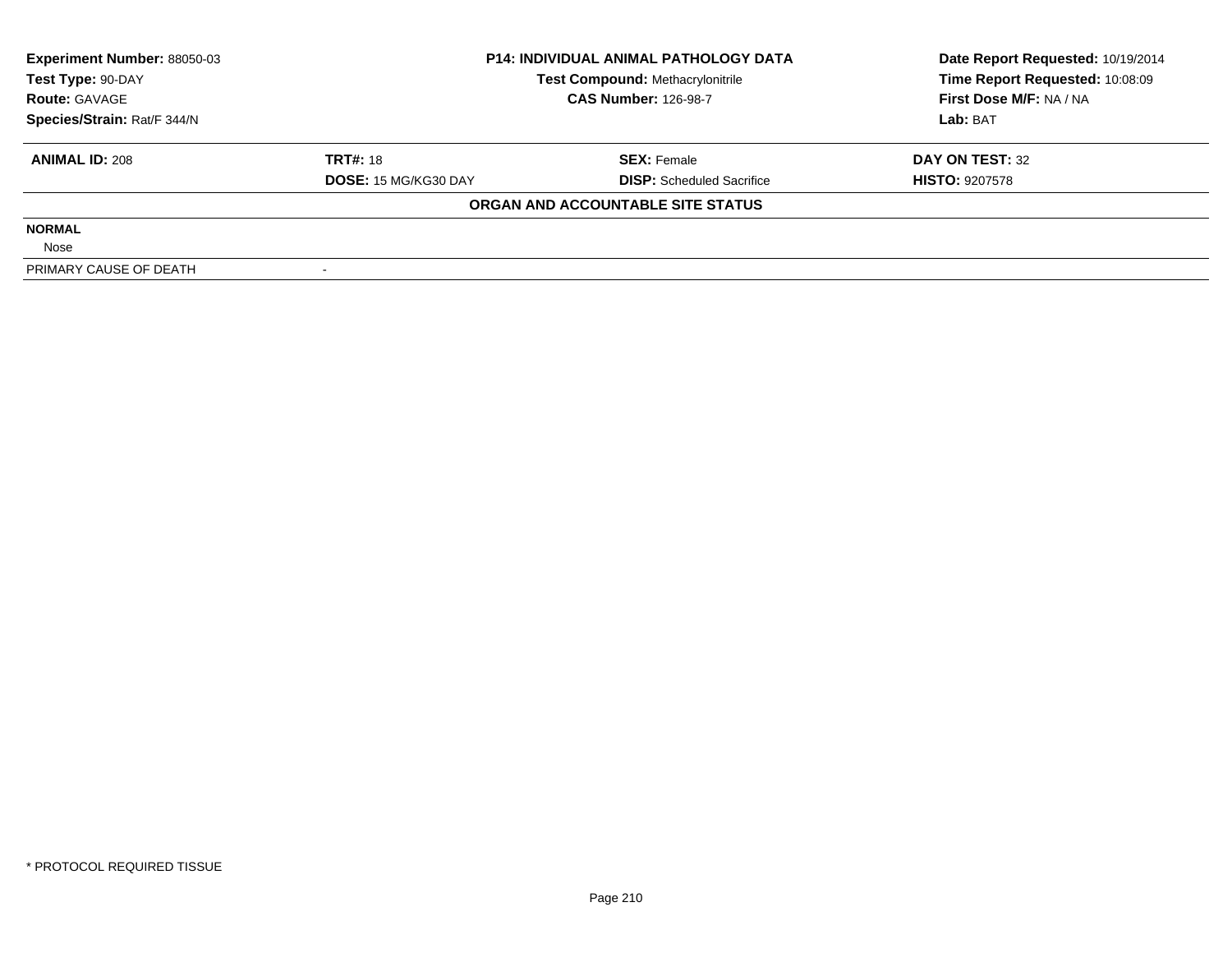| **Experiment Number:** 88050-03 | **P14: INDIVIDUAL ANIMAL PATHOLOGY DATA** | | **Date Report Requested:** 10/19/2014 |
|---|---|---|---|
| **Test Type:** 90-DAY | **Test Compound:** Methacrylonitrile | | **Time Report Requested:** 10:08:09 |
| **Route:** GAVAGE | **CAS Number:** 126-98-7 | | **First Dose M/F:** NA / NA |
| **Species/Strain:** Rat/F 344/N | | | **Lab:** BAT |

| **ANIMAL ID:** 208 | **TRT#:** 18 | **SEX:** Female | **DAY ON TEST:** 32 |
|---|---|---|---|
| | **DOSE:** 15 MG/KG30 DAY | **DISP:** Scheduled Sacrifice | **HISTO:** 9207578 |

**ORGAN AND ACCOUNTABLE SITE STATUS**

| | |
|---|---|
| **NORMAL** | |
| Nose | |
| PRIMARY CAUSE OF DEATH | - |

* PROTOCOL REQUIRED TISSUE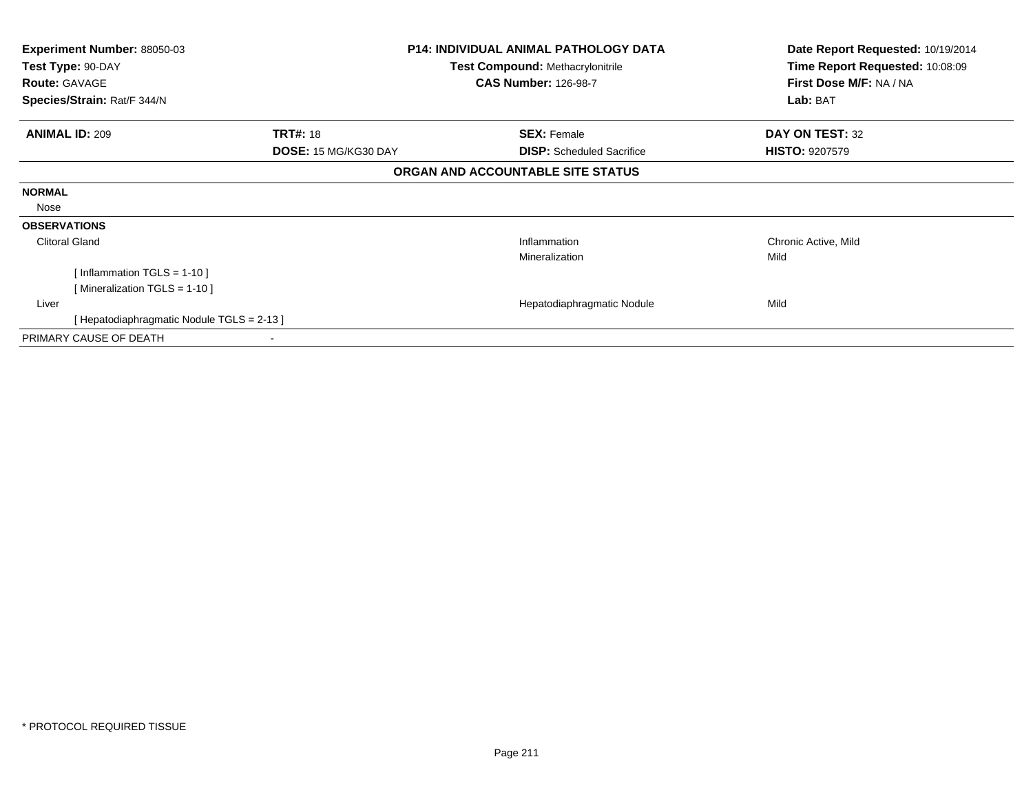**Experiment Number:** 88050-03
**Test Type:** 90-DAY
**Route:** GAVAGE
**Species/Strain:** Rat/F 344/N

**P14: INDIVIDUAL ANIMAL PATHOLOGY DATA**
**Test Compound:** Methacrylonitrile
**CAS Number:** 126-98-7

**Date Report Requested:** 10/19/2014
**Time Report Requested:** 10:08:09
**First Dose M/F:** NA / NA
**Lab:** BAT

| **ANIMAL ID:** 209 | **TRT#:** 18 | **SEX:** Female | **DAY ON TEST:** 32 |
|---|---|---|---|
| | **DOSE:** 15 MG/KG30 DAY | **DISP:** Scheduled Sacrifice | **HISTO:** 9207579 |

**ORGAN AND ACCOUNTABLE SITE STATUS**

**NORMAL**

Nose

**OBSERVATIONS**

| | | |
|---|---|---|
| Clitoral Gland | Inflammation | Chronic Active, Mild |
| | Mineralization | Mild |
| [ Inflammation TGLS = 1-10 ] | | |
| [ Mineralization TGLS = 1-10 ] | | |
| Liver | Hepatodiaphragmatic Nodule | Mild |
| [ Hepatodiaphragmatic Nodule TGLS = 2-13 ] | | |

PRIMARY CAUSE OF DEATH -

* PROTOCOL REQUIRED TISSUE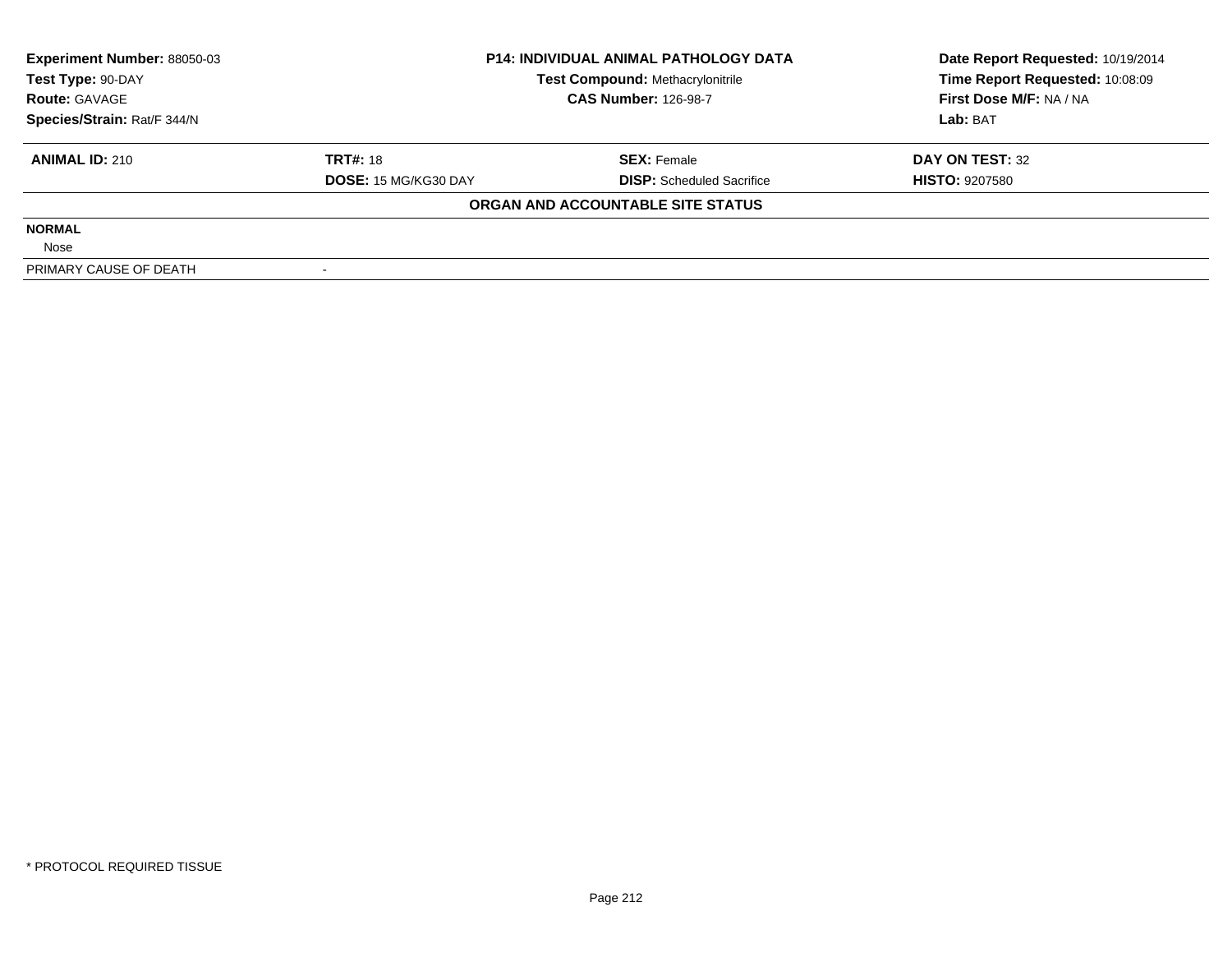**Experiment Number:** 88050-03
**Test Type:** 90-DAY
**Route:** GAVAGE
**Species/Strain:** Rat/F 344/N

**P14: INDIVIDUAL ANIMAL PATHOLOGY DATA**
**Test Compound:** Methacrylonitrile
**CAS Number:** 126-98-7

**Date Report Requested:** 10/19/2014
**Time Report Requested:** 10:08:09
**First Dose M/F:** NA / NA
**Lab:** BAT

| **ANIMAL ID:** 210 | **TRT#:** 18 | **SEX:** Female | **DAY ON TEST:** 32 |
|---|---|---|---|
| | **DOSE:** 15 MG/KG30 DAY | **DISP:** Scheduled Sacrifice | **HISTO:** 9207580 |

**ORGAN AND ACCOUNTABLE SITE STATUS**

| | |
|---|---|
| **NORMAL** | |
| Nose | |
| PRIMARY CAUSE OF DEATH | - |

* PROTOCOL REQUIRED TISSUE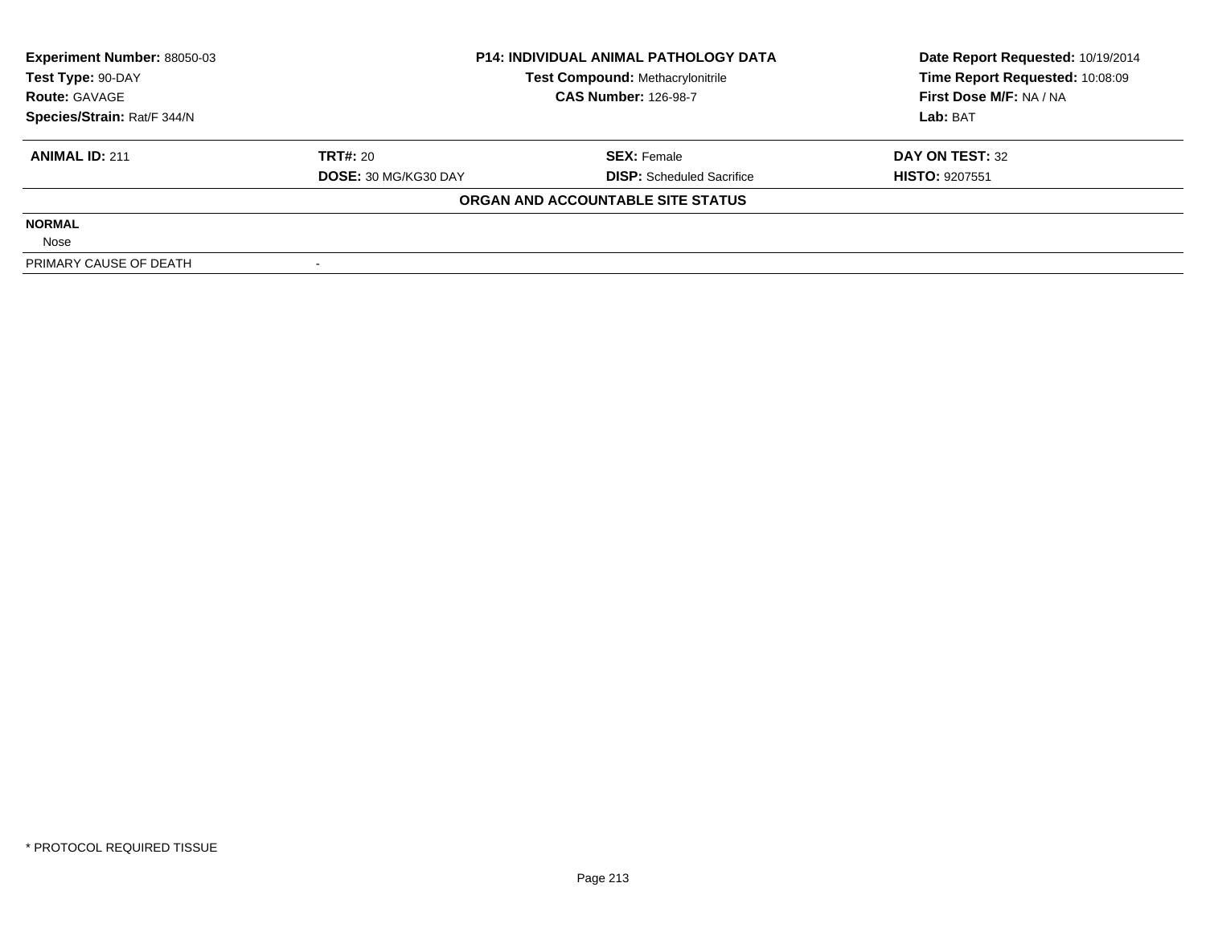| **Experiment Number:** 88050-03 | **P14: INDIVIDUAL ANIMAL PATHOLOGY DATA** | **Date Report Requested:** 10/19/2014 |
|---|---|---|
| **Test Type:** 90-DAY | **Test Compound:** Methacrylonitrile | **Time Report Requested:** 10:08:09 |
| **Route:** GAVAGE | **CAS Number:** 126-98-7 | **First Dose M/F:** NA / NA |
| **Species/Strain:** Rat/F 344/N | | **Lab:** BAT |

| **ANIMAL ID:** 211 | **TRT#:** 20 | **SEX:** Female | **DAY ON TEST:** 32 |
|---|---|---|---|
| | **DOSE:** 30 MG/KG30 DAY | **DISP:** Scheduled Sacrifice | **HISTO:** 9207551 |

**ORGAN AND ACCOUNTABLE SITE STATUS**

**NORMAL**

Nose

| PRIMARY CAUSE OF DEATH | - |
|---|---|

* PROTOCOL REQUIRED TISSUE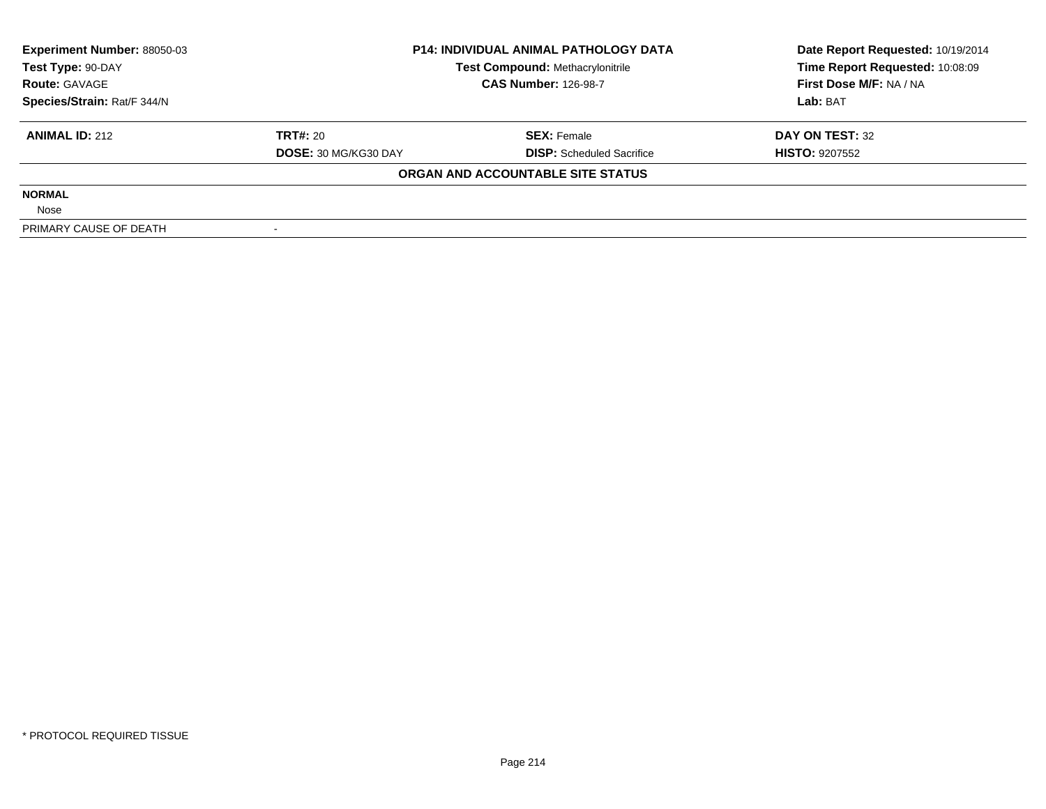| **Experiment Number:** 88050-03 | **P14: INDIVIDUAL ANIMAL PATHOLOGY DATA** | **Date Report Requested:** 10/19/2014 |
|---|---|---|
| **Test Type:** 90-DAY | **Test Compound:** Methacrylonitrile | **Time Report Requested:** 10:08:09 |
| **Route:** GAVAGE | **CAS Number:** 126-98-7 | **First Dose M/F:** NA / NA |
| **Species/Strain:** Rat/F 344/N | | **Lab:** BAT |

| **ANIMAL ID:** 212 | **TRT#:** 20 | **SEX:** Female | **DAY ON TEST:** 32 |
|---|---|---|---|
| | **DOSE:** 30 MG/KG30 DAY | **DISP:** Scheduled Sacrifice | **HISTO:** 9207552 |

**ORGAN AND ACCOUNTABLE SITE STATUS**

**NORMAL**

Nose

| PRIMARY CAUSE OF DEATH | - |
|---|---|

* PROTOCOL REQUIRED TISSUE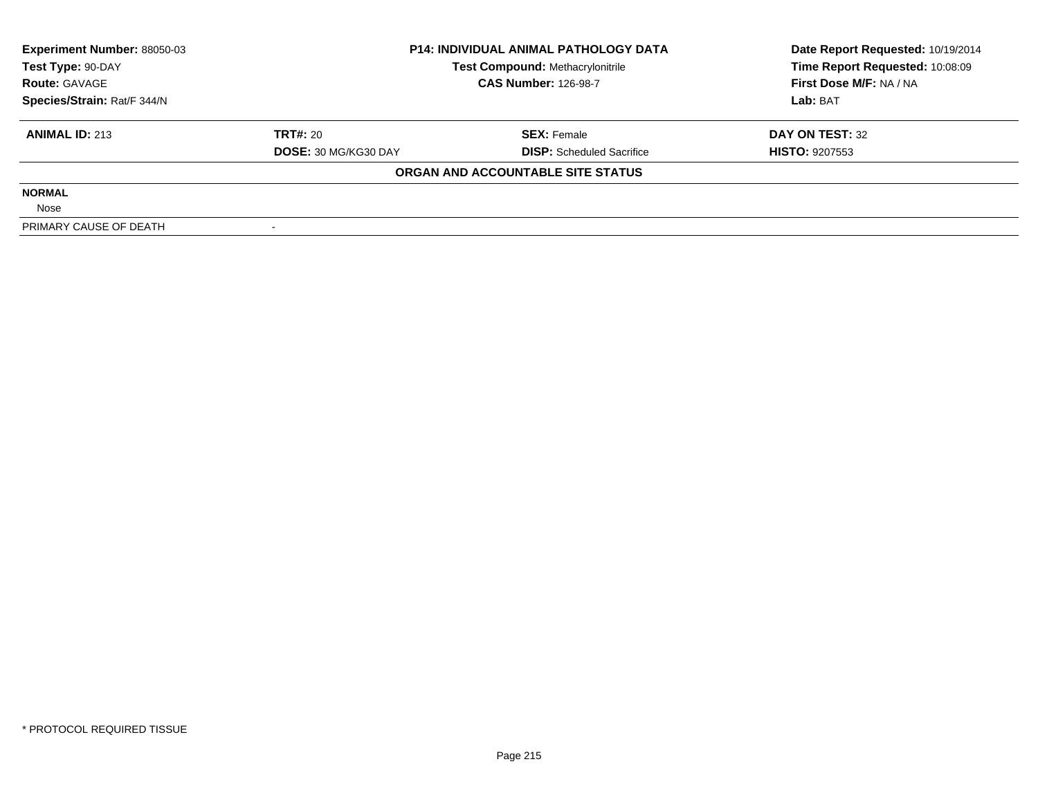| Experiment Number: 88050-03 | P14: INDIVIDUAL ANIMAL PATHOLOGY DATA | | Date Report Requested: 10/19/2014 |
|---|---|---|---|
| Test Type: 90-DAY | Test Compound: Methacrylonitrile | | Time Report Requested: 10:08:09 |
| Route: GAVAGE | CAS Number: 126-98-7 | | First Dose M/F: NA / NA |
| Species/Strain: Rat/F 344/N | | | Lab: BAT |

| **ANIMAL ID:** 213 | **TRT#:** 20 | **SEX:** Female | **DAY ON TEST:** 32 |
|---|---|---|---|
| | **DOSE:** 30 MG/KG30 DAY | **DISP:** Scheduled Sacrifice | **HISTO:** 9207553 |

**ORGAN AND ACCOUNTABLE SITE STATUS**

| | |
|---|---|
| **NORMAL** | |
| Nose | |
| PRIMARY CAUSE OF DEATH | - |

* PROTOCOL REQUIRED TISSUE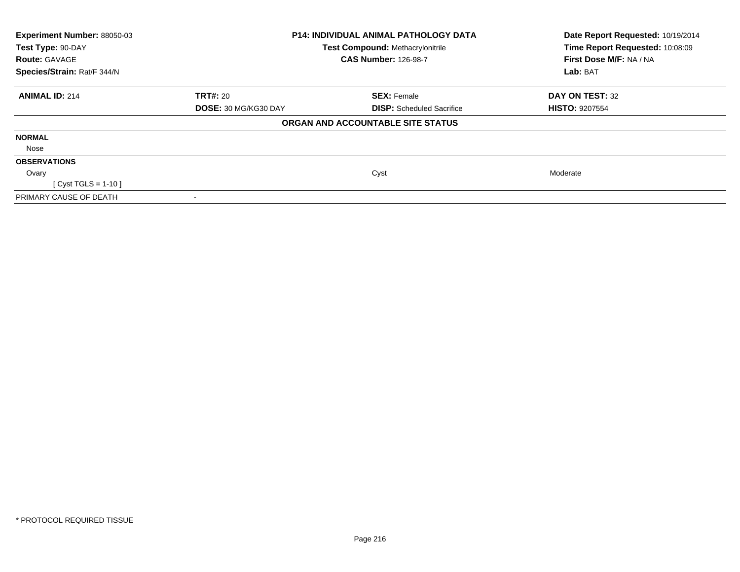**Experiment Number:** 88050-03
**Test Type:** 90-DAY
**Route:** GAVAGE
**Species/Strain:** Rat/F 344/N

**P14: INDIVIDUAL ANIMAL PATHOLOGY DATA**
**Test Compound:** Methacrylonitrile
**CAS Number:** 126-98-7

**Date Report Requested:** 10/19/2014
**Time Report Requested:** 10:08:09
**First Dose M/F:** NA / NA
**Lab:** BAT

| **ANIMAL ID:** 214 | **TRT#:** 20 | **SEX:** Female | **DAY ON TEST:** 32 |
|---|---|---|---|
| | **DOSE:** 30 MG/KG30 DAY | **DISP:** Scheduled Sacrifice | **HISTO:** 9207554 |

**ORGAN AND ACCOUNTABLE SITE STATUS**

| | | | |
|---|---|---|---|
| **NORMAL** | | | |
| Nose | | | |
| **OBSERVATIONS** | | | |
| Ovary | | Cyst | Moderate |
| [ Cyst TGLS = 1-10 ] | | | |
| PRIMARY CAUSE OF DEATH | - | | |

* PROTOCOL REQUIRED TISSUE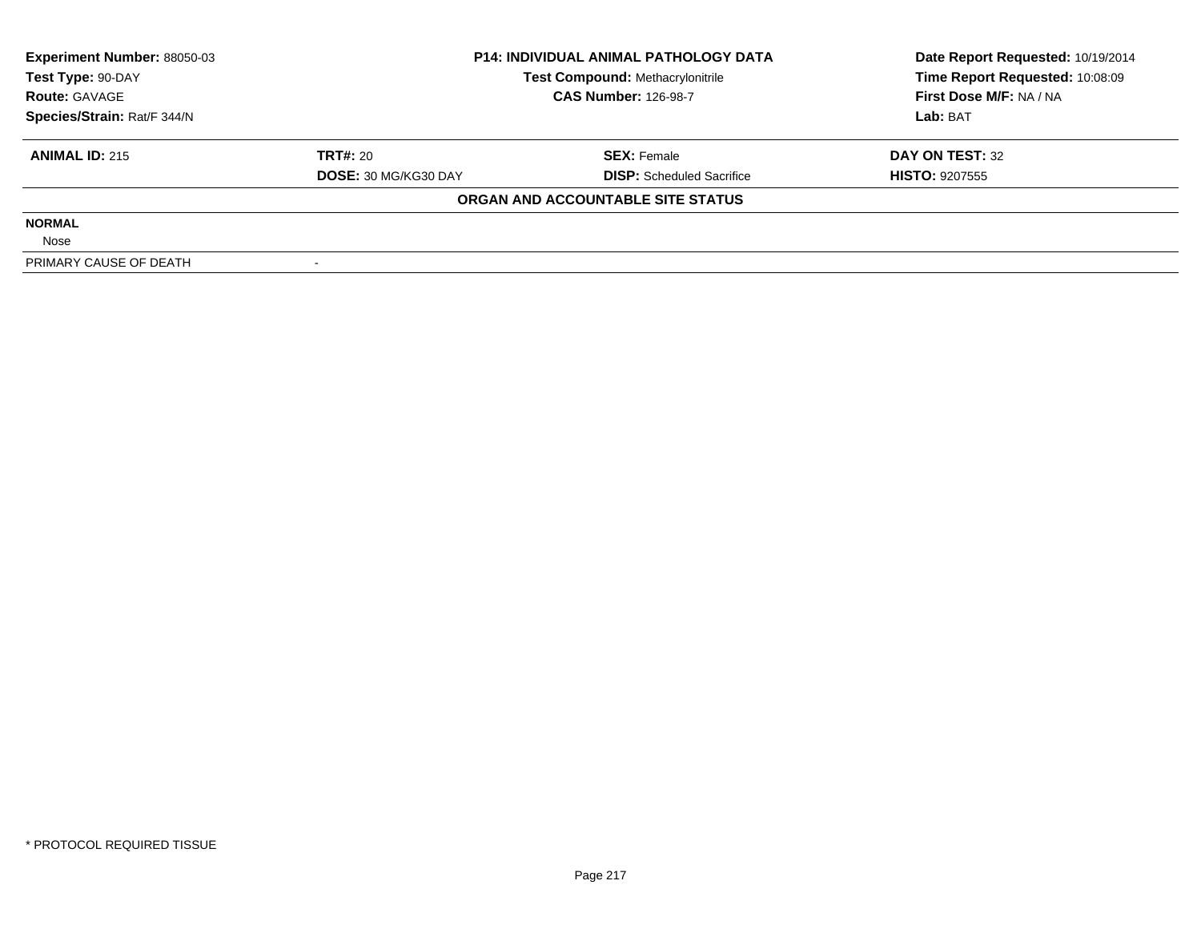| **Experiment Number:** 88050-03 | **P14: INDIVIDUAL ANIMAL PATHOLOGY DATA** | | **Date Report Requested:** 10/19/2014 |
|---|---|---|---|
| **Test Type:** 90-DAY | **Test Compound:** Methacrylonitrile | | **Time Report Requested:** 10:08:09 |
| **Route:** GAVAGE | **CAS Number:** 126-98-7 | | **First Dose M/F:** NA / NA |
| **Species/Strain:** Rat/F 344/N | | | **Lab:** BAT |

| **ANIMAL ID:** 215 | **TRT#:** 20 | **SEX:** Female | **DAY ON TEST:** 32 |
|---|---|---|---|
| | **DOSE:** 30 MG/KG30 DAY | **DISP:** Scheduled Sacrifice | **HISTO:** 9207555 |

**ORGAN AND ACCOUNTABLE SITE STATUS**

| | |
|---|---|
| **NORMAL** | |
| Nose | |
| PRIMARY CAUSE OF DEATH | - |

\* PROTOCOL REQUIRED TISSUE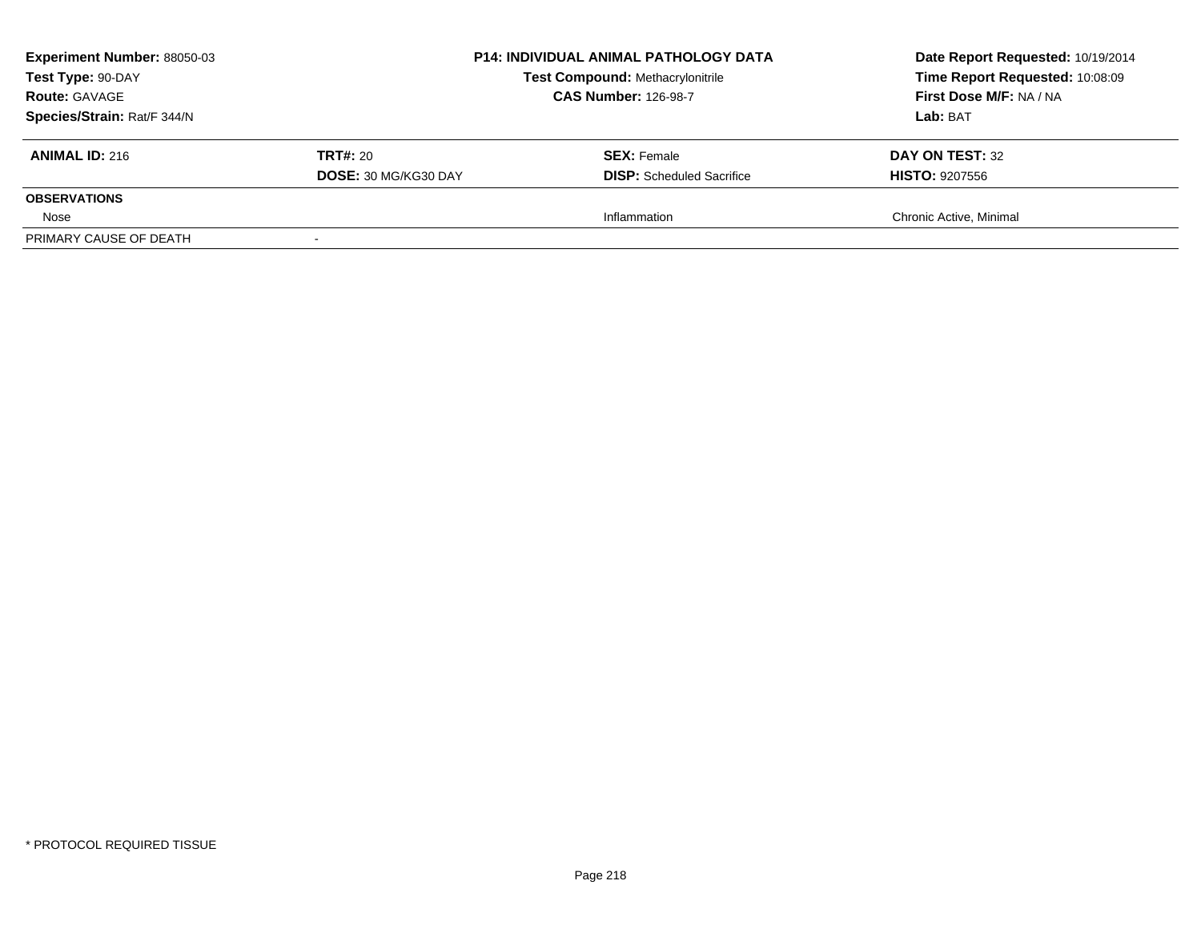**Experiment Number:** 88050-03
**Test Type:** 90-DAY
**Route:** GAVAGE
**Species/Strain:** Rat/F 344/N

**P14: INDIVIDUAL ANIMAL PATHOLOGY DATA**
**Test Compound:** Methacrylonitrile
**CAS Number:** 126-98-7

**Date Report Requested:** 10/19/2014
**Time Report Requested:** 10:08:09
**First Dose M/F:** NA / NA
**Lab:** BAT

| **ANIMAL ID:** 216 | **TRT#:** 20 | **SEX:** Female | **DAY ON TEST:** 32 |
|---|---|---|---|
| | **DOSE:** 30 MG/KG30 DAY | **DISP:** Scheduled Sacrifice | **HISTO:** 9207556 |
| **OBSERVATIONS** | | | |
| Nose | | Inflammation | Chronic Active, Minimal |
| PRIMARY CAUSE OF DEATH | - | | |

* PROTOCOL REQUIRED TISSUE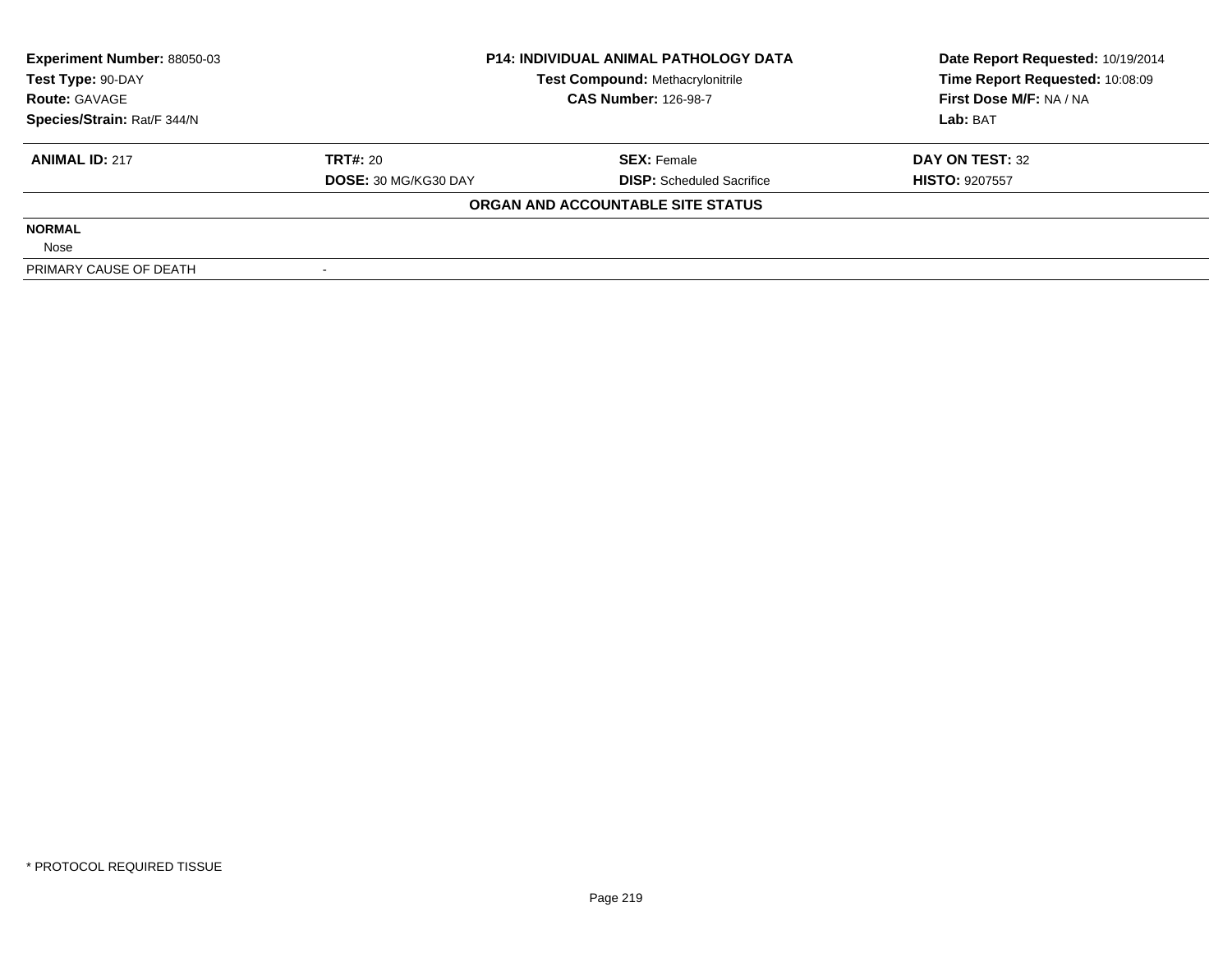| Experiment Number: 88050-03 | P14: INDIVIDUAL ANIMAL PATHOLOGY DATA | Date Report Requested: 10/19/2014 |
|---|---|---|
| Test Type: 90-DAY | Test Compound: Methacrylonitrile | Time Report Requested: 10:08:09 |
| Route: GAVAGE | CAS Number: 126-98-7 | First Dose M/F: NA / NA |
| Species/Strain: Rat/F 344/N | | Lab: BAT |

| ANIMAL ID: 217 | TRT#: 20 | SEX: Female | DAY ON TEST: 32 |
|---|---|---|---|
| | DOSE: 30 MG/KG30 DAY | DISP: Scheduled Sacrifice | HISTO: 9207557 |

**ORGAN AND ACCOUNTABLE SITE STATUS**

| | |
|---|---|
| **NORMAL** | |
| Nose | |
| PRIMARY CAUSE OF DEATH | - |

* PROTOCOL REQUIRED TISSUE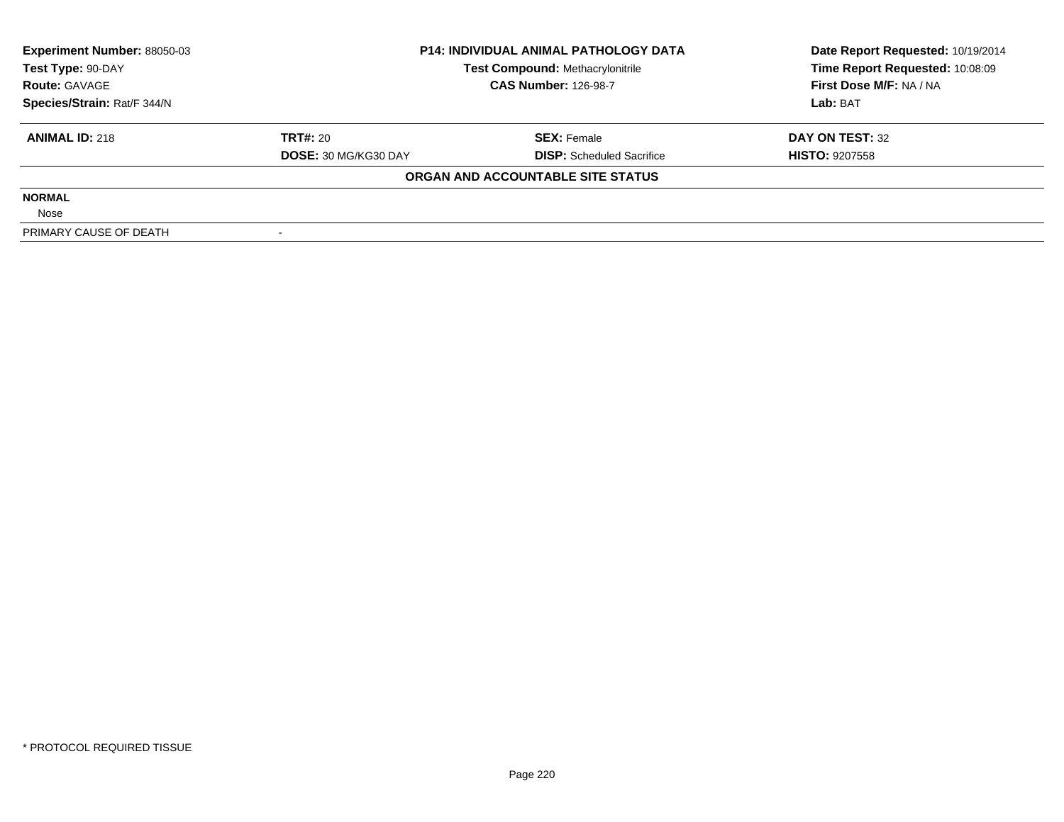| **Experiment Number:** 88050-03 | **P14: INDIVIDUAL ANIMAL PATHOLOGY DATA** | **Date Report Requested:** 10/19/2014 |
|---|---|---|
| **Test Type:** 90-DAY | **Test Compound:** Methacrylonitrile | **Time Report Requested:** 10:08:09 |
| **Route:** GAVAGE | **CAS Number:** 126-98-7 | **First Dose M/F:** NA / NA |
| **Species/Strain:** Rat/F 344/N | | **Lab:** BAT |

| **ANIMAL ID:** 218 | **TRT#:** 20 | **SEX:** Female | **DAY ON TEST:** 32 |
|---|---|---|---|
| | **DOSE:** 30 MG/KG30 DAY | **DISP:** Scheduled Sacrifice | **HISTO:** 9207558 |

**ORGAN AND ACCOUNTABLE SITE STATUS**

**NORMAL**

Nose

| PRIMARY CAUSE OF DEATH | - |
|---|---|

* PROTOCOL REQUIRED TISSUE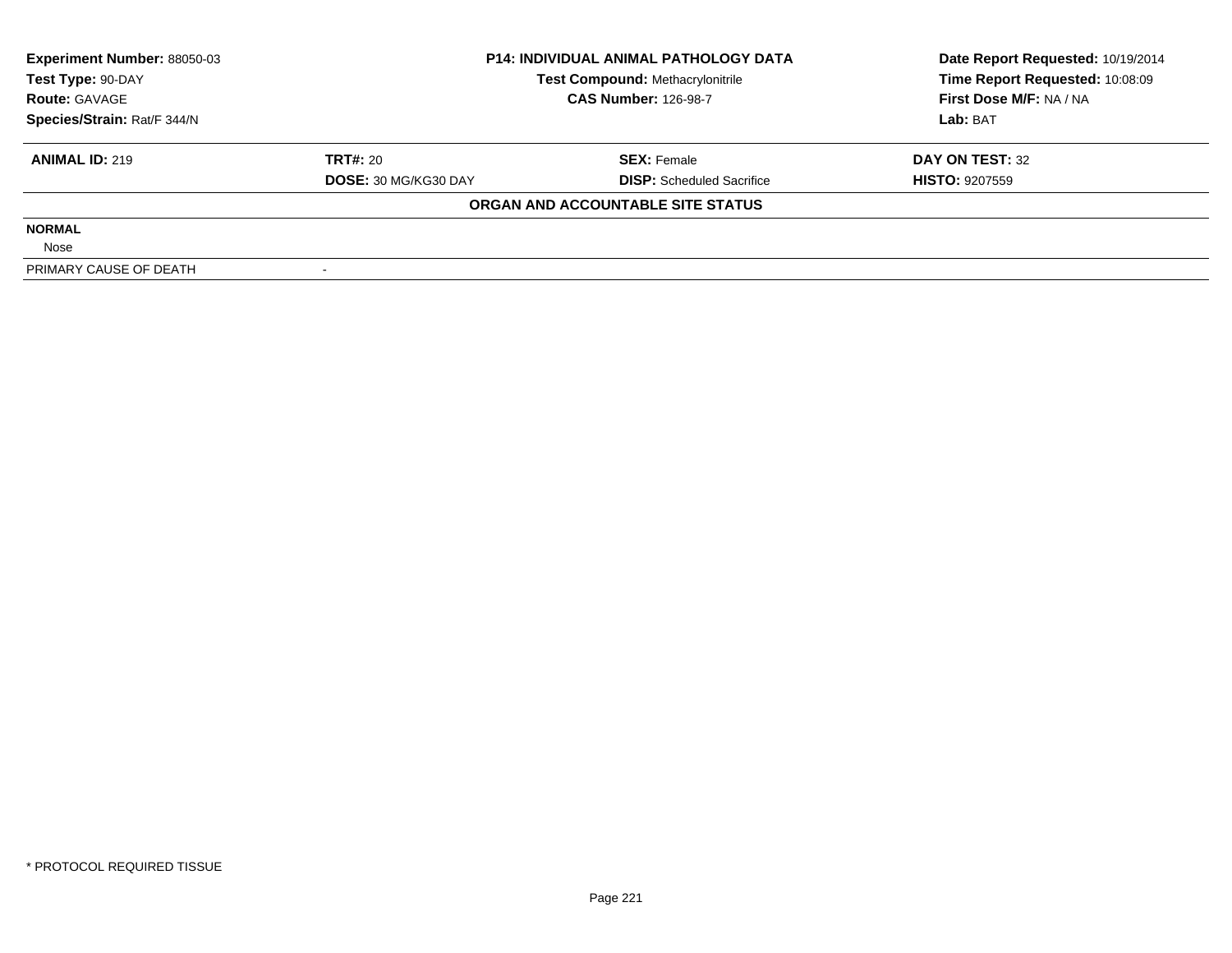**Experiment Number:** 88050-03
**Test Type:** 90-DAY
**Route:** GAVAGE
**Species/Strain:** Rat/F 344/N

**P14: INDIVIDUAL ANIMAL PATHOLOGY DATA**
**Test Compound:** Methacrylonitrile
**CAS Number:** 126-98-7

**Date Report Requested:** 10/19/2014
**Time Report Requested:** 10:08:09
**First Dose M/F:** NA / NA
**Lab:** BAT

| **ANIMAL ID:** 219 | **TRT#:** 20 | **SEX:** Female | **DAY ON TEST:** 32 |
|---|---|---|---|
| | **DOSE:** 30 MG/KG30 DAY | **DISP:** Scheduled Sacrifice | **HISTO:** 9207559 |

**ORGAN AND ACCOUNTABLE SITE STATUS**

| | |
|---|---|
| **NORMAL** | |
| Nose | |
| PRIMARY CAUSE OF DEATH | - |

\* PROTOCOL REQUIRED TISSUE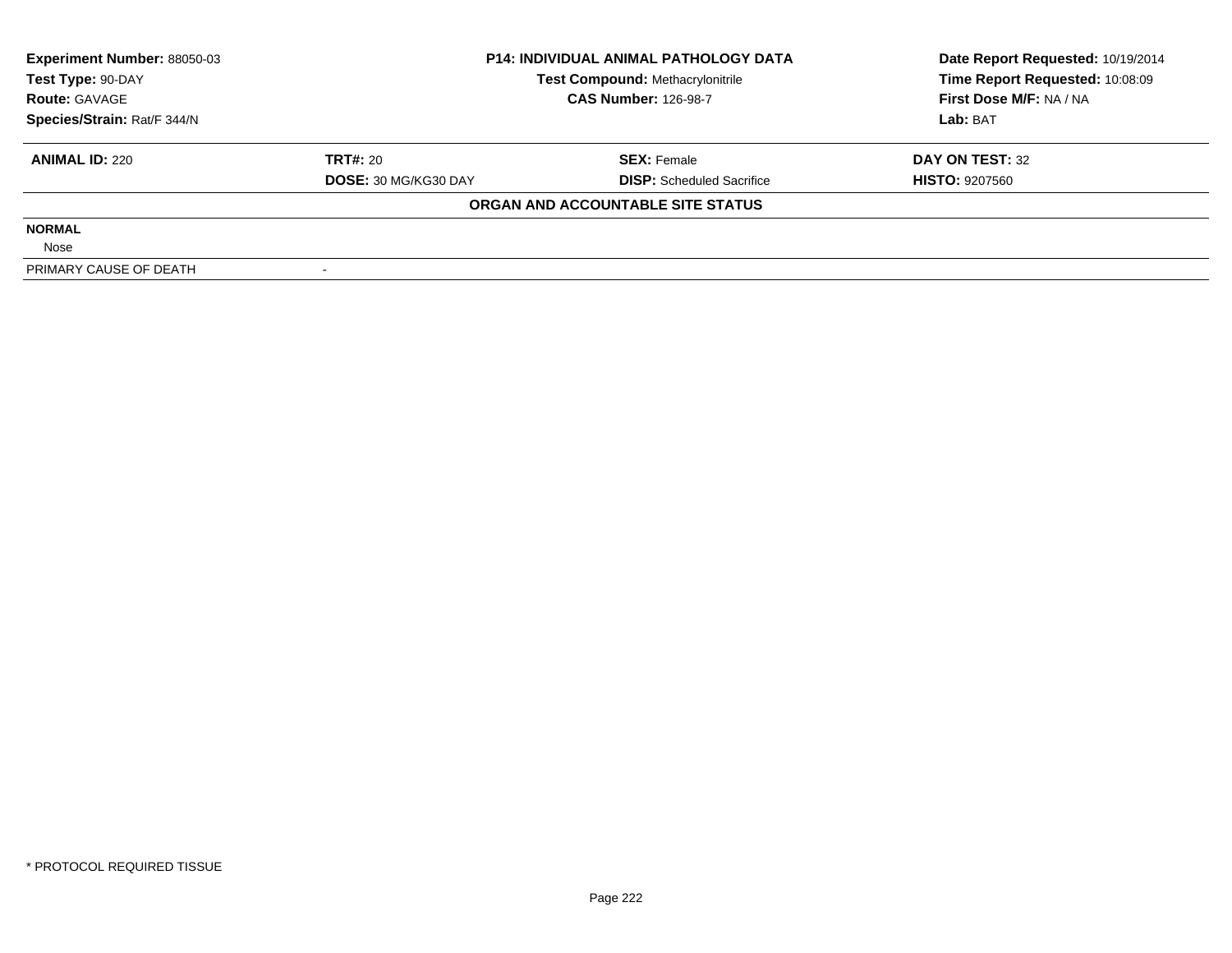| **Experiment Number:** 88050-03 | **P14: INDIVIDUAL ANIMAL PATHOLOGY DATA** | **Date Report Requested:** 10/19/2014 |
|---|---|---|
| **Test Type:** 90-DAY | **Test Compound:** Methacrylonitrile | **Time Report Requested:** 10:08:09 |
| **Route:** GAVAGE | **CAS Number:** 126-98-7 | **First Dose M/F:** NA / NA |
| **Species/Strain:** Rat/F 344/N | | **Lab:** BAT |

| **ANIMAL ID:** 220 | **TRT#:** 20 | **SEX:** Female | **DAY ON TEST:** 32 |
|---|---|---|---|
| | **DOSE:** 30 MG/KG30 DAY | **DISP:** Scheduled Sacrifice | **HISTO:** 9207560 |

**ORGAN AND ACCOUNTABLE SITE STATUS**

**NORMAL**

Nose

| PRIMARY CAUSE OF DEATH | - |
|---|---|

* PROTOCOL REQUIRED TISSUE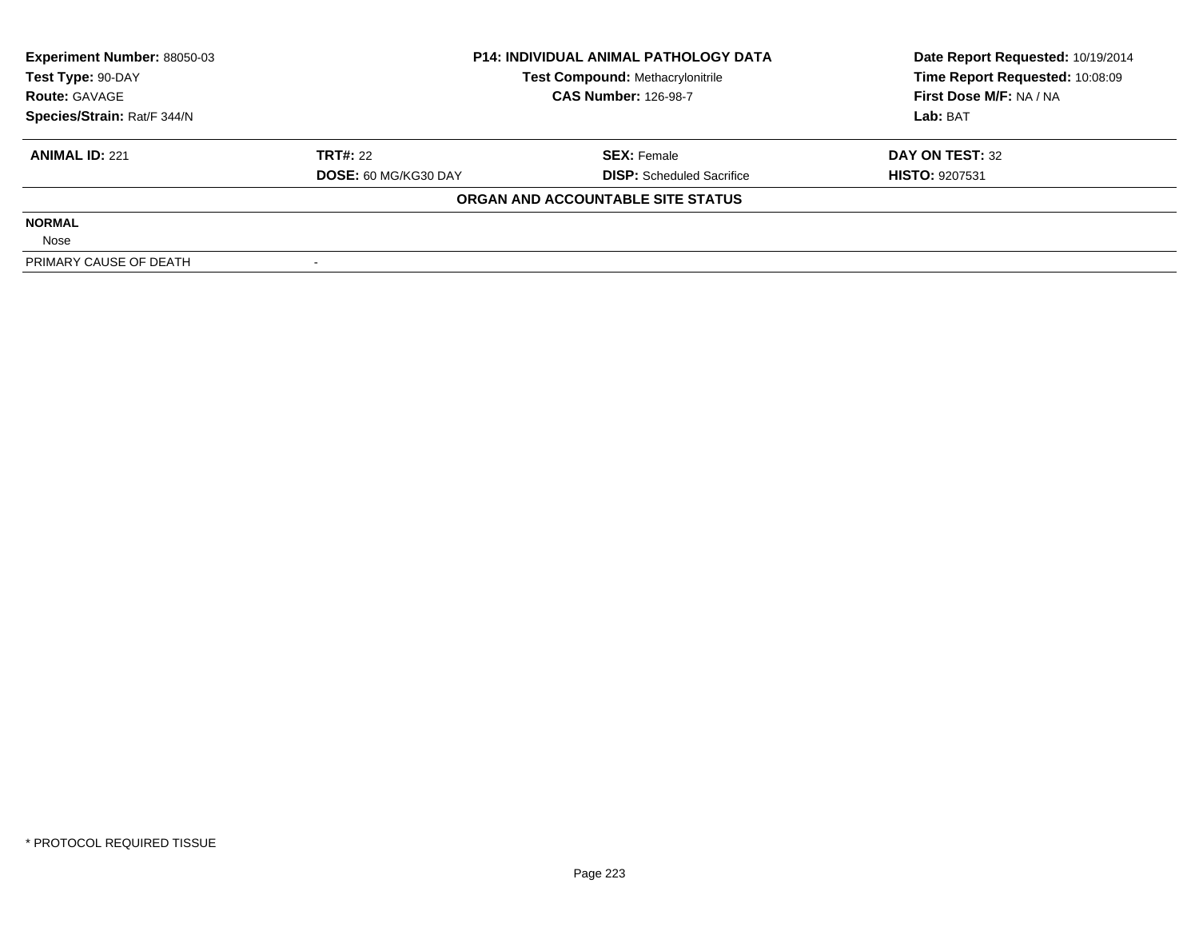| Experiment Number: 88050-03 | P14: INDIVIDUAL ANIMAL PATHOLOGY DATA | Date Report Requested: 10/19/2014 |
|---|---|---|
| Test Type: 90-DAY | Test Compound: Methacrylonitrile | Time Report Requested: 10:08:09 |
| Route: GAVAGE | CAS Number: 126-98-7 | First Dose M/F: NA / NA |
| Species/Strain: Rat/F 344/N | | Lab: BAT |

| ANIMAL ID: 221 | TRT#: 22 | SEX: Female | DAY ON TEST: 32 |
|---|---|---|---|
| | DOSE: 60 MG/KG30 DAY | DISP: Scheduled Sacrifice | HISTO: 9207531 |

**ORGAN AND ACCOUNTABLE SITE STATUS**

**NORMAL**

Nose

| PRIMARY CAUSE OF DEATH | - |
|---|---|

* PROTOCOL REQUIRED TISSUE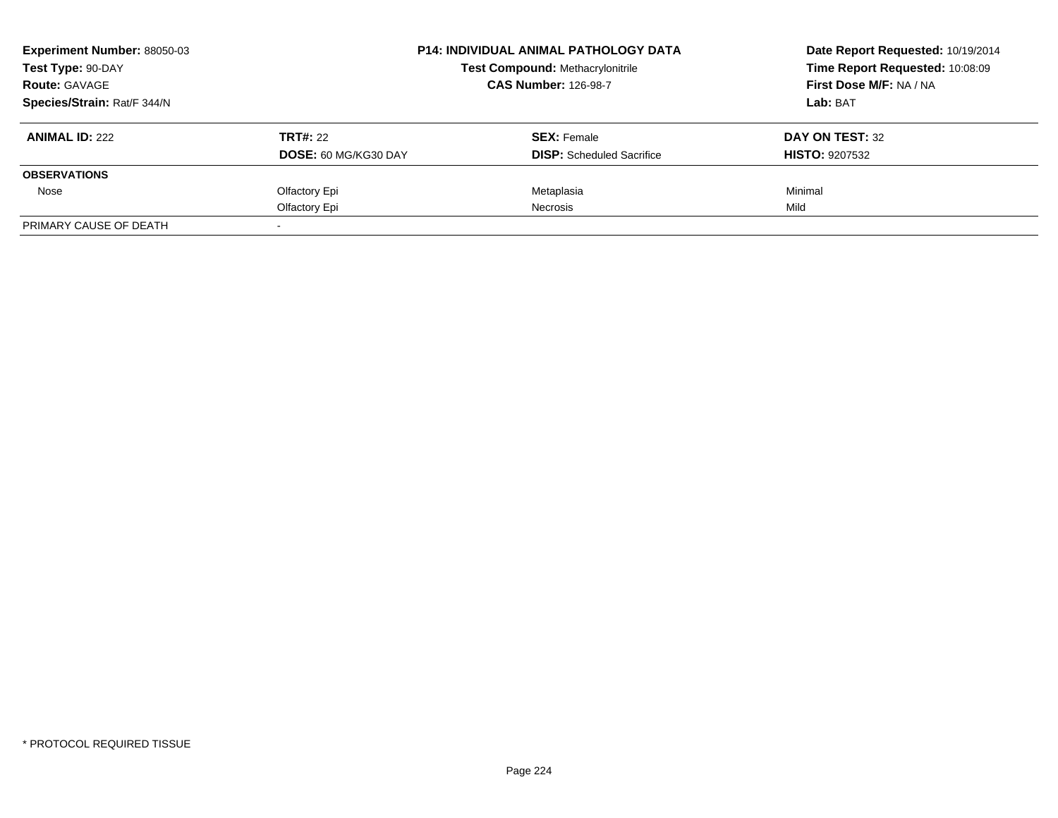**Experiment Number:** 88050-03
**Test Type:** 90-DAY
**Route:** GAVAGE
**Species/Strain:** Rat/F 344/N

**P14: INDIVIDUAL ANIMAL PATHOLOGY DATA**
**Test Compound:** Methacrylonitrile
**CAS Number:** 126-98-7

**Date Report Requested:** 10/19/2014
**Time Report Requested:** 10:08:09
**First Dose M/F:** NA / NA
**Lab:** BAT

| **ANIMAL ID:** 222 | **TRT#:** 22 | **SEX:** Female | **DAY ON TEST:** 32 |
|---|---|---|---|
| | **DOSE:** 60 MG/KG30 DAY | **DISP:** Scheduled Sacrifice | **HISTO:** 9207532 |
| **OBSERVATIONS** | | | |
| Nose | Olfactory Epi | Metaplasia | Minimal |
| | Olfactory Epi | Necrosis | Mild |
| PRIMARY CAUSE OF DEATH | - | | |

* PROTOCOL REQUIRED TISSUE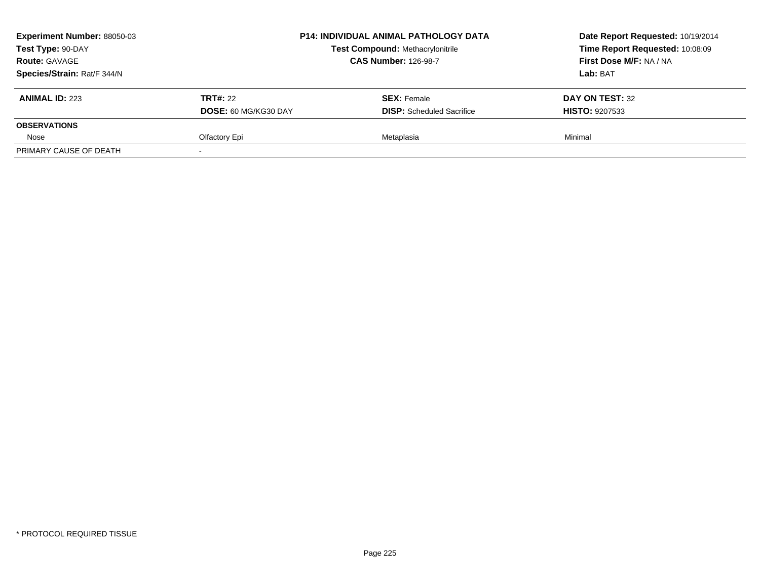**Experiment Number:** 88050-03
**Test Type:** 90-DAY
**Route:** GAVAGE
**Species/Strain:** Rat/F 344/N

**P14: INDIVIDUAL ANIMAL PATHOLOGY DATA**
**Test Compound:** Methacrylonitrile
**CAS Number:** 126-98-7

**Date Report Requested:** 10/19/2014
**Time Report Requested:** 10:08:09
**First Dose M/F:** NA / NA
**Lab:** BAT

| **ANIMAL ID:** 223 | **TRT#:** 22 | **SEX:** Female | **DAY ON TEST:** 32 |
|---|---|---|---|
| | **DOSE:** 60 MG/KG30 DAY | **DISP:** Scheduled Sacrifice | **HISTO:** 9207533 |
| **OBSERVATIONS** | | | |
| Nose | Olfactory Epi | Metaplasia | Minimal |
| PRIMARY CAUSE OF DEATH | - | | |

* PROTOCOL REQUIRED TISSUE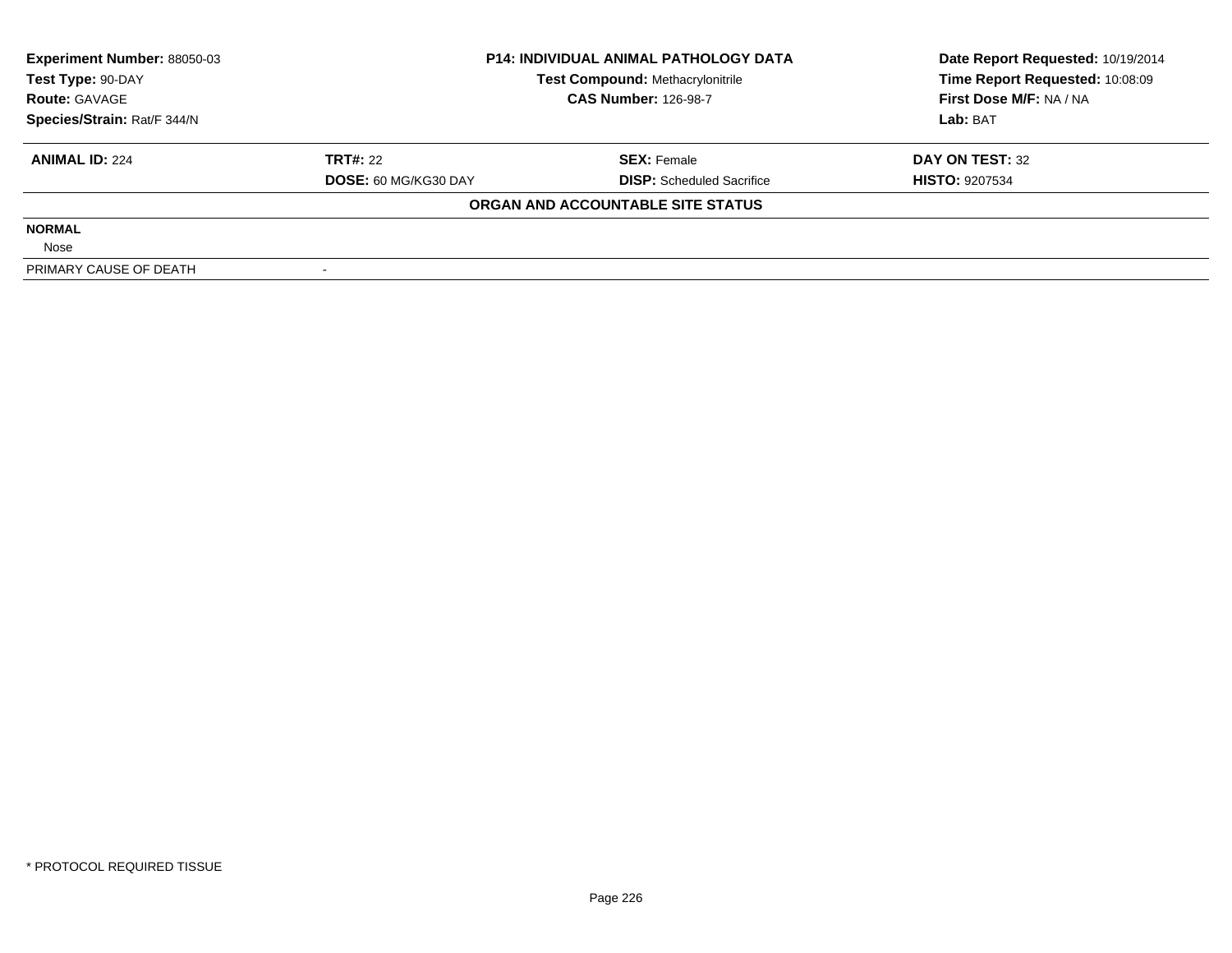**Experiment Number:** 88050-03
**Test Type:** 90-DAY
**Route:** GAVAGE
**Species/Strain:** Rat/F 344/N

**P14: INDIVIDUAL ANIMAL PATHOLOGY DATA**
**Test Compound:** Methacrylonitrile
**CAS Number:** 126-98-7

**Date Report Requested:** 10/19/2014
**Time Report Requested:** 10:08:09
**First Dose M/F:** NA / NA
**Lab:** BAT

| **ANIMAL ID:** 224 | **TRT#:** 22 | **SEX:** Female | **DAY ON TEST:** 32 |
|---|---|---|---|
| | **DOSE:** 60 MG/KG30 DAY | **DISP:** Scheduled Sacrifice | **HISTO:** 9207534 |

**ORGAN AND ACCOUNTABLE SITE STATUS**

**NORMAL**

Nose

| PRIMARY CAUSE OF DEATH | - |
|---|---|

* PROTOCOL REQUIRED TISSUE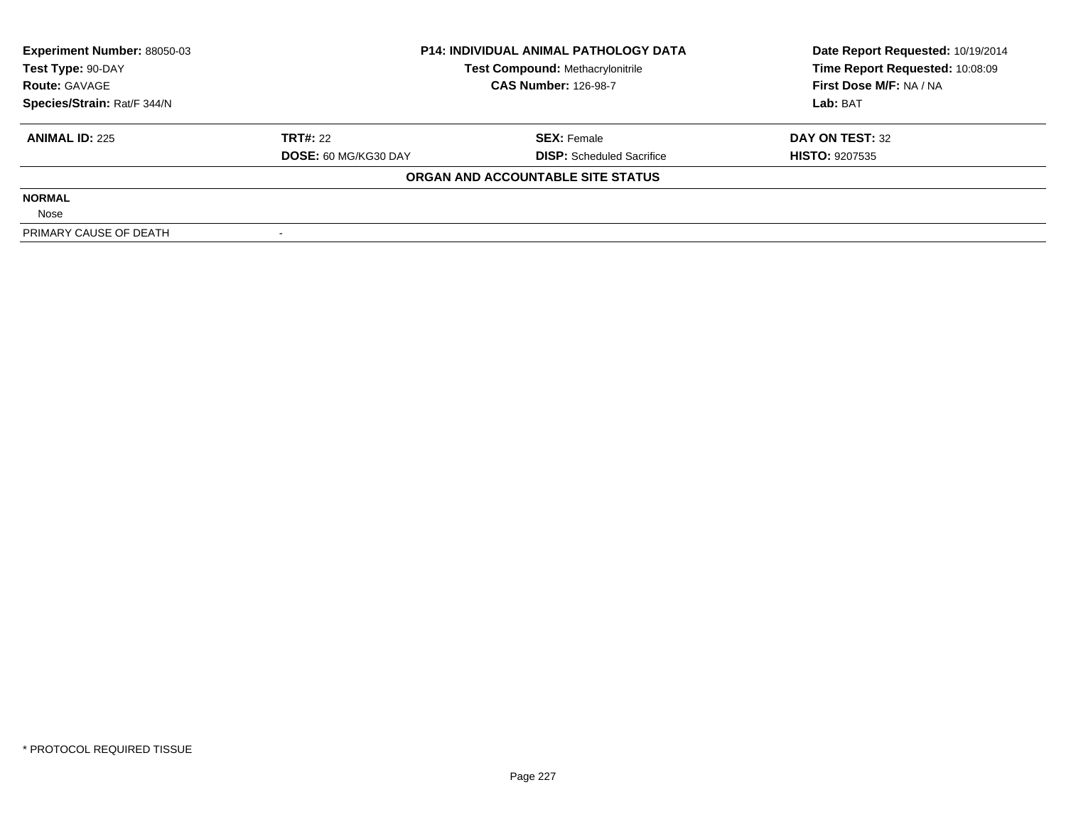| **Experiment Number:** 88050-03 | **P14: INDIVIDUAL ANIMAL PATHOLOGY DATA** | | **Date Report Requested:** 10/19/2014 |
|---|---|---|---|
| **Test Type:** 90-DAY | **Test Compound:** Methacrylonitrile | | **Time Report Requested:** 10:08:09 |
| **Route:** GAVAGE | **CAS Number:** 126-98-7 | | **First Dose M/F:** NA / NA |
| **Species/Strain:** Rat/F 344/N | | | **Lab:** BAT |

| **ANIMAL ID:** 225 | **TRT#:** 22 | **SEX:** Female | **DAY ON TEST:** 32 |
|---|---|---|---|
| | **DOSE:** 60 MG/KG30 DAY | **DISP:** Scheduled Sacrifice | **HISTO:** 9207535 |

**ORGAN AND ACCOUNTABLE SITE STATUS**

| | |
|---|---|
| **NORMAL** | |
| Nose | |
| PRIMARY CAUSE OF DEATH | - |

\* PROTOCOL REQUIRED TISSUE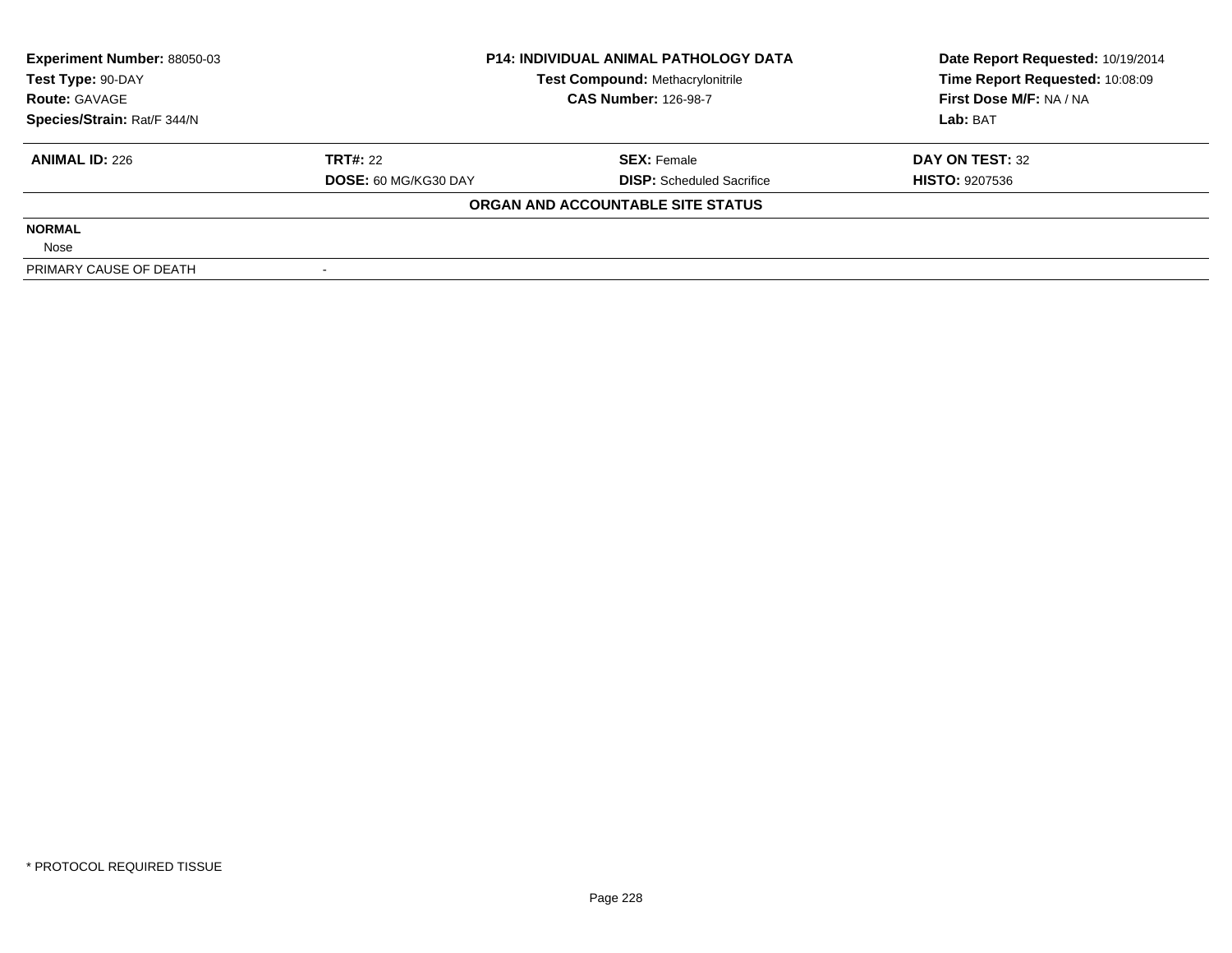| Experiment Number: 88050-03 | P14: INDIVIDUAL ANIMAL PATHOLOGY DATA | Date Report Requested: 10/19/2014 |
|---|---|---|
| Test Type: 90-DAY | Test Compound: Methacrylonitrile | Time Report Requested: 10:08:09 |
| Route: GAVAGE | CAS Number: 126-98-7 | First Dose M/F: NA / NA |
| Species/Strain: Rat/F 344/N | | Lab: BAT |

| ANIMAL ID: 226 | TRT#: 22 | SEX: Female | DAY ON TEST: 32 |
|---|---|---|---|
| | DOSE: 60 MG/KG30 DAY | DISP: Scheduled Sacrifice | HISTO: 9207536 |

**ORGAN AND ACCOUNTABLE SITE STATUS**

| | |
|---|---|
| **NORMAL** | |
| Nose | |
| PRIMARY CAUSE OF DEATH | - |

* PROTOCOL REQUIRED TISSUE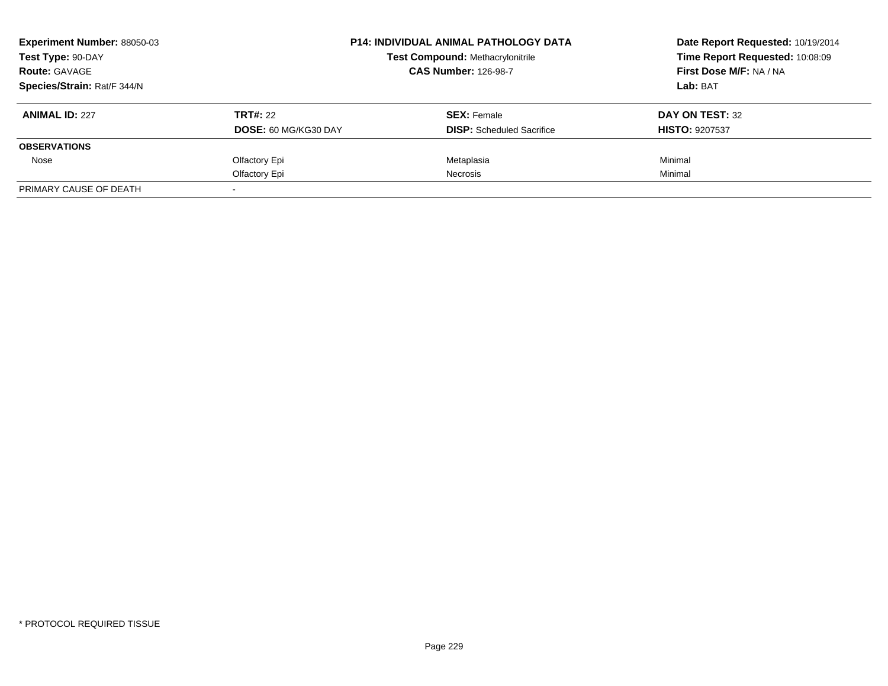**Experiment Number:** 88050-03
**Test Type:** 90-DAY
**Route:** GAVAGE
**Species/Strain:** Rat/F 344/N

**P14: INDIVIDUAL ANIMAL PATHOLOGY DATA**
**Test Compound:** Methacrylonitrile
**CAS Number:** 126-98-7

**Date Report Requested:** 10/19/2014
**Time Report Requested:** 10:08:09
**First Dose M/F:** NA / NA
**Lab:** BAT

| **ANIMAL ID:** 227 | **TRT#:** 22 | **SEX:** Female | **DAY ON TEST:** 32 |
|---|---|---|---|
| | **DOSE:** 60 MG/KG30 DAY | **DISP:** Scheduled Sacrifice | **HISTO:** 9207537 |
| **OBSERVATIONS** | | | |
| Nose | Olfactory Epi | Metaplasia | Minimal |
| | Olfactory Epi | Necrosis | Minimal |
| PRIMARY CAUSE OF DEATH | - | | |

* PROTOCOL REQUIRED TISSUE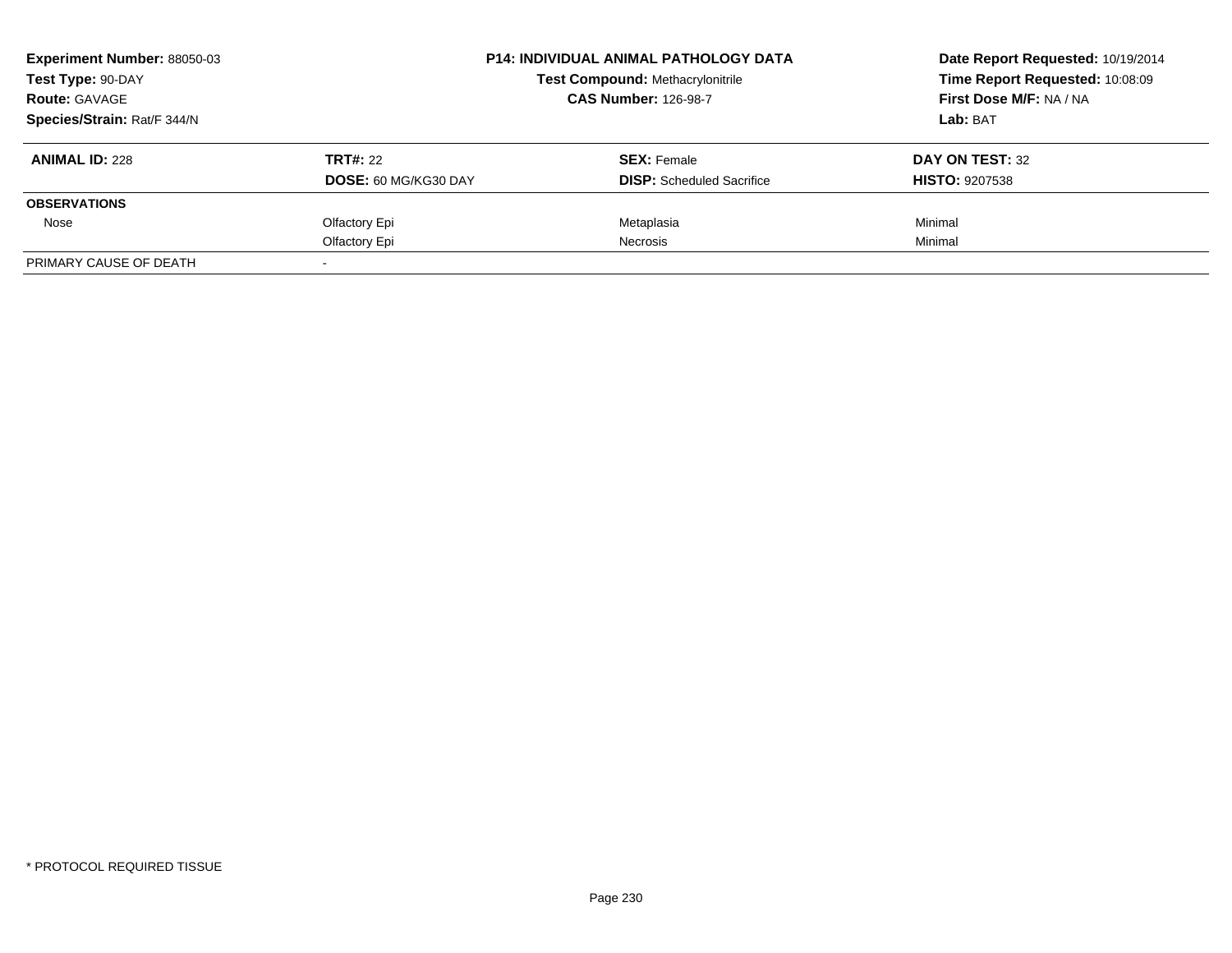**Experiment Number:** 88050-03
**Test Type:** 90-DAY
**Route:** GAVAGE
**Species/Strain:** Rat/F 344/N

**P14: INDIVIDUAL ANIMAL PATHOLOGY DATA**
**Test Compound:** Methacrylonitrile
**CAS Number:** 126-98-7

**Date Report Requested:** 10/19/2014
**Time Report Requested:** 10:08:09
**First Dose M/F:** NA / NA
**Lab:** BAT

| **ANIMAL ID:** 228 | **TRT#:** 22 | **SEX:** Female | **DAY ON TEST:** 32 |
|---|---|---|---|
| | **DOSE:** 60 MG/KG30 DAY | **DISP:** Scheduled Sacrifice | **HISTO:** 9207538 |
| **OBSERVATIONS** | | | |
| Nose | Olfactory Epi | Metaplasia | Minimal |
| | Olfactory Epi | Necrosis | Minimal |
| PRIMARY CAUSE OF DEATH | - | | |

* PROTOCOL REQUIRED TISSUE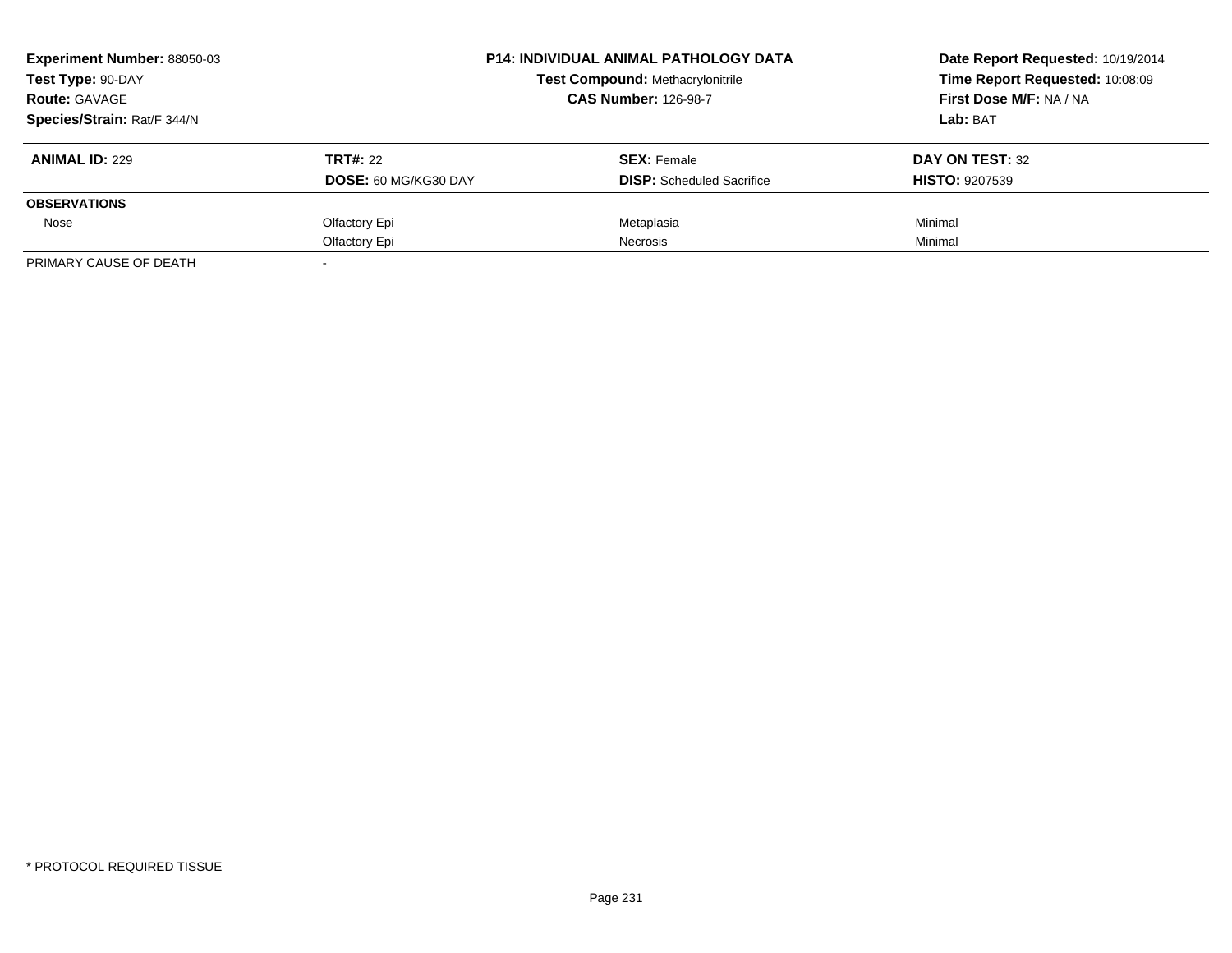**Experiment Number:** 88050-03
**Test Type:** 90-DAY
**Route:** GAVAGE
**Species/Strain:** Rat/F 344/N

**P14: INDIVIDUAL ANIMAL PATHOLOGY DATA**
**Test Compound:** Methacrylonitrile
**CAS Number:** 126-98-7

**Date Report Requested:** 10/19/2014
**Time Report Requested:** 10:08:09
**First Dose M/F:** NA / NA
**Lab:** BAT

| **ANIMAL ID:** 229 | **TRT#:** 22 | **SEX:** Female | **DAY ON TEST:** 32 |
|---|---|---|---|
| | **DOSE:** 60 MG/KG30 DAY | **DISP:** Scheduled Sacrifice | **HISTO:** 9207539 |
| **OBSERVATIONS** | | | |
| Nose | Olfactory Epi | Metaplasia | Minimal |
| | Olfactory Epi | Necrosis | Minimal |
| PRIMARY CAUSE OF DEATH | - | | |

* PROTOCOL REQUIRED TISSUE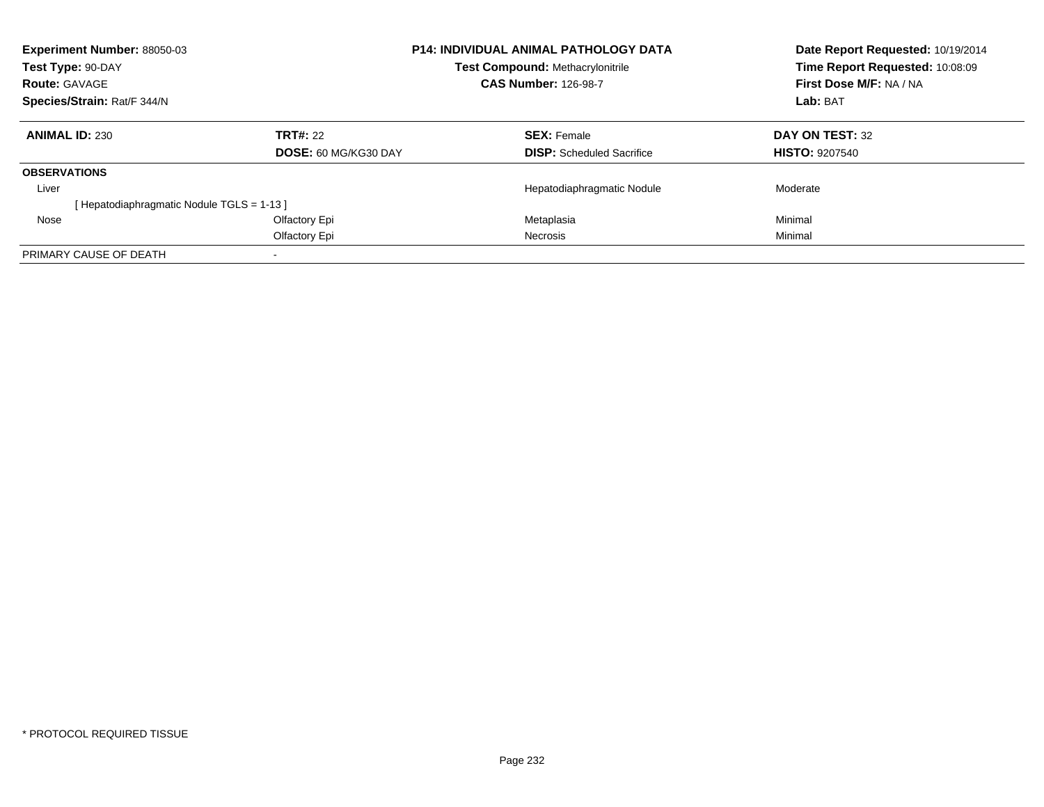**Experiment Number:** 88050-03
**Test Type:** 90-DAY
**Route:** GAVAGE
**Species/Strain:** Rat/F 344/N

**P14: INDIVIDUAL ANIMAL PATHOLOGY DATA**
**Test Compound:** Methacrylonitrile
**CAS Number:** 126-98-7

**Date Report Requested:** 10/19/2014
**Time Report Requested:** 10:08:09
**First Dose M/F:** NA / NA
**Lab:** BAT

| **ANIMAL ID:** 230 | **TRT#:** 22 | **SEX:** Female | **DAY ON TEST:** 32 |
|---|---|---|---|
| | **DOSE:** 60 MG/KG30 DAY | **DISP:** Scheduled Sacrifice | **HISTO:** 9207540 |
| **OBSERVATIONS** | | | |
| Liver | | Hepatodiaphragmatic Nodule | Moderate |
| [ Hepatodiaphragmatic Nodule TGLS = 1-13 ] | | | |
| Nose | Olfactory Epi | Metaplasia | Minimal |
| | Olfactory Epi | Necrosis | Minimal |
| PRIMARY CAUSE OF DEATH | - | | |

* PROTOCOL REQUIRED TISSUE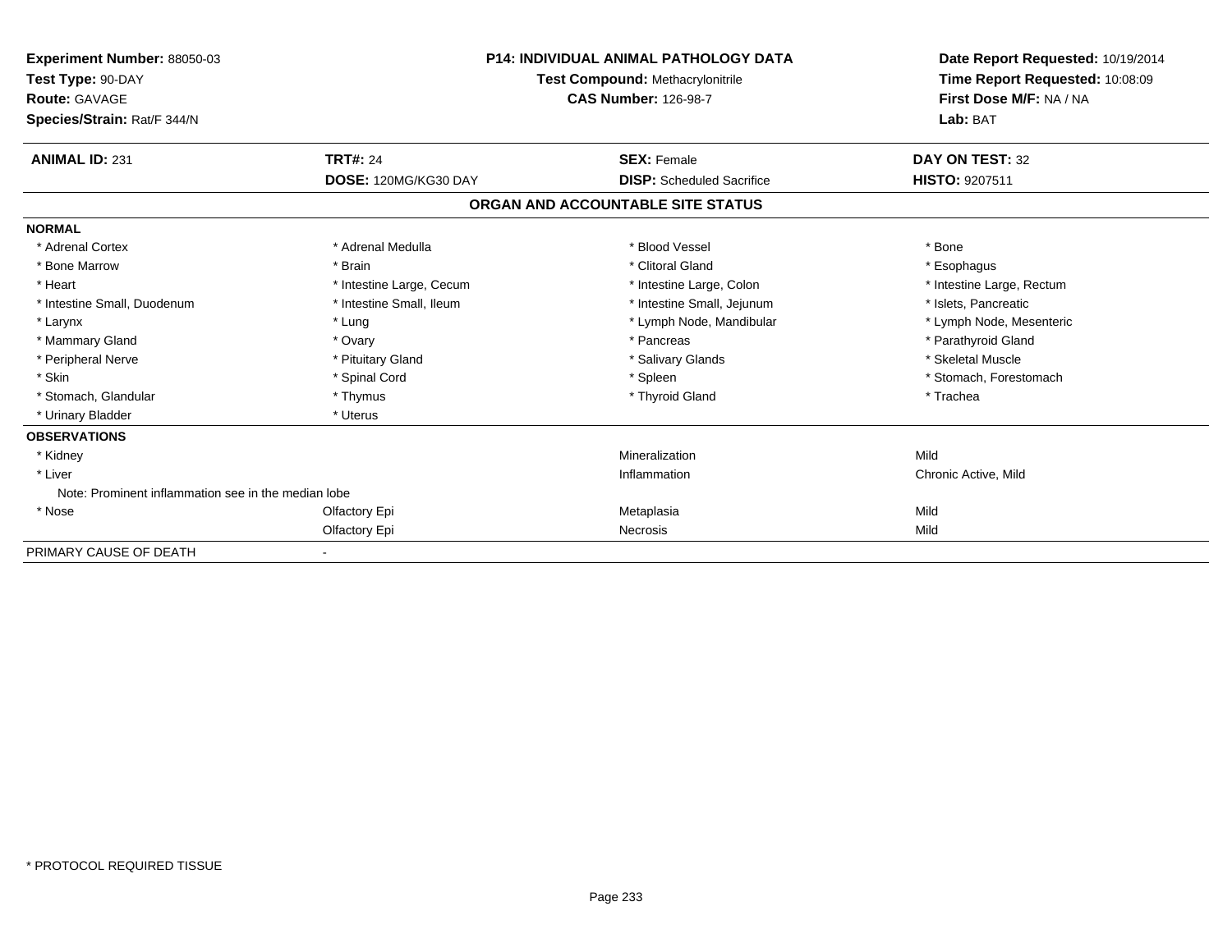**Experiment Number:** 88050-03
**Test Type:** 90-DAY
**Route:** GAVAGE
**Species/Strain:** Rat/F 344/N

**P14: INDIVIDUAL ANIMAL PATHOLOGY DATA**
**Test Compound:** Methacrylonitrile
**CAS Number:** 126-98-7

**Date Report Requested:** 10/19/2014
**Time Report Requested:** 10:08:09
**First Dose M/F:** NA / NA
**Lab:** BAT

| **ANIMAL ID:** 231 | **TRT#:** 24 | **SEX:** Female | **DAY ON TEST:** 32 |
|---|---|---|---|
| | **DOSE:** 120MG/KG30 DAY | **DISP:** Scheduled Sacrifice | **HISTO:** 9207511 |

## ORGAN AND ACCOUNTABLE SITE STATUS

**NORMAL**

| | | | |
|---|---|---|---|
| * Adrenal Cortex | * Adrenal Medulla | * Blood Vessel | * Bone |
| * Bone Marrow | * Brain | * Clitoral Gland | * Esophagus |
| * Heart | * Intestine Large, Cecum | * Intestine Large, Colon | * Intestine Large, Rectum |
| * Intestine Small, Duodenum | * Intestine Small, Ileum | * Intestine Small, Jejunum | * Islets, Pancreatic |
| * Larynx | * Lung | * Lymph Node, Mandibular | * Lymph Node, Mesenteric |
| * Mammary Gland | * Ovary | * Pancreas | * Parathyroid Gland |
| * Peripheral Nerve | * Pituitary Gland | * Salivary Glands | * Skeletal Muscle |
| * Skin | * Spinal Cord | * Spleen | * Stomach, Forestomach |
| * Stomach, Glandular | * Thymus | * Thyroid Gland | * Trachea |
| * Urinary Bladder | * Uterus | | |

**OBSERVATIONS**

| | | | |
|---|---|---|---|
| * Kidney | | Mineralization | Mild |
| * Liver | | Inflammation | Chronic Active, Mild |
| Note: Prominent inflammation see in the median lobe | | | |
| * Nose | Olfactory Epi | Metaplasia | Mild |
| | Olfactory Epi | Necrosis | Mild |

PRIMARY CAUSE OF DEATH -

* PROTOCOL REQUIRED TISSUE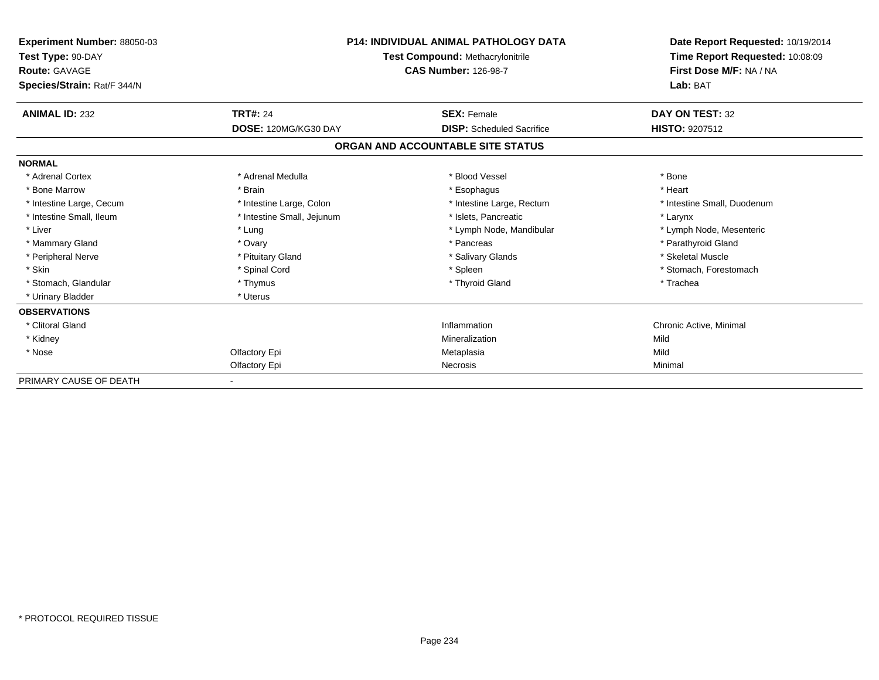**Experiment Number:** 88050-03
**Test Type:** 90-DAY
**Route:** GAVAGE
**Species/Strain:** Rat/F 344/N

**P14: INDIVIDUAL ANIMAL PATHOLOGY DATA**
**Test Compound:** Methacrylonitrile
**CAS Number:** 126-98-7

**Date Report Requested:** 10/19/2014
**Time Report Requested:** 10:08:09
**First Dose M/F:** NA / NA
**Lab:** BAT

| **ANIMAL ID:** 232 | **TRT#:** 24 | **SEX:** Female | **DAY ON TEST:** 32 |
|---|---|---|---|
| | **DOSE:** 120MG/KG30 DAY | **DISP:** Scheduled Sacrifice | **HISTO:** 9207512 |

## ORGAN AND ACCOUNTABLE SITE STATUS

| | | | |
|---|---|---|---|
| **NORMAL** | | | |
| * Adrenal Cortex | * Adrenal Medulla | * Blood Vessel | * Bone |
| * Bone Marrow | * Brain | * Esophagus | * Heart |
| * Intestine Large, Cecum | * Intestine Large, Colon | * Intestine Large, Rectum | * Intestine Small, Duodenum |
| * Intestine Small, Ileum | * Intestine Small, Jejunum | * Islets, Pancreatic | * Larynx |
| * Liver | * Lung | * Lymph Node, Mandibular | * Lymph Node, Mesenteric |
| * Mammary Gland | * Ovary | * Pancreas | * Parathyroid Gland |
| * Peripheral Nerve | * Pituitary Gland | * Salivary Glands | * Skeletal Muscle |
| * Skin | * Spinal Cord | * Spleen | * Stomach, Forestomach |
| * Stomach, Glandular | * Thymus | * Thyroid Gland | * Trachea |
| * Urinary Bladder | * Uterus | | |
| **OBSERVATIONS** | | | |
| * Clitoral Gland | | Inflammation | Chronic Active, Minimal |
| * Kidney | | Mineralization | Mild |
| * Nose | Olfactory Epi | Metaplasia | Mild |
| | Olfactory Epi | Necrosis | Minimal |
| PRIMARY CAUSE OF DEATH | - | | |

* PROTOCOL REQUIRED TISSUE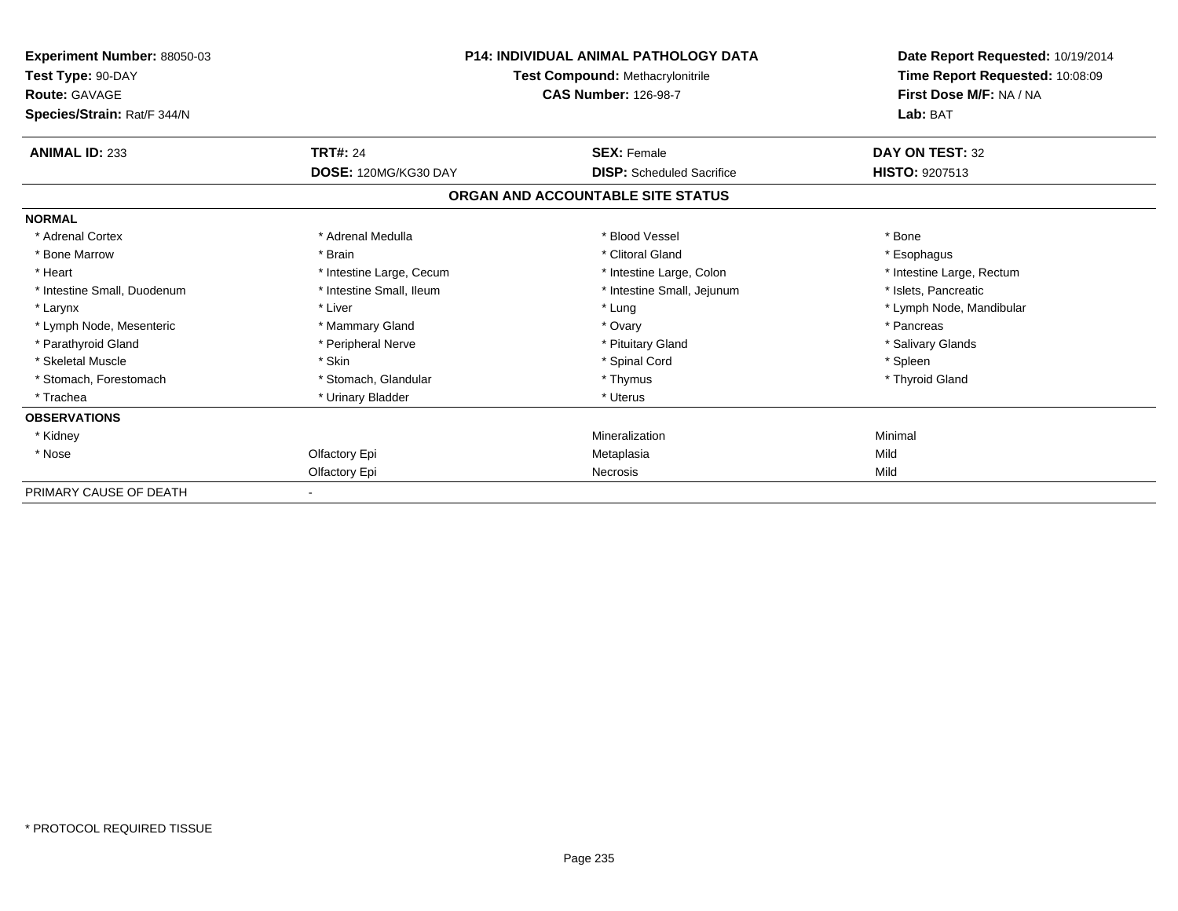**Experiment Number:** 88050-03
**Test Type:** 90-DAY
**Route:** GAVAGE
**Species/Strain:** Rat/F 344/N

**P14: INDIVIDUAL ANIMAL PATHOLOGY DATA**
**Test Compound:** Methacrylonitrile
**CAS Number:** 126-98-7

**Date Report Requested:** 10/19/2014
**Time Report Requested:** 10:08:09
**First Dose M/F:** NA / NA
**Lab:** BAT

| **ANIMAL ID:** 233 | **TRT#:** 24 | **SEX:** Female | **DAY ON TEST:** 32 |
|---|---|---|---|
| | **DOSE:** 120MG/KG30 DAY | **DISP:** Scheduled Sacrifice | **HISTO:** 9207513 |

**ORGAN AND ACCOUNTABLE SITE STATUS**

| | | | |
|---|---|---|---|
| **NORMAL** | | | |
| * Adrenal Cortex | * Adrenal Medulla | * Blood Vessel | * Bone |
| * Bone Marrow | * Brain | * Clitoral Gland | * Esophagus |
| * Heart | * Intestine Large, Cecum | * Intestine Large, Colon | * Intestine Large, Rectum |
| * Intestine Small, Duodenum | * Intestine Small, Ileum | * Intestine Small, Jejunum | * Islets, Pancreatic |
| * Larynx | * Liver | * Lung | * Lymph Node, Mandibular |
| * Lymph Node, Mesenteric | * Mammary Gland | * Ovary | * Pancreas |
| * Parathyroid Gland | * Peripheral Nerve | * Pituitary Gland | * Salivary Glands |
| * Skeletal Muscle | * Skin | * Spinal Cord | * Spleen |
| * Stomach, Forestomach | * Stomach, Glandular | * Thymus | * Thyroid Gland |
| * Trachea | * Urinary Bladder | * Uterus | |
| **OBSERVATIONS** | | | |
| * Kidney | | Mineralization | Minimal |
| * Nose | Olfactory Epi | Metaplasia | Mild |
| | Olfactory Epi | Necrosis | Mild |
| PRIMARY CAUSE OF DEATH | - | | |

* PROTOCOL REQUIRED TISSUE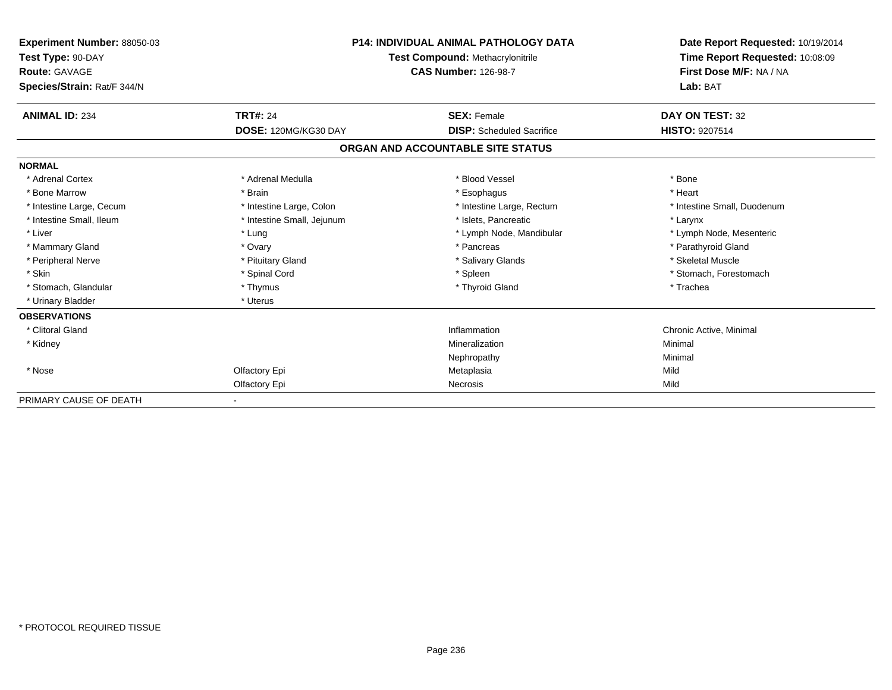**Experiment Number:** 88050-03
**Test Type:** 90-DAY
**Route:** GAVAGE
**Species/Strain:** Rat/F 344/N

**P14: INDIVIDUAL ANIMAL PATHOLOGY DATA**
**Test Compound:** Methacrylonitrile
**CAS Number:** 126-98-7

**Date Report Requested:** 10/19/2014
**Time Report Requested:** 10:08:09
**First Dose M/F:** NA / NA
**Lab:** BAT

| **ANIMAL ID:** 234 | **TRT#:** 24 | **SEX:** Female | **DAY ON TEST:** 32 |
|---|---|---|---|
| | **DOSE:** 120MG/KG30 DAY | **DISP:** Scheduled Sacrifice | **HISTO:** 9207514 |

**ORGAN AND ACCOUNTABLE SITE STATUS**

**NORMAL**

| | | | |
|---|---|---|---|
| * Adrenal Cortex | * Adrenal Medulla | * Blood Vessel | * Bone |
| * Bone Marrow | * Brain | * Esophagus | * Heart |
| * Intestine Large, Cecum | * Intestine Large, Colon | * Intestine Large, Rectum | * Intestine Small, Duodenum |
| * Intestine Small, Ileum | * Intestine Small, Jejunum | * Islets, Pancreatic | * Larynx |
| * Liver | * Lung | * Lymph Node, Mandibular | * Lymph Node, Mesenteric |
| * Mammary Gland | * Ovary | * Pancreas | * Parathyroid Gland |
| * Peripheral Nerve | * Pituitary Gland | * Salivary Glands | * Skeletal Muscle |
| * Skin | * Spinal Cord | * Spleen | * Stomach, Forestomach |
| * Stomach, Glandular | * Thymus | * Thyroid Gland | * Trachea |
| * Urinary Bladder | * Uterus | | |

**OBSERVATIONS**

| | | | |
|---|---|---|---|
| * Clitoral Gland | | Inflammation | Chronic Active, Minimal |
| * Kidney | | Mineralization | Minimal |
| | | Nephropathy | Minimal |
| * Nose | Olfactory Epi | Metaplasia | Mild |
| | Olfactory Epi | Necrosis | Mild |

PRIMARY CAUSE OF DEATH -

* PROTOCOL REQUIRED TISSUE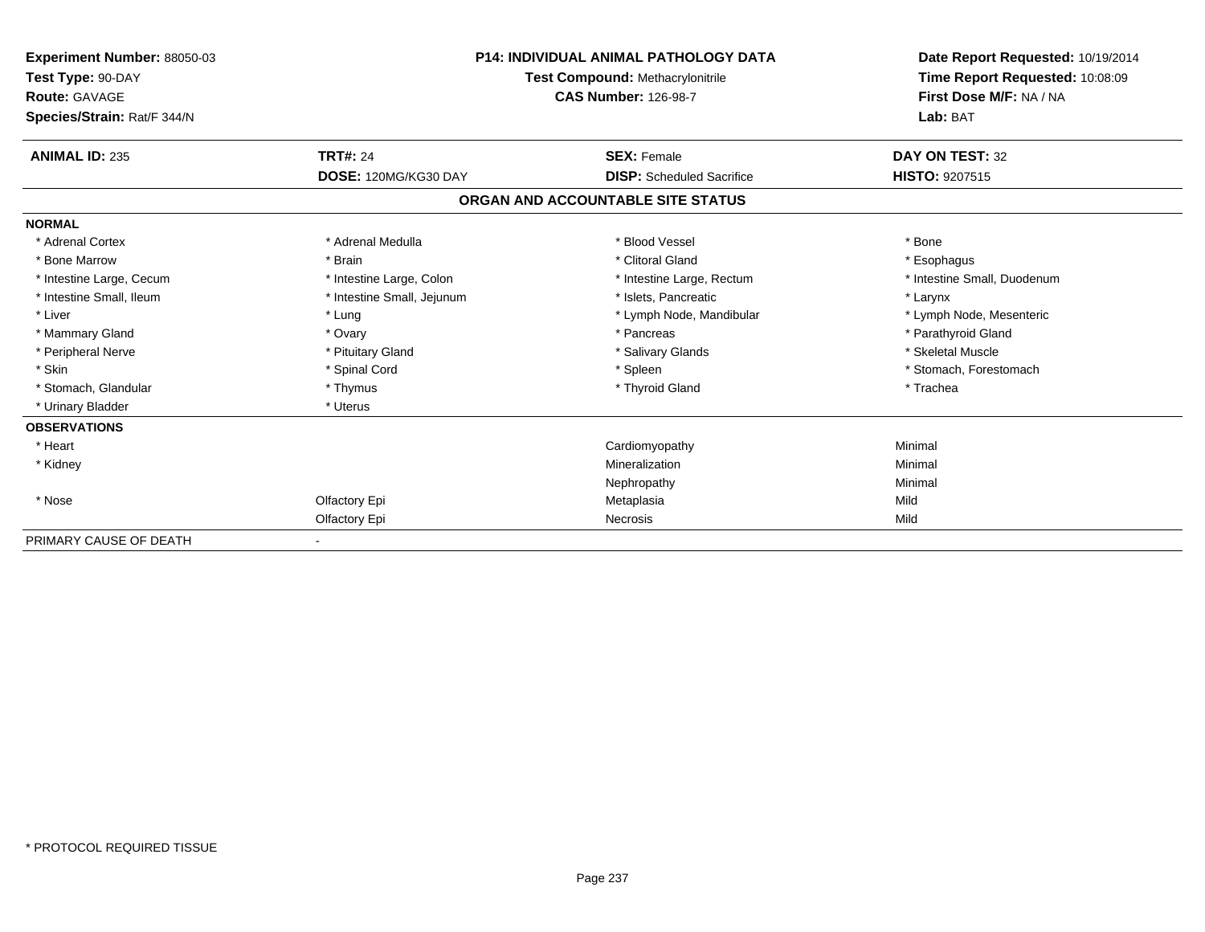**Experiment Number:** 88050-03
**Test Type:** 90-DAY
**Route:** GAVAGE
**Species/Strain:** Rat/F 344/N

**P14: INDIVIDUAL ANIMAL PATHOLOGY DATA**
**Test Compound:** Methacrylonitrile
**CAS Number:** 126-98-7

**Date Report Requested:** 10/19/2014
**Time Report Requested:** 10:08:09
**First Dose M/F:** NA / NA
**Lab:** BAT

| **ANIMAL ID:** 235 | **TRT#:** 24 | **SEX:** Female | **DAY ON TEST:** 32 |
|---|---|---|---|
| | **DOSE:** 120MG/KG30 DAY | **DISP:** Scheduled Sacrifice | **HISTO:** 9207515 |

## ORGAN AND ACCOUNTABLE SITE STATUS

| | | | |
|---|---|---|---|
| **NORMAL** | | | |
| * Adrenal Cortex | * Adrenal Medulla | * Blood Vessel | * Bone |
| * Bone Marrow | * Brain | * Clitoral Gland | * Esophagus |
| * Intestine Large, Cecum | * Intestine Large, Colon | * Intestine Large, Rectum | * Intestine Small, Duodenum |
| * Intestine Small, Ileum | * Intestine Small, Jejunum | * Islets, Pancreatic | * Larynx |
| * Liver | * Lung | * Lymph Node, Mandibular | * Lymph Node, Mesenteric |
| * Mammary Gland | * Ovary | * Pancreas | * Parathyroid Gland |
| * Peripheral Nerve | * Pituitary Gland | * Salivary Glands | * Skeletal Muscle |
| * Skin | * Spinal Cord | * Spleen | * Stomach, Forestomach |
| * Stomach, Glandular | * Thymus | * Thyroid Gland | * Trachea |
| * Urinary Bladder | * Uterus | | |
| **OBSERVATIONS** | | | |
| * Heart | | Cardiomyopathy | Minimal |
| * Kidney | | Mineralization | Minimal |
| | | Nephropathy | Minimal |
| * Nose | Olfactory Epi | Metaplasia | Mild |
| | Olfactory Epi | Necrosis | Mild |
| PRIMARY CAUSE OF DEATH | - | | |

* PROTOCOL REQUIRED TISSUE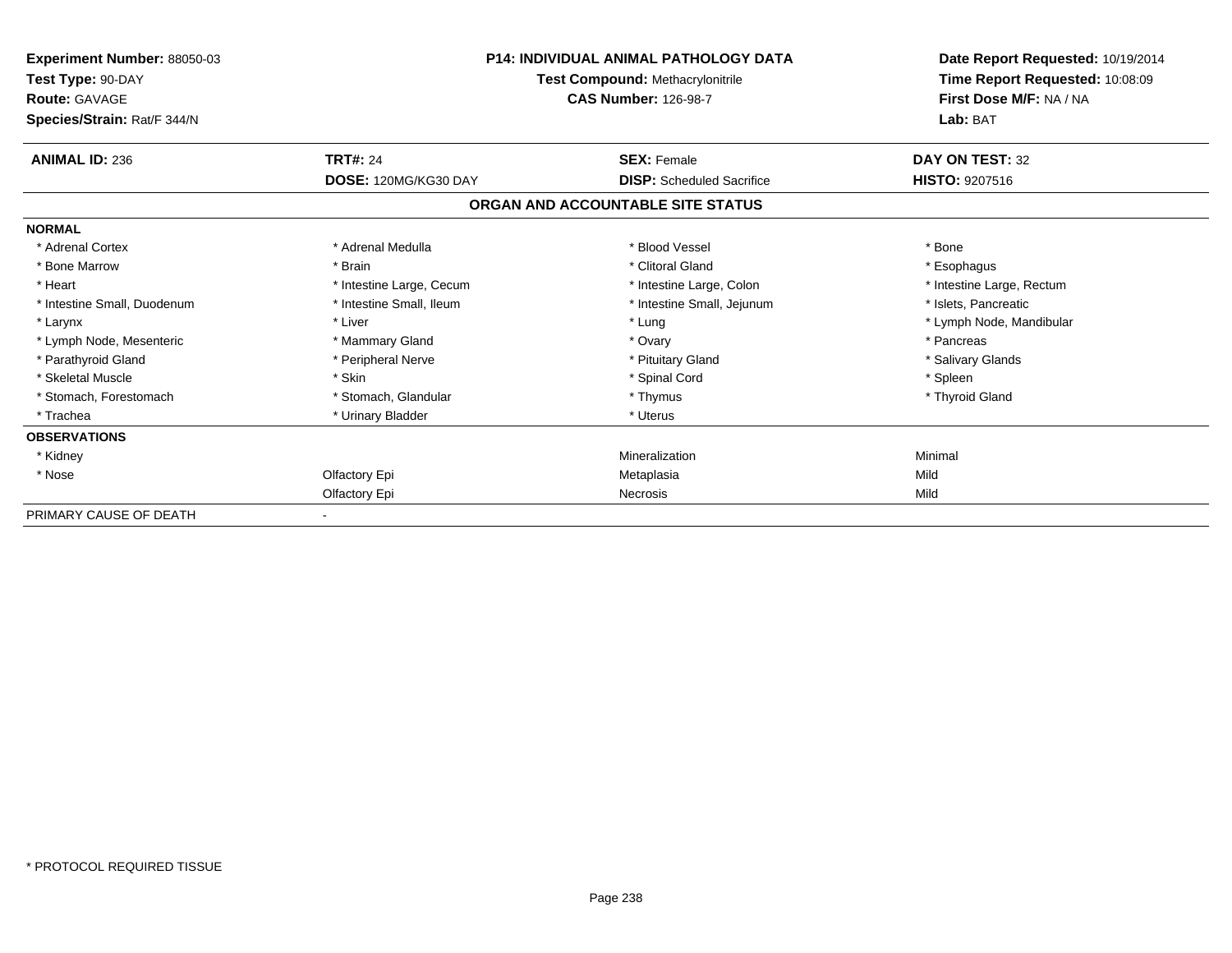**Experiment Number:** 88050-03
**Test Type:** 90-DAY
**Route:** GAVAGE
**Species/Strain:** Rat/F 344/N

**P14: INDIVIDUAL ANIMAL PATHOLOGY DATA**
**Test Compound:** Methacrylonitrile
**CAS Number:** 126-98-7

**Date Report Requested:** 10/19/2014
**Time Report Requested:** 10:08:09
**First Dose M/F:** NA / NA
**Lab:** BAT

| **ANIMAL ID:** 236 | **TRT#:** 24 | **SEX:** Female | **DAY ON TEST:** 32 |
|---|---|---|---|
| | **DOSE:** 120MG/KG30 DAY | **DISP:** Scheduled Sacrifice | **HISTO:** 9207516 |

**ORGAN AND ACCOUNTABLE SITE STATUS**

| | | | |
|---|---|---|---|
| **NORMAL** | | | |
| * Adrenal Cortex | * Adrenal Medulla | * Blood Vessel | * Bone |
| * Bone Marrow | * Brain | * Clitoral Gland | * Esophagus |
| * Heart | * Intestine Large, Cecum | * Intestine Large, Colon | * Intestine Large, Rectum |
| * Intestine Small, Duodenum | * Intestine Small, Ileum | * Intestine Small, Jejunum | * Islets, Pancreatic |
| * Larynx | * Liver | * Lung | * Lymph Node, Mandibular |
| * Lymph Node, Mesenteric | * Mammary Gland | * Ovary | * Pancreas |
| * Parathyroid Gland | * Peripheral Nerve | * Pituitary Gland | * Salivary Glands |
| * Skeletal Muscle | * Skin | * Spinal Cord | * Spleen |
| * Stomach, Forestomach | * Stomach, Glandular | * Thymus | * Thyroid Gland |
| * Trachea | * Urinary Bladder | * Uterus | |
| **OBSERVATIONS** | | | |
| * Kidney | | Mineralization | Minimal |
| * Nose | Olfactory Epi | Metaplasia | Mild |
| | Olfactory Epi | Necrosis | Mild |
| PRIMARY CAUSE OF DEATH | - | | |

* PROTOCOL REQUIRED TISSUE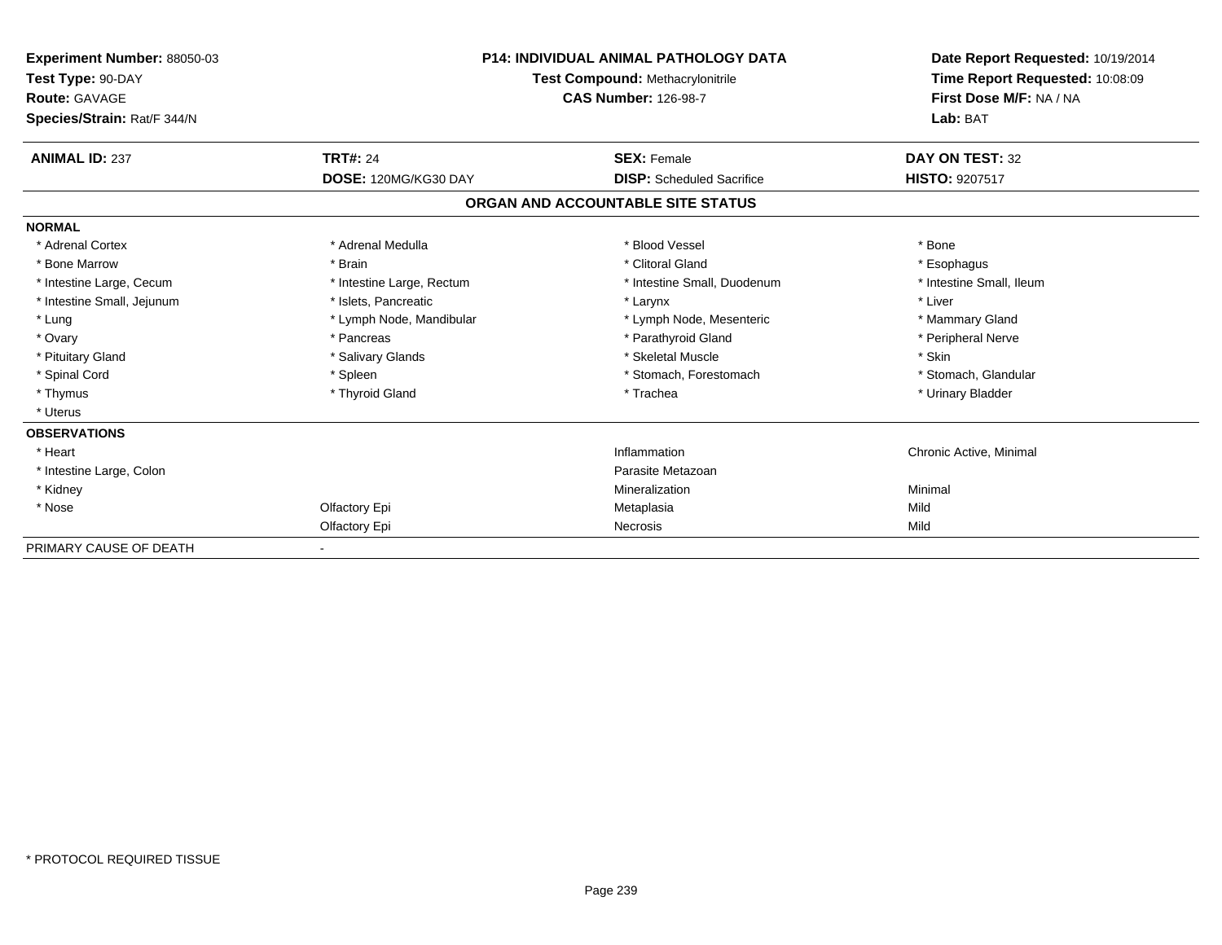**Experiment Number:** 88050-03
**Test Type:** 90-DAY
**Route:** GAVAGE
**Species/Strain:** Rat/F 344/N

**P14: INDIVIDUAL ANIMAL PATHOLOGY DATA**
**Test Compound:** Methacrylonitrile
**CAS Number:** 126-98-7

**Date Report Requested:** 10/19/2014
**Time Report Requested:** 10:08:09
**First Dose M/F:** NA / NA
**Lab:** BAT

| **ANIMAL ID:** 237 | **TRT#:** 24 | **SEX:** Female | **DAY ON TEST:** 32 |
|---|---|---|---|
| | **DOSE:** 120MG/KG30 DAY | **DISP:** Scheduled Sacrifice | **HISTO:** 9207517 |

## ORGAN AND ACCOUNTABLE SITE STATUS

| | | | |
|---|---|---|---|
| **NORMAL** | | | |
| * Adrenal Cortex | * Adrenal Medulla | * Blood Vessel | * Bone |
| * Bone Marrow | * Brain | * Clitoral Gland | * Esophagus |
| * Intestine Large, Cecum | * Intestine Large, Rectum | * Intestine Small, Duodenum | * Intestine Small, Ileum |
| * Intestine Small, Jejunum | * Islets, Pancreatic | * Larynx | * Liver |
| * Lung | * Lymph Node, Mandibular | * Lymph Node, Mesenteric | * Mammary Gland |
| * Ovary | * Pancreas | * Parathyroid Gland | * Peripheral Nerve |
| * Pituitary Gland | * Salivary Glands | * Skeletal Muscle | * Skin |
| * Spinal Cord | * Spleen | * Stomach, Forestomach | * Stomach, Glandular |
| * Thymus | * Thyroid Gland | * Trachea | * Urinary Bladder |
| * Uterus | | | |
| **OBSERVATIONS** | | | |
| * Heart | | Inflammation | Chronic Active, Minimal |
| * Intestine Large, Colon | | Parasite Metazoan | |
| * Kidney | | Mineralization | Minimal |
| * Nose | Olfactory Epi | Metaplasia | Mild |
| | Olfactory Epi | Necrosis | Mild |
| PRIMARY CAUSE OF DEATH | - | | |

* PROTOCOL REQUIRED TISSUE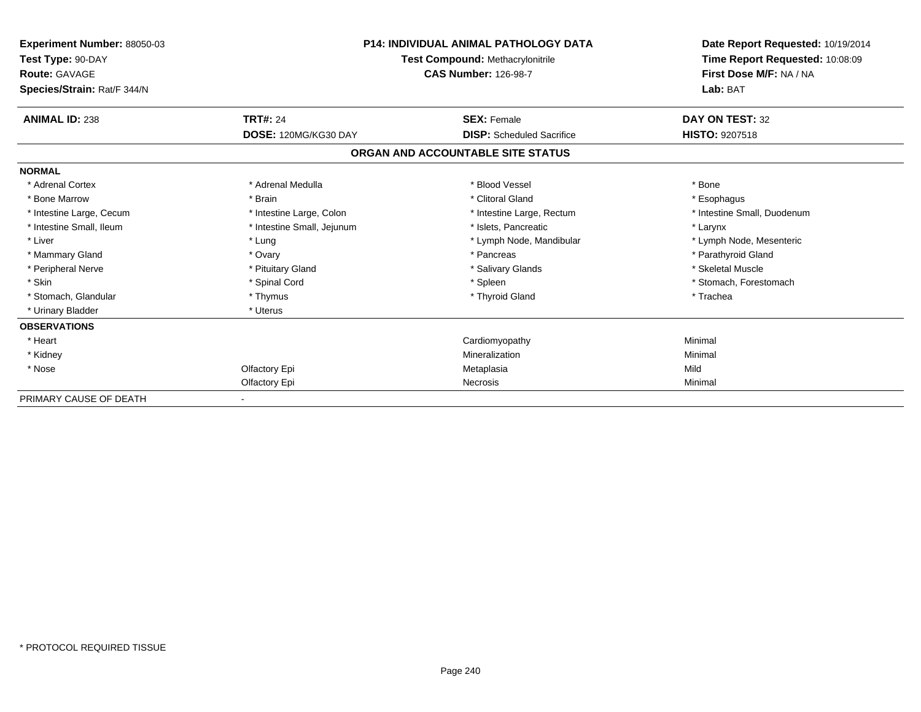**Experiment Number:** 88050-03
**Test Type:** 90-DAY
**Route:** GAVAGE
**Species/Strain:** Rat/F 344/N

**P14: INDIVIDUAL ANIMAL PATHOLOGY DATA**
**Test Compound:** Methacrylonitrile
**CAS Number:** 126-98-7

**Date Report Requested:** 10/19/2014
**Time Report Requested:** 10:08:09
**First Dose M/F:** NA / NA
**Lab:** BAT

| **ANIMAL ID:** 238 | **TRT#:** 24 | **SEX:** Female | **DAY ON TEST:** 32 |
|---|---|---|---|
| | **DOSE:** 120MG/KG30 DAY | **DISP:** Scheduled Sacrifice | **HISTO:** 9207518 |

## ORGAN AND ACCOUNTABLE SITE STATUS

| | | | |
|---|---|---|---|
| **NORMAL** | | | |
| * Adrenal Cortex | * Adrenal Medulla | * Blood Vessel | * Bone |
| * Bone Marrow | * Brain | * Clitoral Gland | * Esophagus |
| * Intestine Large, Cecum | * Intestine Large, Colon | * Intestine Large, Rectum | * Intestine Small, Duodenum |
| * Intestine Small, Ileum | * Intestine Small, Jejunum | * Islets, Pancreatic | * Larynx |
| * Liver | * Lung | * Lymph Node, Mandibular | * Lymph Node, Mesenteric |
| * Mammary Gland | * Ovary | * Pancreas | * Parathyroid Gland |
| * Peripheral Nerve | * Pituitary Gland | * Salivary Glands | * Skeletal Muscle |
| * Skin | * Spinal Cord | * Spleen | * Stomach, Forestomach |
| * Stomach, Glandular | * Thymus | * Thyroid Gland | * Trachea |
| * Urinary Bladder | * Uterus | | |
| **OBSERVATIONS** | | | |
| * Heart | | Cardiomyopathy | Minimal |
| * Kidney | | Mineralization | Minimal |
| * Nose | Olfactory Epi | Metaplasia | Mild |
| | Olfactory Epi | Necrosis | Minimal |
| PRIMARY CAUSE OF DEATH | - | | |

* PROTOCOL REQUIRED TISSUE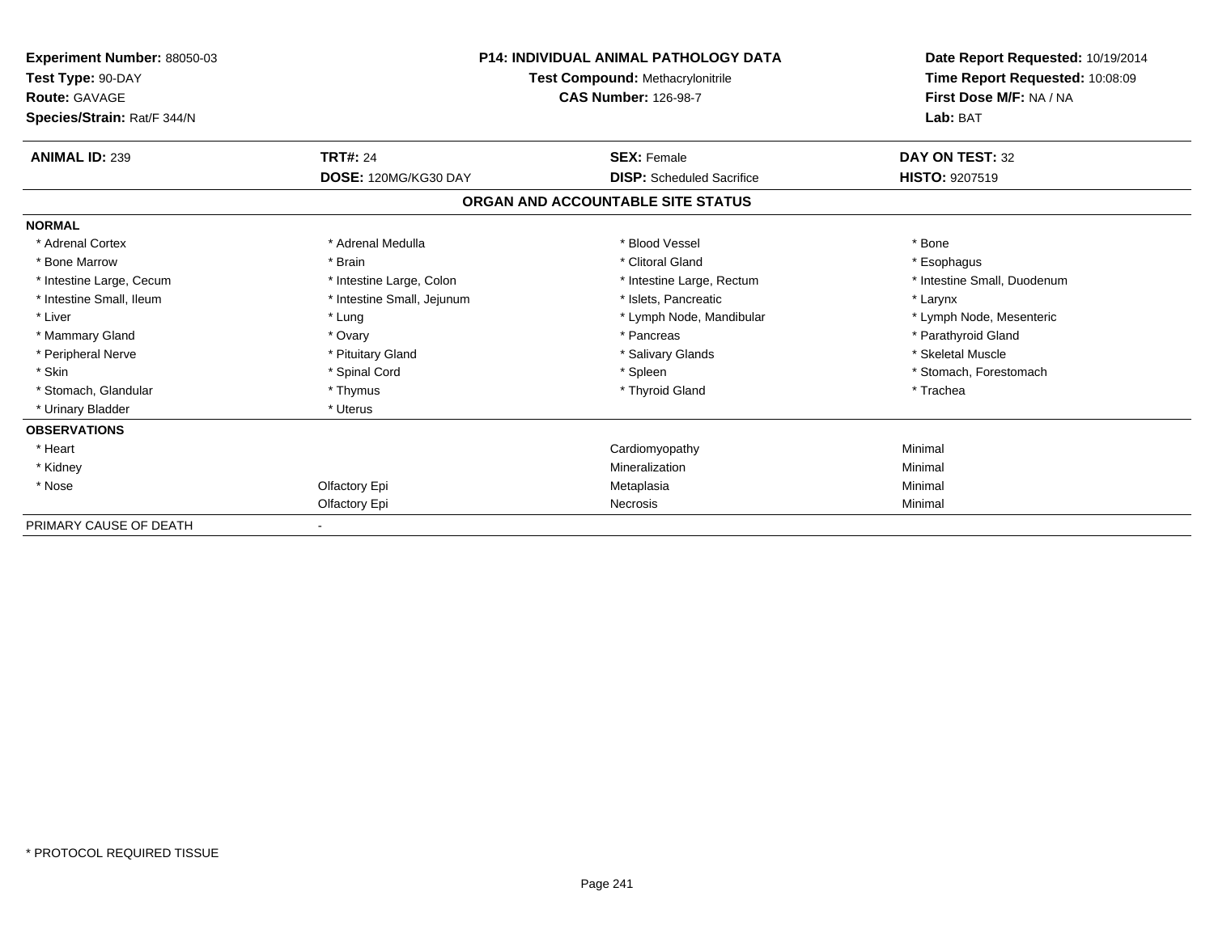**Experiment Number:** 88050-03
**Test Type:** 90-DAY
**Route:** GAVAGE
**Species/Strain:** Rat/F 344/N

**P14: INDIVIDUAL ANIMAL PATHOLOGY DATA**
**Test Compound:** Methacrylonitrile
**CAS Number:** 126-98-7

**Date Report Requested:** 10/19/2014
**Time Report Requested:** 10:08:09
**First Dose M/F:** NA / NA
**Lab:** BAT

| **ANIMAL ID:** 239 | **TRT#:** 24 | **SEX:** Female | **DAY ON TEST:** 32 |
|---|---|---|---|
| | **DOSE:** 120MG/KG30 DAY | **DISP:** Scheduled Sacrifice | **HISTO:** 9207519 |

## ORGAN AND ACCOUNTABLE SITE STATUS

**NORMAL**

| | | | |
|---|---|---|---|
| * Adrenal Cortex | * Adrenal Medulla | * Blood Vessel | * Bone |
| * Bone Marrow | * Brain | * Clitoral Gland | * Esophagus |
| * Intestine Large, Cecum | * Intestine Large, Colon | * Intestine Large, Rectum | * Intestine Small, Duodenum |
| * Intestine Small, Ileum | * Intestine Small, Jejunum | * Islets, Pancreatic | * Larynx |
| * Liver | * Lung | * Lymph Node, Mandibular | * Lymph Node, Mesenteric |
| * Mammary Gland | * Ovary | * Pancreas | * Parathyroid Gland |
| * Peripheral Nerve | * Pituitary Gland | * Salivary Glands | * Skeletal Muscle |
| * Skin | * Spinal Cord | * Spleen | * Stomach, Forestomach |
| * Stomach, Glandular | * Thymus | * Thyroid Gland | * Trachea |
| * Urinary Bladder | * Uterus | | |

**OBSERVATIONS**

| | | | |
|---|---|---|---|
| * Heart | | Cardiomyopathy | Minimal |
| * Kidney | | Mineralization | Minimal |
| * Nose | Olfactory Epi | Metaplasia | Minimal |
| | Olfactory Epi | Necrosis | Minimal |

PRIMARY CAUSE OF DEATH -

\* PROTOCOL REQUIRED TISSUE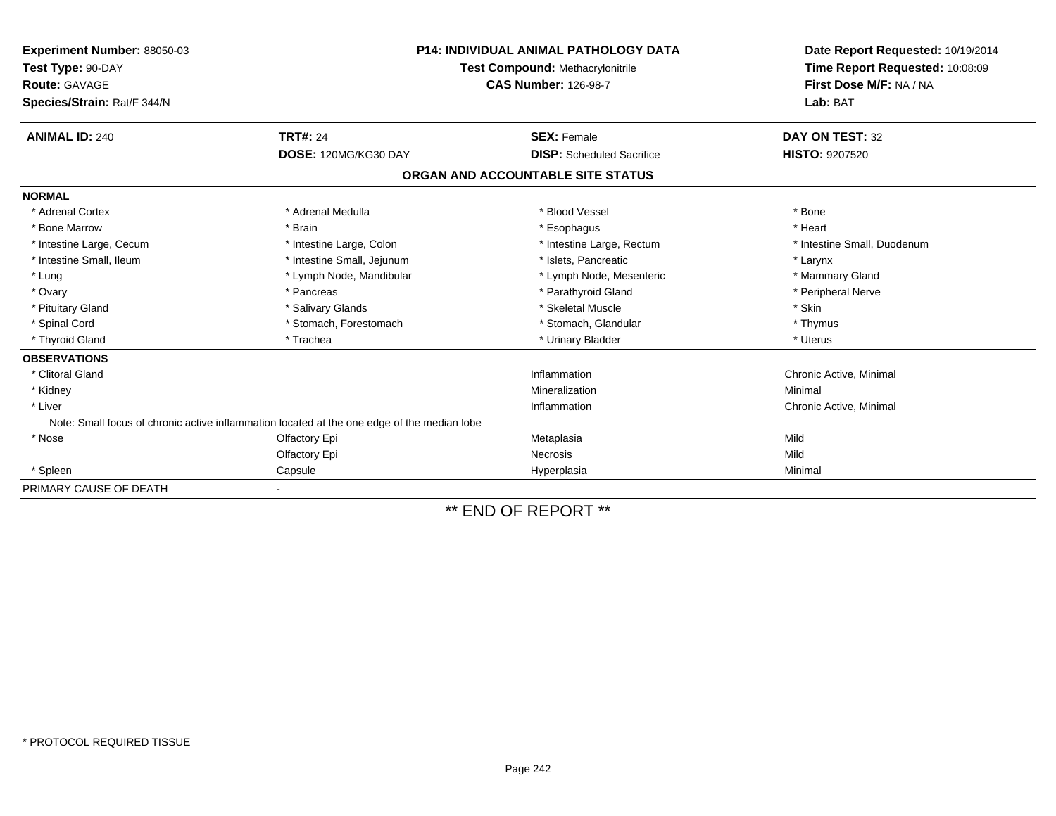**Experiment Number:** 88050-03
**Test Type:** 90-DAY
**Route:** GAVAGE
**Species/Strain:** Rat/F 344/N

**P14: INDIVIDUAL ANIMAL PATHOLOGY DATA**
**Test Compound:** Methacrylonitrile
**CAS Number:** 126-98-7

**Date Report Requested:** 10/19/2014
**Time Report Requested:** 10:08:09
**First Dose M/F:** NA / NA
**Lab:** BAT

| | | | |
|---|---|---|---|
| **ANIMAL ID:** 240 | **TRT#:** 24 | **SEX:** Female | **DAY ON TEST:** 32 |
| | **DOSE:** 120MG/KG30 DAY | **DISP:** Scheduled Sacrifice | **HISTO:** 9207520 |

## ORGAN AND ACCOUNTABLE SITE STATUS

| | | | |
|---|---|---|---|
| **NORMAL** | | | |
| * Adrenal Cortex | * Adrenal Medulla | * Blood Vessel | * Bone |
| * Bone Marrow | * Brain | * Esophagus | * Heart |
| * Intestine Large, Cecum | * Intestine Large, Colon | * Intestine Large, Rectum | * Intestine Small, Duodenum |
| * Intestine Small, Ileum | * Intestine Small, Jejunum | * Islets, Pancreatic | * Larynx |
| * Lung | * Lymph Node, Mandibular | * Lymph Node, Mesenteric | * Mammary Gland |
| * Ovary | * Pancreas | * Parathyroid Gland | * Peripheral Nerve |
| * Pituitary Gland | * Salivary Glands | * Skeletal Muscle | * Skin |
| * Spinal Cord | * Stomach, Forestomach | * Stomach, Glandular | * Thymus |
| * Thyroid Gland | * Trachea | * Urinary Bladder | * Uterus |
| **OBSERVATIONS** | | | |
| * Clitoral Gland | | Inflammation | Chronic Active, Minimal |
| * Kidney | | Mineralization | Minimal |
| * Liver | | Inflammation | Chronic Active, Minimal |
| Note: Small focus of chronic active inflammation located at the one edge of the median lobe | | | |
| * Nose | Olfactory Epi | Metaplasia | Mild |
| | Olfactory Epi | Necrosis | Mild |
| * Spleen | Capsule | Hyperplasia | Minimal |
| PRIMARY CAUSE OF DEATH | - | | |

** END OF REPORT **

* PROTOCOL REQUIRED TISSUE